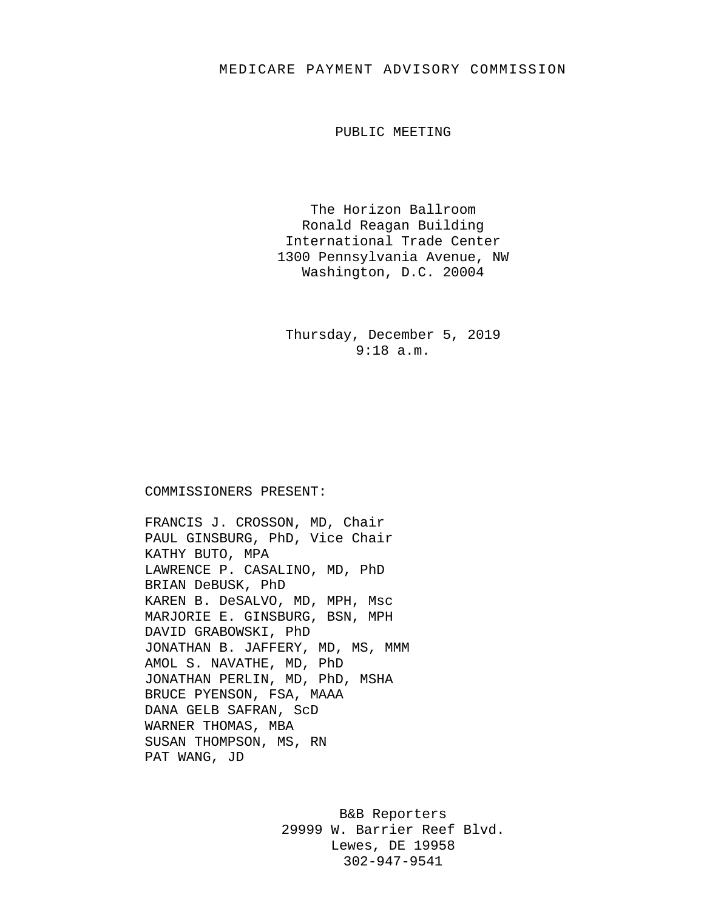# MEDICARE PAYMENT ADVISORY COMMISSION

## PUBLIC MEETING

The Horizon Ballroom
Ronald Reagan Building
International Trade Center
1300 Pennsylvania Avenue, NW
Washington, D.C. 20004

Thursday, December 5, 2019
9:18 a.m.

COMMISSIONERS PRESENT:

FRANCIS J. CROSSON, MD, Chair
PAUL GINSBURG, PhD, Vice Chair
KATHY BUTO, MPA
LAWRENCE P. CASALINO, MD, PhD
BRIAN DeBUSK, PhD
KAREN B. DeSALVO, MD, MPH, Msc
MARJORIE E. GINSBURG, BSN, MPH
DAVID GRABOWSKI, PhD
JONATHAN B. JAFFERY, MD, MS, MMM
AMOL S. NAVATHE, MD, PhD
JONATHAN PERLIN, MD, PhD, MSHA
BRUCE PYENSON, FSA, MAAA
DANA GELB SAFRAN, ScD
WARNER THOMAS, MBA
SUSAN THOMPSON, MS, RN
PAT WANG, JD

B&B Reporters
29999 W. Barrier Reef Blvd.
Lewes, DE 19958
302-947-9541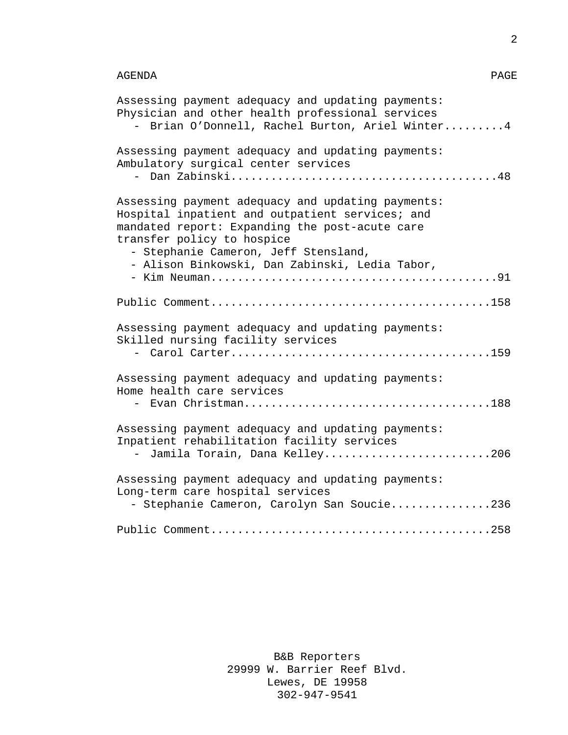AGENDA PAGE

Assessing payment adequacy and updating payments:
Physician and other health professional services
- Brian O'Donnell, Rachel Burton, Ariel Winter.........4

Assessing payment adequacy and updating payments:
Ambulatory surgical center services
- Dan Zabinski.......................................48

Assessing payment adequacy and updating payments:
Hospital inpatient and outpatient services; and
mandated report: Expanding the post-acute care
transfer policy to hospice
- Stephanie Cameron, Jeff Stensland,
- Alison Binkowski, Dan Zabinski, Ledia Tabor,
- Kim Neuman..........................................91

Public Comment..........................................158

Assessing payment adequacy and updating payments:
Skilled nursing facility services
- Carol Carter......................................159

Assessing payment adequacy and updating payments:
Home health care services
- Evan Christman....................................188

Assessing payment adequacy and updating payments:
Inpatient rehabilitation facility services
- Jamila Torain, Dana Kelley........................206

Assessing payment adequacy and updating payments:
Long-term care hospital services
- Stephanie Cameron, Carolyn San Soucie...............236

Public Comment..........................................258

B&B Reporters
29999 W. Barrier Reef Blvd.
Lewes, DE 19958
302-947-9541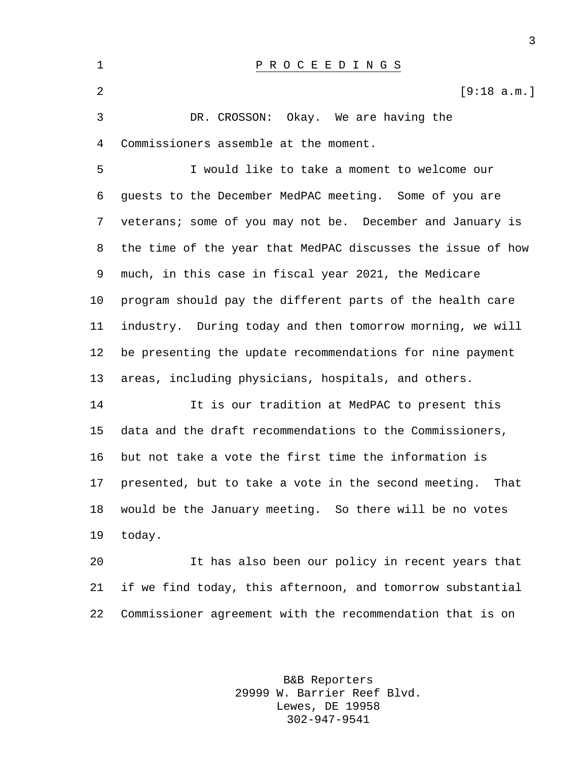P R O C E E D I N G S

[9:18 a.m.]

DR. CROSSON: Okay. We are having the Commissioners assemble at the moment.

I would like to take a moment to welcome our guests to the December MedPAC meeting. Some of you are veterans; some of you may not be. December and January is the time of the year that MedPAC discusses the issue of how much, in this case in fiscal year 2021, the Medicare program should pay the different parts of the health care industry. During today and then tomorrow morning, we will be presenting the update recommendations for nine payment areas, including physicians, hospitals, and others.

It is our tradition at MedPAC to present this data and the draft recommendations to the Commissioners, but not take a vote the first time the information is presented, but to take a vote in the second meeting. That would be the January meeting. So there will be no votes today.

It has also been our policy in recent years that if we find today, this afternoon, and tomorrow substantial Commissioner agreement with the recommendation that is on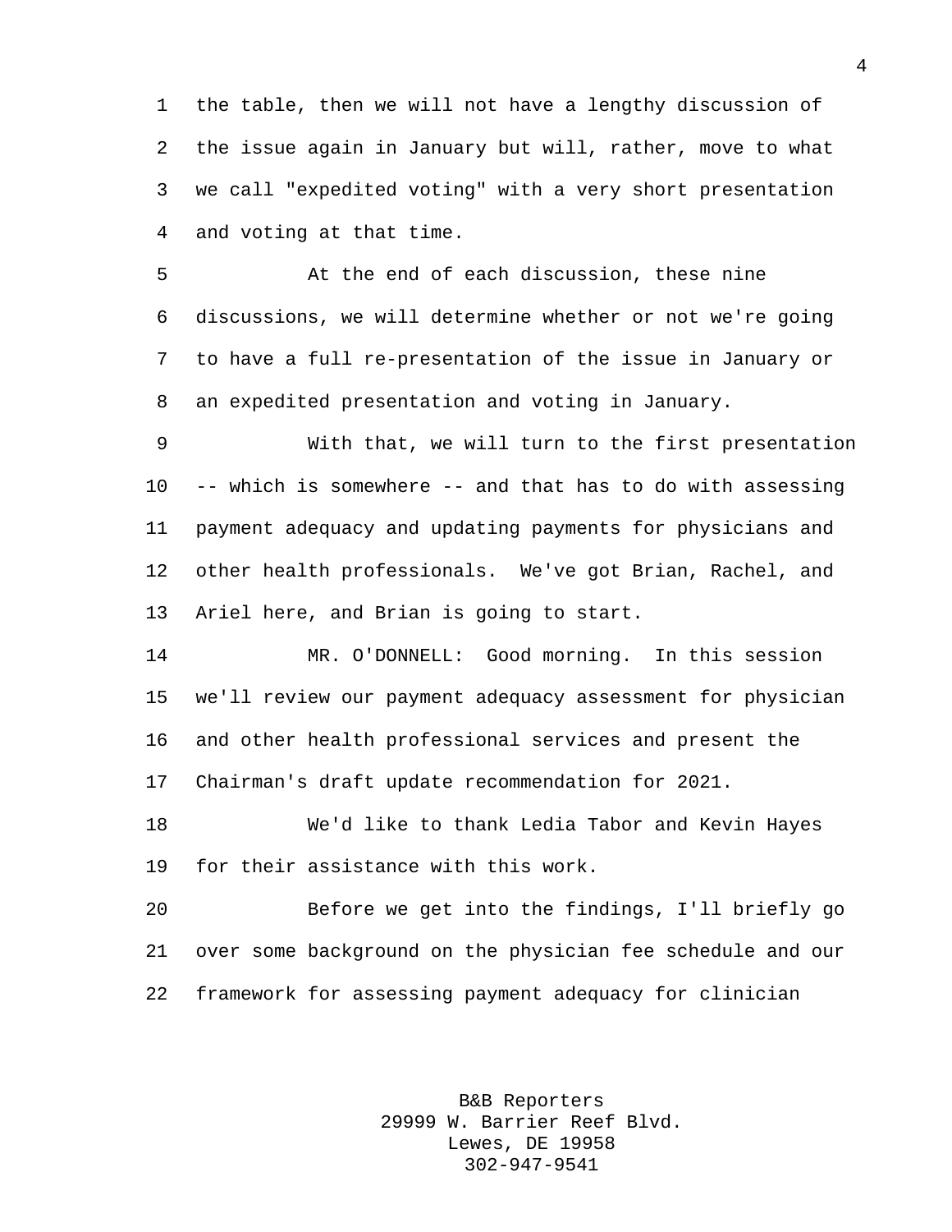the table, then we will not have a lengthy discussion of the issue again in January but will, rather, move to what we call "expedited voting" with a very short presentation and voting at that time.

At the end of each discussion, these nine discussions, we will determine whether or not we're going to have a full re-presentation of the issue in January or an expedited presentation and voting in January.

With that, we will turn to the first presentation -- which is somewhere -- and that has to do with assessing payment adequacy and updating payments for physicians and other health professionals. We've got Brian, Rachel, and Ariel here, and Brian is going to start.

MR. O'DONNELL: Good morning. In this session we'll review our payment adequacy assessment for physician and other health professional services and present the Chairman's draft update recommendation for 2021.

We'd like to thank Ledia Tabor and Kevin Hayes for their assistance with this work.

Before we get into the findings, I'll briefly go over some background on the physician fee schedule and our framework for assessing payment adequacy for clinician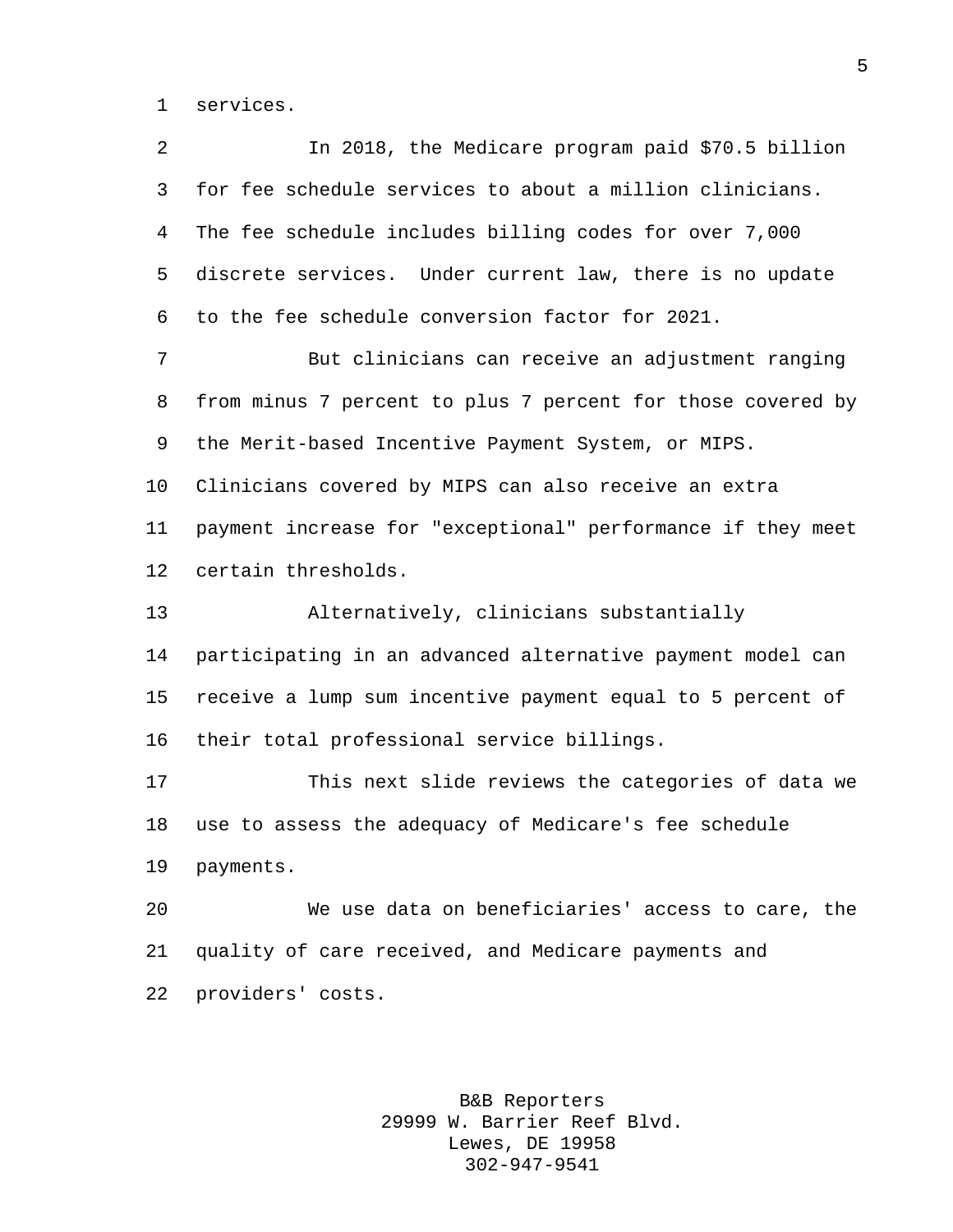services.

In 2018, the Medicare program paid $70.5 billion for fee schedule services to about a million clinicians. The fee schedule includes billing codes for over 7,000 discrete services. Under current law, there is no update to the fee schedule conversion factor for 2021.

But clinicians can receive an adjustment ranging from minus 7 percent to plus 7 percent for those covered by the Merit-based Incentive Payment System, or MIPS. Clinicians covered by MIPS can also receive an extra payment increase for "exceptional" performance if they meet certain thresholds.

Alternatively, clinicians substantially participating in an advanced alternative payment model can receive a lump sum incentive payment equal to 5 percent of their total professional service billings.

This next slide reviews the categories of data we use to assess the adequacy of Medicare's fee schedule payments.

We use data on beneficiaries' access to care, the quality of care received, and Medicare payments and providers' costs.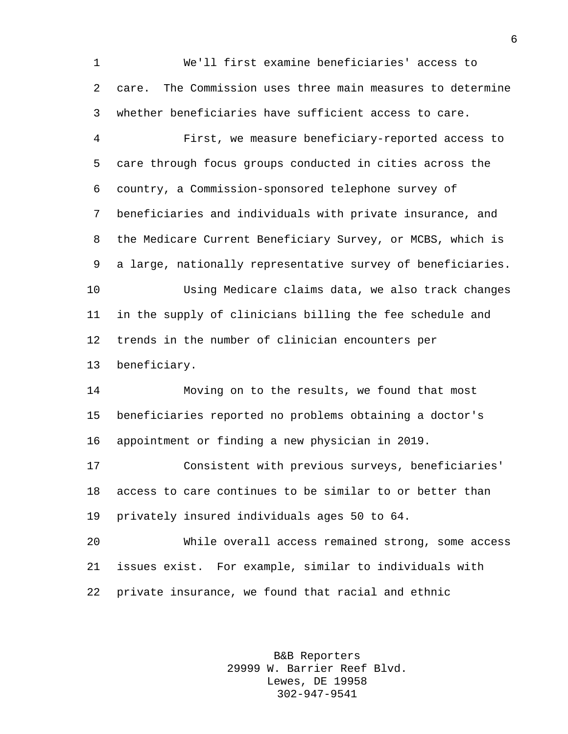We'll first examine beneficiaries' access to care. The Commission uses three main measures to determine whether beneficiaries have sufficient access to care.

First, we measure beneficiary-reported access to care through focus groups conducted in cities across the country, a Commission-sponsored telephone survey of beneficiaries and individuals with private insurance, and the Medicare Current Beneficiary Survey, or MCBS, which is a large, nationally representative survey of beneficiaries.

Using Medicare claims data, we also track changes in the supply of clinicians billing the fee schedule and trends in the number of clinician encounters per beneficiary.

Moving on to the results, we found that most beneficiaries reported no problems obtaining a doctor's appointment or finding a new physician in 2019.

Consistent with previous surveys, beneficiaries' access to care continues to be similar to or better than privately insured individuals ages 50 to 64.

While overall access remained strong, some access issues exist. For example, similar to individuals with private insurance, we found that racial and ethnic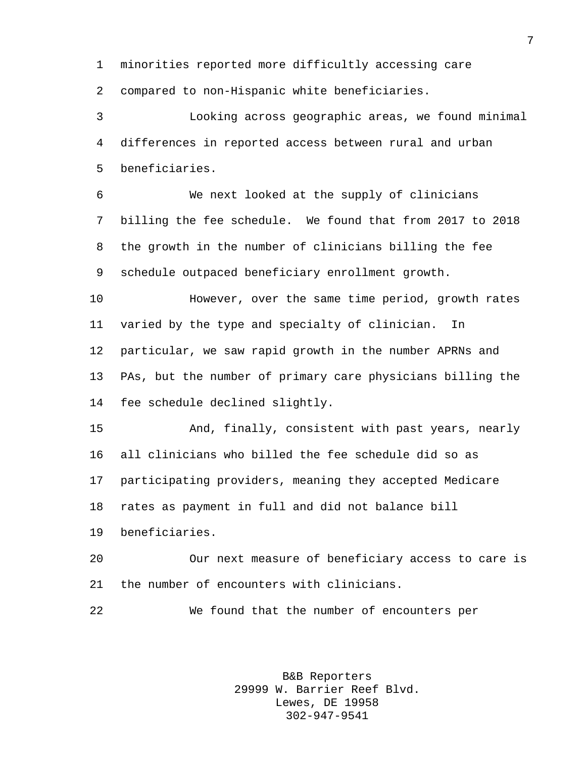minorities reported more difficultly accessing care compared to non-Hispanic white beneficiaries.

Looking across geographic areas, we found minimal differences in reported access between rural and urban beneficiaries.

We next looked at the supply of clinicians billing the fee schedule. We found that from 2017 to 2018 the growth in the number of clinicians billing the fee schedule outpaced beneficiary enrollment growth.

However, over the same time period, growth rates varied by the type and specialty of clinician. In particular, we saw rapid growth in the number APRNs and PAs, but the number of primary care physicians billing the fee schedule declined slightly.

And, finally, consistent with past years, nearly all clinicians who billed the fee schedule did so as participating providers, meaning they accepted Medicare rates as payment in full and did not balance bill beneficiaries.

Our next measure of beneficiary access to care is the number of encounters with clinicians.

We found that the number of encounters per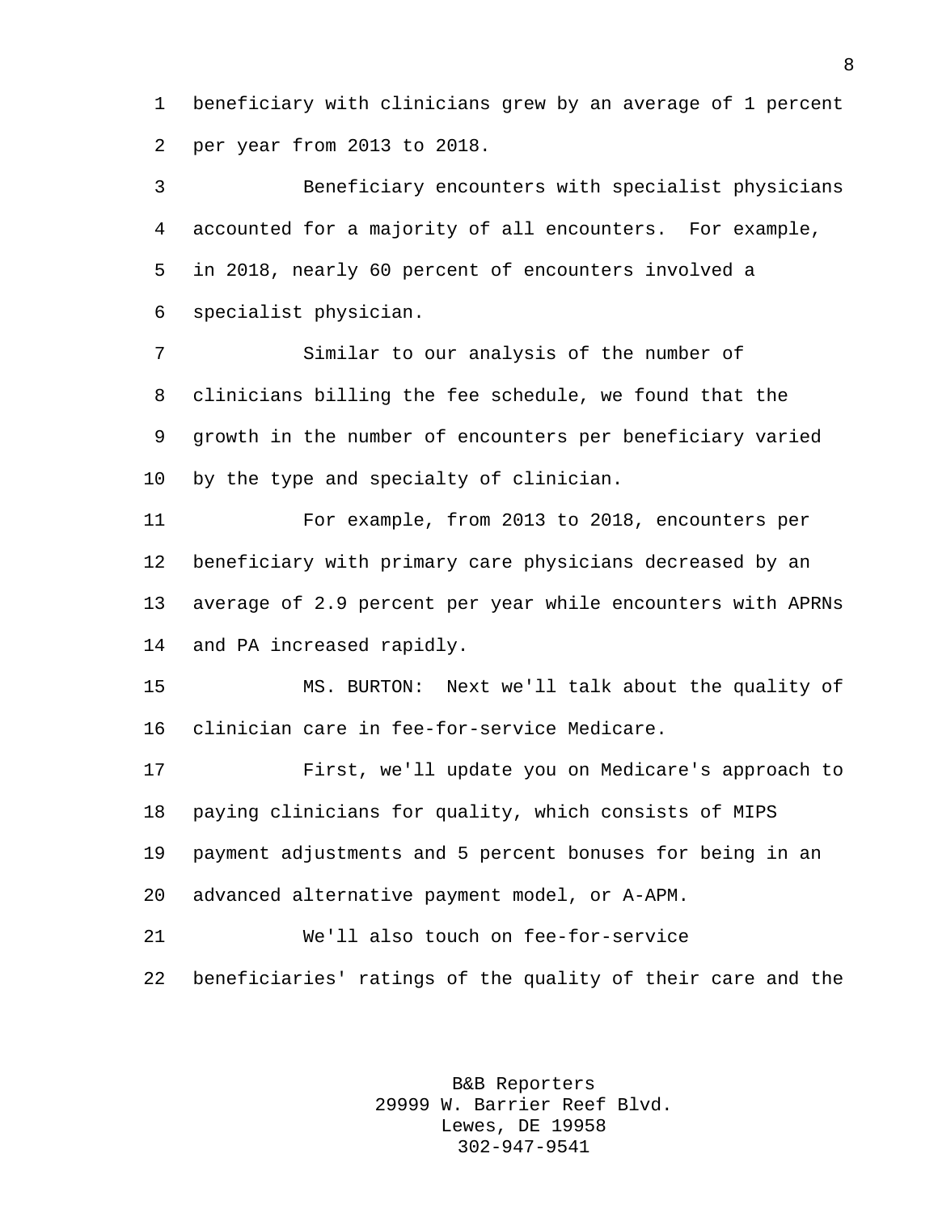beneficiary with clinicians grew by an average of 1 percent per year from 2013 to 2018.

Beneficiary encounters with specialist physicians accounted for a majority of all encounters. For example, in 2018, nearly 60 percent of encounters involved a specialist physician.

Similar to our analysis of the number of clinicians billing the fee schedule, we found that the growth in the number of encounters per beneficiary varied by the type and specialty of clinician.

For example, from 2013 to 2018, encounters per beneficiary with primary care physicians decreased by an average of 2.9 percent per year while encounters with APRNs and PA increased rapidly.

MS. BURTON: Next we'll talk about the quality of clinician care in fee-for-service Medicare.

First, we'll update you on Medicare's approach to paying clinicians for quality, which consists of MIPS payment adjustments and 5 percent bonuses for being in an advanced alternative payment model, or A-APM.

We'll also touch on fee-for-service beneficiaries' ratings of the quality of their care and the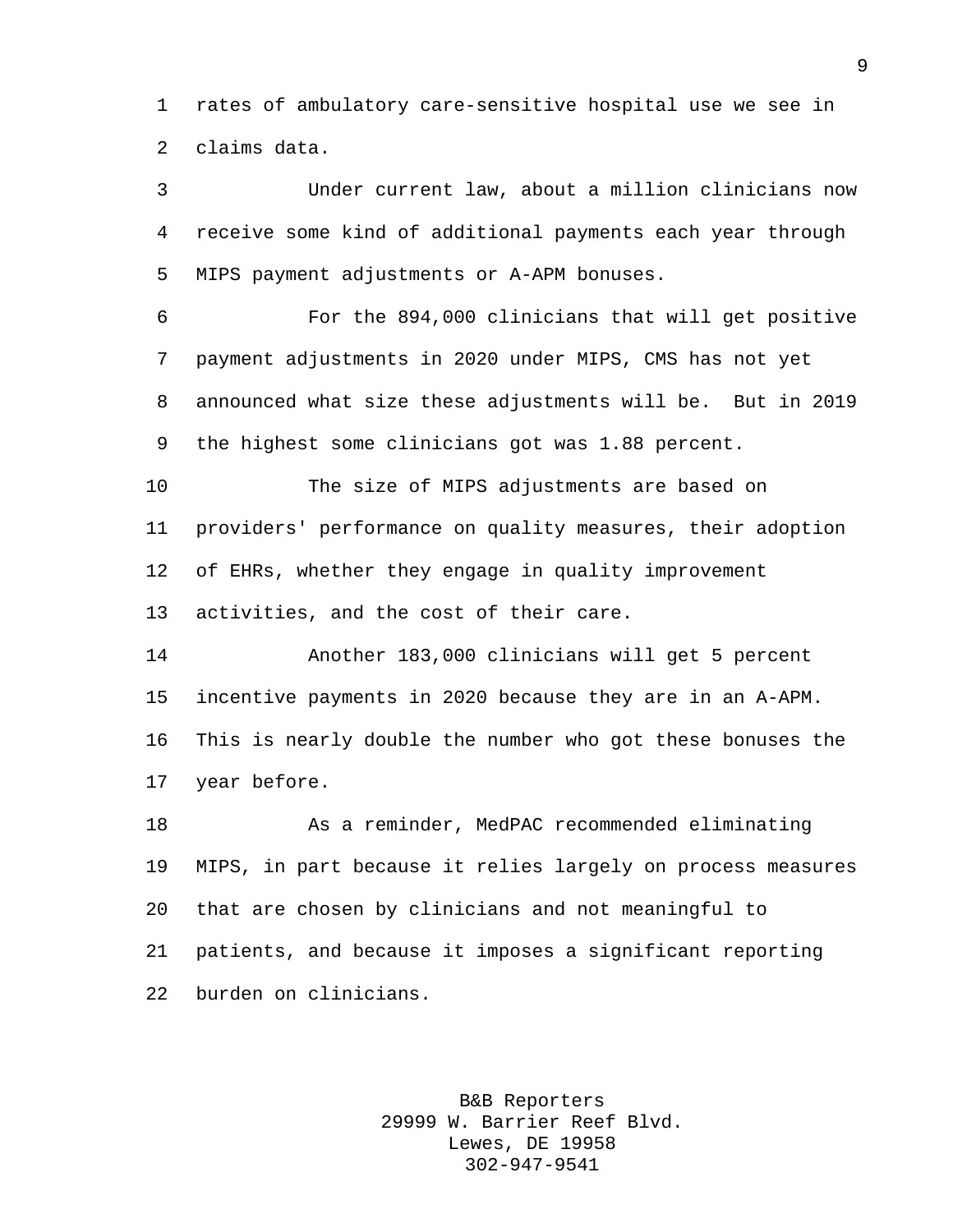rates of ambulatory care-sensitive hospital use we see in claims data.

Under current law, about a million clinicians now receive some kind of additional payments each year through MIPS payment adjustments or A-APM bonuses.

For the 894,000 clinicians that will get positive payment adjustments in 2020 under MIPS, CMS has not yet announced what size these adjustments will be. But in 2019 the highest some clinicians got was 1.88 percent.

The size of MIPS adjustments are based on providers' performance on quality measures, their adoption of EHRs, whether they engage in quality improvement activities, and the cost of their care.

Another 183,000 clinicians will get 5 percent incentive payments in 2020 because they are in an A-APM. This is nearly double the number who got these bonuses the year before.

As a reminder, MedPAC recommended eliminating MIPS, in part because it relies largely on process measures that are chosen by clinicians and not meaningful to patients, and because it imposes a significant reporting burden on clinicians.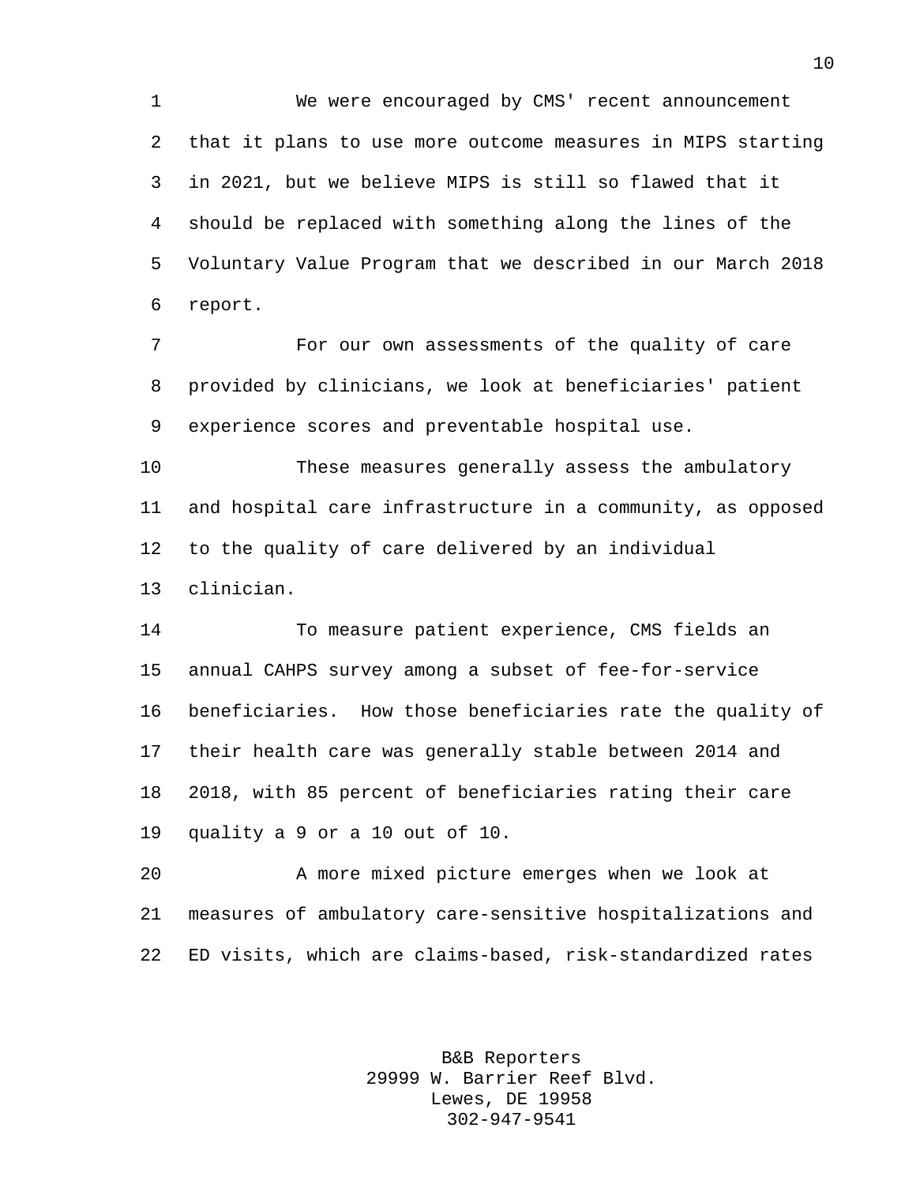We were encouraged by CMS' recent announcement that it plans to use more outcome measures in MIPS starting in 2021, but we believe MIPS is still so flawed that it should be replaced with something along the lines of the Voluntary Value Program that we described in our March 2018 report.

For our own assessments of the quality of care provided by clinicians, we look at beneficiaries' patient experience scores and preventable hospital use.

These measures generally assess the ambulatory and hospital care infrastructure in a community, as opposed to the quality of care delivered by an individual clinician.

To measure patient experience, CMS fields an annual CAHPS survey among a subset of fee-for-service beneficiaries. How those beneficiaries rate the quality of their health care was generally stable between 2014 and 2018, with 85 percent of beneficiaries rating their care quality a 9 or a 10 out of 10.

A more mixed picture emerges when we look at measures of ambulatory care-sensitive hospitalizations and ED visits, which are claims-based, risk-standardized rates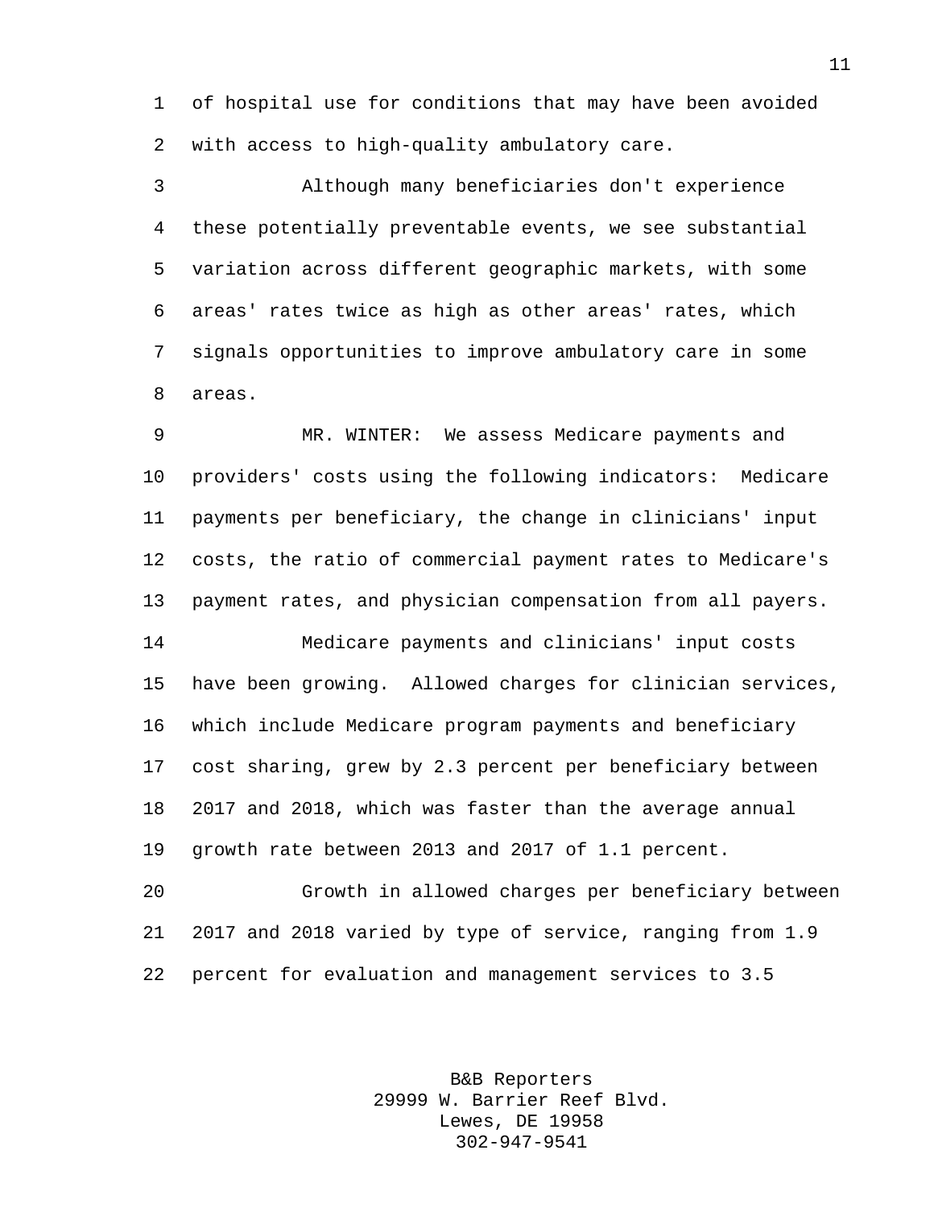of hospital use for conditions that may have been avoided with access to high-quality ambulatory care.

Although many beneficiaries don't experience these potentially preventable events, we see substantial variation across different geographic markets, with some areas' rates twice as high as other areas' rates, which signals opportunities to improve ambulatory care in some areas.

MR. WINTER: We assess Medicare payments and providers' costs using the following indicators: Medicare payments per beneficiary, the change in clinicians' input costs, the ratio of commercial payment rates to Medicare's payment rates, and physician compensation from all payers.

Medicare payments and clinicians' input costs have been growing. Allowed charges for clinician services, which include Medicare program payments and beneficiary cost sharing, grew by 2.3 percent per beneficiary between 2017 and 2018, which was faster than the average annual growth rate between 2013 and 2017 of 1.1 percent.

Growth in allowed charges per beneficiary between 2017 and 2018 varied by type of service, ranging from 1.9 percent for evaluation and management services to 3.5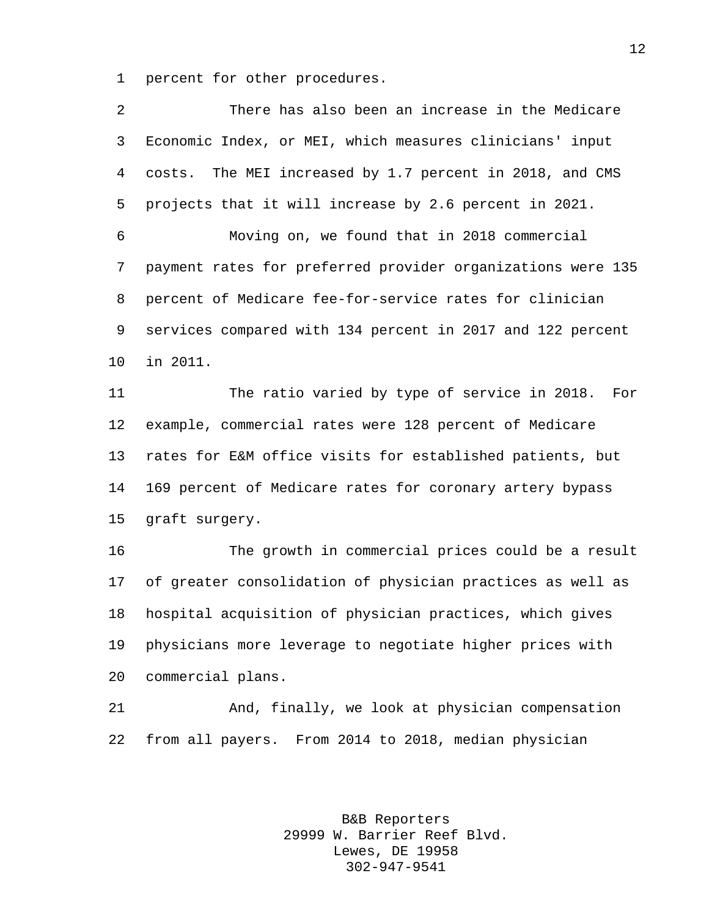percent for other procedures.

There has also been an increase in the Medicare Economic Index, or MEI, which measures clinicians' input costs. The MEI increased by 1.7 percent in 2018, and CMS projects that it will increase by 2.6 percent in 2021.

Moving on, we found that in 2018 commercial payment rates for preferred provider organizations were 135 percent of Medicare fee-for-service rates for clinician services compared with 134 percent in 2017 and 122 percent in 2011.

The ratio varied by type of service in 2018. For example, commercial rates were 128 percent of Medicare rates for E&M office visits for established patients, but 169 percent of Medicare rates for coronary artery bypass graft surgery.

The growth in commercial prices could be a result of greater consolidation of physician practices as well as hospital acquisition of physician practices, which gives physicians more leverage to negotiate higher prices with commercial plans.

And, finally, we look at physician compensation from all payers. From 2014 to 2018, median physician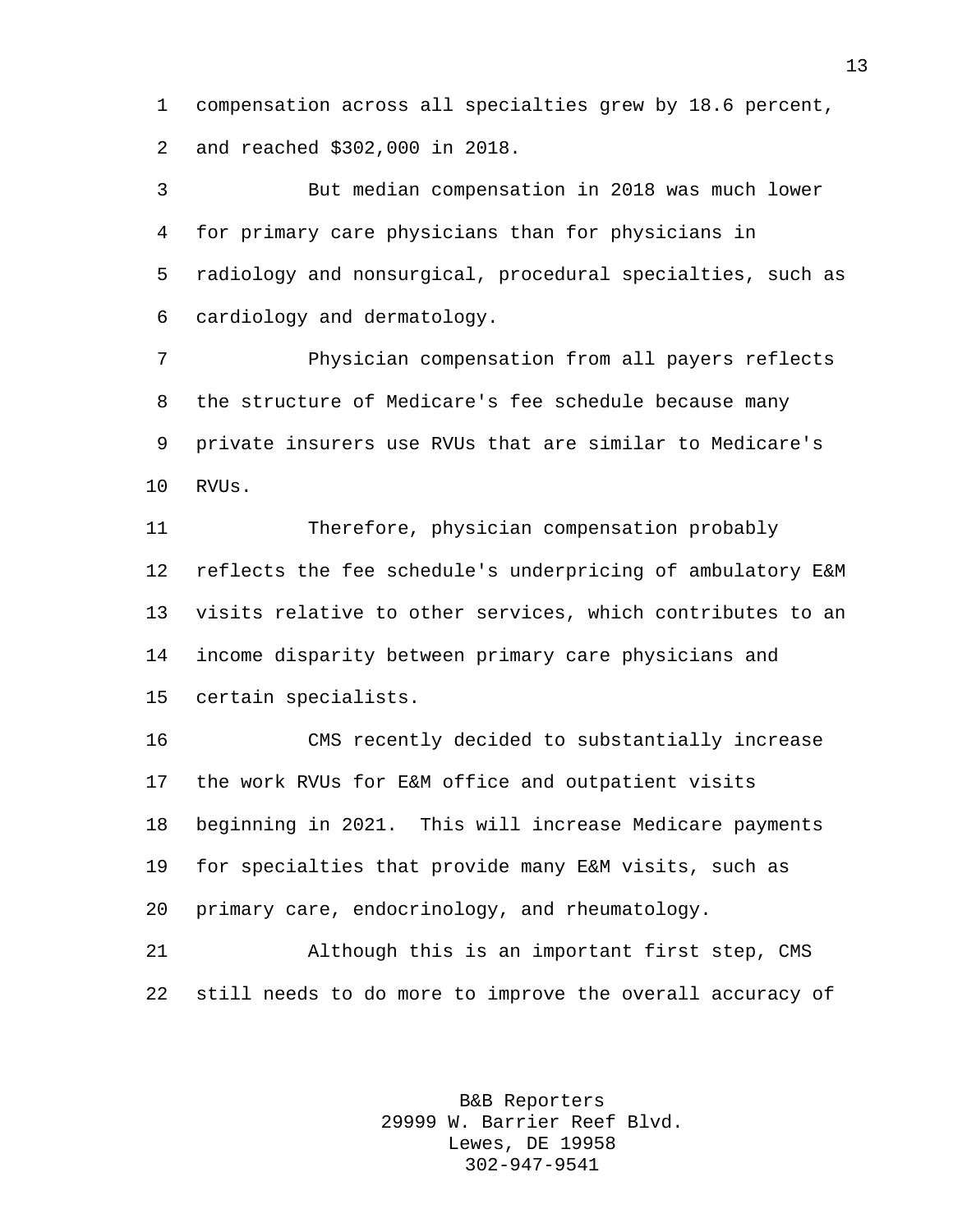compensation across all specialties grew by 18.6 percent, and reached $302,000 in 2018.

But median compensation in 2018 was much lower for primary care physicians than for physicians in radiology and nonsurgical, procedural specialties, such as cardiology and dermatology.

Physician compensation from all payers reflects the structure of Medicare's fee schedule because many private insurers use RVUs that are similar to Medicare's RVUs.

Therefore, physician compensation probably reflects the fee schedule's underpricing of ambulatory E&M visits relative to other services, which contributes to an income disparity between primary care physicians and certain specialists.

CMS recently decided to substantially increase the work RVUs for E&M office and outpatient visits beginning in 2021. This will increase Medicare payments for specialties that provide many E&M visits, such as primary care, endocrinology, and rheumatology.

Although this is an important first step, CMS still needs to do more to improve the overall accuracy of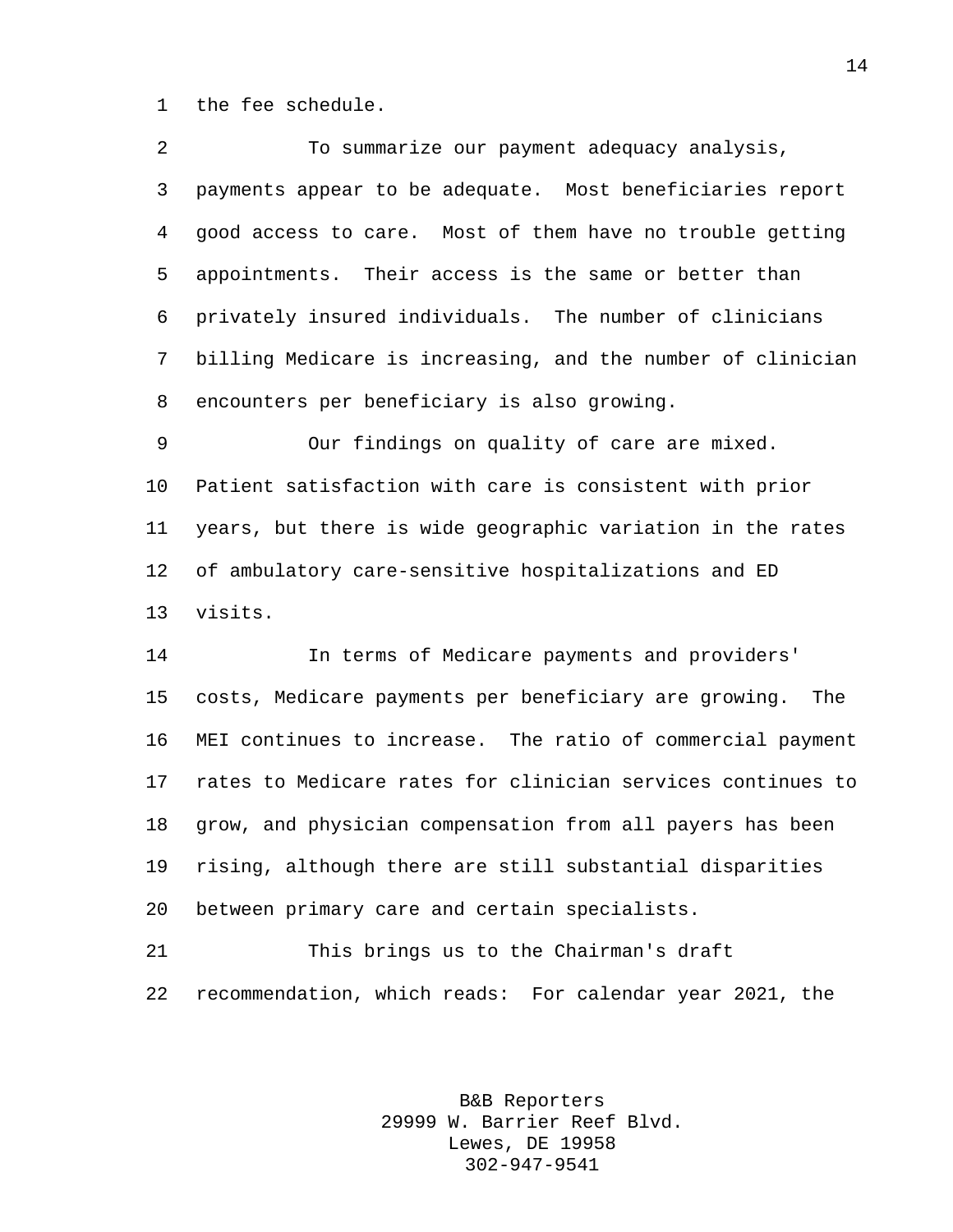the fee schedule.

To summarize our payment adequacy analysis, payments appear to be adequate. Most beneficiaries report good access to care. Most of them have no trouble getting appointments. Their access is the same or better than privately insured individuals. The number of clinicians billing Medicare is increasing, and the number of clinician encounters per beneficiary is also growing.

Our findings on quality of care are mixed. Patient satisfaction with care is consistent with prior years, but there is wide geographic variation in the rates of ambulatory care-sensitive hospitalizations and ED visits.

In terms of Medicare payments and providers' costs, Medicare payments per beneficiary are growing. The MEI continues to increase. The ratio of commercial payment rates to Medicare rates for clinician services continues to grow, and physician compensation from all payers has been rising, although there are still substantial disparities between primary care and certain specialists.

This brings us to the Chairman's draft recommendation, which reads: For calendar year 2021, the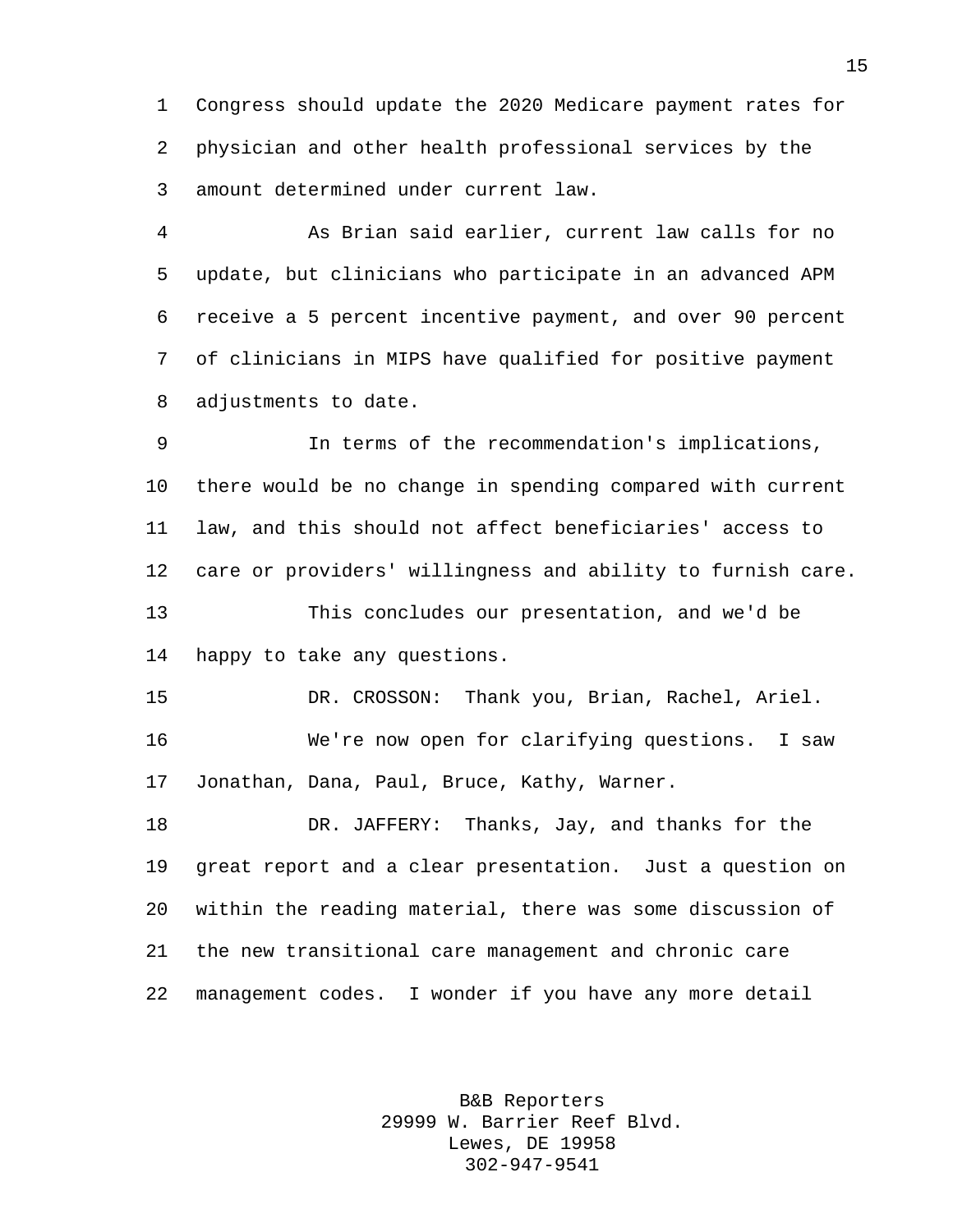Congress should update the 2020 Medicare payment rates for physician and other health professional services by the amount determined under current law.

As Brian said earlier, current law calls for no update, but clinicians who participate in an advanced APM receive a 5 percent incentive payment, and over 90 percent of clinicians in MIPS have qualified for positive payment adjustments to date.

In terms of the recommendation's implications, there would be no change in spending compared with current law, and this should not affect beneficiaries' access to care or providers' willingness and ability to furnish care.

This concludes our presentation, and we'd be happy to take any questions.

DR. CROSSON: Thank you, Brian, Rachel, Ariel.

We're now open for clarifying questions. I saw Jonathan, Dana, Paul, Bruce, Kathy, Warner.

DR. JAFFERY: Thanks, Jay, and thanks for the great report and a clear presentation. Just a question on within the reading material, there was some discussion of the new transitional care management and chronic care management codes. I wonder if you have any more detail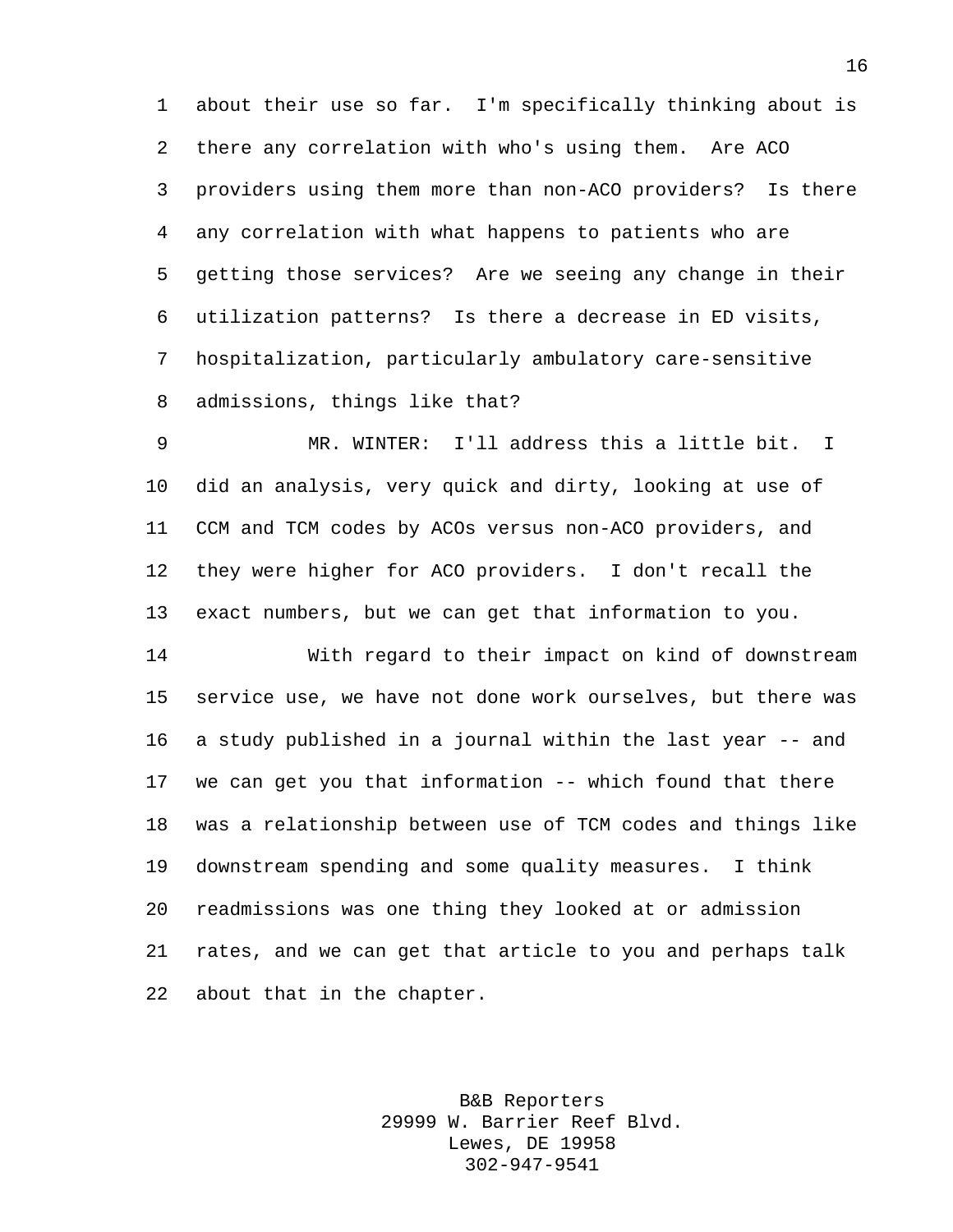about their use so far. I'm specifically thinking about is there any correlation with who's using them. Are ACO providers using them more than non-ACO providers? Is there any correlation with what happens to patients who are getting those services? Are we seeing any change in their utilization patterns? Is there a decrease in ED visits, hospitalization, particularly ambulatory care-sensitive admissions, things like that?

MR. WINTER: I'll address this a little bit. I did an analysis, very quick and dirty, looking at use of CCM and TCM codes by ACOs versus non-ACO providers, and they were higher for ACO providers. I don't recall the exact numbers, but we can get that information to you.

With regard to their impact on kind of downstream service use, we have not done work ourselves, but there was a study published in a journal within the last year -- and we can get you that information -- which found that there was a relationship between use of TCM codes and things like downstream spending and some quality measures. I think readmissions was one thing they looked at or admission rates, and we can get that article to you and perhaps talk about that in the chapter.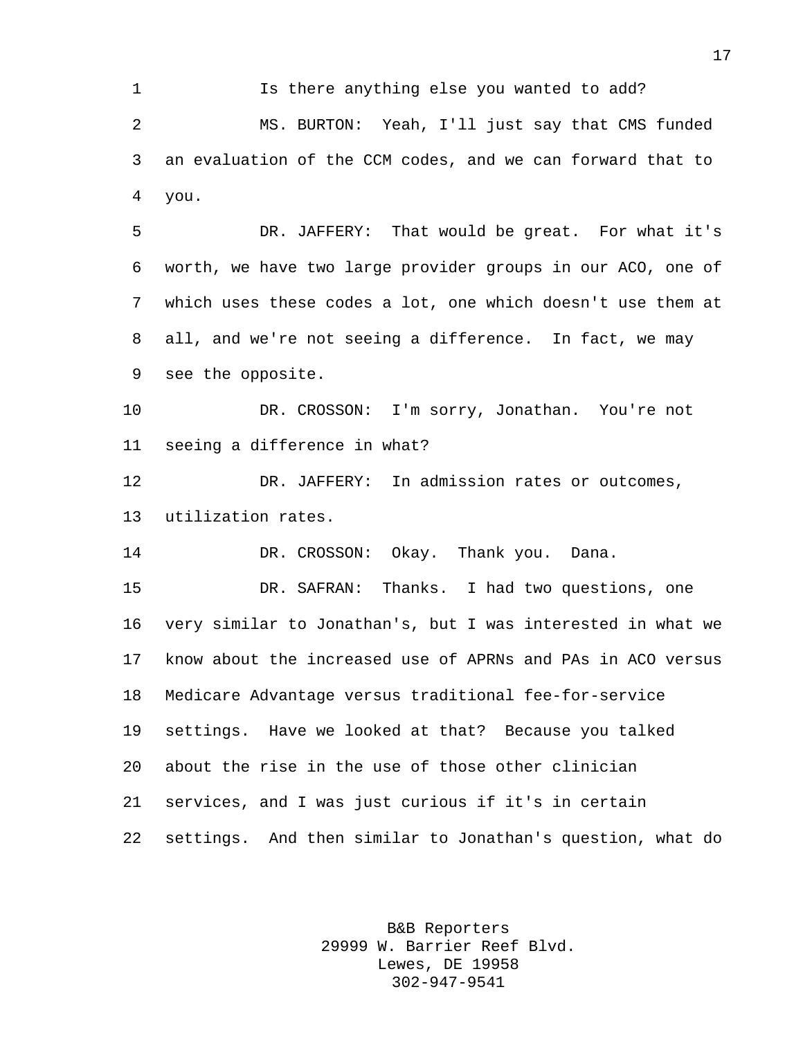Is there anything else you wanted to add?

MS. BURTON: Yeah, I'll just say that CMS funded an evaluation of the CCM codes, and we can forward that to you.

DR. JAFFERY: That would be great. For what it's worth, we have two large provider groups in our ACO, one of which uses these codes a lot, one which doesn't use them at all, and we're not seeing a difference. In fact, we may see the opposite.

DR. CROSSON: I'm sorry, Jonathan. You're not seeing a difference in what?

DR. JAFFERY: In admission rates or outcomes, utilization rates.

DR. CROSSON: Okay. Thank you. Dana.

DR. SAFRAN: Thanks. I had two questions, one very similar to Jonathan's, but I was interested in what we know about the increased use of APRNs and PAs in ACO versus Medicare Advantage versus traditional fee-for-service settings. Have we looked at that? Because you talked about the rise in the use of those other clinician services, and I was just curious if it's in certain settings. And then similar to Jonathan's question, what do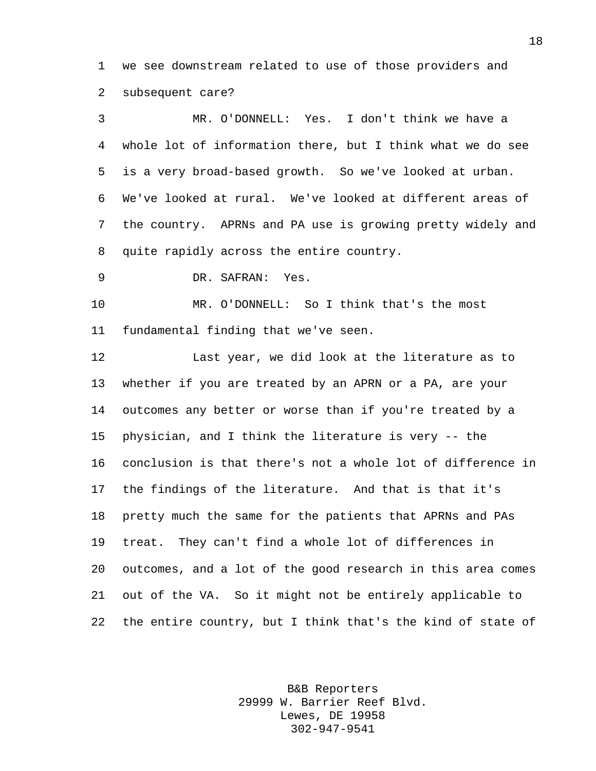1 we see downstream related to use of those providers and
2 subsequent care?

3 MR. O'DONNELL: Yes. I don't think we have a
4 whole lot of information there, but I think what we do see
5 is a very broad-based growth. So we've looked at urban.
6 We've looked at rural. We've looked at different areas of
7 the country. APRNs and PA use is growing pretty widely and
8 quite rapidly across the entire country.

9 DR. SAFRAN: Yes.

10 MR. O'DONNELL: So I think that's the most
11 fundamental finding that we've seen.

12 Last year, we did look at the literature as to
13 whether if you are treated by an APRN or a PA, are your
14 outcomes any better or worse than if you're treated by a
15 physician, and I think the literature is very -- the
16 conclusion is that there's not a whole lot of difference in
17 the findings of the literature. And that is that it's
18 pretty much the same for the patients that APRNs and PAs
19 treat. They can't find a whole lot of differences in
20 outcomes, and a lot of the good research in this area comes
21 out of the VA. So it might not be entirely applicable to
22 the entire country, but I think that's the kind of state of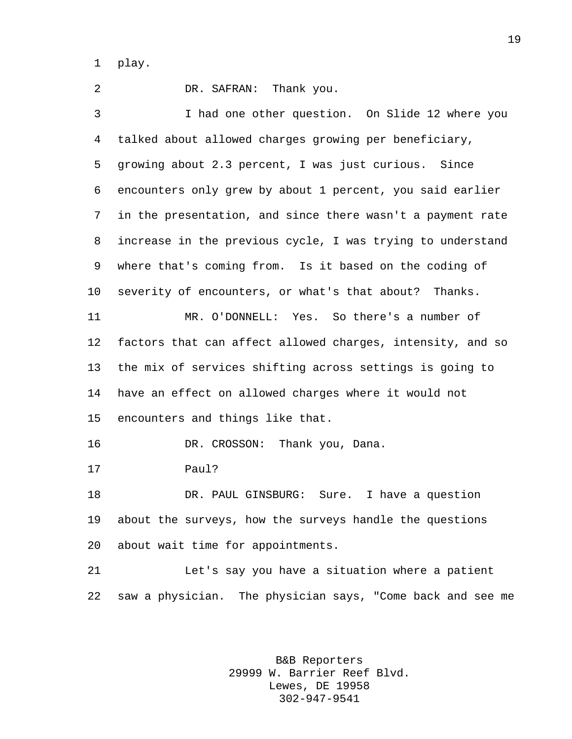play.

DR. SAFRAN: Thank you.

I had one other question. On Slide 12 where you talked about allowed charges growing per beneficiary, growing about 2.3 percent, I was just curious. Since encounters only grew by about 1 percent, you said earlier in the presentation, and since there wasn't a payment rate increase in the previous cycle, I was trying to understand where that's coming from. Is it based on the coding of severity of encounters, or what's that about? Thanks.

MR. O'DONNELL: Yes. So there's a number of factors that can affect allowed charges, intensity, and so the mix of services shifting across settings is going to have an effect on allowed charges where it would not encounters and things like that.

DR. CROSSON: Thank you, Dana.

Paul?

DR. PAUL GINSBURG: Sure. I have a question about the surveys, how the surveys handle the questions about wait time for appointments.

Let's say you have a situation where a patient saw a physician. The physician says, "Come back and see me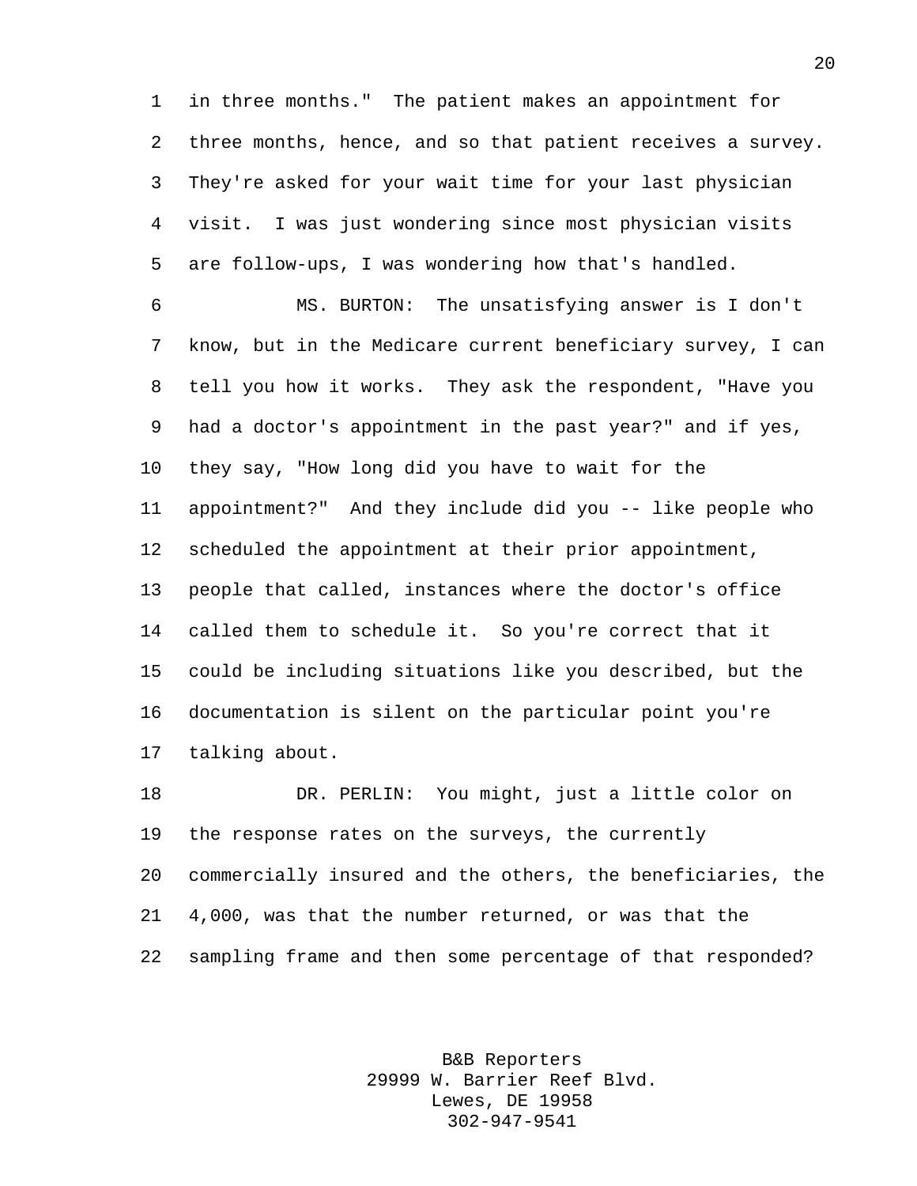in three months." The patient makes an appointment for three months, hence, and so that patient receives a survey. They're asked for your wait time for your last physician visit. I was just wondering since most physician visits are follow-ups, I was wondering how that's handled.

MS. BURTON: The unsatisfying answer is I don't know, but in the Medicare current beneficiary survey, I can tell you how it works. They ask the respondent, "Have you had a doctor's appointment in the past year?" and if yes, they say, "How long did you have to wait for the appointment?" And they include did you -- like people who scheduled the appointment at their prior appointment, people that called, instances where the doctor's office called them to schedule it. So you're correct that it could be including situations like you described, but the documentation is silent on the particular point you're talking about.

DR. PERLIN: You might, just a little color on the response rates on the surveys, the currently commercially insured and the others, the beneficiaries, the 4,000, was that the number returned, or was that the sampling frame and then some percentage of that responded?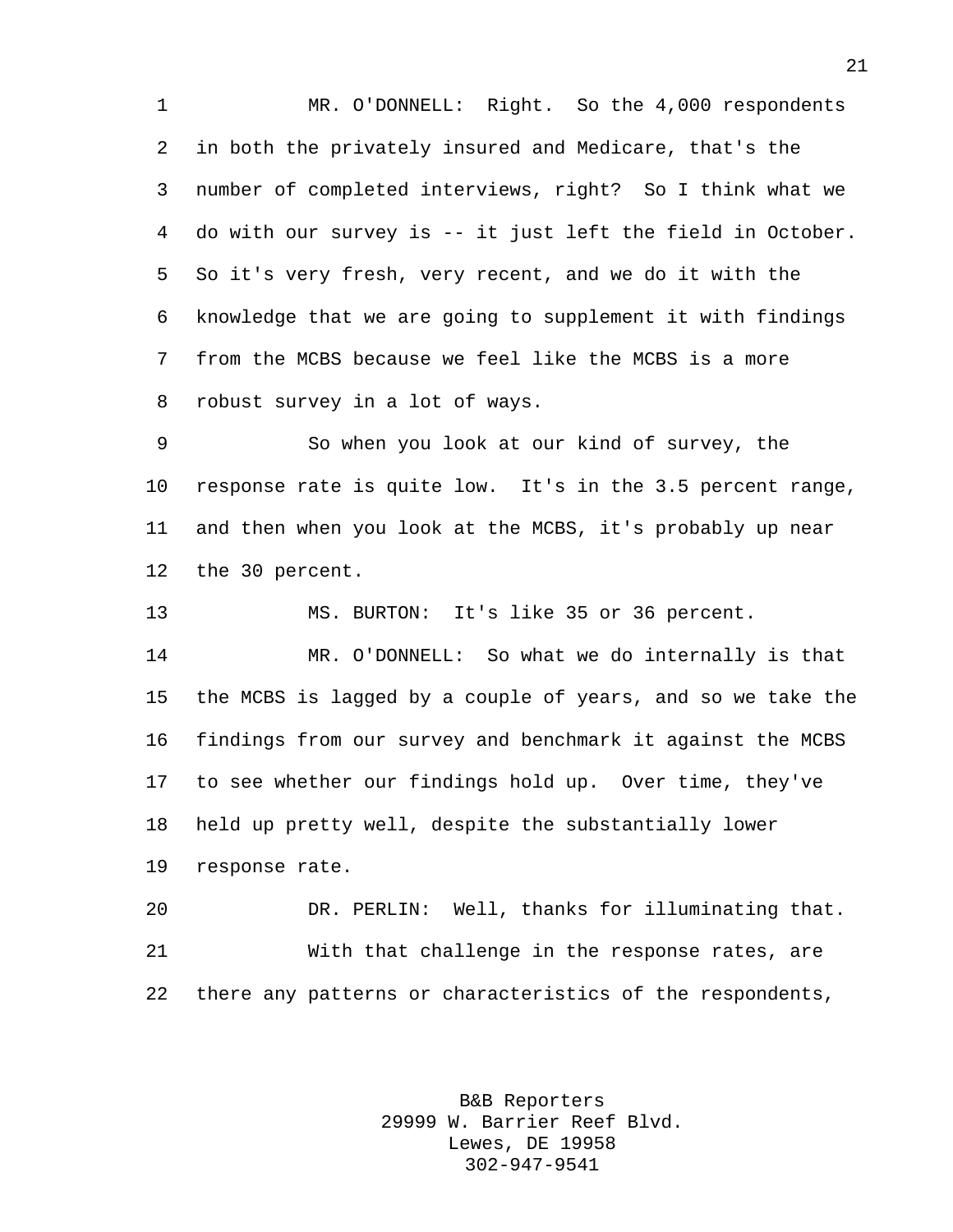MR. O'DONNELL: Right. So the 4,000 respondents in both the privately insured and Medicare, that's the number of completed interviews, right? So I think what we do with our survey is -- it just left the field in October. So it's very fresh, very recent, and we do it with the knowledge that we are going to supplement it with findings from the MCBS because we feel like the MCBS is a more robust survey in a lot of ways.

So when you look at our kind of survey, the response rate is quite low. It's in the 3.5 percent range, and then when you look at the MCBS, it's probably up near the 30 percent.

MS. BURTON: It's like 35 or 36 percent.

MR. O'DONNELL: So what we do internally is that the MCBS is lagged by a couple of years, and so we take the findings from our survey and benchmark it against the MCBS to see whether our findings hold up. Over time, they've held up pretty well, despite the substantially lower response rate.

DR. PERLIN: Well, thanks for illuminating that.

With that challenge in the response rates, are there any patterns or characteristics of the respondents,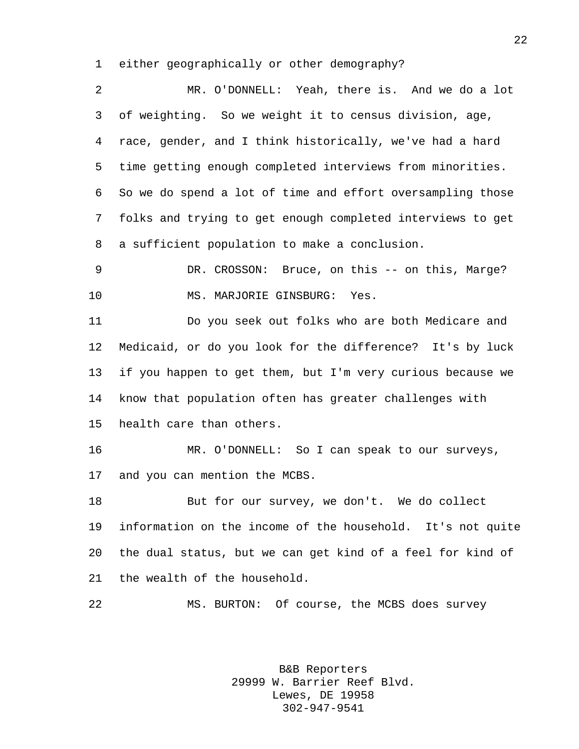either geographically or other demography?

MR. O'DONNELL: Yeah, there is. And we do a lot of weighting. So we weight it to census division, age, race, gender, and I think historically, we've had a hard time getting enough completed interviews from minorities. So we do spend a lot of time and effort oversampling those folks and trying to get enough completed interviews to get a sufficient population to make a conclusion.

DR. CROSSON: Bruce, on this -- on this, Marge?

MS. MARJORIE GINSBURG: Yes.

Do you seek out folks who are both Medicare and Medicaid, or do you look for the difference? It's by luck if you happen to get them, but I'm very curious because we know that population often has greater challenges with health care than others.

MR. O'DONNELL: So I can speak to our surveys, and you can mention the MCBS.

But for our survey, we don't. We do collect information on the income of the household. It's not quite the dual status, but we can get kind of a feel for kind of the wealth of the household.

MS. BURTON: Of course, the MCBS does survey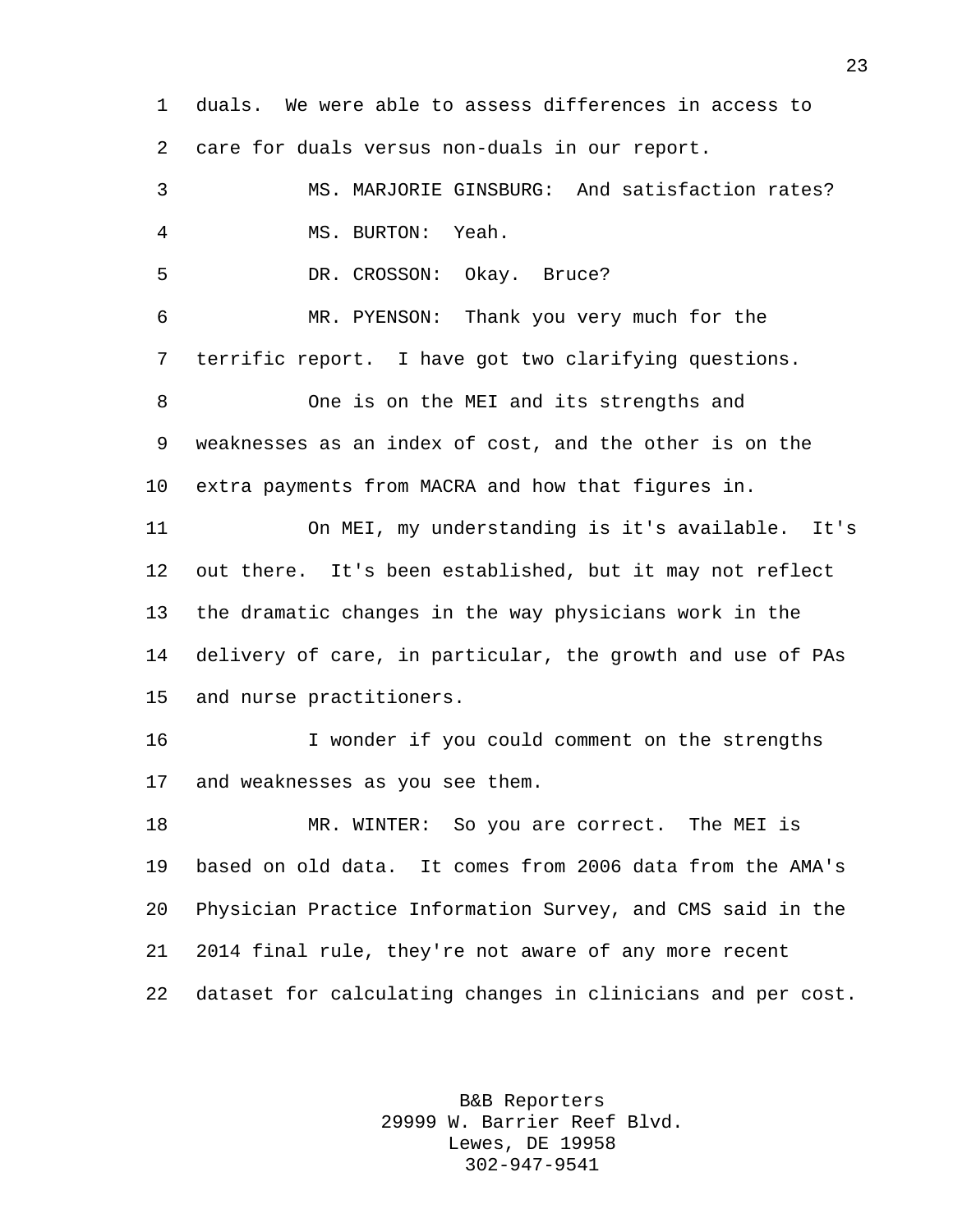duals. We were able to assess differences in access to care for duals versus non-duals in our report.

MS. MARJORIE GINSBURG: And satisfaction rates?

MS. BURTON: Yeah.

DR. CROSSON: Okay. Bruce?

MR. PYENSON: Thank you very much for the terrific report. I have got two clarifying questions.

One is on the MEI and its strengths and weaknesses as an index of cost, and the other is on the extra payments from MACRA and how that figures in.

On MEI, my understanding is it's available. It's out there. It's been established, but it may not reflect the dramatic changes in the way physicians work in the delivery of care, in particular, the growth and use of PAs and nurse practitioners.

I wonder if you could comment on the strengths and weaknesses as you see them.

MR. WINTER: So you are correct. The MEI is based on old data. It comes from 2006 data from the AMA's Physician Practice Information Survey, and CMS said in the 2014 final rule, they're not aware of any more recent dataset for calculating changes in clinicians and per cost.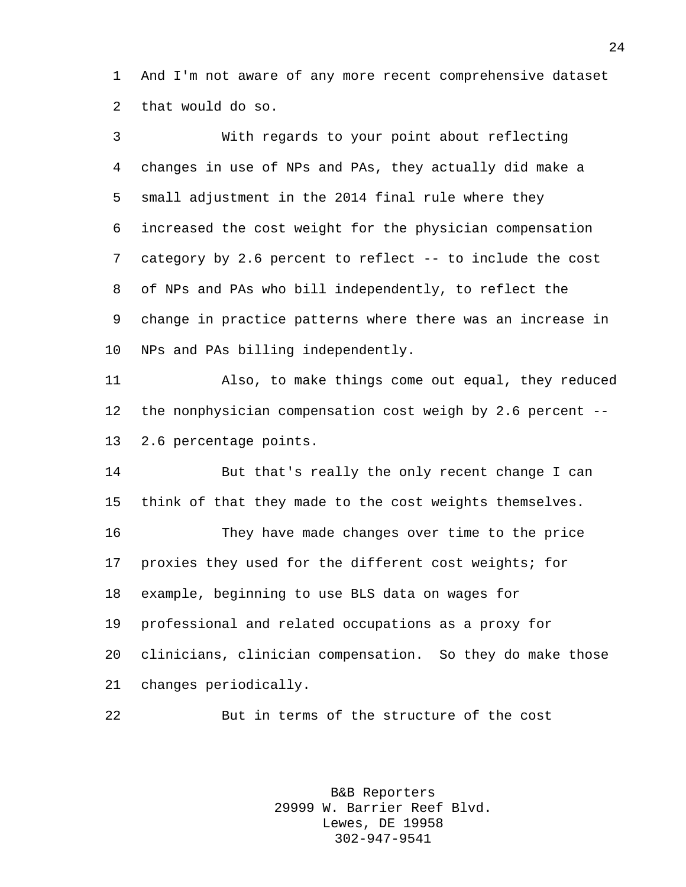And I'm not aware of any more recent comprehensive dataset that would do so.

With regards to your point about reflecting changes in use of NPs and PAs, they actually did make a small adjustment in the 2014 final rule where they increased the cost weight for the physician compensation category by 2.6 percent to reflect -- to include the cost of NPs and PAs who bill independently, to reflect the change in practice patterns where there was an increase in NPs and PAs billing independently.

Also, to make things come out equal, they reduced the nonphysician compensation cost weigh by 2.6 percent -- 2.6 percentage points.

But that's really the only recent change I can think of that they made to the cost weights themselves.

They have made changes over time to the price proxies they used for the different cost weights; for example, beginning to use BLS data on wages for professional and related occupations as a proxy for clinicians, clinician compensation. So they do make those changes periodically.

But in terms of the structure of the cost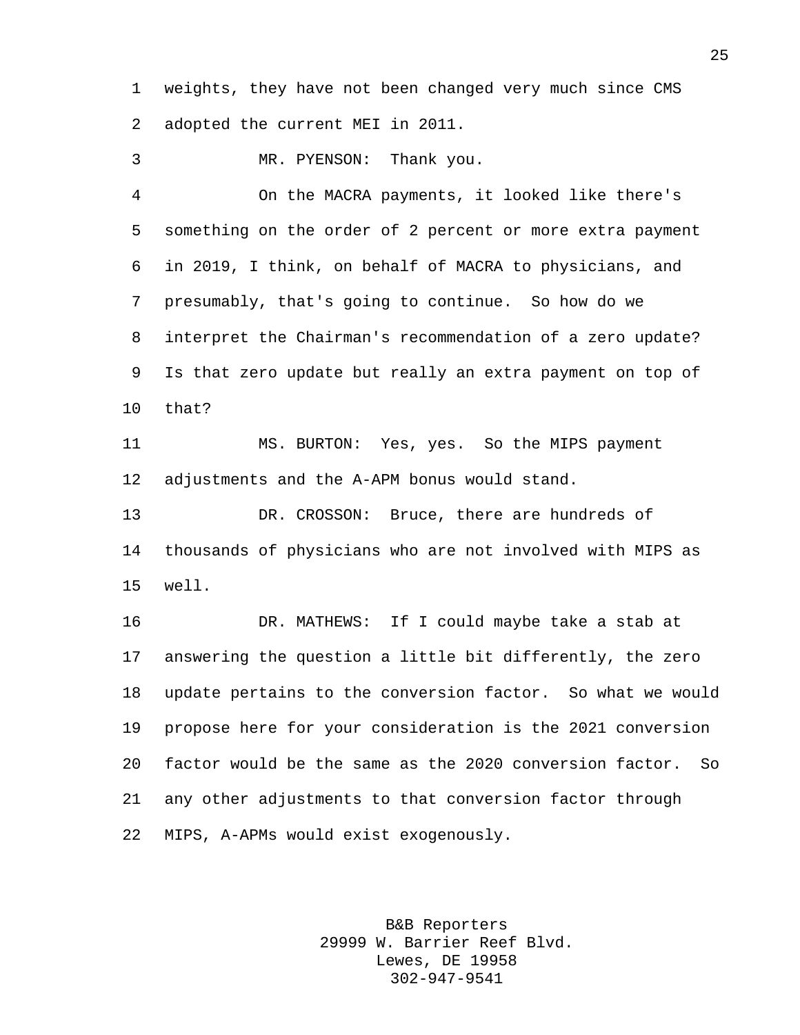weights, they have not been changed very much since CMS adopted the current MEI in 2011.

MR. PYENSON: Thank you.

On the MACRA payments, it looked like there's something on the order of 2 percent or more extra payment in 2019, I think, on behalf of MACRA to physicians, and presumably, that's going to continue. So how do we interpret the Chairman's recommendation of a zero update? Is that zero update but really an extra payment on top of that?

MS. BURTON: Yes, yes. So the MIPS payment adjustments and the A-APM bonus would stand.

DR. CROSSON: Bruce, there are hundreds of thousands of physicians who are not involved with MIPS as well.

DR. MATHEWS: If I could maybe take a stab at answering the question a little bit differently, the zero update pertains to the conversion factor. So what we would propose here for your consideration is the 2021 conversion factor would be the same as the 2020 conversion factor. So any other adjustments to that conversion factor through MIPS, A-APMs would exist exogenously.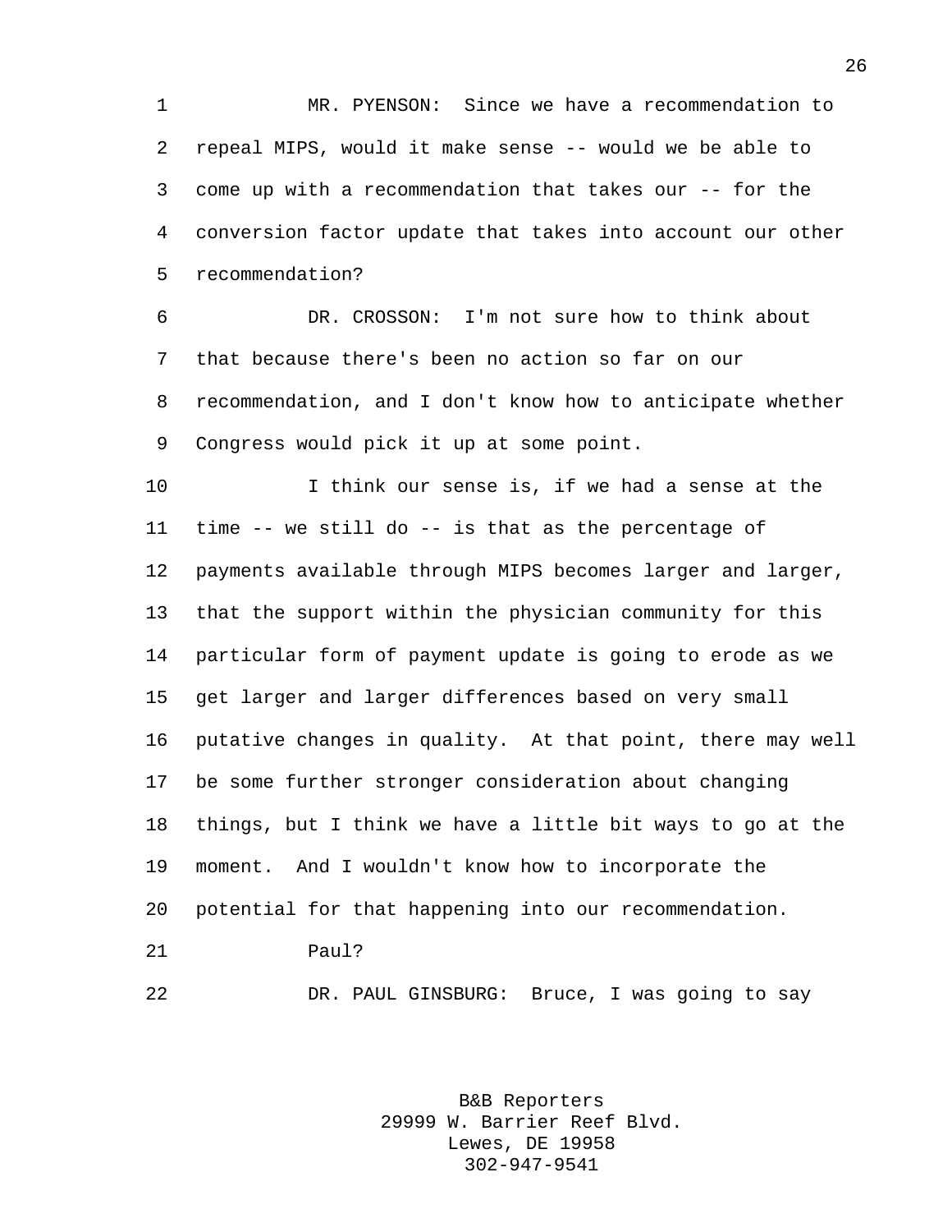MR. PYENSON: Since we have a recommendation to repeal MIPS, would it make sense -- would we be able to come up with a recommendation that takes our -- for the conversion factor update that takes into account our other recommendation?

DR. CROSSON: I'm not sure how to think about that because there's been no action so far on our recommendation, and I don't know how to anticipate whether Congress would pick it up at some point.

I think our sense is, if we had a sense at the time -- we still do -- is that as the percentage of payments available through MIPS becomes larger and larger, that the support within the physician community for this particular form of payment update is going to erode as we get larger and larger differences based on very small putative changes in quality. At that point, there may well be some further stronger consideration about changing things, but I think we have a little bit ways to go at the moment. And I wouldn't know how to incorporate the potential for that happening into our recommendation.

Paul?

DR. PAUL GINSBURG: Bruce, I was going to say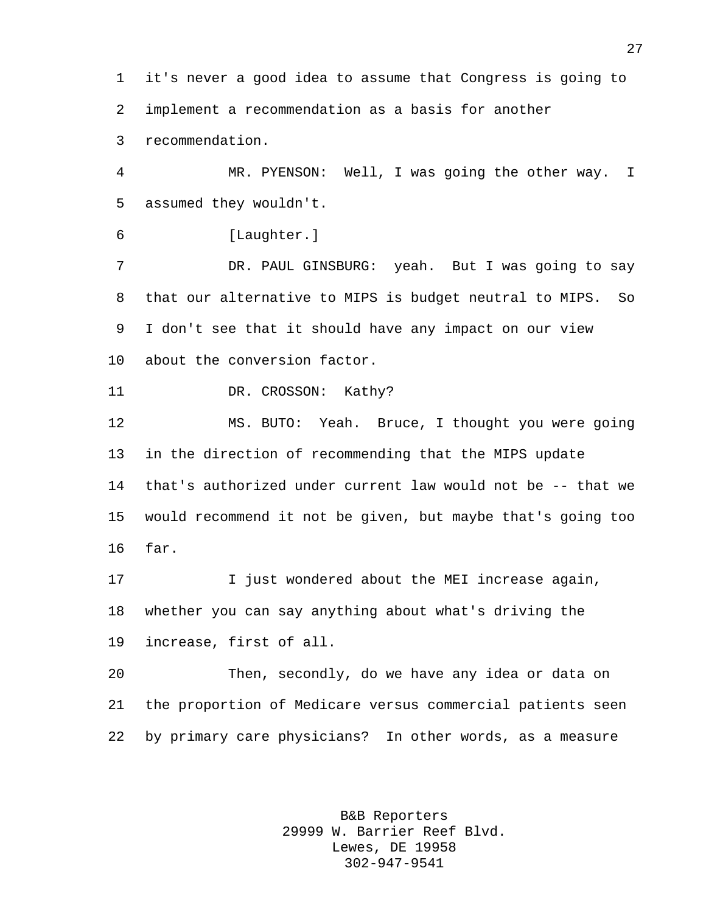it's never a good idea to assume that Congress is going to implement a recommendation as a basis for another recommendation.

MR. PYENSON: Well, I was going the other way. I assumed they wouldn't.

[Laughter.]

DR. PAUL GINSBURG: yeah. But I was going to say that our alternative to MIPS is budget neutral to MIPS. So I don't see that it should have any impact on our view about the conversion factor.

DR. CROSSON: Kathy?

MS. BUTO: Yeah. Bruce, I thought you were going in the direction of recommending that the MIPS update that's authorized under current law would not be -- that we would recommend it not be given, but maybe that's going too far.

I just wondered about the MEI increase again, whether you can say anything about what's driving the increase, first of all.

Then, secondly, do we have any idea or data on the proportion of Medicare versus commercial patients seen by primary care physicians? In other words, as a measure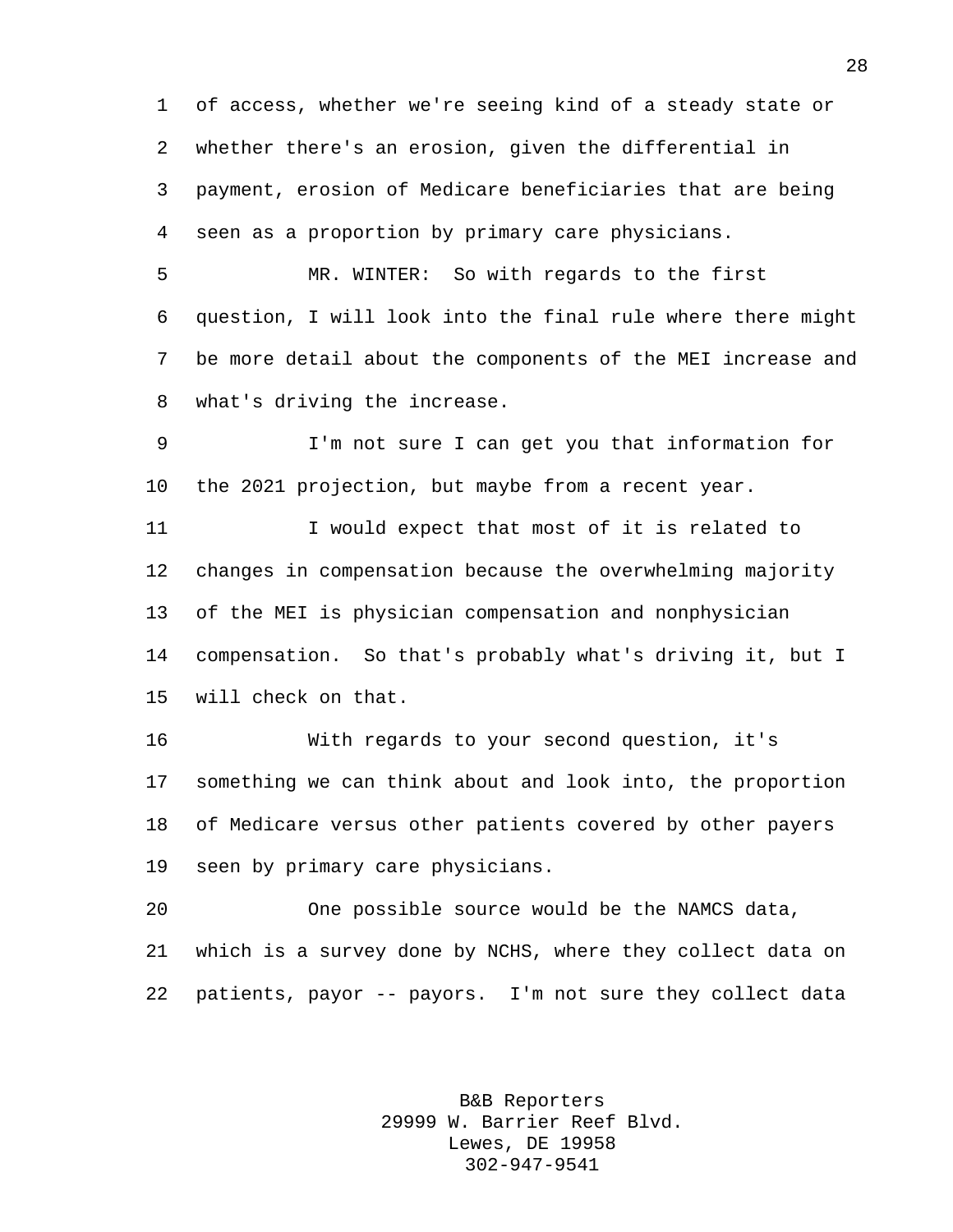of access, whether we're seeing kind of a steady state or whether there's an erosion, given the differential in payment, erosion of Medicare beneficiaries that are being seen as a proportion by primary care physicians.

MR. WINTER: So with regards to the first question, I will look into the final rule where there might be more detail about the components of the MEI increase and what's driving the increase.

I'm not sure I can get you that information for the 2021 projection, but maybe from a recent year.

I would expect that most of it is related to changes in compensation because the overwhelming majority of the MEI is physician compensation and nonphysician compensation. So that's probably what's driving it, but I will check on that.

With regards to your second question, it's something we can think about and look into, the proportion of Medicare versus other patients covered by other payers seen by primary care physicians.

One possible source would be the NAMCS data, which is a survey done by NCHS, where they collect data on patients, payor -- payors. I'm not sure they collect data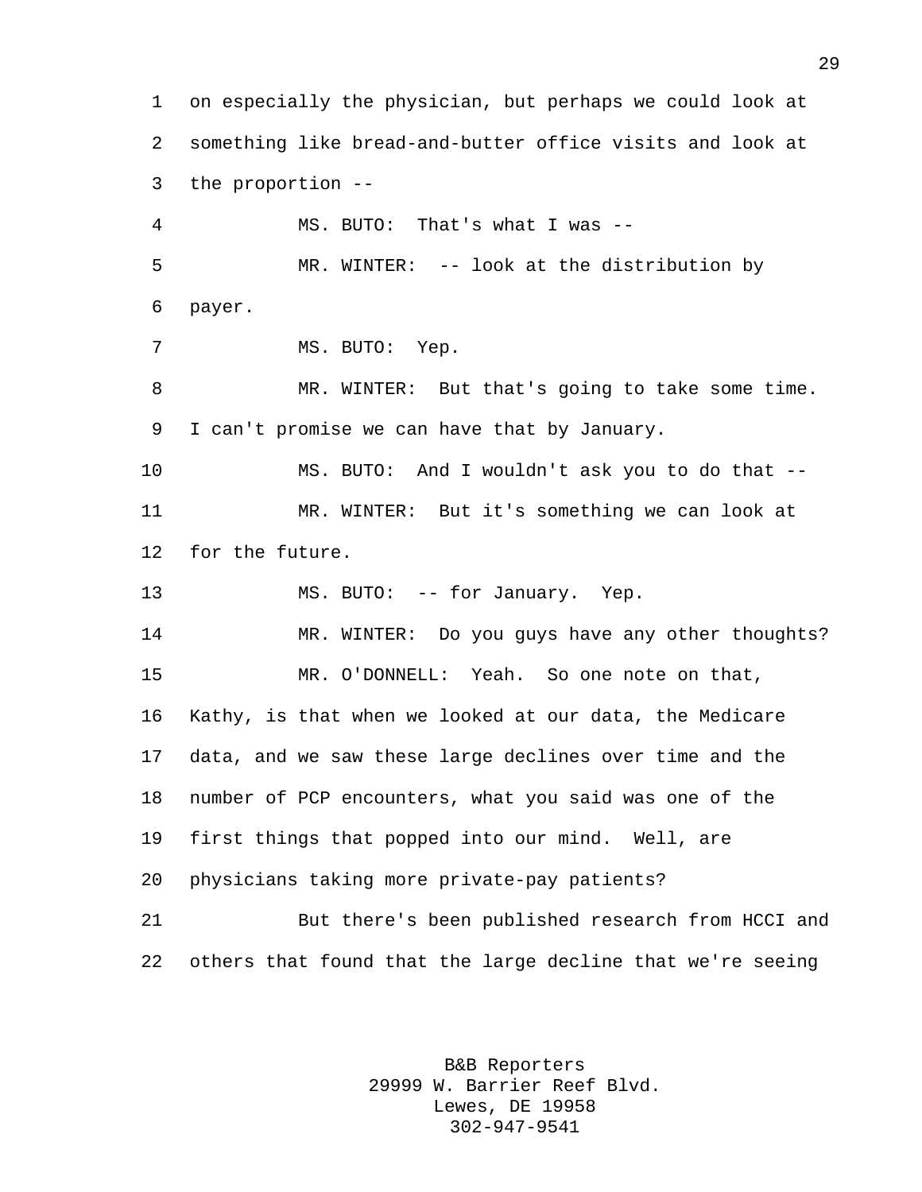on especially the physician, but perhaps we could look at something like bread-and-butter office visits and look at the proportion --

MS. BUTO: That's what I was --

MR. WINTER: -- look at the distribution by payer.

MS. BUTO: Yep.

MR. WINTER: But that's going to take some time. I can't promise we can have that by January.

MS. BUTO: And I wouldn't ask you to do that --

MR. WINTER: But it's something we can look at for the future.

MS. BUTO: -- for January. Yep.

MR. WINTER: Do you guys have any other thoughts?

MR. O'DONNELL: Yeah. So one note on that, Kathy, is that when we looked at our data, the Medicare data, and we saw these large declines over time and the number of PCP encounters, what you said was one of the first things that popped into our mind. Well, are physicians taking more private-pay patients?

But there's been published research from HCCI and others that found that the large decline that we're seeing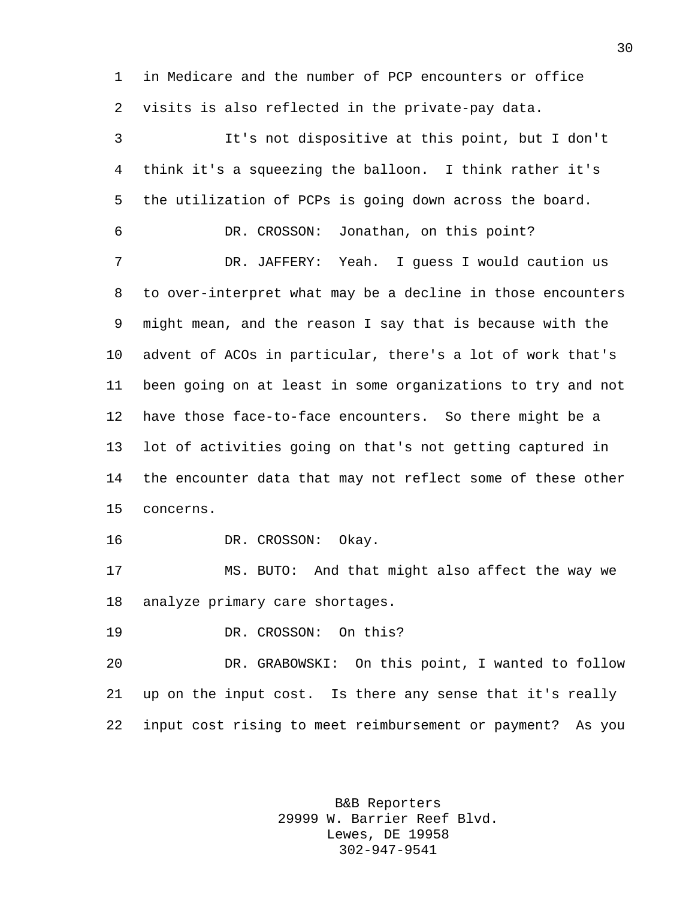in Medicare and the number of PCP encounters or office visits is also reflected in the private-pay data.

It's not dispositive at this point, but I don't think it's a squeezing the balloon. I think rather it's the utilization of PCPs is going down across the board.

DR. CROSSON: Jonathan, on this point?

DR. JAFFERY: Yeah. I guess I would caution us to over-interpret what may be a decline in those encounters might mean, and the reason I say that is because with the advent of ACOs in particular, there's a lot of work that's been going on at least in some organizations to try and not have those face-to-face encounters. So there might be a lot of activities going on that's not getting captured in the encounter data that may not reflect some of these other concerns.

DR. CROSSON: Okay.

MS. BUTO: And that might also affect the way we analyze primary care shortages.

DR. CROSSON: On this?

DR. GRABOWSKI: On this point, I wanted to follow up on the input cost. Is there any sense that it's really input cost rising to meet reimbursement or payment? As you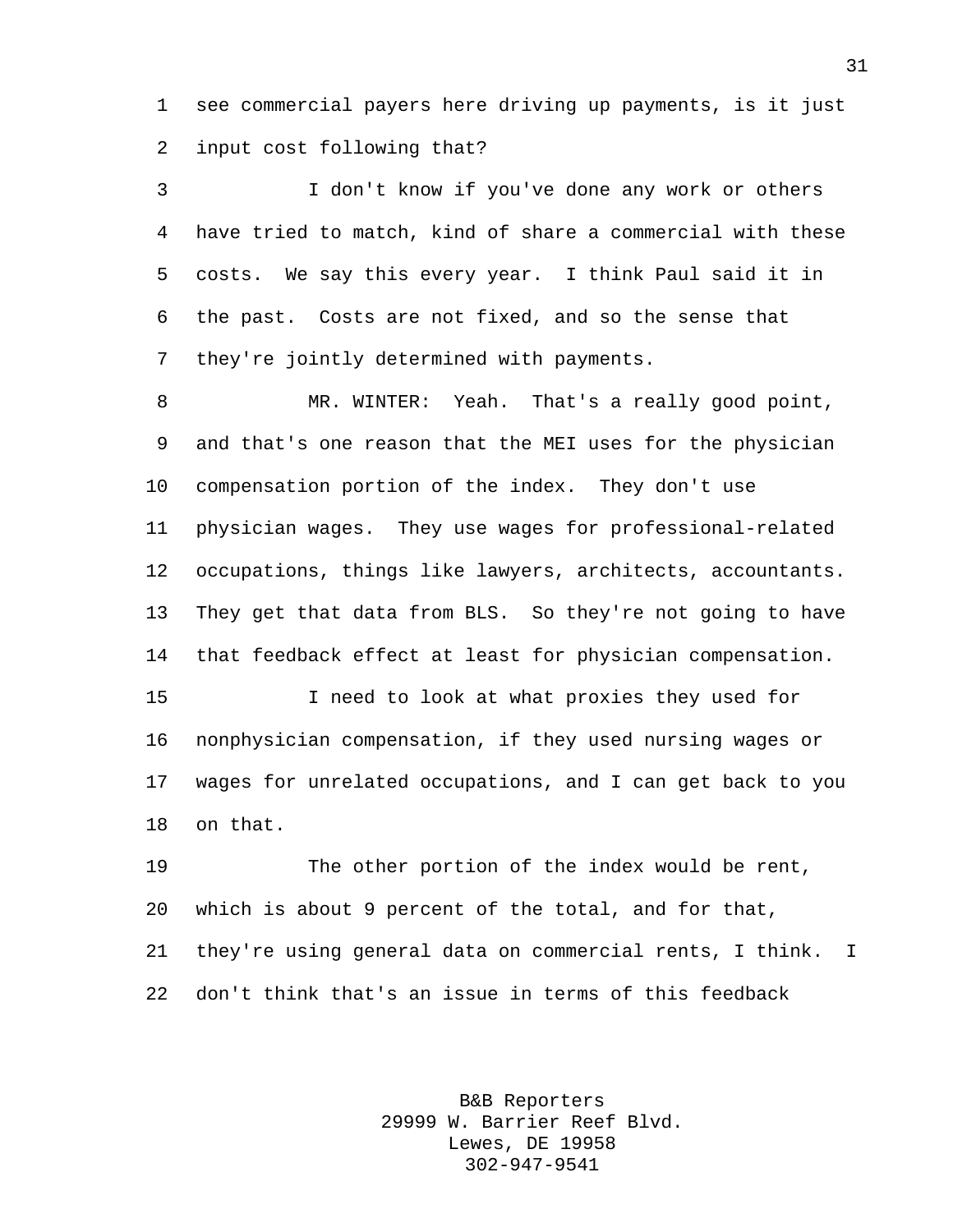see commercial payers here driving up payments, is it just input cost following that?

I don't know if you've done any work or others have tried to match, kind of share a commercial with these costs. We say this every year. I think Paul said it in the past. Costs are not fixed, and so the sense that they're jointly determined with payments.

MR. WINTER: Yeah. That's a really good point, and that's one reason that the MEI uses for the physician compensation portion of the index. They don't use physician wages. They use wages for professional-related occupations, things like lawyers, architects, accountants. They get that data from BLS. So they're not going to have that feedback effect at least for physician compensation.

I need to look at what proxies they used for nonphysician compensation, if they used nursing wages or wages for unrelated occupations, and I can get back to you on that.

The other portion of the index would be rent, which is about 9 percent of the total, and for that, they're using general data on commercial rents, I think. I don't think that's an issue in terms of this feedback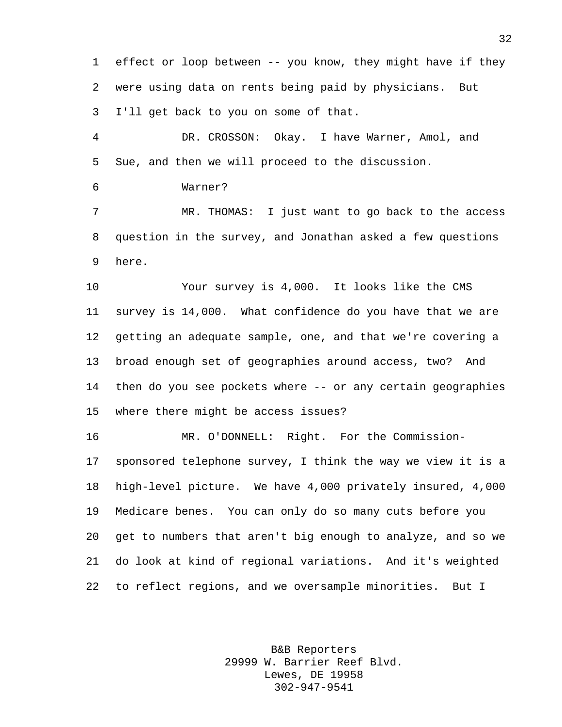effect or loop between -- you know, they might have if they were using data on rents being paid by physicians. But I'll get back to you on some of that.

DR. CROSSON: Okay. I have Warner, Amol, and Sue, and then we will proceed to the discussion.

Warner?

MR. THOMAS: I just want to go back to the access question in the survey, and Jonathan asked a few questions here.

Your survey is 4,000. It looks like the CMS survey is 14,000. What confidence do you have that we are getting an adequate sample, one, and that we're covering a broad enough set of geographies around access, two? And then do you see pockets where -- or any certain geographies where there might be access issues?

MR. O'DONNELL: Right. For the Commission-sponsored telephone survey, I think the way we view it is a high-level picture. We have 4,000 privately insured, 4,000 Medicare benes. You can only do so many cuts before you get to numbers that aren't big enough to analyze, and so we do look at kind of regional variations. And it's weighted to reflect regions, and we oversample minorities. But I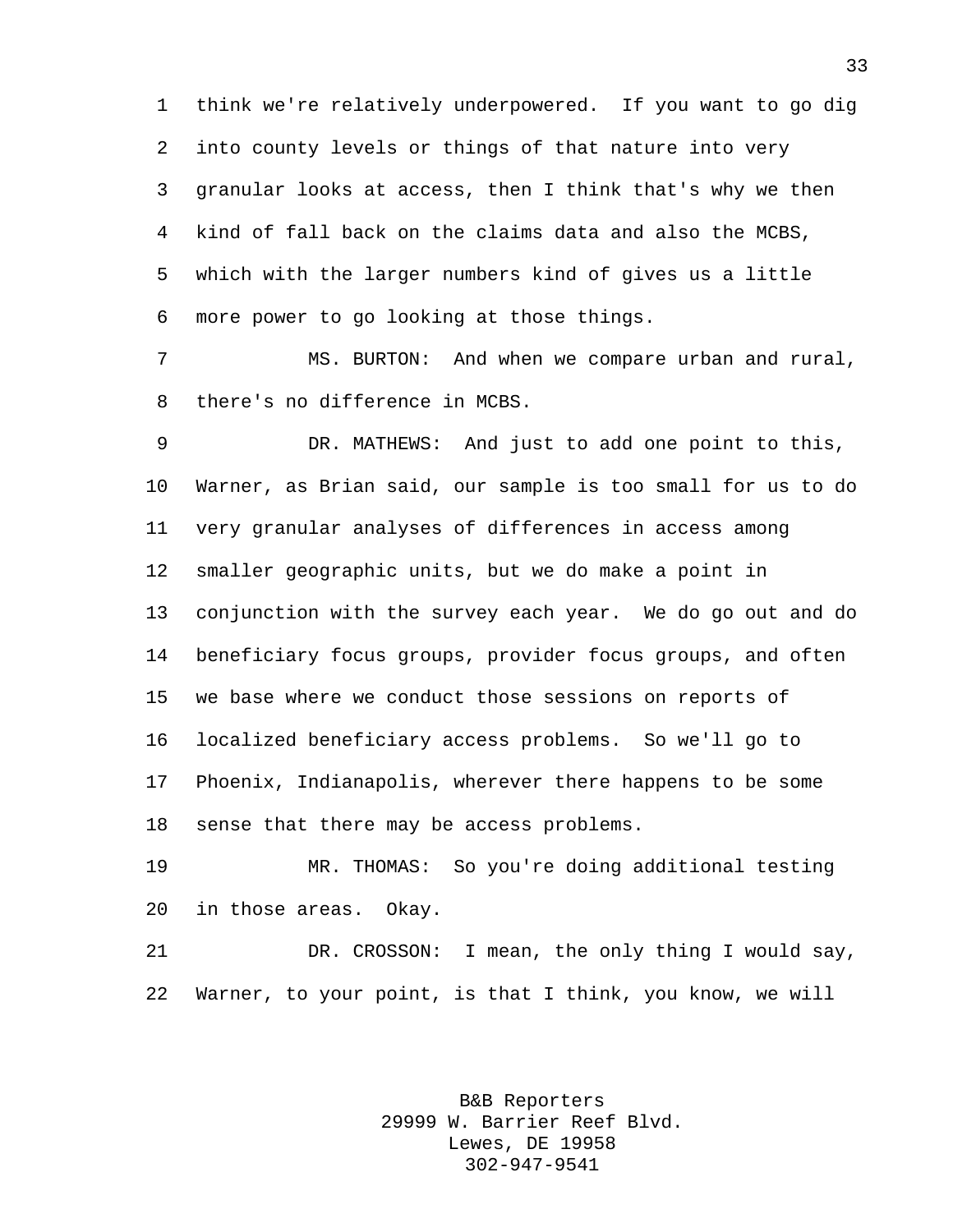think we're relatively underpowered. If you want to go dig into county levels or things of that nature into very granular looks at access, then I think that's why we then kind of fall back on the claims data and also the MCBS, which with the larger numbers kind of gives us a little more power to go looking at those things.

MS. BURTON: And when we compare urban and rural, there's no difference in MCBS.

DR. MATHEWS: And just to add one point to this, Warner, as Brian said, our sample is too small for us to do very granular analyses of differences in access among smaller geographic units, but we do make a point in conjunction with the survey each year. We do go out and do beneficiary focus groups, provider focus groups, and often we base where we conduct those sessions on reports of localized beneficiary access problems. So we'll go to Phoenix, Indianapolis, wherever there happens to be some sense that there may be access problems.

MR. THOMAS: So you're doing additional testing in those areas. Okay.

DR. CROSSON: I mean, the only thing I would say, Warner, to your point, is that I think, you know, we will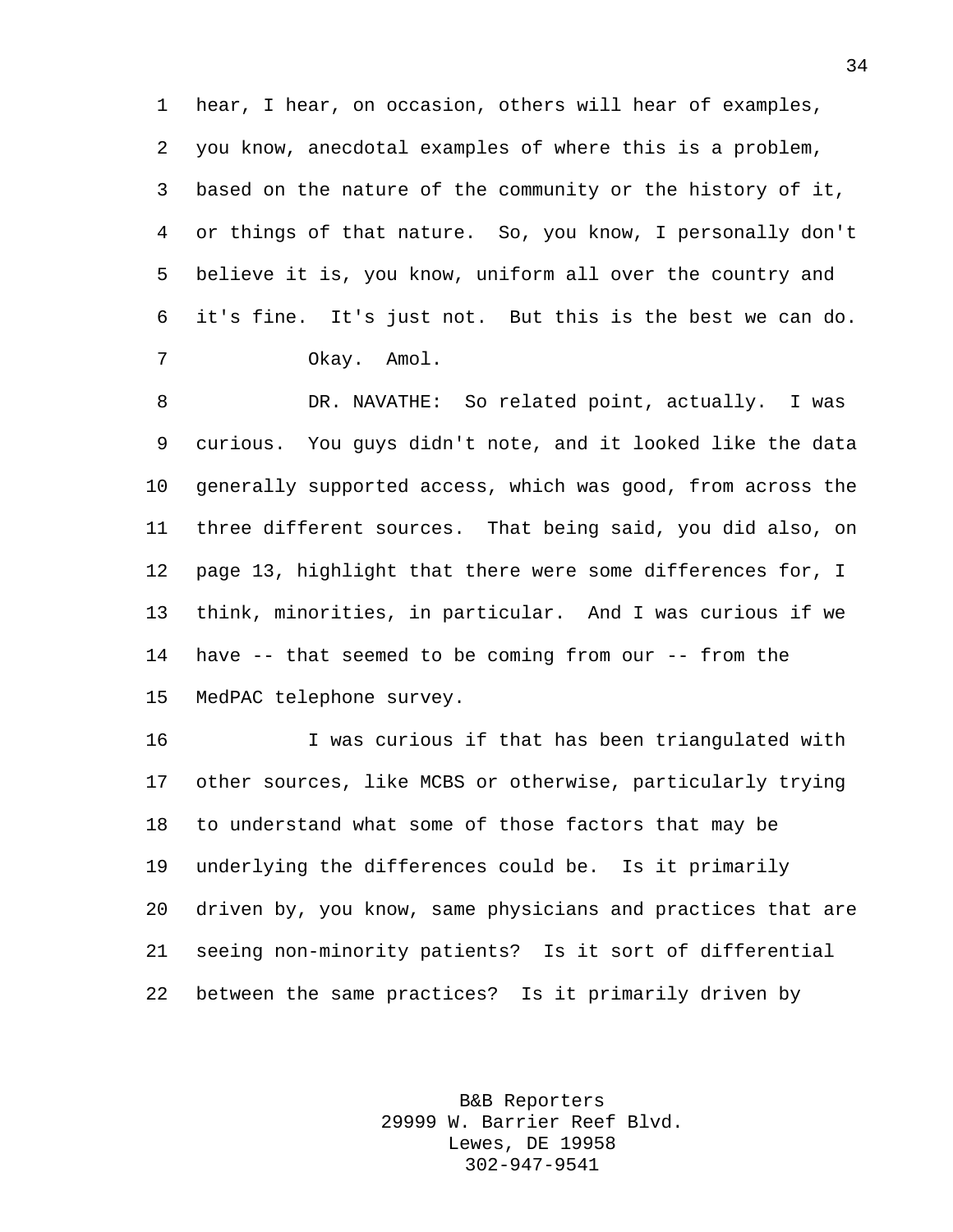hear, I hear, on occasion, others will hear of examples, you know, anecdotal examples of where this is a problem, based on the nature of the community or the history of it, or things of that nature. So, you know, I personally don't believe it is, you know, uniform all over the country and it's fine. It's just not. But this is the best we can do.

Okay. Amol.

DR. NAVATHE: So related point, actually. I was curious. You guys didn't note, and it looked like the data generally supported access, which was good, from across the three different sources. That being said, you did also, on page 13, highlight that there were some differences for, I think, minorities, in particular. And I was curious if we have -- that seemed to be coming from our -- from the MedPAC telephone survey.

I was curious if that has been triangulated with other sources, like MCBS or otherwise, particularly trying to understand what some of those factors that may be underlying the differences could be. Is it primarily driven by, you know, same physicians and practices that are seeing non-minority patients? Is it sort of differential between the same practices? Is it primarily driven by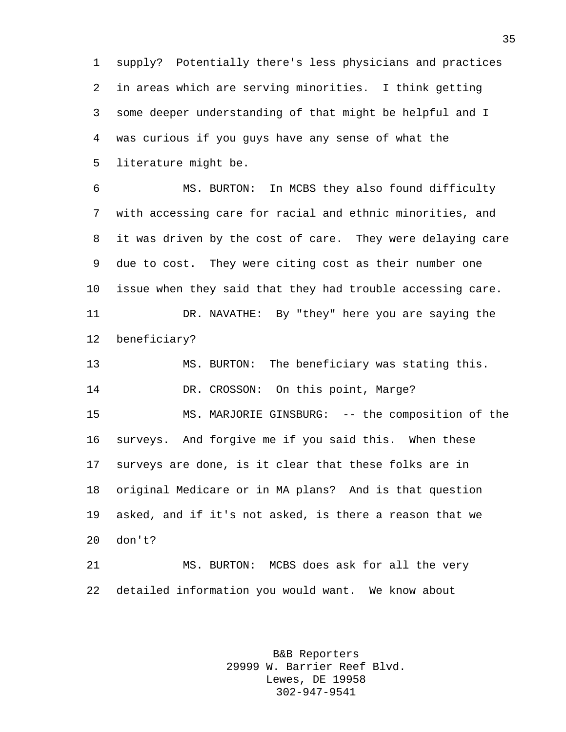supply? Potentially there's less physicians and practices in areas which are serving minorities. I think getting some deeper understanding of that might be helpful and I was curious if you guys have any sense of what the literature might be.

MS. BURTON: In MCBS they also found difficulty with accessing care for racial and ethnic minorities, and it was driven by the cost of care. They were delaying care due to cost. They were citing cost as their number one issue when they said that they had trouble accessing care.

DR. NAVATHE: By "they" here you are saying the beneficiary?

MS. BURTON: The beneficiary was stating this.

DR. CROSSON: On this point, Marge?

MS. MARJORIE GINSBURG: -- the composition of the surveys. And forgive me if you said this. When these surveys are done, is it clear that these folks are in original Medicare or in MA plans? And is that question asked, and if it's not asked, is there a reason that we don't?

MS. BURTON: MCBS does ask for all the very detailed information you would want. We know about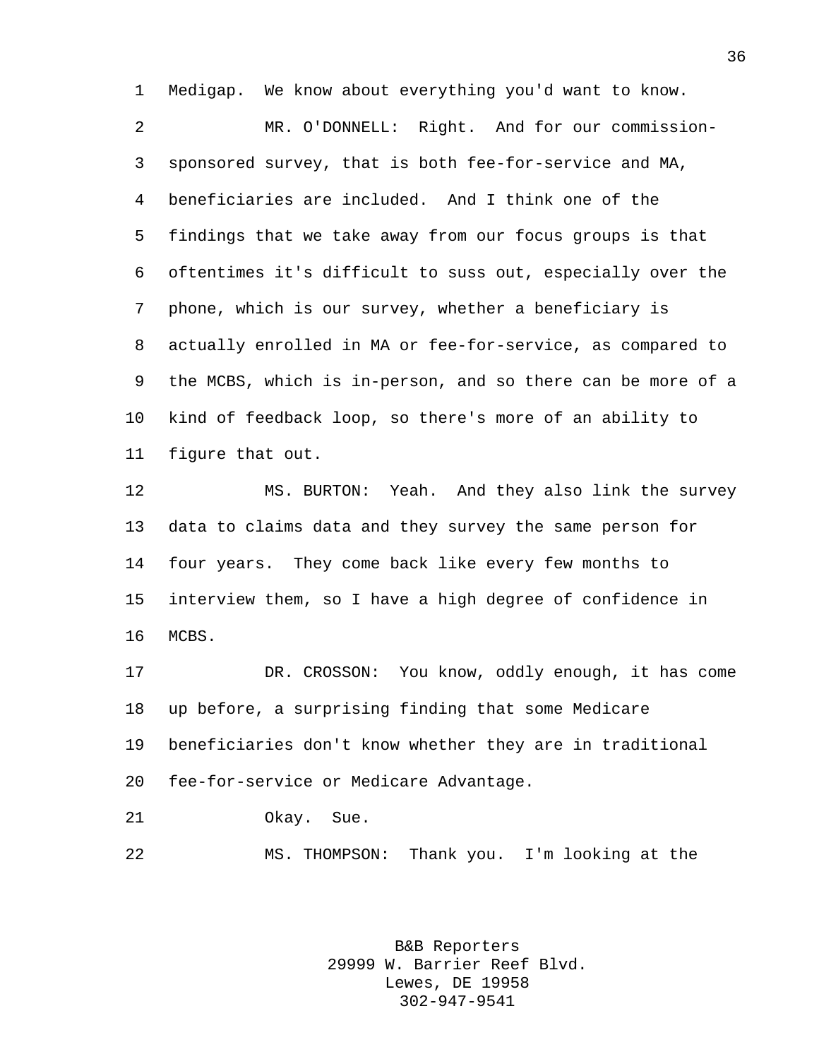Medigap. We know about everything you'd want to know.

MR. O'DONNELL: Right. And for our commission-sponsored survey, that is both fee-for-service and MA, beneficiaries are included. And I think one of the findings that we take away from our focus groups is that oftentimes it's difficult to suss out, especially over the phone, which is our survey, whether a beneficiary is actually enrolled in MA or fee-for-service, as compared to the MCBS, which is in-person, and so there can be more of a kind of feedback loop, so there's more of an ability to figure that out.

MS. BURTON: Yeah. And they also link the survey data to claims data and they survey the same person for four years. They come back like every few months to interview them, so I have a high degree of confidence in MCBS.

DR. CROSSON: You know, oddly enough, it has come up before, a surprising finding that some Medicare beneficiaries don't know whether they are in traditional fee-for-service or Medicare Advantage.

Okay. Sue.

MS. THOMPSON: Thank you. I'm looking at the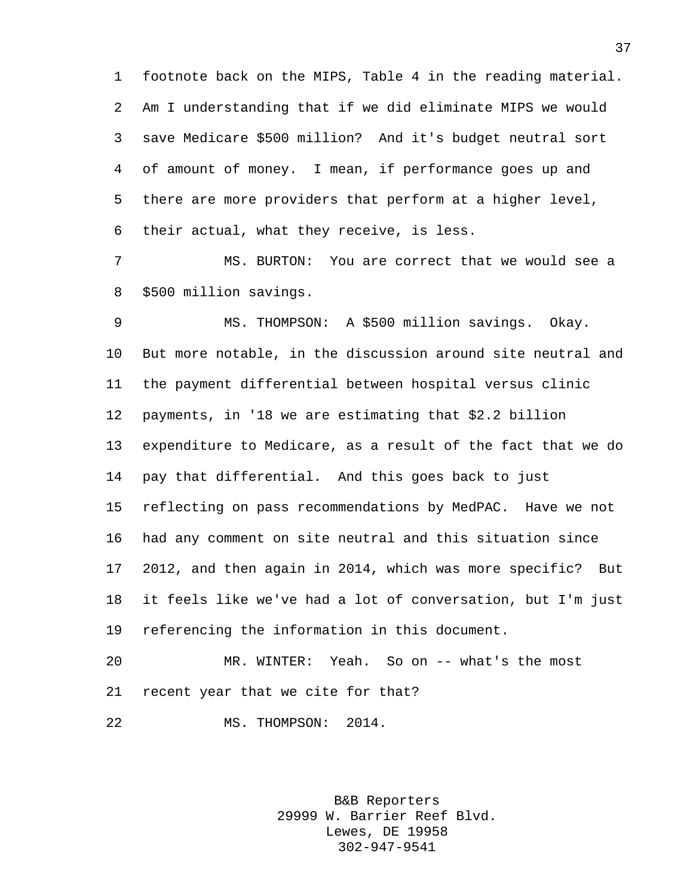footnote back on the MIPS, Table 4 in the reading material. Am I understanding that if we did eliminate MIPS we would save Medicare $500 million? And it's budget neutral sort of amount of money. I mean, if performance goes up and there are more providers that perform at a higher level, their actual, what they receive, is less.

MS. BURTON: You are correct that we would see a $500 million savings.

MS. THOMPSON: A $500 million savings. Okay. But more notable, in the discussion around site neutral and the payment differential between hospital versus clinic payments, in '18 we are estimating that $2.2 billion expenditure to Medicare, as a result of the fact that we do pay that differential. And this goes back to just reflecting on pass recommendations by MedPAC. Have we not had any comment on site neutral and this situation since 2012, and then again in 2014, which was more specific? But it feels like we've had a lot of conversation, but I'm just referencing the information in this document.

MR. WINTER: Yeah. So on -- what's the most recent year that we cite for that?

MS. THOMPSON: 2014.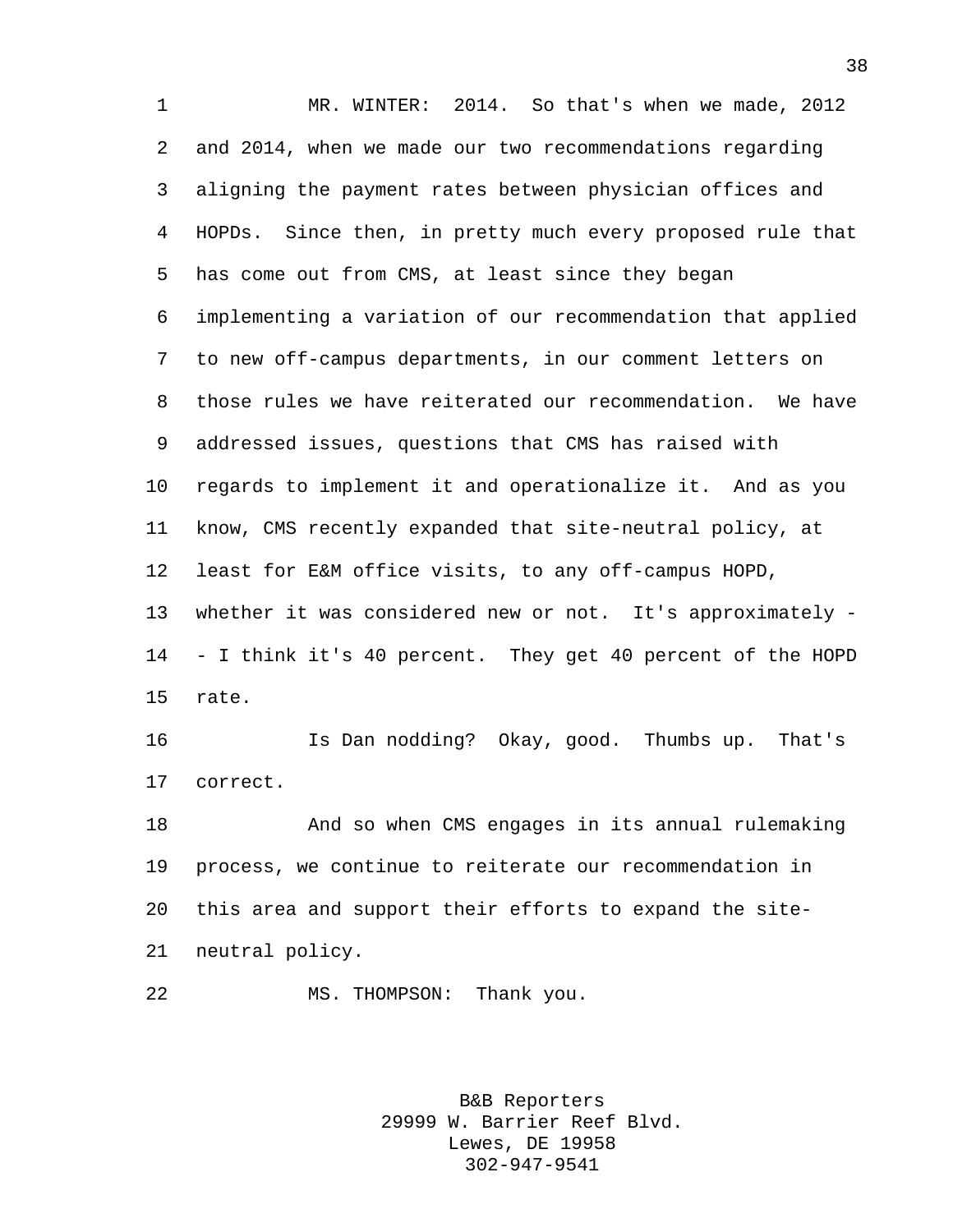MR. WINTER: 2014. So that's when we made, 2012 and 2014, when we made our two recommendations regarding aligning the payment rates between physician offices and HOPDs. Since then, in pretty much every proposed rule that has come out from CMS, at least since they began implementing a variation of our recommendation that applied to new off-campus departments, in our comment letters on those rules we have reiterated our recommendation. We have addressed issues, questions that CMS has raised with regards to implement it and operationalize it. And as you know, CMS recently expanded that site-neutral policy, at least for E&M office visits, to any off-campus HOPD, whether it was considered new or not. It's approximately -- I think it's 40 percent. They get 40 percent of the HOPD rate.

Is Dan nodding? Okay, good. Thumbs up. That's correct.

And so when CMS engages in its annual rulemaking process, we continue to reiterate our recommendation in this area and support their efforts to expand the site-neutral policy.

MS. THOMPSON: Thank you.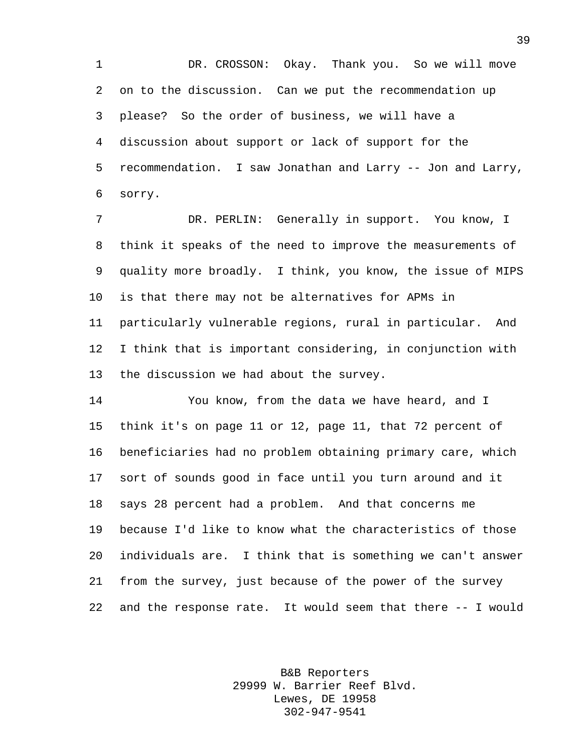DR. CROSSON: Okay. Thank you. So we will move on to the discussion. Can we put the recommendation up please? So the order of business, we will have a discussion about support or lack of support for the recommendation. I saw Jonathan and Larry -- Jon and Larry, sorry.

DR. PERLIN: Generally in support. You know, I think it speaks of the need to improve the measurements of quality more broadly. I think, you know, the issue of MIPS is that there may not be alternatives for APMs in particularly vulnerable regions, rural in particular. And I think that is important considering, in conjunction with the discussion we had about the survey.

You know, from the data we have heard, and I think it's on page 11 or 12, page 11, that 72 percent of beneficiaries had no problem obtaining primary care, which sort of sounds good in face until you turn around and it says 28 percent had a problem. And that concerns me because I'd like to know what the characteristics of those individuals are. I think that is something we can't answer from the survey, just because of the power of the survey and the response rate. It would seem that there -- I would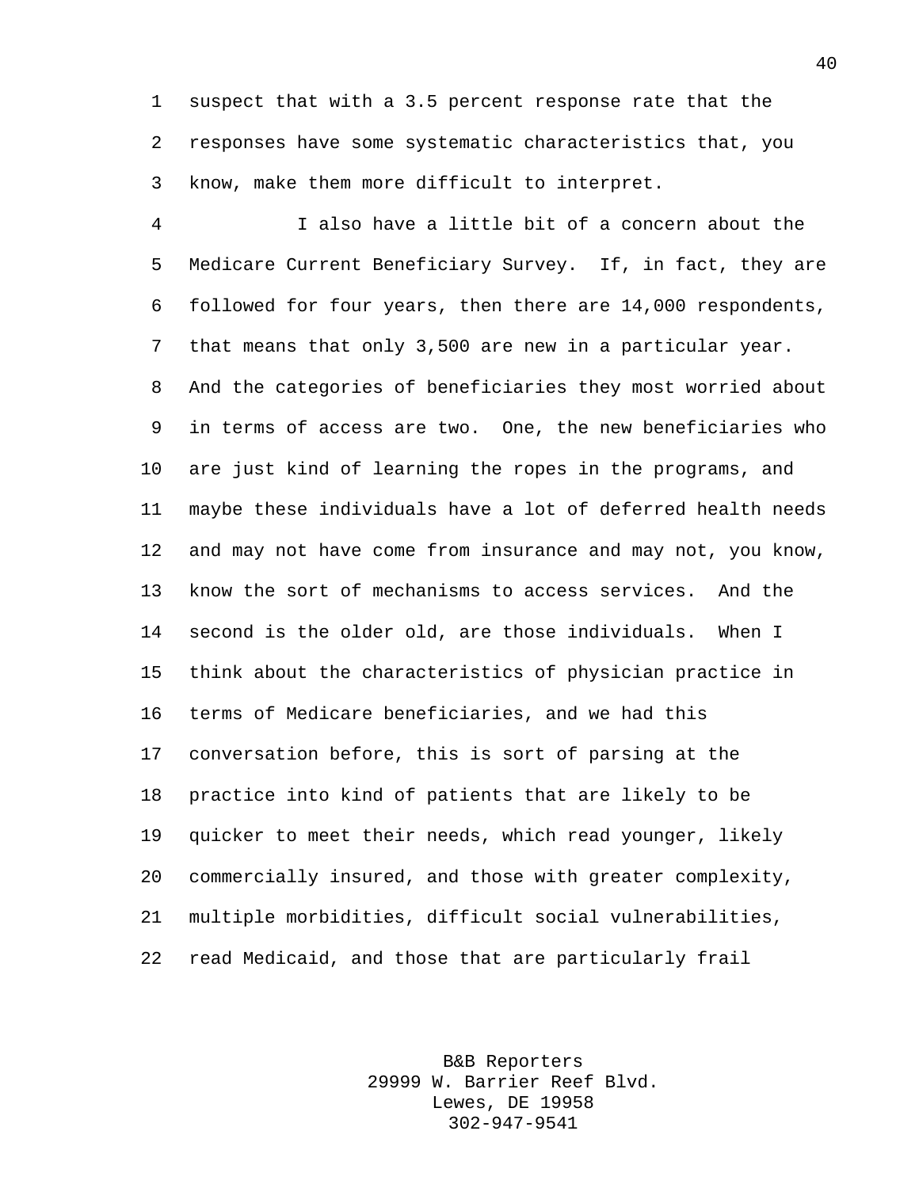suspect that with a 3.5 percent response rate that the responses have some systematic characteristics that, you know, make them more difficult to interpret.

I also have a little bit of a concern about the Medicare Current Beneficiary Survey. If, in fact, they are followed for four years, then there are 14,000 respondents, that means that only 3,500 are new in a particular year. And the categories of beneficiaries they most worried about in terms of access are two. One, the new beneficiaries who are just kind of learning the ropes in the programs, and maybe these individuals have a lot of deferred health needs and may not have come from insurance and may not, you know, know the sort of mechanisms to access services. And the second is the older old, are those individuals. When I think about the characteristics of physician practice in terms of Medicare beneficiaries, and we had this conversation before, this is sort of parsing at the practice into kind of patients that are likely to be quicker to meet their needs, which read younger, likely commercially insured, and those with greater complexity, multiple morbidities, difficult social vulnerabilities, read Medicaid, and those that are particularly frail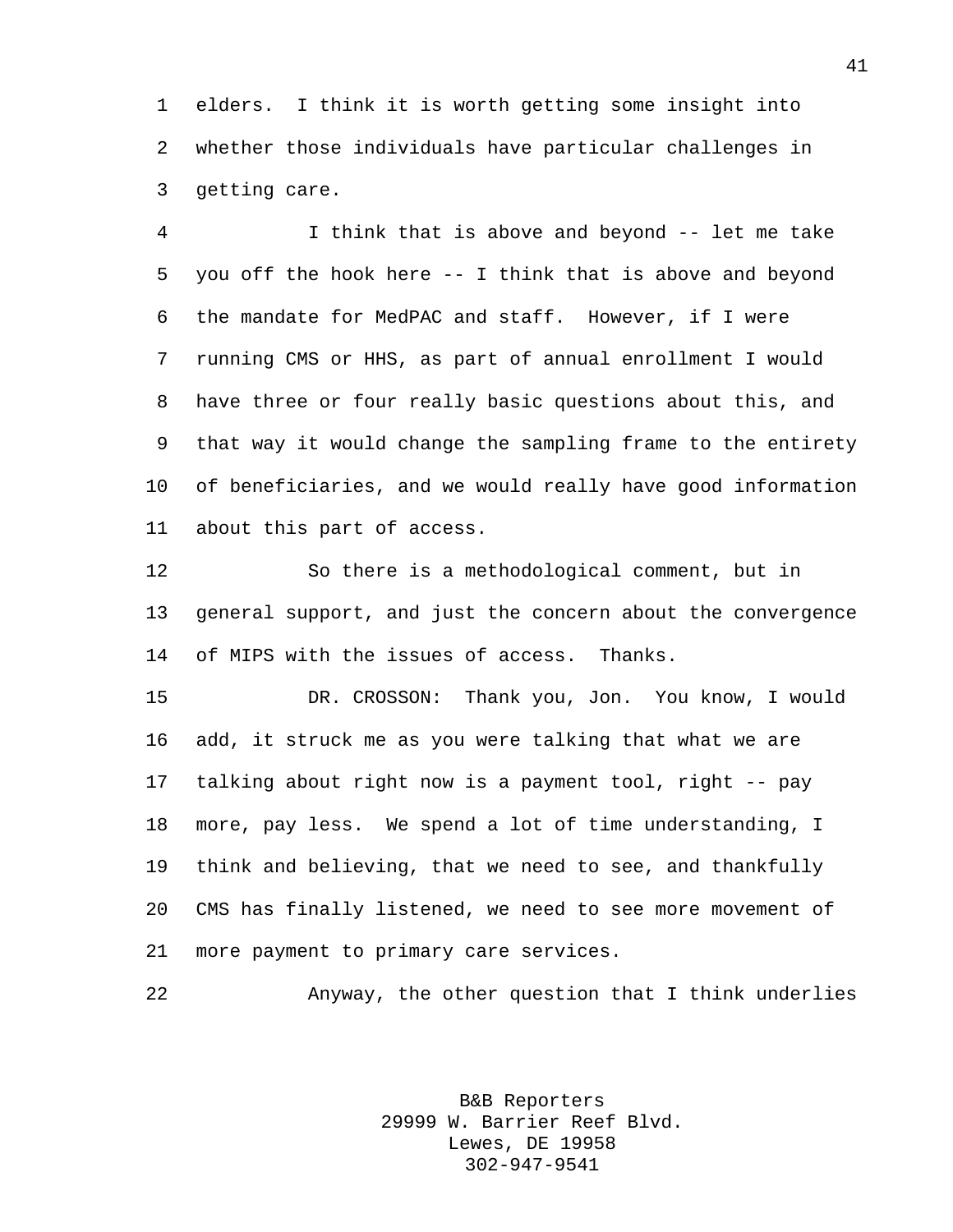elders. I think it is worth getting some insight into whether those individuals have particular challenges in getting care.

I think that is above and beyond -- let me take you off the hook here -- I think that is above and beyond the mandate for MedPAC and staff. However, if I were running CMS or HHS, as part of annual enrollment I would have three or four really basic questions about this, and that way it would change the sampling frame to the entirety of beneficiaries, and we would really have good information about this part of access.

So there is a methodological comment, but in general support, and just the concern about the convergence of MIPS with the issues of access. Thanks.

DR. CROSSON: Thank you, Jon. You know, I would add, it struck me as you were talking that what we are talking about right now is a payment tool, right -- pay more, pay less. We spend a lot of time understanding, I think and believing, that we need to see, and thankfully CMS has finally listened, we need to see more movement of more payment to primary care services.

Anyway, the other question that I think underlies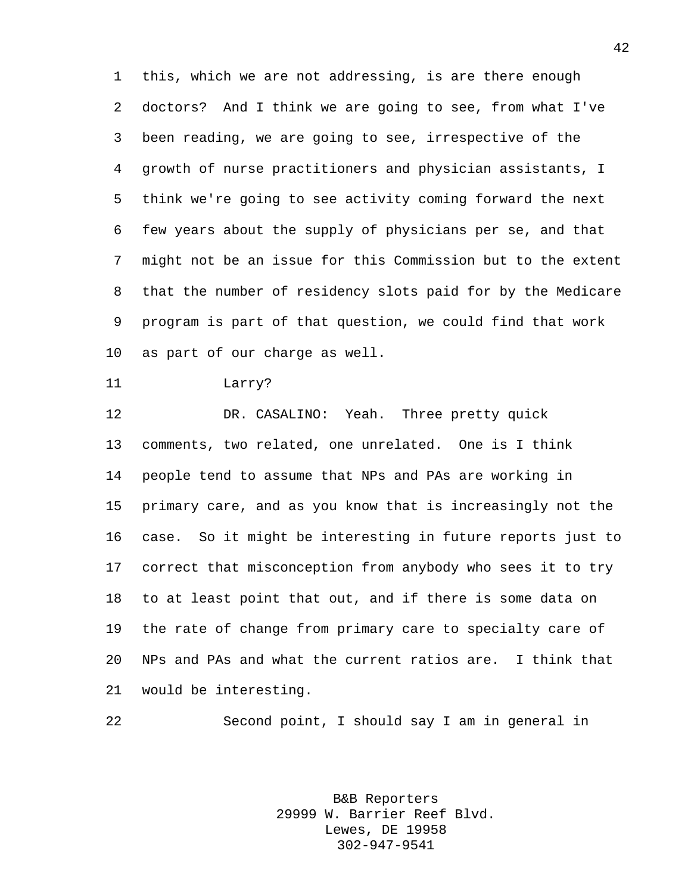this, which we are not addressing, is are there enough doctors? And I think we are going to see, from what I've been reading, we are going to see, irrespective of the growth of nurse practitioners and physician assistants, I think we're going to see activity coming forward the next few years about the supply of physicians per se, and that might not be an issue for this Commission but to the extent that the number of residency slots paid for by the Medicare program is part of that question, we could find that work as part of our charge as well.

Larry?

DR. CASALINO: Yeah. Three pretty quick comments, two related, one unrelated. One is I think people tend to assume that NPs and PAs are working in primary care, and as you know that is increasingly not the case. So it might be interesting in future reports just to correct that misconception from anybody who sees it to try to at least point that out, and if there is some data on the rate of change from primary care to specialty care of NPs and PAs and what the current ratios are. I think that would be interesting.

Second point, I should say I am in general in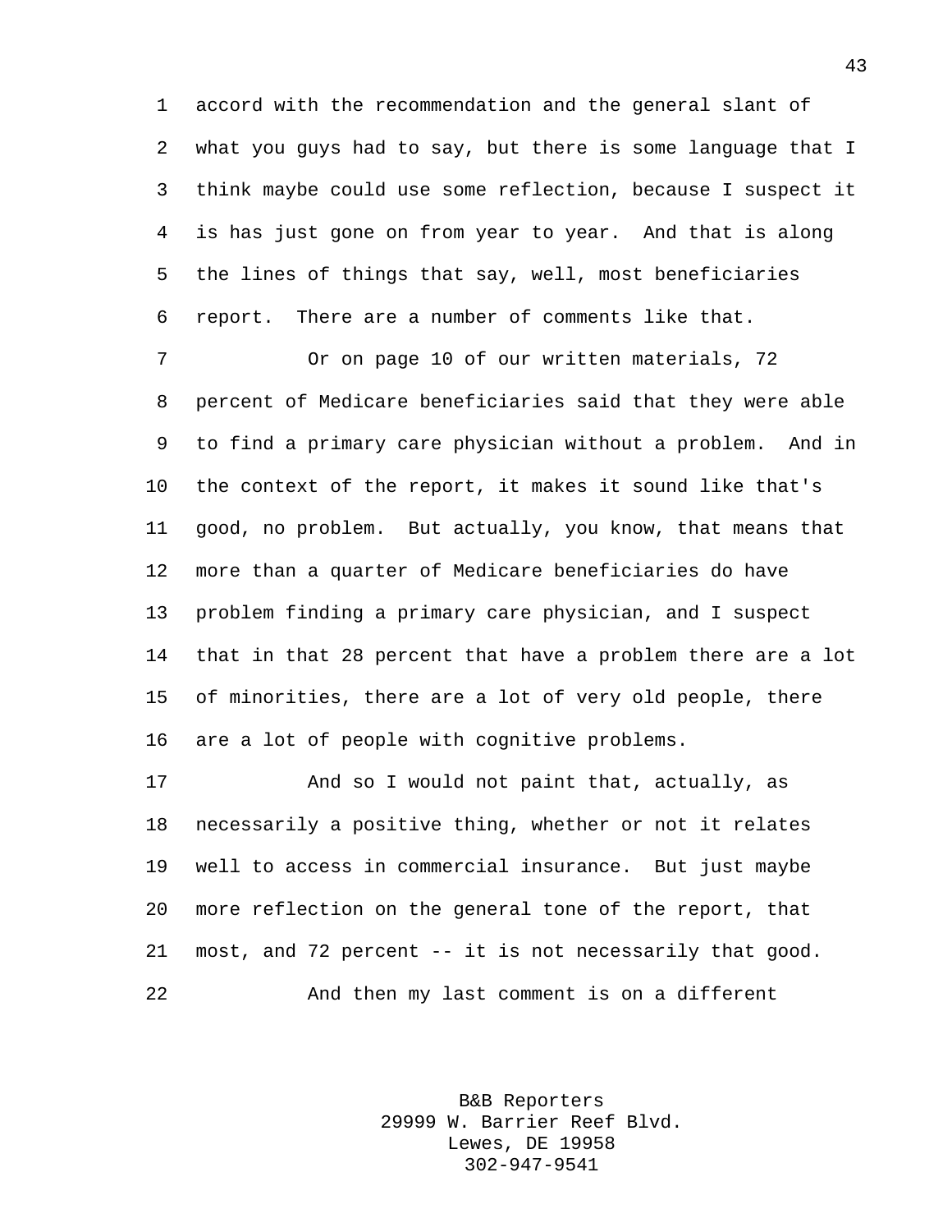accord with the recommendation and the general slant of what you guys had to say, but there is some language that I think maybe could use some reflection, because I suspect it is has just gone on from year to year. And that is along the lines of things that say, well, most beneficiaries report. There are a number of comments like that.

Or on page 10 of our written materials, 72 percent of Medicare beneficiaries said that they were able to find a primary care physician without a problem. And in the context of the report, it makes it sound like that's good, no problem. But actually, you know, that means that more than a quarter of Medicare beneficiaries do have problem finding a primary care physician, and I suspect that in that 28 percent that have a problem there are a lot of minorities, there are a lot of very old people, there are a lot of people with cognitive problems.

And so I would not paint that, actually, as necessarily a positive thing, whether or not it relates well to access in commercial insurance. But just maybe more reflection on the general tone of the report, that most, and 72 percent -- it is not necessarily that good.

And then my last comment is on a different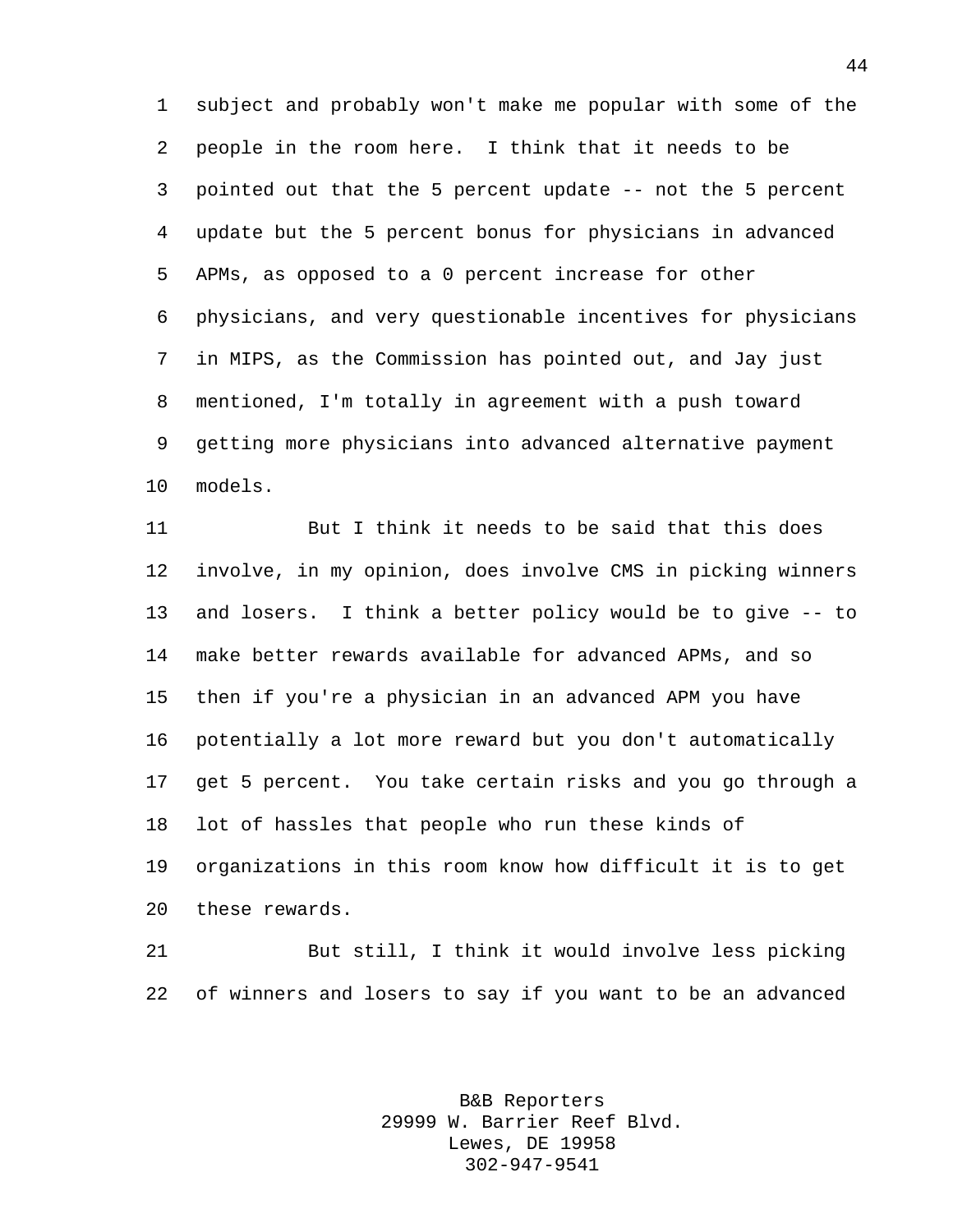subject and probably won't make me popular with some of the people in the room here. I think that it needs to be pointed out that the 5 percent update -- not the 5 percent update but the 5 percent bonus for physicians in advanced APMs, as opposed to a 0 percent increase for other physicians, and very questionable incentives for physicians in MIPS, as the Commission has pointed out, and Jay just mentioned, I'm totally in agreement with a push toward getting more physicians into advanced alternative payment models.

But I think it needs to be said that this does involve, in my opinion, does involve CMS in picking winners and losers. I think a better policy would be to give -- to make better rewards available for advanced APMs, and so then if you're a physician in an advanced APM you have potentially a lot more reward but you don't automatically get 5 percent. You take certain risks and you go through a lot of hassles that people who run these kinds of organizations in this room know how difficult it is to get these rewards.

But still, I think it would involve less picking of winners and losers to say if you want to be an advanced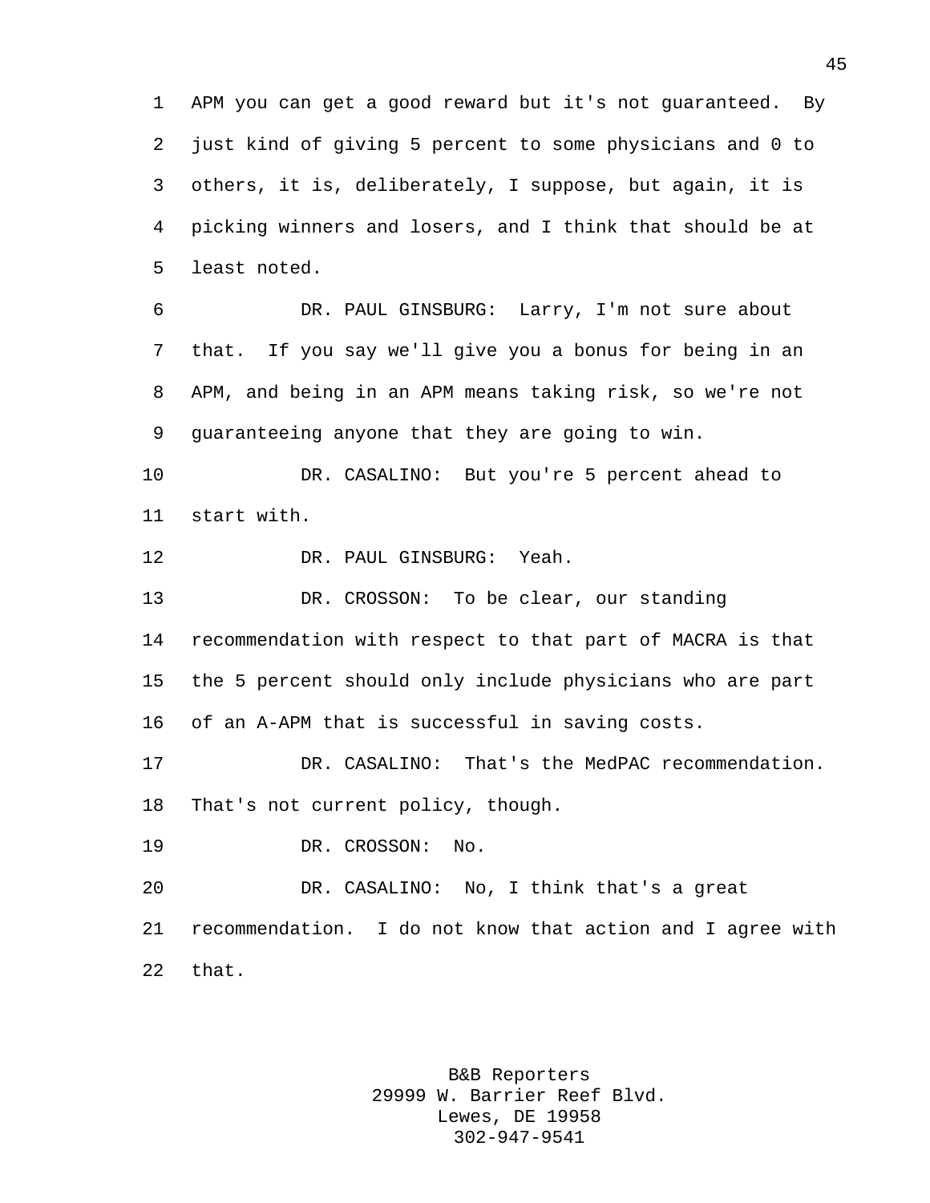APM you can get a good reward but it's not guaranteed. By just kind of giving 5 percent to some physicians and 0 to others, it is, deliberately, I suppose, but again, it is picking winners and losers, and I think that should be at least noted.

DR. PAUL GINSBURG: Larry, I'm not sure about that. If you say we'll give you a bonus for being in an APM, and being in an APM means taking risk, so we're not guaranteeing anyone that they are going to win.

DR. CASALINO: But you're 5 percent ahead to start with.

DR. PAUL GINSBURG: Yeah.

DR. CROSSON: To be clear, our standing recommendation with respect to that part of MACRA is that the 5 percent should only include physicians who are part of an A-APM that is successful in saving costs.

DR. CASALINO: That's the MedPAC recommendation. That's not current policy, though.

DR. CROSSON: No.

DR. CASALINO: No, I think that's a great recommendation. I do not know that action and I agree with that.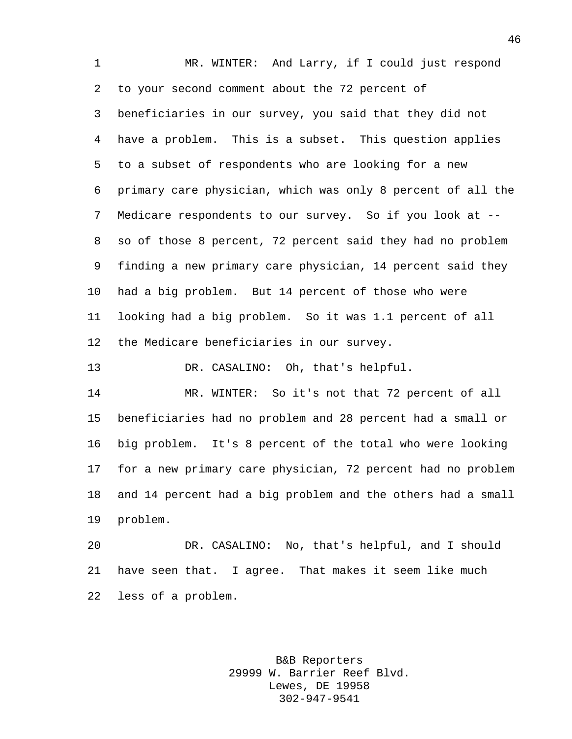MR. WINTER: And Larry, if I could just respond to your second comment about the 72 percent of beneficiaries in our survey, you said that they did not have a problem. This is a subset. This question applies to a subset of respondents who are looking for a new primary care physician, which was only 8 percent of all the Medicare respondents to our survey. So if you look at -- so of those 8 percent, 72 percent said they had no problem finding a new primary care physician, 14 percent said they had a big problem. But 14 percent of those who were looking had a big problem. So it was 1.1 percent of all the Medicare beneficiaries in our survey.

DR. CASALINO: Oh, that's helpful.

MR. WINTER: So it's not that 72 percent of all beneficiaries had no problem and 28 percent had a small or big problem. It's 8 percent of the total who were looking for a new primary care physician, 72 percent had no problem and 14 percent had a big problem and the others had a small problem.

DR. CASALINO: No, that's helpful, and I should have seen that. I agree. That makes it seem like much less of a problem.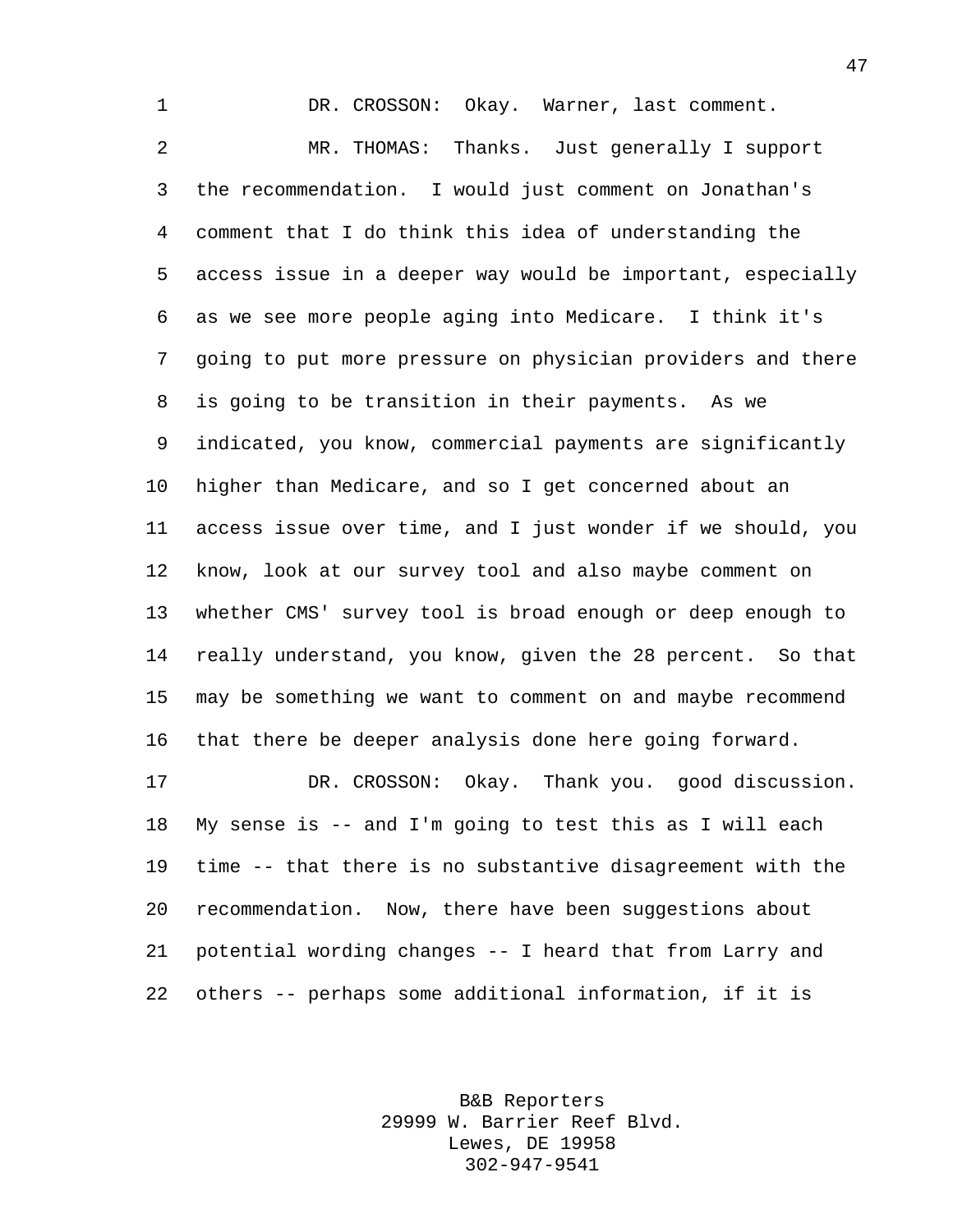DR. CROSSON: Okay. Warner, last comment.

MR. THOMAS: Thanks. Just generally I support the recommendation. I would just comment on Jonathan's comment that I do think this idea of understanding the access issue in a deeper way would be important, especially as we see more people aging into Medicare. I think it's going to put more pressure on physician providers and there is going to be transition in their payments. As we indicated, you know, commercial payments are significantly higher than Medicare, and so I get concerned about an access issue over time, and I just wonder if we should, you know, look at our survey tool and also maybe comment on whether CMS' survey tool is broad enough or deep enough to really understand, you know, given the 28 percent. So that may be something we want to comment on and maybe recommend that there be deeper analysis done here going forward.

DR. CROSSON: Okay. Thank you. good discussion. My sense is -- and I'm going to test this as I will each time -- that there is no substantive disagreement with the recommendation. Now, there have been suggestions about potential wording changes -- I heard that from Larry and others -- perhaps some additional information, if it is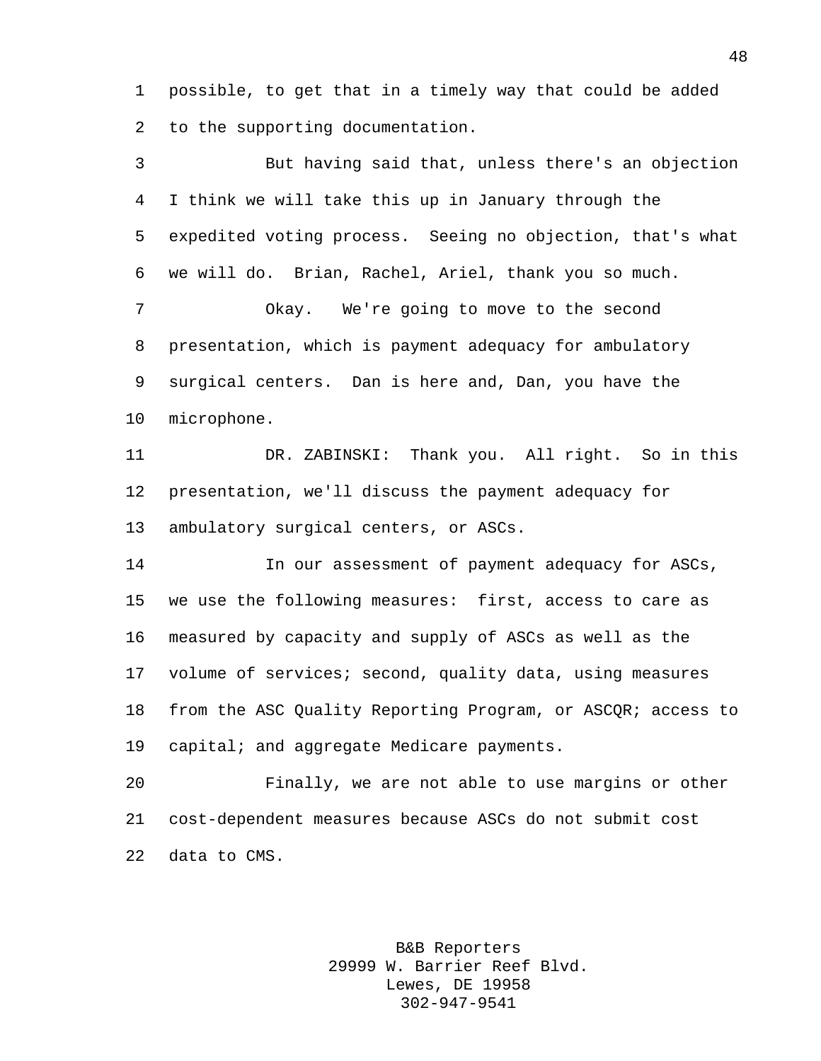possible, to get that in a timely way that could be added to the supporting documentation.

But having said that, unless there's an objection I think we will take this up in January through the expedited voting process. Seeing no objection, that's what we will do. Brian, Rachel, Ariel, thank you so much.

Okay. We're going to move to the second presentation, which is payment adequacy for ambulatory surgical centers. Dan is here and, Dan, you have the microphone.

DR. ZABINSKI: Thank you. All right. So in this presentation, we'll discuss the payment adequacy for ambulatory surgical centers, or ASCs.

In our assessment of payment adequacy for ASCs, we use the following measures: first, access to care as measured by capacity and supply of ASCs as well as the volume of services; second, quality data, using measures from the ASC Quality Reporting Program, or ASCQR; access to capital; and aggregate Medicare payments.

Finally, we are not able to use margins or other cost-dependent measures because ASCs do not submit cost data to CMS.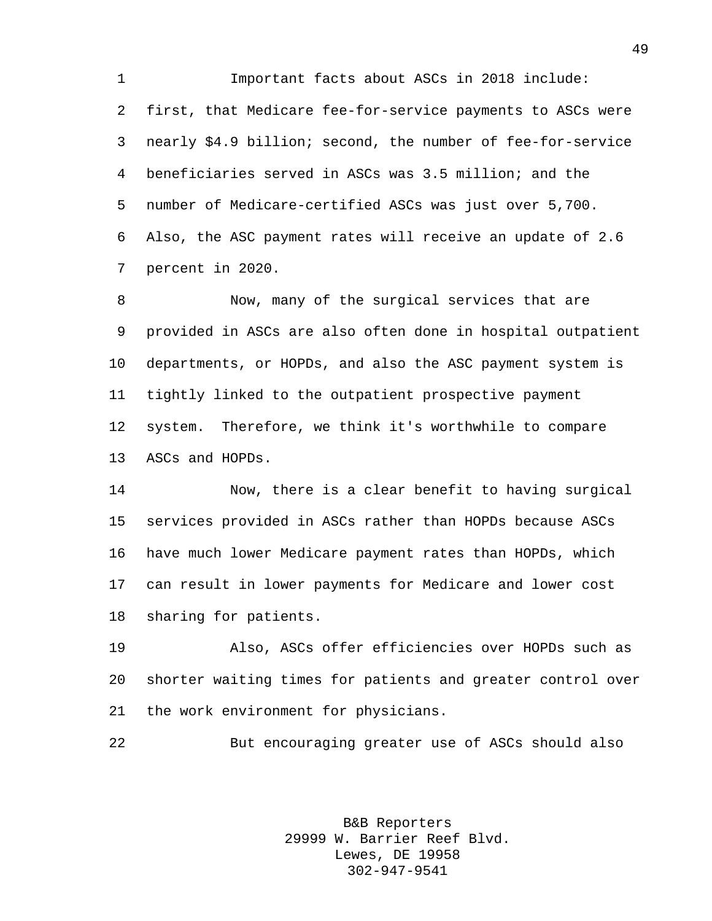Important facts about ASCs in 2018 include: first, that Medicare fee-for-service payments to ASCs were nearly $4.9 billion; second, the number of fee-for-service beneficiaries served in ASCs was 3.5 million; and the number of Medicare-certified ASCs was just over 5,700. Also, the ASC payment rates will receive an update of 2.6 percent in 2020.

Now, many of the surgical services that are provided in ASCs are also often done in hospital outpatient departments, or HOPDs, and also the ASC payment system is tightly linked to the outpatient prospective payment system. Therefore, we think it's worthwhile to compare ASCs and HOPDs.

Now, there is a clear benefit to having surgical services provided in ASCs rather than HOPDs because ASCs have much lower Medicare payment rates than HOPDs, which can result in lower payments for Medicare and lower cost sharing for patients.

Also, ASCs offer efficiencies over HOPDs such as shorter waiting times for patients and greater control over the work environment for physicians.

But encouraging greater use of ASCs should also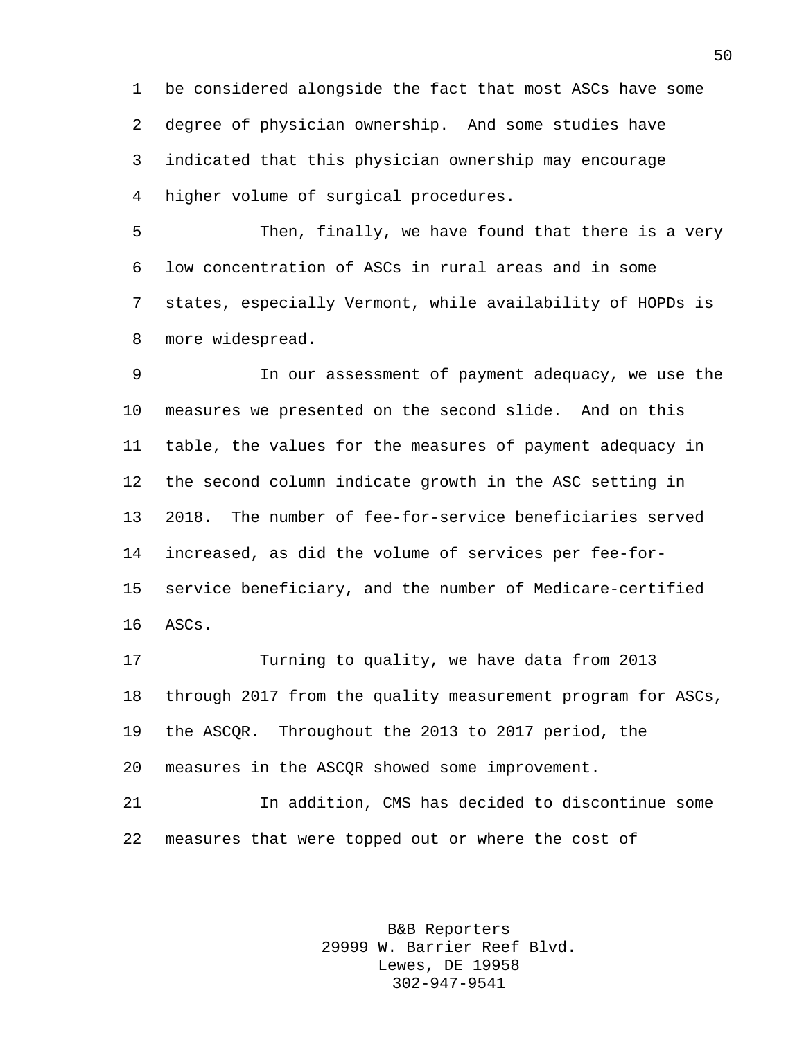be considered alongside the fact that most ASCs have some degree of physician ownership. And some studies have indicated that this physician ownership may encourage higher volume of surgical procedures.

Then, finally, we have found that there is a very low concentration of ASCs in rural areas and in some states, especially Vermont, while availability of HOPDs is more widespread.

In our assessment of payment adequacy, we use the measures we presented on the second slide. And on this table, the values for the measures of payment adequacy in the second column indicate growth in the ASC setting in 2018. The number of fee-for-service beneficiaries served increased, as did the volume of services per fee-for-service beneficiary, and the number of Medicare-certified ASCs.

Turning to quality, we have data from 2013 through 2017 from the quality measurement program for ASCs, the ASCQR. Throughout the 2013 to 2017 period, the measures in the ASCQR showed some improvement.

In addition, CMS has decided to discontinue some measures that were topped out or where the cost of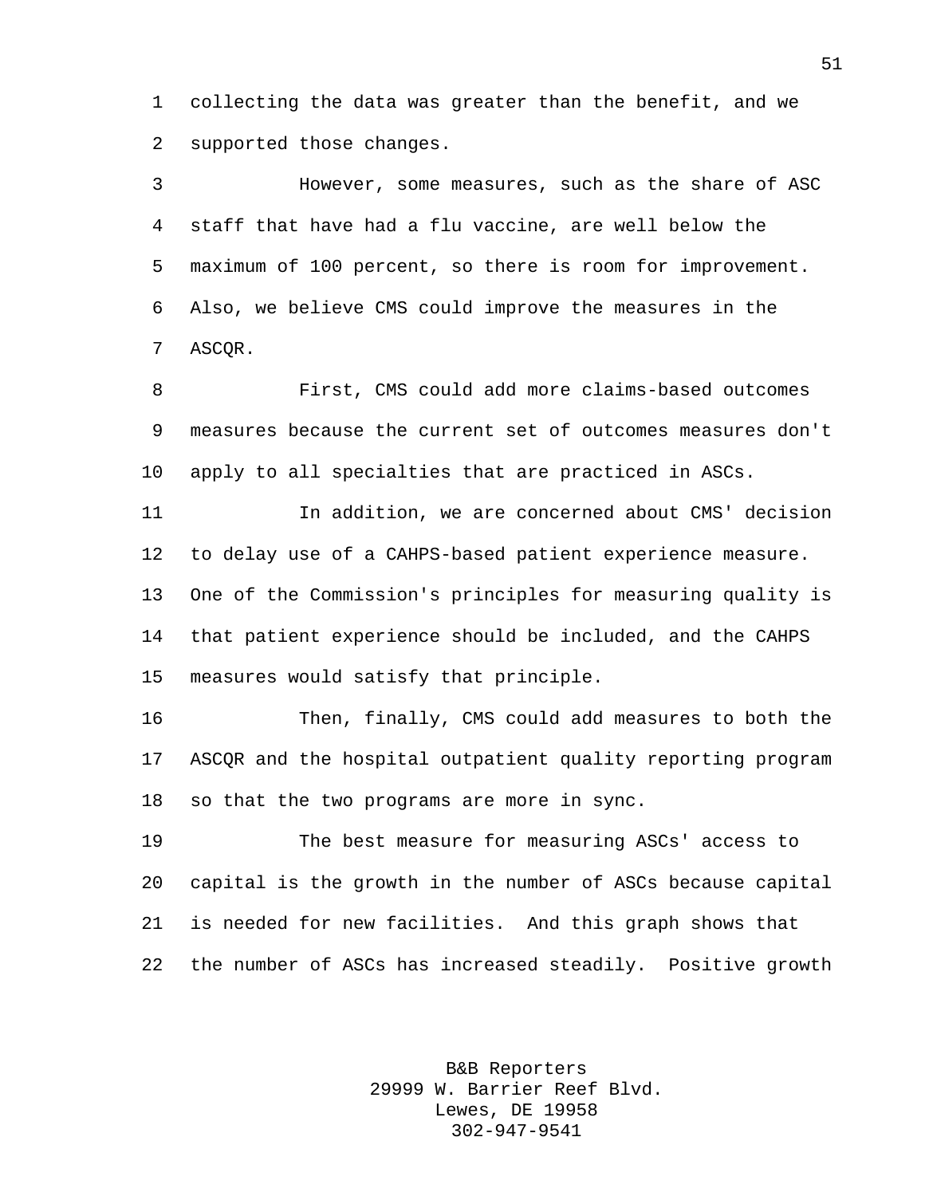collecting the data was greater than the benefit, and we supported those changes.

However, some measures, such as the share of ASC staff that have had a flu vaccine, are well below the maximum of 100 percent, so there is room for improvement. Also, we believe CMS could improve the measures in the ASCQR.

First, CMS could add more claims-based outcomes measures because the current set of outcomes measures don't apply to all specialties that are practiced in ASCs.

In addition, we are concerned about CMS' decision to delay use of a CAHPS-based patient experience measure. One of the Commission's principles for measuring quality is that patient experience should be included, and the CAHPS measures would satisfy that principle.

Then, finally, CMS could add measures to both the ASCQR and the hospital outpatient quality reporting program so that the two programs are more in sync.

The best measure for measuring ASCs' access to capital is the growth in the number of ASCs because capital is needed for new facilities. And this graph shows that the number of ASCs has increased steadily. Positive growth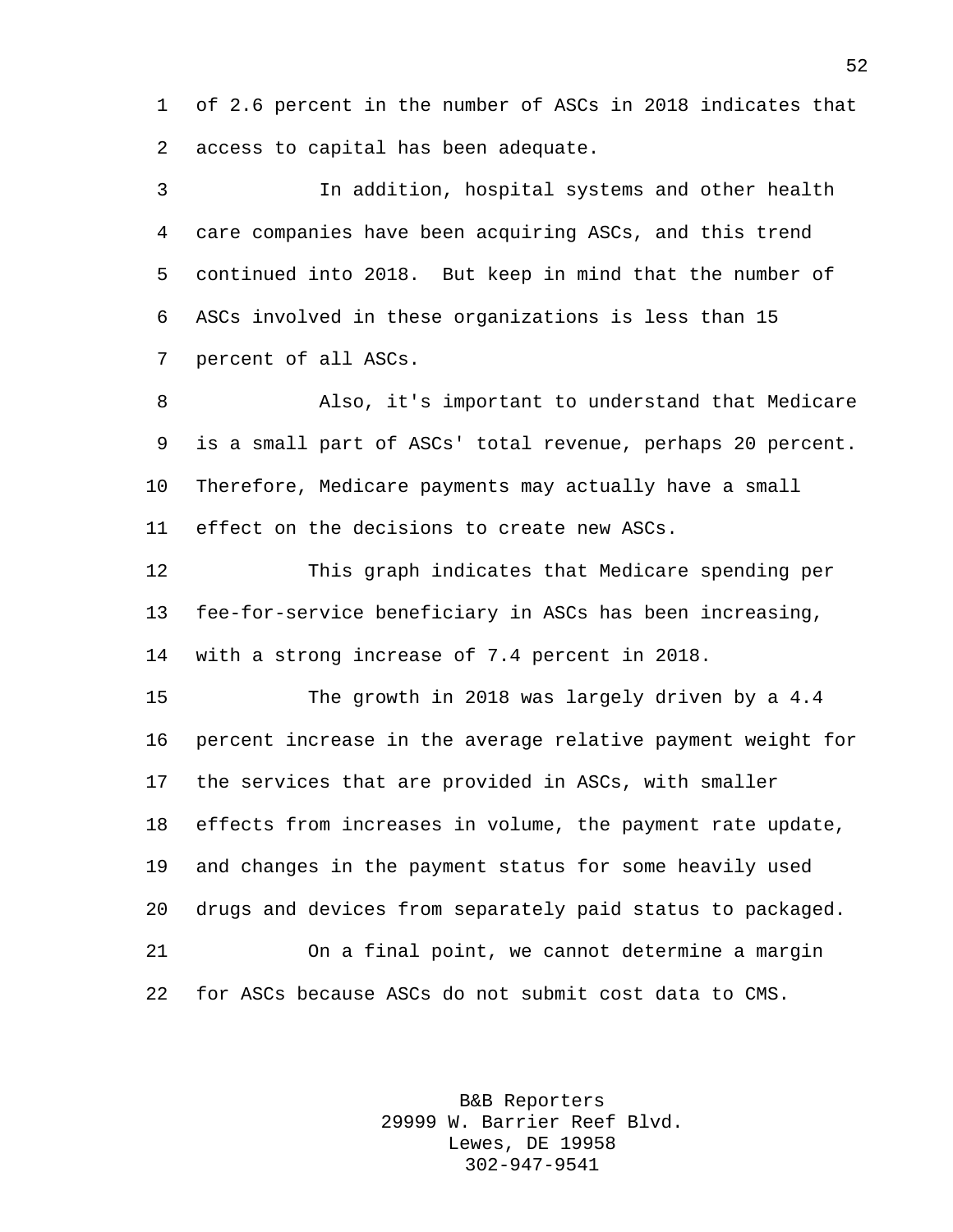of 2.6 percent in the number of ASCs in 2018 indicates that access to capital has been adequate.

In addition, hospital systems and other health care companies have been acquiring ASCs, and this trend continued into 2018. But keep in mind that the number of ASCs involved in these organizations is less than 15 percent of all ASCs.

Also, it's important to understand that Medicare is a small part of ASCs' total revenue, perhaps 20 percent. Therefore, Medicare payments may actually have a small effect on the decisions to create new ASCs.

This graph indicates that Medicare spending per fee-for-service beneficiary in ASCs has been increasing, with a strong increase of 7.4 percent in 2018.

The growth in 2018 was largely driven by a 4.4 percent increase in the average relative payment weight for the services that are provided in ASCs, with smaller effects from increases in volume, the payment rate update, and changes in the payment status for some heavily used drugs and devices from separately paid status to packaged.

On a final point, we cannot determine a margin for ASCs because ASCs do not submit cost data to CMS.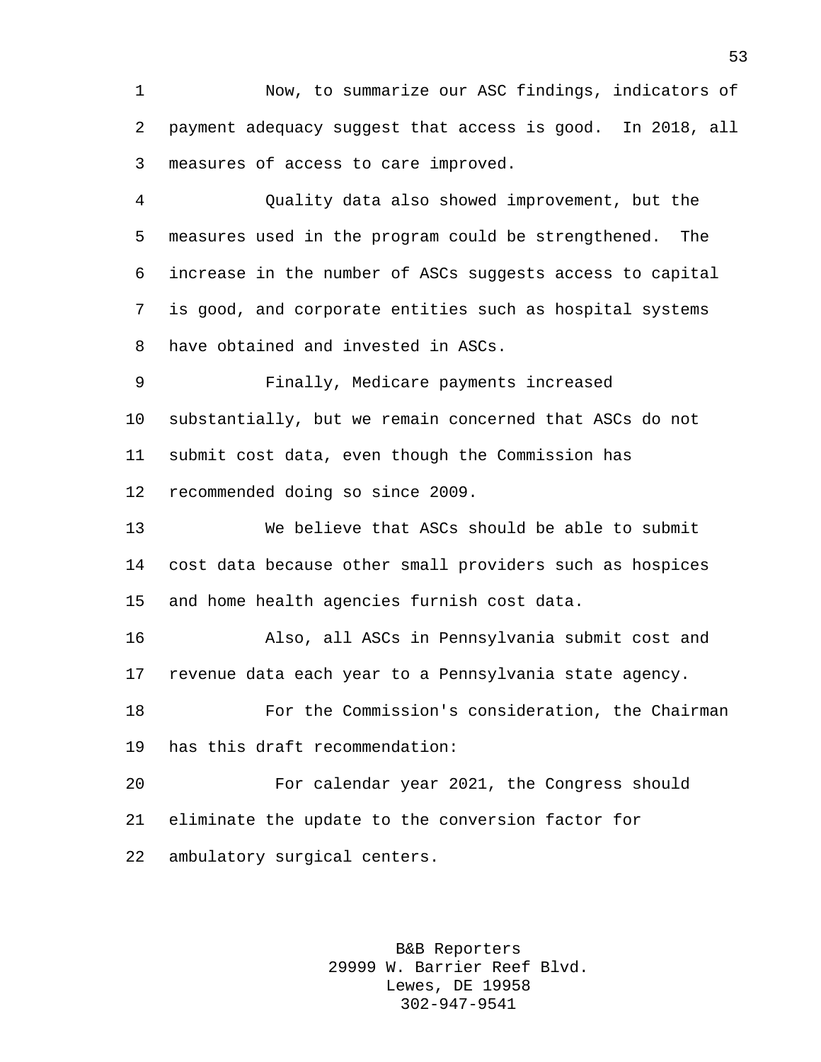Now, to summarize our ASC findings, indicators of payment adequacy suggest that access is good. In 2018, all measures of access to care improved.

Quality data also showed improvement, but the measures used in the program could be strengthened. The increase in the number of ASCs suggests access to capital is good, and corporate entities such as hospital systems have obtained and invested in ASCs.

Finally, Medicare payments increased substantially, but we remain concerned that ASCs do not submit cost data, even though the Commission has recommended doing so since 2009.

We believe that ASCs should be able to submit cost data because other small providers such as hospices and home health agencies furnish cost data.

Also, all ASCs in Pennsylvania submit cost and revenue data each year to a Pennsylvania state agency.

For the Commission's consideration, the Chairman has this draft recommendation:

For calendar year 2021, the Congress should eliminate the update to the conversion factor for ambulatory surgical centers.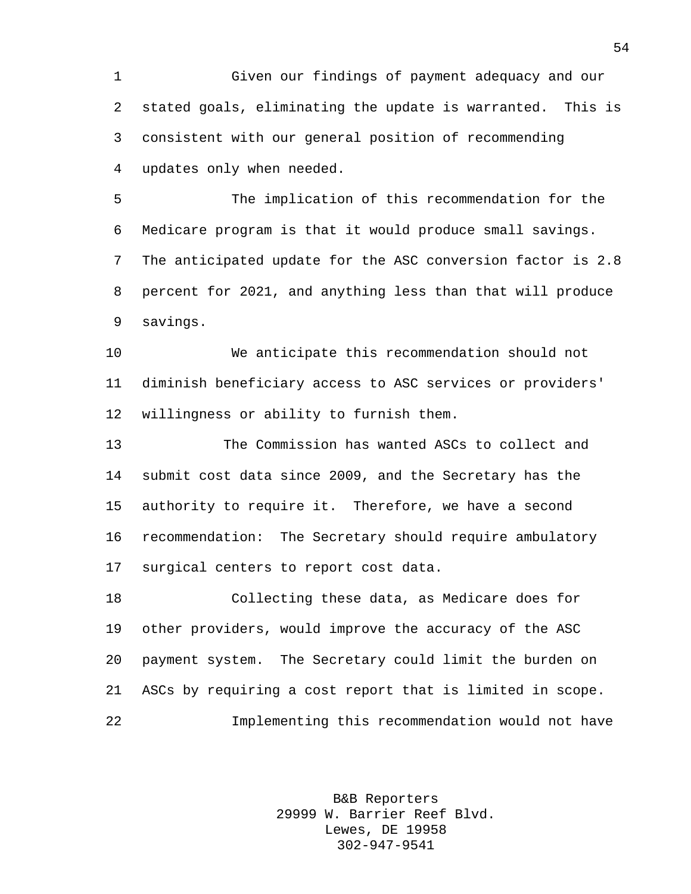Given our findings of payment adequacy and our stated goals, eliminating the update is warranted. This is consistent with our general position of recommending updates only when needed.

The implication of this recommendation for the Medicare program is that it would produce small savings. The anticipated update for the ASC conversion factor is 2.8 percent for 2021, and anything less than that will produce savings.

We anticipate this recommendation should not diminish beneficiary access to ASC services or providers' willingness or ability to furnish them.

The Commission has wanted ASCs to collect and submit cost data since 2009, and the Secretary has the authority to require it. Therefore, we have a second recommendation: The Secretary should require ambulatory surgical centers to report cost data.

Collecting these data, as Medicare does for other providers, would improve the accuracy of the ASC payment system. The Secretary could limit the burden on ASCs by requiring a cost report that is limited in scope.

Implementing this recommendation would not have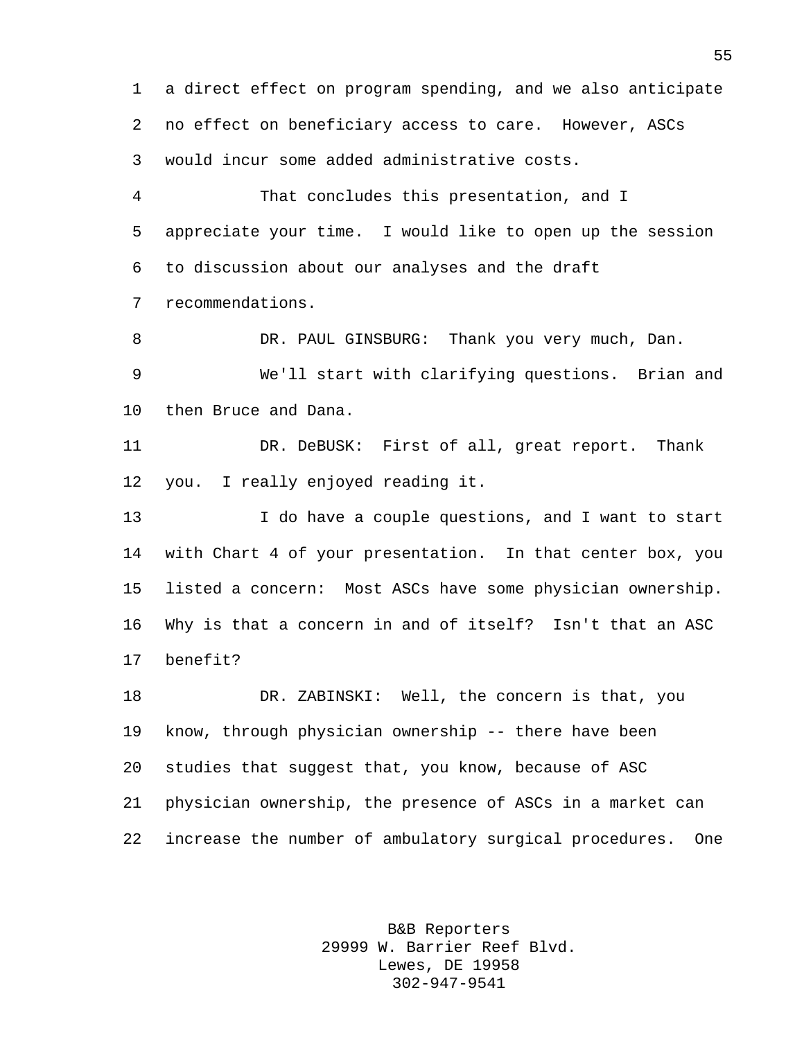a direct effect on program spending, and we also anticipate no effect on beneficiary access to care. However, ASCs would incur some added administrative costs.

That concludes this presentation, and I appreciate your time. I would like to open up the session to discussion about our analyses and the draft recommendations.

DR. PAUL GINSBURG: Thank you very much, Dan.

We'll start with clarifying questions. Brian and then Bruce and Dana.

DR. DeBUSK: First of all, great report. Thank you. I really enjoyed reading it.

I do have a couple questions, and I want to start with Chart 4 of your presentation. In that center box, you listed a concern: Most ASCs have some physician ownership. Why is that a concern in and of itself? Isn't that an ASC benefit?

DR. ZABINSKI: Well, the concern is that, you know, through physician ownership -- there have been studies that suggest that, you know, because of ASC physician ownership, the presence of ASCs in a market can increase the number of ambulatory surgical procedures. One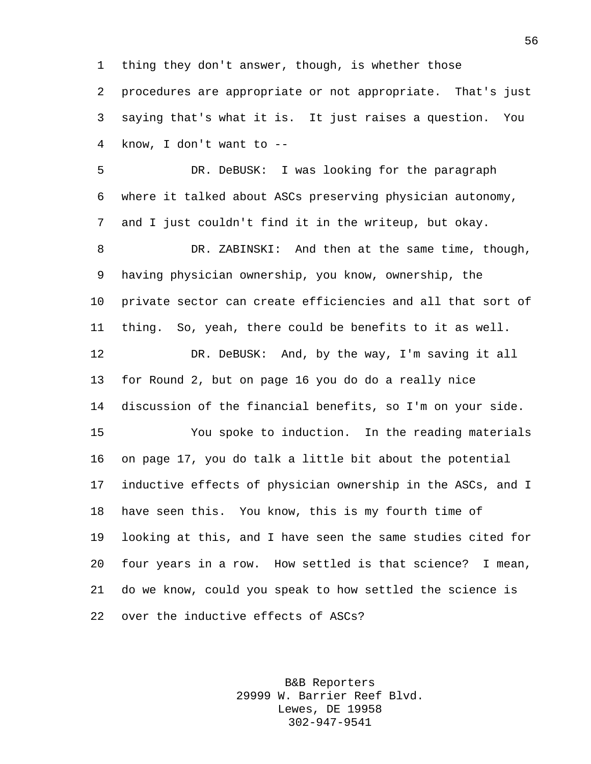thing they don't answer, though, is whether those procedures are appropriate or not appropriate. That's just saying that's what it is. It just raises a question. You know, I don't want to --

DR. DeBUSK: I was looking for the paragraph where it talked about ASCs preserving physician autonomy, and I just couldn't find it in the writeup, but okay.

DR. ZABINSKI: And then at the same time, though, having physician ownership, you know, ownership, the private sector can create efficiencies and all that sort of thing. So, yeah, there could be benefits to it as well.

DR. DeBUSK: And, by the way, I'm saving it all for Round 2, but on page 16 you do do a really nice discussion of the financial benefits, so I'm on your side.

You spoke to induction. In the reading materials on page 17, you do talk a little bit about the potential inductive effects of physician ownership in the ASCs, and I have seen this. You know, this is my fourth time of looking at this, and I have seen the same studies cited for four years in a row. How settled is that science? I mean, do we know, could you speak to how settled the science is over the inductive effects of ASCs?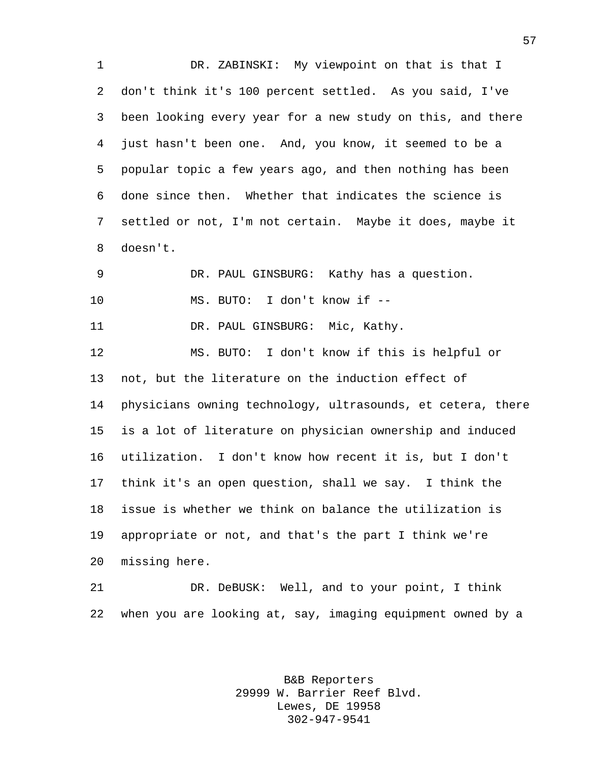DR. ZABINSKI: My viewpoint on that is that I don't think it's 100 percent settled. As you said, I've been looking every year for a new study on this, and there just hasn't been one. And, you know, it seemed to be a popular topic a few years ago, and then nothing has been done since then. Whether that indicates the science is settled or not, I'm not certain. Maybe it does, maybe it doesn't.

DR. PAUL GINSBURG: Kathy has a question.

MS. BUTO: I don't know if --

DR. PAUL GINSBURG: Mic, Kathy.

MS. BUTO: I don't know if this is helpful or not, but the literature on the induction effect of physicians owning technology, ultrasounds, et cetera, there is a lot of literature on physician ownership and induced utilization. I don't know how recent it is, but I don't think it's an open question, shall we say. I think the issue is whether we think on balance the utilization is appropriate or not, and that's the part I think we're missing here.

DR. DeBUSK: Well, and to your point, I think when you are looking at, say, imaging equipment owned by a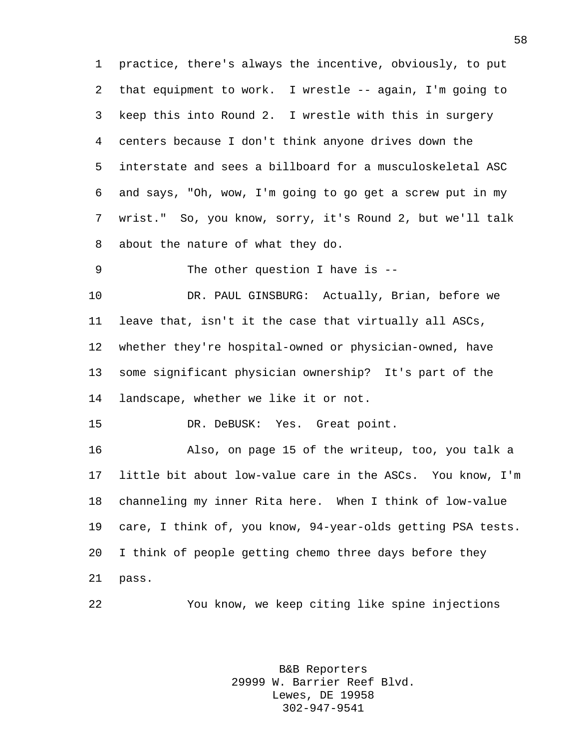practice, there's always the incentive, obviously, to put that equipment to work. I wrestle -- again, I'm going to keep this into Round 2. I wrestle with this in surgery centers because I don't think anyone drives down the interstate and sees a billboard for a musculoskeletal ASC and says, "Oh, wow, I'm going to go get a screw put in my wrist." So, you know, sorry, it's Round 2, but we'll talk about the nature of what they do.

The other question I have is --

DR. PAUL GINSBURG: Actually, Brian, before we leave that, isn't it the case that virtually all ASCs, whether they're hospital-owned or physician-owned, have some significant physician ownership? It's part of the landscape, whether we like it or not.

DR. DeBUSK: Yes. Great point.

Also, on page 15 of the writeup, too, you talk a little bit about low-value care in the ASCs. You know, I'm channeling my inner Rita here. When I think of low-value care, I think of, you know, 94-year-olds getting PSA tests. I think of people getting chemo three days before they pass.

You know, we keep citing like spine injections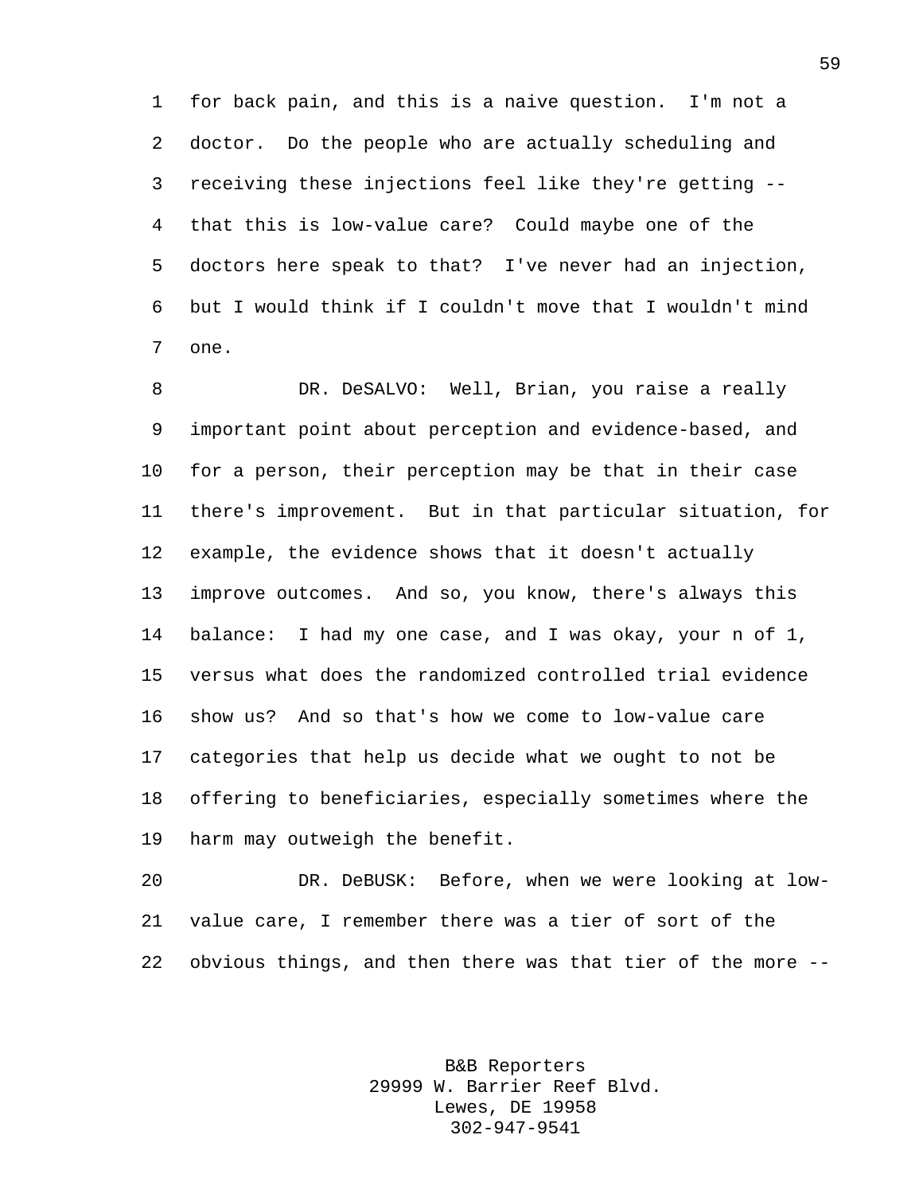1 for back pain, and this is a naive question. I'm not a
2 doctor. Do the people who are actually scheduling and
3 receiving these injections feel like they're getting --
4 that this is low-value care? Could maybe one of the
5 doctors here speak to that? I've never had an injection,
6 but I would think if I couldn't move that I wouldn't mind
7 one.

8 DR. DeSALVO: Well, Brian, you raise a really
9 important point about perception and evidence-based, and
10 for a person, their perception may be that in their case
11 there's improvement. But in that particular situation, for
12 example, the evidence shows that it doesn't actually
13 improve outcomes. And so, you know, there's always this
14 balance: I had my one case, and I was okay, your n of 1,
15 versus what does the randomized controlled trial evidence
16 show us? And so that's how we come to low-value care
17 categories that help us decide what we ought to not be
18 offering to beneficiaries, especially sometimes where the
19 harm may outweigh the benefit.

20 DR. DeBUSK: Before, when we were looking at low-
21 value care, I remember there was a tier of sort of the
22 obvious things, and then there was that tier of the more --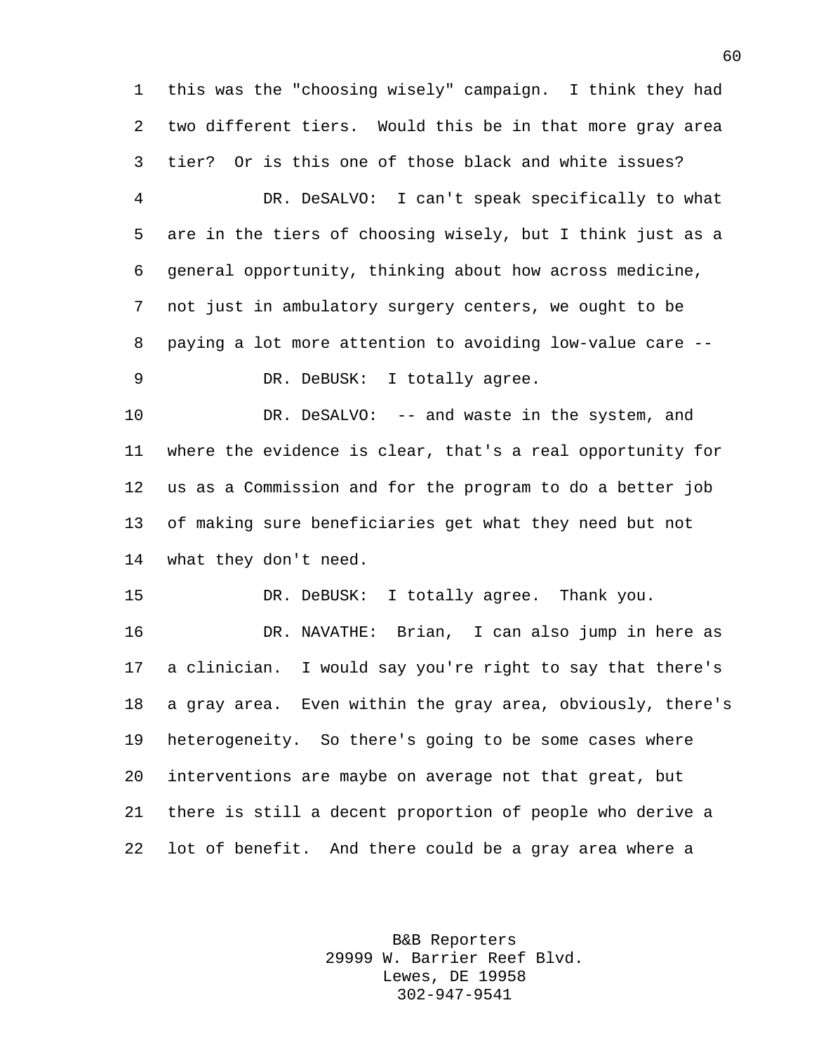this was the "choosing wisely" campaign. I think they had two different tiers. Would this be in that more gray area tier? Or is this one of those black and white issues?

DR. DeSALVO: I can't speak specifically to what are in the tiers of choosing wisely, but I think just as a general opportunity, thinking about how across medicine, not just in ambulatory surgery centers, we ought to be paying a lot more attention to avoiding low-value care --

DR. DeBUSK: I totally agree.

DR. DeSALVO: -- and waste in the system, and where the evidence is clear, that's a real opportunity for us as a Commission and for the program to do a better job of making sure beneficiaries get what they need but not what they don't need.

DR. DeBUSK: I totally agree. Thank you.

DR. NAVATHE: Brian, I can also jump in here as a clinician. I would say you're right to say that there's a gray area. Even within the gray area, obviously, there's heterogeneity. So there's going to be some cases where interventions are maybe on average not that great, but there is still a decent proportion of people who derive a lot of benefit. And there could be a gray area where a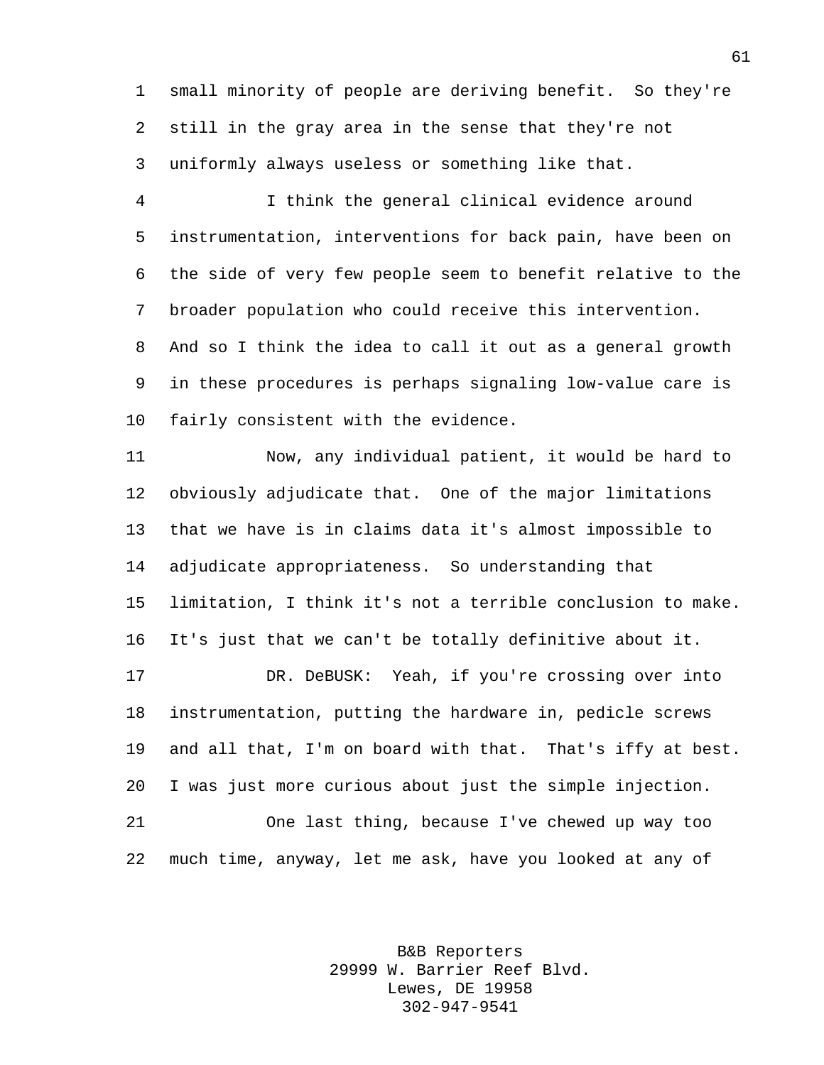small minority of people are deriving benefit. So they're still in the gray area in the sense that they're not uniformly always useless or something like that.

I think the general clinical evidence around instrumentation, interventions for back pain, have been on the side of very few people seem to benefit relative to the broader population who could receive this intervention. And so I think the idea to call it out as a general growth in these procedures is perhaps signaling low-value care is fairly consistent with the evidence.

Now, any individual patient, it would be hard to obviously adjudicate that. One of the major limitations that we have is in claims data it's almost impossible to adjudicate appropriateness. So understanding that limitation, I think it's not a terrible conclusion to make. It's just that we can't be totally definitive about it.

DR. DeBUSK: Yeah, if you're crossing over into instrumentation, putting the hardware in, pedicle screws and all that, I'm on board with that. That's iffy at best. I was just more curious about just the simple injection.

One last thing, because I've chewed up way too much time, anyway, let me ask, have you looked at any of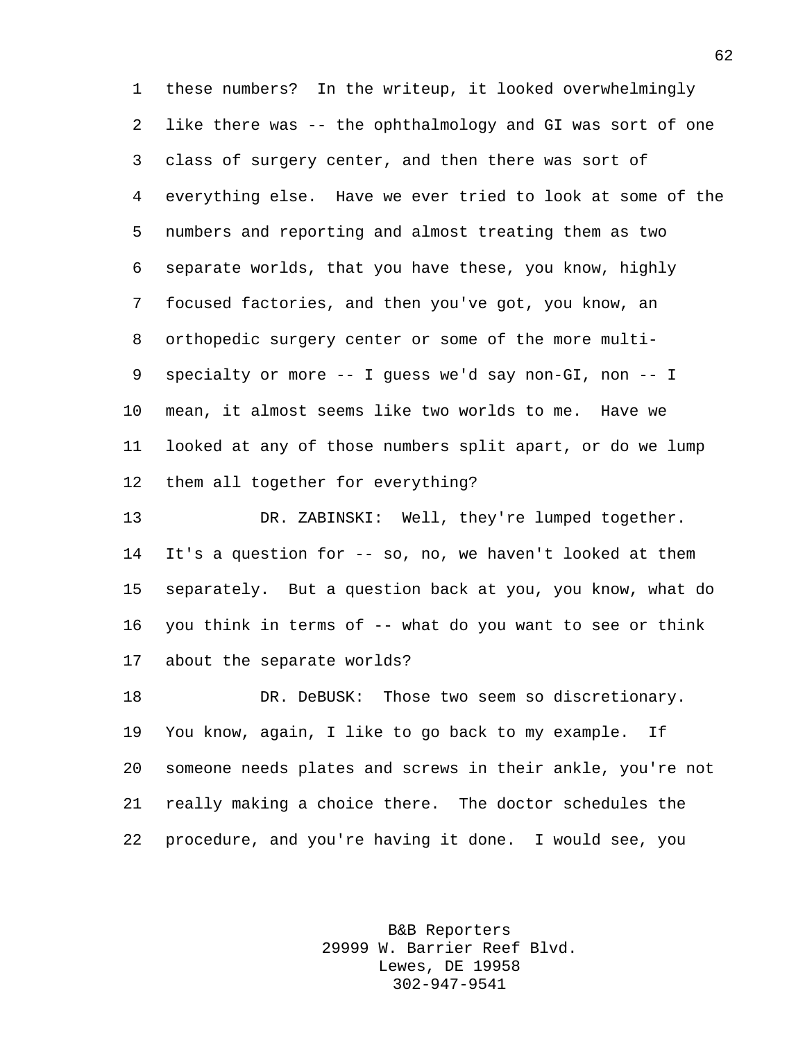these numbers? In the writeup, it looked overwhelmingly like there was -- the ophthalmology and GI was sort of one class of surgery center, and then there was sort of everything else. Have we ever tried to look at some of the numbers and reporting and almost treating them as two separate worlds, that you have these, you know, highly focused factories, and then you've got, you know, an orthopedic surgery center or some of the more multi-specialty or more -- I guess we'd say non-GI, non -- I mean, it almost seems like two worlds to me. Have we looked at any of those numbers split apart, or do we lump them all together for everything?

DR. ZABINSKI: Well, they're lumped together. It's a question for -- so, no, we haven't looked at them separately. But a question back at you, you know, what do you think in terms of -- what do you want to see or think about the separate worlds?

DR. DeBUSK: Those two seem so discretionary. You know, again, I like to go back to my example. If someone needs plates and screws in their ankle, you're not really making a choice there. The doctor schedules the procedure, and you're having it done. I would see, you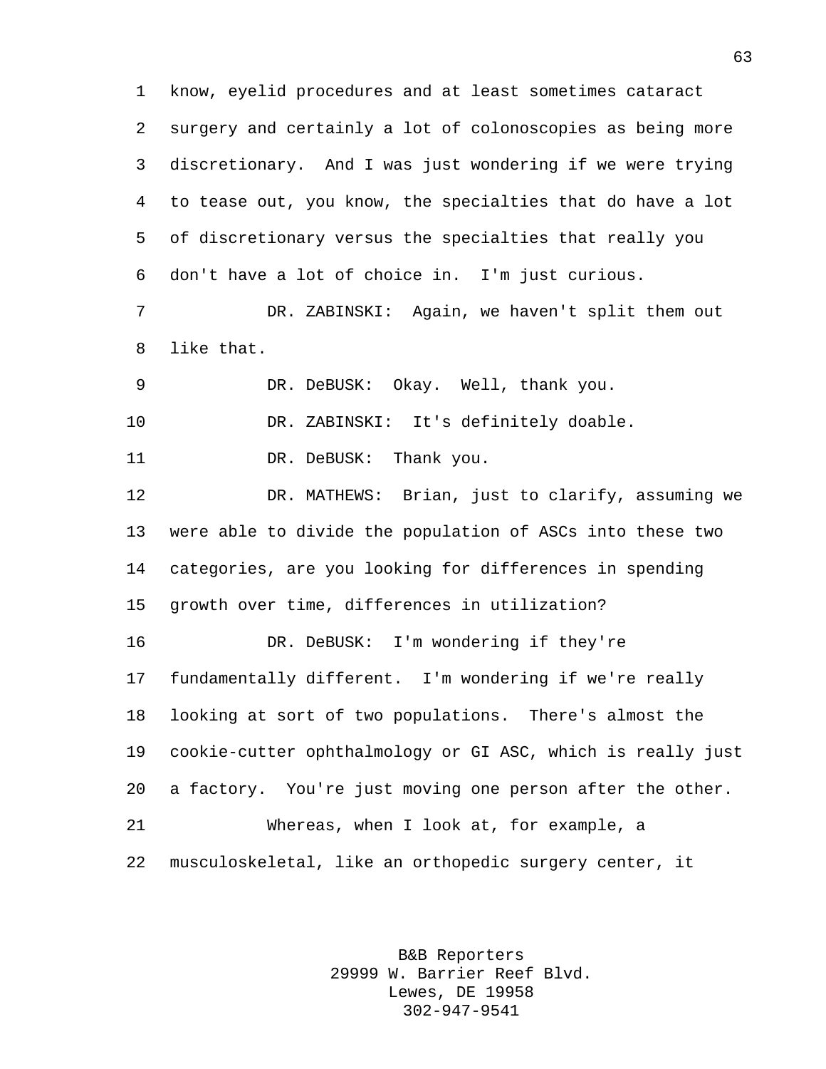know, eyelid procedures and at least sometimes cataract surgery and certainly a lot of colonoscopies as being more discretionary. And I was just wondering if we were trying to tease out, you know, the specialties that do have a lot of discretionary versus the specialties that really you don't have a lot of choice in. I'm just curious.

DR. ZABINSKI: Again, we haven't split them out like that.

DR. DeBUSK: Okay. Well, thank you.

DR. ZABINSKI: It's definitely doable.

DR. DeBUSK: Thank you.

DR. MATHEWS: Brian, just to clarify, assuming we were able to divide the population of ASCs into these two categories, are you looking for differences in spending growth over time, differences in utilization?

DR. DeBUSK: I'm wondering if they're fundamentally different. I'm wondering if we're really looking at sort of two populations. There's almost the cookie-cutter ophthalmology or GI ASC, which is really just a factory. You're just moving one person after the other.

Whereas, when I look at, for example, a musculoskeletal, like an orthopedic surgery center, it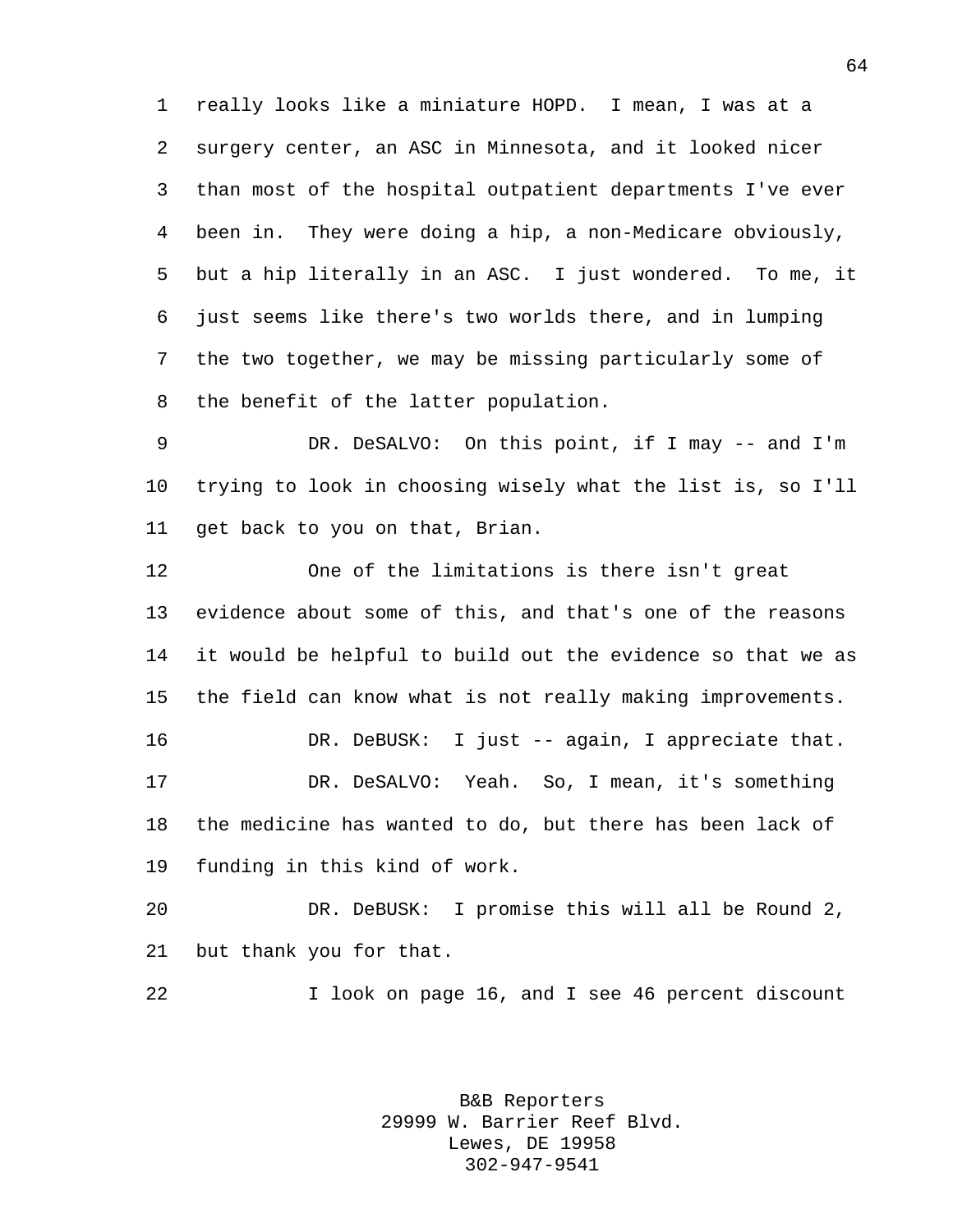really looks like a miniature HOPD. I mean, I was at a surgery center, an ASC in Minnesota, and it looked nicer than most of the hospital outpatient departments I've ever been in. They were doing a hip, a non-Medicare obviously, but a hip literally in an ASC. I just wondered. To me, it just seems like there's two worlds there, and in lumping the two together, we may be missing particularly some of the benefit of the latter population.

DR. DeSALVO: On this point, if I may -- and I'm trying to look in choosing wisely what the list is, so I'll get back to you on that, Brian.

One of the limitations is there isn't great evidence about some of this, and that's one of the reasons it would be helpful to build out the evidence so that we as the field can know what is not really making improvements.

DR. DeBUSK: I just -- again, I appreciate that.

DR. DeSALVO: Yeah. So, I mean, it's something the medicine has wanted to do, but there has been lack of funding in this kind of work.

DR. DeBUSK: I promise this will all be Round 2, but thank you for that.

I look on page 16, and I see 46 percent discount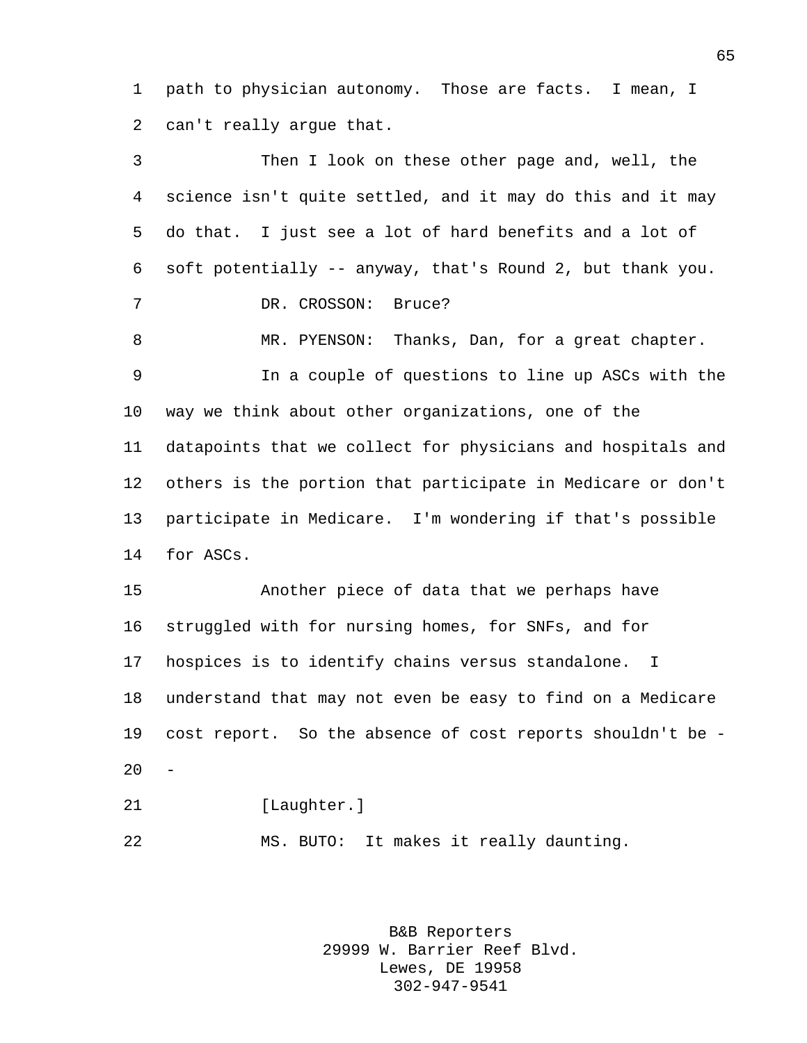path to physician autonomy. Those are facts. I mean, I can't really argue that.

Then I look on these other page and, well, the science isn't quite settled, and it may do this and it may do that. I just see a lot of hard benefits and a lot of soft potentially -- anyway, that's Round 2, but thank you.

DR. CROSSON: Bruce?

MR. PYENSON: Thanks, Dan, for a great chapter.

In a couple of questions to line up ASCs with the way we think about other organizations, one of the datapoints that we collect for physicians and hospitals and others is the portion that participate in Medicare or don't participate in Medicare. I'm wondering if that's possible for ASCs.

Another piece of data that we perhaps have struggled with for nursing homes, for SNFs, and for hospices is to identify chains versus standalone. I understand that may not even be easy to find on a Medicare cost report. So the absence of cost reports shouldn't be --

[Laughter.]

MS. BUTO: It makes it really daunting.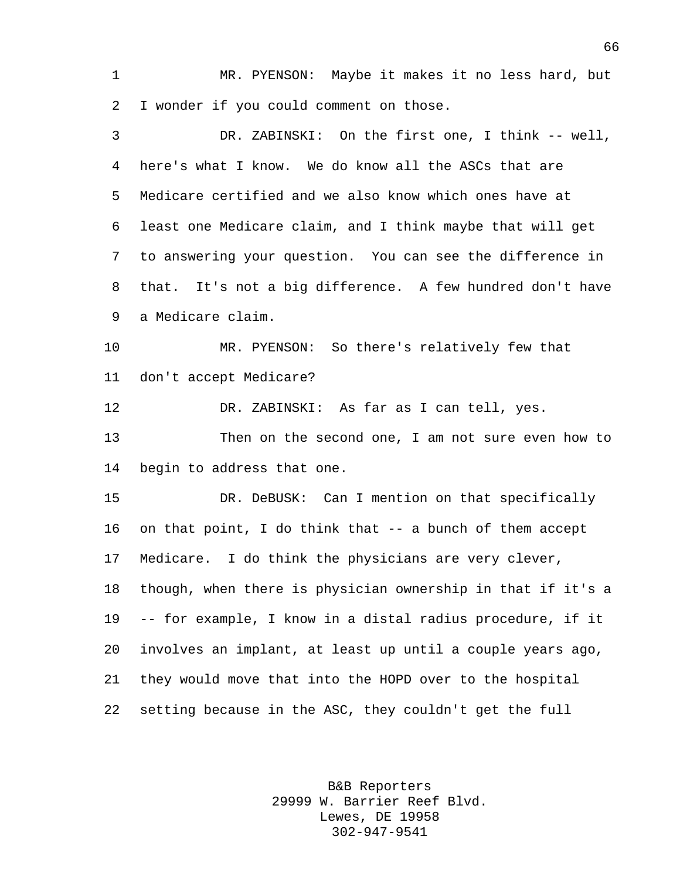MR. PYENSON: Maybe it makes it no less hard, but I wonder if you could comment on those.

DR. ZABINSKI: On the first one, I think -- well, here's what I know. We do know all the ASCs that are Medicare certified and we also know which ones have at least one Medicare claim, and I think maybe that will get to answering your question. You can see the difference in that. It's not a big difference. A few hundred don't have a Medicare claim.

MR. PYENSON: So there's relatively few that don't accept Medicare?

DR. ZABINSKI: As far as I can tell, yes.

Then on the second one, I am not sure even how to begin to address that one.

DR. DeBUSK: Can I mention on that specifically on that point, I do think that -- a bunch of them accept Medicare. I do think the physicians are very clever, though, when there is physician ownership in that if it's a -- for example, I know in a distal radius procedure, if it involves an implant, at least up until a couple years ago, they would move that into the HOPD over to the hospital setting because in the ASC, they couldn't get the full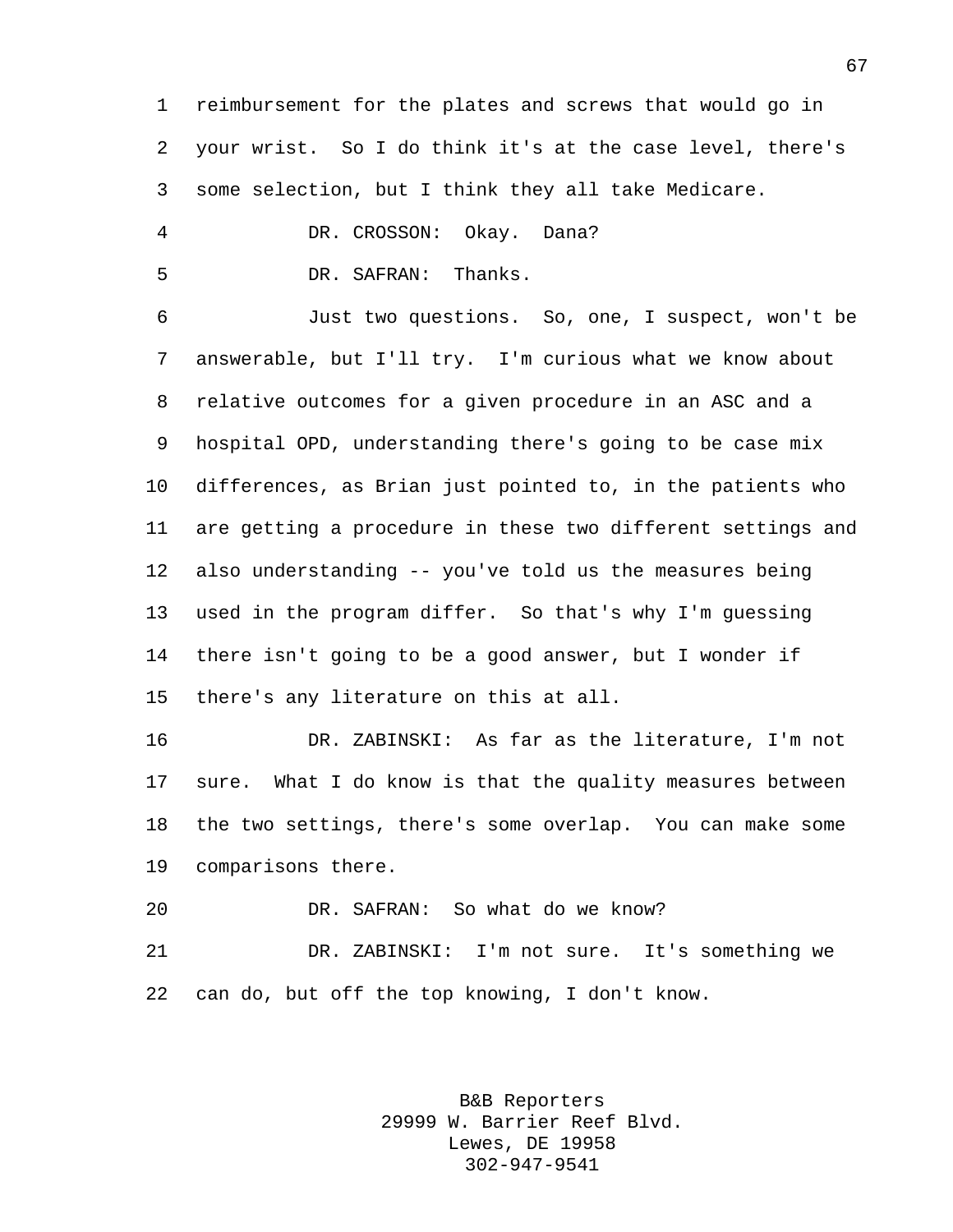reimbursement for the plates and screws that would go in your wrist. So I do think it's at the case level, there's some selection, but I think they all take Medicare.

DR. CROSSON: Okay. Dana?

DR. SAFRAN: Thanks.

Just two questions. So, one, I suspect, won't be answerable, but I'll try. I'm curious what we know about relative outcomes for a given procedure in an ASC and a hospital OPD, understanding there's going to be case mix differences, as Brian just pointed to, in the patients who are getting a procedure in these two different settings and also understanding -- you've told us the measures being used in the program differ. So that's why I'm guessing there isn't going to be a good answer, but I wonder if there's any literature on this at all.

DR. ZABINSKI: As far as the literature, I'm not sure. What I do know is that the quality measures between the two settings, there's some overlap. You can make some comparisons there.

DR. SAFRAN: So what do we know?

DR. ZABINSKI: I'm not sure. It's something we can do, but off the top knowing, I don't know.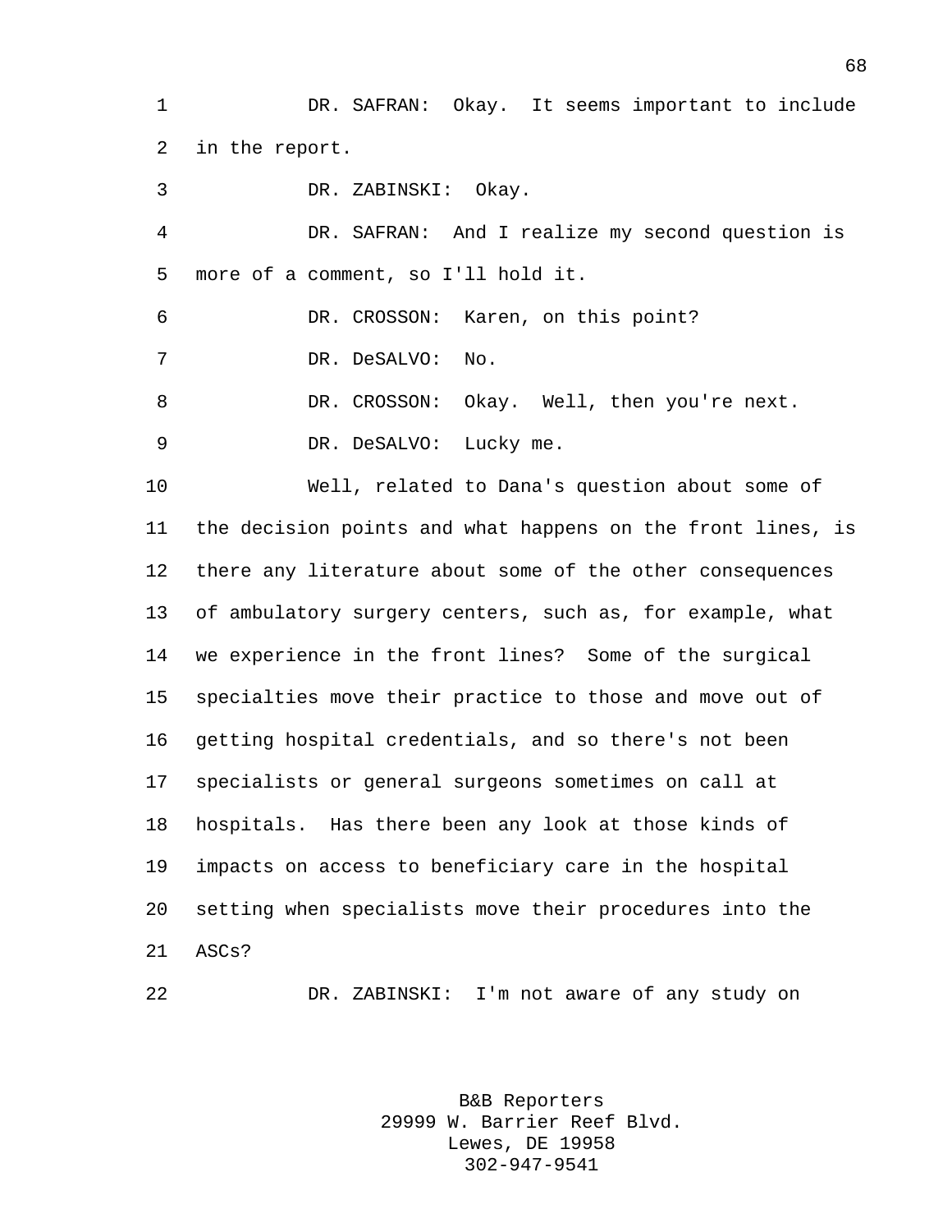DR. SAFRAN: Okay. It seems important to include in the report.

DR. ZABINSKI: Okay.

DR. SAFRAN: And I realize my second question is more of a comment, so I'll hold it.

DR. CROSSON: Karen, on this point?

DR. DeSALVO: No.

DR. CROSSON: Okay. Well, then you're next.

DR. DeSALVO: Lucky me.

Well, related to Dana's question about some of the decision points and what happens on the front lines, is there any literature about some of the other consequences of ambulatory surgery centers, such as, for example, what we experience in the front lines? Some of the surgical specialties move their practice to those and move out of getting hospital credentials, and so there's not been specialists or general surgeons sometimes on call at hospitals. Has there been any look at those kinds of impacts on access to beneficiary care in the hospital setting when specialists move their procedures into the ASCs?

DR. ZABINSKI: I'm not aware of any study on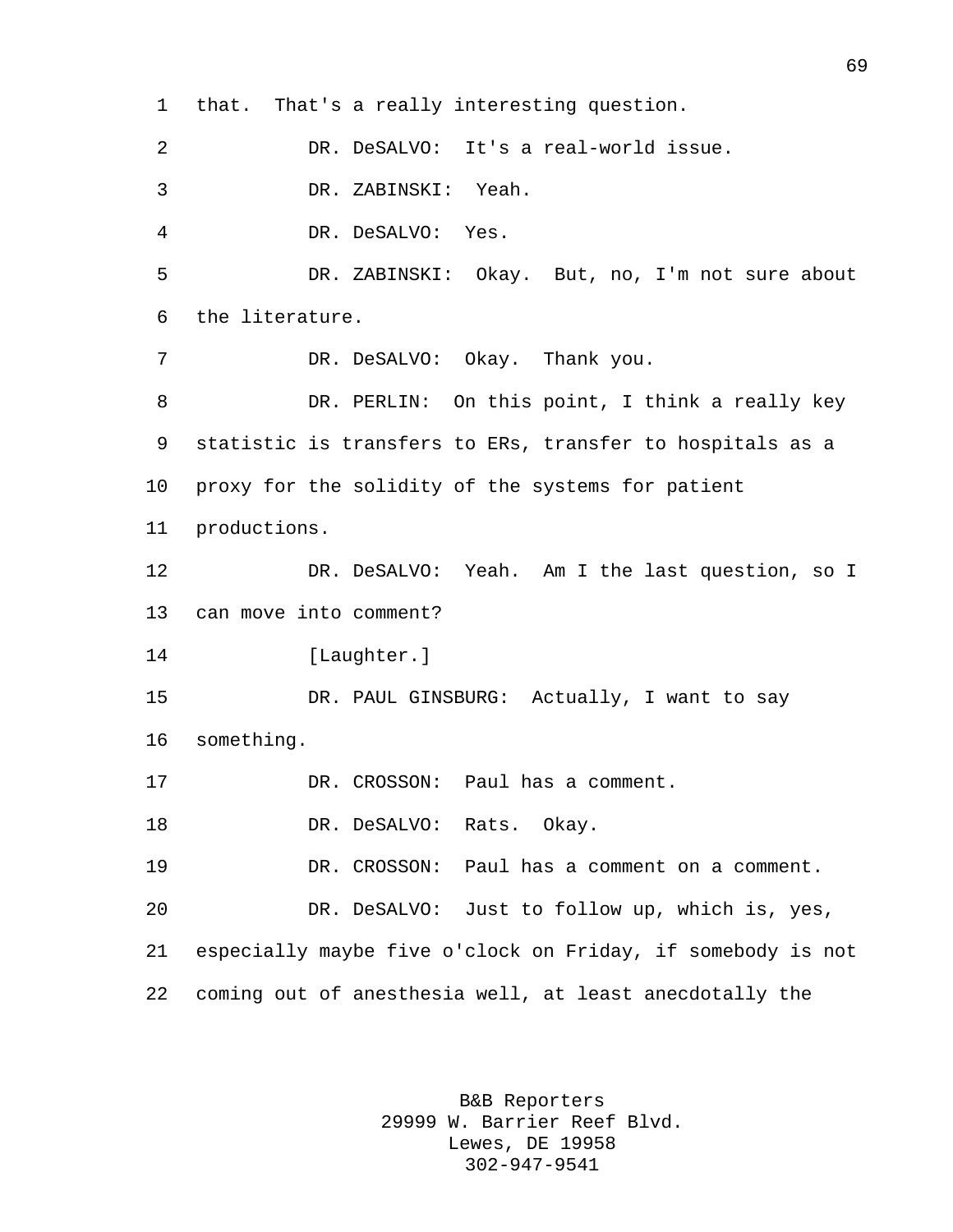that. That's a really interesting question.

DR. DeSALVO: It's a real-world issue.

DR. ZABINSKI: Yeah.

DR. DeSALVO: Yes.

DR. ZABINSKI: Okay. But, no, I'm not sure about the literature.

DR. DeSALVO: Okay. Thank you.

DR. PERLIN: On this point, I think a really key statistic is transfers to ERs, transfer to hospitals as a proxy for the solidity of the systems for patient productions.

DR. DeSALVO: Yeah. Am I the last question, so I can move into comment?

[Laughter.]

DR. PAUL GINSBURG: Actually, I want to say something.

DR. CROSSON: Paul has a comment.

DR. DeSALVO: Rats. Okay.

DR. CROSSON: Paul has a comment on a comment.

DR. DeSALVO: Just to follow up, which is, yes, especially maybe five o'clock on Friday, if somebody is not coming out of anesthesia well, at least anecdotally the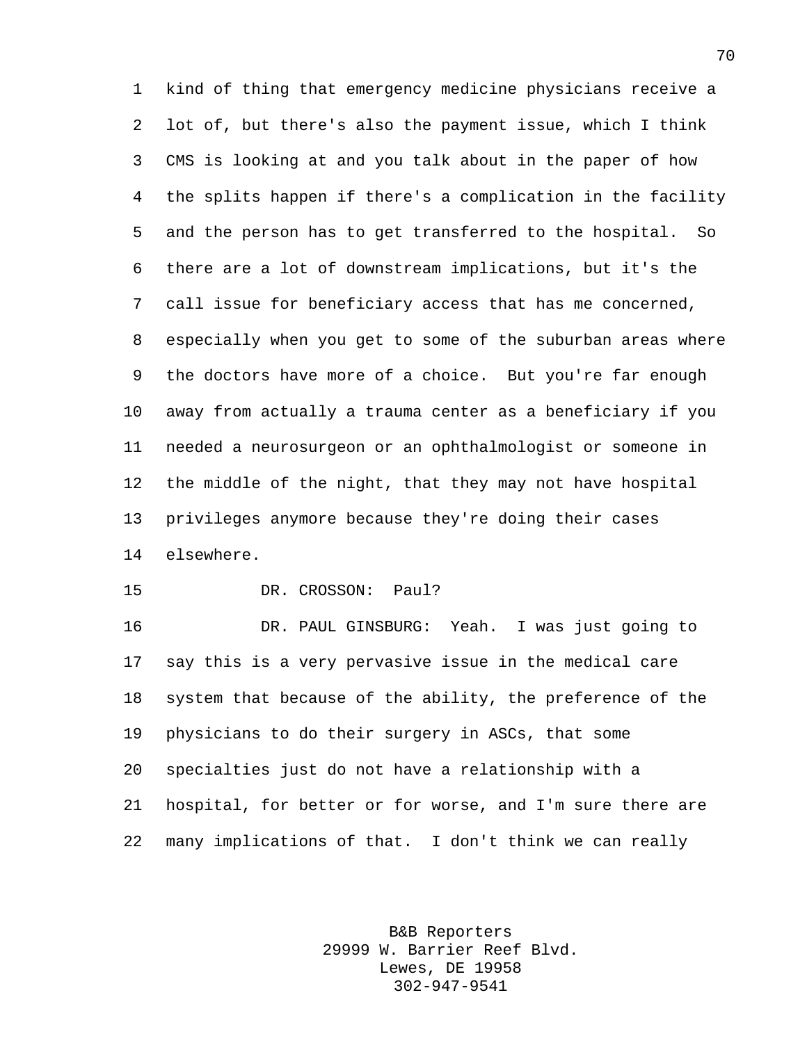kind of thing that emergency medicine physicians receive a lot of, but there's also the payment issue, which I think CMS is looking at and you talk about in the paper of how the splits happen if there's a complication in the facility and the person has to get transferred to the hospital. So there are a lot of downstream implications, but it's the call issue for beneficiary access that has me concerned, especially when you get to some of the suburban areas where the doctors have more of a choice. But you're far enough away from actually a trauma center as a beneficiary if you needed a neurosurgeon or an ophthalmologist or someone in the middle of the night, that they may not have hospital privileges anymore because they're doing their cases elsewhere.

DR. CROSSON: Paul?

DR. PAUL GINSBURG: Yeah. I was just going to say this is a very pervasive issue in the medical care system that because of the ability, the preference of the physicians to do their surgery in ASCs, that some specialties just do not have a relationship with a hospital, for better or for worse, and I'm sure there are many implications of that. I don't think we can really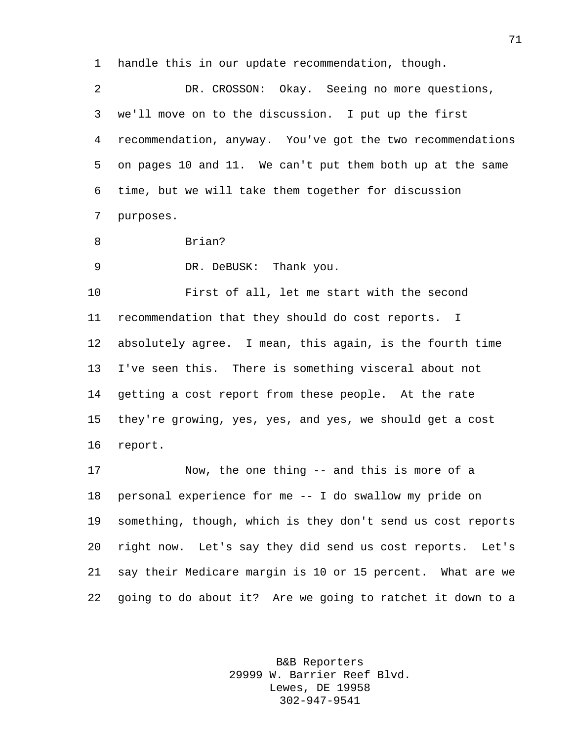handle this in our update recommendation, though.

DR. CROSSON: Okay. Seeing no more questions, we'll move on to the discussion. I put up the first recommendation, anyway. You've got the two recommendations on pages 10 and 11. We can't put them both up at the same time, but we will take them together for discussion purposes.

Brian?

DR. DeBUSK: Thank you.

First of all, let me start with the second recommendation that they should do cost reports. I absolutely agree. I mean, this again, is the fourth time I've seen this. There is something visceral about not getting a cost report from these people. At the rate they're growing, yes, yes, and yes, we should get a cost report.

Now, the one thing -- and this is more of a personal experience for me -- I do swallow my pride on something, though, which is they don't send us cost reports right now. Let's say they did send us cost reports. Let's say their Medicare margin is 10 or 15 percent. What are we going to do about it? Are we going to ratchet it down to a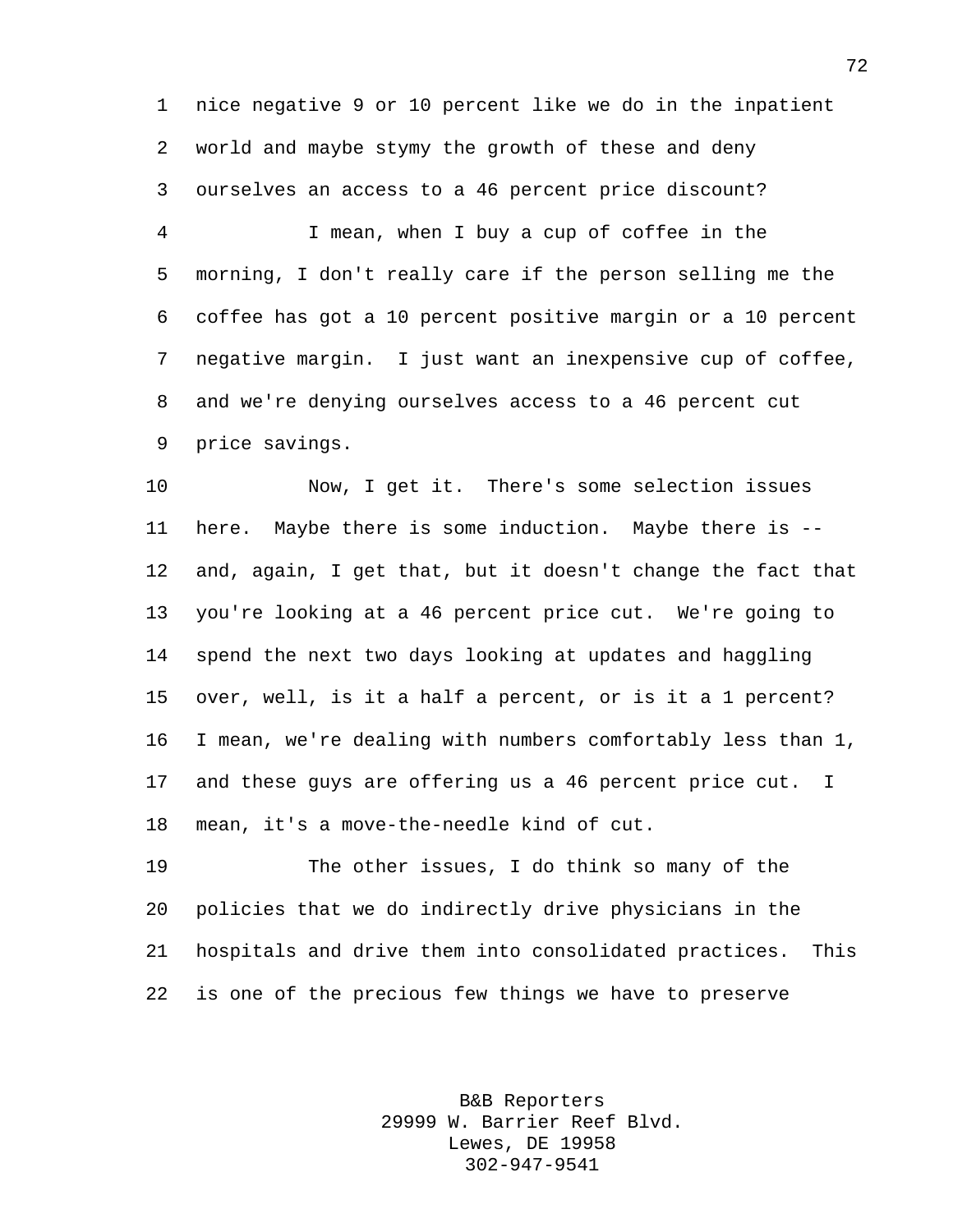nice negative 9 or 10 percent like we do in the inpatient world and maybe stymy the growth of these and deny ourselves an access to a 46 percent price discount?

I mean, when I buy a cup of coffee in the morning, I don't really care if the person selling me the coffee has got a 10 percent positive margin or a 10 percent negative margin. I just want an inexpensive cup of coffee, and we're denying ourselves access to a 46 percent cut price savings.

Now, I get it. There's some selection issues here. Maybe there is some induction. Maybe there is -- and, again, I get that, but it doesn't change the fact that you're looking at a 46 percent price cut. We're going to spend the next two days looking at updates and haggling over, well, is it a half a percent, or is it a 1 percent? I mean, we're dealing with numbers comfortably less than 1, and these guys are offering us a 46 percent price cut. I mean, it's a move-the-needle kind of cut.

The other issues, I do think so many of the policies that we do indirectly drive physicians in the hospitals and drive them into consolidated practices. This is one of the precious few things we have to preserve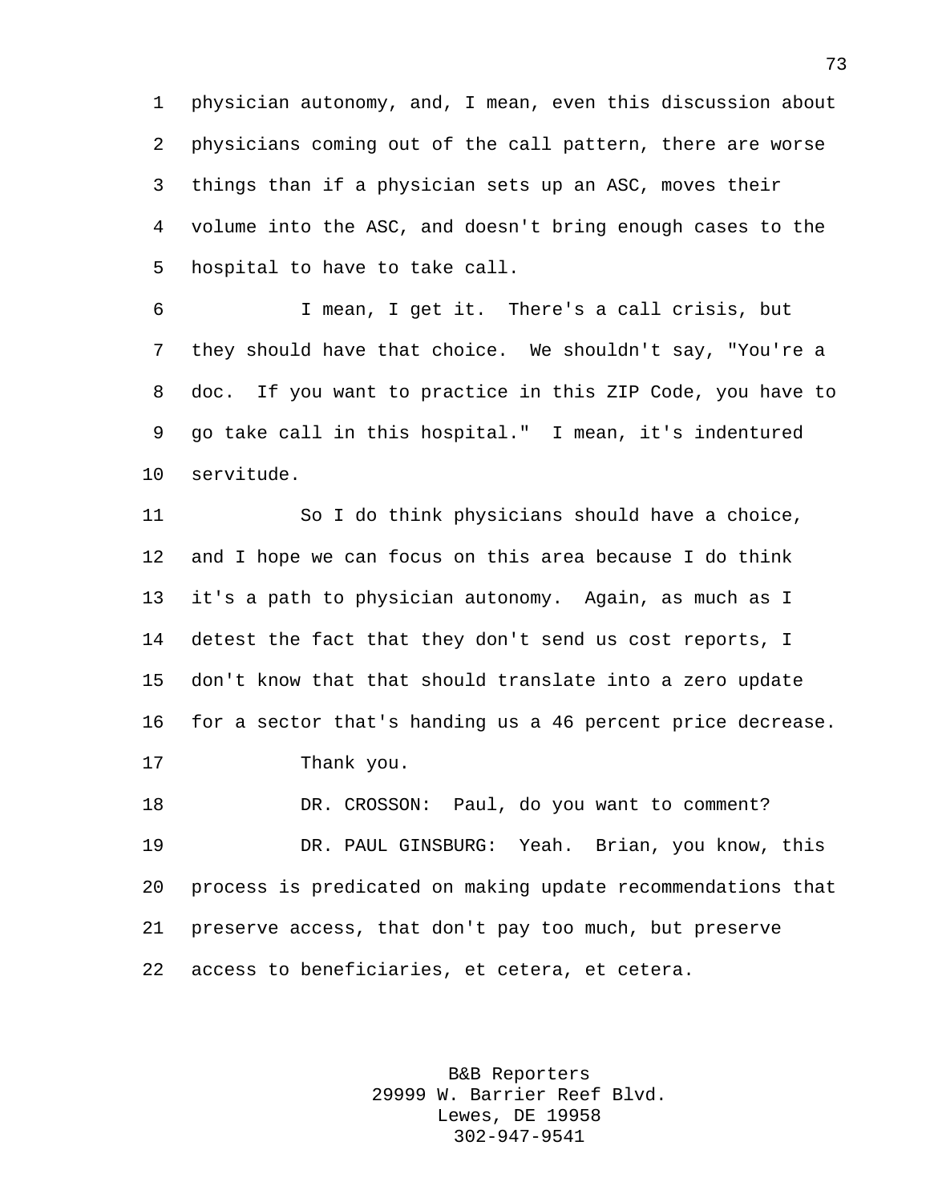physician autonomy, and, I mean, even this discussion about physicians coming out of the call pattern, there are worse things than if a physician sets up an ASC, moves their volume into the ASC, and doesn't bring enough cases to the hospital to have to take call.

I mean, I get it. There's a call crisis, but they should have that choice. We shouldn't say, "You're a doc. If you want to practice in this ZIP Code, you have to go take call in this hospital." I mean, it's indentured servitude.

So I do think physicians should have a choice, and I hope we can focus on this area because I do think it's a path to physician autonomy. Again, as much as I detest the fact that they don't send us cost reports, I don't know that that should translate into a zero update for a sector that's handing us a 46 percent price decrease.

Thank you.

DR. CROSSON: Paul, do you want to comment?

DR. PAUL GINSBURG: Yeah. Brian, you know, this process is predicated on making update recommendations that preserve access, that don't pay too much, but preserve access to beneficiaries, et cetera, et cetera.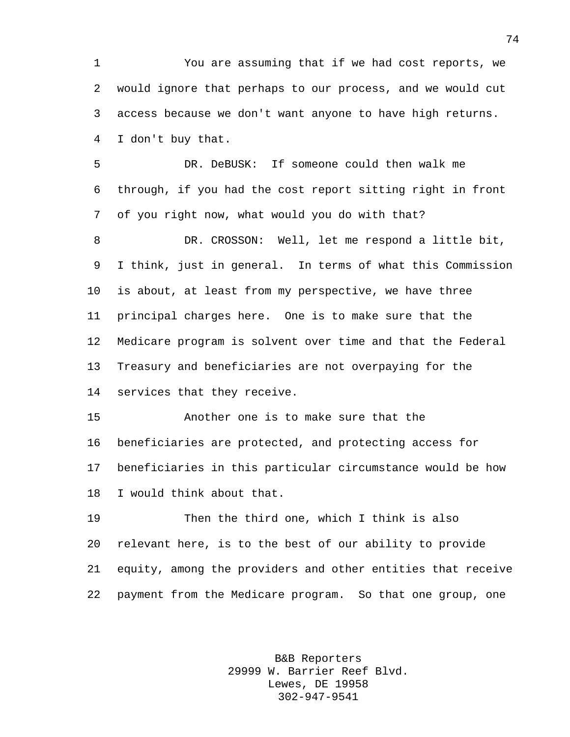You are assuming that if we had cost reports, we would ignore that perhaps to our process, and we would cut access because we don't want anyone to have high returns. I don't buy that.

DR. DeBUSK: If someone could then walk me through, if you had the cost report sitting right in front of you right now, what would you do with that?

DR. CROSSON: Well, let me respond a little bit, I think, just in general. In terms of what this Commission is about, at least from my perspective, we have three principal charges here. One is to make sure that the Medicare program is solvent over time and that the Federal Treasury and beneficiaries are not overpaying for the services that they receive.

Another one is to make sure that the beneficiaries are protected, and protecting access for beneficiaries in this particular circumstance would be how I would think about that.

Then the third one, which I think is also relevant here, is to the best of our ability to provide equity, among the providers and other entities that receive payment from the Medicare program. So that one group, one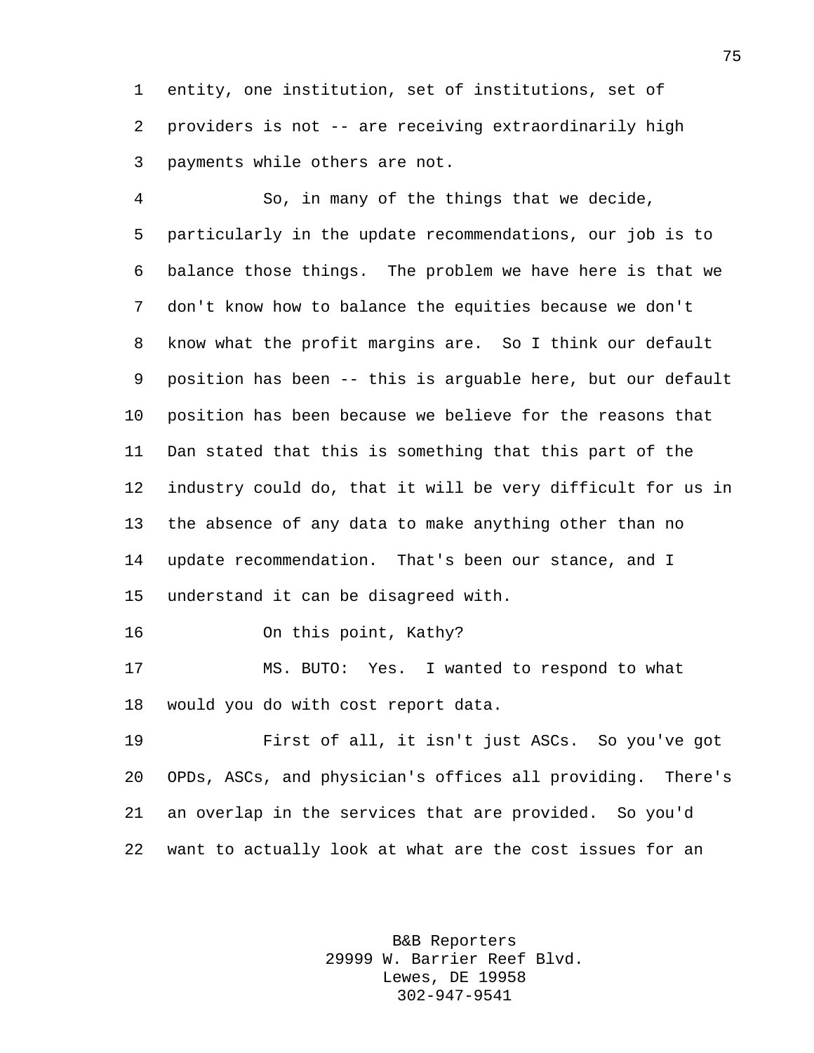entity, one institution, set of institutions, set of providers is not -- are receiving extraordinarily high payments while others are not.

So, in many of the things that we decide, particularly in the update recommendations, our job is to balance those things. The problem we have here is that we don't know how to balance the equities because we don't know what the profit margins are. So I think our default position has been -- this is arguable here, but our default position has been because we believe for the reasons that Dan stated that this is something that this part of the industry could do, that it will be very difficult for us in the absence of any data to make anything other than no update recommendation. That's been our stance, and I understand it can be disagreed with.

On this point, Kathy?

MS. BUTO: Yes. I wanted to respond to what would you do with cost report data.

First of all, it isn't just ASCs. So you've got OPDs, ASCs, and physician's offices all providing. There's an overlap in the services that are provided. So you'd want to actually look at what are the cost issues for an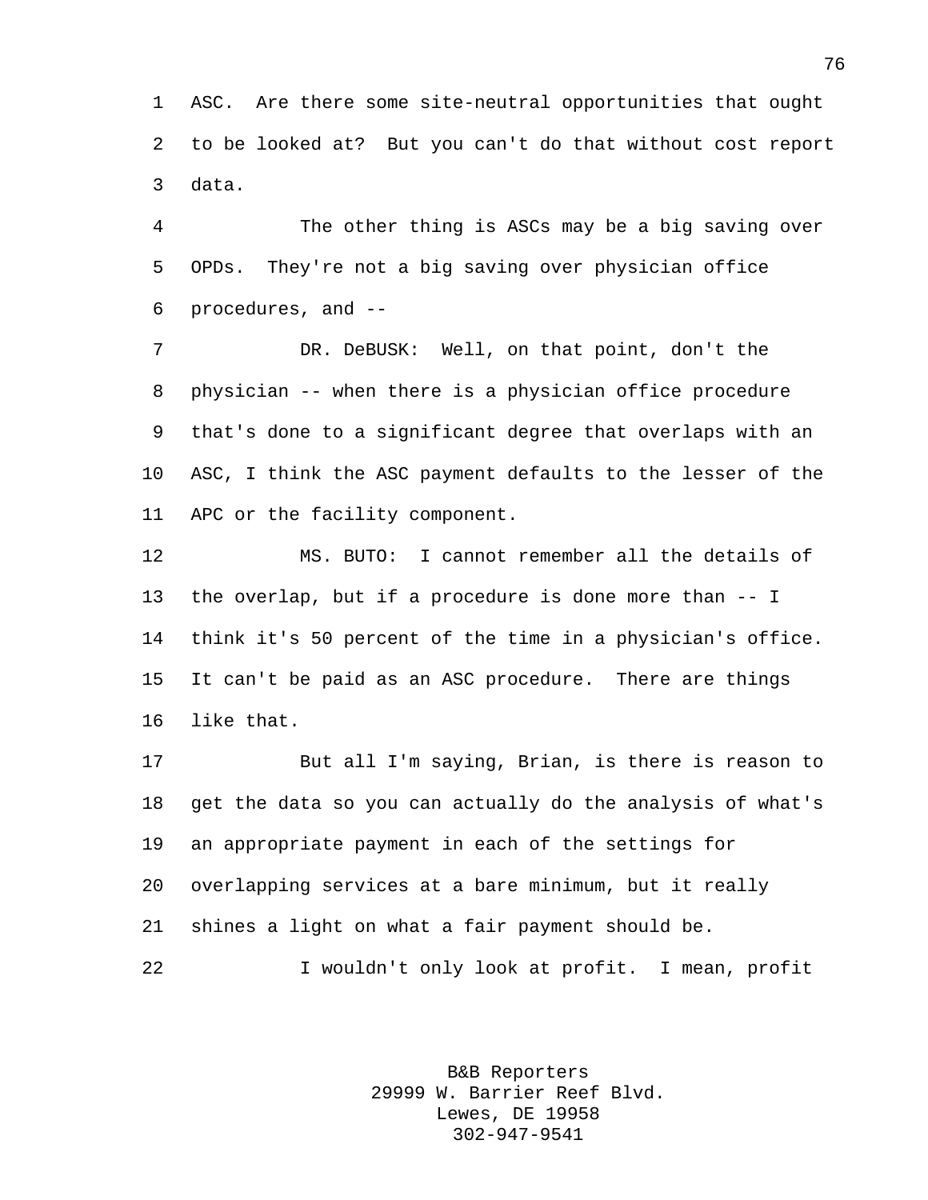ASC. Are there some site-neutral opportunities that ought to be looked at? But you can't do that without cost report data.

The other thing is ASCs may be a big saving over OPDs. They're not a big saving over physician office procedures, and --

DR. DeBUSK: Well, on that point, don't the physician -- when there is a physician office procedure that's done to a significant degree that overlaps with an ASC, I think the ASC payment defaults to the lesser of the APC or the facility component.

MS. BUTO: I cannot remember all the details of the overlap, but if a procedure is done more than -- I think it's 50 percent of the time in a physician's office. It can't be paid as an ASC procedure. There are things like that.

But all I'm saying, Brian, is there is reason to get the data so you can actually do the analysis of what's an appropriate payment in each of the settings for overlapping services at a bare minimum, but it really shines a light on what a fair payment should be.

I wouldn't only look at profit. I mean, profit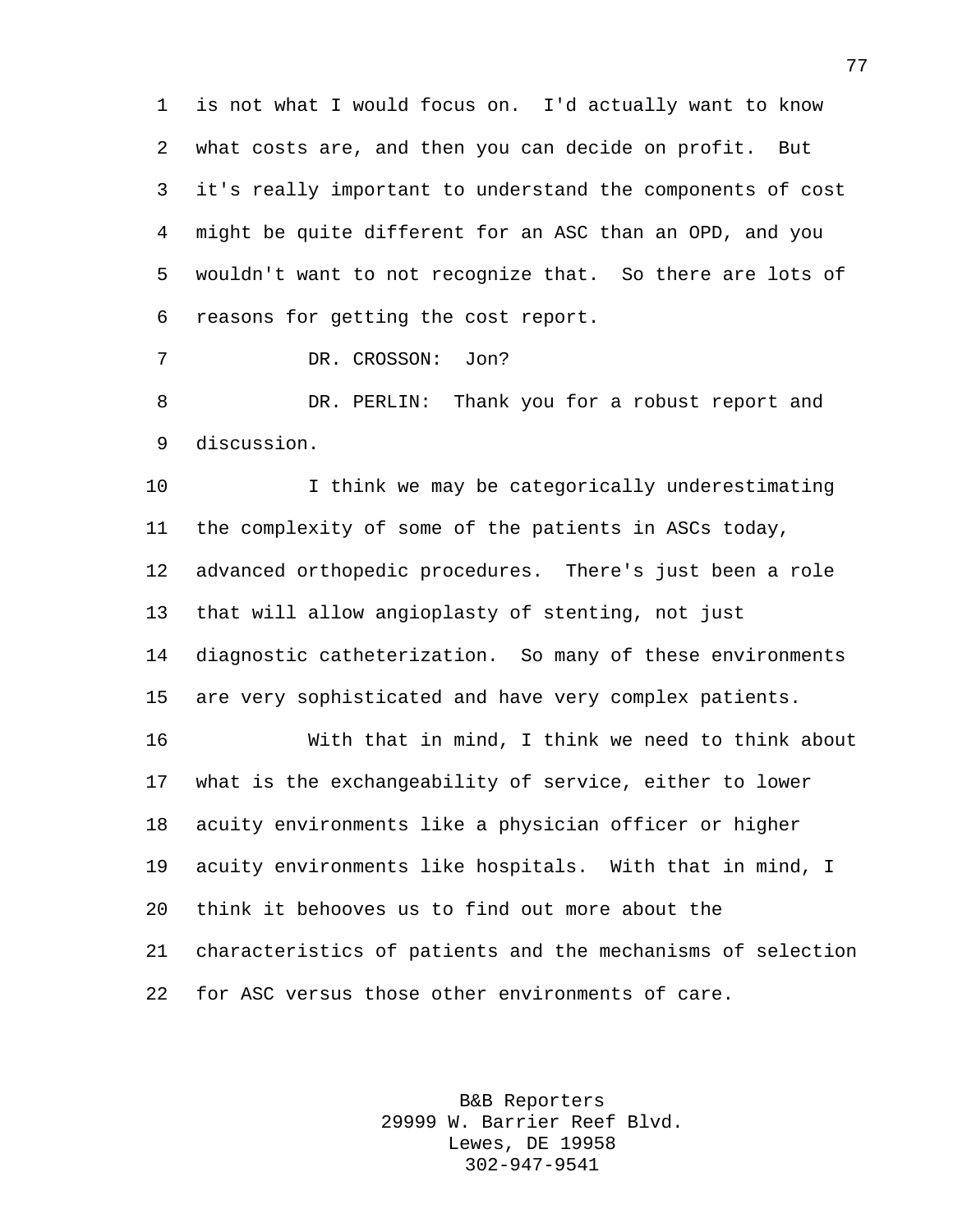is not what I would focus on. I'd actually want to know what costs are, and then you can decide on profit. But it's really important to understand the components of cost might be quite different for an ASC than an OPD, and you wouldn't want to not recognize that. So there are lots of reasons for getting the cost report.

DR. CROSSON: Jon?

DR. PERLIN: Thank you for a robust report and discussion.

I think we may be categorically underestimating the complexity of some of the patients in ASCs today, advanced orthopedic procedures. There's just been a role that will allow angioplasty of stenting, not just diagnostic catheterization. So many of these environments are very sophisticated and have very complex patients.

With that in mind, I think we need to think about what is the exchangeability of service, either to lower acuity environments like a physician officer or higher acuity environments like hospitals. With that in mind, I think it behooves us to find out more about the characteristics of patients and the mechanisms of selection for ASC versus those other environments of care.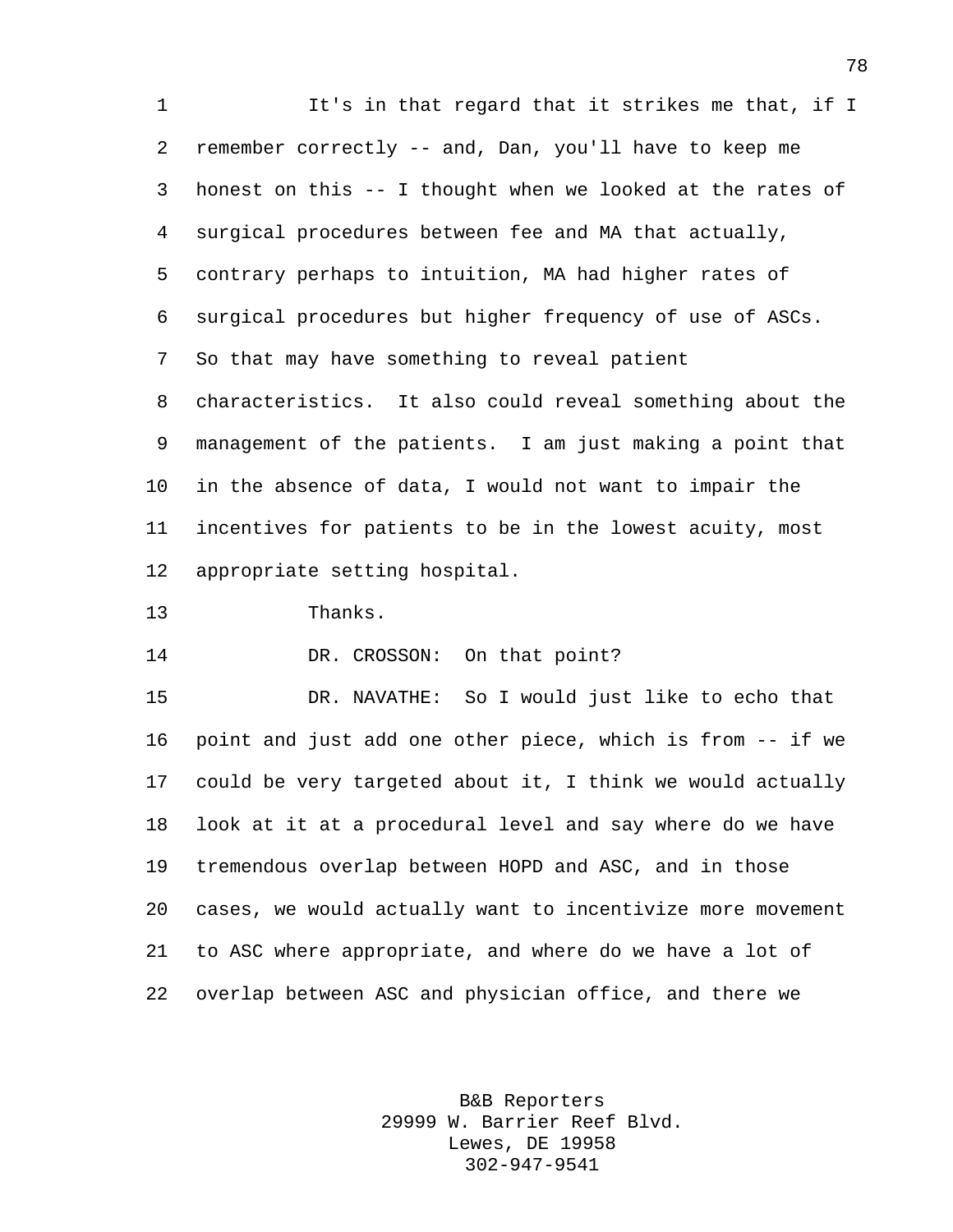It's in that regard that it strikes me that, if I remember correctly -- and, Dan, you'll have to keep me honest on this -- I thought when we looked at the rates of surgical procedures between fee and MA that actually, contrary perhaps to intuition, MA had higher rates of surgical procedures but higher frequency of use of ASCs. So that may have something to reveal patient characteristics. It also could reveal something about the management of the patients. I am just making a point that in the absence of data, I would not want to impair the incentives for patients to be in the lowest acuity, most appropriate setting hospital.

Thanks.

DR. CROSSON: On that point?

DR. NAVATHE: So I would just like to echo that point and just add one other piece, which is from -- if we could be very targeted about it, I think we would actually look at it at a procedural level and say where do we have tremendous overlap between HOPD and ASC, and in those cases, we would actually want to incentivize more movement to ASC where appropriate, and where do we have a lot of overlap between ASC and physician office, and there we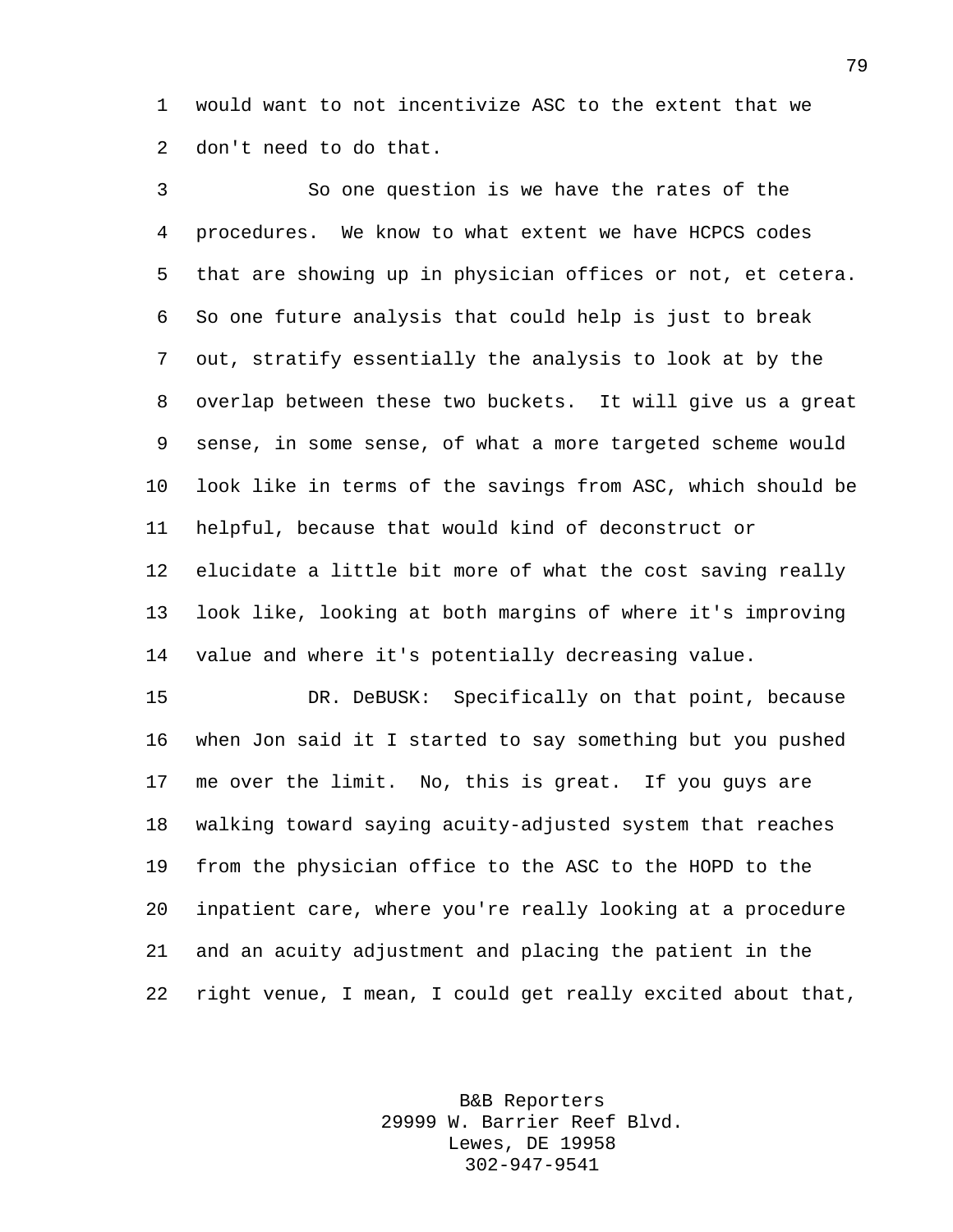would want to not incentivize ASC to the extent that we don't need to do that.

So one question is we have the rates of the procedures. We know to what extent we have HCPCS codes that are showing up in physician offices or not, et cetera. So one future analysis that could help is just to break out, stratify essentially the analysis to look at by the overlap between these two buckets. It will give us a great sense, in some sense, of what a more targeted scheme would look like in terms of the savings from ASC, which should be helpful, because that would kind of deconstruct or elucidate a little bit more of what the cost saving really look like, looking at both margins of where it's improving value and where it's potentially decreasing value.

DR. DeBUSK: Specifically on that point, because when Jon said it I started to say something but you pushed me over the limit. No, this is great. If you guys are walking toward saying acuity-adjusted system that reaches from the physician office to the ASC to the HOPD to the inpatient care, where you're really looking at a procedure and an acuity adjustment and placing the patient in the right venue, I mean, I could get really excited about that,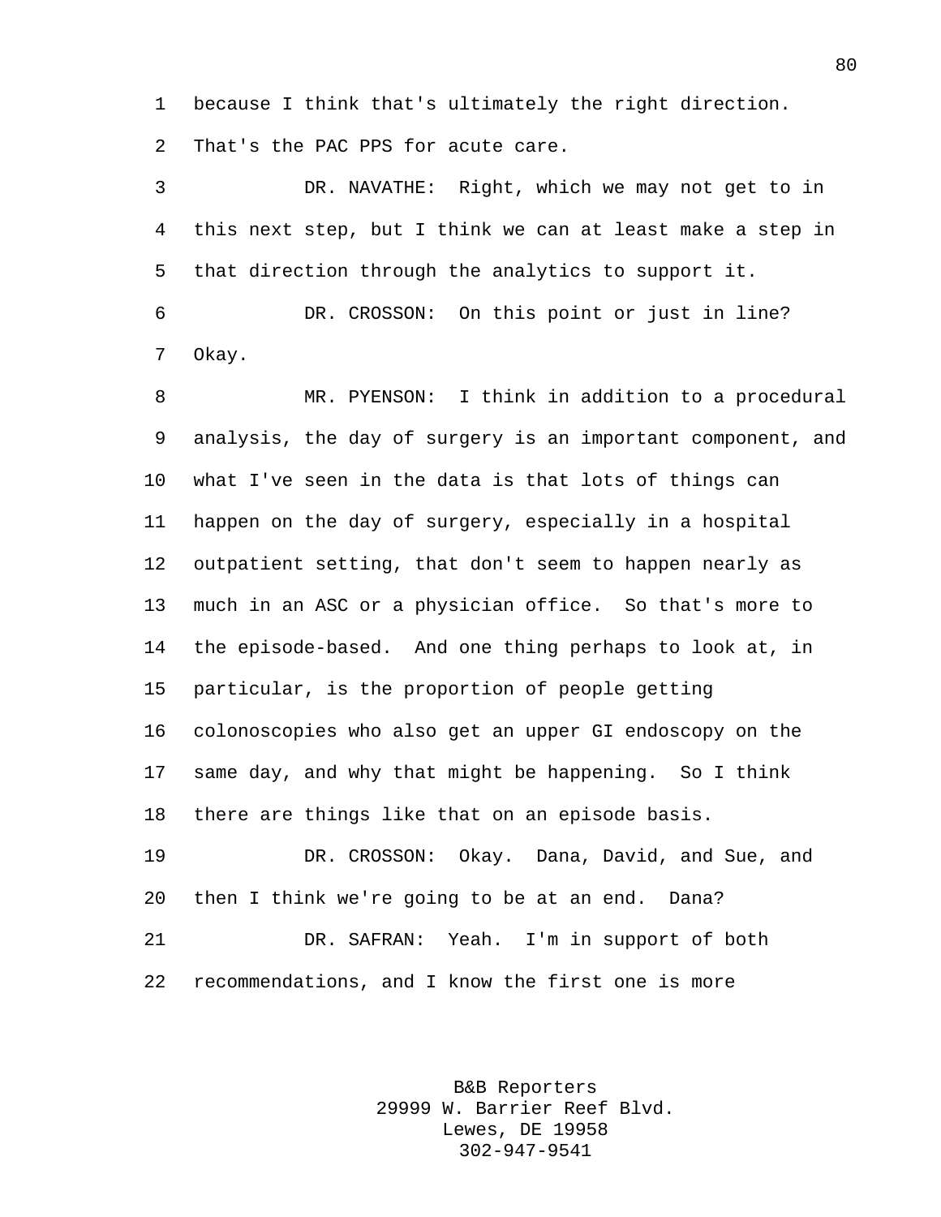because I think that's ultimately the right direction. That's the PAC PPS for acute care.

DR. NAVATHE: Right, which we may not get to in this next step, but I think we can at least make a step in that direction through the analytics to support it.

DR. CROSSON: On this point or just in line? Okay.

MR. PYENSON: I think in addition to a procedural analysis, the day of surgery is an important component, and what I've seen in the data is that lots of things can happen on the day of surgery, especially in a hospital outpatient setting, that don't seem to happen nearly as much in an ASC or a physician office. So that's more to the episode-based. And one thing perhaps to look at, in particular, is the proportion of people getting colonoscopies who also get an upper GI endoscopy on the same day, and why that might be happening. So I think there are things like that on an episode basis.

DR. CROSSON: Okay. Dana, David, and Sue, and then I think we're going to be at an end. Dana?

DR. SAFRAN: Yeah. I'm in support of both recommendations, and I know the first one is more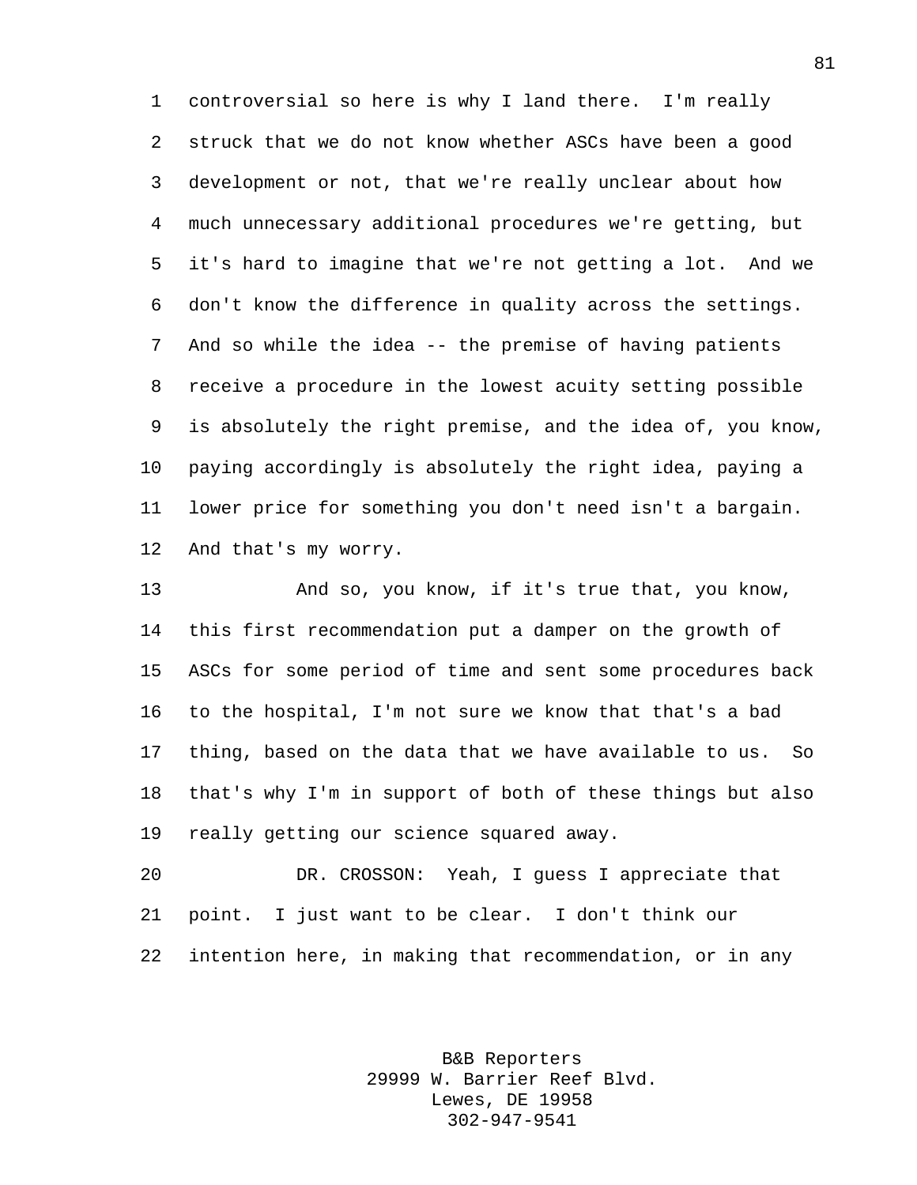controversial so here is why I land there. I'm really struck that we do not know whether ASCs have been a good development or not, that we're really unclear about how much unnecessary additional procedures we're getting, but it's hard to imagine that we're not getting a lot. And we don't know the difference in quality across the settings. And so while the idea -- the premise of having patients receive a procedure in the lowest acuity setting possible is absolutely the right premise, and the idea of, you know, paying accordingly is absolutely the right idea, paying a lower price for something you don't need isn't a bargain. And that's my worry.

And so, you know, if it's true that, you know, this first recommendation put a damper on the growth of ASCs for some period of time and sent some procedures back to the hospital, I'm not sure we know that that's a bad thing, based on the data that we have available to us. So that's why I'm in support of both of these things but also really getting our science squared away.

DR. CROSSON: Yeah, I guess I appreciate that point. I just want to be clear. I don't think our intention here, in making that recommendation, or in any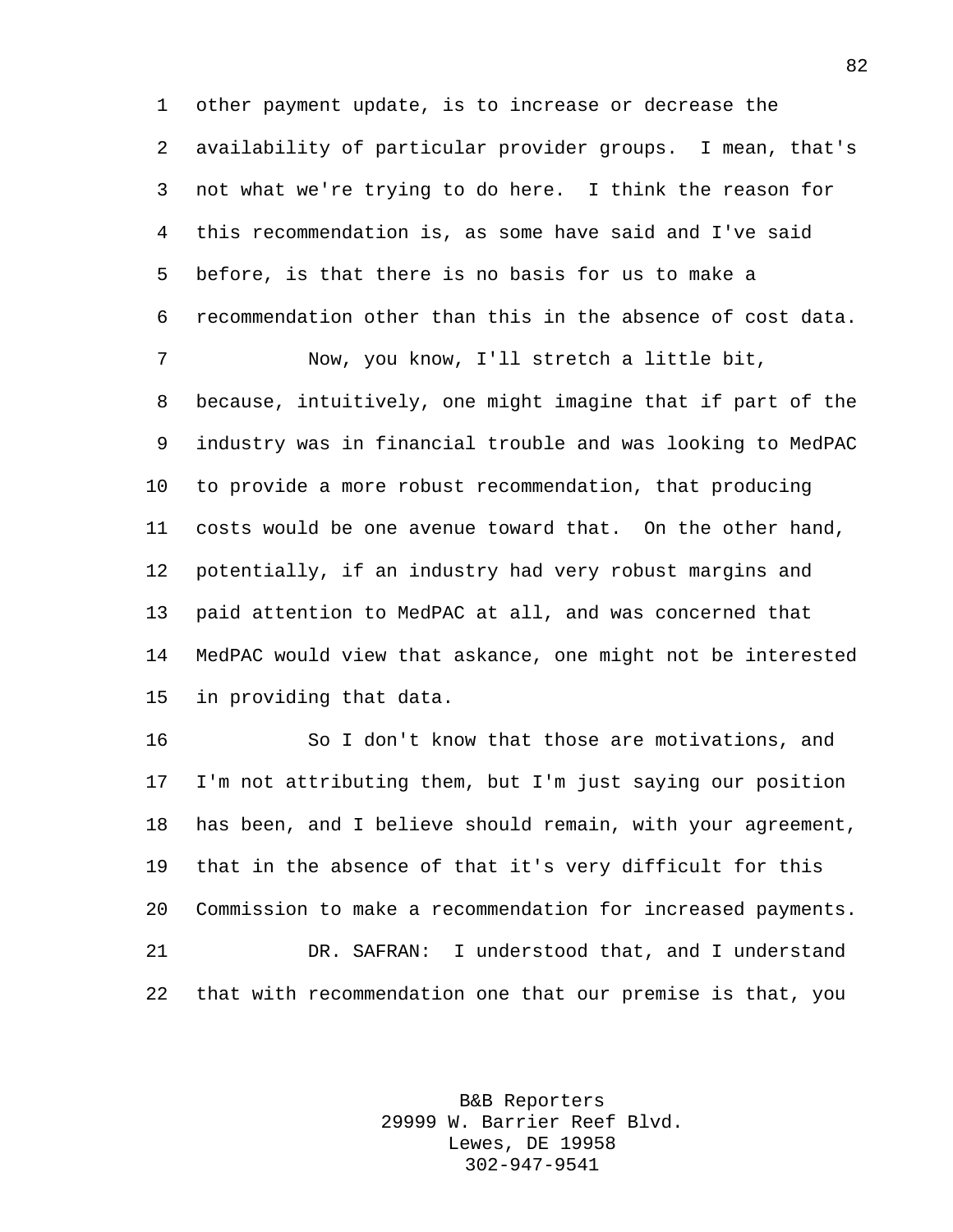other payment update, is to increase or decrease the availability of particular provider groups. I mean, that's not what we're trying to do here. I think the reason for this recommendation is, as some have said and I've said before, is that there is no basis for us to make a recommendation other than this in the absence of cost data.

Now, you know, I'll stretch a little bit, because, intuitively, one might imagine that if part of the industry was in financial trouble and was looking to MedPAC to provide a more robust recommendation, that producing costs would be one avenue toward that. On the other hand, potentially, if an industry had very robust margins and paid attention to MedPAC at all, and was concerned that MedPAC would view that askance, one might not be interested in providing that data.

So I don't know that those are motivations, and I'm not attributing them, but I'm just saying our position has been, and I believe should remain, with your agreement, that in the absence of that it's very difficult for this Commission to make a recommendation for increased payments.

DR. SAFRAN: I understood that, and I understand that with recommendation one that our premise is that, you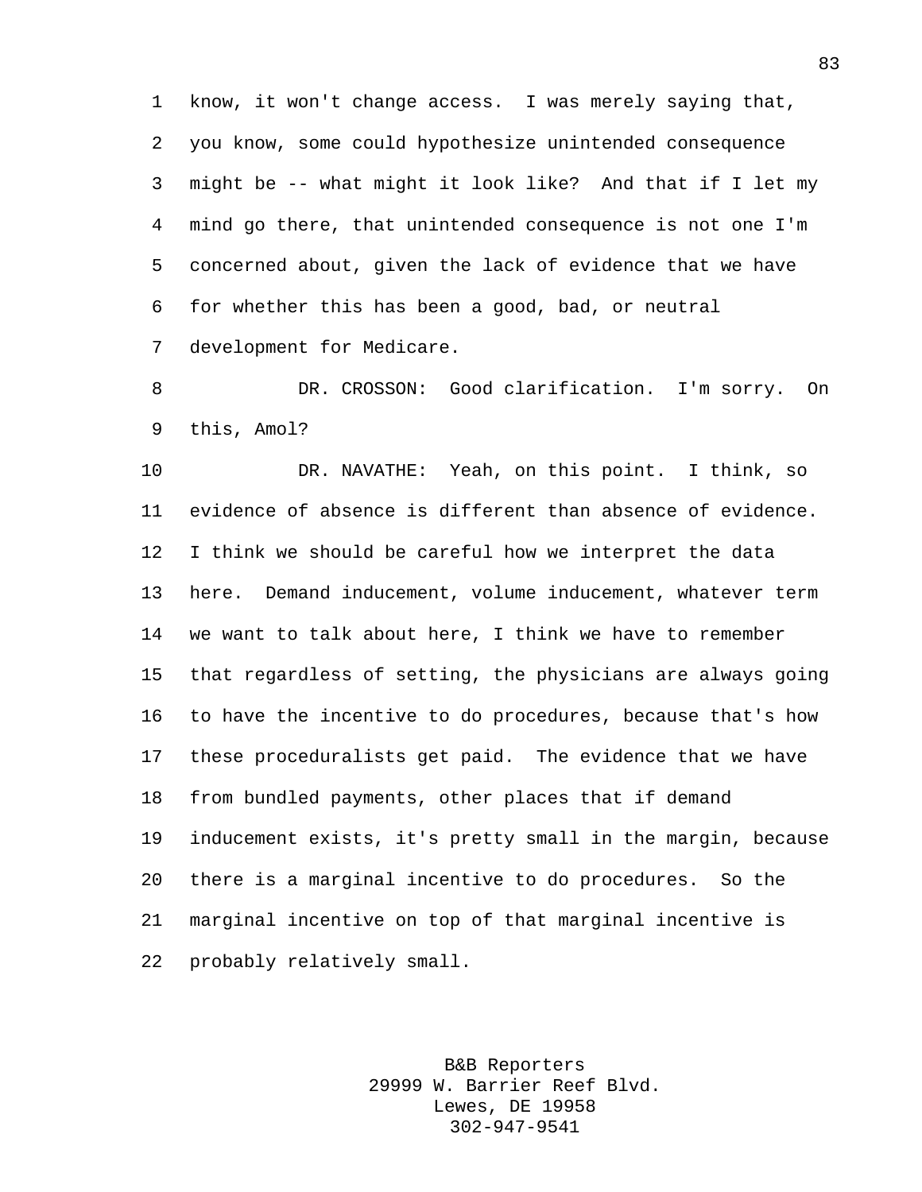know, it won't change access. I was merely saying that, you know, some could hypothesize unintended consequence might be -- what might it look like? And that if I let my mind go there, that unintended consequence is not one I'm concerned about, given the lack of evidence that we have for whether this has been a good, bad, or neutral development for Medicare.

DR. CROSSON: Good clarification. I'm sorry. On this, Amol?

DR. NAVATHE: Yeah, on this point. I think, so evidence of absence is different than absence of evidence. I think we should be careful how we interpret the data here. Demand inducement, volume inducement, whatever term we want to talk about here, I think we have to remember that regardless of setting, the physicians are always going to have the incentive to do procedures, because that's how these proceduralists get paid. The evidence that we have from bundled payments, other places that if demand inducement exists, it's pretty small in the margin, because there is a marginal incentive to do procedures. So the marginal incentive on top of that marginal incentive is probably relatively small.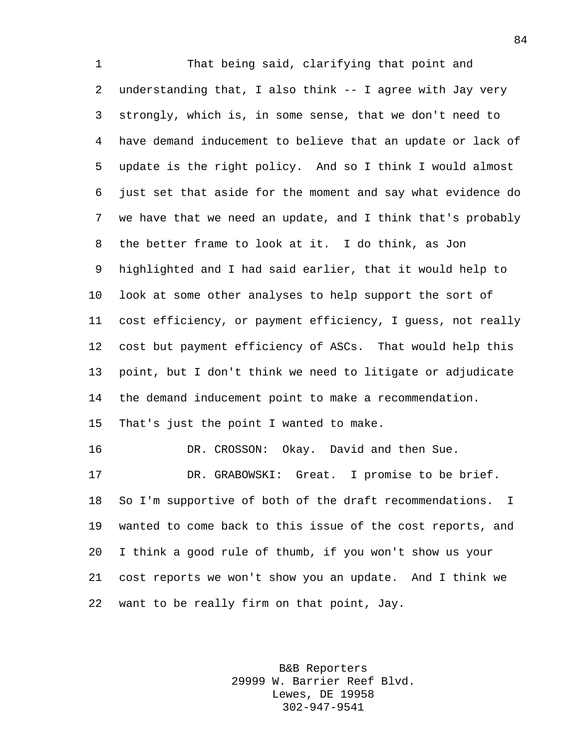That being said, clarifying that point and understanding that, I also think -- I agree with Jay very strongly, which is, in some sense, that we don't need to have demand inducement to believe that an update or lack of update is the right policy. And so I think I would almost just set that aside for the moment and say what evidence do we have that we need an update, and I think that's probably the better frame to look at it. I do think, as Jon highlighted and I had said earlier, that it would help to look at some other analyses to help support the sort of cost efficiency, or payment efficiency, I guess, not really cost but payment efficiency of ASCs. That would help this point, but I don't think we need to litigate or adjudicate the demand inducement point to make a recommendation. That's just the point I wanted to make.

DR. CROSSON: Okay. David and then Sue.

DR. GRABOWSKI: Great. I promise to be brief. So I'm supportive of both of the draft recommendations. I wanted to come back to this issue of the cost reports, and I think a good rule of thumb, if you won't show us your cost reports we won't show you an update. And I think we want to be really firm on that point, Jay.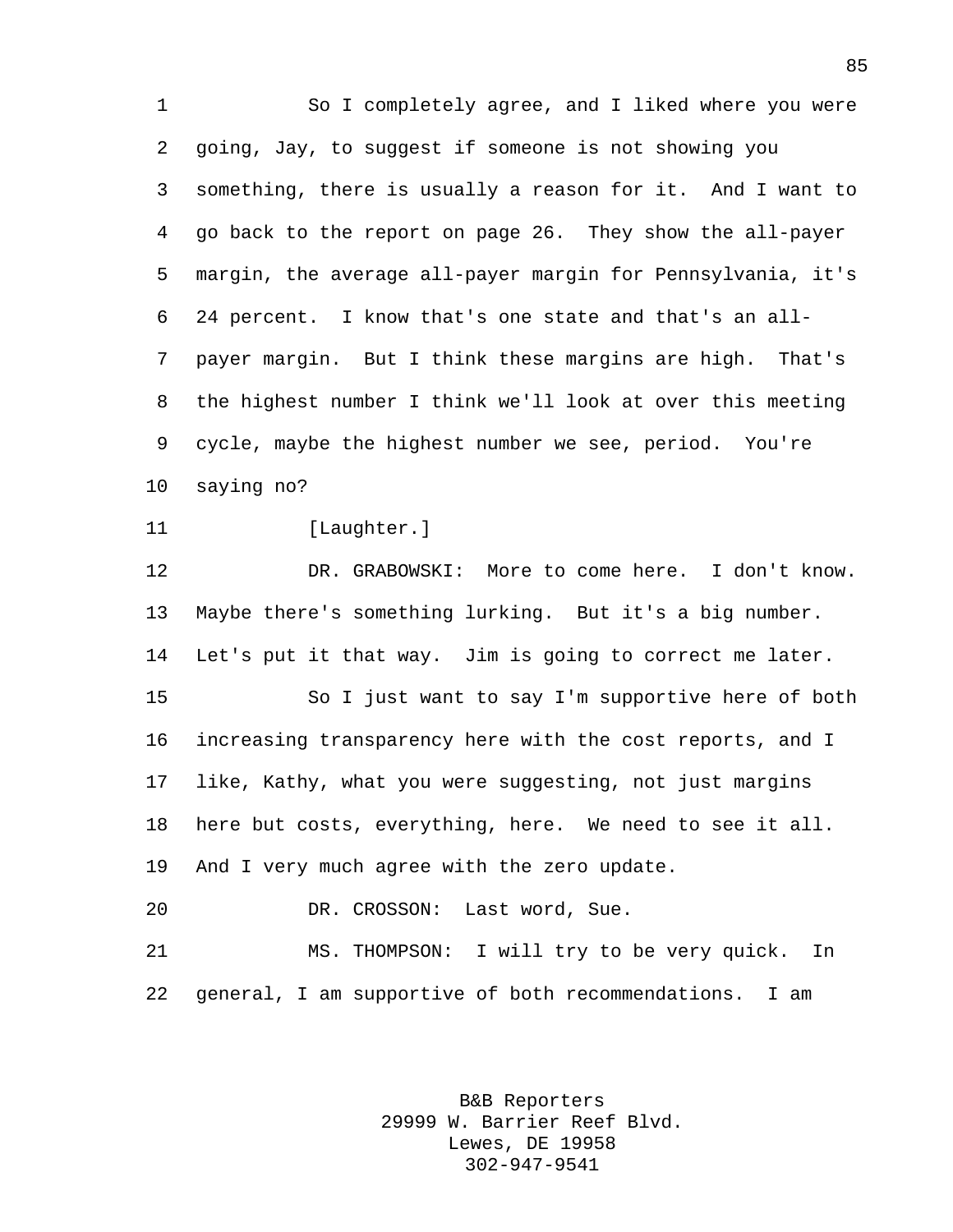So I completely agree, and I liked where you were going, Jay, to suggest if someone is not showing you something, there is usually a reason for it. And I want to go back to the report on page 26. They show the all-payer margin, the average all-payer margin for Pennsylvania, it's 24 percent. I know that's one state and that's an all-payer margin. But I think these margins are high. That's the highest number I think we'll look at over this meeting cycle, maybe the highest number we see, period. You're saying no?

[Laughter.]

DR. GRABOWSKI: More to come here. I don't know. Maybe there's something lurking. But it's a big number. Let's put it that way. Jim is going to correct me later.

So I just want to say I'm supportive here of both increasing transparency here with the cost reports, and I like, Kathy, what you were suggesting, not just margins here but costs, everything, here. We need to see it all. And I very much agree with the zero update.

DR. CROSSON: Last word, Sue.

MS. THOMPSON: I will try to be very quick. In general, I am supportive of both recommendations. I am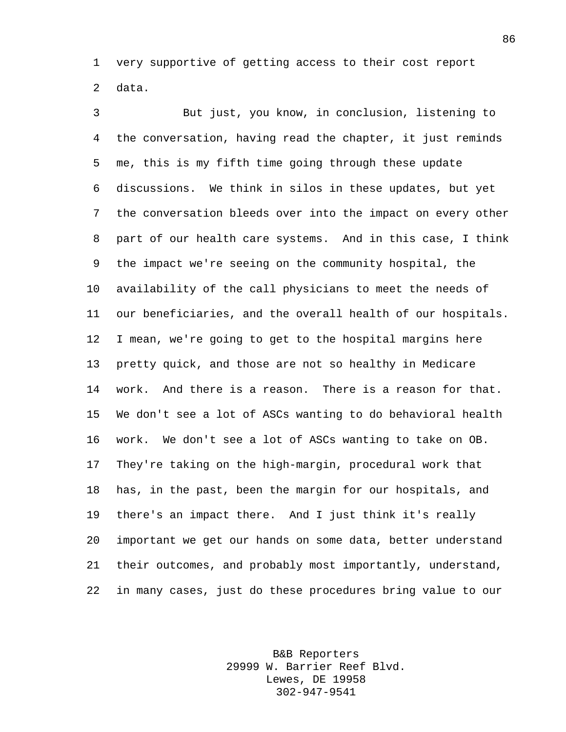very supportive of getting access to their cost report data.

But just, you know, in conclusion, listening to the conversation, having read the chapter, it just reminds me, this is my fifth time going through these update discussions. We think in silos in these updates, but yet the conversation bleeds over into the impact on every other part of our health care systems. And in this case, I think the impact we're seeing on the community hospital, the availability of the call physicians to meet the needs of our beneficiaries, and the overall health of our hospitals. I mean, we're going to get to the hospital margins here pretty quick, and those are not so healthy in Medicare work. And there is a reason. There is a reason for that. We don't see a lot of ASCs wanting to do behavioral health work. We don't see a lot of ASCs wanting to take on OB. They're taking on the high-margin, procedural work that has, in the past, been the margin for our hospitals, and there's an impact there. And I just think it's really important we get our hands on some data, better understand their outcomes, and probably most importantly, understand, in many cases, just do these procedures bring value to our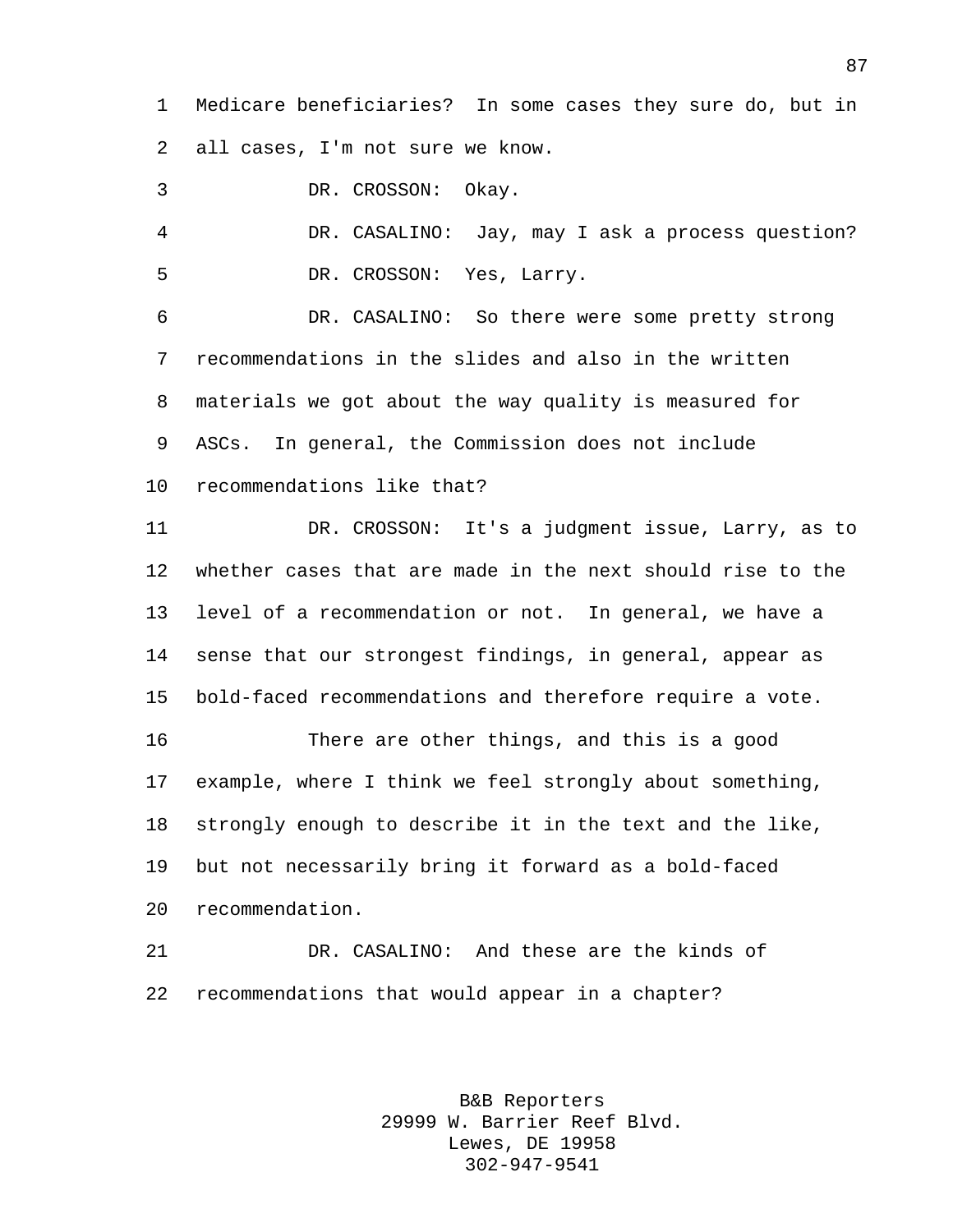Medicare beneficiaries? In some cases they sure do, but in all cases, I'm not sure we know.

DR. CROSSON: Okay.

DR. CASALINO: Jay, may I ask a process question?

DR. CROSSON: Yes, Larry.

DR. CASALINO: So there were some pretty strong recommendations in the slides and also in the written materials we got about the way quality is measured for ASCs. In general, the Commission does not include recommendations like that?

DR. CROSSON: It's a judgment issue, Larry, as to whether cases that are made in the next should rise to the level of a recommendation or not. In general, we have a sense that our strongest findings, in general, appear as bold-faced recommendations and therefore require a vote.

There are other things, and this is a good example, where I think we feel strongly about something, strongly enough to describe it in the text and the like, but not necessarily bring it forward as a bold-faced recommendation.

DR. CASALINO: And these are the kinds of recommendations that would appear in a chapter?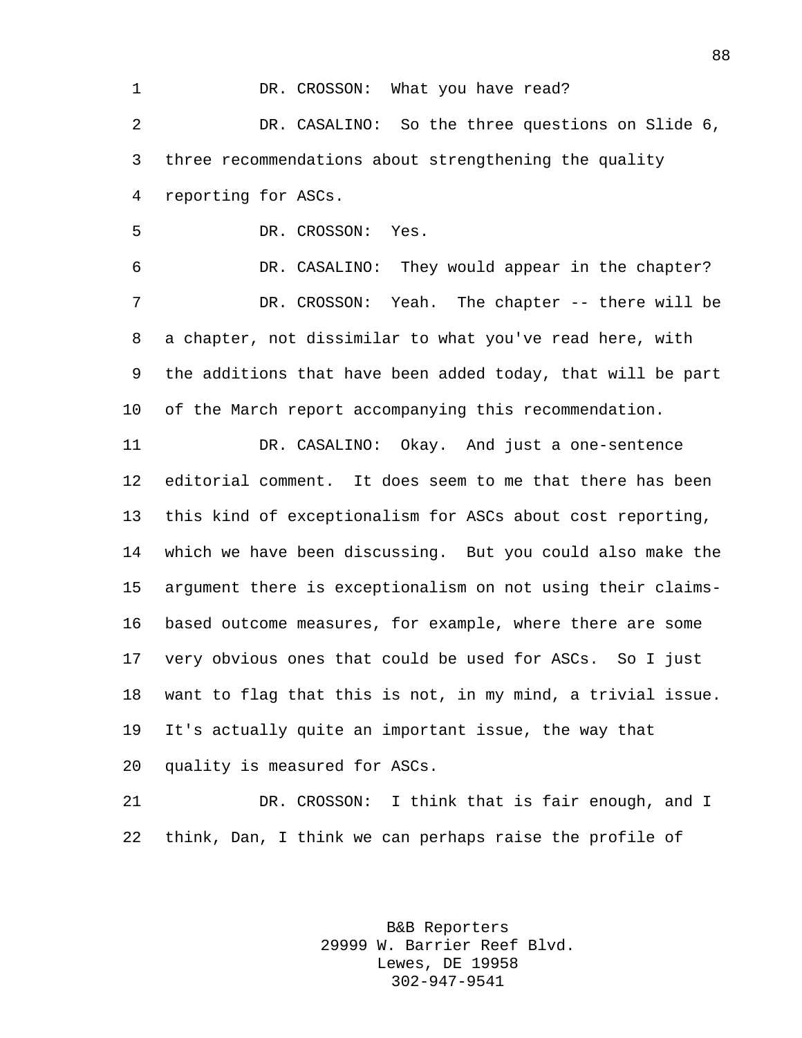DR. CROSSON: What you have read?

DR. CASALINO: So the three questions on Slide 6, three recommendations about strengthening the quality reporting for ASCs.

DR. CROSSON: Yes.

DR. CASALINO: They would appear in the chapter?

DR. CROSSON: Yeah. The chapter -- there will be a chapter, not dissimilar to what you've read here, with the additions that have been added today, that will be part of the March report accompanying this recommendation.

DR. CASALINO: Okay. And just a one-sentence editorial comment. It does seem to me that there has been this kind of exceptionalism for ASCs about cost reporting, which we have been discussing. But you could also make the argument there is exceptionalism on not using their claims-based outcome measures, for example, where there are some very obvious ones that could be used for ASCs. So I just want to flag that this is not, in my mind, a trivial issue. It's actually quite an important issue, the way that quality is measured for ASCs.

DR. CROSSON: I think that is fair enough, and I think, Dan, I think we can perhaps raise the profile of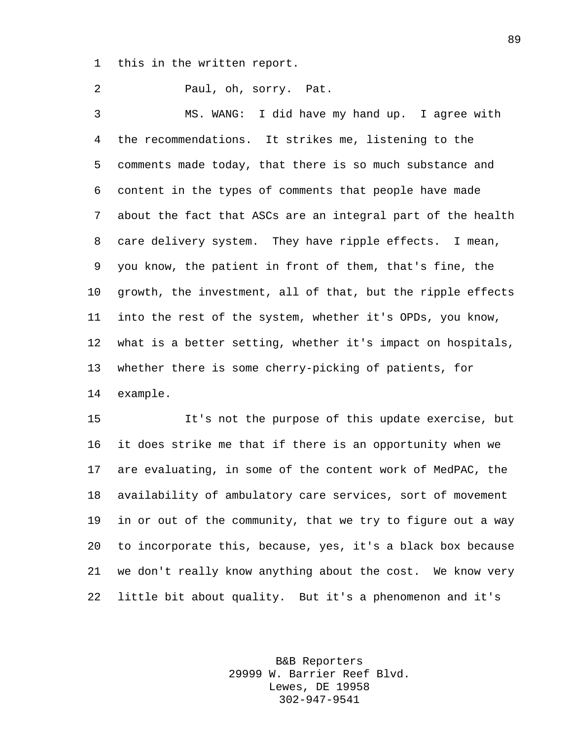this in the written report.

Paul, oh, sorry. Pat.

MS. WANG: I did have my hand up. I agree with the recommendations. It strikes me, listening to the comments made today, that there is so much substance and content in the types of comments that people have made about the fact that ASCs are an integral part of the health care delivery system. They have ripple effects. I mean, you know, the patient in front of them, that's fine, the growth, the investment, all of that, but the ripple effects into the rest of the system, whether it's OPDs, you know, what is a better setting, whether it's impact on hospitals, whether there is some cherry-picking of patients, for example.

It's not the purpose of this update exercise, but it does strike me that if there is an opportunity when we are evaluating, in some of the content work of MedPAC, the availability of ambulatory care services, sort of movement in or out of the community, that we try to figure out a way to incorporate this, because, yes, it's a black box because we don't really know anything about the cost. We know very little bit about quality. But it's a phenomenon and it's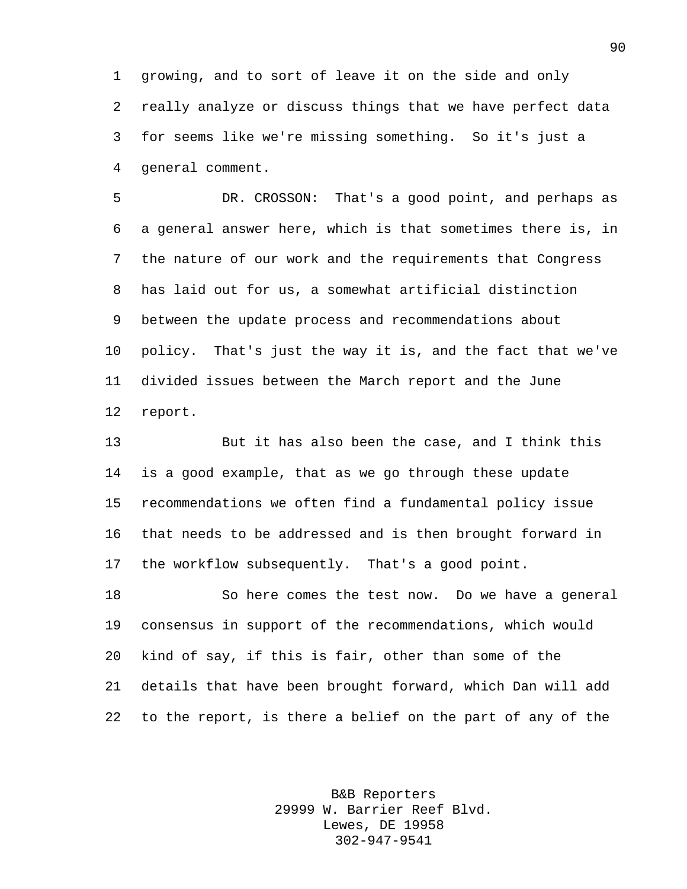growing, and to sort of leave it on the side and only really analyze or discuss things that we have perfect data for seems like we're missing something. So it's just a general comment.

DR. CROSSON: That's a good point, and perhaps as a general answer here, which is that sometimes there is, in the nature of our work and the requirements that Congress has laid out for us, a somewhat artificial distinction between the update process and recommendations about policy. That's just the way it is, and the fact that we've divided issues between the March report and the June report.

But it has also been the case, and I think this is a good example, that as we go through these update recommendations we often find a fundamental policy issue that needs to be addressed and is then brought forward in the workflow subsequently. That's a good point.

So here comes the test now. Do we have a general consensus in support of the recommendations, which would kind of say, if this is fair, other than some of the details that have been brought forward, which Dan will add to the report, is there a belief on the part of any of the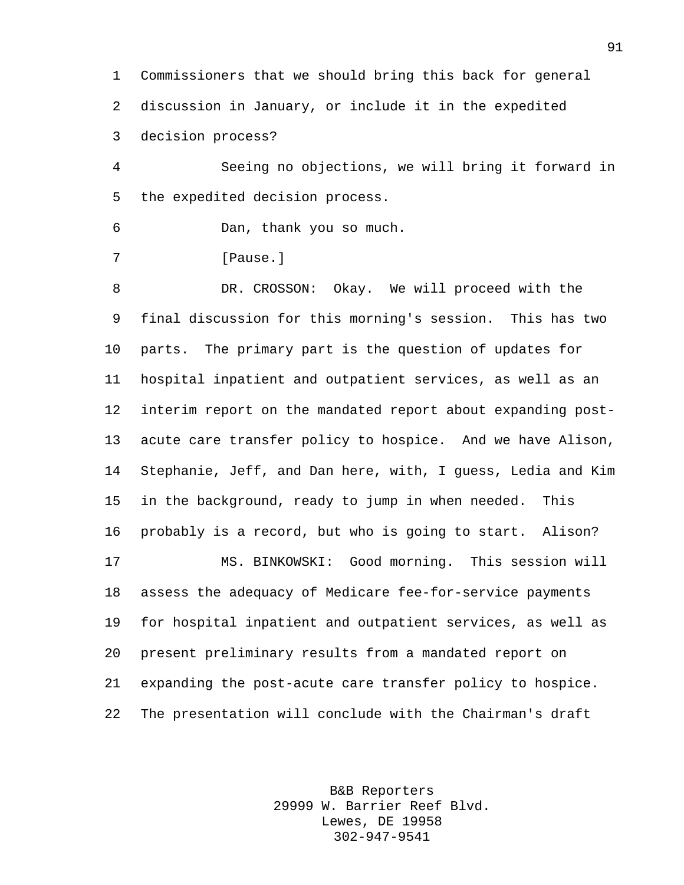Commissioners that we should bring this back for general discussion in January, or include it in the expedited decision process?

Seeing no objections, we will bring it forward in the expedited decision process.

Dan, thank you so much.

[Pause.]

DR. CROSSON: Okay. We will proceed with the final discussion for this morning's session. This has two parts. The primary part is the question of updates for hospital inpatient and outpatient services, as well as an interim report on the mandated report about expanding post-acute care transfer policy to hospice. And we have Alison, Stephanie, Jeff, and Dan here, with, I guess, Ledia and Kim in the background, ready to jump in when needed. This probably is a record, but who is going to start. Alison?

MS. BINKOWSKI: Good morning. This session will assess the adequacy of Medicare fee-for-service payments for hospital inpatient and outpatient services, as well as present preliminary results from a mandated report on expanding the post-acute care transfer policy to hospice. The presentation will conclude with the Chairman's draft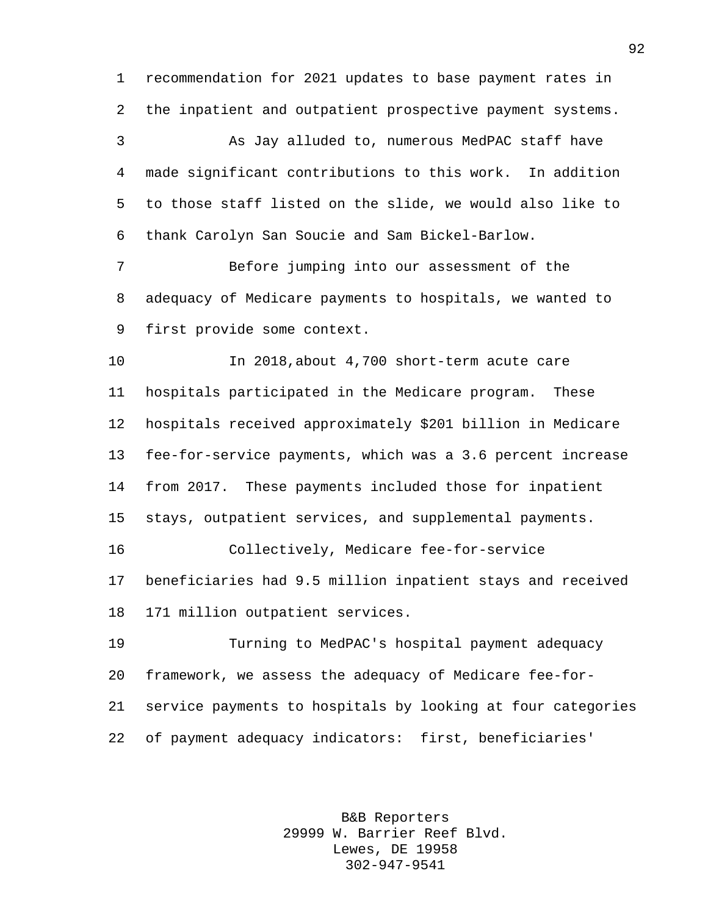recommendation for 2021 updates to base payment rates in the inpatient and outpatient prospective payment systems.

As Jay alluded to, numerous MedPAC staff have made significant contributions to this work. In addition to those staff listed on the slide, we would also like to thank Carolyn San Soucie and Sam Bickel-Barlow.

Before jumping into our assessment of the adequacy of Medicare payments to hospitals, we wanted to first provide some context.

In 2018,about 4,700 short-term acute care hospitals participated in the Medicare program. These hospitals received approximately $201 billion in Medicare fee-for-service payments, which was a 3.6 percent increase from 2017. These payments included those for inpatient stays, outpatient services, and supplemental payments.

Collectively, Medicare fee-for-service beneficiaries had 9.5 million inpatient stays and received 171 million outpatient services.

Turning to MedPAC's hospital payment adequacy framework, we assess the adequacy of Medicare fee-for-service payments to hospitals by looking at four categories of payment adequacy indicators: first, beneficiaries'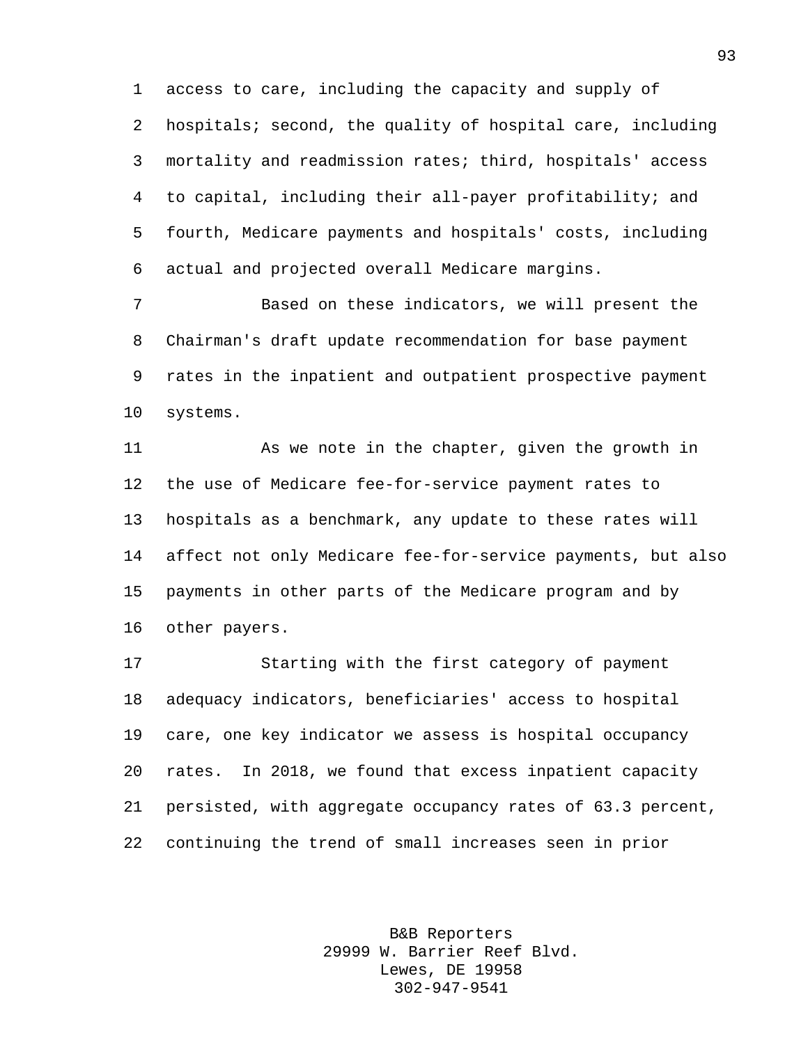access to care, including the capacity and supply of hospitals; second, the quality of hospital care, including mortality and readmission rates; third, hospitals' access to capital, including their all-payer profitability; and fourth, Medicare payments and hospitals' costs, including actual and projected overall Medicare margins.

Based on these indicators, we will present the Chairman's draft update recommendation for base payment rates in the inpatient and outpatient prospective payment systems.

As we note in the chapter, given the growth in the use of Medicare fee-for-service payment rates to hospitals as a benchmark, any update to these rates will affect not only Medicare fee-for-service payments, but also payments in other parts of the Medicare program and by other payers.

Starting with the first category of payment adequacy indicators, beneficiaries' access to hospital care, one key indicator we assess is hospital occupancy rates. In 2018, we found that excess inpatient capacity persisted, with aggregate occupancy rates of 63.3 percent, continuing the trend of small increases seen in prior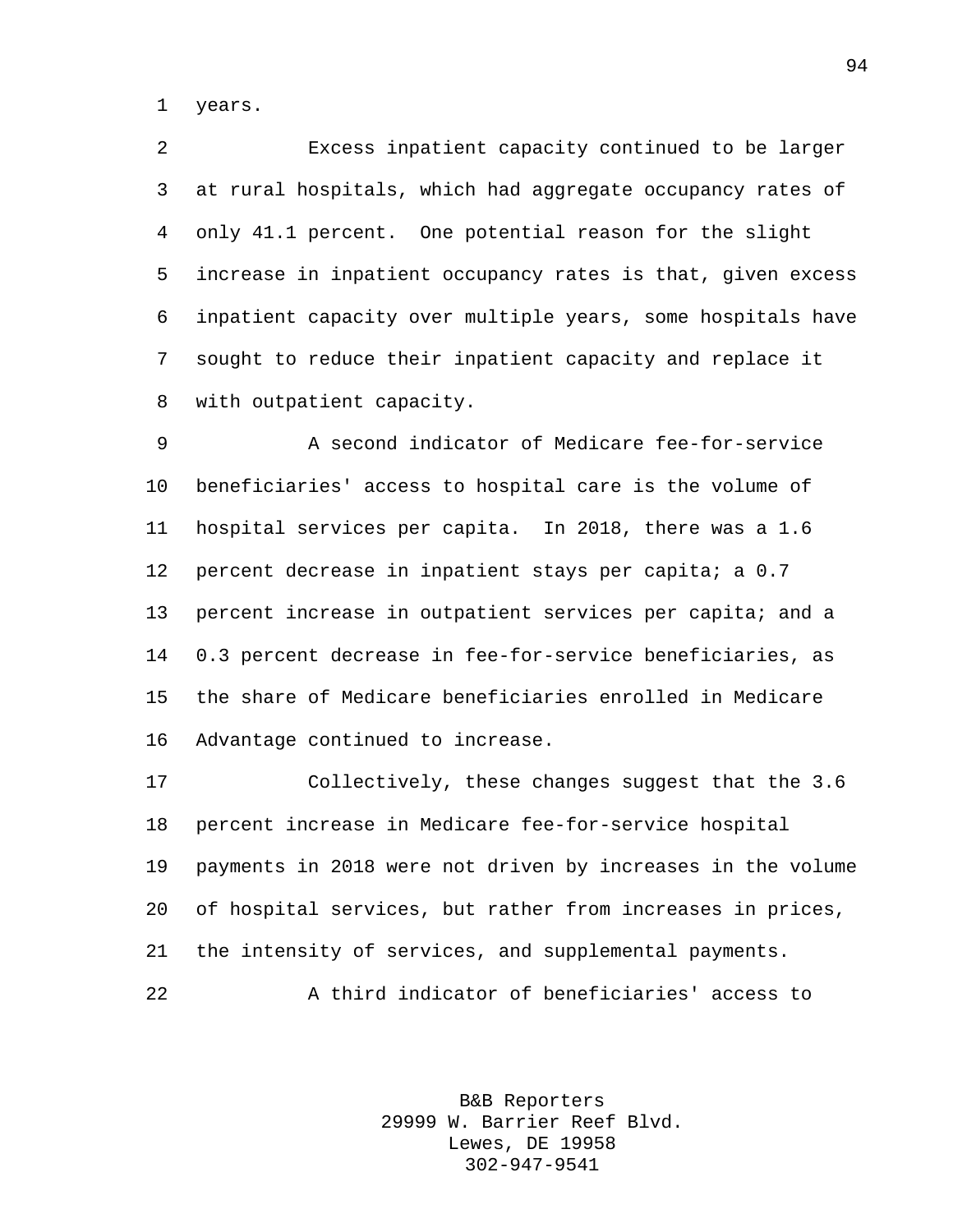years.

Excess inpatient capacity continued to be larger at rural hospitals, which had aggregate occupancy rates of only 41.1 percent. One potential reason for the slight increase in inpatient occupancy rates is that, given excess inpatient capacity over multiple years, some hospitals have sought to reduce their inpatient capacity and replace it with outpatient capacity.

A second indicator of Medicare fee-for-service beneficiaries' access to hospital care is the volume of hospital services per capita. In 2018, there was a 1.6 percent decrease in inpatient stays per capita; a 0.7 percent increase in outpatient services per capita; and a 0.3 percent decrease in fee-for-service beneficiaries, as the share of Medicare beneficiaries enrolled in Medicare Advantage continued to increase.

Collectively, these changes suggest that the 3.6 percent increase in Medicare fee-for-service hospital payments in 2018 were not driven by increases in the volume of hospital services, but rather from increases in prices, the intensity of services, and supplemental payments.

A third indicator of beneficiaries' access to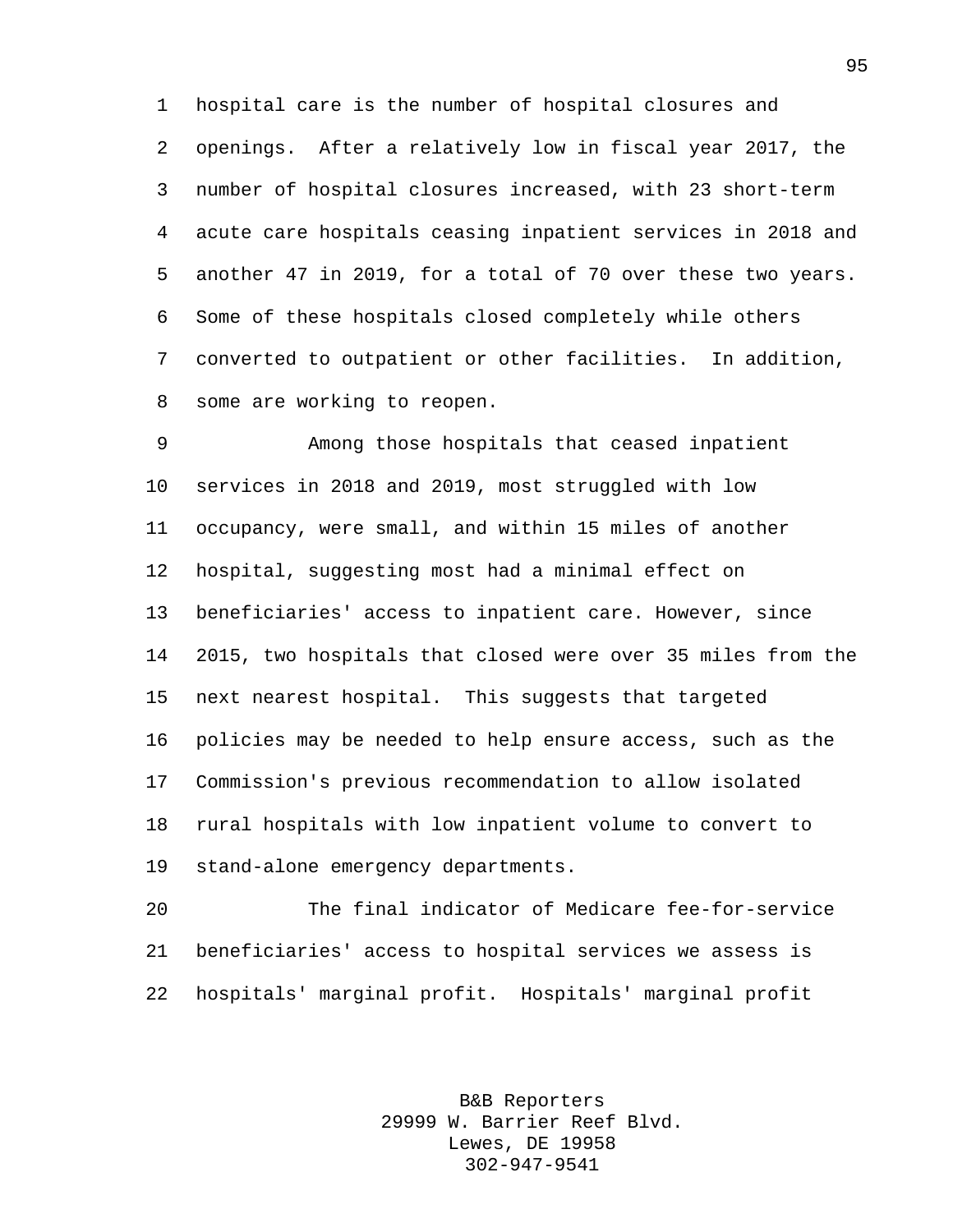hospital care is the number of hospital closures and openings. After a relatively low in fiscal year 2017, the number of hospital closures increased, with 23 short-term acute care hospitals ceasing inpatient services in 2018 and another 47 in 2019, for a total of 70 over these two years. Some of these hospitals closed completely while others converted to outpatient or other facilities. In addition, some are working to reopen.

Among those hospitals that ceased inpatient services in 2018 and 2019, most struggled with low occupancy, were small, and within 15 miles of another hospital, suggesting most had a minimal effect on beneficiaries' access to inpatient care. However, since 2015, two hospitals that closed were over 35 miles from the next nearest hospital. This suggests that targeted policies may be needed to help ensure access, such as the Commission's previous recommendation to allow isolated rural hospitals with low inpatient volume to convert to stand-alone emergency departments.

The final indicator of Medicare fee-for-service beneficiaries' access to hospital services we assess is hospitals' marginal profit. Hospitals' marginal profit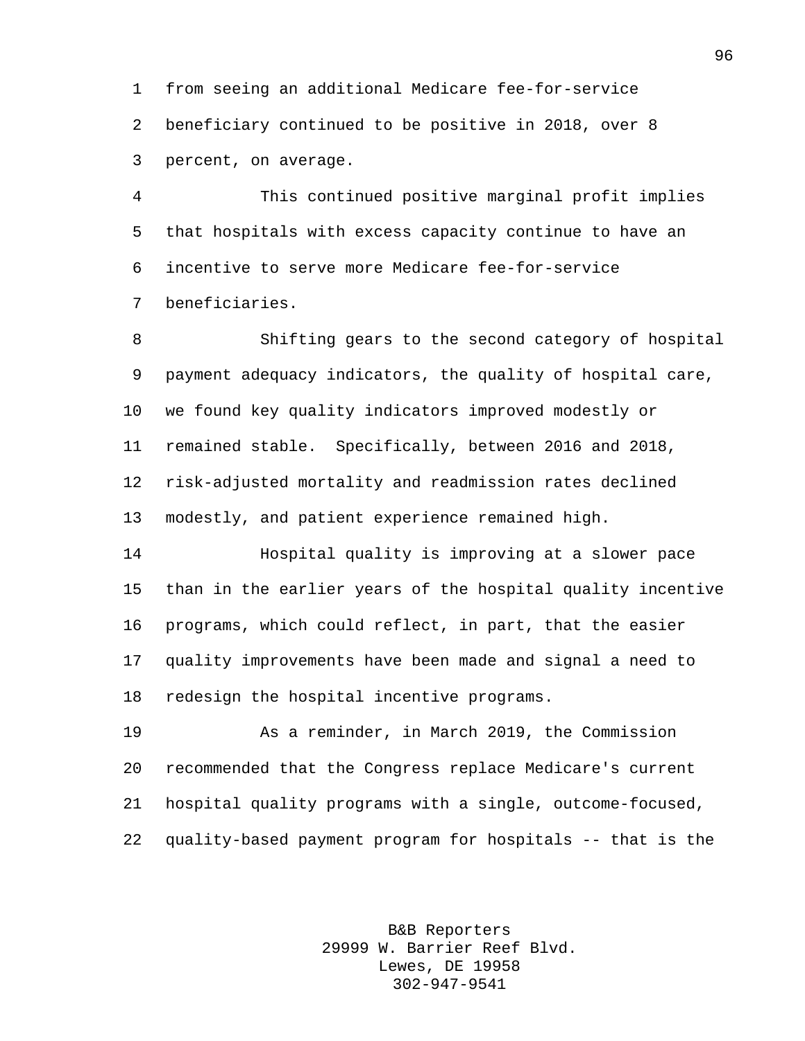from seeing an additional Medicare fee-for-service beneficiary continued to be positive in 2018, over 8 percent, on average.

This continued positive marginal profit implies that hospitals with excess capacity continue to have an incentive to serve more Medicare fee-for-service beneficiaries.

Shifting gears to the second category of hospital payment adequacy indicators, the quality of hospital care, we found key quality indicators improved modestly or remained stable. Specifically, between 2016 and 2018, risk-adjusted mortality and readmission rates declined modestly, and patient experience remained high.

Hospital quality is improving at a slower pace than in the earlier years of the hospital quality incentive programs, which could reflect, in part, that the easier quality improvements have been made and signal a need to redesign the hospital incentive programs.

As a reminder, in March 2019, the Commission recommended that the Congress replace Medicare's current hospital quality programs with a single, outcome-focused, quality-based payment program for hospitals -- that is the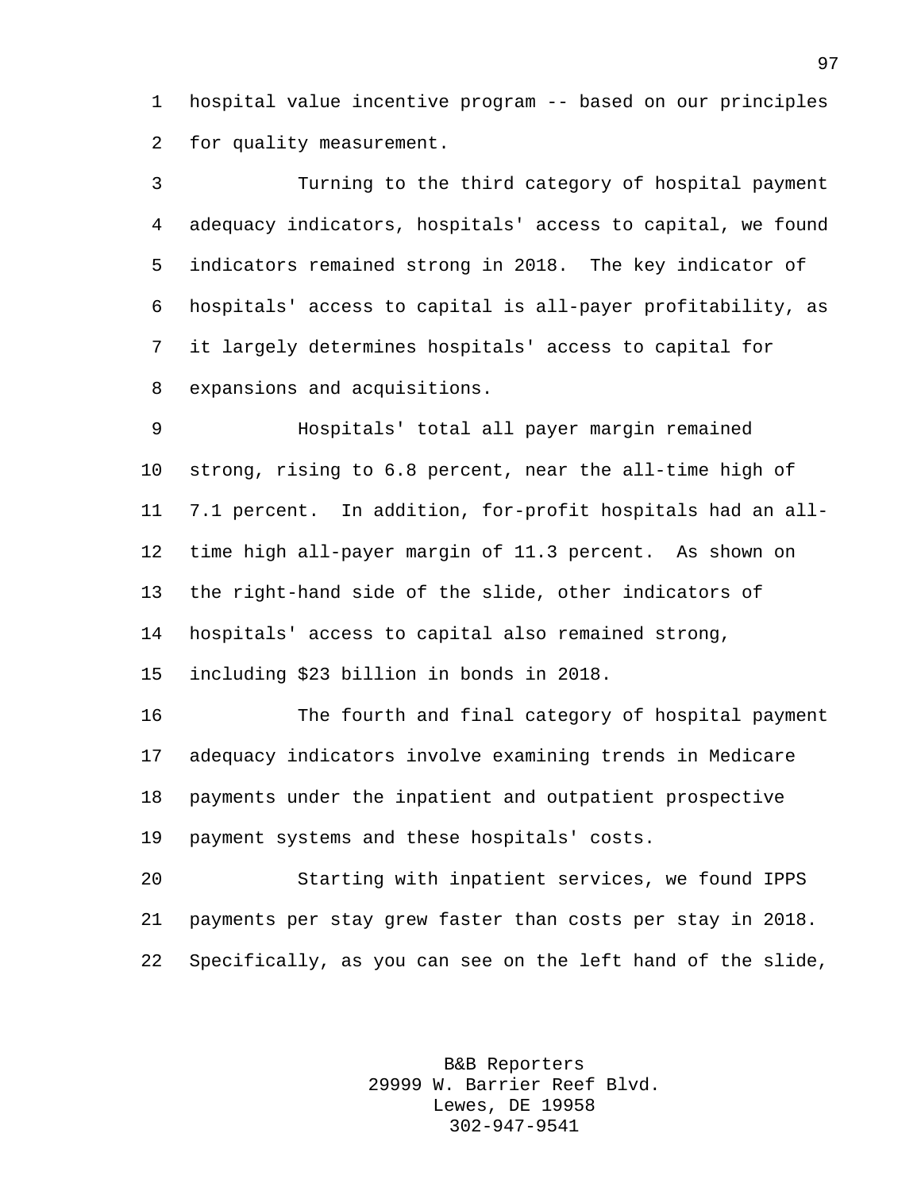hospital value incentive program -- based on our principles for quality measurement.

Turning to the third category of hospital payment adequacy indicators, hospitals' access to capital, we found indicators remained strong in 2018. The key indicator of hospitals' access to capital is all-payer profitability, as it largely determines hospitals' access to capital for expansions and acquisitions.

Hospitals' total all payer margin remained strong, rising to 6.8 percent, near the all-time high of 7.1 percent. In addition, for-profit hospitals had an all-time high all-payer margin of 11.3 percent. As shown on the right-hand side of the slide, other indicators of hospitals' access to capital also remained strong, including $23 billion in bonds in 2018.

The fourth and final category of hospital payment adequacy indicators involve examining trends in Medicare payments under the inpatient and outpatient prospective payment systems and these hospitals' costs.

Starting with inpatient services, we found IPPS payments per stay grew faster than costs per stay in 2018. Specifically, as you can see on the left hand of the slide,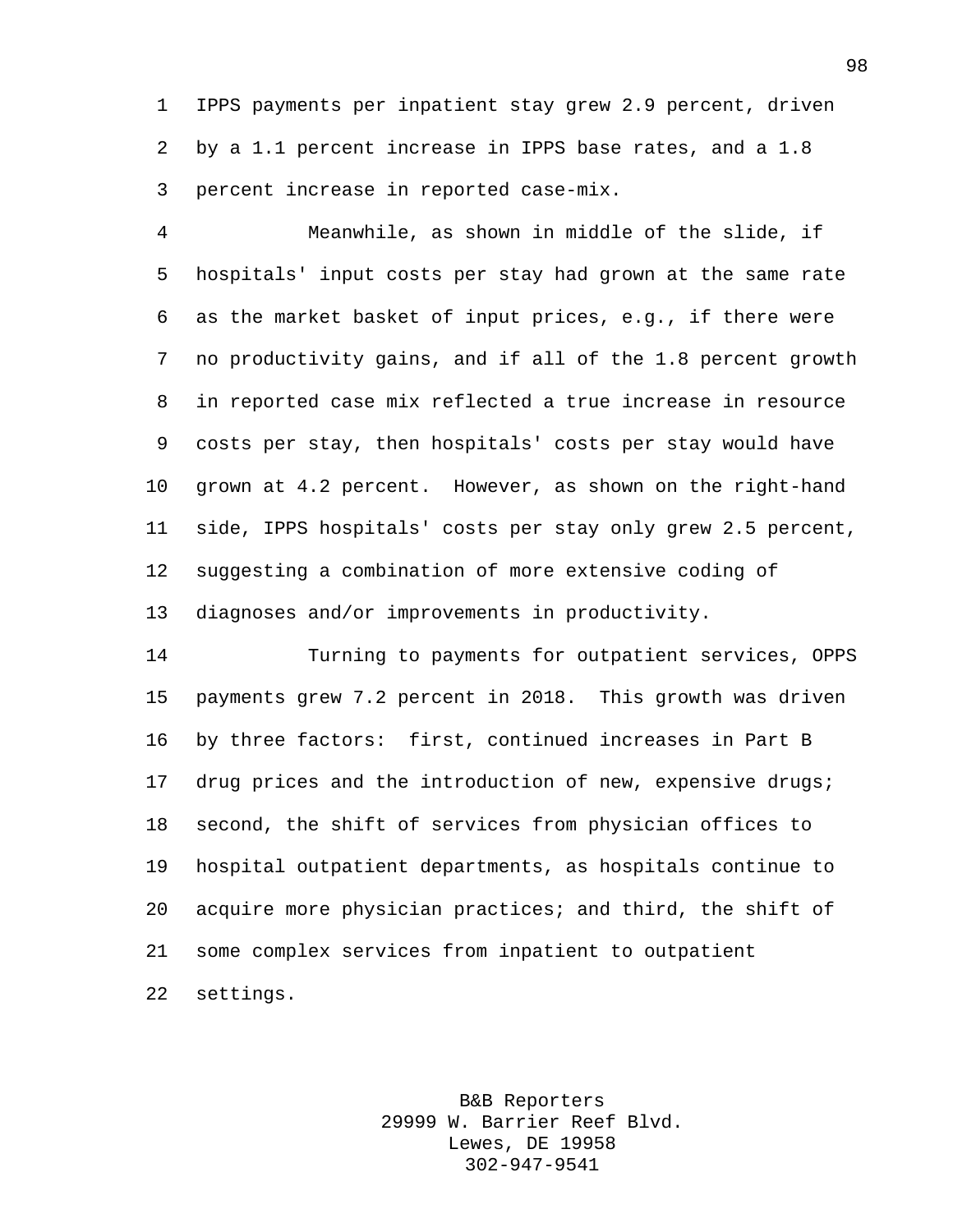IPPS payments per inpatient stay grew 2.9 percent, driven by a 1.1 percent increase in IPPS base rates, and a 1.8 percent increase in reported case-mix.

Meanwhile, as shown in middle of the slide, if hospitals' input costs per stay had grown at the same rate as the market basket of input prices, e.g., if there were no productivity gains, and if all of the 1.8 percent growth in reported case mix reflected a true increase in resource costs per stay, then hospitals' costs per stay would have grown at 4.2 percent. However, as shown on the right-hand side, IPPS hospitals' costs per stay only grew 2.5 percent, suggesting a combination of more extensive coding of diagnoses and/or improvements in productivity.

Turning to payments for outpatient services, OPPS payments grew 7.2 percent in 2018. This growth was driven by three factors: first, continued increases in Part B drug prices and the introduction of new, expensive drugs; second, the shift of services from physician offices to hospital outpatient departments, as hospitals continue to acquire more physician practices; and third, the shift of some complex services from inpatient to outpatient settings.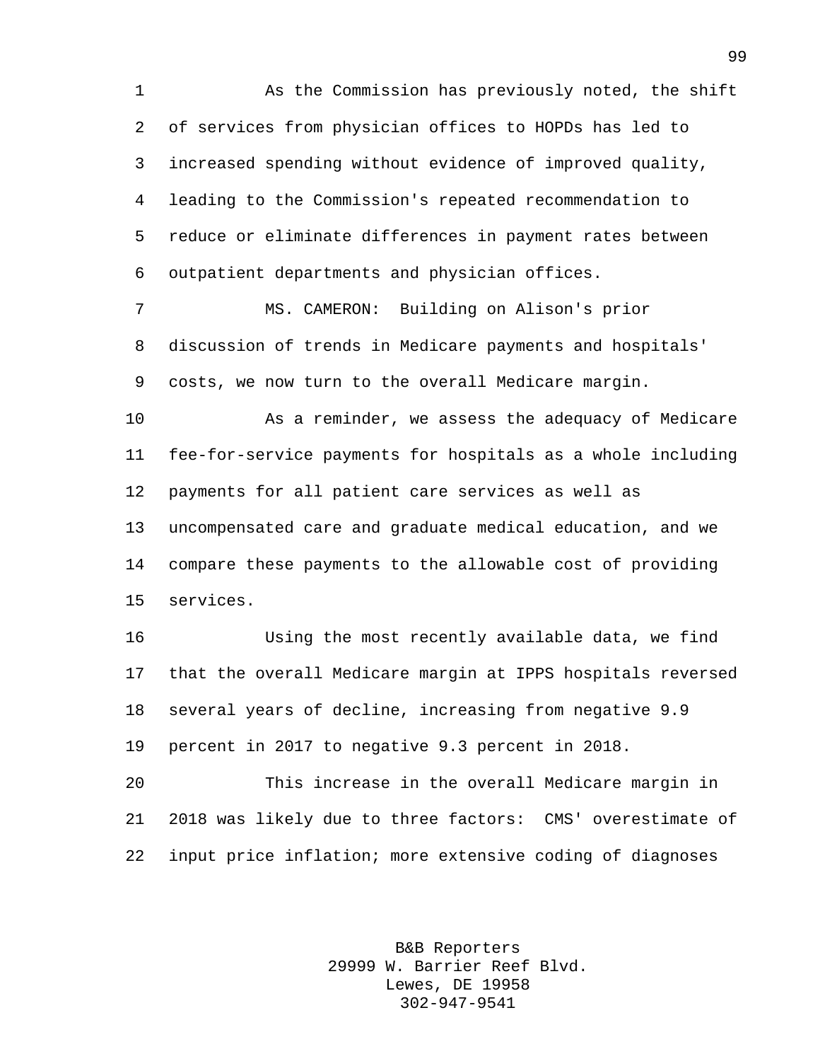As the Commission has previously noted, the shift of services from physician offices to HOPDs has led to increased spending without evidence of improved quality, leading to the Commission's repeated recommendation to reduce or eliminate differences in payment rates between outpatient departments and physician offices.

MS. CAMERON: Building on Alison's prior discussion of trends in Medicare payments and hospitals' costs, we now turn to the overall Medicare margin.

As a reminder, we assess the adequacy of Medicare fee-for-service payments for hospitals as a whole including payments for all patient care services as well as uncompensated care and graduate medical education, and we compare these payments to the allowable cost of providing services.

Using the most recently available data, we find that the overall Medicare margin at IPPS hospitals reversed several years of decline, increasing from negative 9.9 percent in 2017 to negative 9.3 percent in 2018.

This increase in the overall Medicare margin in 2018 was likely due to three factors: CMS' overestimate of input price inflation; more extensive coding of diagnoses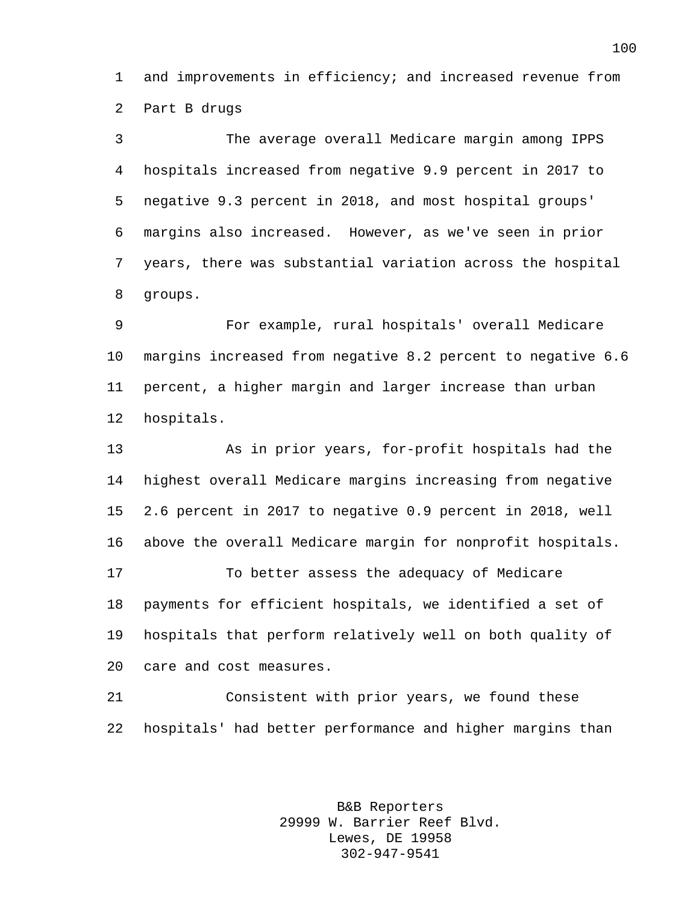and improvements in efficiency; and increased revenue from Part B drugs

The average overall Medicare margin among IPPS hospitals increased from negative 9.9 percent in 2017 to negative 9.3 percent in 2018, and most hospital groups' margins also increased. However, as we've seen in prior years, there was substantial variation across the hospital groups.

For example, rural hospitals' overall Medicare margins increased from negative 8.2 percent to negative 6.6 percent, a higher margin and larger increase than urban hospitals.

As in prior years, for-profit hospitals had the highest overall Medicare margins increasing from negative 2.6 percent in 2017 to negative 0.9 percent in 2018, well above the overall Medicare margin for nonprofit hospitals.

To better assess the adequacy of Medicare payments for efficient hospitals, we identified a set of hospitals that perform relatively well on both quality of care and cost measures.

Consistent with prior years, we found these hospitals' had better performance and higher margins than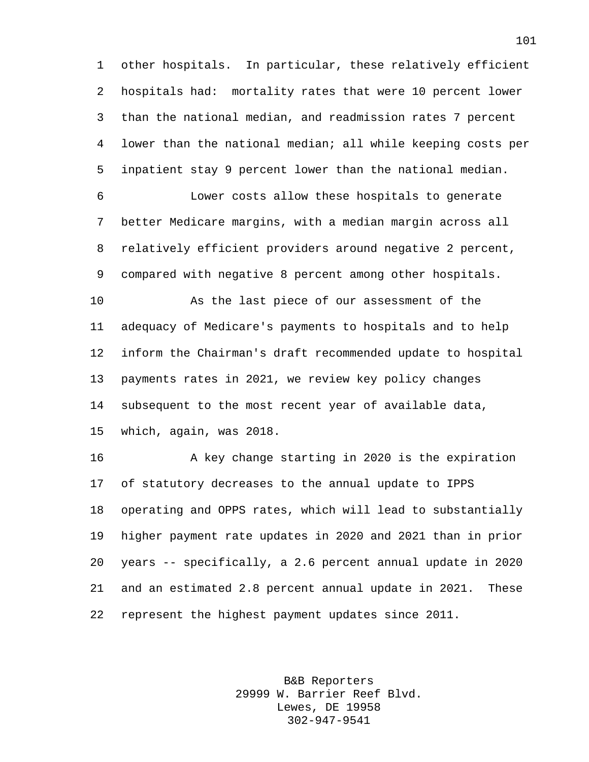other hospitals. In particular, these relatively efficient hospitals had: mortality rates that were 10 percent lower than the national median, and readmission rates 7 percent lower than the national median; all while keeping costs per inpatient stay 9 percent lower than the national median.

Lower costs allow these hospitals to generate better Medicare margins, with a median margin across all relatively efficient providers around negative 2 percent, compared with negative 8 percent among other hospitals.

As the last piece of our assessment of the adequacy of Medicare's payments to hospitals and to help inform the Chairman's draft recommended update to hospital payments rates in 2021, we review key policy changes subsequent to the most recent year of available data, which, again, was 2018.

A key change starting in 2020 is the expiration of statutory decreases to the annual update to IPPS operating and OPPS rates, which will lead to substantially higher payment rate updates in 2020 and 2021 than in prior years -- specifically, a 2.6 percent annual update in 2020 and an estimated 2.8 percent annual update in 2021. These represent the highest payment updates since 2011.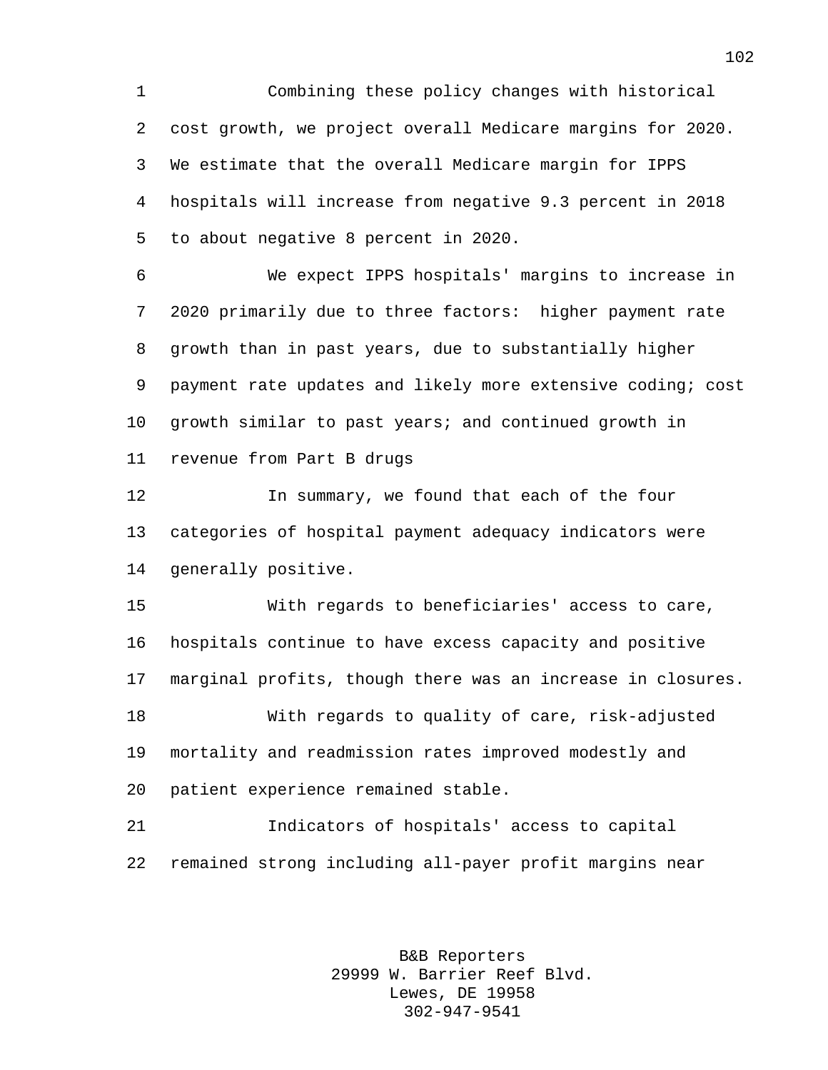Combining these policy changes with historical cost growth, we project overall Medicare margins for 2020. We estimate that the overall Medicare margin for IPPS hospitals will increase from negative 9.3 percent in 2018 to about negative 8 percent in 2020.

We expect IPPS hospitals' margins to increase in 2020 primarily due to three factors: higher payment rate growth than in past years, due to substantially higher payment rate updates and likely more extensive coding; cost growth similar to past years; and continued growth in revenue from Part B drugs

In summary, we found that each of the four categories of hospital payment adequacy indicators were generally positive.

With regards to beneficiaries' access to care, hospitals continue to have excess capacity and positive marginal profits, though there was an increase in closures.

With regards to quality of care, risk-adjusted mortality and readmission rates improved modestly and patient experience remained stable.

Indicators of hospitals' access to capital remained strong including all-payer profit margins near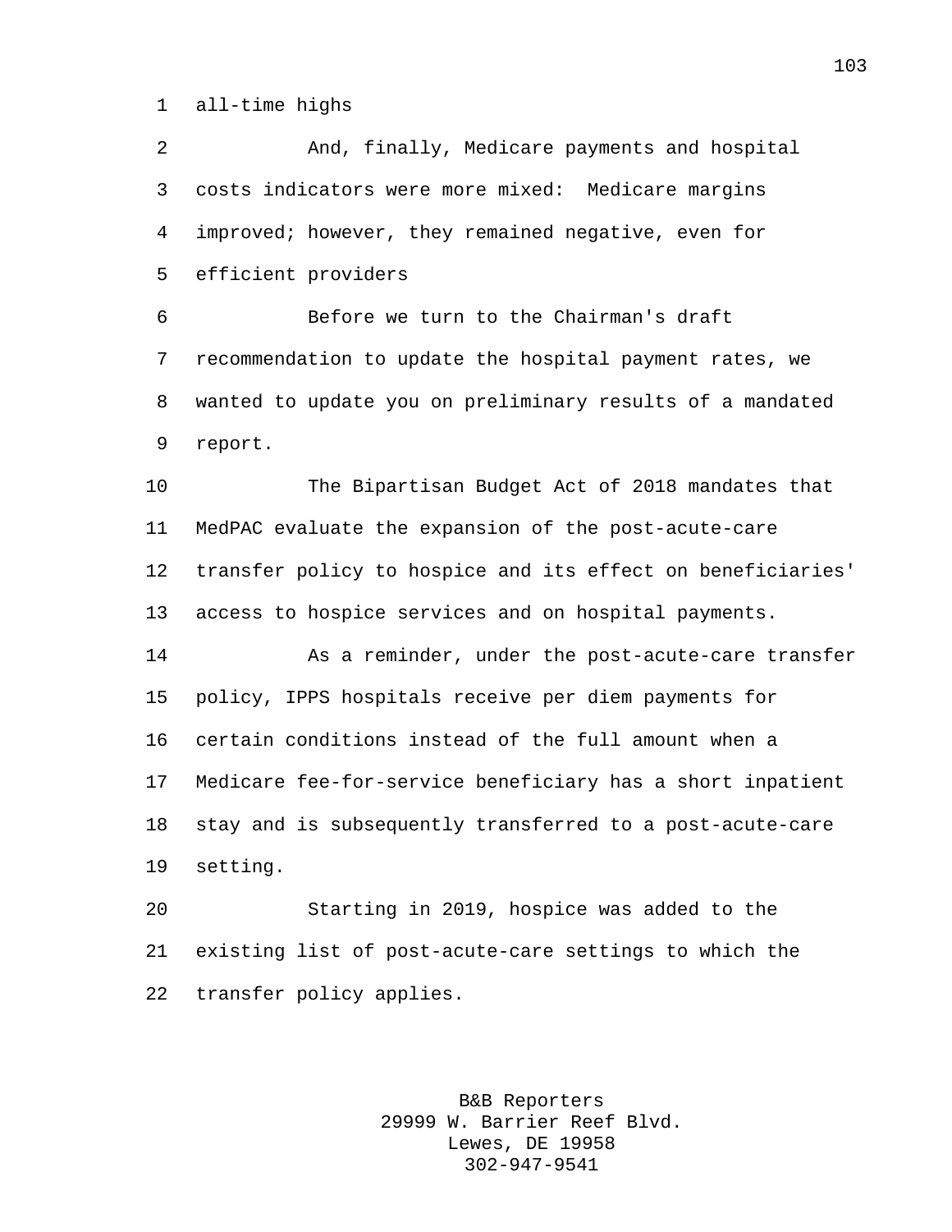all-time highs

And, finally, Medicare payments and hospital costs indicators were more mixed: Medicare margins improved; however, they remained negative, even for efficient providers

Before we turn to the Chairman's draft recommendation to update the hospital payment rates, we wanted to update you on preliminary results of a mandated report.

The Bipartisan Budget Act of 2018 mandates that MedPAC evaluate the expansion of the post-acute-care transfer policy to hospice and its effect on beneficiaries' access to hospice services and on hospital payments.

As a reminder, under the post-acute-care transfer policy, IPPS hospitals receive per diem payments for certain conditions instead of the full amount when a Medicare fee-for-service beneficiary has a short inpatient stay and is subsequently transferred to a post-acute-care setting.

Starting in 2019, hospice was added to the existing list of post-acute-care settings to which the transfer policy applies.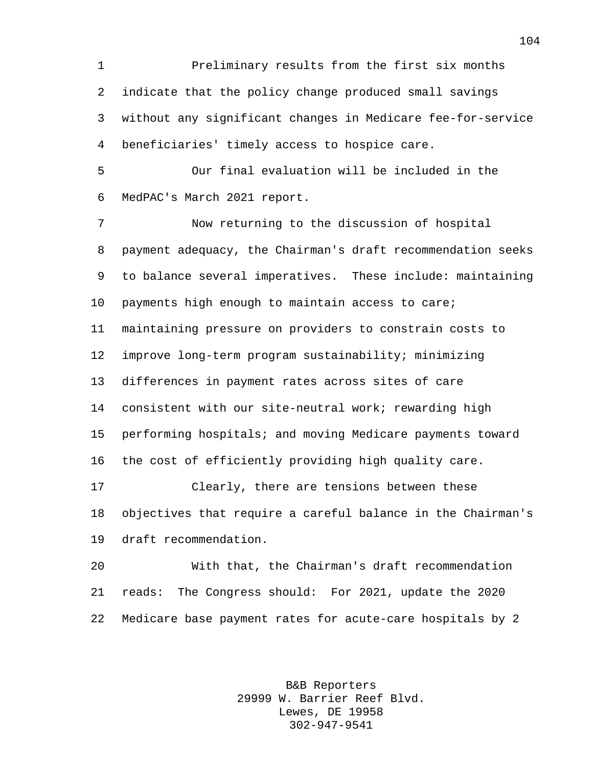Preliminary results from the first six months indicate that the policy change produced small savings without any significant changes in Medicare fee-for-service beneficiaries' timely access to hospice care.

Our final evaluation will be included in the MedPAC's March 2021 report.

Now returning to the discussion of hospital payment adequacy, the Chairman's draft recommendation seeks to balance several imperatives. These include: maintaining payments high enough to maintain access to care; maintaining pressure on providers to constrain costs to improve long-term program sustainability; minimizing differences in payment rates across sites of care consistent with our site-neutral work; rewarding high performing hospitals; and moving Medicare payments toward the cost of efficiently providing high quality care.

Clearly, there are tensions between these objectives that require a careful balance in the Chairman's draft recommendation.

With that, the Chairman's draft recommendation reads: The Congress should: For 2021, update the 2020 Medicare base payment rates for acute-care hospitals by 2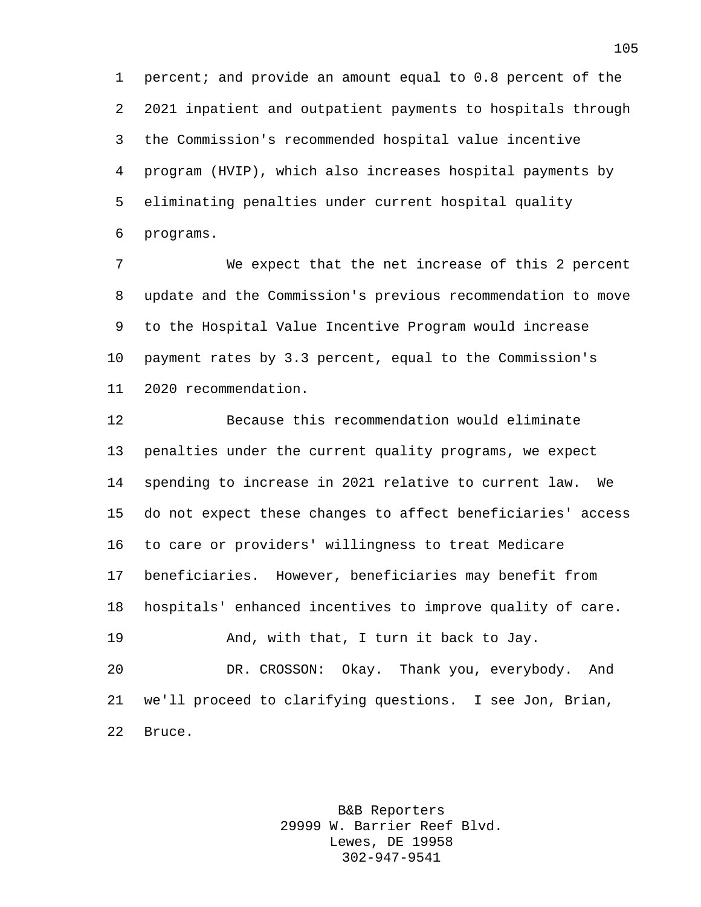percent; and provide an amount equal to 0.8 percent of the 2021 inpatient and outpatient payments to hospitals through the Commission's recommended hospital value incentive program (HVIP), which also increases hospital payments by eliminating penalties under current hospital quality programs.

We expect that the net increase of this 2 percent update and the Commission's previous recommendation to move to the Hospital Value Incentive Program would increase payment rates by 3.3 percent, equal to the Commission's 2020 recommendation.

Because this recommendation would eliminate penalties under the current quality programs, we expect spending to increase in 2021 relative to current law. We do not expect these changes to affect beneficiaries' access to care or providers' willingness to treat Medicare beneficiaries. However, beneficiaries may benefit from hospitals' enhanced incentives to improve quality of care.

And, with that, I turn it back to Jay.

DR. CROSSON: Okay. Thank you, everybody. And we'll proceed to clarifying questions. I see Jon, Brian, Bruce.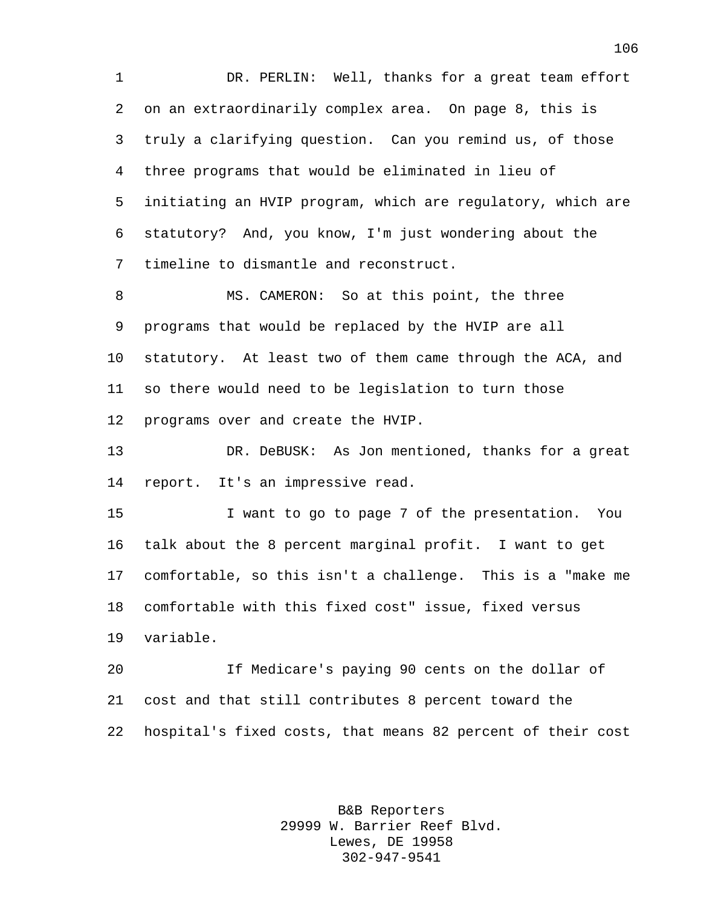DR. PERLIN: Well, thanks for a great team effort on an extraordinarily complex area. On page 8, this is truly a clarifying question. Can you remind us, of those three programs that would be eliminated in lieu of initiating an HVIP program, which are regulatory, which are statutory? And, you know, I'm just wondering about the timeline to dismantle and reconstruct.

MS. CAMERON: So at this point, the three programs that would be replaced by the HVIP are all statutory. At least two of them came through the ACA, and so there would need to be legislation to turn those programs over and create the HVIP.

DR. DeBUSK: As Jon mentioned, thanks for a great report. It's an impressive read.

I want to go to page 7 of the presentation. You talk about the 8 percent marginal profit. I want to get comfortable, so this isn't a challenge. This is a "make me comfortable with this fixed cost" issue, fixed versus variable.

If Medicare's paying 90 cents on the dollar of cost and that still contributes 8 percent toward the hospital's fixed costs, that means 82 percent of their cost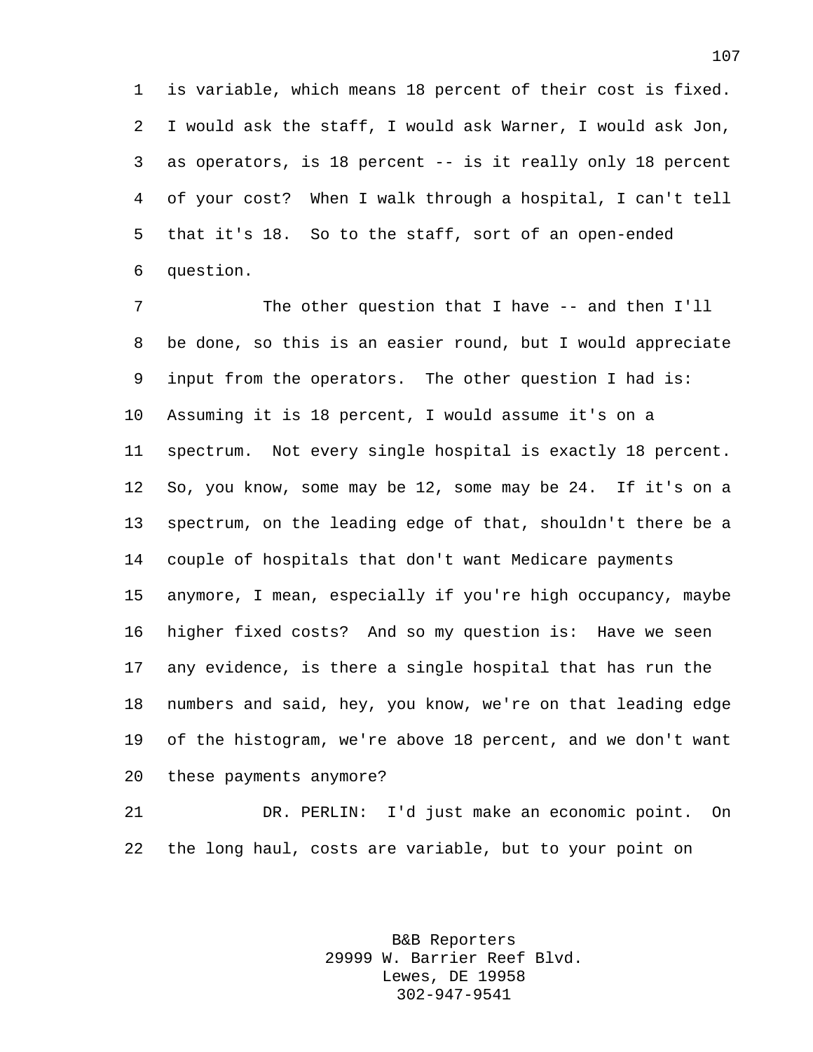is variable, which means 18 percent of their cost is fixed. I would ask the staff, I would ask Warner, I would ask Jon, as operators, is 18 percent -- is it really only 18 percent of your cost? When I walk through a hospital, I can't tell that it's 18. So to the staff, sort of an open-ended question.

The other question that I have -- and then I'll be done, so this is an easier round, but I would appreciate input from the operators. The other question I had is: Assuming it is 18 percent, I would assume it's on a spectrum. Not every single hospital is exactly 18 percent. So, you know, some may be 12, some may be 24. If it's on a spectrum, on the leading edge of that, shouldn't there be a couple of hospitals that don't want Medicare payments anymore, I mean, especially if you're high occupancy, maybe higher fixed costs? And so my question is: Have we seen any evidence, is there a single hospital that has run the numbers and said, hey, you know, we're on that leading edge of the histogram, we're above 18 percent, and we don't want these payments anymore?

DR. PERLIN: I'd just make an economic point. On the long haul, costs are variable, but to your point on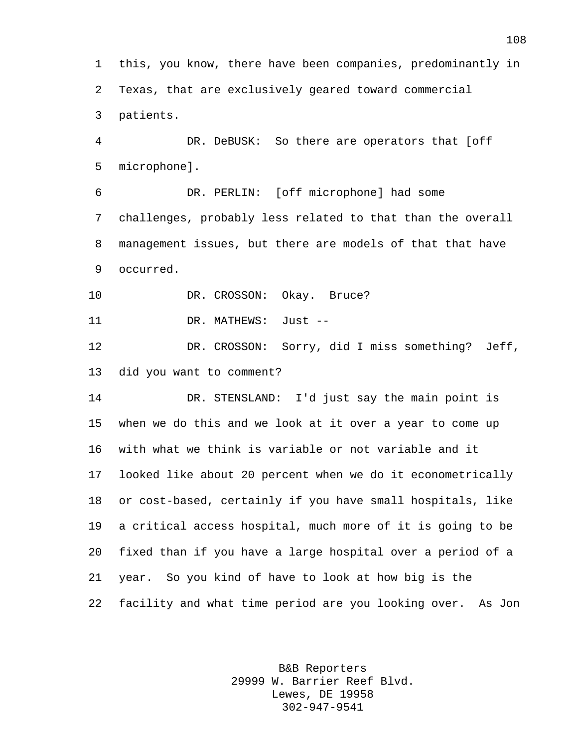this, you know, there have been companies, predominantly in Texas, that are exclusively geared toward commercial patients.

DR. DeBUSK: So there are operators that [off microphone].

DR. PERLIN: [off microphone] had some challenges, probably less related to that than the overall management issues, but there are models of that that have occurred.

DR. CROSSON: Okay. Bruce?

DR. MATHEWS: Just --

DR. CROSSON: Sorry, did I miss something? Jeff, did you want to comment?

DR. STENSLAND: I'd just say the main point is when we do this and we look at it over a year to come up with what we think is variable or not variable and it looked like about 20 percent when we do it econometrically or cost-based, certainly if you have small hospitals, like a critical access hospital, much more of it is going to be fixed than if you have a large hospital over a period of a year. So you kind of have to look at how big is the facility and what time period are you looking over. As Jon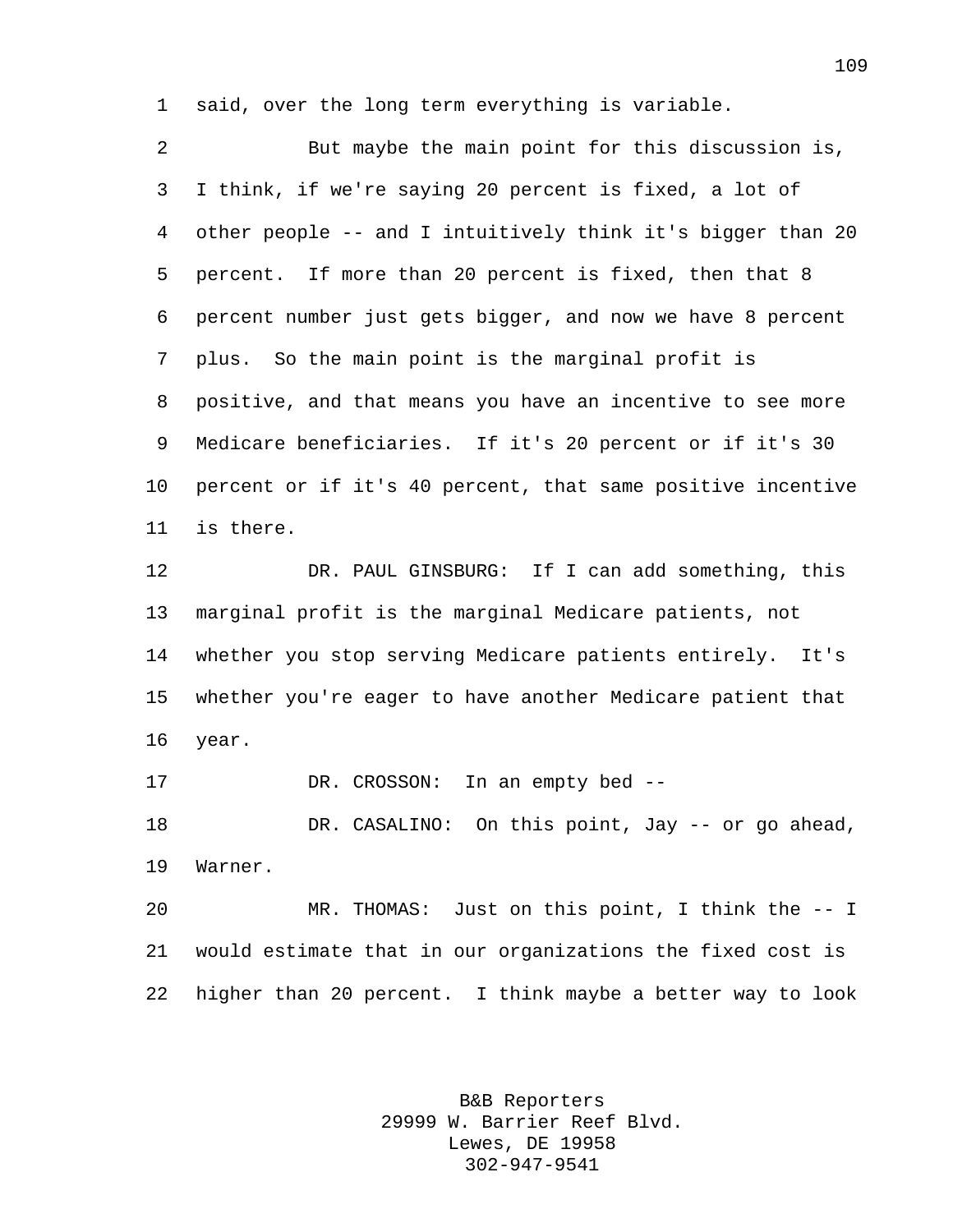said, over the long term everything is variable.

But maybe the main point for this discussion is, I think, if we're saying 20 percent is fixed, a lot of other people -- and I intuitively think it's bigger than 20 percent. If more than 20 percent is fixed, then that 8 percent number just gets bigger, and now we have 8 percent plus. So the main point is the marginal profit is positive, and that means you have an incentive to see more Medicare beneficiaries. If it's 20 percent or if it's 30 percent or if it's 40 percent, that same positive incentive is there.

DR. PAUL GINSBURG: If I can add something, this marginal profit is the marginal Medicare patients, not whether you stop serving Medicare patients entirely. It's whether you're eager to have another Medicare patient that year.

DR. CROSSON: In an empty bed --

DR. CASALINO: On this point, Jay -- or go ahead, Warner.

MR. THOMAS: Just on this point, I think the -- I would estimate that in our organizations the fixed cost is higher than 20 percent. I think maybe a better way to look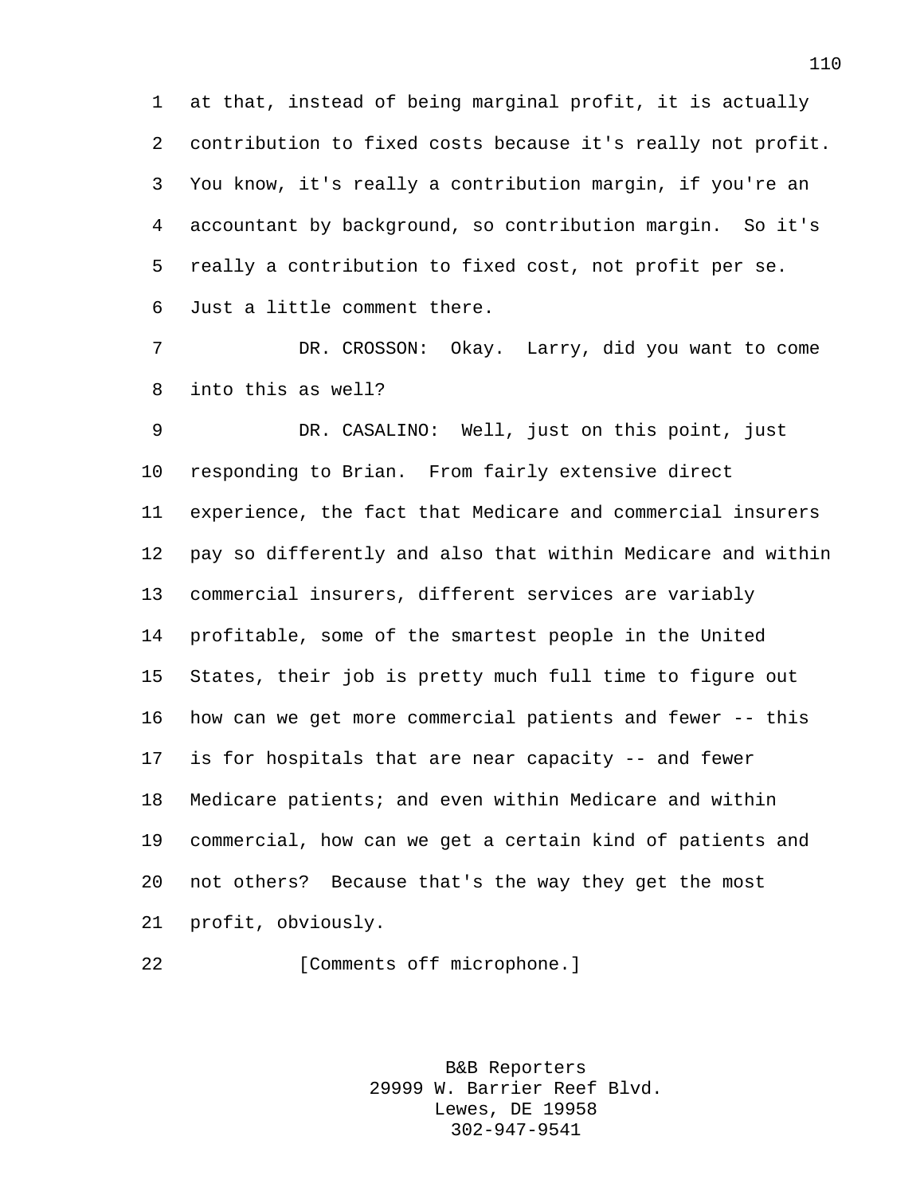at that, instead of being marginal profit, it is actually contribution to fixed costs because it's really not profit. You know, it's really a contribution margin, if you're an accountant by background, so contribution margin. So it's really a contribution to fixed cost, not profit per se. Just a little comment there.

DR. CROSSON: Okay. Larry, did you want to come into this as well?

DR. CASALINO: Well, just on this point, just responding to Brian. From fairly extensive direct experience, the fact that Medicare and commercial insurers pay so differently and also that within Medicare and within commercial insurers, different services are variably profitable, some of the smartest people in the United States, their job is pretty much full time to figure out how can we get more commercial patients and fewer -- this is for hospitals that are near capacity -- and fewer Medicare patients; and even within Medicare and within commercial, how can we get a certain kind of patients and not others? Because that's the way they get the most profit, obviously.

[Comments off microphone.]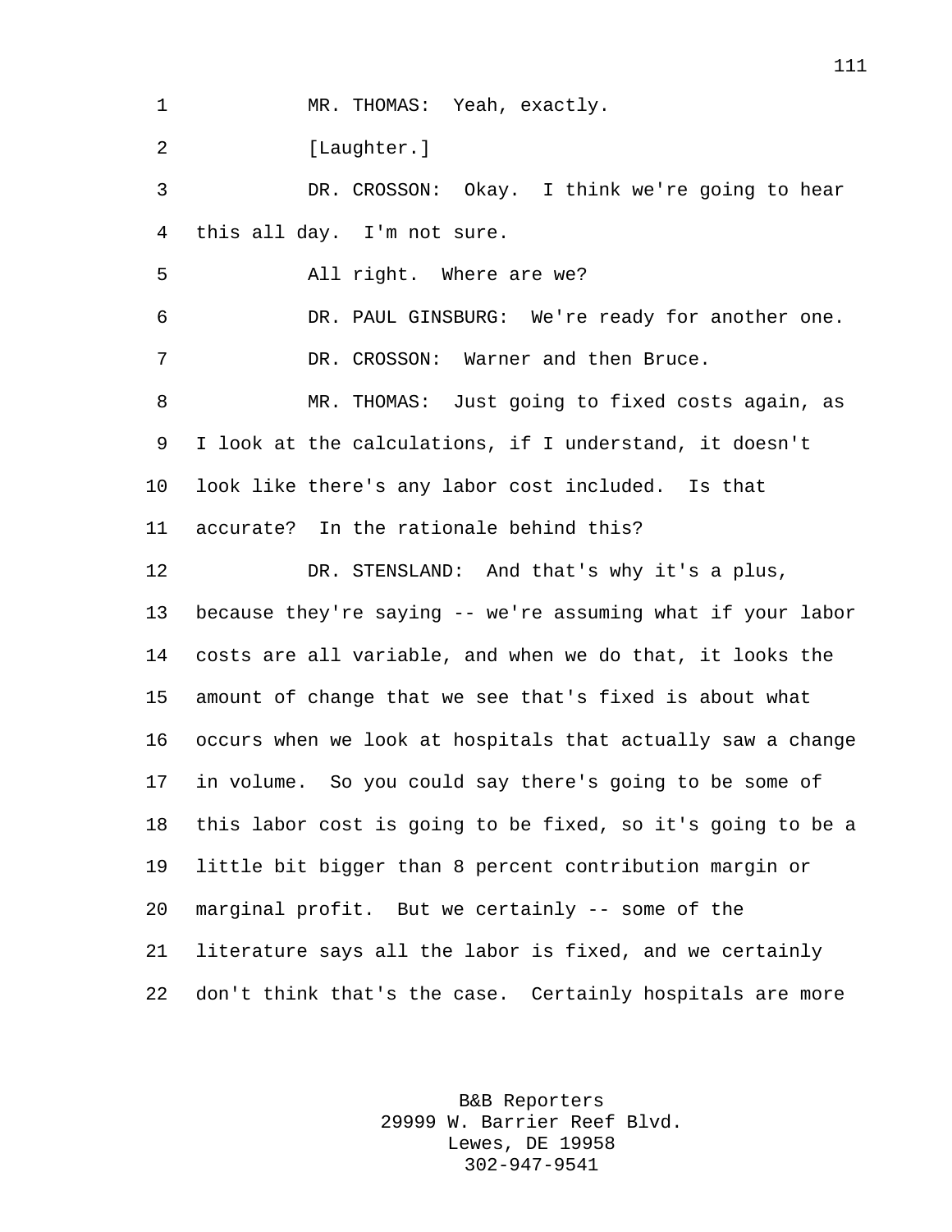MR. THOMAS: Yeah, exactly.

[Laughter.]

DR. CROSSON: Okay. I think we're going to hear this all day. I'm not sure.

All right. Where are we?

DR. PAUL GINSBURG: We're ready for another one.

DR. CROSSON: Warner and then Bruce.

MR. THOMAS: Just going to fixed costs again, as I look at the calculations, if I understand, it doesn't look like there's any labor cost included. Is that accurate? In the rationale behind this?

DR. STENSLAND: And that's why it's a plus, because they're saying -- we're assuming what if your labor costs are all variable, and when we do that, it looks the amount of change that we see that's fixed is about what occurs when we look at hospitals that actually saw a change in volume. So you could say there's going to be some of this labor cost is going to be fixed, so it's going to be a little bit bigger than 8 percent contribution margin or marginal profit. But we certainly -- some of the literature says all the labor is fixed, and we certainly don't think that's the case. Certainly hospitals are more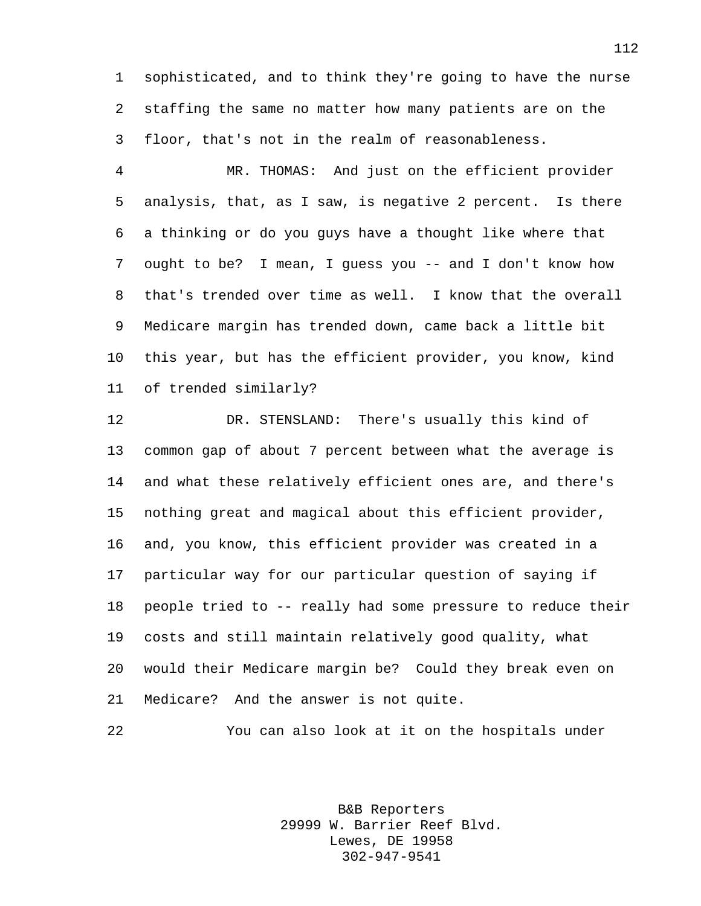sophisticated, and to think they're going to have the nurse staffing the same no matter how many patients are on the floor, that's not in the realm of reasonableness.

MR. THOMAS: And just on the efficient provider analysis, that, as I saw, is negative 2 percent. Is there a thinking or do you guys have a thought like where that ought to be? I mean, I guess you -- and I don't know how that's trended over time as well. I know that the overall Medicare margin has trended down, came back a little bit this year, but has the efficient provider, you know, kind of trended similarly?

DR. STENSLAND: There's usually this kind of common gap of about 7 percent between what the average is and what these relatively efficient ones are, and there's nothing great and magical about this efficient provider, and, you know, this efficient provider was created in a particular way for our particular question of saying if people tried to -- really had some pressure to reduce their costs and still maintain relatively good quality, what would their Medicare margin be? Could they break even on Medicare? And the answer is not quite.

You can also look at it on the hospitals under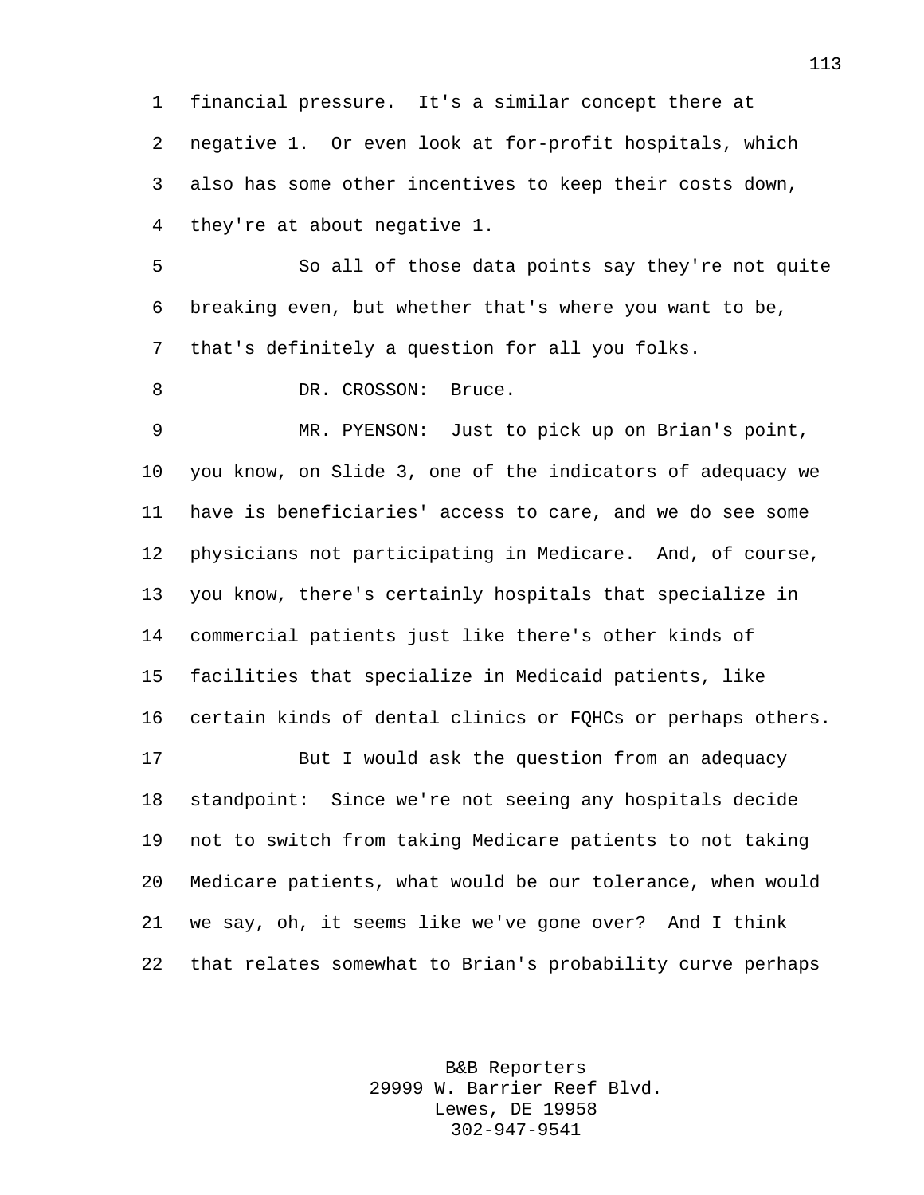financial pressure. It's a similar concept there at negative 1. Or even look at for-profit hospitals, which also has some other incentives to keep their costs down, they're at about negative 1.

So all of those data points say they're not quite breaking even, but whether that's where you want to be, that's definitely a question for all you folks.

DR. CROSSON: Bruce.

MR. PYENSON: Just to pick up on Brian's point, you know, on Slide 3, one of the indicators of adequacy we have is beneficiaries' access to care, and we do see some physicians not participating in Medicare. And, of course, you know, there's certainly hospitals that specialize in commercial patients just like there's other kinds of facilities that specialize in Medicaid patients, like certain kinds of dental clinics or FQHCs or perhaps others.

But I would ask the question from an adequacy standpoint: Since we're not seeing any hospitals decide not to switch from taking Medicare patients to not taking Medicare patients, what would be our tolerance, when would we say, oh, it seems like we've gone over? And I think that relates somewhat to Brian's probability curve perhaps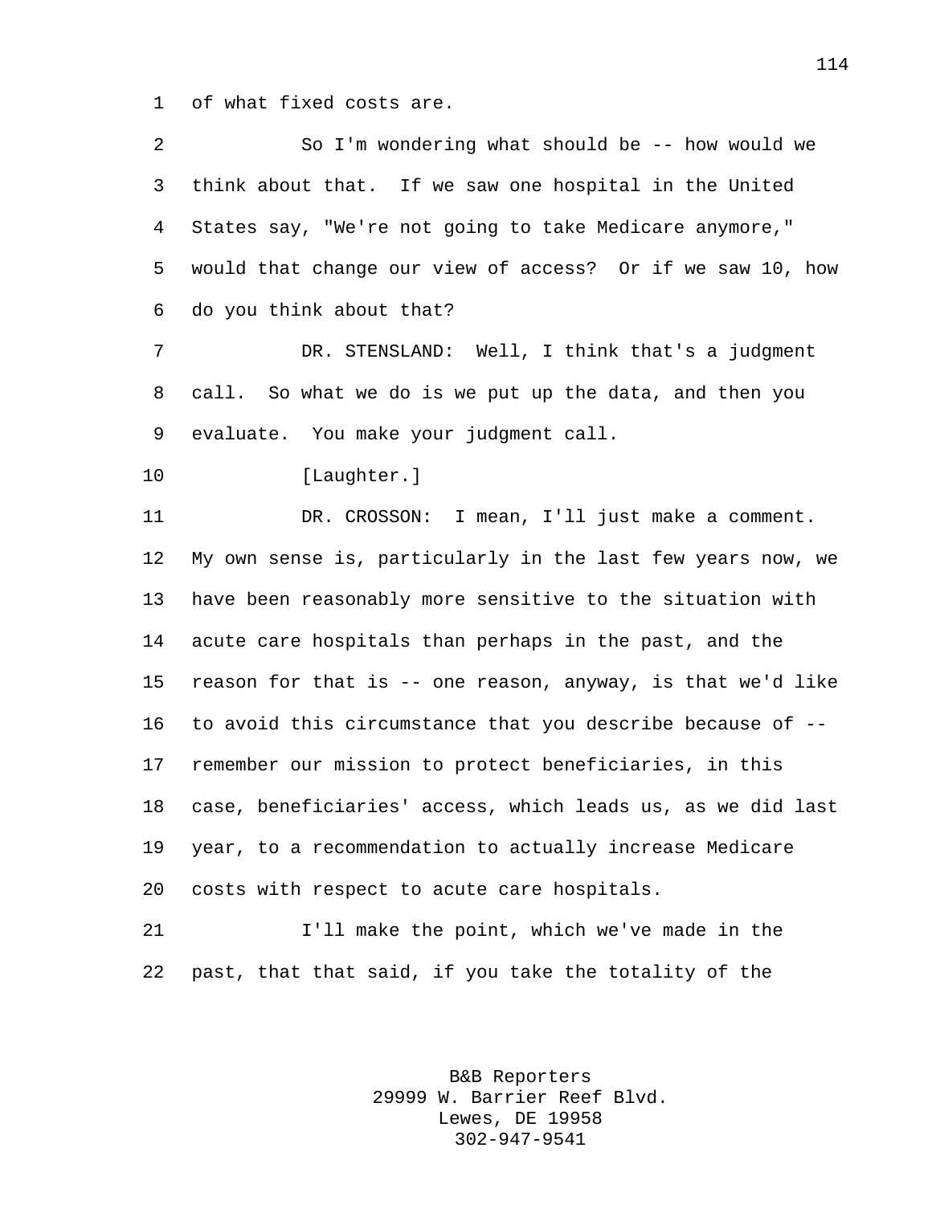of what fixed costs are.

So I'm wondering what should be -- how would we think about that. If we saw one hospital in the United States say, "We're not going to take Medicare anymore," would that change our view of access? Or if we saw 10, how do you think about that?

DR. STENSLAND: Well, I think that's a judgment call. So what we do is we put up the data, and then you evaluate. You make your judgment call.

[Laughter.]

DR. CROSSON: I mean, I'll just make a comment. My own sense is, particularly in the last few years now, we have been reasonably more sensitive to the situation with acute care hospitals than perhaps in the past, and the reason for that is -- one reason, anyway, is that we'd like to avoid this circumstance that you describe because of -- remember our mission to protect beneficiaries, in this case, beneficiaries' access, which leads us, as we did last year, to a recommendation to actually increase Medicare costs with respect to acute care hospitals.

I'll make the point, which we've made in the past, that that said, if you take the totality of the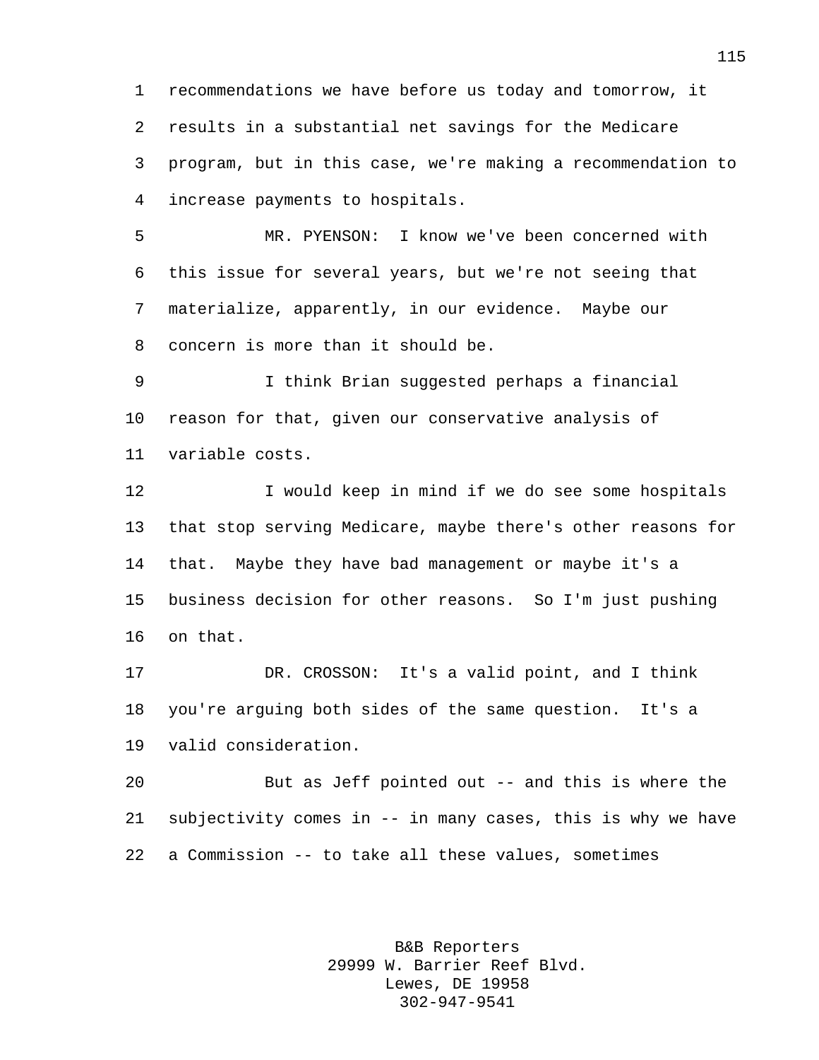recommendations we have before us today and tomorrow, it results in a substantial net savings for the Medicare program, but in this case, we're making a recommendation to increase payments to hospitals.

MR. PYENSON: I know we've been concerned with this issue for several years, but we're not seeing that materialize, apparently, in our evidence. Maybe our concern is more than it should be.

I think Brian suggested perhaps a financial reason for that, given our conservative analysis of variable costs.

I would keep in mind if we do see some hospitals that stop serving Medicare, maybe there's other reasons for that. Maybe they have bad management or maybe it's a business decision for other reasons. So I'm just pushing on that.

DR. CROSSON: It's a valid point, and I think you're arguing both sides of the same question. It's a valid consideration.

But as Jeff pointed out -- and this is where the subjectivity comes in -- in many cases, this is why we have a Commission -- to take all these values, sometimes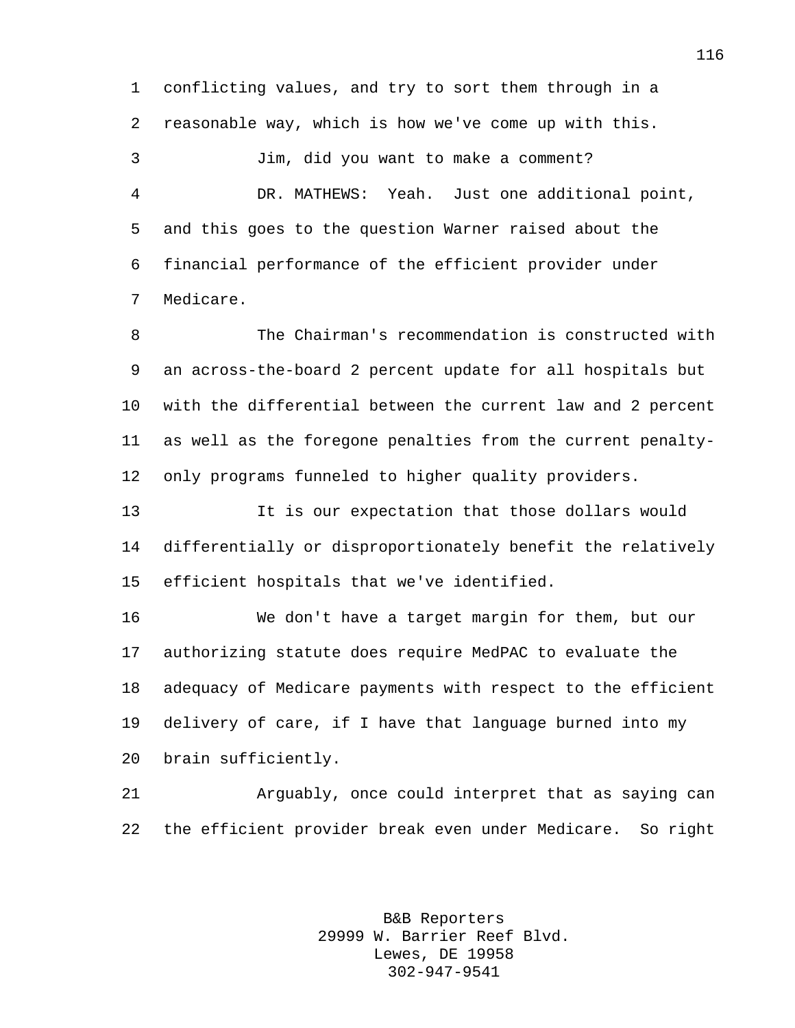conflicting values, and try to sort them through in a reasonable way, which is how we've come up with this.

Jim, did you want to make a comment?

DR. MATHEWS: Yeah. Just one additional point, and this goes to the question Warner raised about the financial performance of the efficient provider under Medicare.

The Chairman's recommendation is constructed with an across-the-board 2 percent update for all hospitals but with the differential between the current law and 2 percent as well as the foregone penalties from the current penalty-only programs funneled to higher quality providers.

It is our expectation that those dollars would differentially or disproportionately benefit the relatively efficient hospitals that we've identified.

We don't have a target margin for them, but our authorizing statute does require MedPAC to evaluate the adequacy of Medicare payments with respect to the efficient delivery of care, if I have that language burned into my brain sufficiently.

Arguably, once could interpret that as saying can the efficient provider break even under Medicare. So right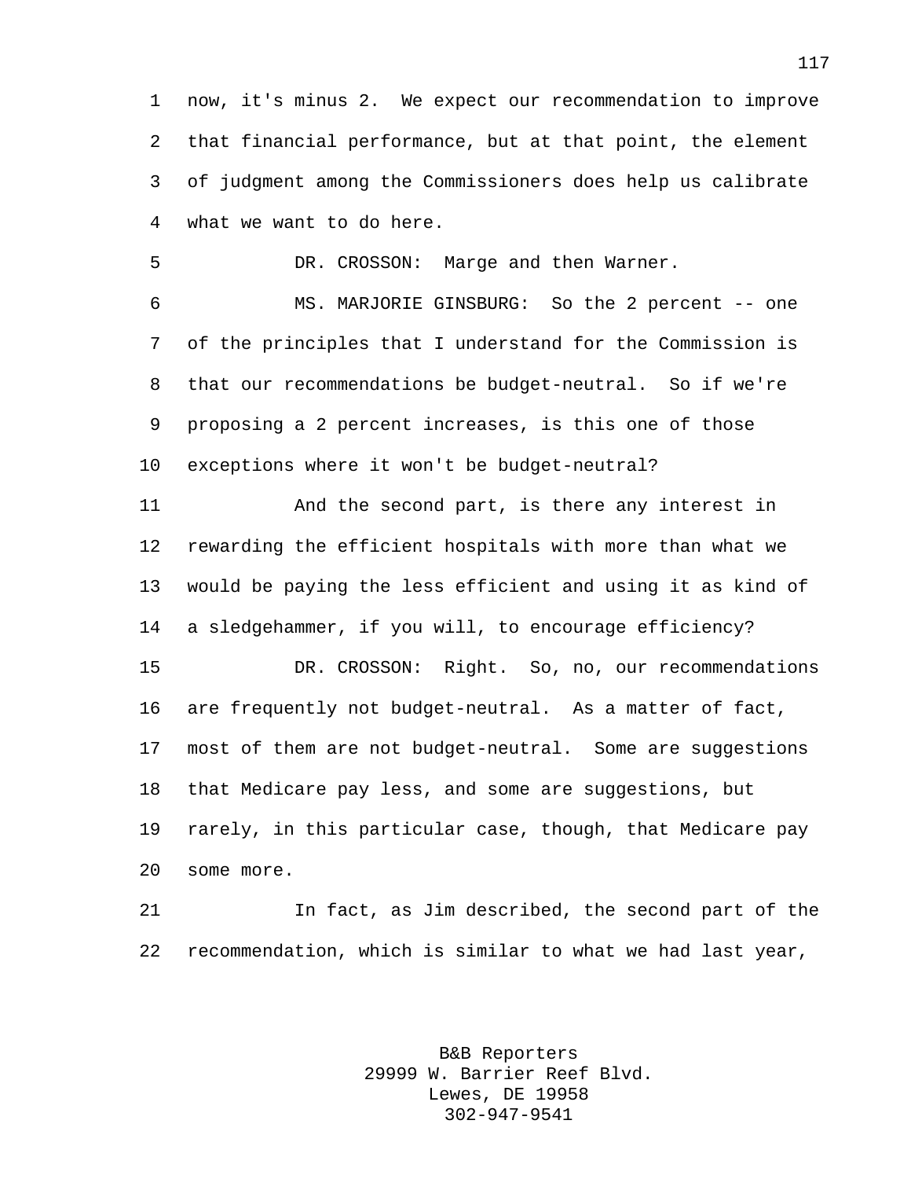now, it's minus 2. We expect our recommendation to improve that financial performance, but at that point, the element of judgment among the Commissioners does help us calibrate what we want to do here.

DR. CROSSON: Marge and then Warner.

MS. MARJORIE GINSBURG: So the 2 percent -- one of the principles that I understand for the Commission is that our recommendations be budget-neutral. So if we're proposing a 2 percent increases, is this one of those exceptions where it won't be budget-neutral?

And the second part, is there any interest in rewarding the efficient hospitals with more than what we would be paying the less efficient and using it as kind of a sledgehammer, if you will, to encourage efficiency?

DR. CROSSON: Right. So, no, our recommendations are frequently not budget-neutral. As a matter of fact, most of them are not budget-neutral. Some are suggestions that Medicare pay less, and some are suggestions, but rarely, in this particular case, though, that Medicare pay some more.

In fact, as Jim described, the second part of the recommendation, which is similar to what we had last year,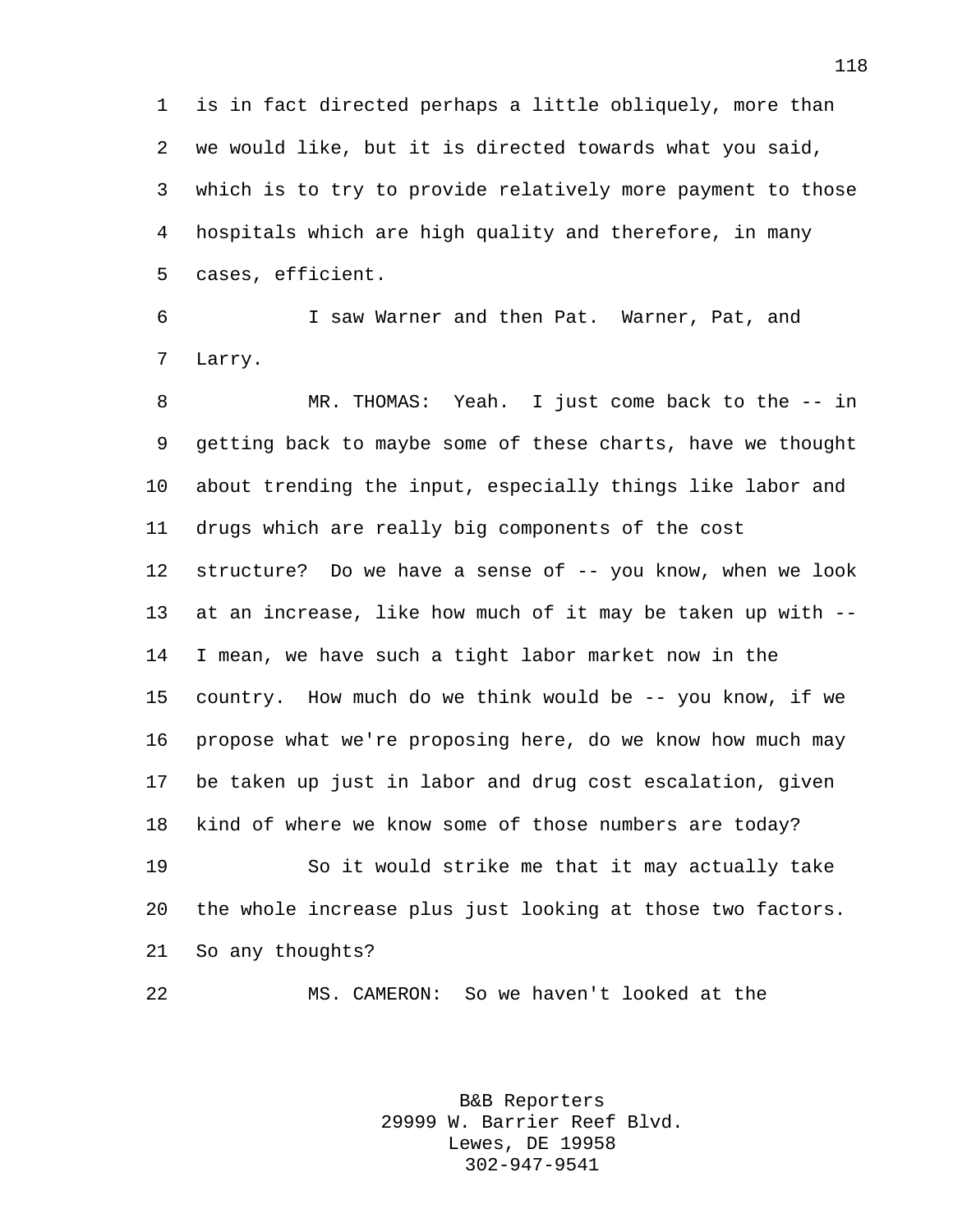is in fact directed perhaps a little obliquely, more than we would like, but it is directed towards what you said, which is to try to provide relatively more payment to those hospitals which are high quality and therefore, in many cases, efficient.

I saw Warner and then Pat. Warner, Pat, and Larry.

MR. THOMAS: Yeah. I just come back to the -- in getting back to maybe some of these charts, have we thought about trending the input, especially things like labor and drugs which are really big components of the cost structure? Do we have a sense of -- you know, when we look at an increase, like how much of it may be taken up with -- I mean, we have such a tight labor market now in the country. How much do we think would be -- you know, if we propose what we're proposing here, do we know how much may be taken up just in labor and drug cost escalation, given kind of where we know some of those numbers are today?

So it would strike me that it may actually take the whole increase plus just looking at those two factors. So any thoughts?

MS. CAMERON: So we haven't looked at the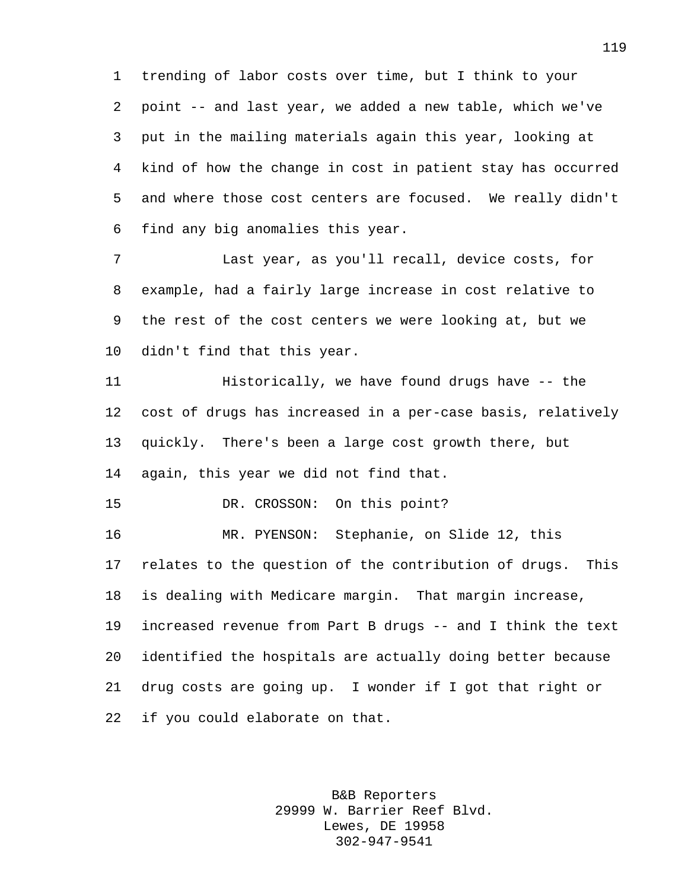trending of labor costs over time, but I think to your point -- and last year, we added a new table, which we've put in the mailing materials again this year, looking at kind of how the change in cost in patient stay has occurred and where those cost centers are focused. We really didn't find any big anomalies this year.

Last year, as you'll recall, device costs, for example, had a fairly large increase in cost relative to the rest of the cost centers we were looking at, but we didn't find that this year.

Historically, we have found drugs have -- the cost of drugs has increased in a per-case basis, relatively quickly. There's been a large cost growth there, but again, this year we did not find that.

DR. CROSSON: On this point?

MR. PYENSON: Stephanie, on Slide 12, this relates to the question of the contribution of drugs. This is dealing with Medicare margin. That margin increase, increased revenue from Part B drugs -- and I think the text identified the hospitals are actually doing better because drug costs are going up. I wonder if I got that right or if you could elaborate on that.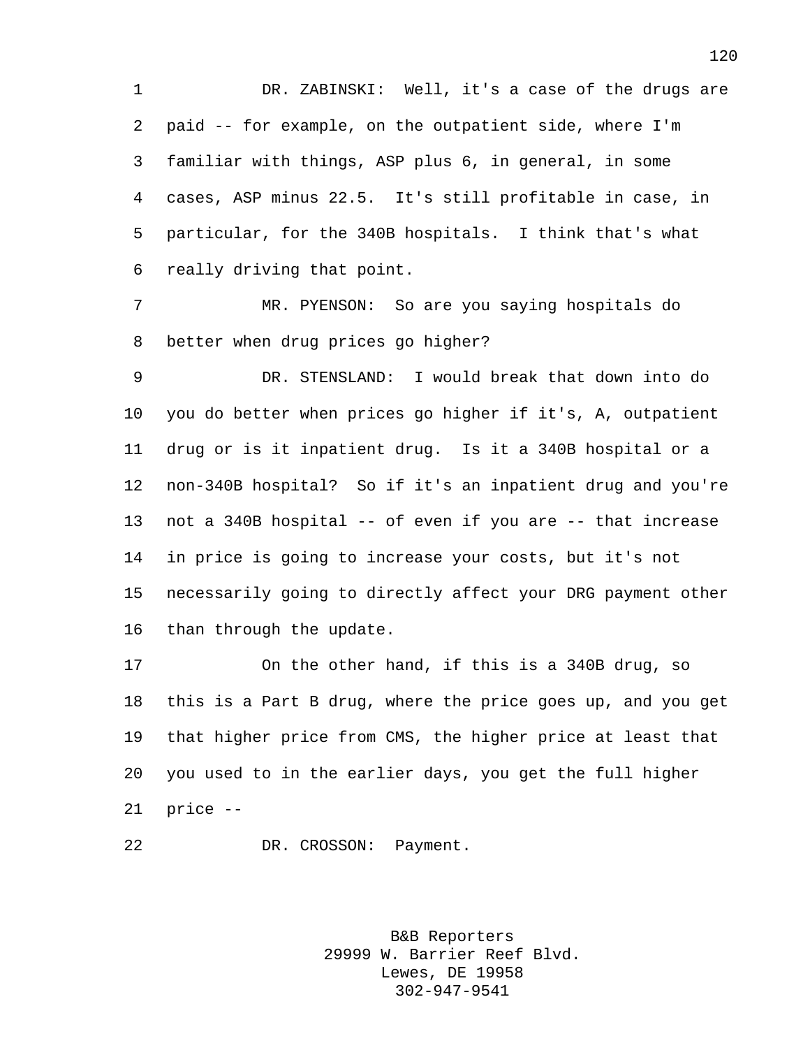DR. ZABINSKI: Well, it's a case of the drugs are paid -- for example, on the outpatient side, where I'm familiar with things, ASP plus 6, in general, in some cases, ASP minus 22.5. It's still profitable in case, in particular, for the 340B hospitals. I think that's what really driving that point.

MR. PYENSON: So are you saying hospitals do better when drug prices go higher?

DR. STENSLAND: I would break that down into do you do better when prices go higher if it's, A, outpatient drug or is it inpatient drug. Is it a 340B hospital or a non-340B hospital? So if it's an inpatient drug and you're not a 340B hospital -- of even if you are -- that increase in price is going to increase your costs, but it's not necessarily going to directly affect your DRG payment other than through the update.

On the other hand, if this is a 340B drug, so this is a Part B drug, where the price goes up, and you get that higher price from CMS, the higher price at least that you used to in the earlier days, you get the full higher price --

DR. CROSSON: Payment.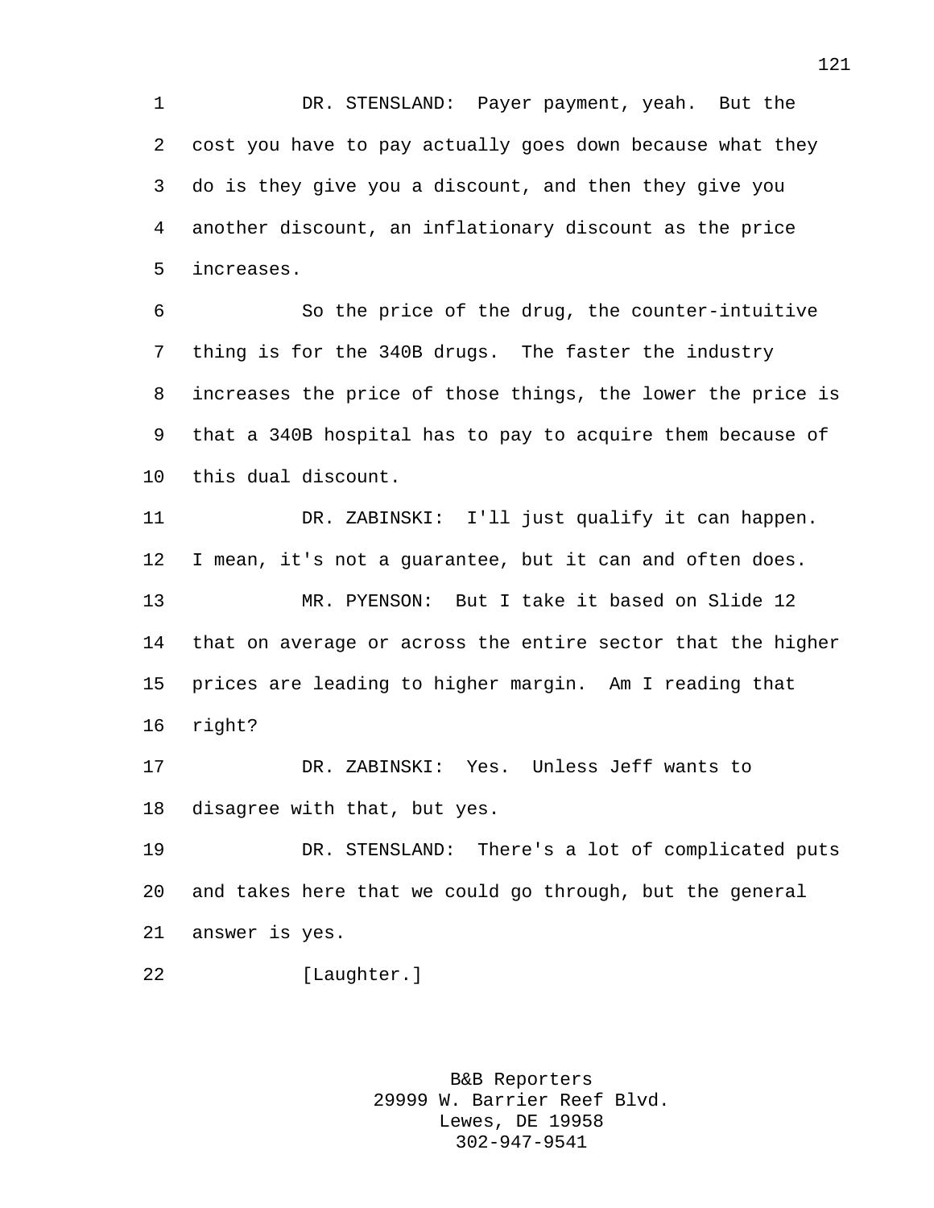DR. STENSLAND: Payer payment, yeah. But the cost you have to pay actually goes down because what they do is they give you a discount, and then they give you another discount, an inflationary discount as the price increases.

So the price of the drug, the counter-intuitive thing is for the 340B drugs. The faster the industry increases the price of those things, the lower the price is that a 340B hospital has to pay to acquire them because of this dual discount.

DR. ZABINSKI: I'll just qualify it can happen. I mean, it's not a guarantee, but it can and often does.

MR. PYENSON: But I take it based on Slide 12 that on average or across the entire sector that the higher prices are leading to higher margin. Am I reading that right?

DR. ZABINSKI: Yes. Unless Jeff wants to disagree with that, but yes.

DR. STENSLAND: There's a lot of complicated puts and takes here that we could go through, but the general answer is yes.

[Laughter.]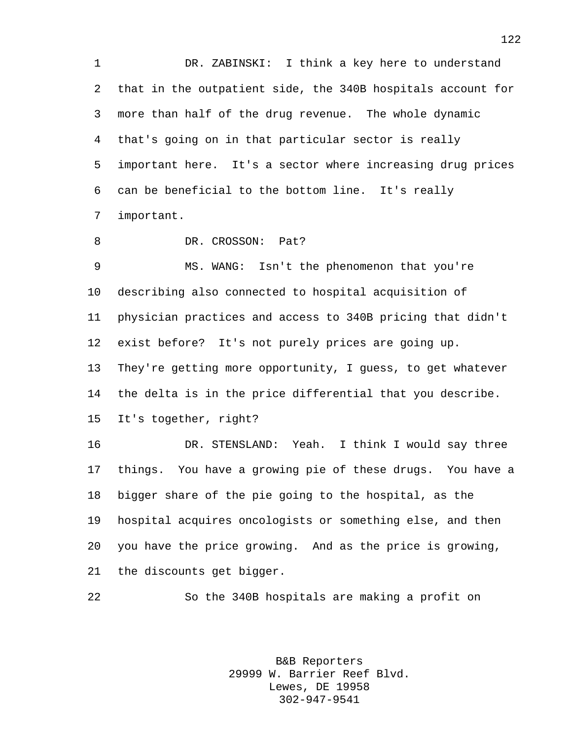DR. ZABINSKI: I think a key here to understand that in the outpatient side, the 340B hospitals account for more than half of the drug revenue. The whole dynamic that's going on in that particular sector is really important here. It's a sector where increasing drug prices can be beneficial to the bottom line. It's really important.

DR. CROSSON: Pat?

MS. WANG: Isn't the phenomenon that you're describing also connected to hospital acquisition of physician practices and access to 340B pricing that didn't exist before? It's not purely prices are going up. They're getting more opportunity, I guess, to get whatever the delta is in the price differential that you describe. It's together, right?

DR. STENSLAND: Yeah. I think I would say three things. You have a growing pie of these drugs. You have a bigger share of the pie going to the hospital, as the hospital acquires oncologists or something else, and then you have the price growing. And as the price is growing, the discounts get bigger.

So the 340B hospitals are making a profit on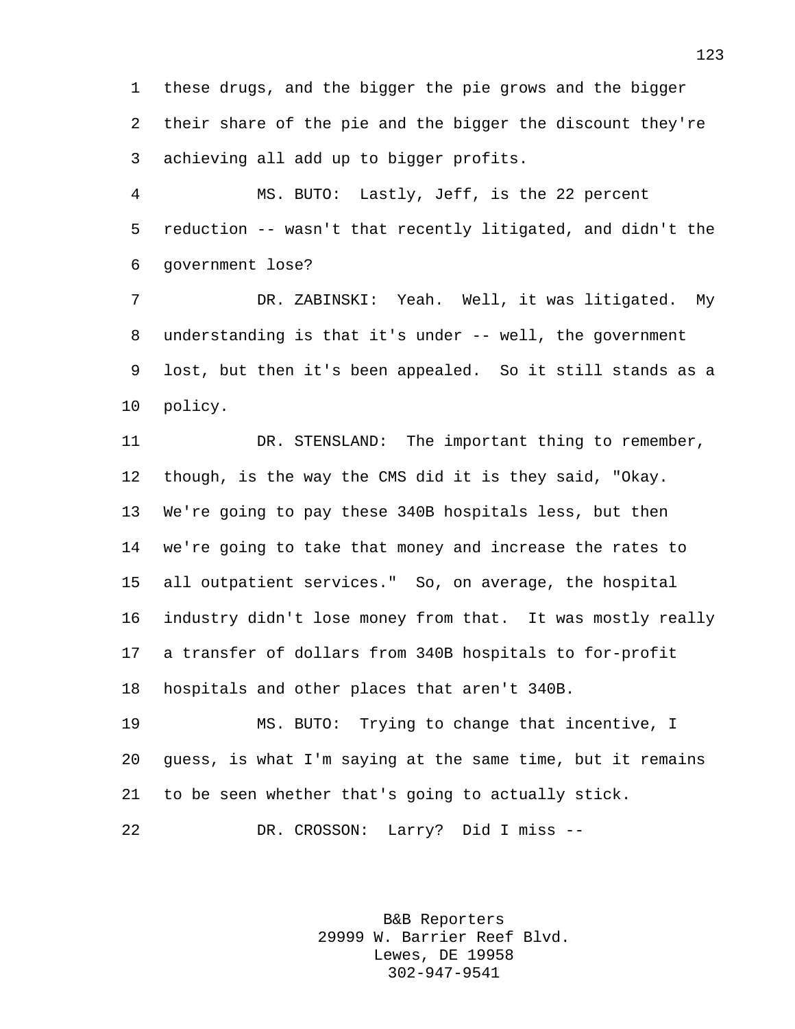these drugs, and the bigger the pie grows and the bigger their share of the pie and the bigger the discount they're achieving all add up to bigger profits.

MS. BUTO: Lastly, Jeff, is the 22 percent reduction -- wasn't that recently litigated, and didn't the government lose?

DR. ZABINSKI: Yeah. Well, it was litigated. My understanding is that it's under -- well, the government lost, but then it's been appealed. So it still stands as a policy.

DR. STENSLAND: The important thing to remember, though, is the way the CMS did it is they said, "Okay. We're going to pay these 340B hospitals less, but then we're going to take that money and increase the rates to all outpatient services." So, on average, the hospital industry didn't lose money from that. It was mostly really a transfer of dollars from 340B hospitals to for-profit hospitals and other places that aren't 340B.

MS. BUTO: Trying to change that incentive, I guess, is what I'm saying at the same time, but it remains to be seen whether that's going to actually stick.

DR. CROSSON: Larry? Did I miss --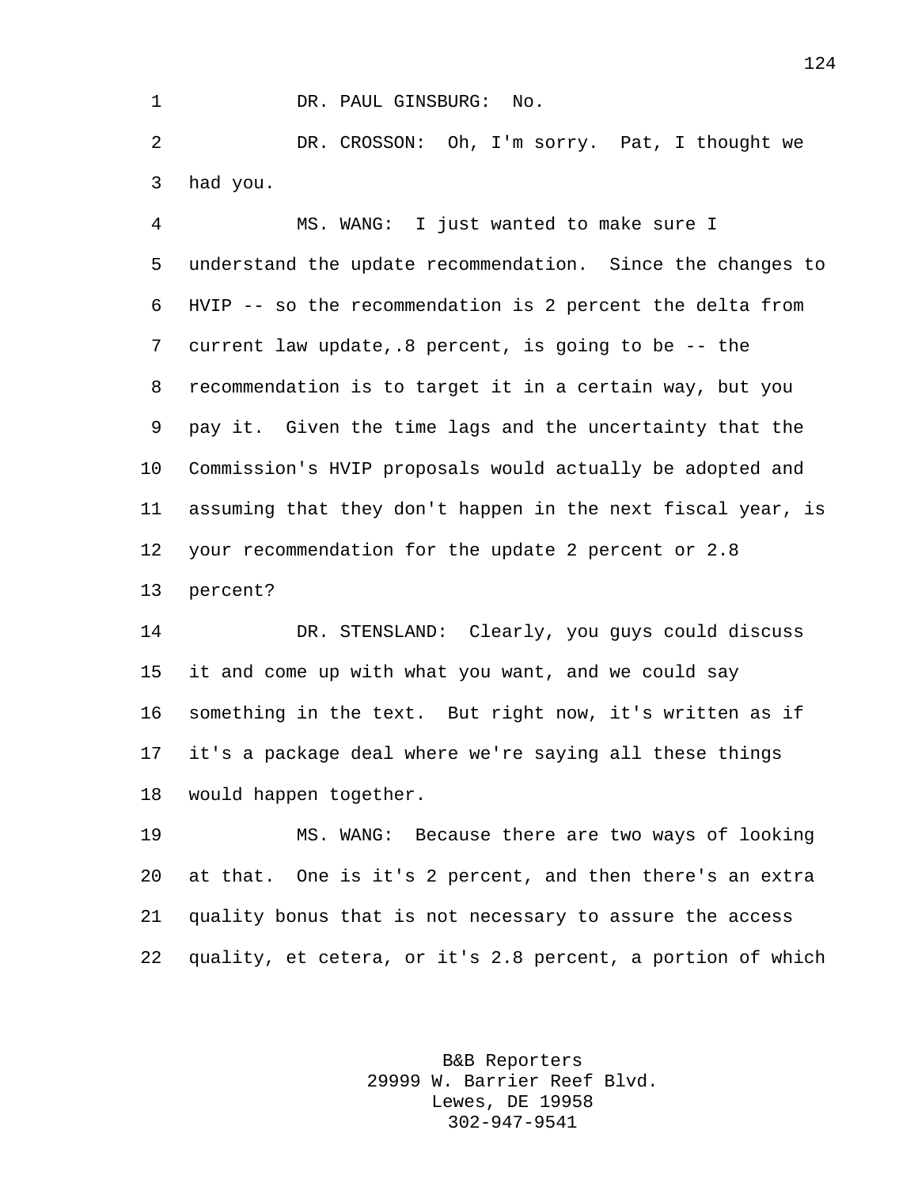DR. PAUL GINSBURG: No.

DR. CROSSON: Oh, I'm sorry. Pat, I thought we had you.

MS. WANG: I just wanted to make sure I understand the update recommendation. Since the changes to HVIP -- so the recommendation is 2 percent the delta from current law update,.8 percent, is going to be -- the recommendation is to target it in a certain way, but you pay it. Given the time lags and the uncertainty that the Commission's HVIP proposals would actually be adopted and assuming that they don't happen in the next fiscal year, is your recommendation for the update 2 percent or 2.8 percent?

DR. STENSLAND: Clearly, you guys could discuss it and come up with what you want, and we could say something in the text. But right now, it's written as if it's a package deal where we're saying all these things would happen together.

MS. WANG: Because there are two ways of looking at that. One is it's 2 percent, and then there's an extra quality bonus that is not necessary to assure the access quality, et cetera, or it's 2.8 percent, a portion of which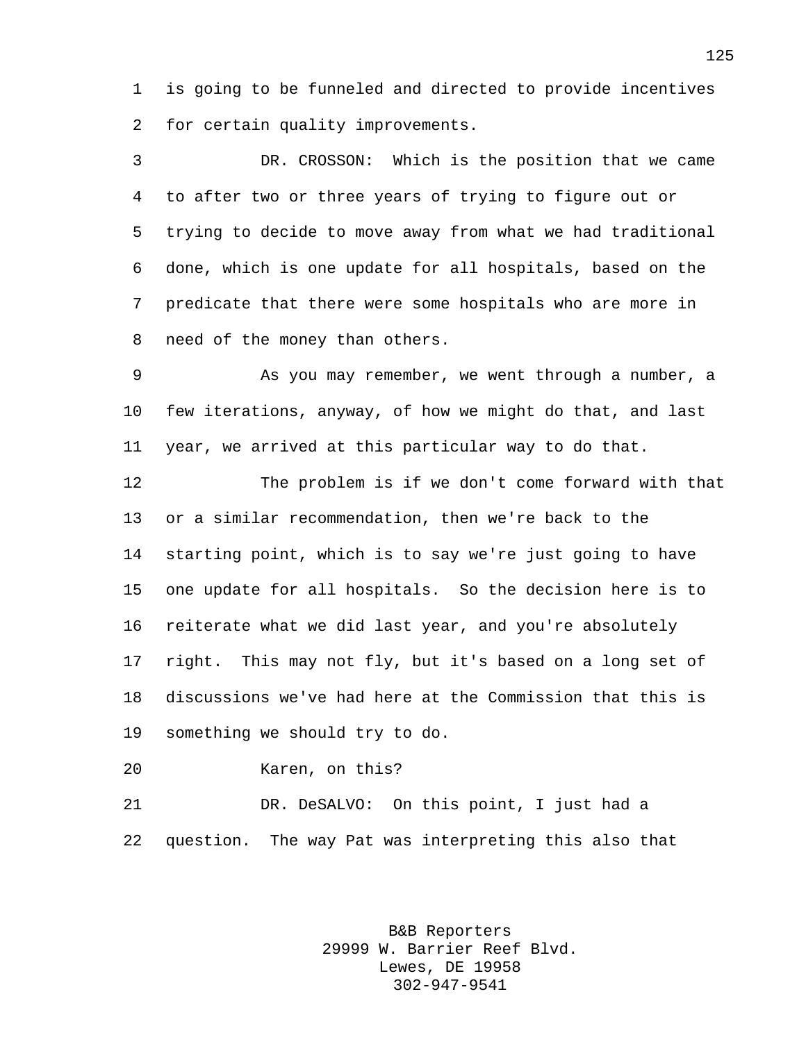is going to be funneled and directed to provide incentives for certain quality improvements.

DR. CROSSON: Which is the position that we came to after two or three years of trying to figure out or trying to decide to move away from what we had traditional done, which is one update for all hospitals, based on the predicate that there were some hospitals who are more in need of the money than others.

As you may remember, we went through a number, a few iterations, anyway, of how we might do that, and last year, we arrived at this particular way to do that.

The problem is if we don't come forward with that or a similar recommendation, then we're back to the starting point, which is to say we're just going to have one update for all hospitals. So the decision here is to reiterate what we did last year, and you're absolutely right. This may not fly, but it's based on a long set of discussions we've had here at the Commission that this is something we should try to do.

Karen, on this?

DR. DeSALVO: On this point, I just had a question. The way Pat was interpreting this also that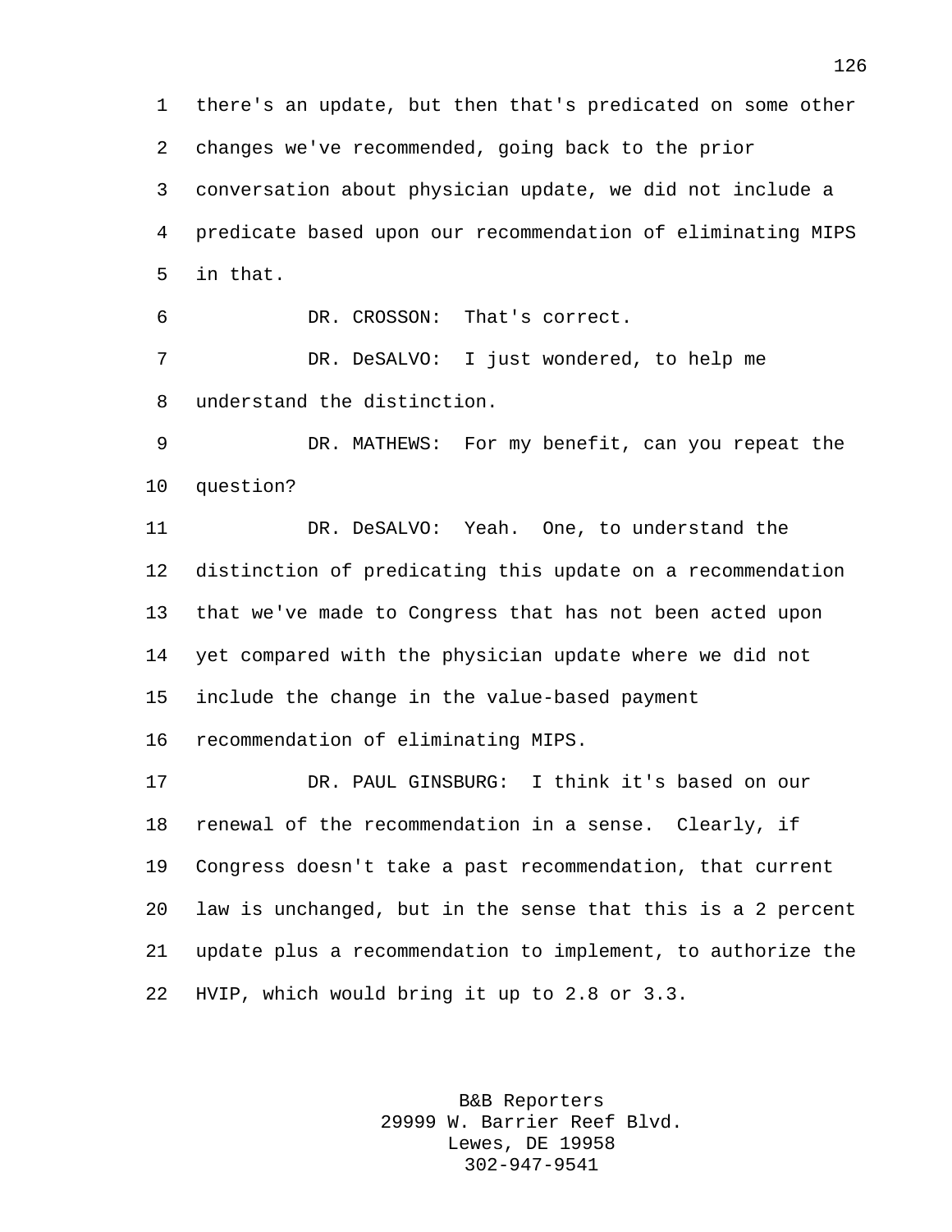there's an update, but then that's predicated on some other changes we've recommended, going back to the prior conversation about physician update, we did not include a predicate based upon our recommendation of eliminating MIPS in that.

DR. CROSSON: That's correct.

DR. DeSALVO: I just wondered, to help me understand the distinction.

DR. MATHEWS: For my benefit, can you repeat the question?

DR. DeSALVO: Yeah. One, to understand the distinction of predicating this update on a recommendation that we've made to Congress that has not been acted upon yet compared with the physician update where we did not include the change in the value-based payment recommendation of eliminating MIPS.

DR. PAUL GINSBURG: I think it's based on our renewal of the recommendation in a sense. Clearly, if Congress doesn't take a past recommendation, that current law is unchanged, but in the sense that this is a 2 percent update plus a recommendation to implement, to authorize the HVIP, which would bring it up to 2.8 or 3.3.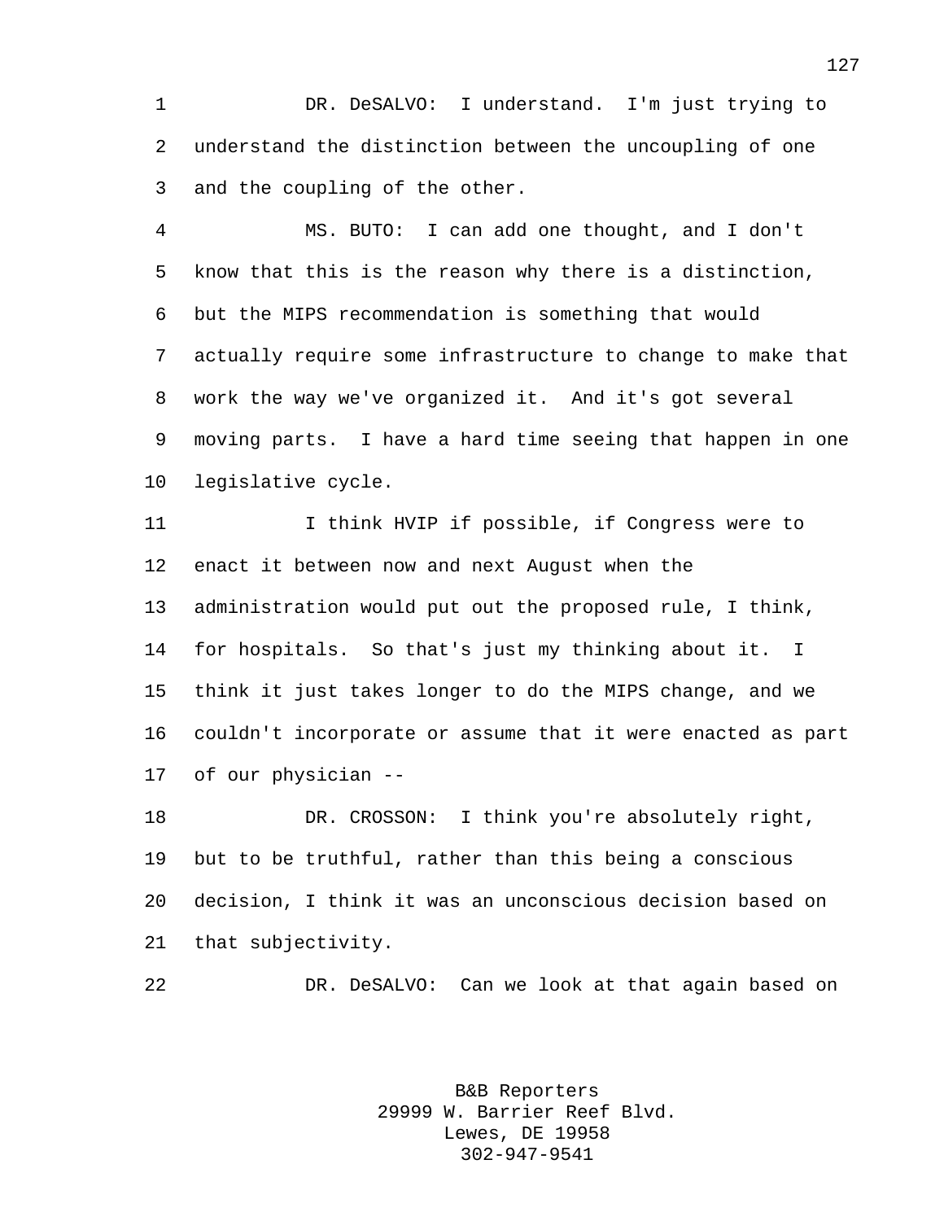DR. DeSALVO: I understand. I'm just trying to understand the distinction between the uncoupling of one and the coupling of the other.

MS. BUTO: I can add one thought, and I don't know that this is the reason why there is a distinction, but the MIPS recommendation is something that would actually require some infrastructure to change to make that work the way we've organized it. And it's got several moving parts. I have a hard time seeing that happen in one legislative cycle.

I think HVIP if possible, if Congress were to enact it between now and next August when the administration would put out the proposed rule, I think, for hospitals. So that's just my thinking about it. I think it just takes longer to do the MIPS change, and we couldn't incorporate or assume that it were enacted as part of our physician --

DR. CROSSON: I think you're absolutely right, but to be truthful, rather than this being a conscious decision, I think it was an unconscious decision based on that subjectivity.

DR. DeSALVO: Can we look at that again based on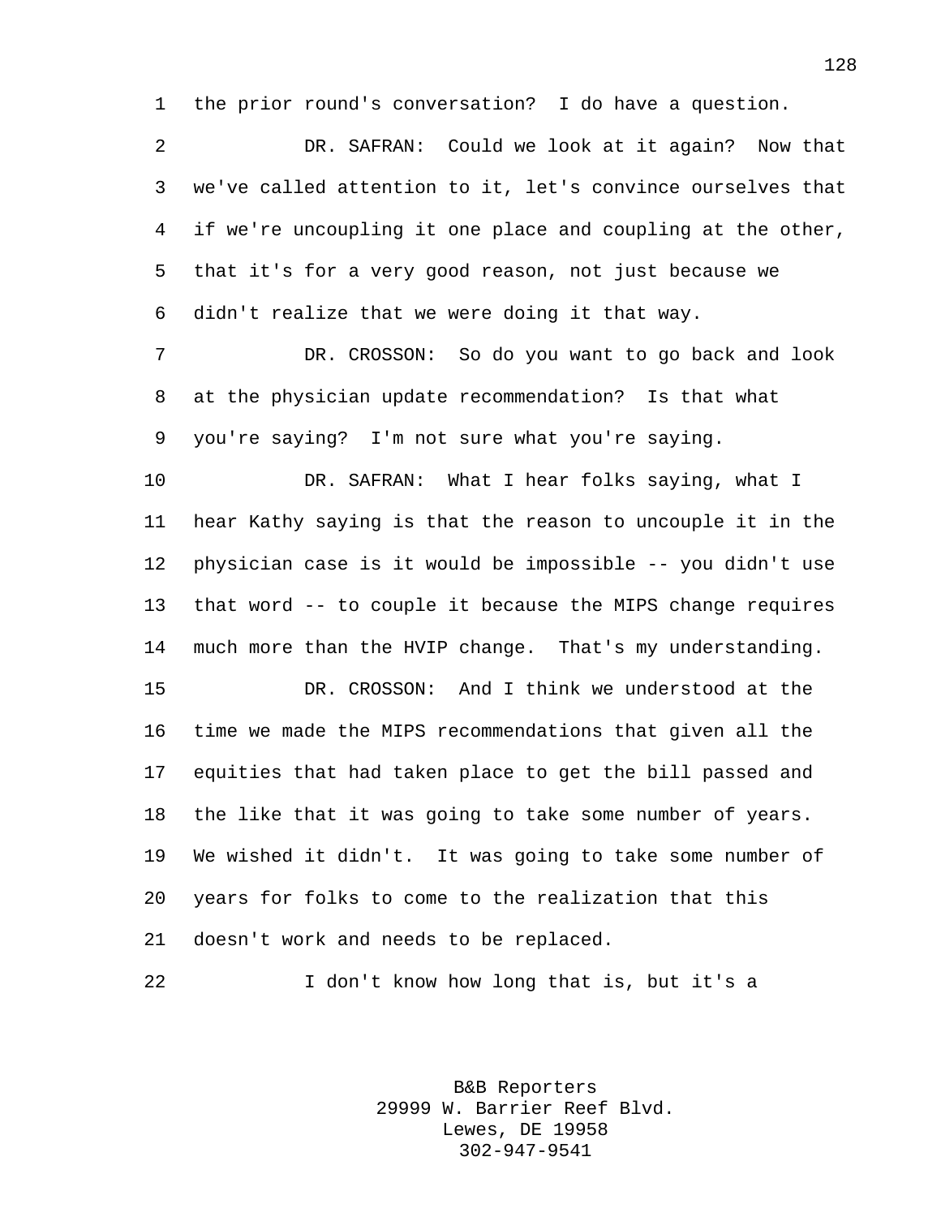the prior round's conversation? I do have a question.

DR. SAFRAN: Could we look at it again? Now that we've called attention to it, let's convince ourselves that if we're uncoupling it one place and coupling at the other, that it's for a very good reason, not just because we didn't realize that we were doing it that way.

DR. CROSSON: So do you want to go back and look at the physician update recommendation? Is that what you're saying? I'm not sure what you're saying.

DR. SAFRAN: What I hear folks saying, what I hear Kathy saying is that the reason to uncouple it in the physician case is it would be impossible -- you didn't use that word -- to couple it because the MIPS change requires much more than the HVIP change. That's my understanding.

DR. CROSSON: And I think we understood at the time we made the MIPS recommendations that given all the equities that had taken place to get the bill passed and the like that it was going to take some number of years. We wished it didn't. It was going to take some number of years for folks to come to the realization that this doesn't work and needs to be replaced.

I don't know how long that is, but it's a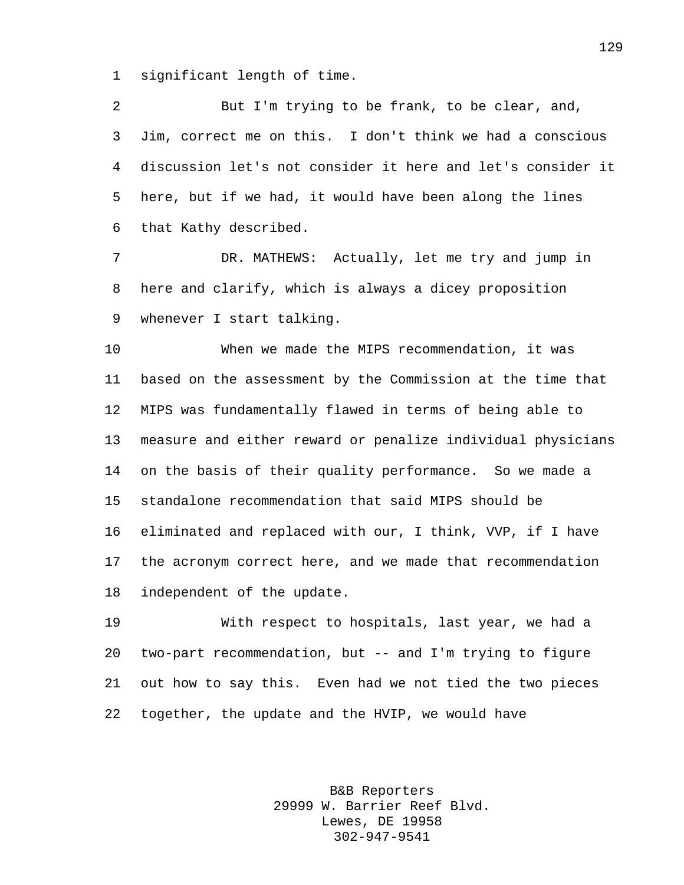significant length of time.

But I'm trying to be frank, to be clear, and, Jim, correct me on this. I don't think we had a conscious discussion let's not consider it here and let's consider it here, but if we had, it would have been along the lines that Kathy described.

DR. MATHEWS: Actually, let me try and jump in here and clarify, which is always a dicey proposition whenever I start talking.

When we made the MIPS recommendation, it was based on the assessment by the Commission at the time that MIPS was fundamentally flawed in terms of being able to measure and either reward or penalize individual physicians on the basis of their quality performance. So we made a standalone recommendation that said MIPS should be eliminated and replaced with our, I think, VVP, if I have the acronym correct here, and we made that recommendation independent of the update.

With respect to hospitals, last year, we had a two-part recommendation, but -- and I'm trying to figure out how to say this. Even had we not tied the two pieces together, the update and the HVIP, we would have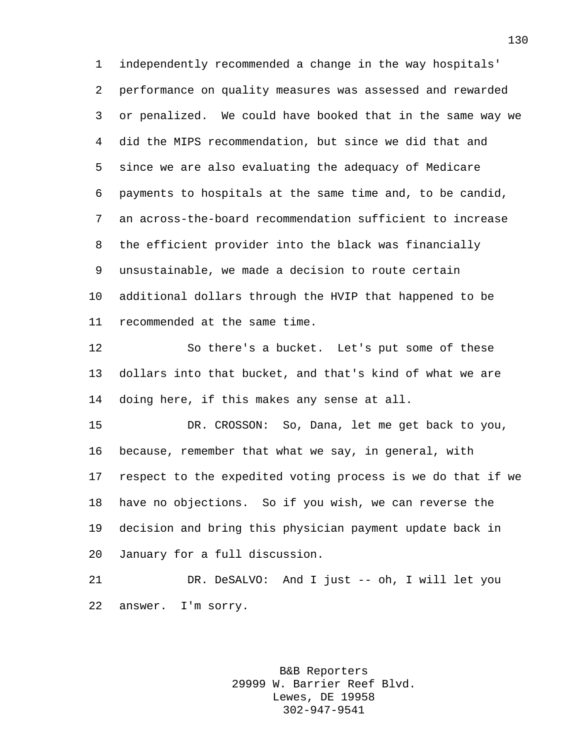independently recommended a change in the way hospitals' performance on quality measures was assessed and rewarded or penalized. We could have booked that in the same way we did the MIPS recommendation, but since we did that and since we are also evaluating the adequacy of Medicare payments to hospitals at the same time and, to be candid, an across-the-board recommendation sufficient to increase the efficient provider into the black was financially unsustainable, we made a decision to route certain additional dollars through the HVIP that happened to be recommended at the same time.

So there's a bucket. Let's put some of these dollars into that bucket, and that's kind of what we are doing here, if this makes any sense at all.

DR. CROSSON: So, Dana, let me get back to you, because, remember that what we say, in general, with respect to the expedited voting process is we do that if we have no objections. So if you wish, we can reverse the decision and bring this physician payment update back in January for a full discussion.

DR. DeSALVO: And I just -- oh, I will let you answer. I'm sorry.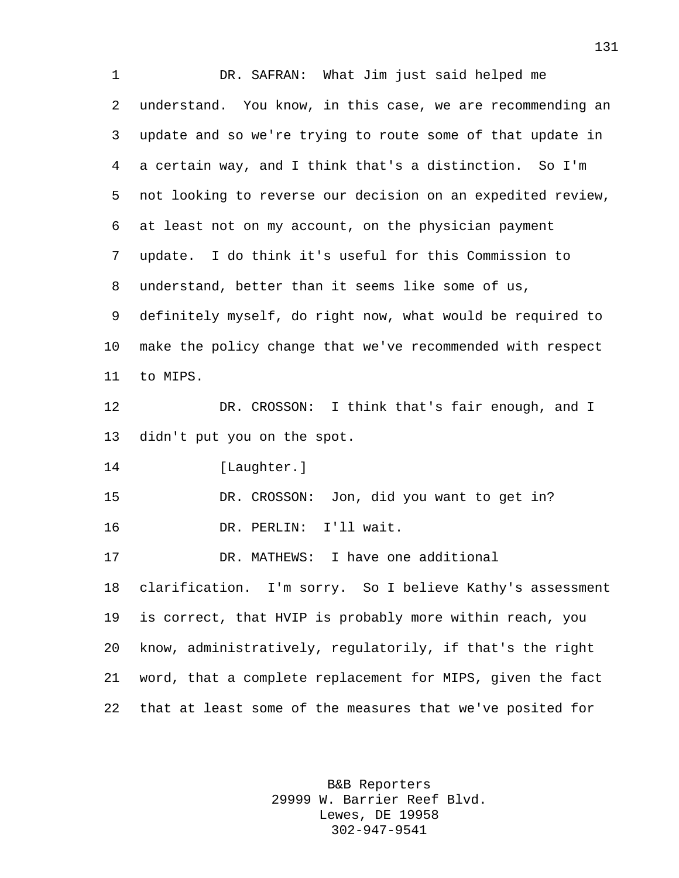DR. SAFRAN: What Jim just said helped me understand. You know, in this case, we are recommending an update and so we're trying to route some of that update in a certain way, and I think that's a distinction. So I'm not looking to reverse our decision on an expedited review, at least not on my account, on the physician payment update. I do think it's useful for this Commission to understand, better than it seems like some of us, definitely myself, do right now, what would be required to make the policy change that we've recommended with respect to MIPS.

DR. CROSSON: I think that's fair enough, and I didn't put you on the spot.

[Laughter.]

DR. CROSSON: Jon, did you want to get in?

DR. PERLIN: I'll wait.

DR. MATHEWS: I have one additional clarification. I'm sorry. So I believe Kathy's assessment is correct, that HVIP is probably more within reach, you know, administratively, regulatorily, if that's the right word, that a complete replacement for MIPS, given the fact that at least some of the measures that we've posited for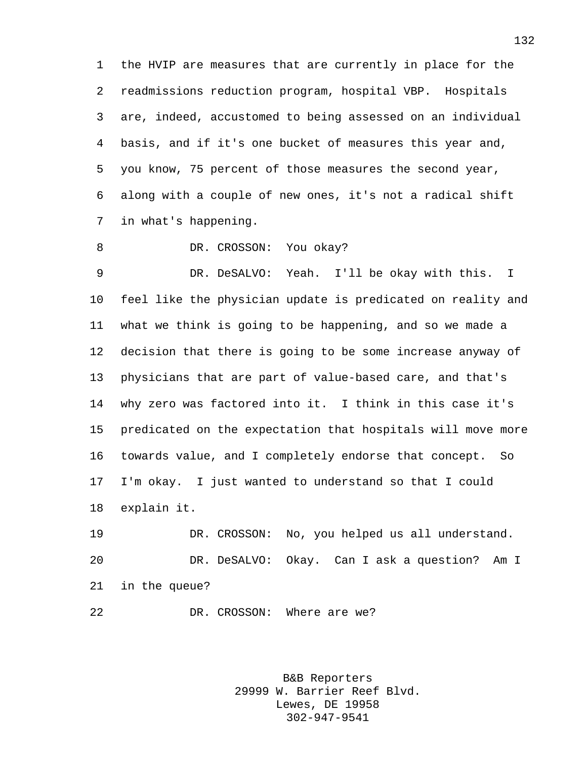the HVIP are measures that are currently in place for the readmissions reduction program, hospital VBP. Hospitals are, indeed, accustomed to being assessed on an individual basis, and if it's one bucket of measures this year and, you know, 75 percent of those measures the second year, along with a couple of new ones, it's not a radical shift in what's happening.

DR. CROSSON: You okay?

DR. DeSALVO: Yeah. I'll be okay with this. I feel like the physician update is predicated on reality and what we think is going to be happening, and so we made a decision that there is going to be some increase anyway of physicians that are part of value-based care, and that's why zero was factored into it. I think in this case it's predicated on the expectation that hospitals will move more towards value, and I completely endorse that concept. So I'm okay. I just wanted to understand so that I could explain it.

DR. CROSSON: No, you helped us all understand.

DR. DeSALVO: Okay. Can I ask a question? Am I in the queue?

DR. CROSSON: Where are we?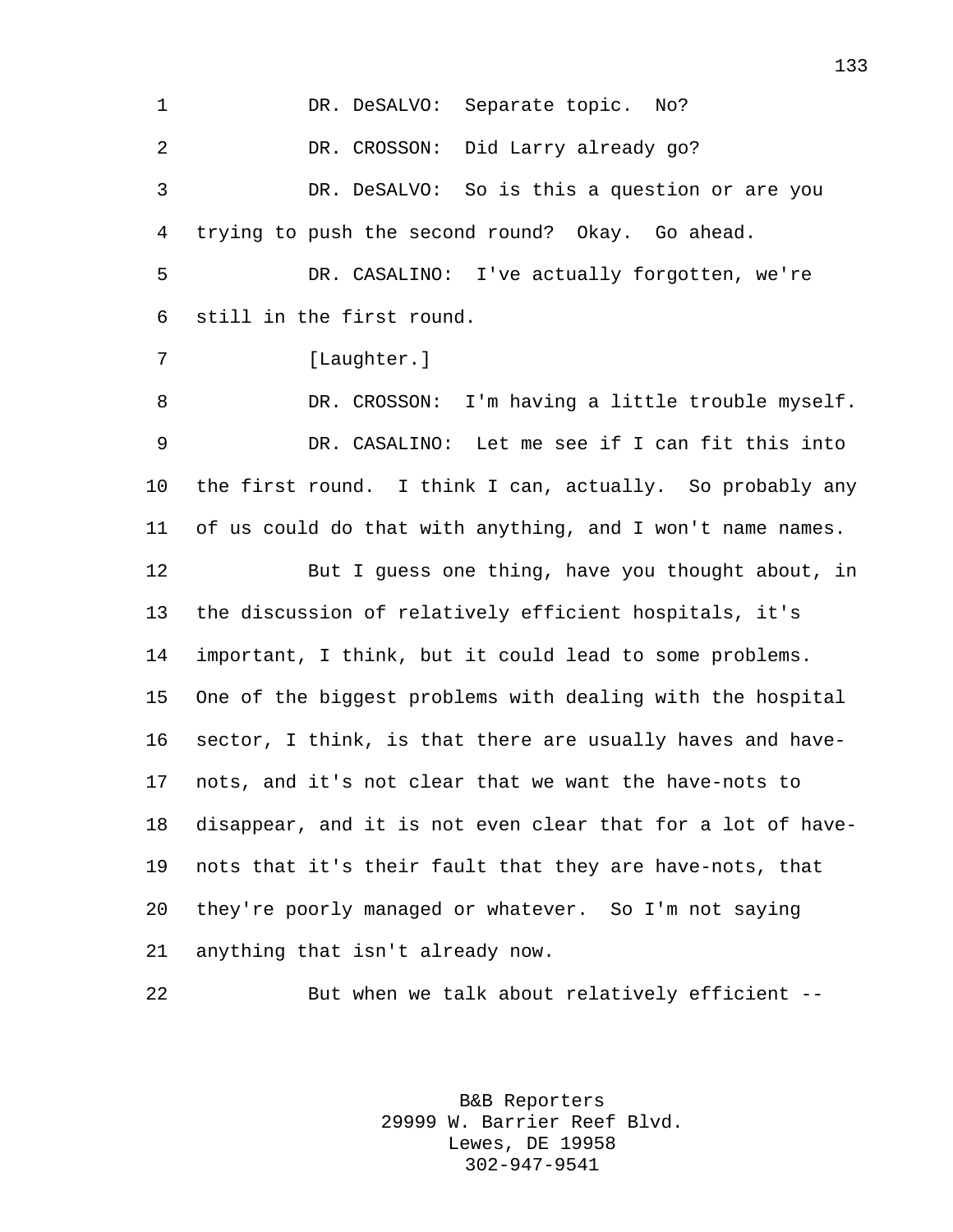DR. DeSALVO: Separate topic. No?

DR. CROSSON: Did Larry already go?

DR. DeSALVO: So is this a question or are you trying to push the second round? Okay. Go ahead.

DR. CASALINO: I've actually forgotten, we're still in the first round.

[Laughter.]

DR. CROSSON: I'm having a little trouble myself.

DR. CASALINO: Let me see if I can fit this into the first round. I think I can, actually. So probably any of us could do that with anything, and I won't name names.

But I guess one thing, have you thought about, in the discussion of relatively efficient hospitals, it's important, I think, but it could lead to some problems. One of the biggest problems with dealing with the hospital sector, I think, is that there are usually haves and have-nots, and it's not clear that we want the have-nots to disappear, and it is not even clear that for a lot of have-nots that it's their fault that they are have-nots, that they're poorly managed or whatever. So I'm not saying anything that isn't already now.

But when we talk about relatively efficient --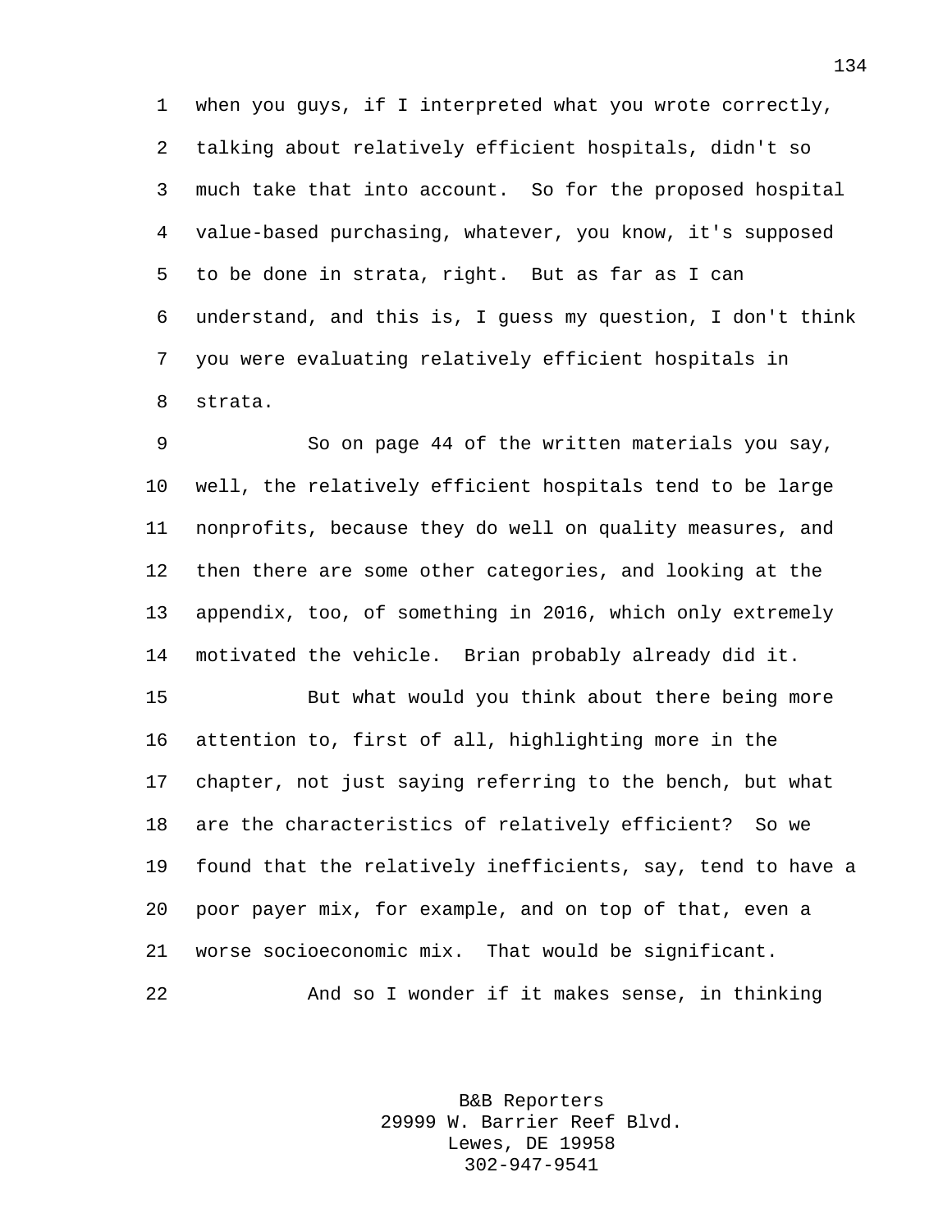when you guys, if I interpreted what you wrote correctly, talking about relatively efficient hospitals, didn't so much take that into account. So for the proposed hospital value-based purchasing, whatever, you know, it's supposed to be done in strata, right. But as far as I can understand, and this is, I guess my question, I don't think you were evaluating relatively efficient hospitals in strata.

So on page 44 of the written materials you say, well, the relatively efficient hospitals tend to be large nonprofits, because they do well on quality measures, and then there are some other categories, and looking at the appendix, too, of something in 2016, which only extremely motivated the vehicle. Brian probably already did it.

But what would you think about there being more attention to, first of all, highlighting more in the chapter, not just saying referring to the bench, but what are the characteristics of relatively efficient? So we found that the relatively inefficients, say, tend to have a poor payer mix, for example, and on top of that, even a worse socioeconomic mix. That would be significant.

And so I wonder if it makes sense, in thinking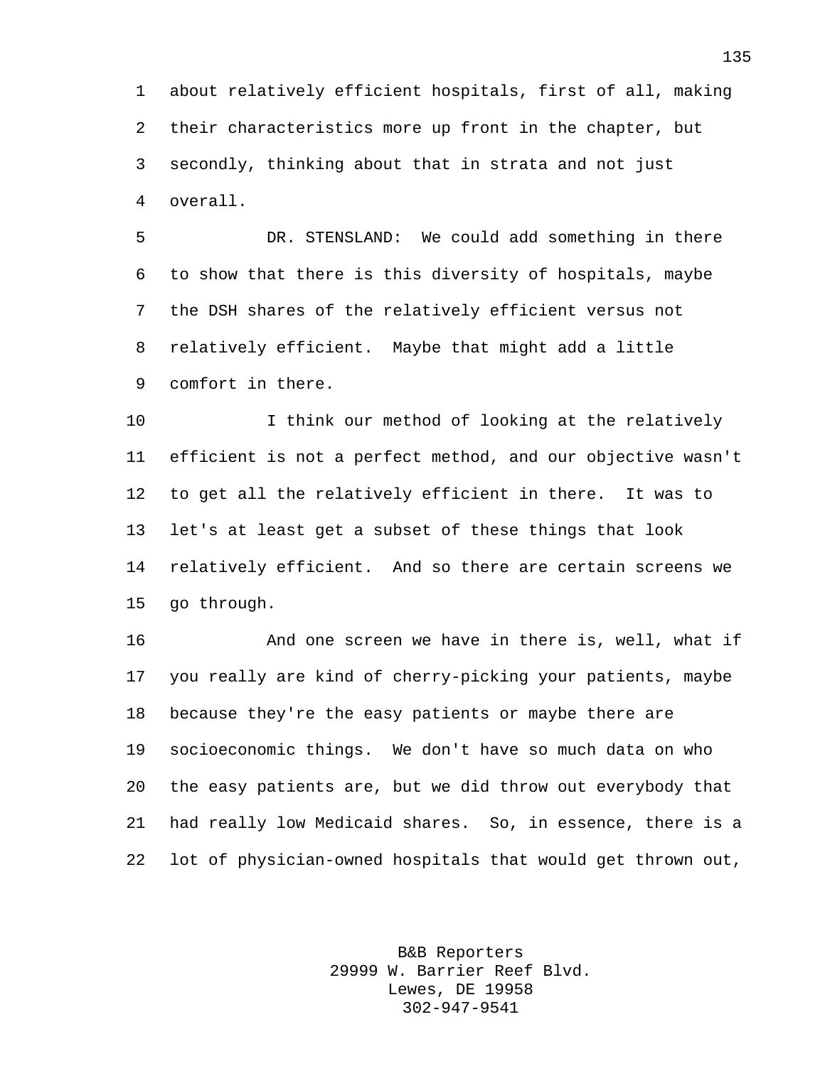about relatively efficient hospitals, first of all, making their characteristics more up front in the chapter, but secondly, thinking about that in strata and not just overall.

DR. STENSLAND: We could add something in there to show that there is this diversity of hospitals, maybe the DSH shares of the relatively efficient versus not relatively efficient. Maybe that might add a little comfort in there.

I think our method of looking at the relatively efficient is not a perfect method, and our objective wasn't to get all the relatively efficient in there. It was to let's at least get a subset of these things that look relatively efficient. And so there are certain screens we go through.

And one screen we have in there is, well, what if you really are kind of cherry-picking your patients, maybe because they're the easy patients or maybe there are socioeconomic things. We don't have so much data on who the easy patients are, but we did throw out everybody that had really low Medicaid shares. So, in essence, there is a lot of physician-owned hospitals that would get thrown out,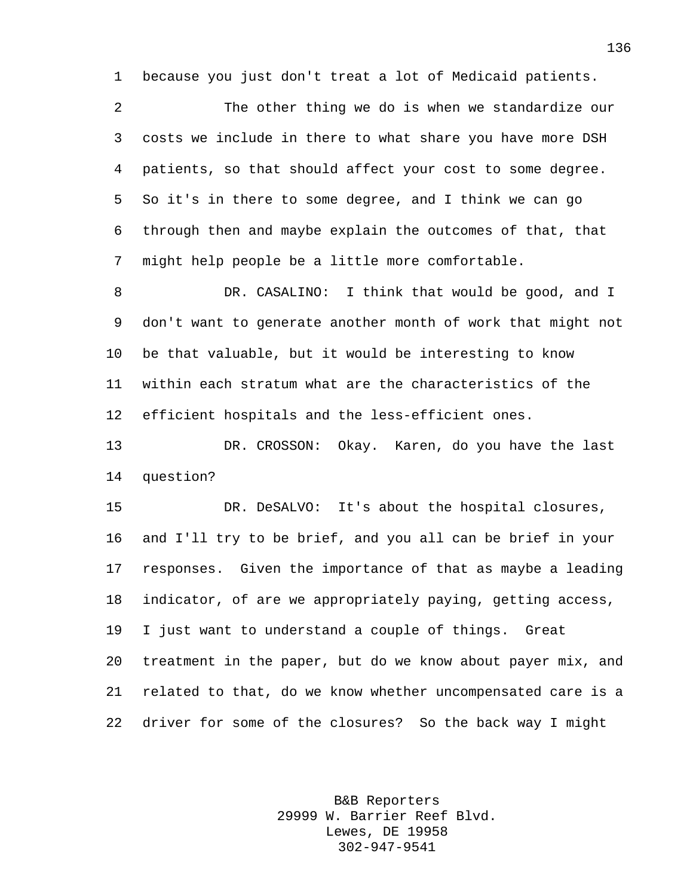because you just don't treat a lot of Medicaid patients.

The other thing we do is when we standardize our costs we include in there to what share you have more DSH patients, so that should affect your cost to some degree. So it's in there to some degree, and I think we can go through then and maybe explain the outcomes of that, that might help people be a little more comfortable.

DR. CASALINO: I think that would be good, and I don't want to generate another month of work that might not be that valuable, but it would be interesting to know within each stratum what are the characteristics of the efficient hospitals and the less-efficient ones.

DR. CROSSON: Okay. Karen, do you have the last question?

DR. DeSALVO: It's about the hospital closures, and I'll try to be brief, and you all can be brief in your responses. Given the importance of that as maybe a leading indicator, of are we appropriately paying, getting access, I just want to understand a couple of things. Great treatment in the paper, but do we know about payer mix, and related to that, do we know whether uncompensated care is a driver for some of the closures? So the back way I might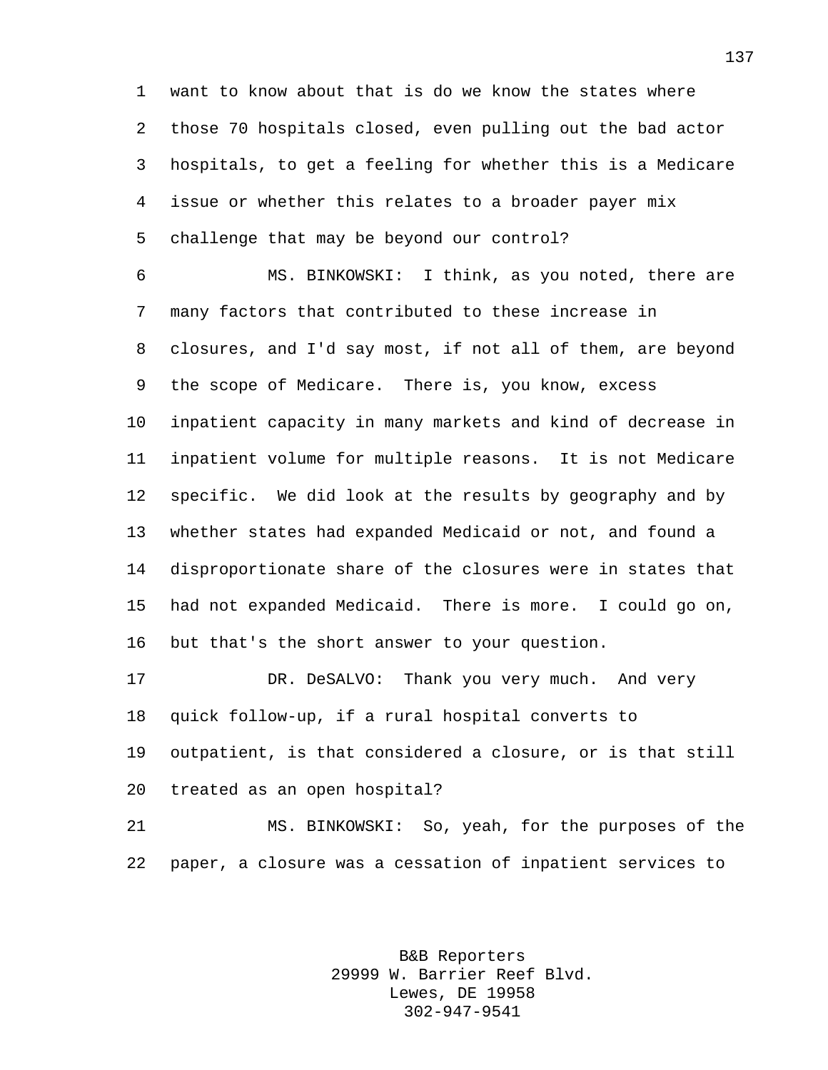want to know about that is do we know the states where those 70 hospitals closed, even pulling out the bad actor hospitals, to get a feeling for whether this is a Medicare issue or whether this relates to a broader payer mix challenge that may be beyond our control?

MS. BINKOWSKI: I think, as you noted, there are many factors that contributed to these increase in closures, and I'd say most, if not all of them, are beyond the scope of Medicare. There is, you know, excess inpatient capacity in many markets and kind of decrease in inpatient volume for multiple reasons. It is not Medicare specific. We did look at the results by geography and by whether states had expanded Medicaid or not, and found a disproportionate share of the closures were in states that had not expanded Medicaid. There is more. I could go on, but that's the short answer to your question.

DR. DeSALVO: Thank you very much. And very quick follow-up, if a rural hospital converts to outpatient, is that considered a closure, or is that still treated as an open hospital?

MS. BINKOWSKI: So, yeah, for the purposes of the paper, a closure was a cessation of inpatient services to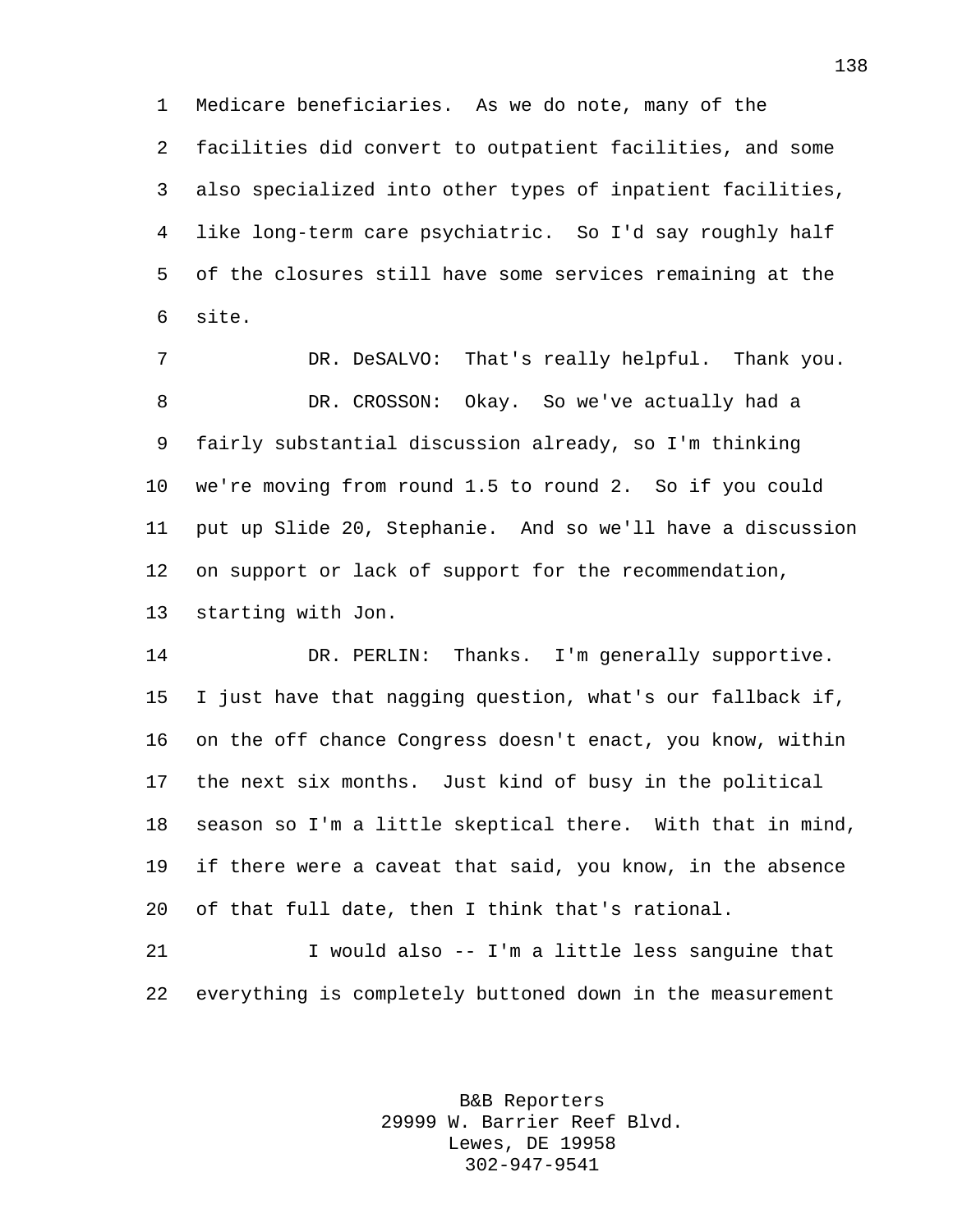Medicare beneficiaries. As we do note, many of the facilities did convert to outpatient facilities, and some also specialized into other types of inpatient facilities, like long-term care psychiatric. So I'd say roughly half of the closures still have some services remaining at the site.

DR. DeSALVO: That's really helpful. Thank you.

DR. CROSSON: Okay. So we've actually had a fairly substantial discussion already, so I'm thinking we're moving from round 1.5 to round 2. So if you could put up Slide 20, Stephanie. And so we'll have a discussion on support or lack of support for the recommendation, starting with Jon.

DR. PERLIN: Thanks. I'm generally supportive. I just have that nagging question, what's our fallback if, on the off chance Congress doesn't enact, you know, within the next six months. Just kind of busy in the political season so I'm a little skeptical there. With that in mind, if there were a caveat that said, you know, in the absence of that full date, then I think that's rational.

I would also -- I'm a little less sanguine that everything is completely buttoned down in the measurement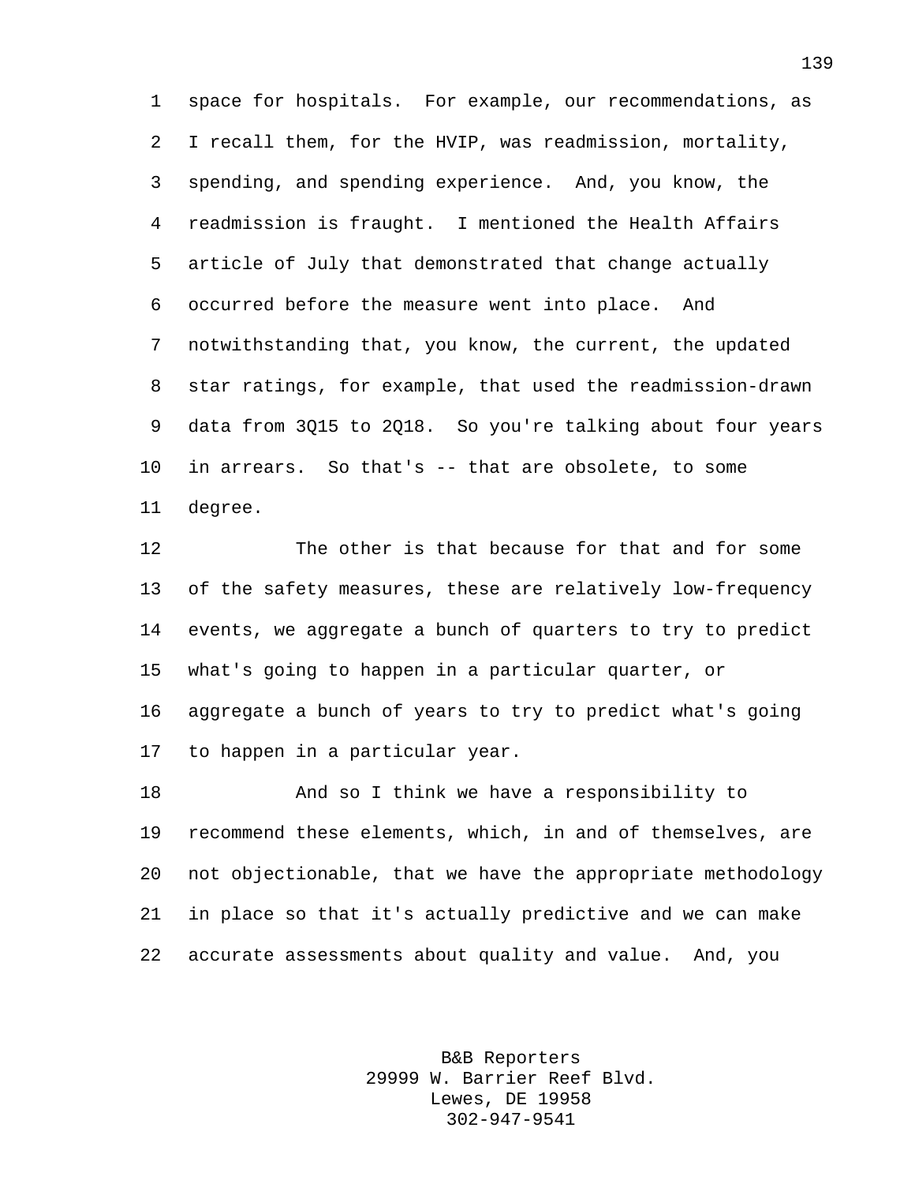space for hospitals. For example, our recommendations, as I recall them, for the HVIP, was readmission, mortality, spending, and spending experience. And, you know, the readmission is fraught. I mentioned the Health Affairs article of July that demonstrated that change actually occurred before the measure went into place. And notwithstanding that, you know, the current, the updated star ratings, for example, that used the readmission-drawn data from 3Q15 to 2Q18. So you're talking about four years in arrears. So that's -- that are obsolete, to some degree.

The other is that because for that and for some of the safety measures, these are relatively low-frequency events, we aggregate a bunch of quarters to try to predict what's going to happen in a particular quarter, or aggregate a bunch of years to try to predict what's going to happen in a particular year.

And so I think we have a responsibility to recommend these elements, which, in and of themselves, are not objectionable, that we have the appropriate methodology in place so that it's actually predictive and we can make accurate assessments about quality and value. And, you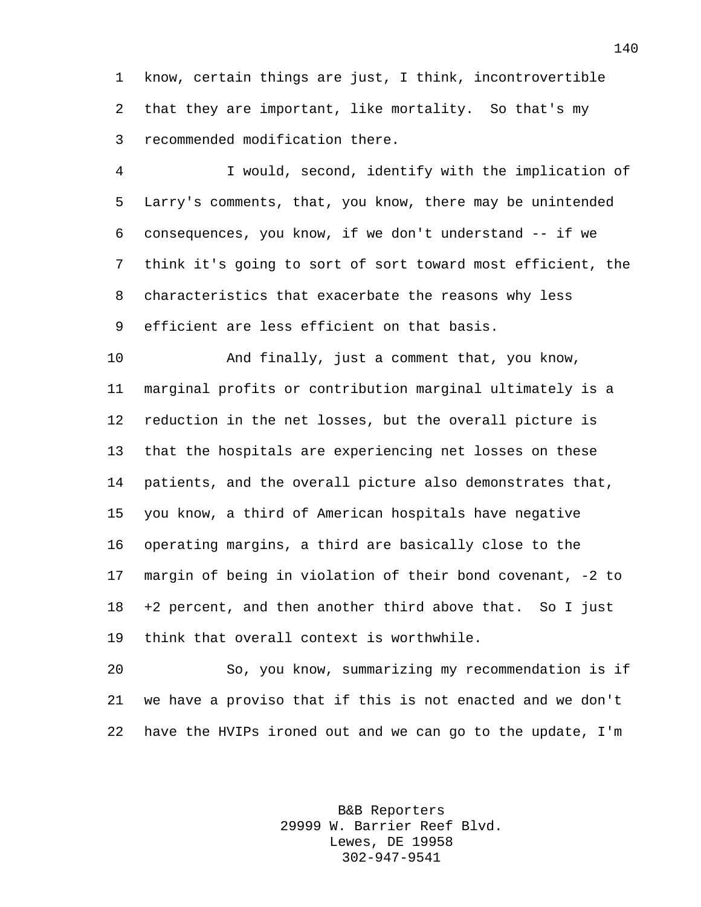know, certain things are just, I think, incontrovertible that they are important, like mortality. So that's my recommended modification there.

I would, second, identify with the implication of Larry's comments, that, you know, there may be unintended consequences, you know, if we don't understand -- if we think it's going to sort of sort toward most efficient, the characteristics that exacerbate the reasons why less efficient are less efficient on that basis.

And finally, just a comment that, you know, marginal profits or contribution marginal ultimately is a reduction in the net losses, but the overall picture is that the hospitals are experiencing net losses on these patients, and the overall picture also demonstrates that, you know, a third of American hospitals have negative operating margins, a third are basically close to the margin of being in violation of their bond covenant, -2 to +2 percent, and then another third above that. So I just think that overall context is worthwhile.

So, you know, summarizing my recommendation is if we have a proviso that if this is not enacted and we don't have the HVIPs ironed out and we can go to the update, I'm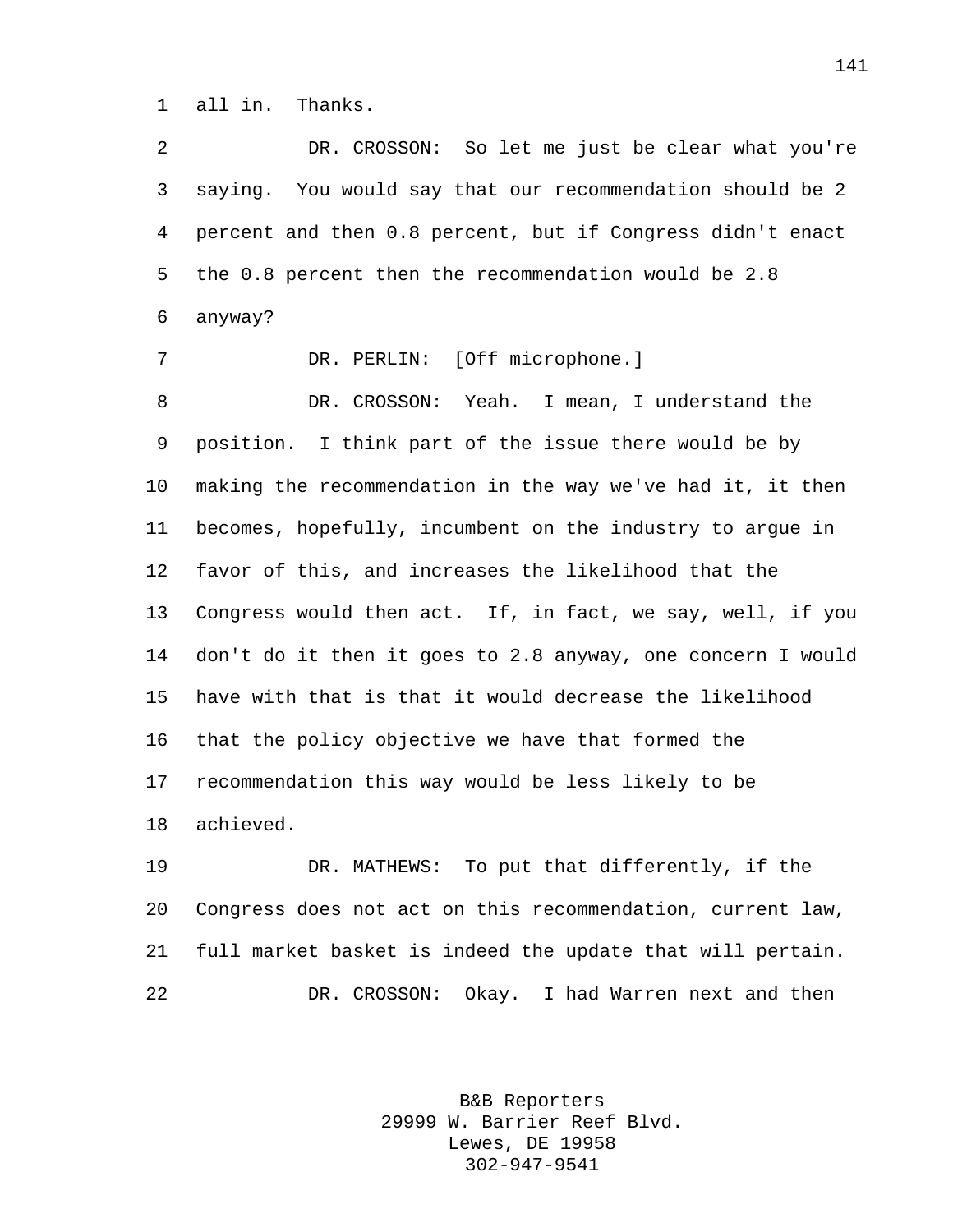all in. Thanks.

DR. CROSSON: So let me just be clear what you're saying. You would say that our recommendation should be 2 percent and then 0.8 percent, but if Congress didn't enact the 0.8 percent then the recommendation would be 2.8 anyway?

DR. PERLIN: [Off microphone.]

DR. CROSSON: Yeah. I mean, I understand the position. I think part of the issue there would be by making the recommendation in the way we've had it, it then becomes, hopefully, incumbent on the industry to argue in favor of this, and increases the likelihood that the Congress would then act. If, in fact, we say, well, if you don't do it then it goes to 2.8 anyway, one concern I would have with that is that it would decrease the likelihood that the policy objective we have that formed the recommendation this way would be less likely to be achieved.

DR. MATHEWS: To put that differently, if the Congress does not act on this recommendation, current law, full market basket is indeed the update that will pertain.

DR. CROSSON: Okay. I had Warren next and then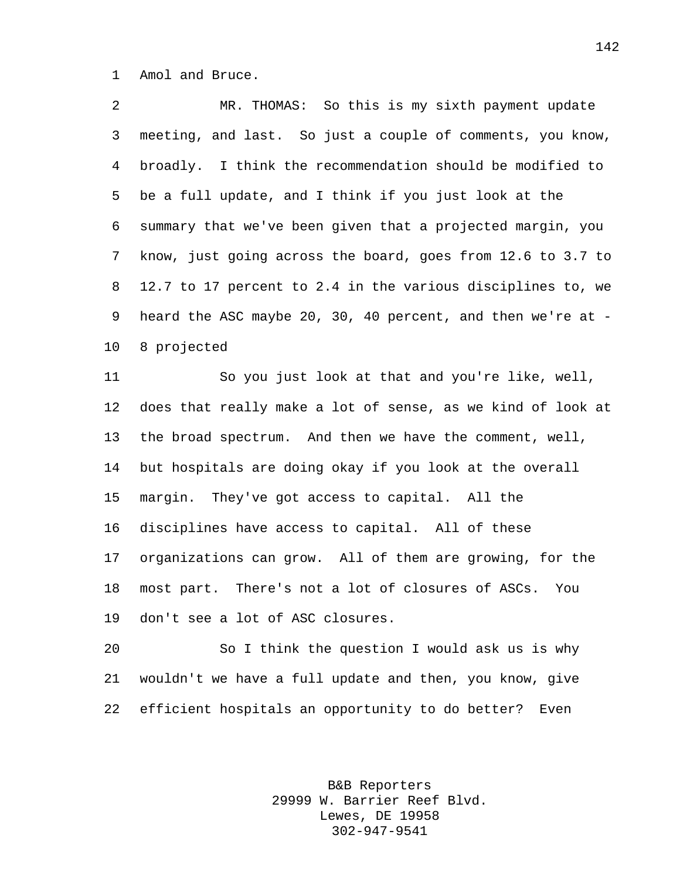Amol and Bruce.

MR. THOMAS: So this is my sixth payment update meeting, and last. So just a couple of comments, you know, broadly. I think the recommendation should be modified to be a full update, and I think if you just look at the summary that we've been given that a projected margin, you know, just going across the board, goes from 12.6 to 3.7 to 12.7 to 17 percent to 2.4 in the various disciplines to, we heard the ASC maybe 20, 30, 40 percent, and then we're at -8 projected

So you just look at that and you're like, well, does that really make a lot of sense, as we kind of look at the broad spectrum. And then we have the comment, well, but hospitals are doing okay if you look at the overall margin. They've got access to capital. All the disciplines have access to capital. All of these organizations can grow. All of them are growing, for the most part. There's not a lot of closures of ASCs. You don't see a lot of ASC closures.

So I think the question I would ask us is why wouldn't we have a full update and then, you know, give efficient hospitals an opportunity to do better? Even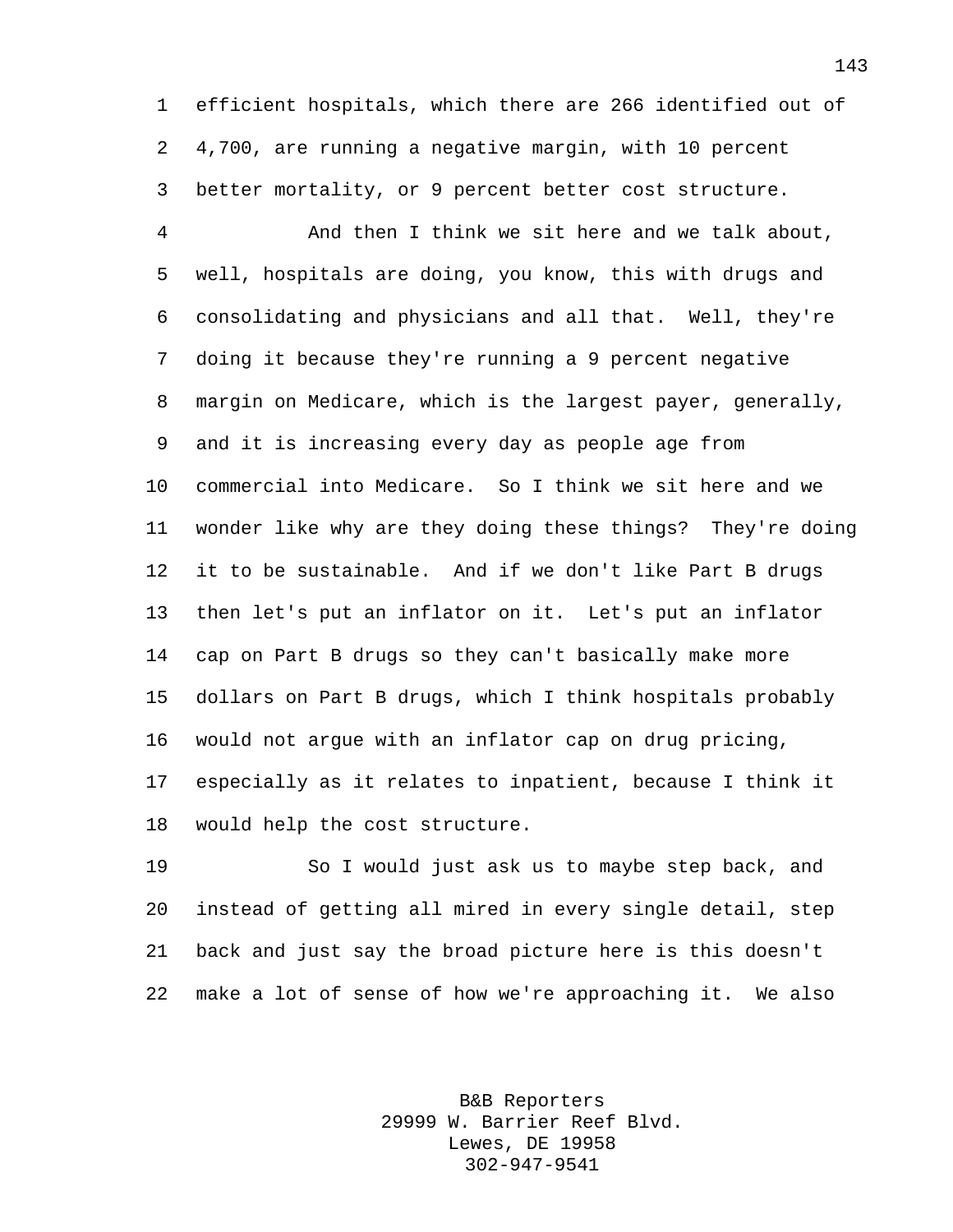efficient hospitals, which there are 266 identified out of 4,700, are running a negative margin, with 10 percent better mortality, or 9 percent better cost structure.

And then I think we sit here and we talk about, well, hospitals are doing, you know, this with drugs and consolidating and physicians and all that. Well, they're doing it because they're running a 9 percent negative margin on Medicare, which is the largest payer, generally, and it is increasing every day as people age from commercial into Medicare. So I think we sit here and we wonder like why are they doing these things? They're doing it to be sustainable. And if we don't like Part B drugs then let's put an inflator on it. Let's put an inflator cap on Part B drugs so they can't basically make more dollars on Part B drugs, which I think hospitals probably would not argue with an inflator cap on drug pricing, especially as it relates to inpatient, because I think it would help the cost structure.

So I would just ask us to maybe step back, and instead of getting all mired in every single detail, step back and just say the broad picture here is this doesn't make a lot of sense of how we're approaching it. We also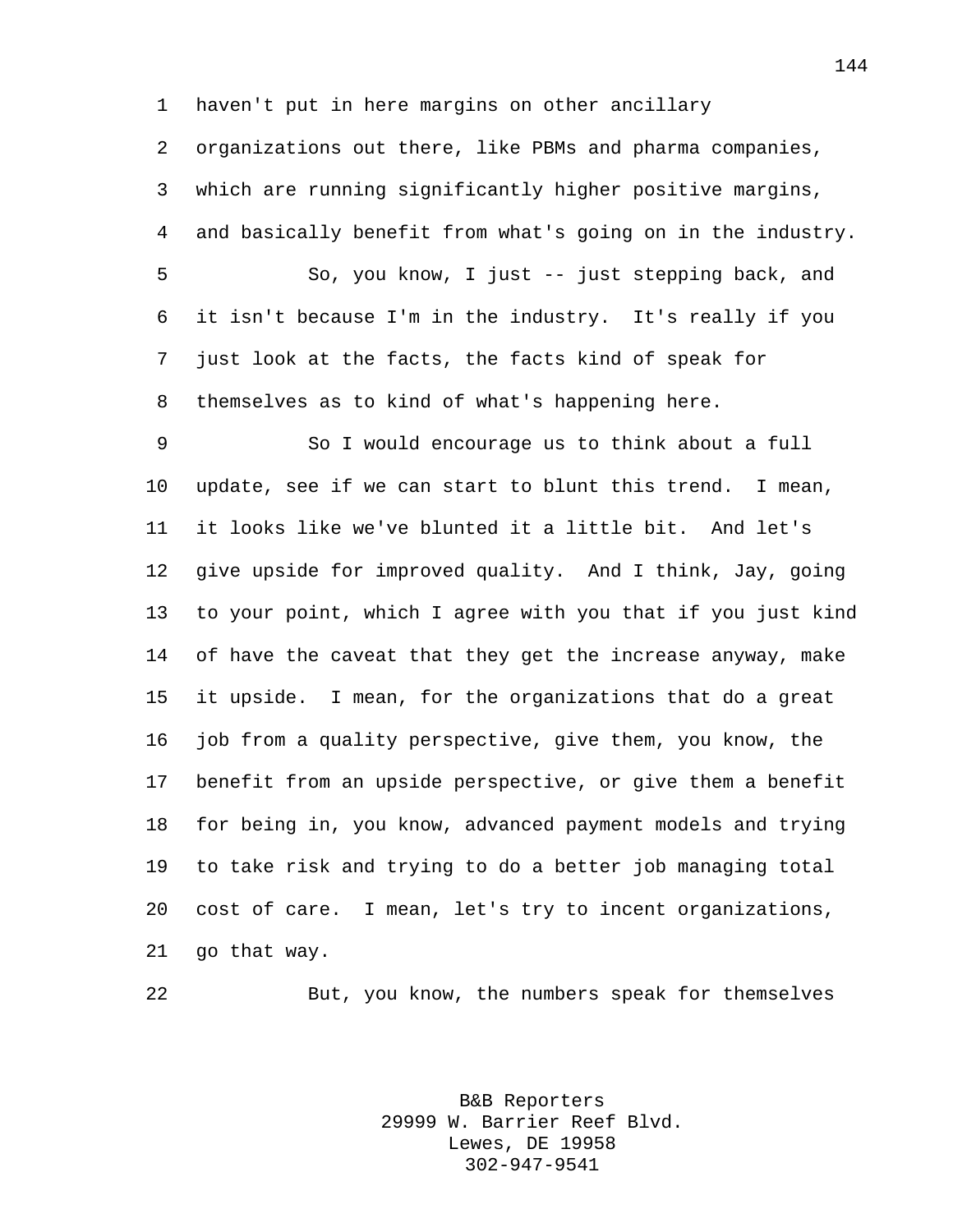haven't put in here margins on other ancillary organizations out there, like PBMs and pharma companies, which are running significantly higher positive margins, and basically benefit from what's going on in the industry.

So, you know, I just -- just stepping back, and it isn't because I'm in the industry. It's really if you just look at the facts, the facts kind of speak for themselves as to kind of what's happening here.

So I would encourage us to think about a full update, see if we can start to blunt this trend. I mean, it looks like we've blunted it a little bit. And let's give upside for improved quality. And I think, Jay, going to your point, which I agree with you that if you just kind of have the caveat that they get the increase anyway, make it upside. I mean, for the organizations that do a great job from a quality perspective, give them, you know, the benefit from an upside perspective, or give them a benefit for being in, you know, advanced payment models and trying to take risk and trying to do a better job managing total cost of care. I mean, let's try to incent organizations, go that way.

But, you know, the numbers speak for themselves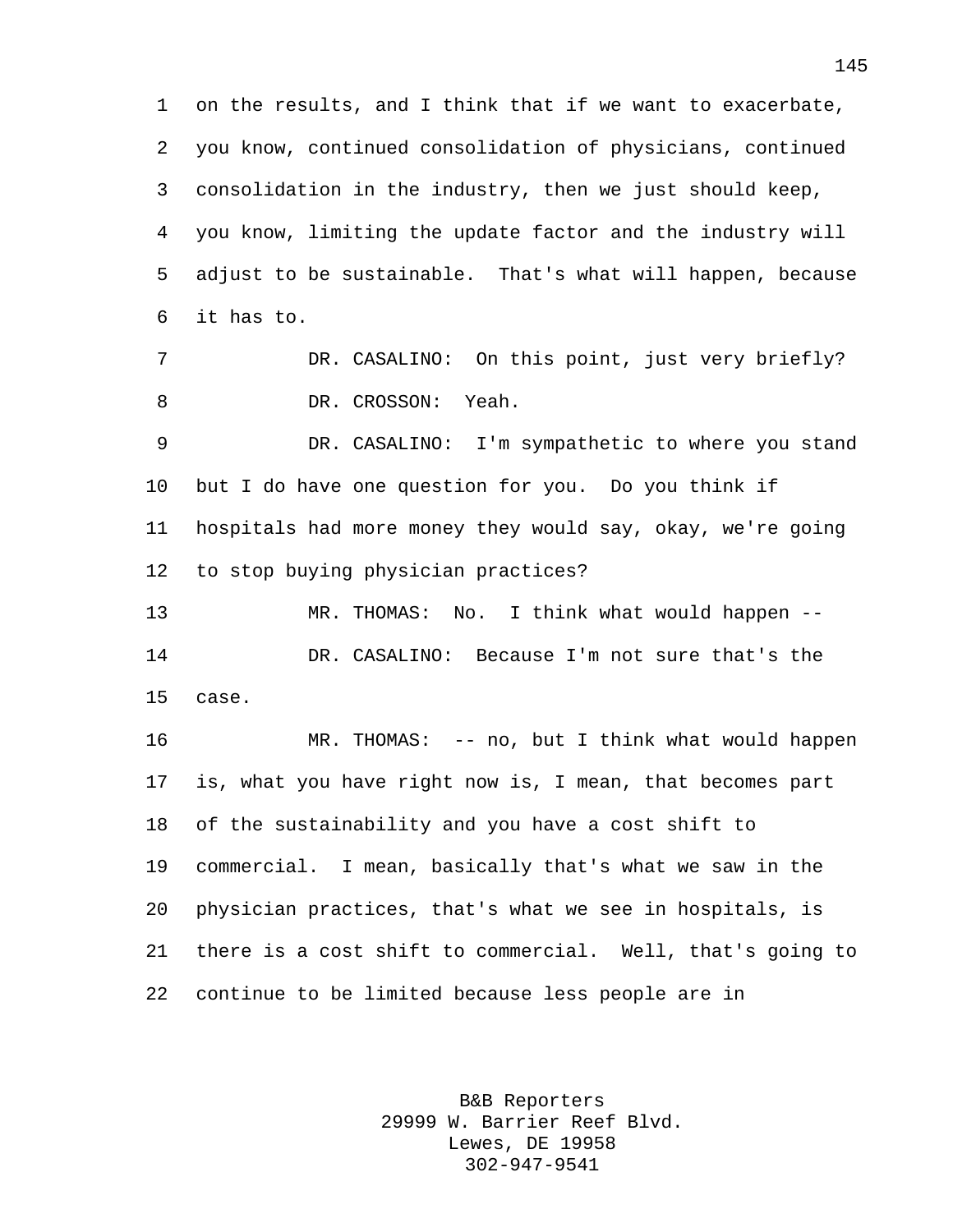on the results, and I think that if we want to exacerbate, you know, continued consolidation of physicians, continued consolidation in the industry, then we just should keep, you know, limiting the update factor and the industry will adjust to be sustainable. That's what will happen, because it has to.

DR. CASALINO: On this point, just very briefly?

DR. CROSSON: Yeah.

DR. CASALINO: I'm sympathetic to where you stand but I do have one question for you. Do you think if hospitals had more money they would say, okay, we're going to stop buying physician practices?

MR. THOMAS: No. I think what would happen --

DR. CASALINO: Because I'm not sure that's the case.

MR. THOMAS: -- no, but I think what would happen is, what you have right now is, I mean, that becomes part of the sustainability and you have a cost shift to commercial. I mean, basically that's what we saw in the physician practices, that's what we see in hospitals, is there is a cost shift to commercial. Well, that's going to continue to be limited because less people are in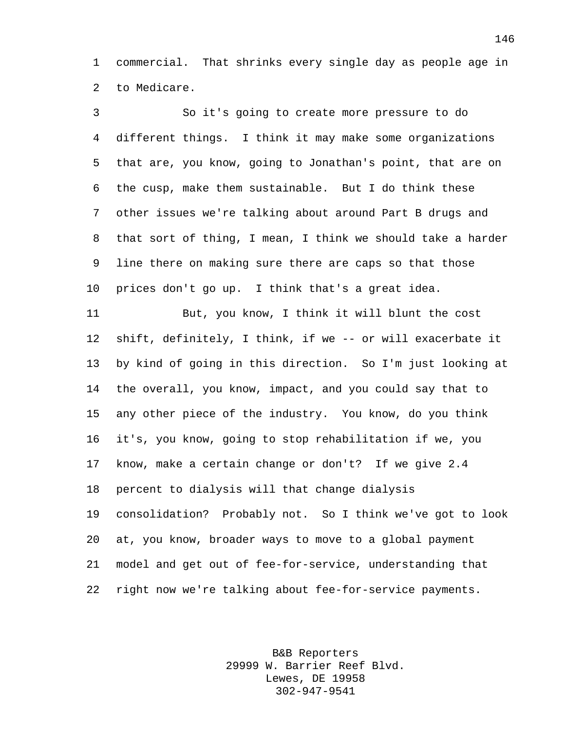commercial. That shrinks every single day as people age in to Medicare.

So it's going to create more pressure to do different things. I think it may make some organizations that are, you know, going to Jonathan's point, that are on the cusp, make them sustainable. But I do think these other issues we're talking about around Part B drugs and that sort of thing, I mean, I think we should take a harder line there on making sure there are caps so that those prices don't go up. I think that's a great idea.

But, you know, I think it will blunt the cost shift, definitely, I think, if we -- or will exacerbate it by kind of going in this direction. So I'm just looking at the overall, you know, impact, and you could say that to any other piece of the industry. You know, do you think it's, you know, going to stop rehabilitation if we, you know, make a certain change or don't? If we give 2.4 percent to dialysis will that change dialysis consolidation? Probably not. So I think we've got to look at, you know, broader ways to move to a global payment model and get out of fee-for-service, understanding that right now we're talking about fee-for-service payments.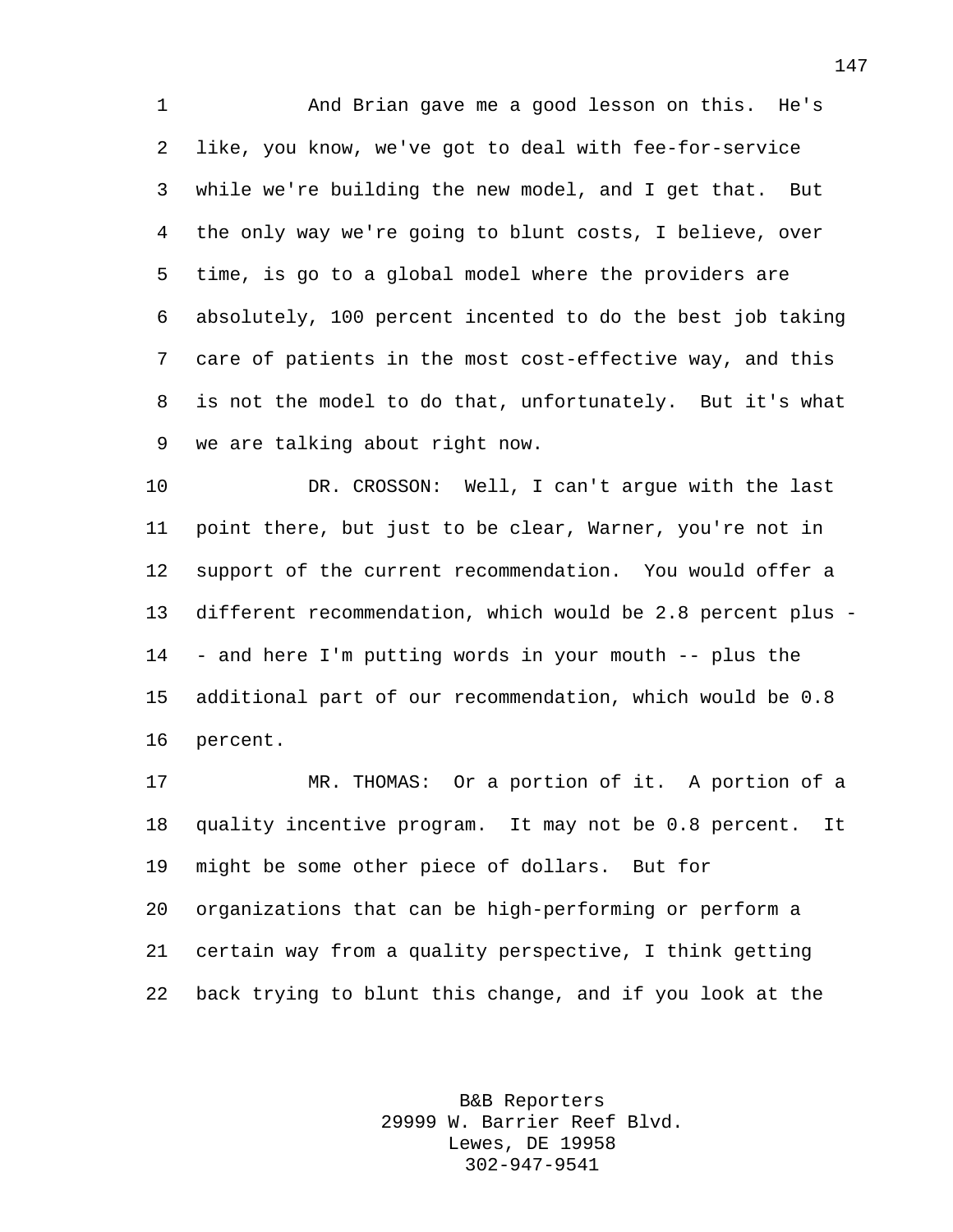And Brian gave me a good lesson on this. He's like, you know, we've got to deal with fee-for-service while we're building the new model, and I get that. But the only way we're going to blunt costs, I believe, over time, is go to a global model where the providers are absolutely, 100 percent incented to do the best job taking care of patients in the most cost-effective way, and this is not the model to do that, unfortunately. But it's what we are talking about right now.

DR. CROSSON: Well, I can't argue with the last point there, but just to be clear, Warner, you're not in support of the current recommendation. You would offer a different recommendation, which would be 2.8 percent plus -- and here I'm putting words in your mouth -- plus the additional part of our recommendation, which would be 0.8 percent.

MR. THOMAS: Or a portion of it. A portion of a quality incentive program. It may not be 0.8 percent. It might be some other piece of dollars. But for organizations that can be high-performing or perform a certain way from a quality perspective, I think getting back trying to blunt this change, and if you look at the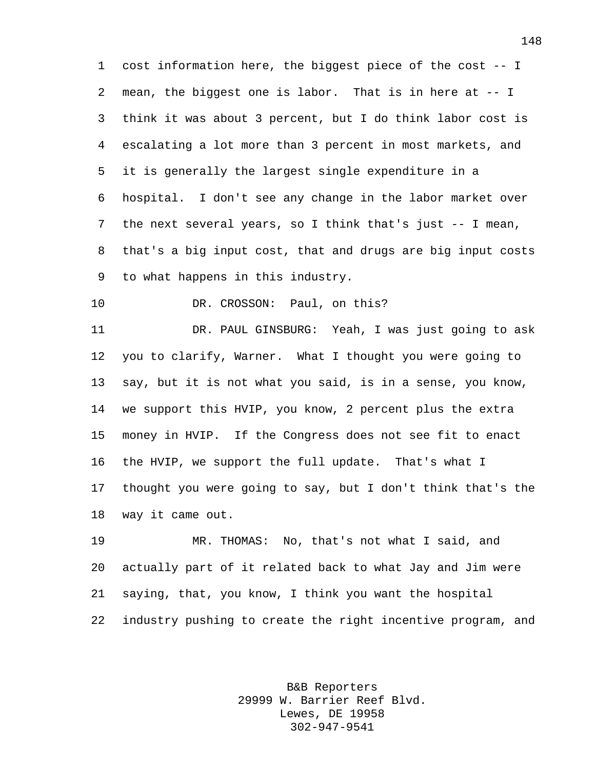cost information here, the biggest piece of the cost -- I mean, the biggest one is labor. That is in here at -- I think it was about 3 percent, but I do think labor cost is escalating a lot more than 3 percent in most markets, and it is generally the largest single expenditure in a hospital. I don't see any change in the labor market over the next several years, so I think that's just -- I mean, that's a big input cost, that and drugs are big input costs to what happens in this industry.

DR. CROSSON: Paul, on this?

DR. PAUL GINSBURG: Yeah, I was just going to ask you to clarify, Warner. What I thought you were going to say, but it is not what you said, is in a sense, you know, we support this HVIP, you know, 2 percent plus the extra money in HVIP. If the Congress does not see fit to enact the HVIP, we support the full update. That's what I thought you were going to say, but I don't think that's the way it came out.

MR. THOMAS: No, that's not what I said, and actually part of it related back to what Jay and Jim were saying, that, you know, I think you want the hospital industry pushing to create the right incentive program, and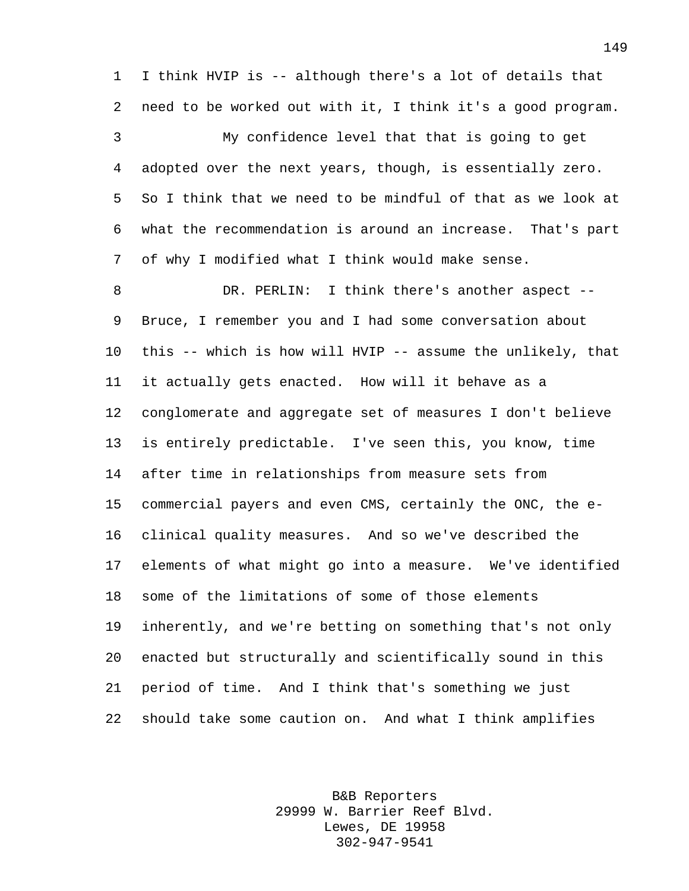I think HVIP is -- although there's a lot of details that need to be worked out with it, I think it's a good program.

My confidence level that that is going to get adopted over the next years, though, is essentially zero. So I think that we need to be mindful of that as we look at what the recommendation is around an increase. That's part of why I modified what I think would make sense.

DR. PERLIN: I think there's another aspect -- Bruce, I remember you and I had some conversation about this -- which is how will HVIP -- assume the unlikely, that it actually gets enacted. How will it behave as a conglomerate and aggregate set of measures I don't believe is entirely predictable. I've seen this, you know, time after time in relationships from measure sets from commercial payers and even CMS, certainly the ONC, the e-clinical quality measures. And so we've described the elements of what might go into a measure. We've identified some of the limitations of some of those elements inherently, and we're betting on something that's not only enacted but structurally and scientifically sound in this period of time. And I think that's something we just should take some caution on. And what I think amplifies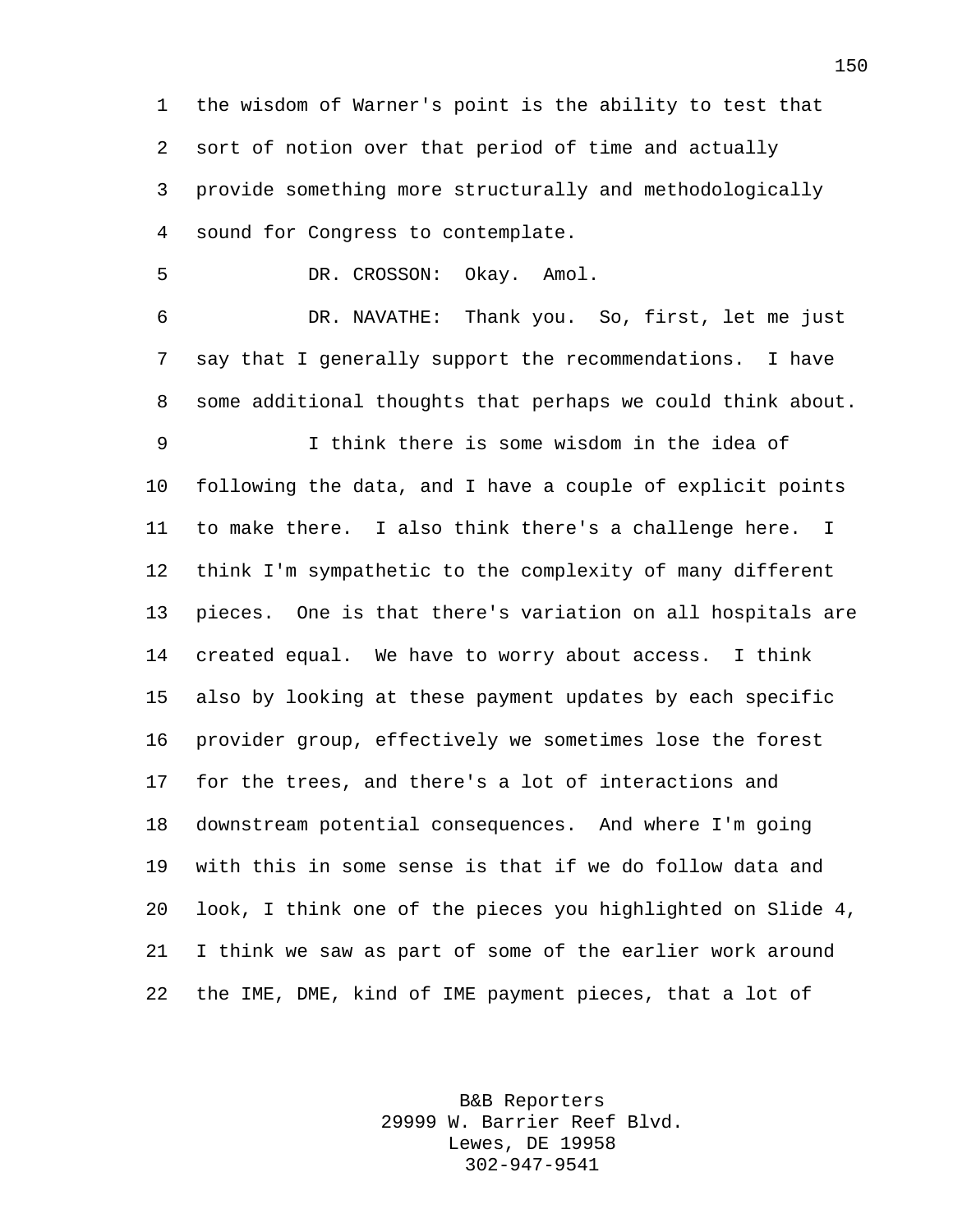the wisdom of Warner's point is the ability to test that sort of notion over that period of time and actually provide something more structurally and methodologically sound for Congress to contemplate.

DR. CROSSON: Okay. Amol.

DR. NAVATHE: Thank you. So, first, let me just say that I generally support the recommendations. I have some additional thoughts that perhaps we could think about.

I think there is some wisdom in the idea of following the data, and I have a couple of explicit points to make there. I also think there's a challenge here. I think I'm sympathetic to the complexity of many different pieces. One is that there's variation on all hospitals are created equal. We have to worry about access. I think also by looking at these payment updates by each specific provider group, effectively we sometimes lose the forest for the trees, and there's a lot of interactions and downstream potential consequences. And where I'm going with this in some sense is that if we do follow data and look, I think one of the pieces you highlighted on Slide 4, I think we saw as part of some of the earlier work around the IME, DME, kind of IME payment pieces, that a lot of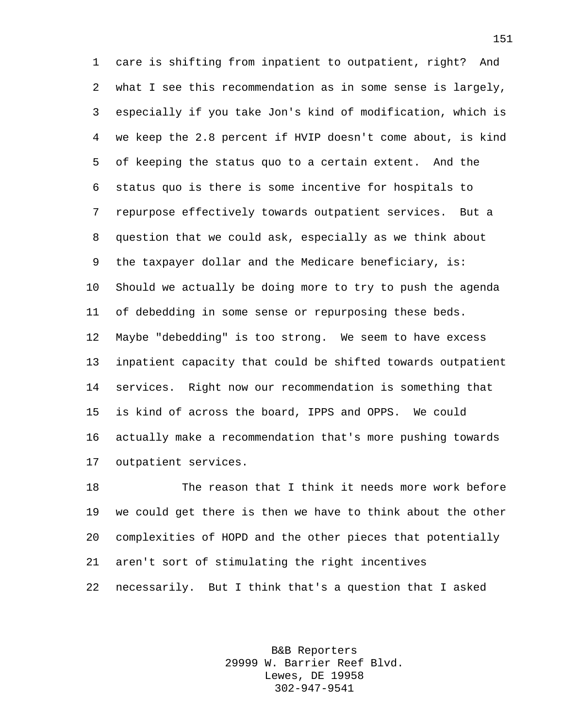care is shifting from inpatient to outpatient, right? And what I see this recommendation as in some sense is largely, especially if you take Jon's kind of modification, which is we keep the 2.8 percent if HVIP doesn't come about, is kind of keeping the status quo to a certain extent. And the status quo is there is some incentive for hospitals to repurpose effectively towards outpatient services. But a question that we could ask, especially as we think about the taxpayer dollar and the Medicare beneficiary, is: Should we actually be doing more to try to push the agenda of debedding in some sense or repurposing these beds. Maybe "debedding" is too strong. We seem to have excess inpatient capacity that could be shifted towards outpatient services. Right now our recommendation is something that is kind of across the board, IPPS and OPPS. We could actually make a recommendation that's more pushing towards outpatient services.

The reason that I think it needs more work before we could get there is then we have to think about the other complexities of HOPD and the other pieces that potentially aren't sort of stimulating the right incentives necessarily. But I think that's a question that I asked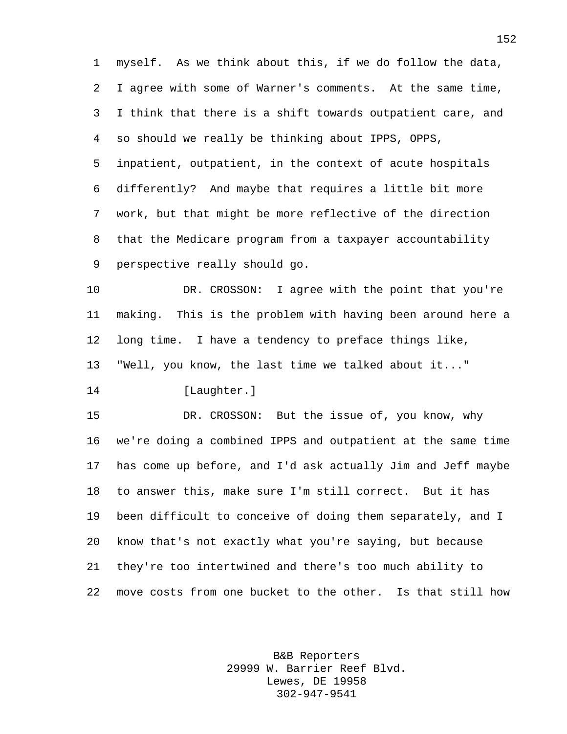myself. As we think about this, if we do follow the data, I agree with some of Warner's comments. At the same time, I think that there is a shift towards outpatient care, and so should we really be thinking about IPPS, OPPS, inpatient, outpatient, in the context of acute hospitals differently? And maybe that requires a little bit more work, but that might be more reflective of the direction that the Medicare program from a taxpayer accountability perspective really should go.

DR. CROSSON: I agree with the point that you're making. This is the problem with having been around here a long time. I have a tendency to preface things like, "Well, you know, the last time we talked about it..."

[Laughter.]

DR. CROSSON: But the issue of, you know, why we're doing a combined IPPS and outpatient at the same time has come up before, and I'd ask actually Jim and Jeff maybe to answer this, make sure I'm still correct. But it has been difficult to conceive of doing them separately, and I know that's not exactly what you're saying, but because they're too intertwined and there's too much ability to move costs from one bucket to the other. Is that still how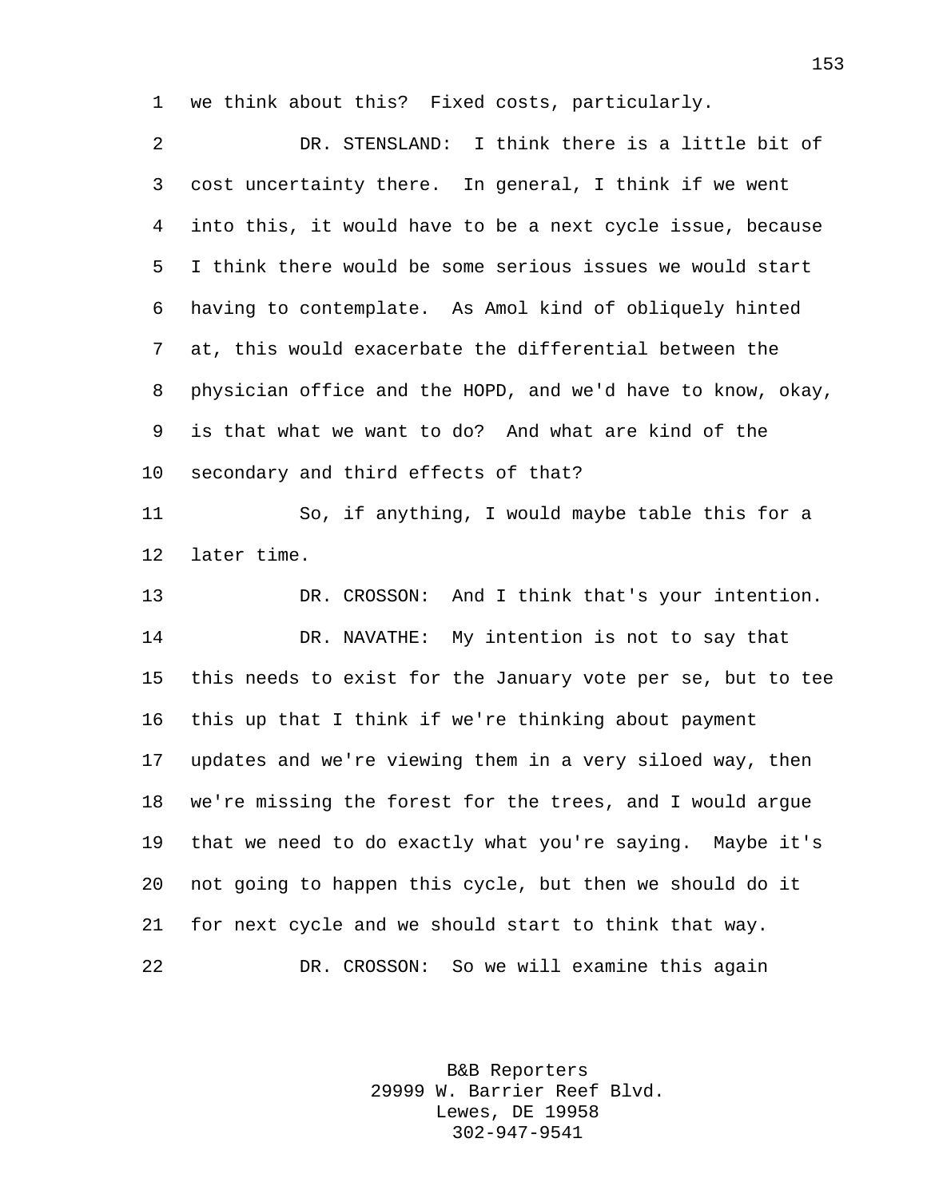we think about this? Fixed costs, particularly.

DR. STENSLAND: I think there is a little bit of cost uncertainty there. In general, I think if we went into this, it would have to be a next cycle issue, because I think there would be some serious issues we would start having to contemplate. As Amol kind of obliquely hinted at, this would exacerbate the differential between the physician office and the HOPD, and we'd have to know, okay, is that what we want to do? And what are kind of the secondary and third effects of that?

So, if anything, I would maybe table this for a later time.

DR. CROSSON: And I think that's your intention.

DR. NAVATHE: My intention is not to say that this needs to exist for the January vote per se, but to tee this up that I think if we're thinking about payment updates and we're viewing them in a very siloed way, then we're missing the forest for the trees, and I would argue that we need to do exactly what you're saying. Maybe it's not going to happen this cycle, but then we should do it for next cycle and we should start to think that way.

DR. CROSSON: So we will examine this again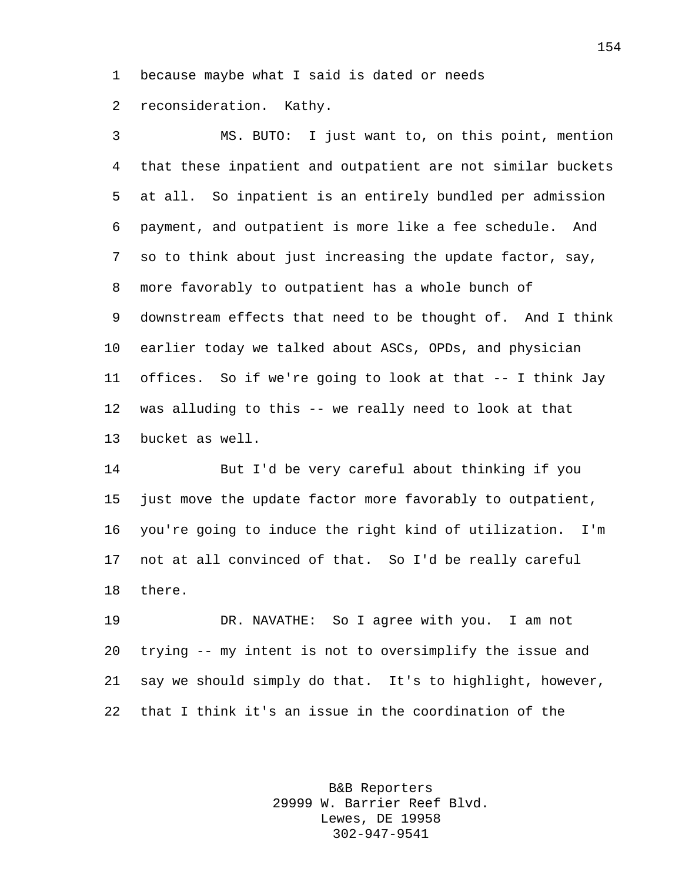because maybe what I said is dated or needs reconsideration. Kathy.

MS. BUTO: I just want to, on this point, mention that these inpatient and outpatient are not similar buckets at all. So inpatient is an entirely bundled per admission payment, and outpatient is more like a fee schedule. And so to think about just increasing the update factor, say, more favorably to outpatient has a whole bunch of downstream effects that need to be thought of. And I think earlier today we talked about ASCs, OPDs, and physician offices. So if we're going to look at that -- I think Jay was alluding to this -- we really need to look at that bucket as well.

But I'd be very careful about thinking if you just move the update factor more favorably to outpatient, you're going to induce the right kind of utilization. I'm not at all convinced of that. So I'd be really careful there.

DR. NAVATHE: So I agree with you. I am not trying -- my intent is not to oversimplify the issue and say we should simply do that. It's to highlight, however, that I think it's an issue in the coordination of the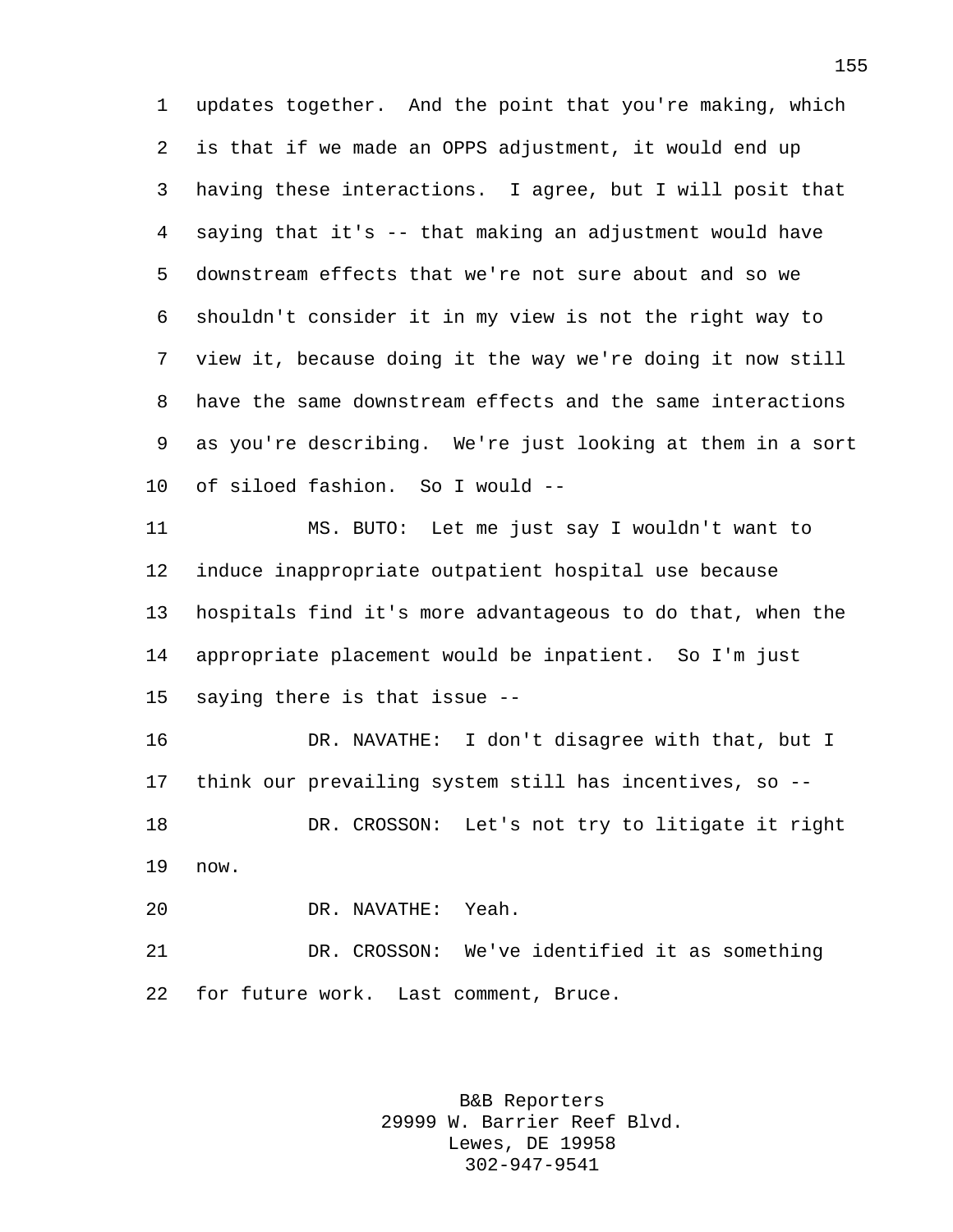updates together. And the point that you're making, which is that if we made an OPPS adjustment, it would end up having these interactions. I agree, but I will posit that saying that it's -- that making an adjustment would have downstream effects that we're not sure about and so we shouldn't consider it in my view is not the right way to view it, because doing it the way we're doing it now still have the same downstream effects and the same interactions as you're describing. We're just looking at them in a sort of siloed fashion. So I would --

MS. BUTO: Let me just say I wouldn't want to induce inappropriate outpatient hospital use because hospitals find it's more advantageous to do that, when the appropriate placement would be inpatient. So I'm just saying there is that issue --

DR. NAVATHE: I don't disagree with that, but I think our prevailing system still has incentives, so --

DR. CROSSON: Let's not try to litigate it right now.

DR. NAVATHE: Yeah.

DR. CROSSON: We've identified it as something for future work. Last comment, Bruce.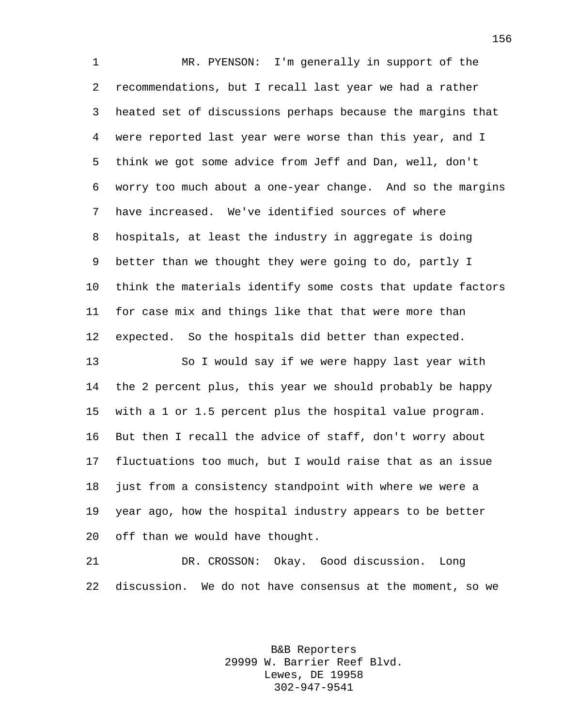MR. PYENSON: I'm generally in support of the recommendations, but I recall last year we had a rather heated set of discussions perhaps because the margins that were reported last year were worse than this year, and I think we got some advice from Jeff and Dan, well, don't worry too much about a one-year change. And so the margins have increased. We've identified sources of where hospitals, at least the industry in aggregate is doing better than we thought they were going to do, partly I think the materials identify some costs that update factors for case mix and things like that that were more than expected. So the hospitals did better than expected.

So I would say if we were happy last year with the 2 percent plus, this year we should probably be happy with a 1 or 1.5 percent plus the hospital value program. But then I recall the advice of staff, don't worry about fluctuations too much, but I would raise that as an issue just from a consistency standpoint with where we were a year ago, how the hospital industry appears to be better off than we would have thought.

DR. CROSSON: Okay. Good discussion. Long discussion. We do not have consensus at the moment, so we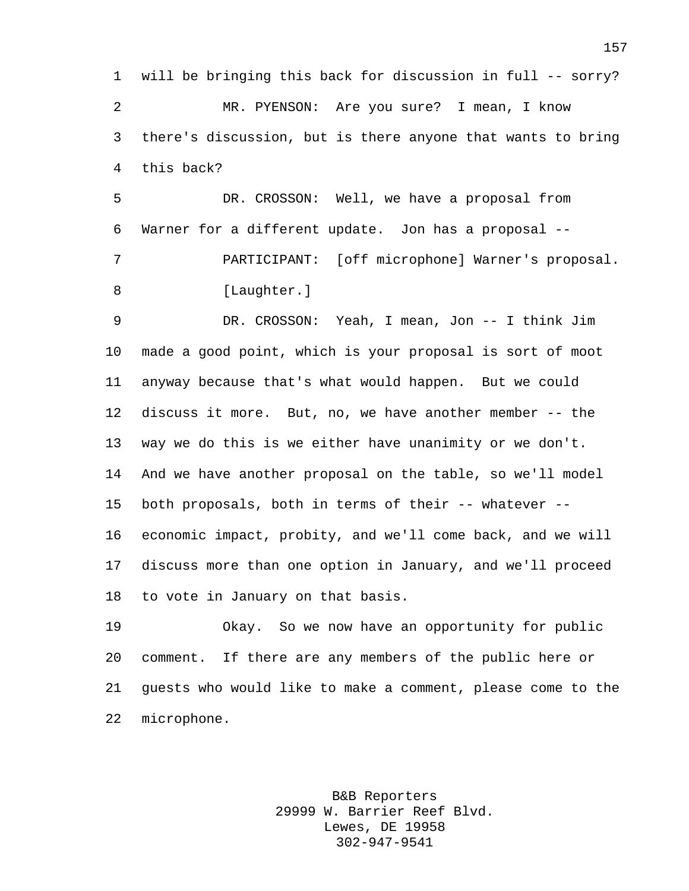will be bringing this back for discussion in full -- sorry?

MR. PYENSON: Are you sure? I mean, I know there's discussion, but is there anyone that wants to bring this back?

DR. CROSSON: Well, we have a proposal from Warner for a different update. Jon has a proposal --

PARTICIPANT: [off microphone] Warner's proposal.

[Laughter.]

DR. CROSSON: Yeah, I mean, Jon -- I think Jim made a good point, which is your proposal is sort of moot anyway because that's what would happen. But we could discuss it more. But, no, we have another member -- the way we do this is we either have unanimity or we don't. And we have another proposal on the table, so we'll model both proposals, both in terms of their -- whatever -- economic impact, probity, and we'll come back, and we will discuss more than one option in January, and we'll proceed to vote in January on that basis.

Okay. So we now have an opportunity for public comment. If there are any members of the public here or guests who would like to make a comment, please come to the microphone.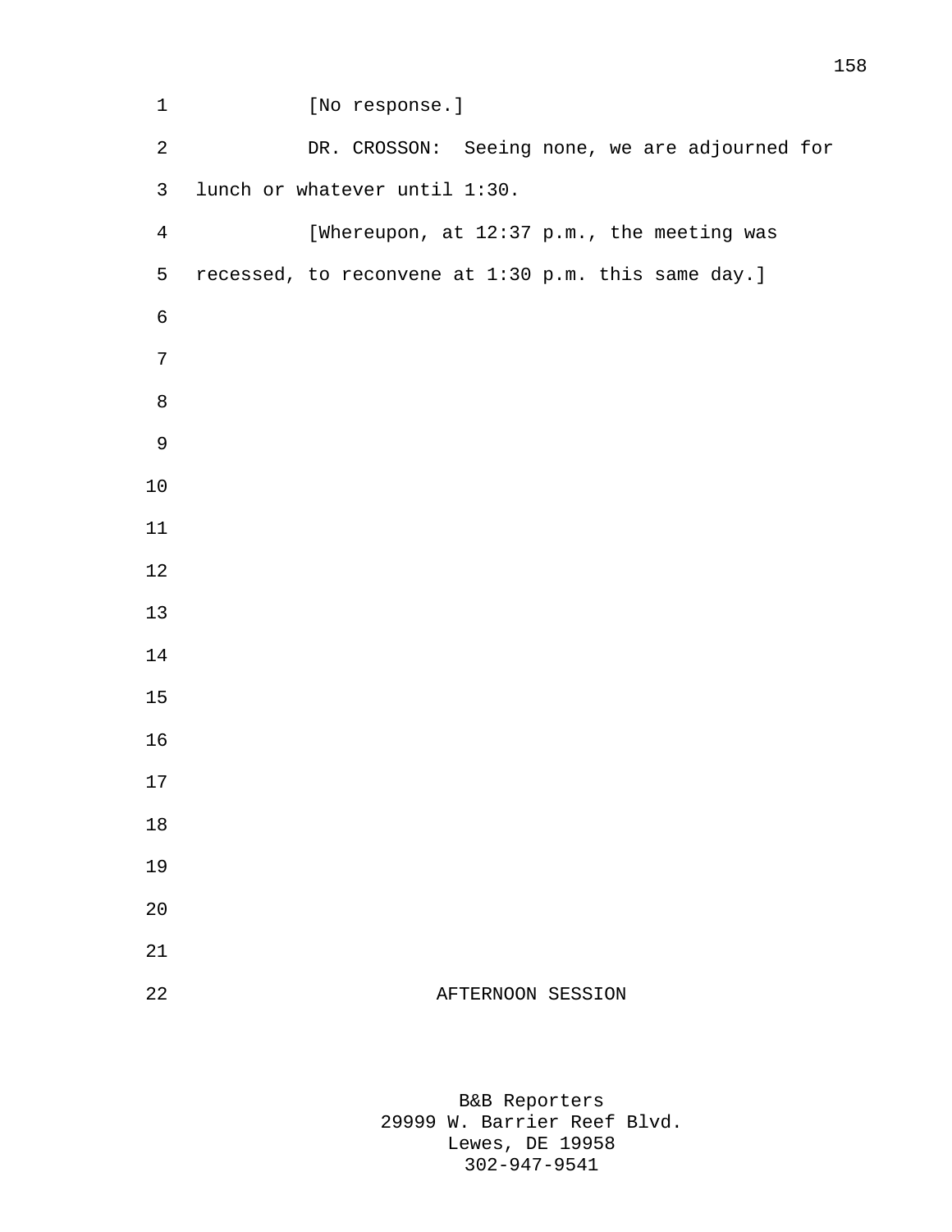[No response.]

DR. CROSSON: Seeing none, we are adjourned for lunch or whatever until 1:30.

[Whereupon, at 12:37 p.m., the meeting was recessed, to reconvene at 1:30 p.m. this same day.]

AFTERNOON SESSION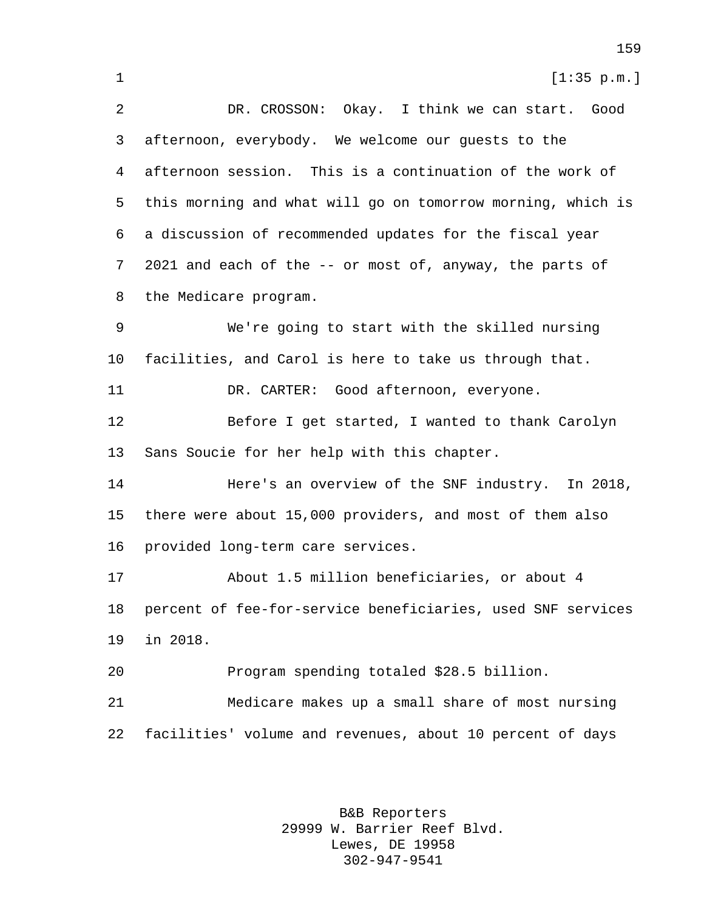[1:35 p.m.]

DR. CROSSON: Okay. I think we can start. Good afternoon, everybody. We welcome our guests to the afternoon session. This is a continuation of the work of this morning and what will go on tomorrow morning, which is a discussion of recommended updates for the fiscal year 2021 and each of the -- or most of, anyway, the parts of the Medicare program.

We're going to start with the skilled nursing facilities, and Carol is here to take us through that.

DR. CARTER: Good afternoon, everyone.

Before I get started, I wanted to thank Carolyn Sans Soucie for her help with this chapter.

Here's an overview of the SNF industry. In 2018, there were about 15,000 providers, and most of them also provided long-term care services.

About 1.5 million beneficiaries, or about 4 percent of fee-for-service beneficiaries, used SNF services in 2018.

Program spending totaled $28.5 billion.

Medicare makes up a small share of most nursing facilities' volume and revenues, about 10 percent of days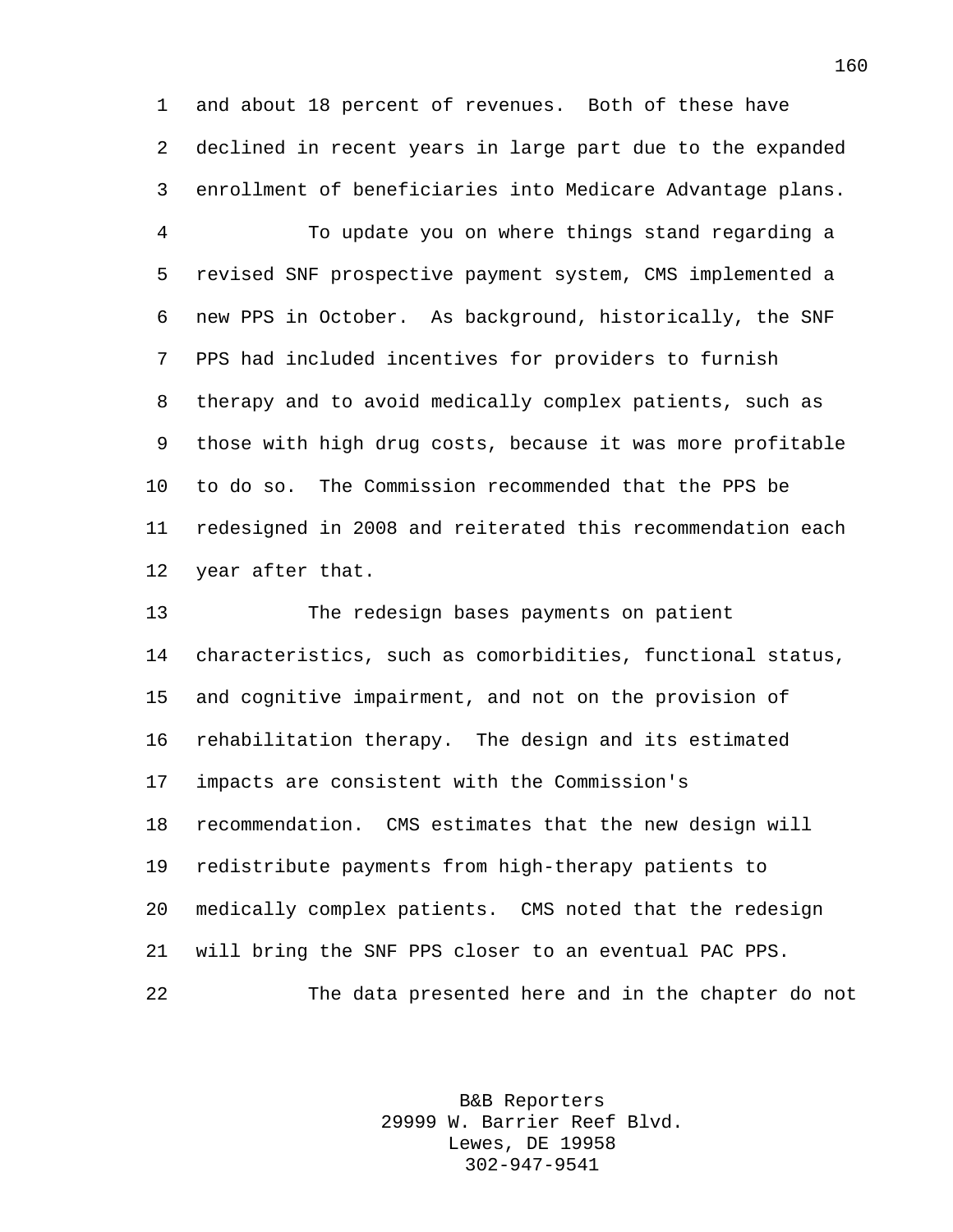and about 18 percent of revenues. Both of these have declined in recent years in large part due to the expanded enrollment of beneficiaries into Medicare Advantage plans.

To update you on where things stand regarding a revised SNF prospective payment system, CMS implemented a new PPS in October. As background, historically, the SNF PPS had included incentives for providers to furnish therapy and to avoid medically complex patients, such as those with high drug costs, because it was more profitable to do so. The Commission recommended that the PPS be redesigned in 2008 and reiterated this recommendation each year after that.

The redesign bases payments on patient characteristics, such as comorbidities, functional status, and cognitive impairment, and not on the provision of rehabilitation therapy. The design and its estimated impacts are consistent with the Commission's recommendation. CMS estimates that the new design will redistribute payments from high-therapy patients to medically complex patients. CMS noted that the redesign will bring the SNF PPS closer to an eventual PAC PPS.

The data presented here and in the chapter do not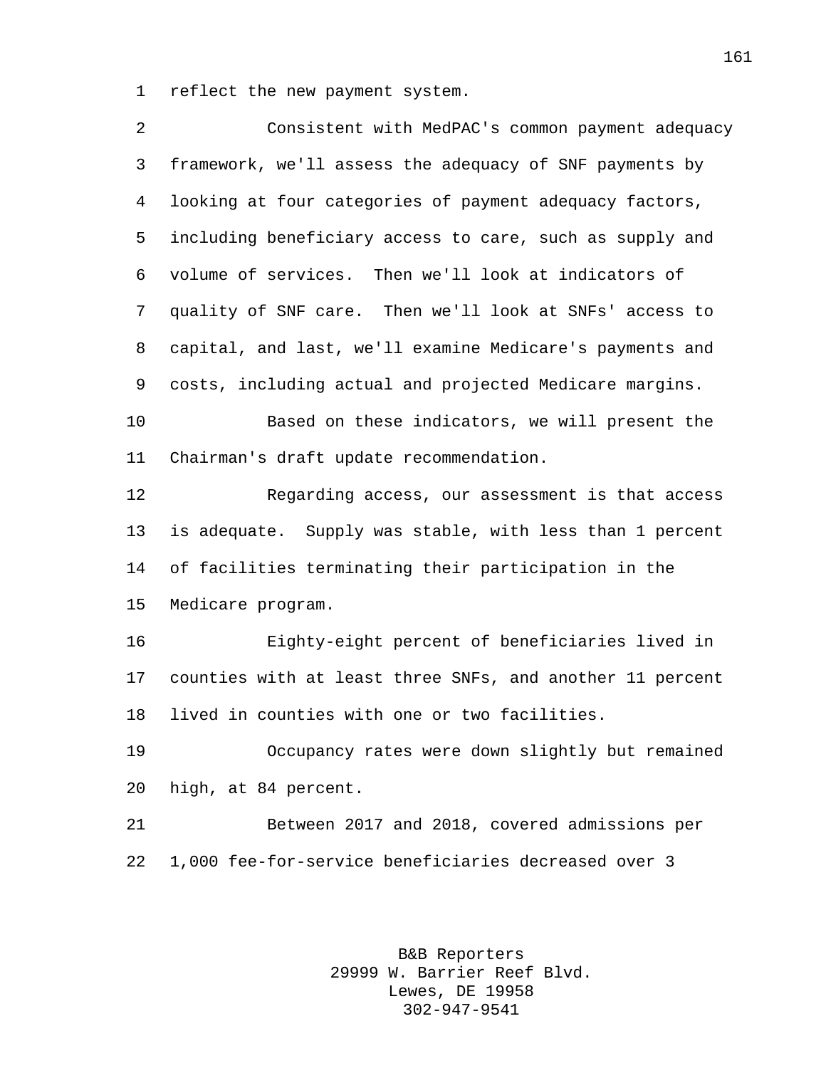reflect the new payment system.

Consistent with MedPAC's common payment adequacy framework, we'll assess the adequacy of SNF payments by looking at four categories of payment adequacy factors, including beneficiary access to care, such as supply and volume of services. Then we'll look at indicators of quality of SNF care. Then we'll look at SNFs' access to capital, and last, we'll examine Medicare's payments and costs, including actual and projected Medicare margins.

Based on these indicators, we will present the Chairman's draft update recommendation.

Regarding access, our assessment is that access is adequate. Supply was stable, with less than 1 percent of facilities terminating their participation in the Medicare program.

Eighty-eight percent of beneficiaries lived in counties with at least three SNFs, and another 11 percent lived in counties with one or two facilities.

Occupancy rates were down slightly but remained high, at 84 percent.

Between 2017 and 2018, covered admissions per 1,000 fee-for-service beneficiaries decreased over 3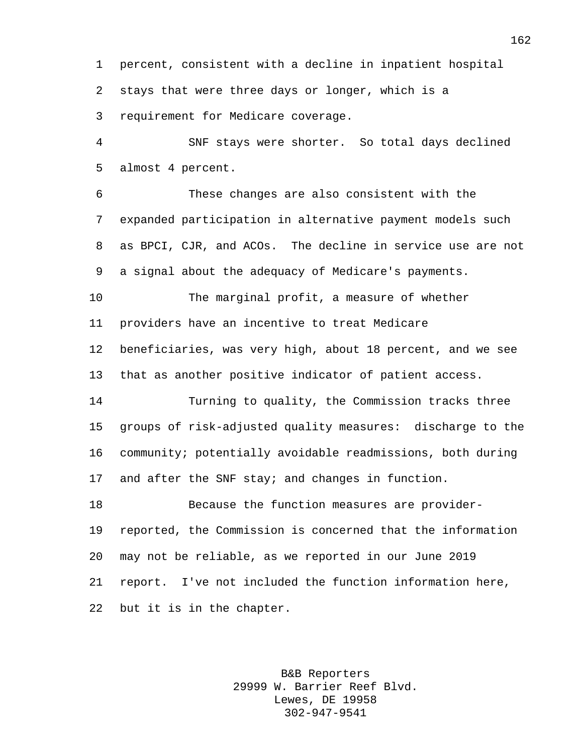percent, consistent with a decline in inpatient hospital stays that were three days or longer, which is a requirement for Medicare coverage.

SNF stays were shorter. So total days declined almost 4 percent.

These changes are also consistent with the expanded participation in alternative payment models such as BPCI, CJR, and ACOs. The decline in service use are not a signal about the adequacy of Medicare's payments.

The marginal profit, a measure of whether providers have an incentive to treat Medicare beneficiaries, was very high, about 18 percent, and we see that as another positive indicator of patient access.

Turning to quality, the Commission tracks three groups of risk-adjusted quality measures: discharge to the community; potentially avoidable readmissions, both during and after the SNF stay; and changes in function.

Because the function measures are provider-reported, the Commission is concerned that the information may not be reliable, as we reported in our June 2019 report. I've not included the function information here, but it is in the chapter.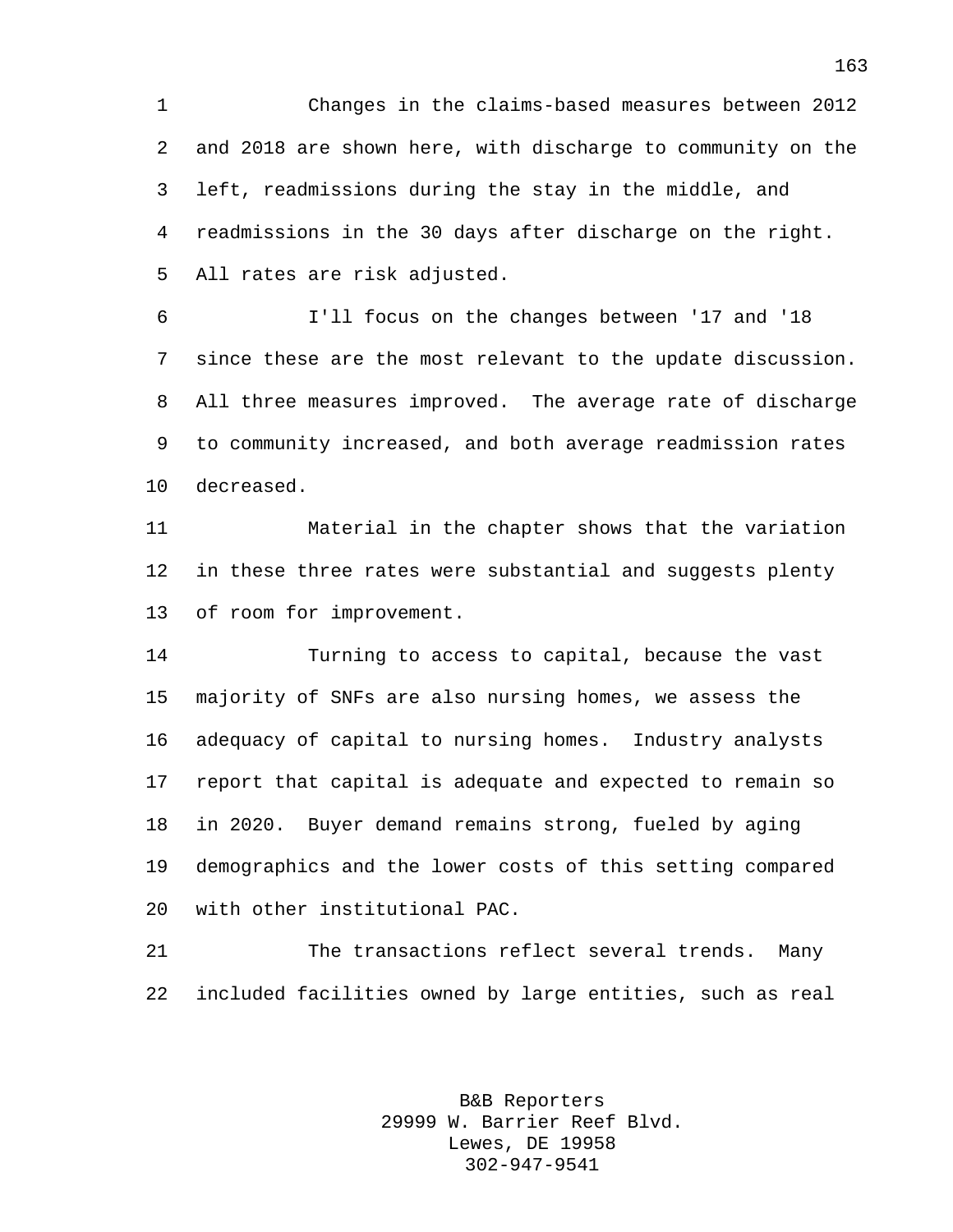Changes in the claims-based measures between 2012 and 2018 are shown here, with discharge to community on the left, readmissions during the stay in the middle, and readmissions in the 30 days after discharge on the right. All rates are risk adjusted.

I'll focus on the changes between '17 and '18 since these are the most relevant to the update discussion. All three measures improved. The average rate of discharge to community increased, and both average readmission rates decreased.

Material in the chapter shows that the variation in these three rates were substantial and suggests plenty of room for improvement.

Turning to access to capital, because the vast majority of SNFs are also nursing homes, we assess the adequacy of capital to nursing homes. Industry analysts report that capital is adequate and expected to remain so in 2020. Buyer demand remains strong, fueled by aging demographics and the lower costs of this setting compared with other institutional PAC.

The transactions reflect several trends. Many included facilities owned by large entities, such as real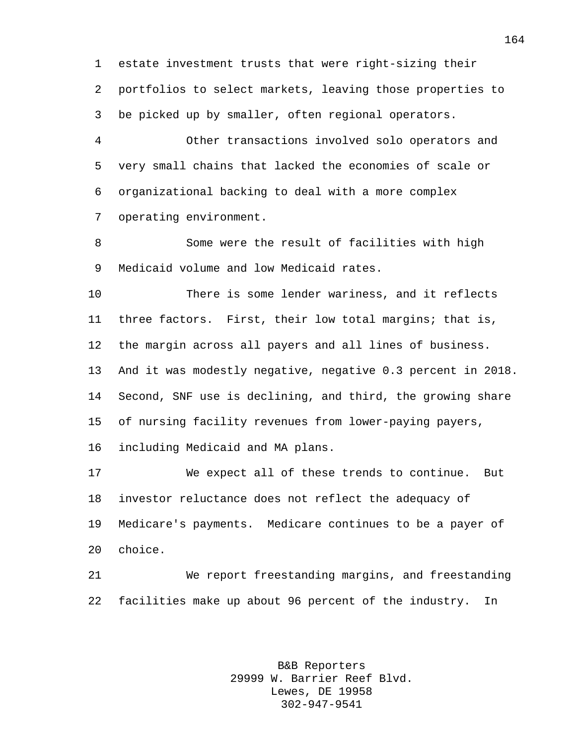estate investment trusts that were right-sizing their portfolios to select markets, leaving those properties to be picked up by smaller, often regional operators.

Other transactions involved solo operators and very small chains that lacked the economies of scale or organizational backing to deal with a more complex operating environment.

Some were the result of facilities with high Medicaid volume and low Medicaid rates.

There is some lender wariness, and it reflects three factors. First, their low total margins; that is, the margin across all payers and all lines of business. And it was modestly negative, negative 0.3 percent in 2018. Second, SNF use is declining, and third, the growing share of nursing facility revenues from lower-paying payers, including Medicaid and MA plans.

We expect all of these trends to continue. But investor reluctance does not reflect the adequacy of Medicare's payments. Medicare continues to be a payer of choice.

We report freestanding margins, and freestanding facilities make up about 96 percent of the industry. In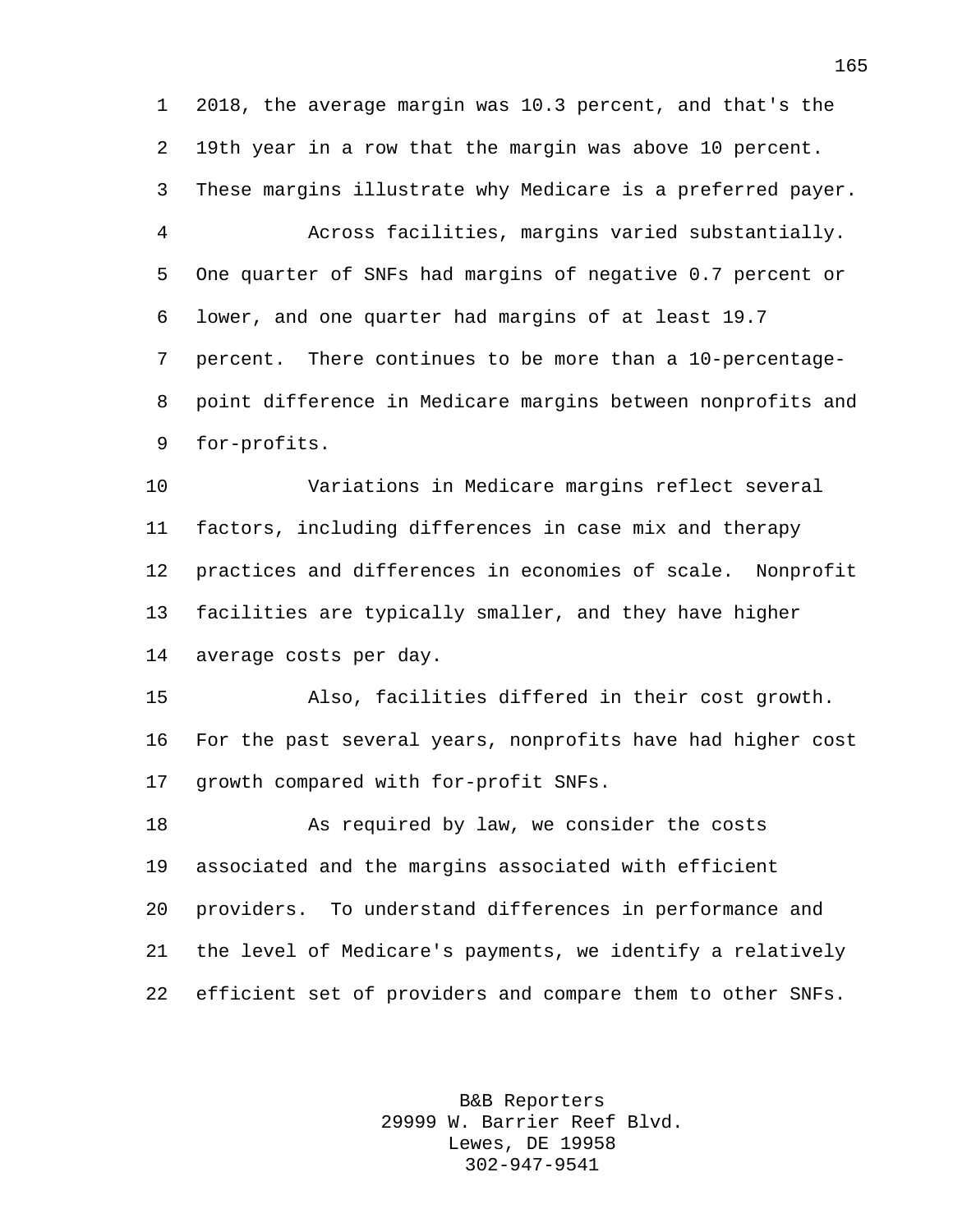2018, the average margin was 10.3 percent, and that's the 19th year in a row that the margin was above 10 percent. These margins illustrate why Medicare is a preferred payer.

Across facilities, margins varied substantially. One quarter of SNFs had margins of negative 0.7 percent or lower, and one quarter had margins of at least 19.7 percent. There continues to be more than a 10-percentage-point difference in Medicare margins between nonprofits and for-profits.

Variations in Medicare margins reflect several factors, including differences in case mix and therapy practices and differences in economies of scale. Nonprofit facilities are typically smaller, and they have higher average costs per day.

Also, facilities differed in their cost growth. For the past several years, nonprofits have had higher cost growth compared with for-profit SNFs.

As required by law, we consider the costs associated and the margins associated with efficient providers. To understand differences in performance and the level of Medicare's payments, we identify a relatively efficient set of providers and compare them to other SNFs.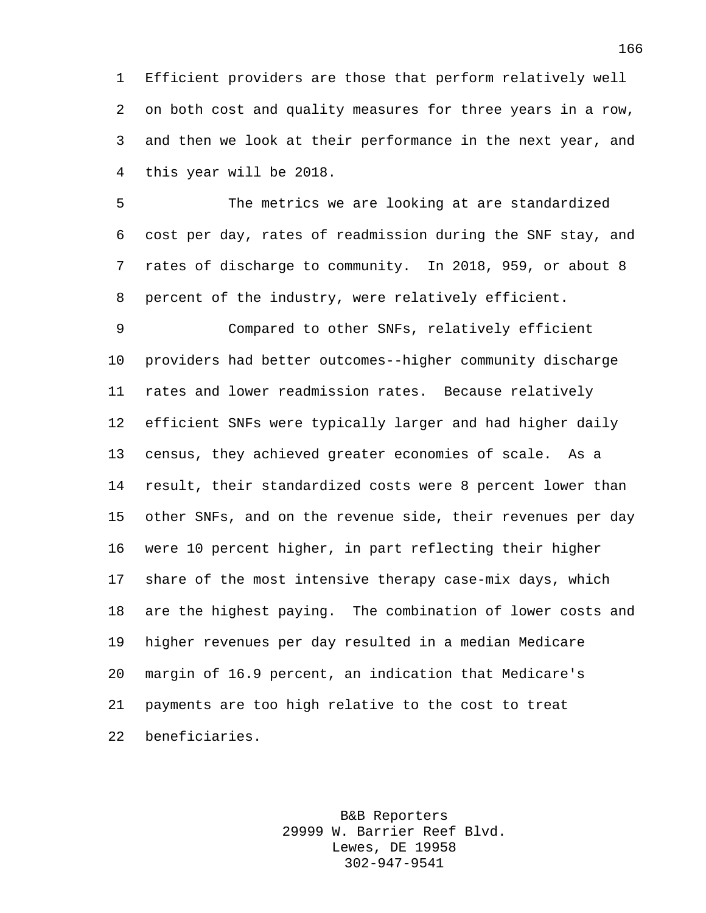Efficient providers are those that perform relatively well on both cost and quality measures for three years in a row, and then we look at their performance in the next year, and this year will be 2018.

The metrics we are looking at are standardized cost per day, rates of readmission during the SNF stay, and rates of discharge to community. In 2018, 959, or about 8 percent of the industry, were relatively efficient.

Compared to other SNFs, relatively efficient providers had better outcomes--higher community discharge rates and lower readmission rates. Because relatively efficient SNFs were typically larger and had higher daily census, they achieved greater economies of scale. As a result, their standardized costs were 8 percent lower than other SNFs, and on the revenue side, their revenues per day were 10 percent higher, in part reflecting their higher share of the most intensive therapy case-mix days, which are the highest paying. The combination of lower costs and higher revenues per day resulted in a median Medicare margin of 16.9 percent, an indication that Medicare's payments are too high relative to the cost to treat beneficiaries.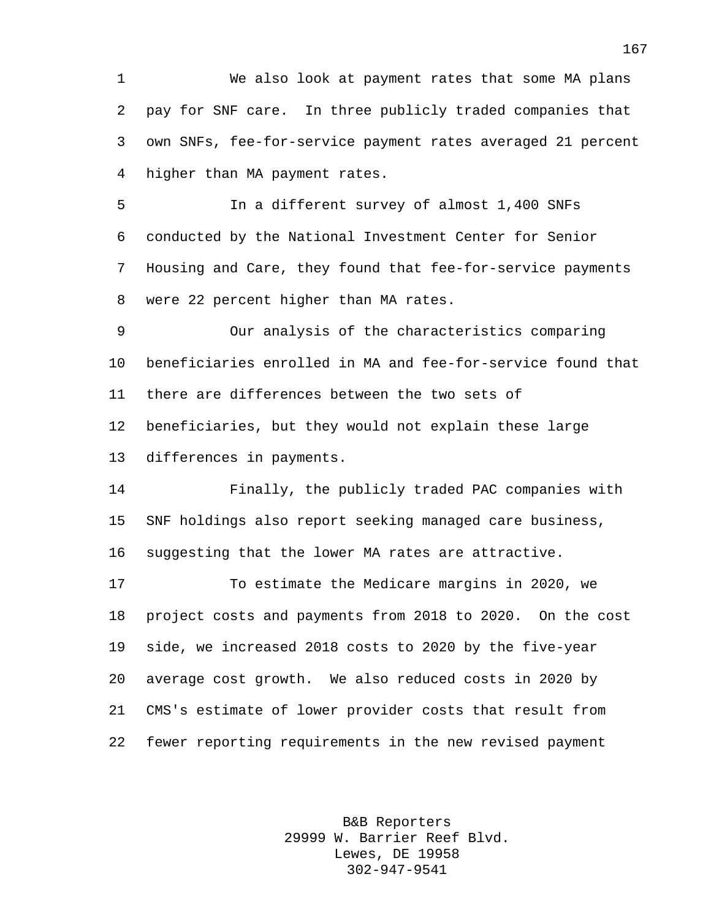We also look at payment rates that some MA plans pay for SNF care. In three publicly traded companies that own SNFs, fee-for-service payment rates averaged 21 percent higher than MA payment rates.

In a different survey of almost 1,400 SNFs conducted by the National Investment Center for Senior Housing and Care, they found that fee-for-service payments were 22 percent higher than MA rates.

Our analysis of the characteristics comparing beneficiaries enrolled in MA and fee-for-service found that there are differences between the two sets of beneficiaries, but they would not explain these large differences in payments.

Finally, the publicly traded PAC companies with SNF holdings also report seeking managed care business, suggesting that the lower MA rates are attractive.

To estimate the Medicare margins in 2020, we project costs and payments from 2018 to 2020. On the cost side, we increased 2018 costs to 2020 by the five-year average cost growth. We also reduced costs in 2020 by CMS's estimate of lower provider costs that result from fewer reporting requirements in the new revised payment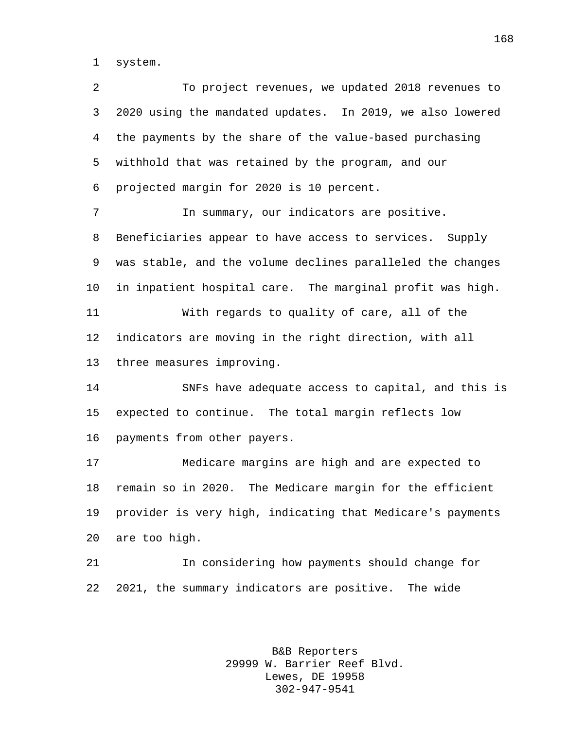system.

To project revenues, we updated 2018 revenues to 2020 using the mandated updates. In 2019, we also lowered the payments by the share of the value-based purchasing withhold that was retained by the program, and our projected margin for 2020 is 10 percent.

In summary, our indicators are positive. Beneficiaries appear to have access to services. Supply was stable, and the volume declines paralleled the changes in inpatient hospital care. The marginal profit was high.

With regards to quality of care, all of the indicators are moving in the right direction, with all three measures improving.

SNFs have adequate access to capital, and this is expected to continue. The total margin reflects low payments from other payers.

Medicare margins are high and are expected to remain so in 2020. The Medicare margin for the efficient provider is very high, indicating that Medicare's payments are too high.

In considering how payments should change for 2021, the summary indicators are positive. The wide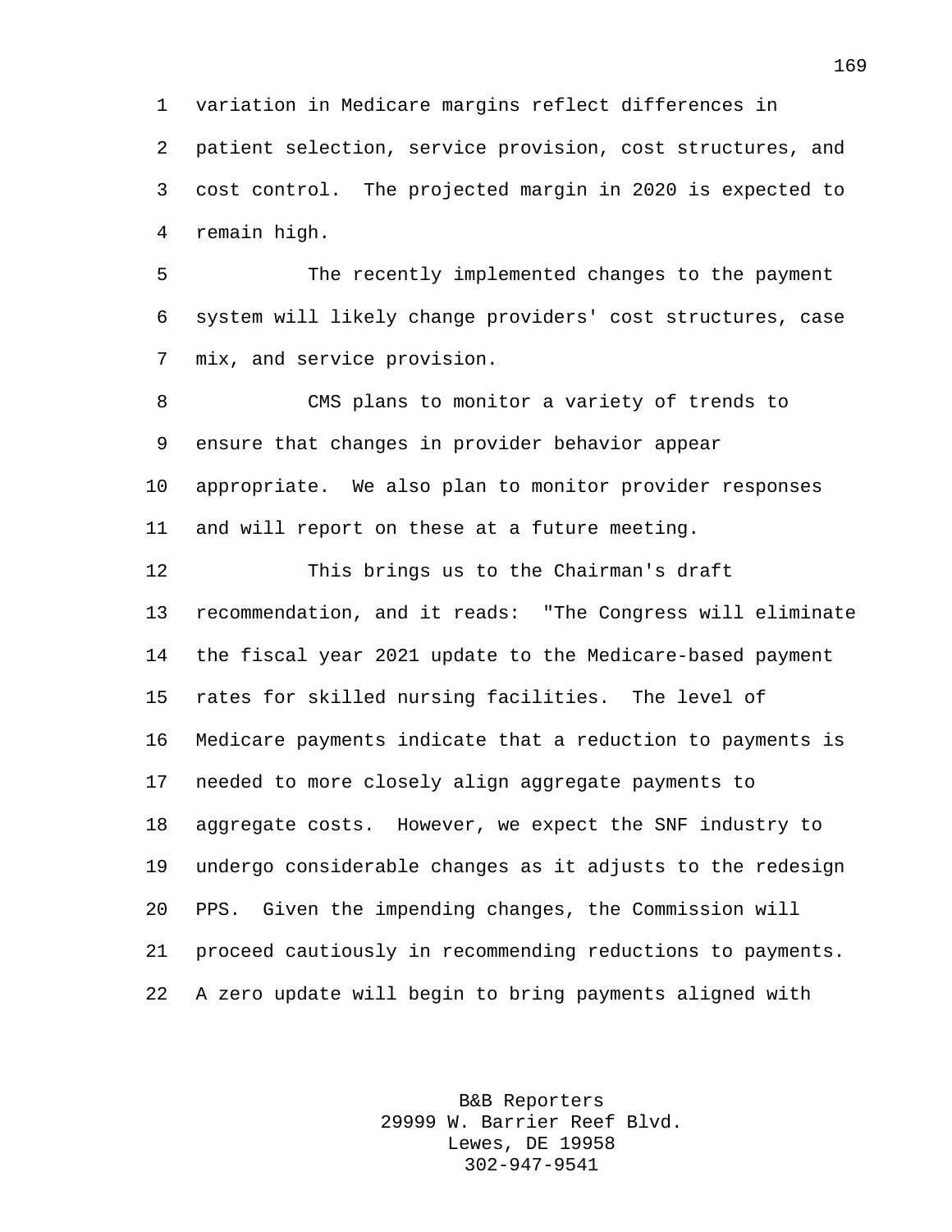variation in Medicare margins reflect differences in patient selection, service provision, cost structures, and cost control. The projected margin in 2020 is expected to remain high.

The recently implemented changes to the payment system will likely change providers' cost structures, case mix, and service provision.

CMS plans to monitor a variety of trends to ensure that changes in provider behavior appear appropriate. We also plan to monitor provider responses and will report on these at a future meeting.

This brings us to the Chairman's draft recommendation, and it reads: "The Congress will eliminate the fiscal year 2021 update to the Medicare-based payment rates for skilled nursing facilities. The level of Medicare payments indicate that a reduction to payments is needed to more closely align aggregate payments to aggregate costs. However, we expect the SNF industry to undergo considerable changes as it adjusts to the redesign PPS. Given the impending changes, the Commission will proceed cautiously in recommending reductions to payments. A zero update will begin to bring payments aligned with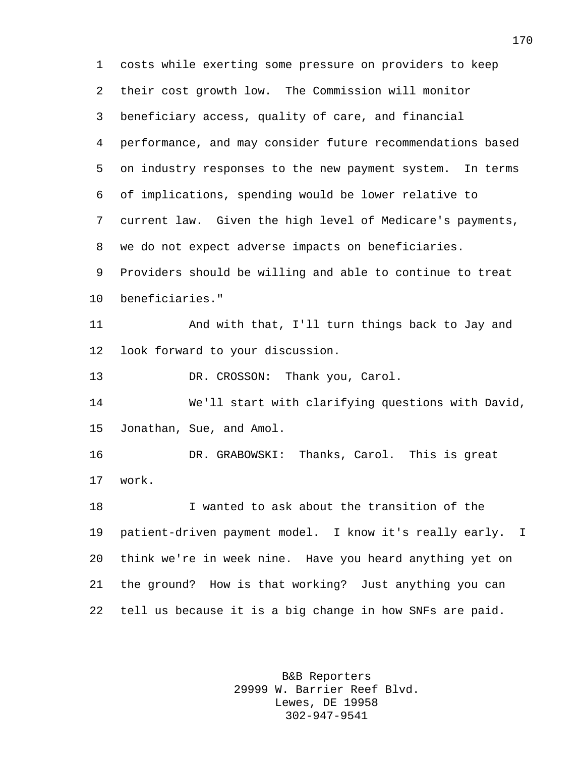costs while exerting some pressure on providers to keep their cost growth low. The Commission will monitor beneficiary access, quality of care, and financial performance, and may consider future recommendations based on industry responses to the new payment system. In terms of implications, spending would be lower relative to current law. Given the high level of Medicare's payments, we do not expect adverse impacts on beneficiaries. Providers should be willing and able to continue to treat beneficiaries."

And with that, I'll turn things back to Jay and look forward to your discussion.

DR. CROSSON: Thank you, Carol.

We'll start with clarifying questions with David, Jonathan, Sue, and Amol.

DR. GRABOWSKI: Thanks, Carol. This is great work.

I wanted to ask about the transition of the patient-driven payment model. I know it's really early. I think we're in week nine. Have you heard anything yet on the ground? How is that working? Just anything you can tell us because it is a big change in how SNFs are paid.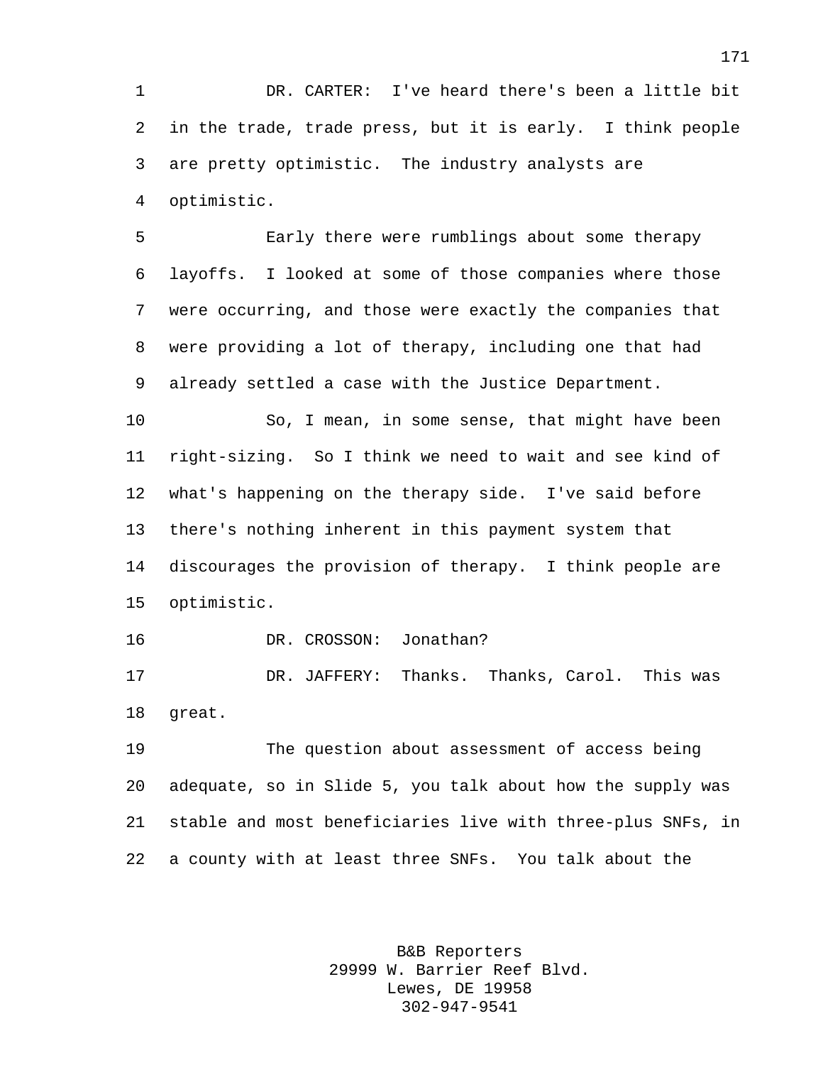DR. CARTER: I've heard there's been a little bit in the trade, trade press, but it is early. I think people are pretty optimistic. The industry analysts are optimistic.

Early there were rumblings about some therapy layoffs. I looked at some of those companies where those were occurring, and those were exactly the companies that were providing a lot of therapy, including one that had already settled a case with the Justice Department.

So, I mean, in some sense, that might have been right-sizing. So I think we need to wait and see kind of what's happening on the therapy side. I've said before there's nothing inherent in this payment system that discourages the provision of therapy. I think people are optimistic.

DR. CROSSON: Jonathan?

DR. JAFFERY: Thanks. Thanks, Carol. This was great.

The question about assessment of access being adequate, so in Slide 5, you talk about how the supply was stable and most beneficiaries live with three-plus SNFs, in a county with at least three SNFs. You talk about the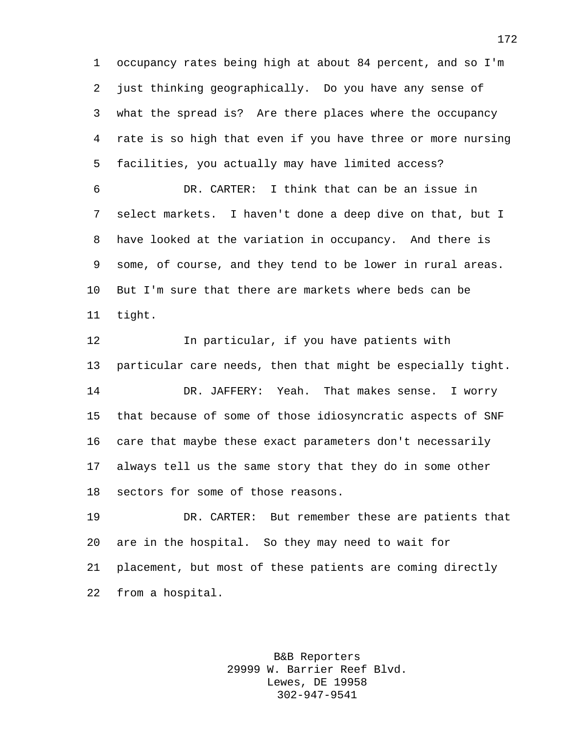occupancy rates being high at about 84 percent, and so I'm just thinking geographically. Do you have any sense of what the spread is? Are there places where the occupancy rate is so high that even if you have three or more nursing facilities, you actually may have limited access?

DR. CARTER: I think that can be an issue in select markets. I haven't done a deep dive on that, but I have looked at the variation in occupancy. And there is some, of course, and they tend to be lower in rural areas. But I'm sure that there are markets where beds can be tight.

In particular, if you have patients with particular care needs, then that might be especially tight.

DR. JAFFERY: Yeah. That makes sense. I worry that because of some of those idiosyncratic aspects of SNF care that maybe these exact parameters don't necessarily always tell us the same story that they do in some other sectors for some of those reasons.

DR. CARTER: But remember these are patients that are in the hospital. So they may need to wait for placement, but most of these patients are coming directly from a hospital.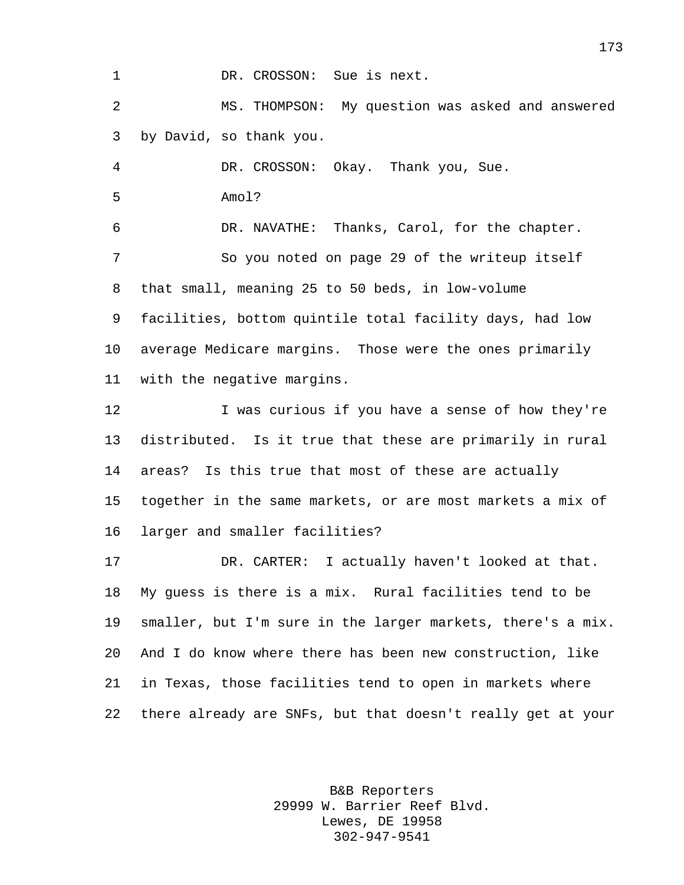DR. CROSSON: Sue is next.

MS. THOMPSON: My question was asked and answered by David, so thank you.

DR. CROSSON: Okay. Thank you, Sue.

Amol?

DR. NAVATHE: Thanks, Carol, for the chapter.

So you noted on page 29 of the writeup itself that small, meaning 25 to 50 beds, in low-volume facilities, bottom quintile total facility days, had low average Medicare margins. Those were the ones primarily with the negative margins.

I was curious if you have a sense of how they're distributed. Is it true that these are primarily in rural areas? Is this true that most of these are actually together in the same markets, or are most markets a mix of larger and smaller facilities?

DR. CARTER: I actually haven't looked at that. My guess is there is a mix. Rural facilities tend to be smaller, but I'm sure in the larger markets, there's a mix. And I do know where there has been new construction, like in Texas, those facilities tend to open in markets where there already are SNFs, but that doesn't really get at your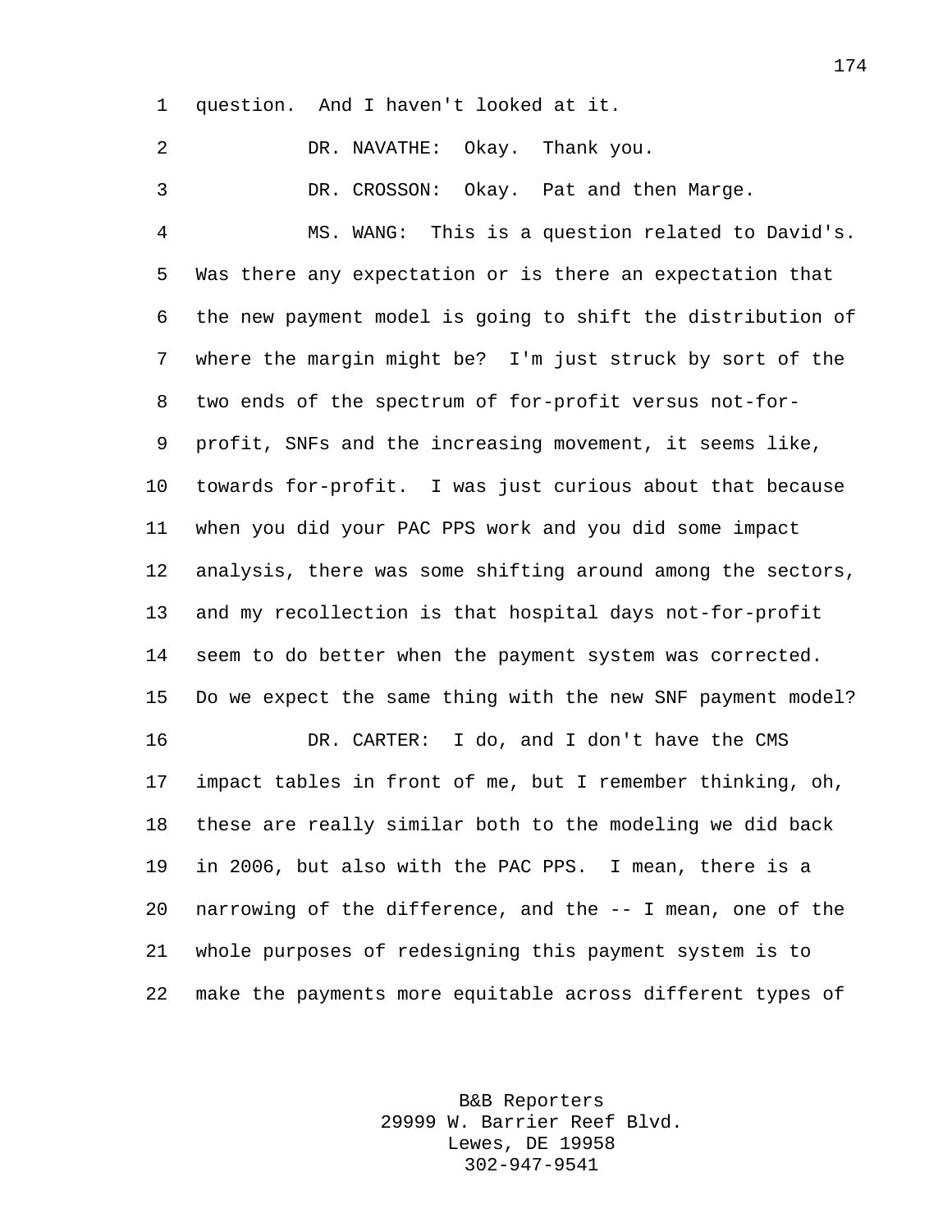question. And I haven't looked at it.

DR. NAVATHE: Okay. Thank you.

DR. CROSSON: Okay. Pat and then Marge.

MS. WANG: This is a question related to David's. Was there any expectation or is there an expectation that the new payment model is going to shift the distribution of where the margin might be? I'm just struck by sort of the two ends of the spectrum of for-profit versus not-for-profit, SNFs and the increasing movement, it seems like, towards for-profit. I was just curious about that because when you did your PAC PPS work and you did some impact analysis, there was some shifting around among the sectors, and my recollection is that hospital days not-for-profit seem to do better when the payment system was corrected. Do we expect the same thing with the new SNF payment model?

DR. CARTER: I do, and I don't have the CMS impact tables in front of me, but I remember thinking, oh, these are really similar both to the modeling we did back in 2006, but also with the PAC PPS. I mean, there is a narrowing of the difference, and the -- I mean, one of the whole purposes of redesigning this payment system is to make the payments more equitable across different types of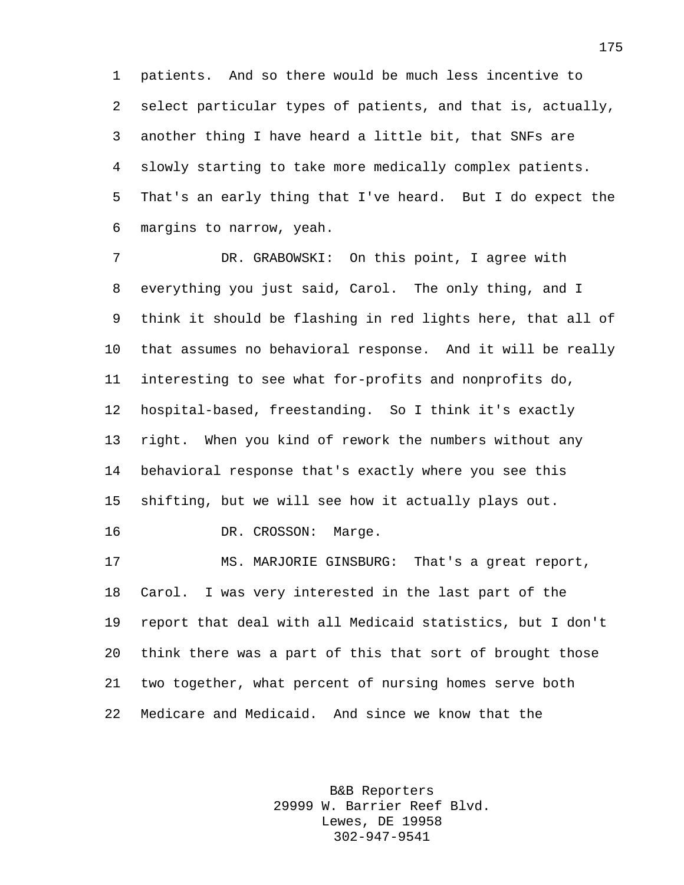patients. And so there would be much less incentive to select particular types of patients, and that is, actually, another thing I have heard a little bit, that SNFs are slowly starting to take more medically complex patients. That's an early thing that I've heard. But I do expect the margins to narrow, yeah.

DR. GRABOWSKI: On this point, I agree with everything you just said, Carol. The only thing, and I think it should be flashing in red lights here, that all of that assumes no behavioral response. And it will be really interesting to see what for-profits and nonprofits do, hospital-based, freestanding. So I think it's exactly right. When you kind of rework the numbers without any behavioral response that's exactly where you see this shifting, but we will see how it actually plays out.

DR. CROSSON: Marge.

MS. MARJORIE GINSBURG: That's a great report, Carol. I was very interested in the last part of the report that deal with all Medicaid statistics, but I don't think there was a part of this that sort of brought those two together, what percent of nursing homes serve both Medicare and Medicaid. And since we know that the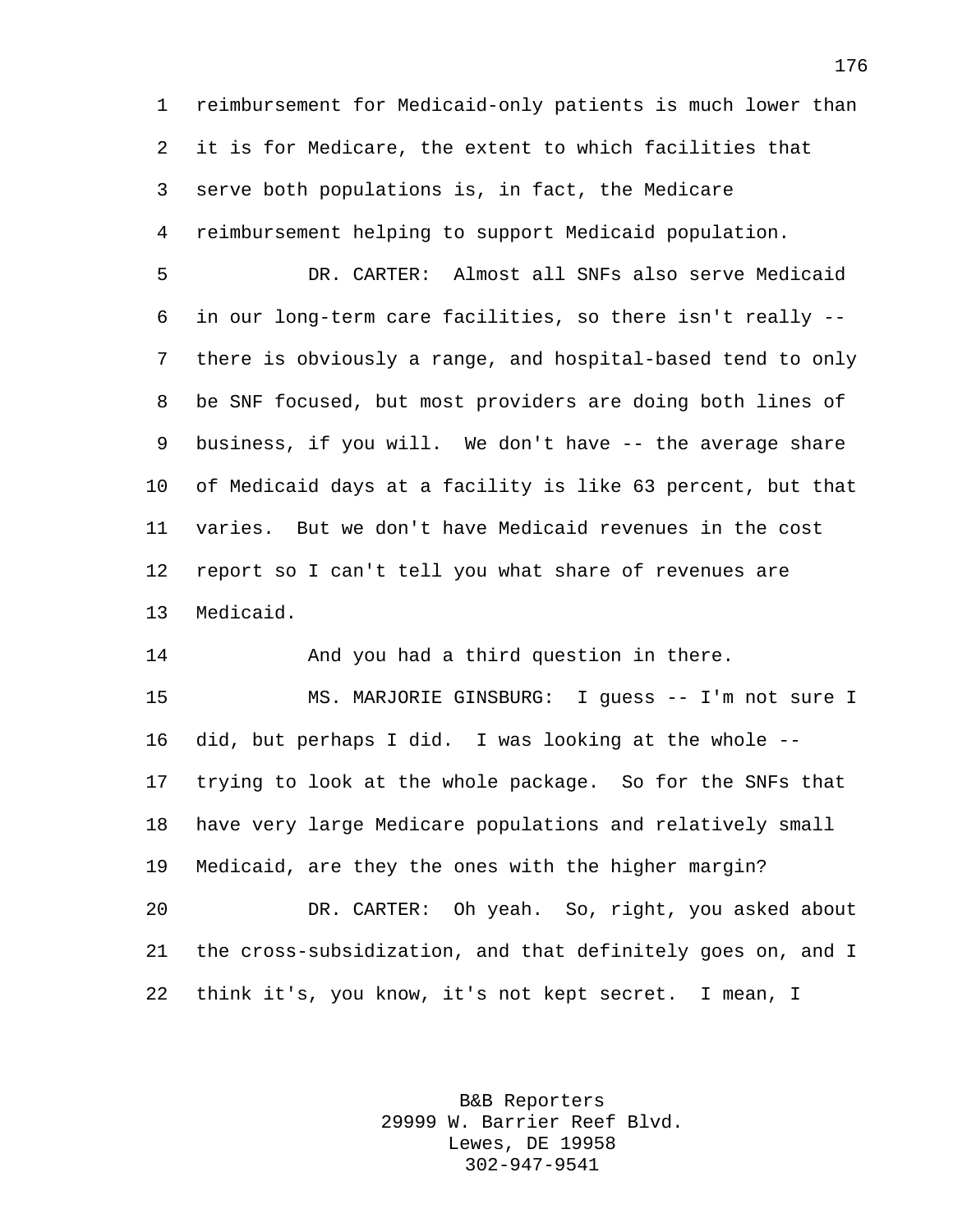reimbursement for Medicaid-only patients is much lower than it is for Medicare, the extent to which facilities that serve both populations is, in fact, the Medicare reimbursement helping to support Medicaid population.

DR. CARTER: Almost all SNFs also serve Medicaid in our long-term care facilities, so there isn't really -- there is obviously a range, and hospital-based tend to only be SNF focused, but most providers are doing both lines of business, if you will. We don't have -- the average share of Medicaid days at a facility is like 63 percent, but that varies. But we don't have Medicaid revenues in the cost report so I can't tell you what share of revenues are Medicaid.

And you had a third question in there.

MS. MARJORIE GINSBURG: I guess -- I'm not sure I did, but perhaps I did. I was looking at the whole -- trying to look at the whole package. So for the SNFs that have very large Medicare populations and relatively small Medicaid, are they the ones with the higher margin?

DR. CARTER: Oh yeah. So, right, you asked about the cross-subsidization, and that definitely goes on, and I think it's, you know, it's not kept secret. I mean, I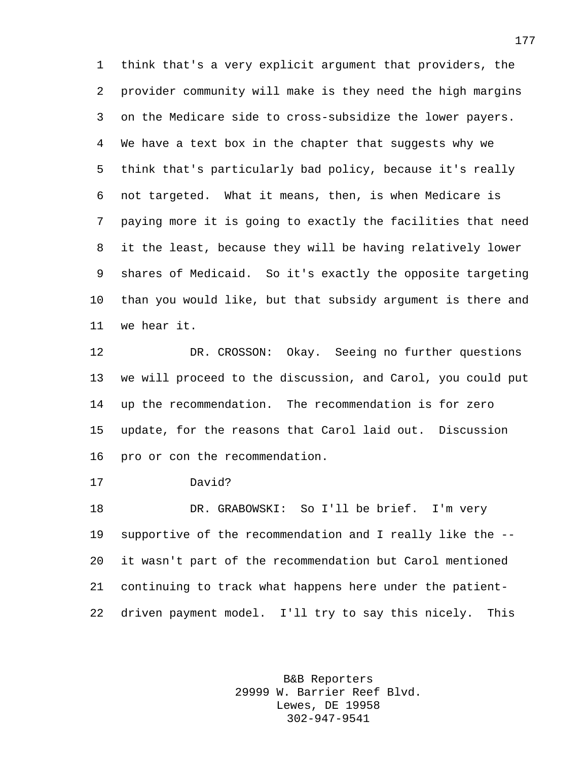think that's a very explicit argument that providers, the provider community will make is they need the high margins on the Medicare side to cross-subsidize the lower payers. We have a text box in the chapter that suggests why we think that's particularly bad policy, because it's really not targeted. What it means, then, is when Medicare is paying more it is going to exactly the facilities that need it the least, because they will be having relatively lower shares of Medicaid. So it's exactly the opposite targeting than you would like, but that subsidy argument is there and we hear it.

DR. CROSSON: Okay. Seeing no further questions we will proceed to the discussion, and Carol, you could put up the recommendation. The recommendation is for zero update, for the reasons that Carol laid out. Discussion pro or con the recommendation.

David?

DR. GRABOWSKI: So I'll be brief. I'm very supportive of the recommendation and I really like the -- it wasn't part of the recommendation but Carol mentioned continuing to track what happens here under the patient-driven payment model. I'll try to say this nicely. This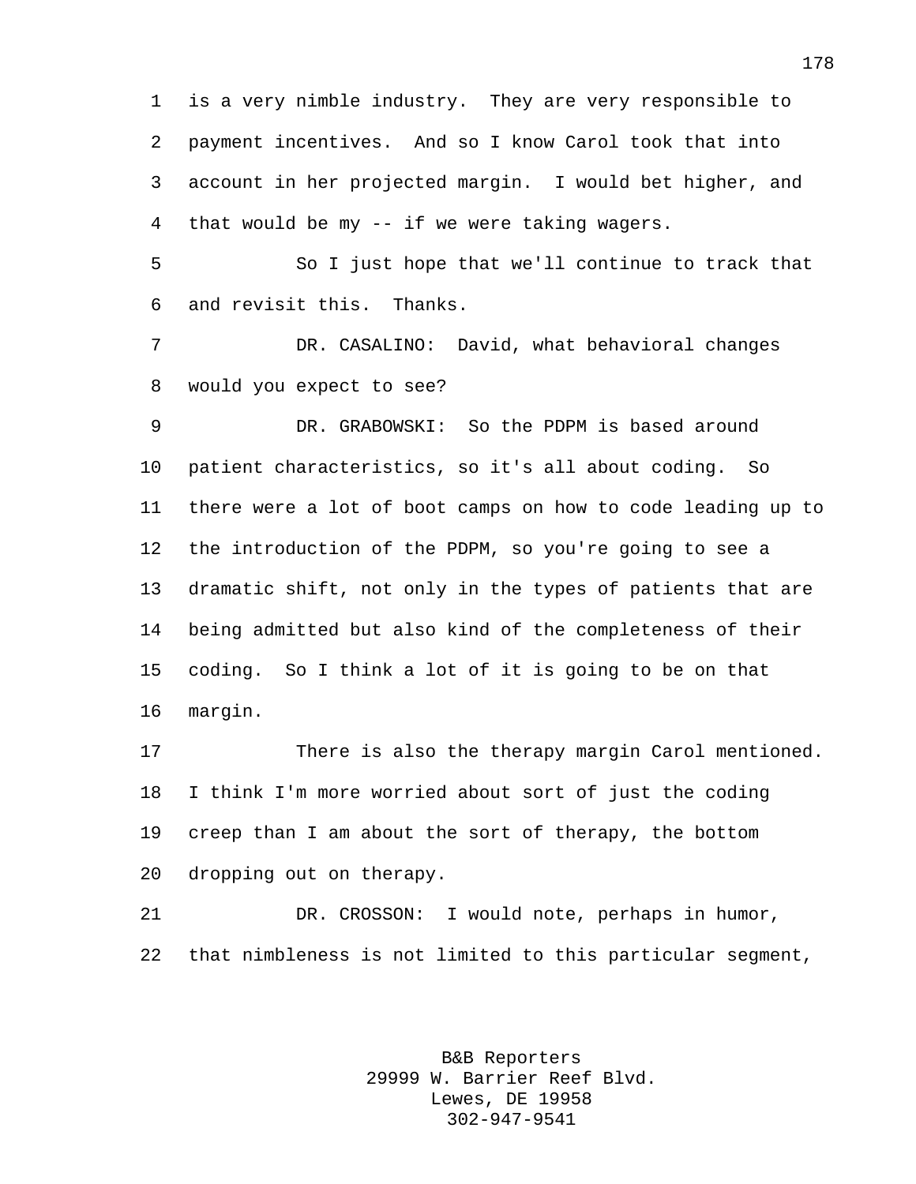is a very nimble industry. They are very responsible to payment incentives. And so I know Carol took that into account in her projected margin. I would bet higher, and that would be my -- if we were taking wagers.

So I just hope that we'll continue to track that and revisit this. Thanks.

DR. CASALINO: David, what behavioral changes would you expect to see?

DR. GRABOWSKI: So the PDPM is based around patient characteristics, so it's all about coding. So there were a lot of boot camps on how to code leading up to the introduction of the PDPM, so you're going to see a dramatic shift, not only in the types of patients that are being admitted but also kind of the completeness of their coding. So I think a lot of it is going to be on that margin.

There is also the therapy margin Carol mentioned. I think I'm more worried about sort of just the coding creep than I am about the sort of therapy, the bottom dropping out on therapy.

DR. CROSSON: I would note, perhaps in humor, that nimbleness is not limited to this particular segment,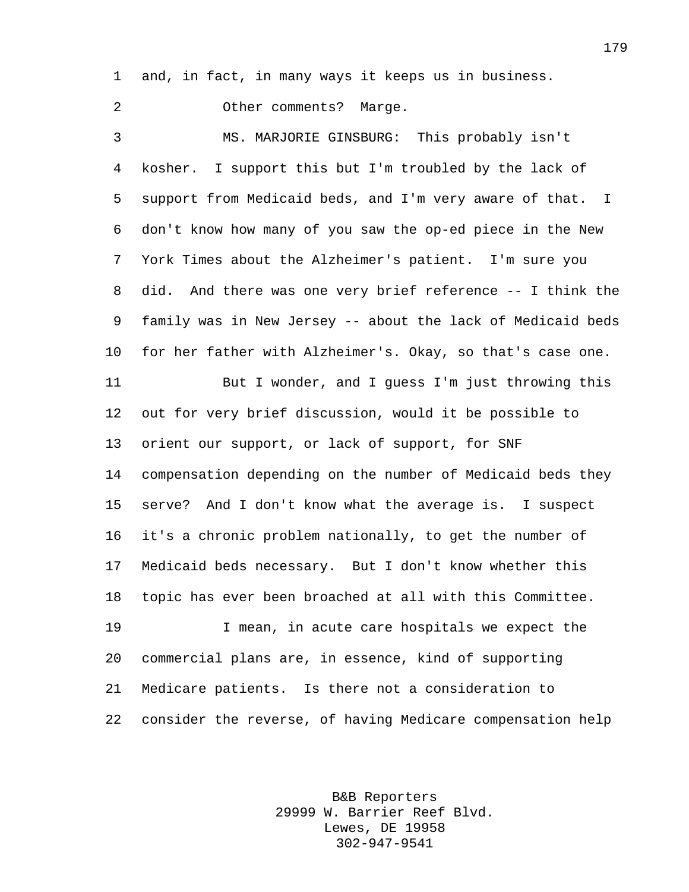and, in fact, in many ways it keeps us in business.

Other comments? Marge.

MS. MARJORIE GINSBURG: This probably isn't kosher. I support this but I'm troubled by the lack of support from Medicaid beds, and I'm very aware of that. I don't know how many of you saw the op-ed piece in the New York Times about the Alzheimer's patient. I'm sure you did. And there was one very brief reference -- I think the family was in New Jersey -- about the lack of Medicaid beds for her father with Alzheimer's. Okay, so that's case one.

But I wonder, and I guess I'm just throwing this out for very brief discussion, would it be possible to orient our support, or lack of support, for SNF compensation depending on the number of Medicaid beds they serve? And I don't know what the average is. I suspect it's a chronic problem nationally, to get the number of Medicaid beds necessary. But I don't know whether this topic has ever been broached at all with this Committee.

I mean, in acute care hospitals we expect the commercial plans are, in essence, kind of supporting Medicare patients. Is there not a consideration to consider the reverse, of having Medicare compensation help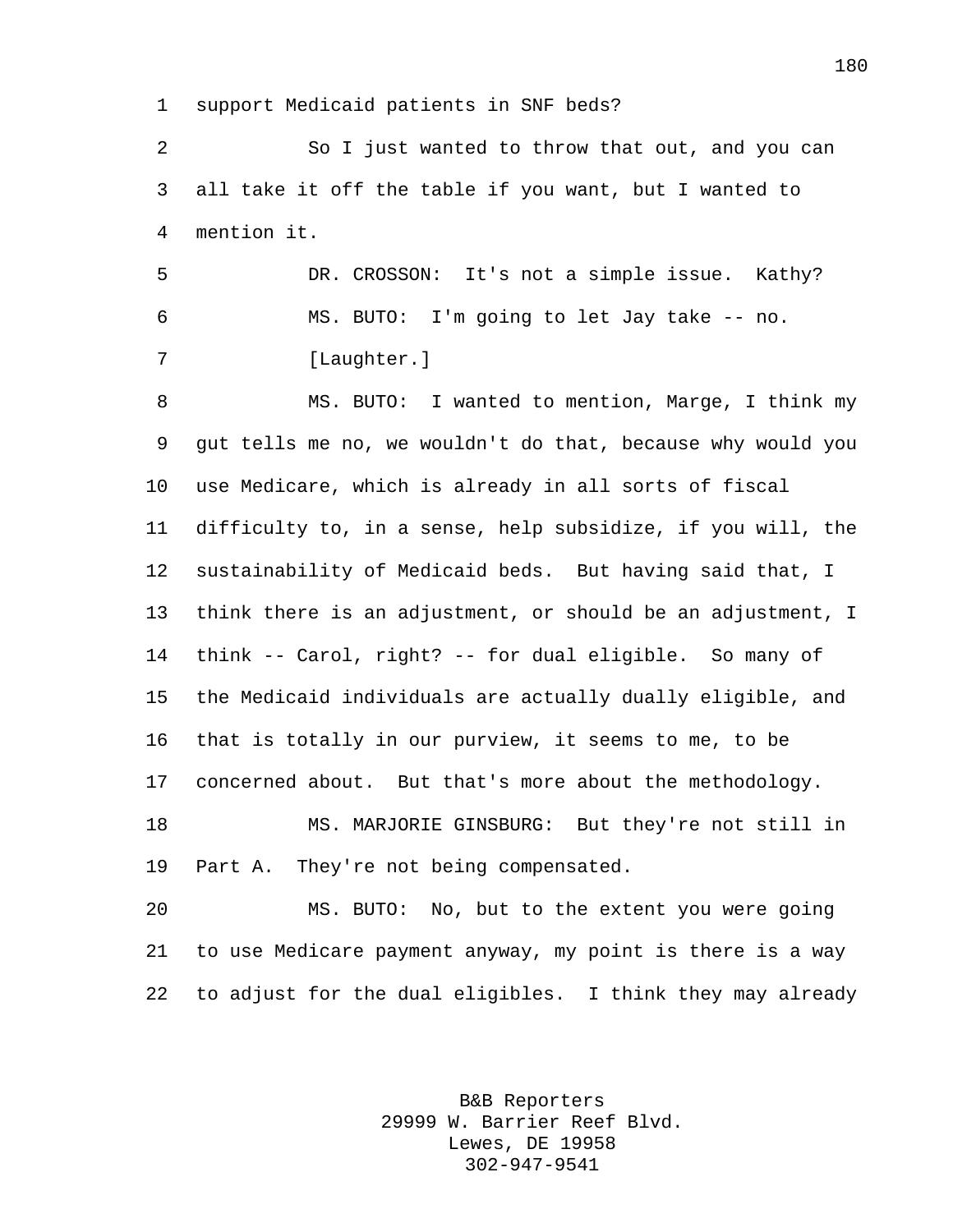support Medicaid patients in SNF beds?

So I just wanted to throw that out, and you can all take it off the table if you want, but I wanted to mention it.

DR. CROSSON: It's not a simple issue. Kathy?

MS. BUTO: I'm going to let Jay take -- no.

[Laughter.]

MS. BUTO: I wanted to mention, Marge, I think my gut tells me no, we wouldn't do that, because why would you use Medicare, which is already in all sorts of fiscal difficulty to, in a sense, help subsidize, if you will, the sustainability of Medicaid beds. But having said that, I think there is an adjustment, or should be an adjustment, I think -- Carol, right? -- for dual eligible. So many of the Medicaid individuals are actually dually eligible, and that is totally in our purview, it seems to me, to be concerned about. But that's more about the methodology.

MS. MARJORIE GINSBURG: But they're not still in Part A. They're not being compensated.

MS. BUTO: No, but to the extent you were going to use Medicare payment anyway, my point is there is a way to adjust for the dual eligibles. I think they may already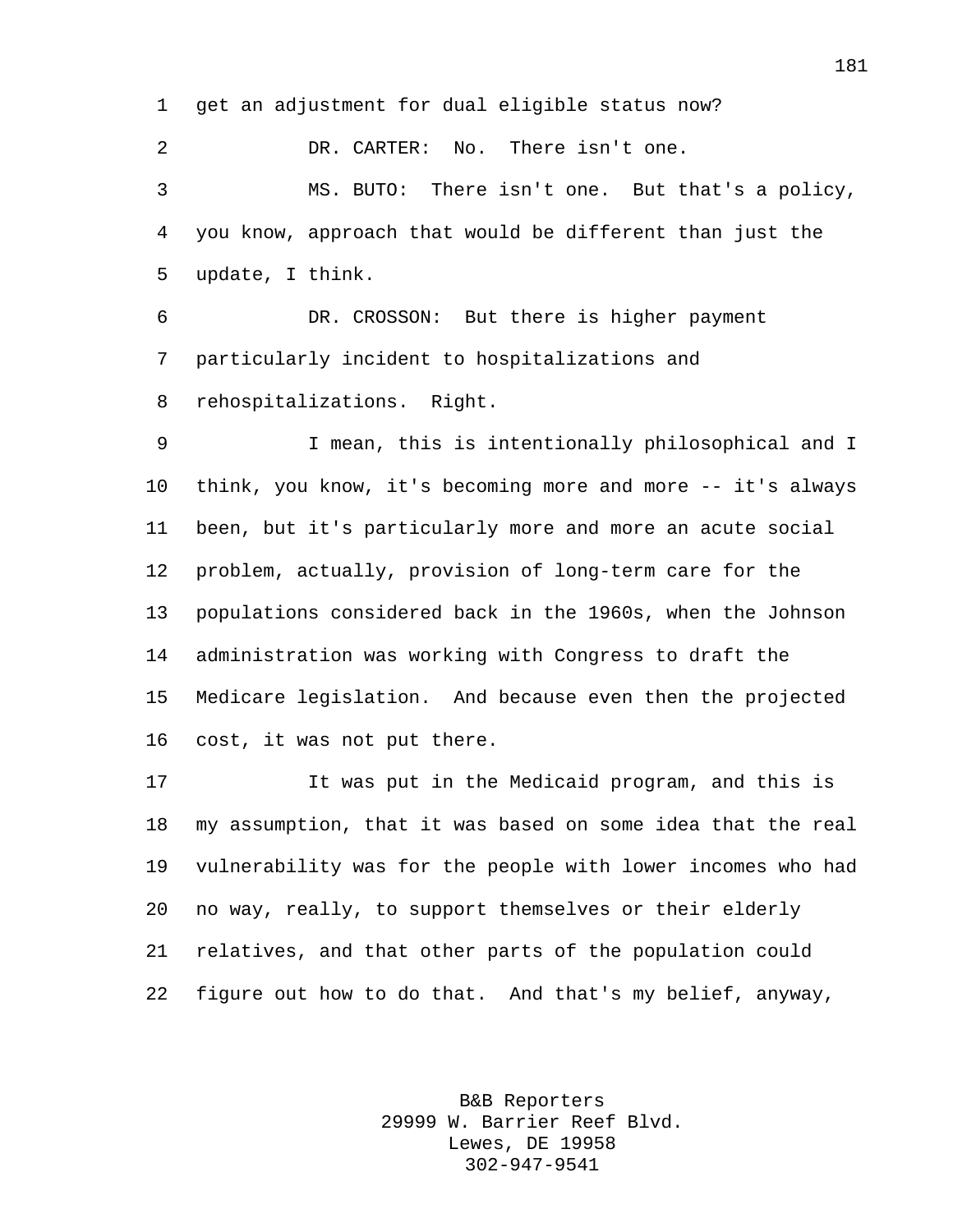get an adjustment for dual eligible status now?

DR. CARTER: No. There isn't one.

MS. BUTO: There isn't one. But that's a policy, you know, approach that would be different than just the update, I think.

DR. CROSSON: But there is higher payment particularly incident to hospitalizations and rehospitalizations. Right.

I mean, this is intentionally philosophical and I think, you know, it's becoming more and more -- it's always been, but it's particularly more and more an acute social problem, actually, provision of long-term care for the populations considered back in the 1960s, when the Johnson administration was working with Congress to draft the Medicare legislation. And because even then the projected cost, it was not put there.

It was put in the Medicaid program, and this is my assumption, that it was based on some idea that the real vulnerability was for the people with lower incomes who had no way, really, to support themselves or their elderly relatives, and that other parts of the population could figure out how to do that. And that's my belief, anyway,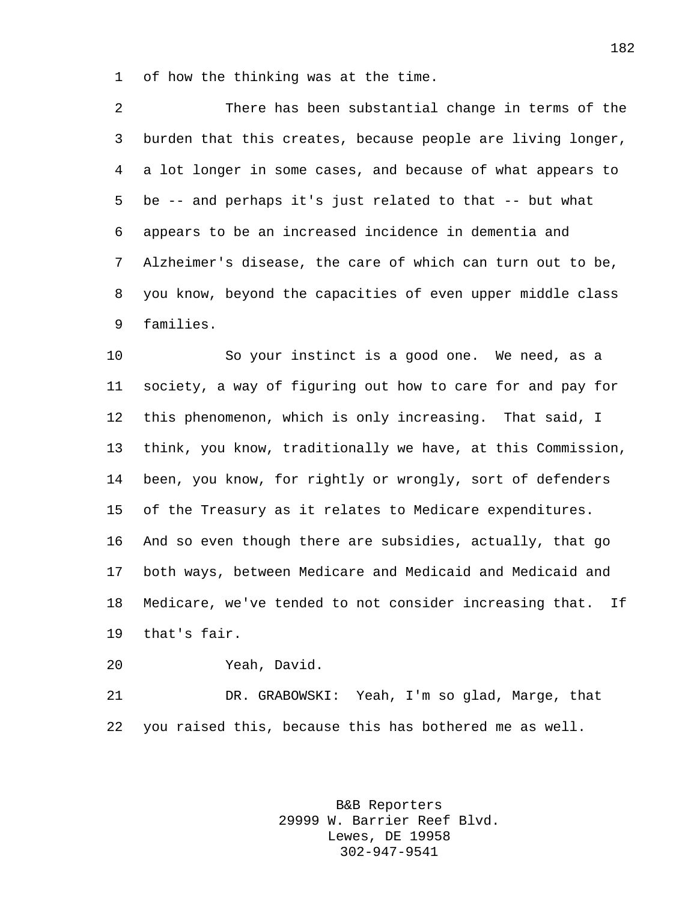of how the thinking was at the time.

There has been substantial change in terms of the burden that this creates, because people are living longer, a lot longer in some cases, and because of what appears to be -- and perhaps it's just related to that -- but what appears to be an increased incidence in dementia and Alzheimer's disease, the care of which can turn out to be, you know, beyond the capacities of even upper middle class families.

So your instinct is a good one. We need, as a society, a way of figuring out how to care for and pay for this phenomenon, which is only increasing. That said, I think, you know, traditionally we have, at this Commission, been, you know, for rightly or wrongly, sort of defenders of the Treasury as it relates to Medicare expenditures. And so even though there are subsidies, actually, that go both ways, between Medicare and Medicaid and Medicaid and Medicare, we've tended to not consider increasing that. If that's fair.

Yeah, David.

DR. GRABOWSKI: Yeah, I'm so glad, Marge, that you raised this, because this has bothered me as well.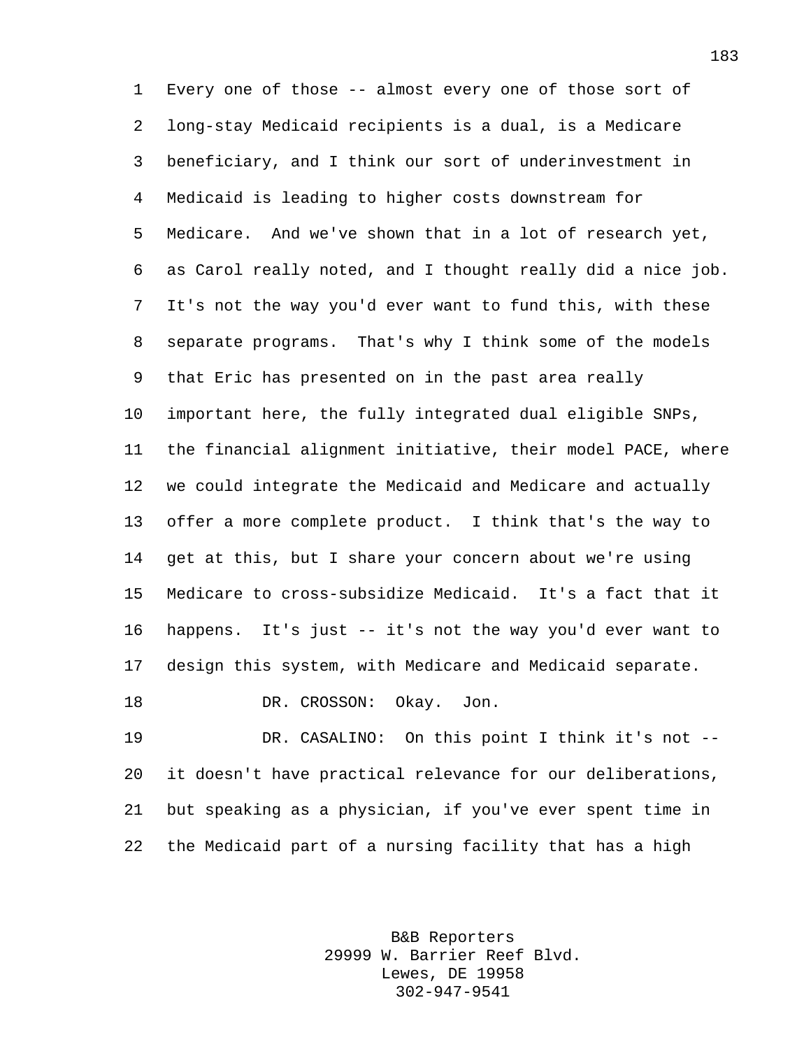Every one of those -- almost every one of those sort of long-stay Medicaid recipients is a dual, is a Medicare beneficiary, and I think our sort of underinvestment in Medicaid is leading to higher costs downstream for Medicare. And we've shown that in a lot of research yet, as Carol really noted, and I thought really did a nice job. It's not the way you'd ever want to fund this, with these separate programs. That's why I think some of the models that Eric has presented on in the past area really important here, the fully integrated dual eligible SNPs, the financial alignment initiative, their model PACE, where we could integrate the Medicaid and Medicare and actually offer a more complete product. I think that's the way to get at this, but I share your concern about we're using Medicare to cross-subsidize Medicaid. It's a fact that it happens. It's just -- it's not the way you'd ever want to design this system, with Medicare and Medicaid separate.

DR. CROSSON: Okay. Jon.

DR. CASALINO: On this point I think it's not -- it doesn't have practical relevance for our deliberations, but speaking as a physician, if you've ever spent time in the Medicaid part of a nursing facility that has a high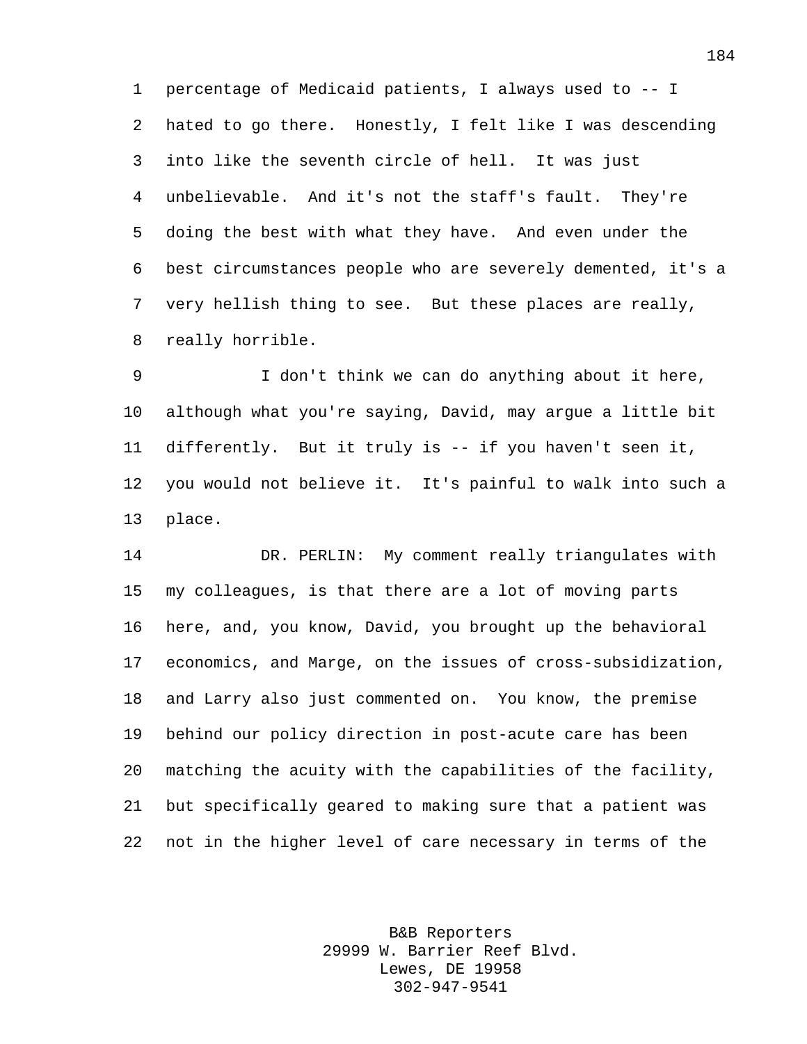percentage of Medicaid patients, I always used to -- I hated to go there. Honestly, I felt like I was descending into like the seventh circle of hell. It was just unbelievable. And it's not the staff's fault. They're doing the best with what they have. And even under the best circumstances people who are severely demented, it's a very hellish thing to see. But these places are really, really horrible.

I don't think we can do anything about it here, although what you're saying, David, may argue a little bit differently. But it truly is -- if you haven't seen it, you would not believe it. It's painful to walk into such a place.

DR. PERLIN: My comment really triangulates with my colleagues, is that there are a lot of moving parts here, and, you know, David, you brought up the behavioral economics, and Marge, on the issues of cross-subsidization, and Larry also just commented on. You know, the premise behind our policy direction in post-acute care has been matching the acuity with the capabilities of the facility, but specifically geared to making sure that a patient was not in the higher level of care necessary in terms of the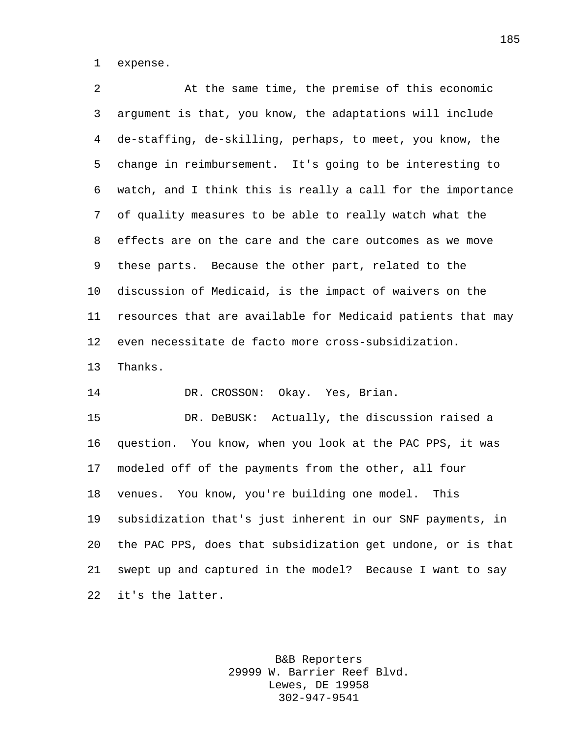expense.

At the same time, the premise of this economic argument is that, you know, the adaptations will include de-staffing, de-skilling, perhaps, to meet, you know, the change in reimbursement. It's going to be interesting to watch, and I think this is really a call for the importance of quality measures to be able to really watch what the effects are on the care and the care outcomes as we move these parts. Because the other part, related to the discussion of Medicaid, is the impact of waivers on the resources that are available for Medicaid patients that may even necessitate de facto more cross-subsidization. Thanks.

DR. CROSSON: Okay. Yes, Brian.

DR. DeBUSK: Actually, the discussion raised a question. You know, when you look at the PAC PPS, it was modeled off of the payments from the other, all four venues. You know, you're building one model. This subsidization that's just inherent in our SNF payments, in the PAC PPS, does that subsidization get undone, or is that swept up and captured in the model? Because I want to say it's the latter.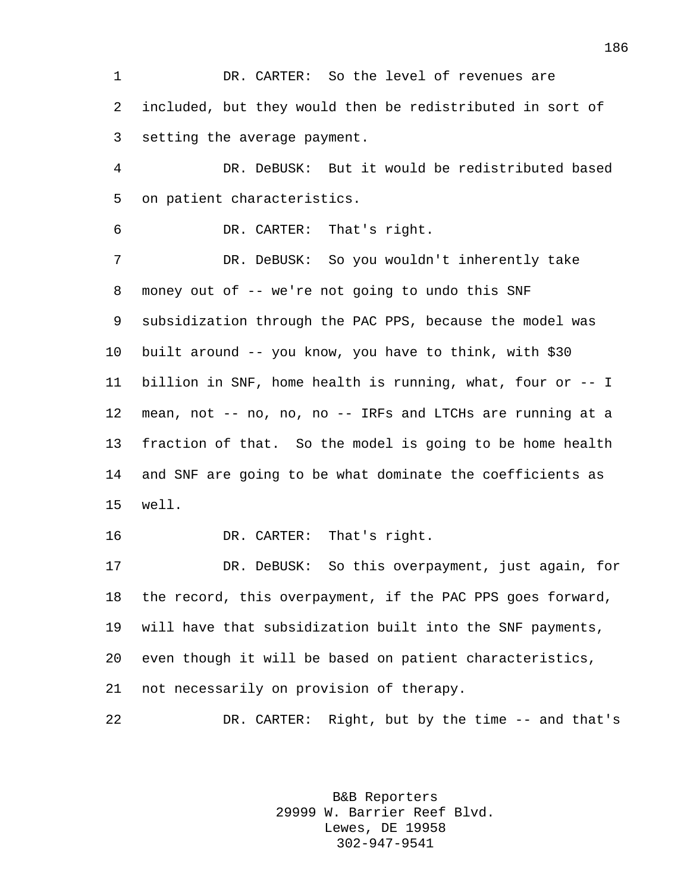DR. CARTER: So the level of revenues are included, but they would then be redistributed in sort of setting the average payment.

DR. DeBUSK: But it would be redistributed based on patient characteristics.

DR. CARTER: That's right.

DR. DeBUSK: So you wouldn't inherently take money out of -- we're not going to undo this SNF subsidization through the PAC PPS, because the model was built around -- you know, you have to think, with $30 billion in SNF, home health is running, what, four or -- I mean, not -- no, no, no -- IRFs and LTCHs are running at a fraction of that. So the model is going to be home health and SNF are going to be what dominate the coefficients as well.

DR. CARTER: That's right.

DR. DeBUSK: So this overpayment, just again, for the record, this overpayment, if the PAC PPS goes forward, will have that subsidization built into the SNF payments, even though it will be based on patient characteristics, not necessarily on provision of therapy.

DR. CARTER: Right, but by the time -- and that's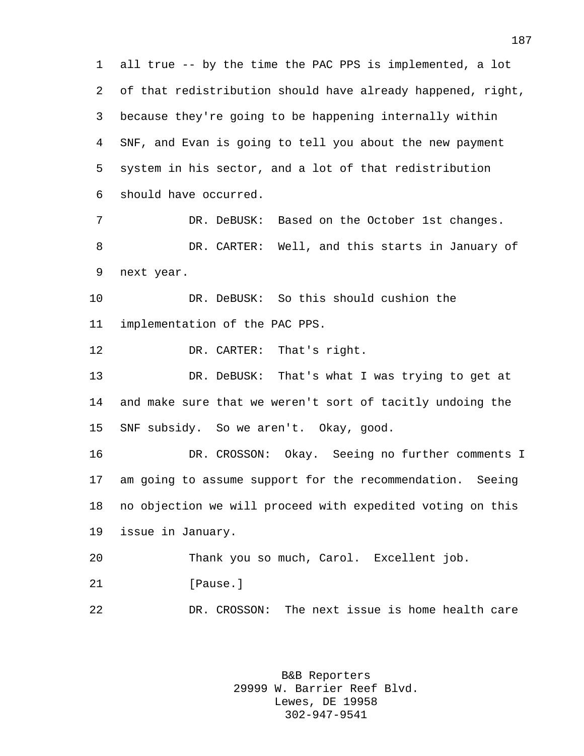all true -- by the time the PAC PPS is implemented, a lot of that redistribution should have already happened, right, because they're going to be happening internally within SNF, and Evan is going to tell you about the new payment system in his sector, and a lot of that redistribution should have occurred.

DR. DeBUSK: Based on the October 1st changes.

DR. CARTER: Well, and this starts in January of next year.

DR. DeBUSK: So this should cushion the implementation of the PAC PPS.

DR. CARTER: That's right.

DR. DeBUSK: That's what I was trying to get at and make sure that we weren't sort of tacitly undoing the SNF subsidy. So we aren't. Okay, good.

DR. CROSSON: Okay. Seeing no further comments I am going to assume support for the recommendation. Seeing no objection we will proceed with expedited voting on this issue in January.

Thank you so much, Carol. Excellent job.

[Pause.]

DR. CROSSON: The next issue is home health care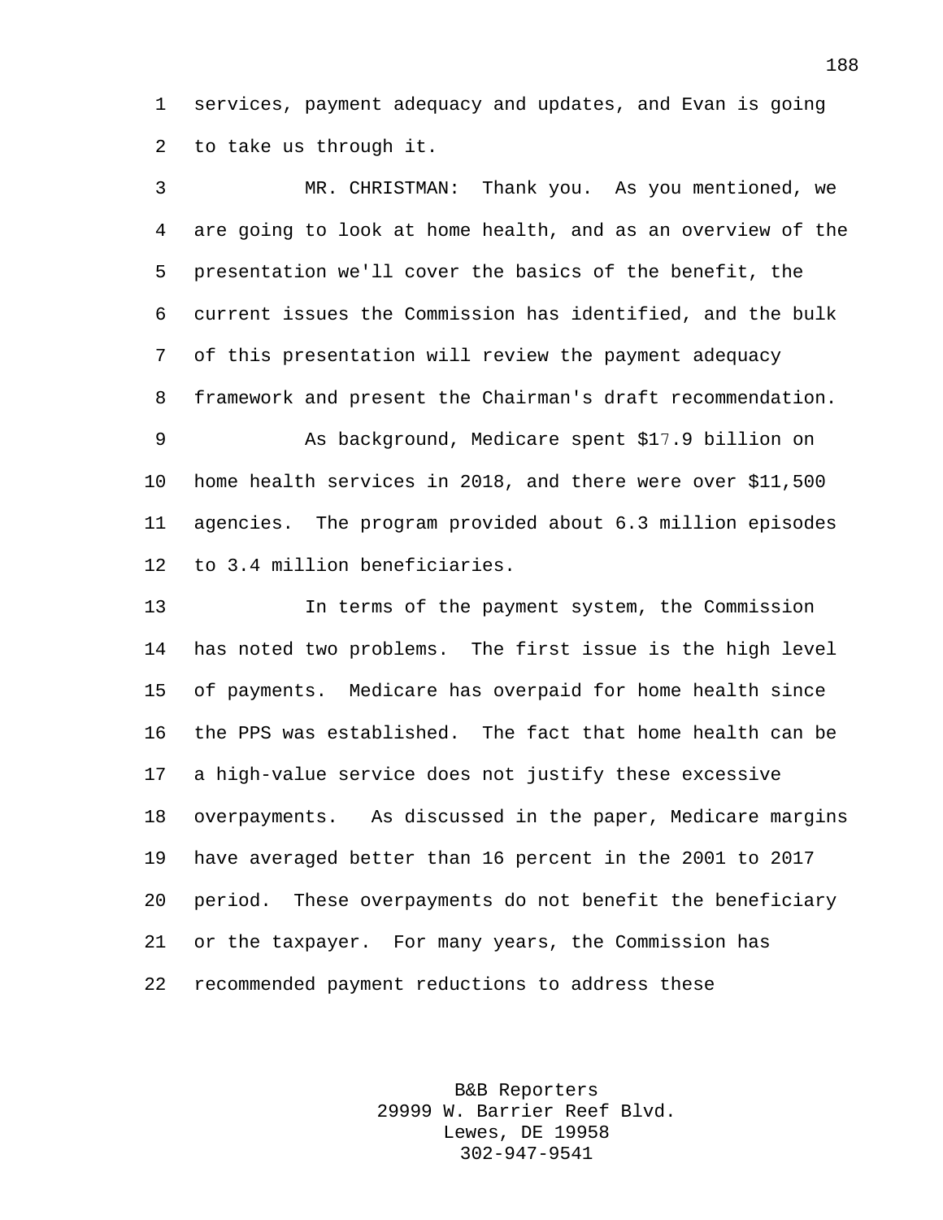services, payment adequacy and updates, and Evan is going to take us through it.

MR. CHRISTMAN: Thank you. As you mentioned, we are going to look at home health, and as an overview of the presentation we'll cover the basics of the benefit, the current issues the Commission has identified, and the bulk of this presentation will review the payment adequacy framework and present the Chairman's draft recommendation.

As background, Medicare spent $17.9 billion on home health services in 2018, and there were over $11,500 agencies. The program provided about 6.3 million episodes to 3.4 million beneficiaries.

In terms of the payment system, the Commission has noted two problems. The first issue is the high level of payments. Medicare has overpaid for home health since the PPS was established. The fact that home health can be a high-value service does not justify these excessive overpayments. As discussed in the paper, Medicare margins have averaged better than 16 percent in the 2001 to 2017 period. These overpayments do not benefit the beneficiary or the taxpayer. For many years, the Commission has recommended payment reductions to address these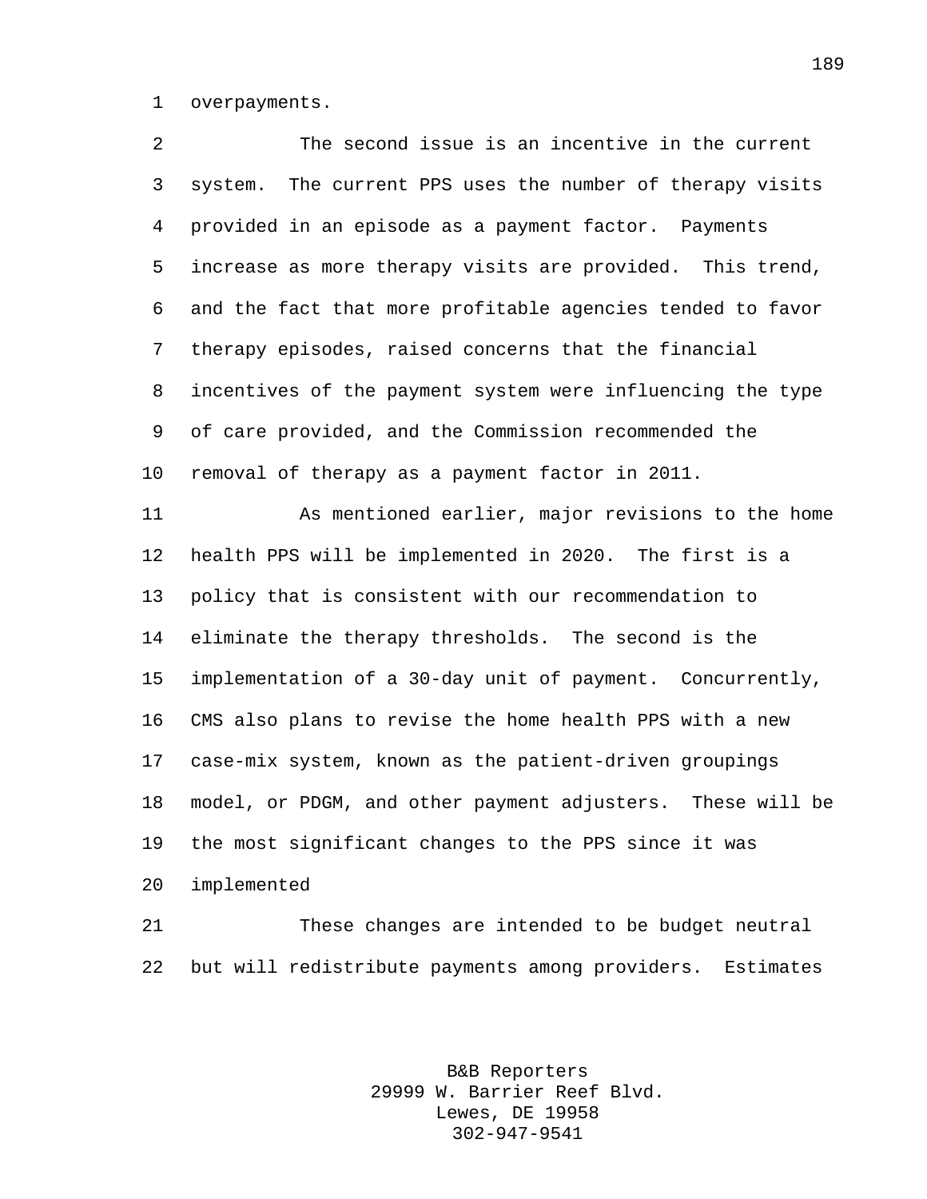overpayments.

The second issue is an incentive in the current system. The current PPS uses the number of therapy visits provided in an episode as a payment factor. Payments increase as more therapy visits are provided. This trend, and the fact that more profitable agencies tended to favor therapy episodes, raised concerns that the financial incentives of the payment system were influencing the type of care provided, and the Commission recommended the removal of therapy as a payment factor in 2011.

As mentioned earlier, major revisions to the home health PPS will be implemented in 2020. The first is a policy that is consistent with our recommendation to eliminate the therapy thresholds. The second is the implementation of a 30-day unit of payment. Concurrently, CMS also plans to revise the home health PPS with a new case-mix system, known as the patient-driven groupings model, or PDGM, and other payment adjusters. These will be the most significant changes to the PPS since it was implemented

These changes are intended to be budget neutral but will redistribute payments among providers. Estimates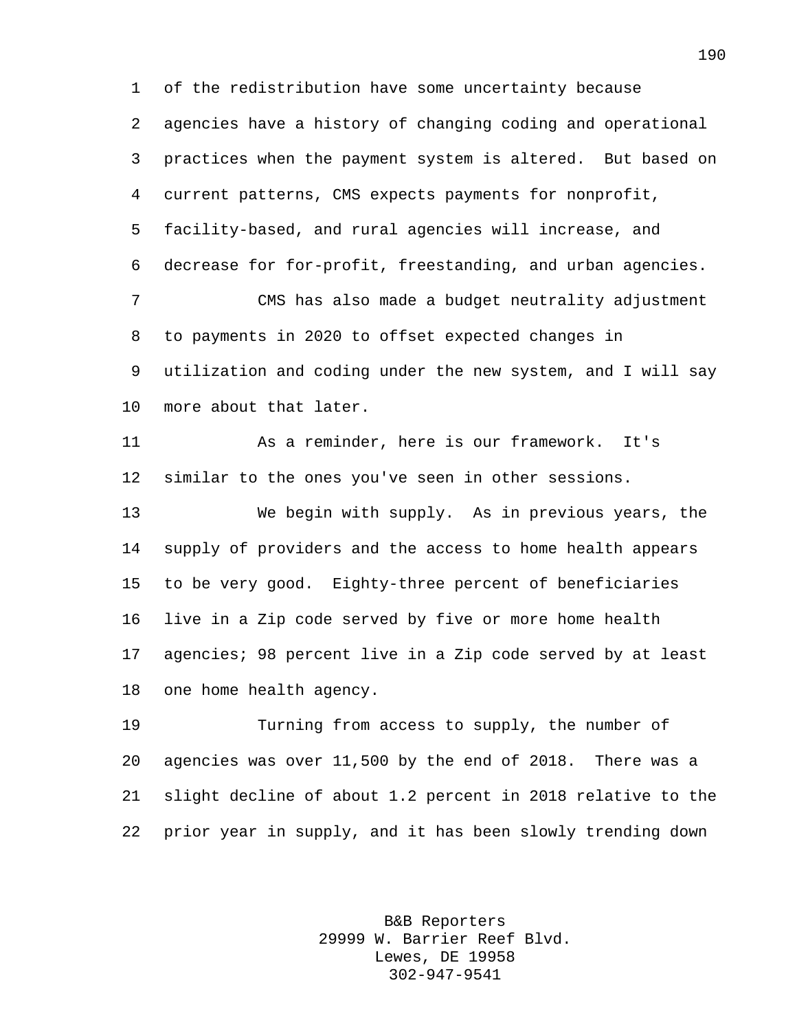of the redistribution have some uncertainty because agencies have a history of changing coding and operational practices when the payment system is altered. But based on current patterns, CMS expects payments for nonprofit, facility-based, and rural agencies will increase, and decrease for for-profit, freestanding, and urban agencies.

CMS has also made a budget neutrality adjustment to payments in 2020 to offset expected changes in utilization and coding under the new system, and I will say more about that later.

As a reminder, here is our framework. It's similar to the ones you've seen in other sessions.

We begin with supply. As in previous years, the supply of providers and the access to home health appears to be very good. Eighty-three percent of beneficiaries live in a Zip code served by five or more home health agencies; 98 percent live in a Zip code served by at least one home health agency.

Turning from access to supply, the number of agencies was over 11,500 by the end of 2018. There was a slight decline of about 1.2 percent in 2018 relative to the prior year in supply, and it has been slowly trending down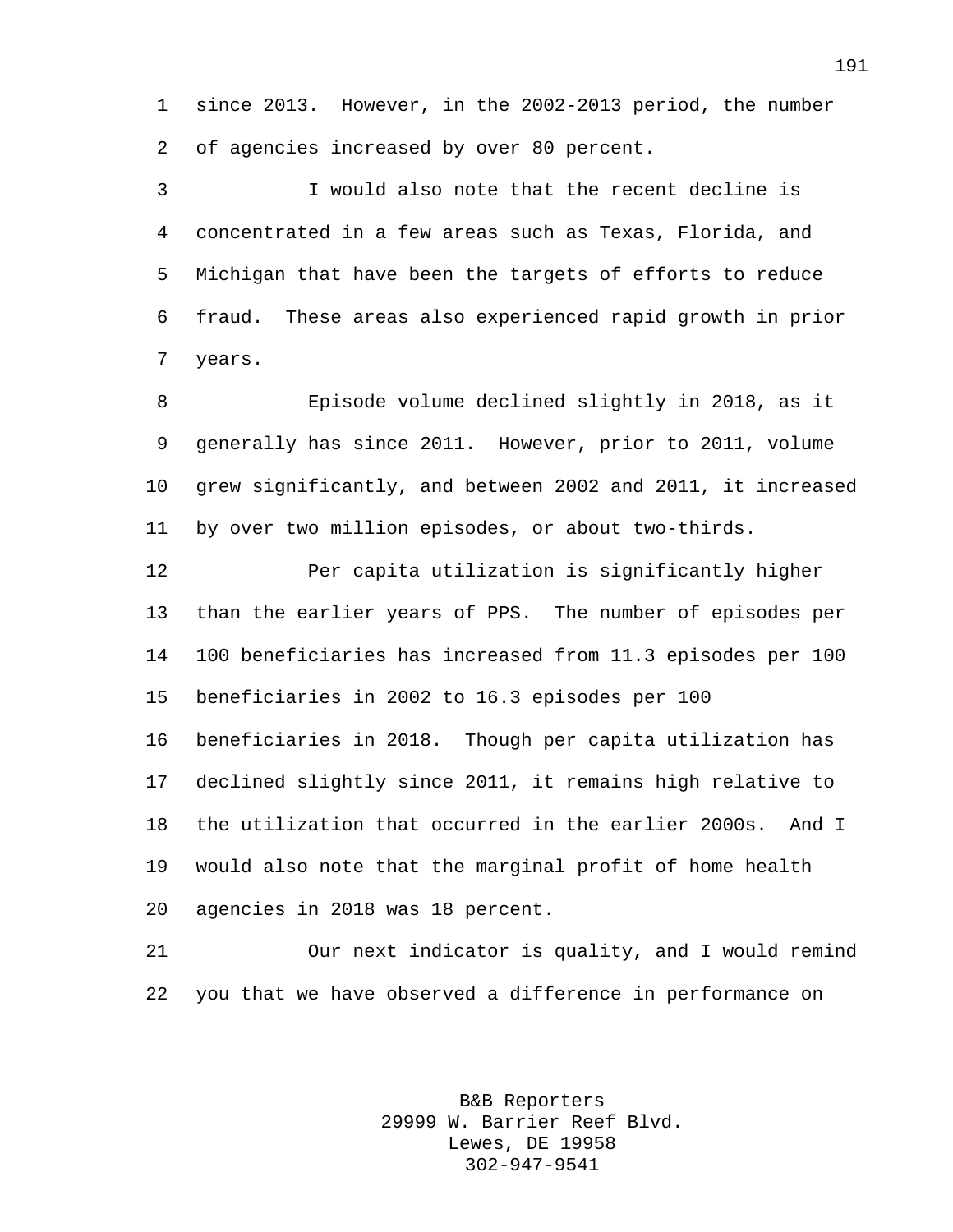since 2013. However, in the 2002-2013 period, the number of agencies increased by over 80 percent.

I would also note that the recent decline is concentrated in a few areas such as Texas, Florida, and Michigan that have been the targets of efforts to reduce fraud. These areas also experienced rapid growth in prior years.

Episode volume declined slightly in 2018, as it generally has since 2011. However, prior to 2011, volume grew significantly, and between 2002 and 2011, it increased by over two million episodes, or about two-thirds.

Per capita utilization is significantly higher than the earlier years of PPS. The number of episodes per 100 beneficiaries has increased from 11.3 episodes per 100 beneficiaries in 2002 to 16.3 episodes per 100 beneficiaries in 2018. Though per capita utilization has declined slightly since 2011, it remains high relative to the utilization that occurred in the earlier 2000s. And I would also note that the marginal profit of home health agencies in 2018 was 18 percent.

Our next indicator is quality, and I would remind you that we have observed a difference in performance on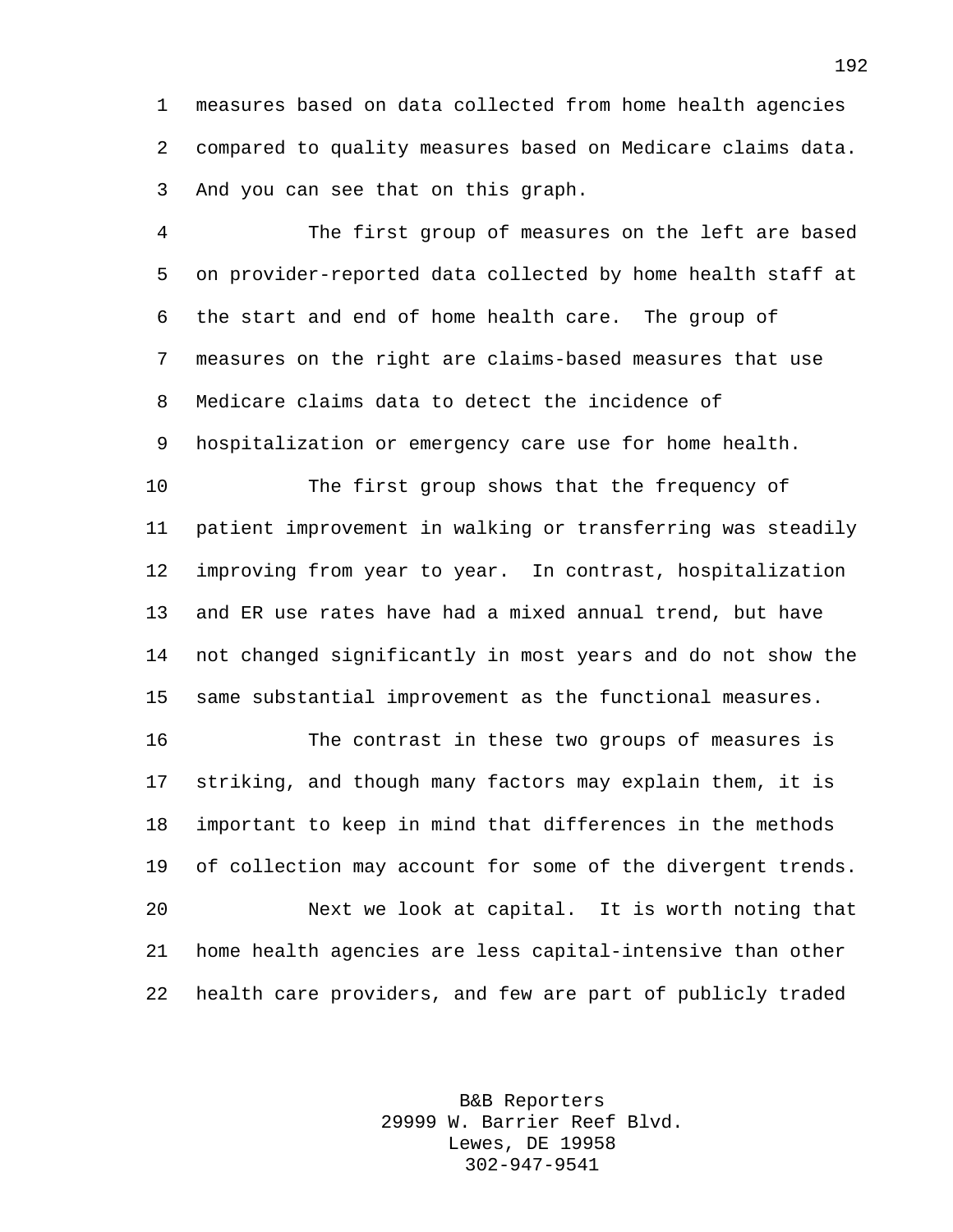measures based on data collected from home health agencies compared to quality measures based on Medicare claims data. And you can see that on this graph.

The first group of measures on the left are based on provider-reported data collected by home health staff at the start and end of home health care. The group of measures on the right are claims-based measures that use Medicare claims data to detect the incidence of hospitalization or emergency care use for home health.

The first group shows that the frequency of patient improvement in walking or transferring was steadily improving from year to year. In contrast, hospitalization and ER use rates have had a mixed annual trend, but have not changed significantly in most years and do not show the same substantial improvement as the functional measures.

The contrast in these two groups of measures is striking, and though many factors may explain them, it is important to keep in mind that differences in the methods of collection may account for some of the divergent trends.

Next we look at capital. It is worth noting that home health agencies are less capital-intensive than other health care providers, and few are part of publicly traded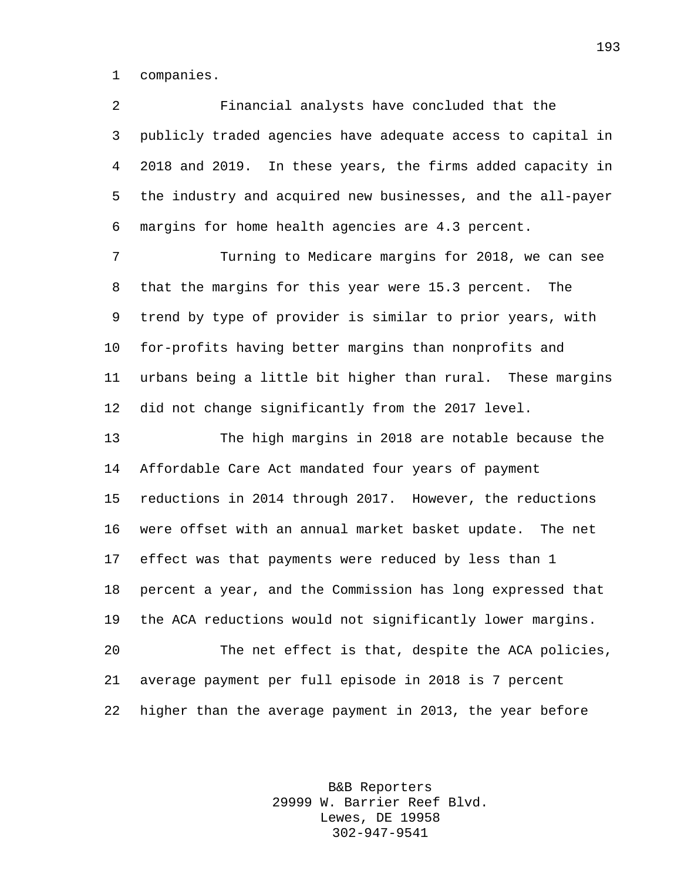companies.

Financial analysts have concluded that the publicly traded agencies have adequate access to capital in 2018 and 2019. In these years, the firms added capacity in the industry and acquired new businesses, and the all-payer margins for home health agencies are 4.3 percent.

Turning to Medicare margins for 2018, we can see that the margins for this year were 15.3 percent. The trend by type of provider is similar to prior years, with for-profits having better margins than nonprofits and urbans being a little bit higher than rural. These margins did not change significantly from the 2017 level.

The high margins in 2018 are notable because the Affordable Care Act mandated four years of payment reductions in 2014 through 2017. However, the reductions were offset with an annual market basket update. The net effect was that payments were reduced by less than 1 percent a year, and the Commission has long expressed that the ACA reductions would not significantly lower margins.

The net effect is that, despite the ACA policies, average payment per full episode in 2018 is 7 percent higher than the average payment in 2013, the year before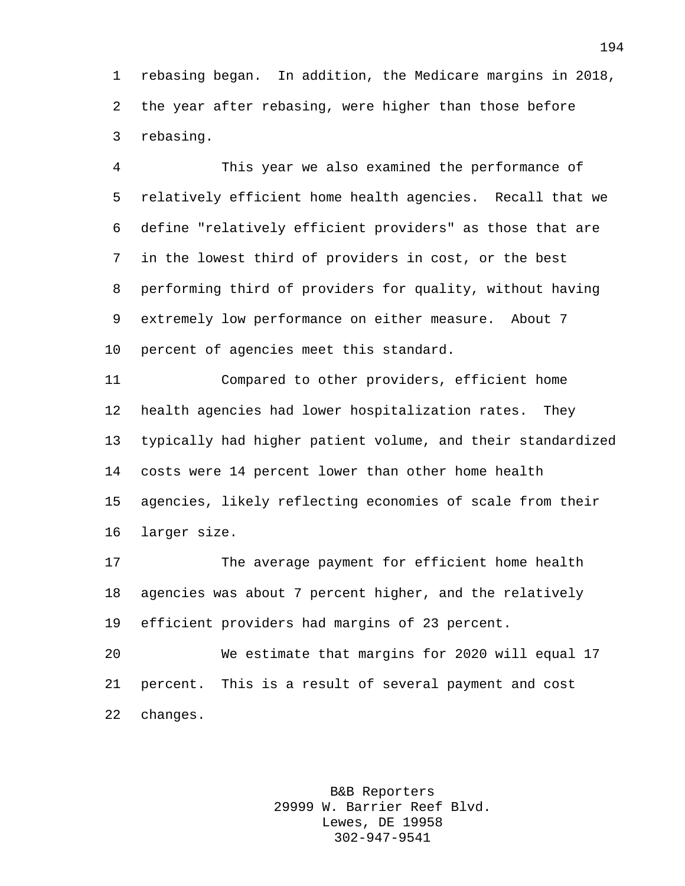rebasing began. In addition, the Medicare margins in 2018, the year after rebasing, were higher than those before rebasing.

This year we also examined the performance of relatively efficient home health agencies. Recall that we define "relatively efficient providers" as those that are in the lowest third of providers in cost, or the best performing third of providers for quality, without having extremely low performance on either measure. About 7 percent of agencies meet this standard.

Compared to other providers, efficient home health agencies had lower hospitalization rates. They typically had higher patient volume, and their standardized costs were 14 percent lower than other home health agencies, likely reflecting economies of scale from their larger size.

The average payment for efficient home health agencies was about 7 percent higher, and the relatively efficient providers had margins of 23 percent.

We estimate that margins for 2020 will equal 17 percent. This is a result of several payment and cost changes.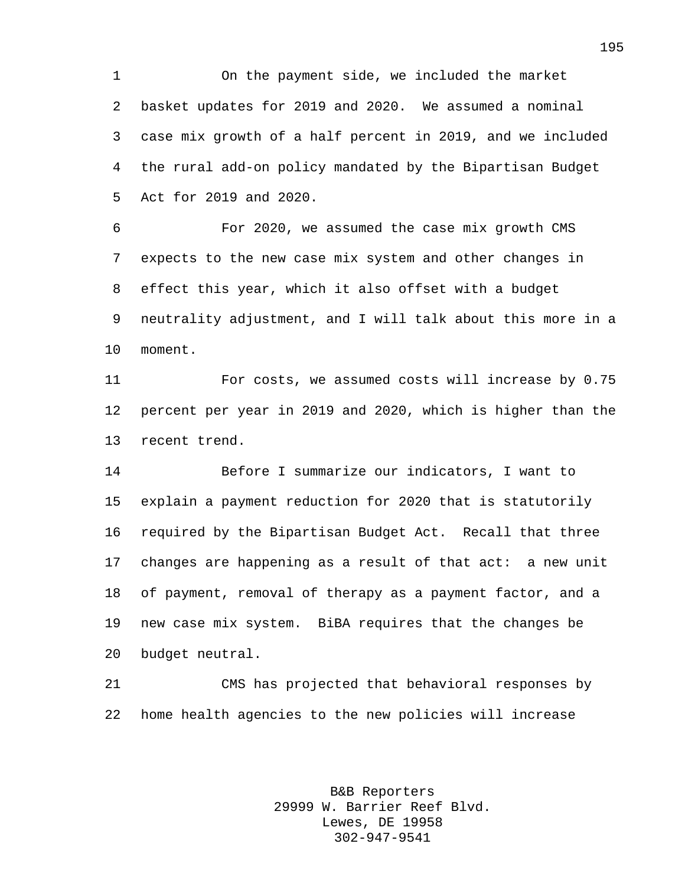On the payment side, we included the market basket updates for 2019 and 2020. We assumed a nominal case mix growth of a half percent in 2019, and we included the rural add-on policy mandated by the Bipartisan Budget Act for 2019 and 2020.

For 2020, we assumed the case mix growth CMS expects to the new case mix system and other changes in effect this year, which it also offset with a budget neutrality adjustment, and I will talk about this more in a moment.

For costs, we assumed costs will increase by 0.75 percent per year in 2019 and 2020, which is higher than the recent trend.

Before I summarize our indicators, I want to explain a payment reduction for 2020 that is statutorily required by the Bipartisan Budget Act. Recall that three changes are happening as a result of that act: a new unit of payment, removal of therapy as a payment factor, and a new case mix system. BiBA requires that the changes be budget neutral.

CMS has projected that behavioral responses by home health agencies to the new policies will increase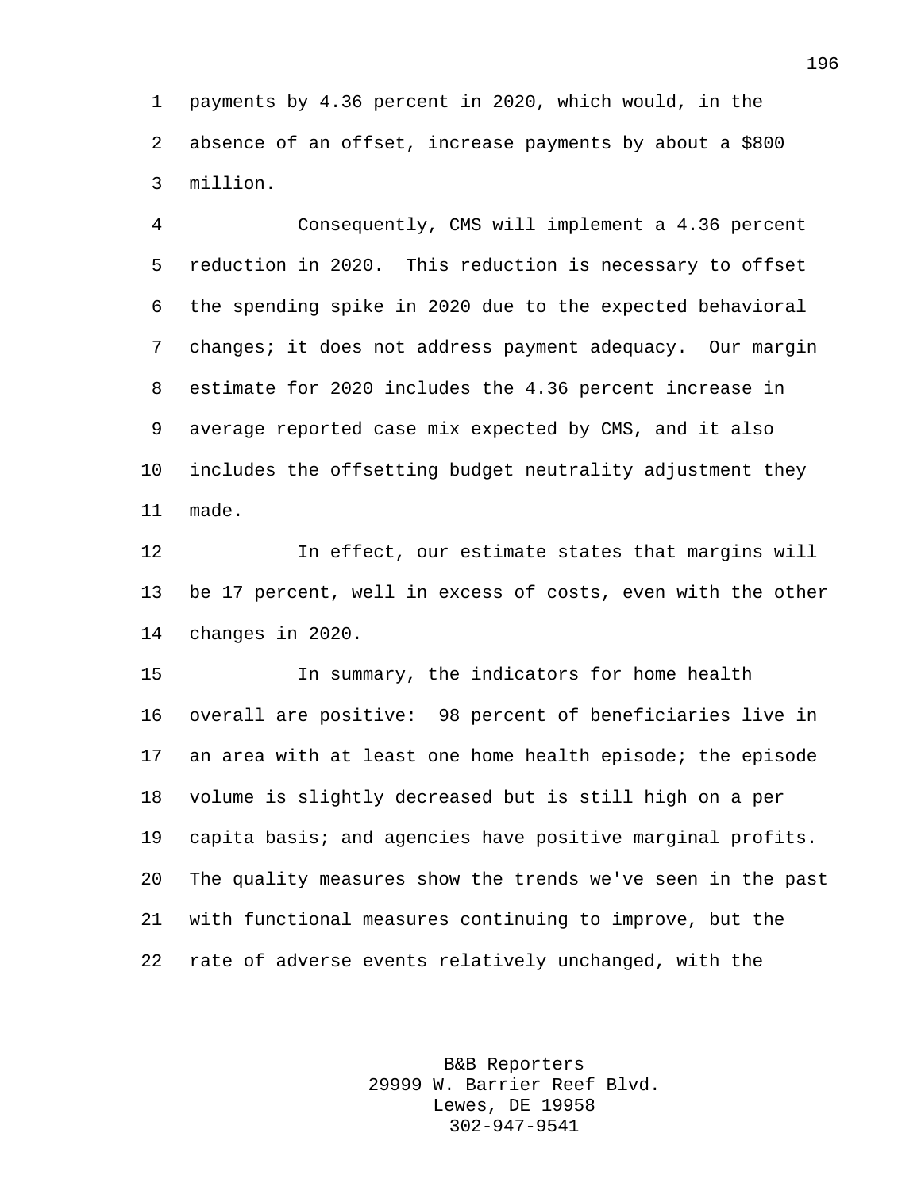payments by 4.36 percent in 2020, which would, in the absence of an offset, increase payments by about a $800 million.

Consequently, CMS will implement a 4.36 percent reduction in 2020. This reduction is necessary to offset the spending spike in 2020 due to the expected behavioral changes; it does not address payment adequacy. Our margin estimate for 2020 includes the 4.36 percent increase in average reported case mix expected by CMS, and it also includes the offsetting budget neutrality adjustment they made.

In effect, our estimate states that margins will be 17 percent, well in excess of costs, even with the other changes in 2020.

In summary, the indicators for home health overall are positive: 98 percent of beneficiaries live in an area with at least one home health episode; the episode volume is slightly decreased but is still high on a per capita basis; and agencies have positive marginal profits. The quality measures show the trends we've seen in the past with functional measures continuing to improve, but the rate of adverse events relatively unchanged, with the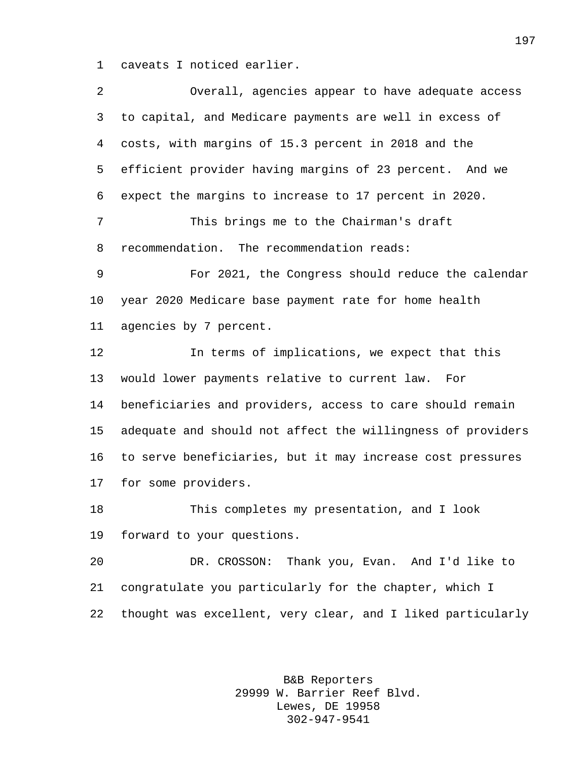caveats I noticed earlier.

Overall, agencies appear to have adequate access to capital, and Medicare payments are well in excess of costs, with margins of 15.3 percent in 2018 and the efficient provider having margins of 23 percent. And we expect the margins to increase to 17 percent in 2020.

This brings me to the Chairman's draft recommendation. The recommendation reads:

For 2021, the Congress should reduce the calendar year 2020 Medicare base payment rate for home health agencies by 7 percent.

In terms of implications, we expect that this would lower payments relative to current law. For beneficiaries and providers, access to care should remain adequate and should not affect the willingness of providers to serve beneficiaries, but it may increase cost pressures for some providers.

This completes my presentation, and I look forward to your questions.

DR. CROSSON: Thank you, Evan. And I'd like to congratulate you particularly for the chapter, which I thought was excellent, very clear, and I liked particularly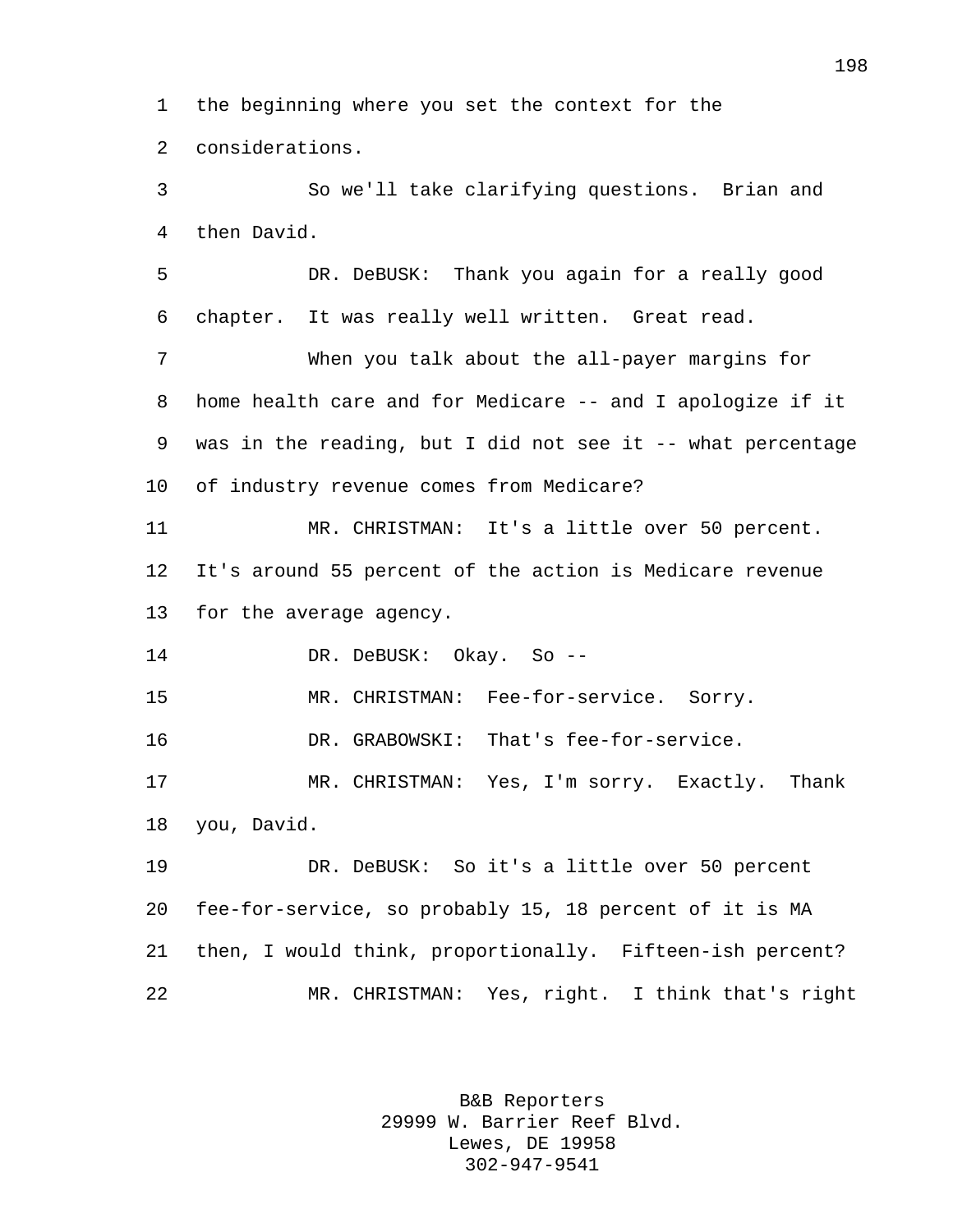the beginning where you set the context for the considerations.

So we'll take clarifying questions. Brian and then David.

DR. DeBUSK: Thank you again for a really good chapter. It was really well written. Great read.

When you talk about the all-payer margins for home health care and for Medicare -- and I apologize if it was in the reading, but I did not see it -- what percentage of industry revenue comes from Medicare?

MR. CHRISTMAN: It's a little over 50 percent. It's around 55 percent of the action is Medicare revenue for the average agency.

DR. DeBUSK: Okay. So --

MR. CHRISTMAN: Fee-for-service. Sorry.

DR. GRABOWSKI: That's fee-for-service.

MR. CHRISTMAN: Yes, I'm sorry. Exactly. Thank you, David.

DR. DeBUSK: So it's a little over 50 percent fee-for-service, so probably 15, 18 percent of it is MA then, I would think, proportionally. Fifteen-ish percent?

MR. CHRISTMAN: Yes, right. I think that's right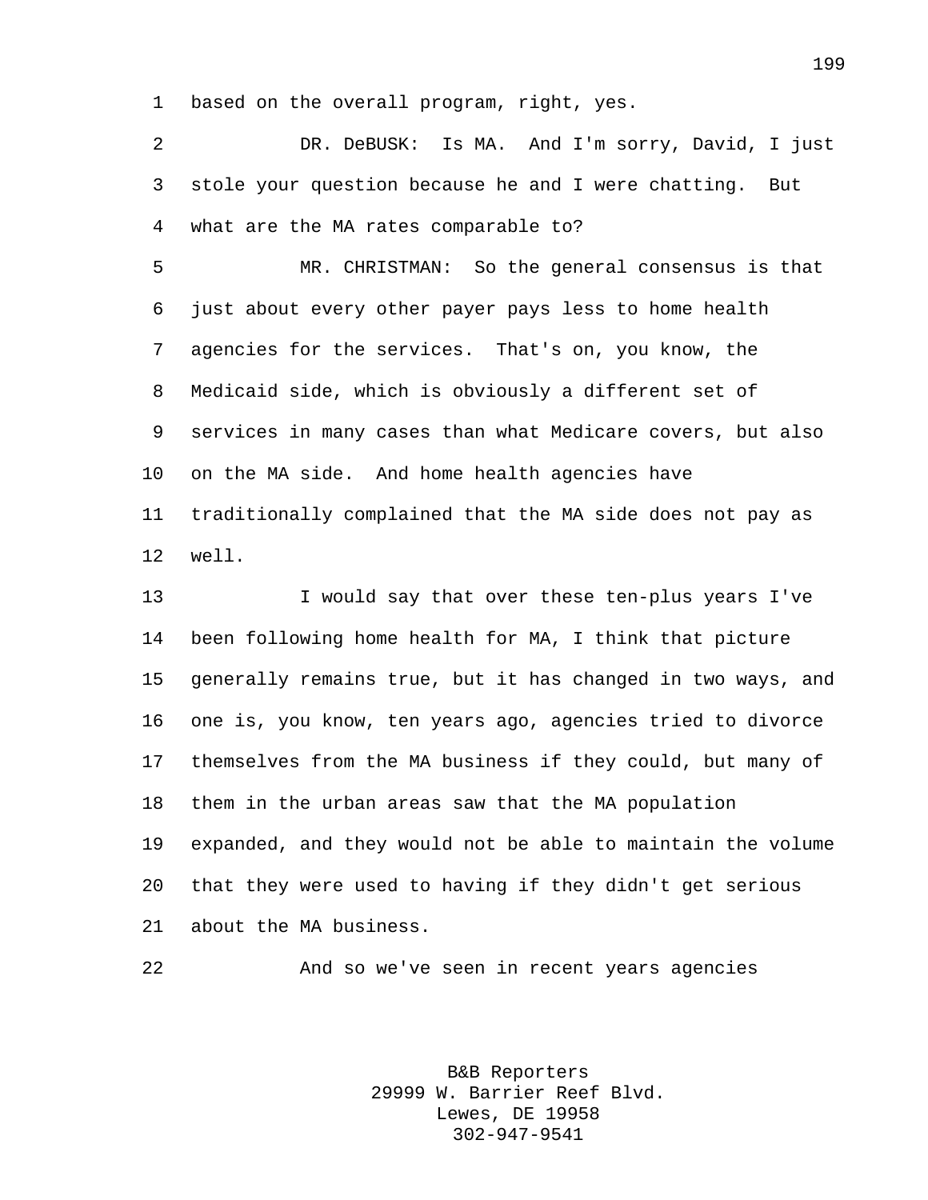based on the overall program, right, yes.

DR. DeBUSK: Is MA. And I'm sorry, David, I just stole your question because he and I were chatting. But what are the MA rates comparable to?

MR. CHRISTMAN: So the general consensus is that just about every other payer pays less to home health agencies for the services. That's on, you know, the Medicaid side, which is obviously a different set of services in many cases than what Medicare covers, but also on the MA side. And home health agencies have traditionally complained that the MA side does not pay as well.

I would say that over these ten-plus years I've been following home health for MA, I think that picture generally remains true, but it has changed in two ways, and one is, you know, ten years ago, agencies tried to divorce themselves from the MA business if they could, but many of them in the urban areas saw that the MA population expanded, and they would not be able to maintain the volume that they were used to having if they didn't get serious about the MA business.

And so we've seen in recent years agencies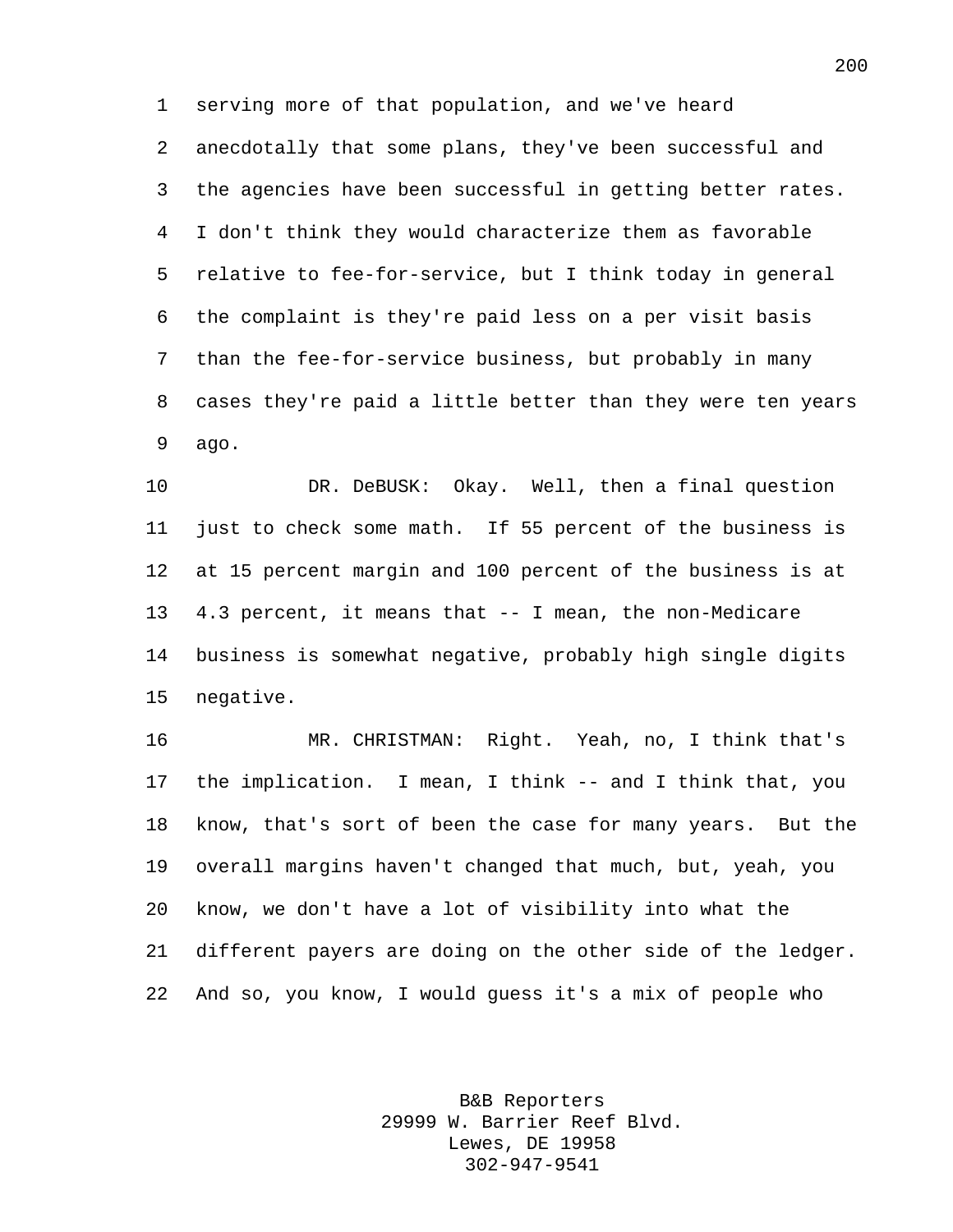serving more of that population, and we've heard anecdotally that some plans, they've been successful and the agencies have been successful in getting better rates. I don't think they would characterize them as favorable relative to fee-for-service, but I think today in general the complaint is they're paid less on a per visit basis than the fee-for-service business, but probably in many cases they're paid a little better than they were ten years ago.

DR. DeBUSK: Okay. Well, then a final question just to check some math. If 55 percent of the business is at 15 percent margin and 100 percent of the business is at 4.3 percent, it means that -- I mean, the non-Medicare business is somewhat negative, probably high single digits negative.

MR. CHRISTMAN: Right. Yeah, no, I think that's the implication. I mean, I think -- and I think that, you know, that's sort of been the case for many years. But the overall margins haven't changed that much, but, yeah, you know, we don't have a lot of visibility into what the different payers are doing on the other side of the ledger. And so, you know, I would guess it's a mix of people who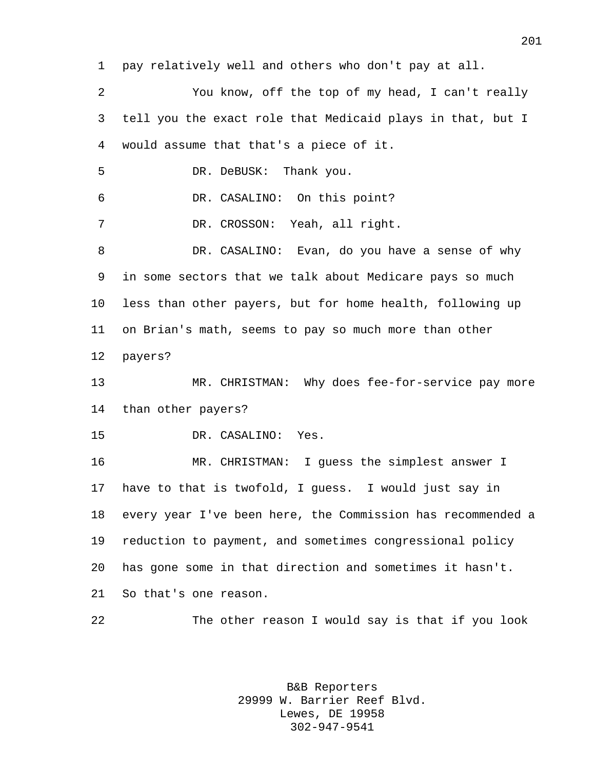pay relatively well and others who don't pay at all.

You know, off the top of my head, I can't really tell you the exact role that Medicaid plays in that, but I would assume that that's a piece of it.

DR. DeBUSK: Thank you.

DR. CASALINO: On this point?

DR. CROSSON: Yeah, all right.

DR. CASALINO: Evan, do you have a sense of why in some sectors that we talk about Medicare pays so much less than other payers, but for home health, following up on Brian's math, seems to pay so much more than other payers?

MR. CHRISTMAN: Why does fee-for-service pay more than other payers?

DR. CASALINO: Yes.

MR. CHRISTMAN: I guess the simplest answer I have to that is twofold, I guess. I would just say in every year I've been here, the Commission has recommended a reduction to payment, and sometimes congressional policy has gone some in that direction and sometimes it hasn't. So that's one reason.

The other reason I would say is that if you look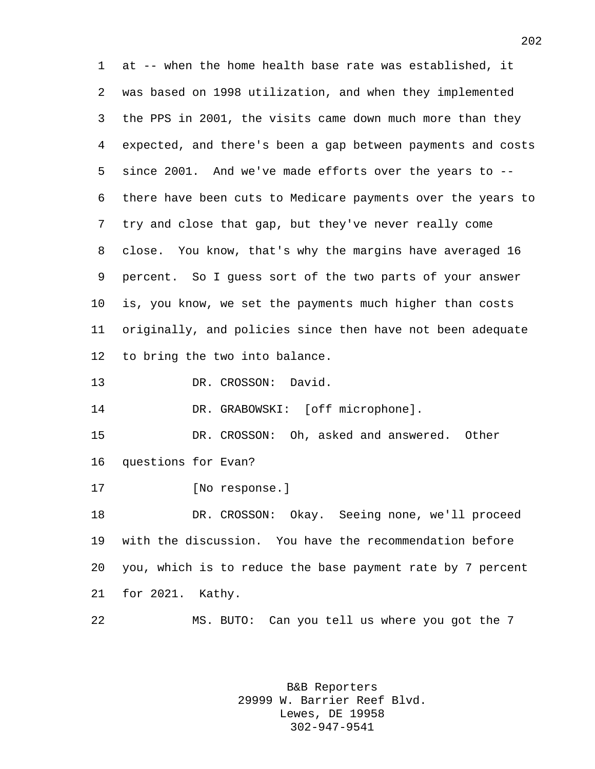at -- when the home health base rate was established, it was based on 1998 utilization, and when they implemented the PPS in 2001, the visits came down much more than they expected, and there's been a gap between payments and costs since 2001. And we've made efforts over the years to -- there have been cuts to Medicare payments over the years to try and close that gap, but they've never really come close. You know, that's why the margins have averaged 16 percent. So I guess sort of the two parts of your answer is, you know, we set the payments much higher than costs originally, and policies since then have not been adequate to bring the two into balance.

DR. CROSSON: David.

DR. GRABOWSKI: [off microphone].

DR. CROSSON: Oh, asked and answered. Other questions for Evan?

[No response.]

DR. CROSSON: Okay. Seeing none, we'll proceed with the discussion. You have the recommendation before you, which is to reduce the base payment rate by 7 percent for 2021. Kathy.

MS. BUTO: Can you tell us where you got the 7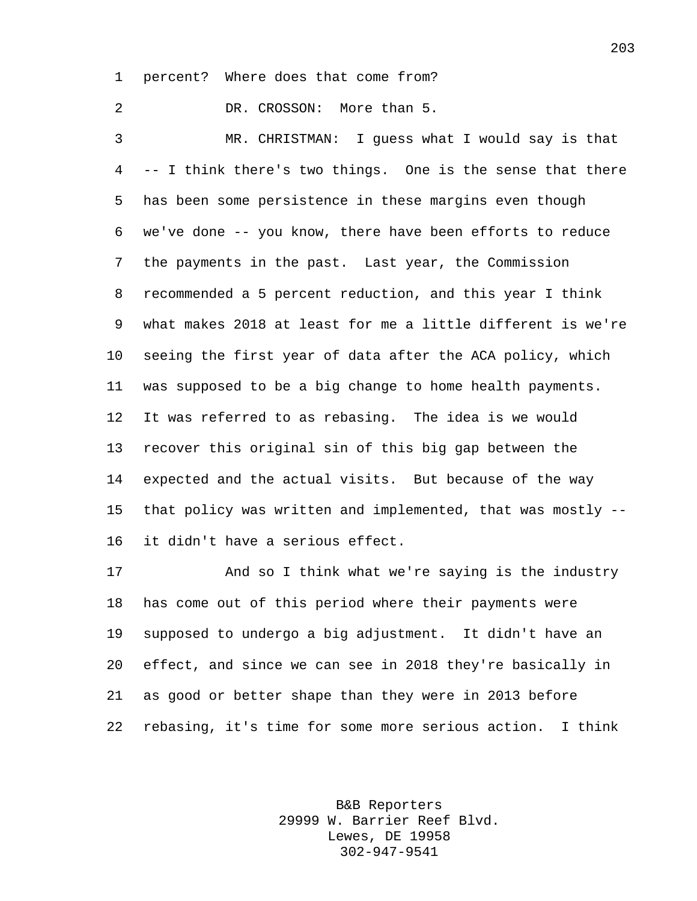percent? Where does that come from?

DR. CROSSON: More than 5.

MR. CHRISTMAN: I guess what I would say is that -- I think there's two things. One is the sense that there has been some persistence in these margins even though we've done -- you know, there have been efforts to reduce the payments in the past. Last year, the Commission recommended a 5 percent reduction, and this year I think what makes 2018 at least for me a little different is we're seeing the first year of data after the ACA policy, which was supposed to be a big change to home health payments. It was referred to as rebasing. The idea is we would recover this original sin of this big gap between the expected and the actual visits. But because of the way that policy was written and implemented, that was mostly -- it didn't have a serious effect.

And so I think what we're saying is the industry has come out of this period where their payments were supposed to undergo a big adjustment. It didn't have an effect, and since we can see in 2018 they're basically in as good or better shape than they were in 2013 before rebasing, it's time for some more serious action. I think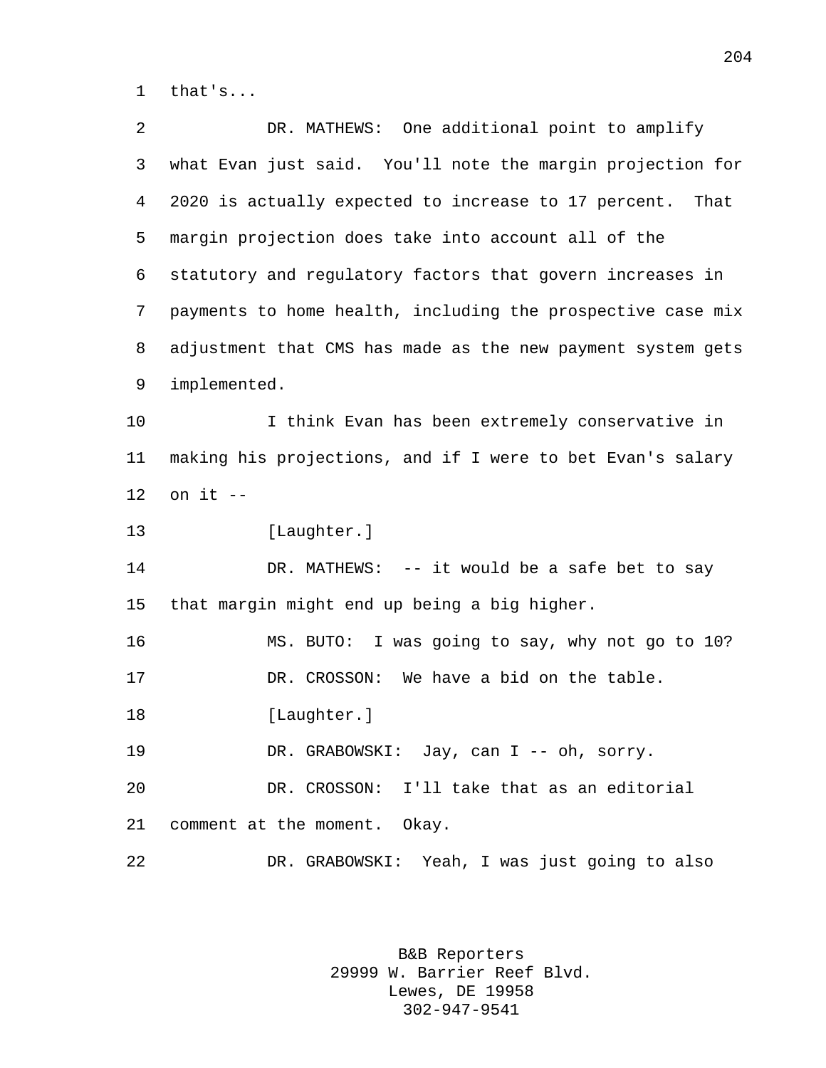1 that's...

2 DR. MATHEWS: One additional point to amplify
3 what Evan just said. You'll note the margin projection for
4 2020 is actually expected to increase to 17 percent. That
5 margin projection does take into account all of the
6 statutory and regulatory factors that govern increases in
7 payments to home health, including the prospective case mix
8 adjustment that CMS has made as the new payment system gets
9 implemented.

10 I think Evan has been extremely conservative in
11 making his projections, and if I were to bet Evan's salary
12 on it --

13 [Laughter.]

14 DR. MATHEWS: -- it would be a safe bet to say
15 that margin might end up being a big higher.

16 MS. BUTO: I was going to say, why not go to 10?

17 DR. CROSSON: We have a bid on the table.

18 [Laughter.]

19 DR. GRABOWSKI: Jay, can I -- oh, sorry.

20 DR. CROSSON: I'll take that as an editorial
21 comment at the moment. Okay.

22 DR. GRABOWSKI: Yeah, I was just going to also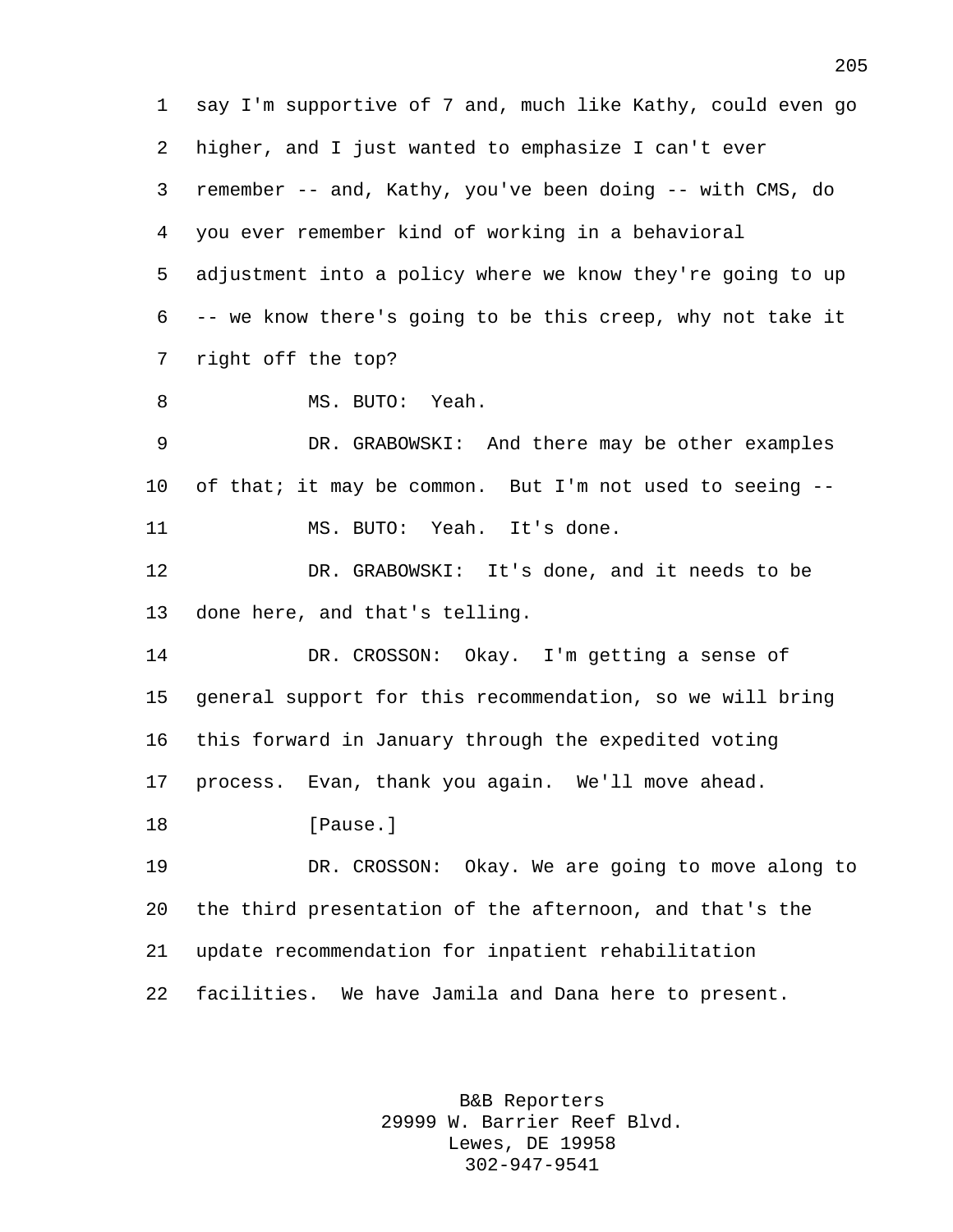say I'm supportive of 7 and, much like Kathy, could even go higher, and I just wanted to emphasize I can't ever remember -- and, Kathy, you've been doing -- with CMS, do you ever remember kind of working in a behavioral adjustment into a policy where we know they're going to up -- we know there's going to be this creep, why not take it right off the top?

MS. BUTO: Yeah.

DR. GRABOWSKI: And there may be other examples of that; it may be common. But I'm not used to seeing --

MS. BUTO: Yeah. It's done.

DR. GRABOWSKI: It's done, and it needs to be done here, and that's telling.

DR. CROSSON: Okay. I'm getting a sense of general support for this recommendation, so we will bring this forward in January through the expedited voting process. Evan, thank you again. We'll move ahead.

[Pause.]

DR. CROSSON: Okay. We are going to move along to the third presentation of the afternoon, and that's the update recommendation for inpatient rehabilitation facilities. We have Jamila and Dana here to present.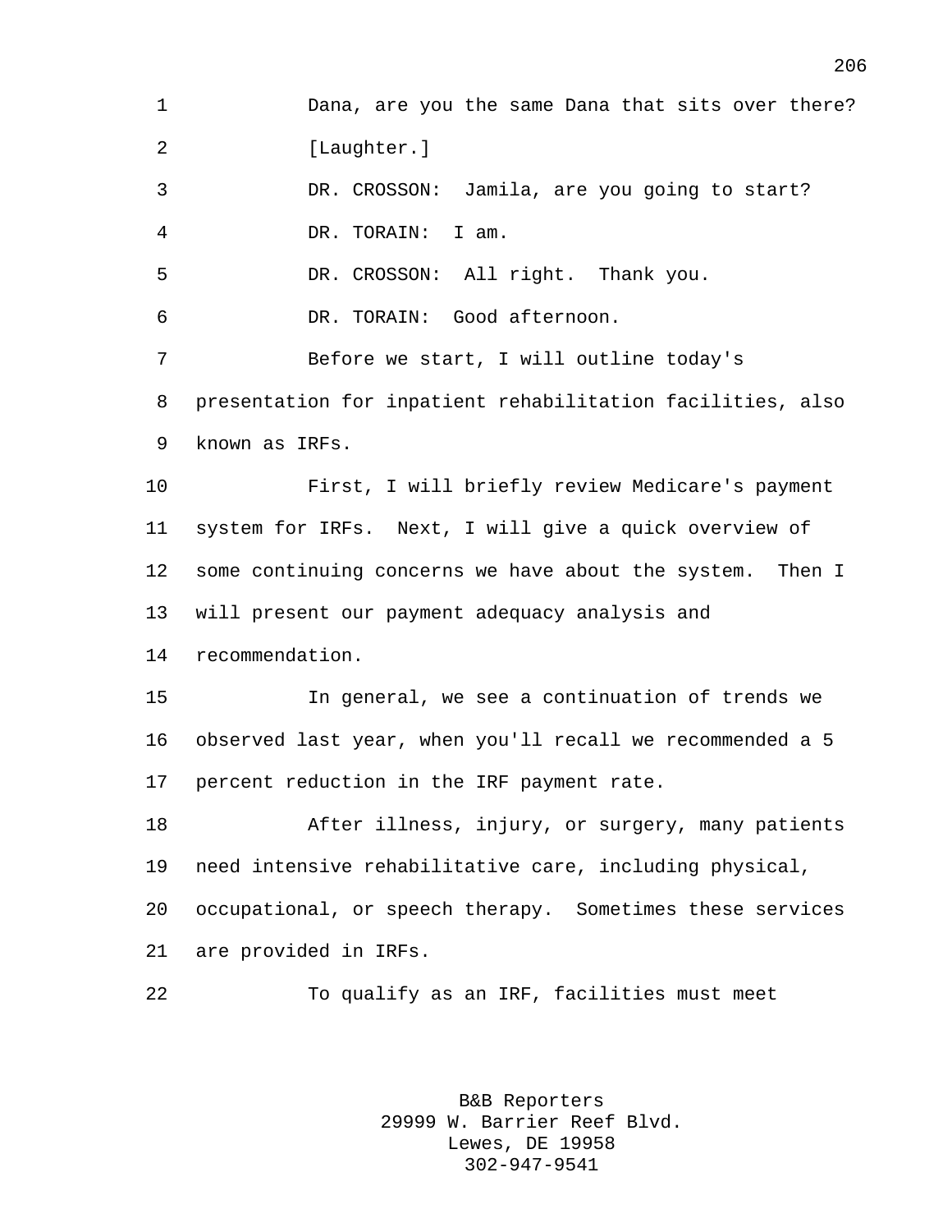Dana, are you the same Dana that sits over there?

[Laughter.]

DR. CROSSON: Jamila, are you going to start?

DR. TORAIN: I am.

DR. CROSSON: All right. Thank you.

DR. TORAIN: Good afternoon.

Before we start, I will outline today's presentation for inpatient rehabilitation facilities, also known as IRFs.

First, I will briefly review Medicare's payment system for IRFs. Next, I will give a quick overview of some continuing concerns we have about the system. Then I will present our payment adequacy analysis and recommendation.

In general, we see a continuation of trends we observed last year, when you'll recall we recommended a 5 percent reduction in the IRF payment rate.

After illness, injury, or surgery, many patients need intensive rehabilitative care, including physical, occupational, or speech therapy. Sometimes these services are provided in IRFs.

To qualify as an IRF, facilities must meet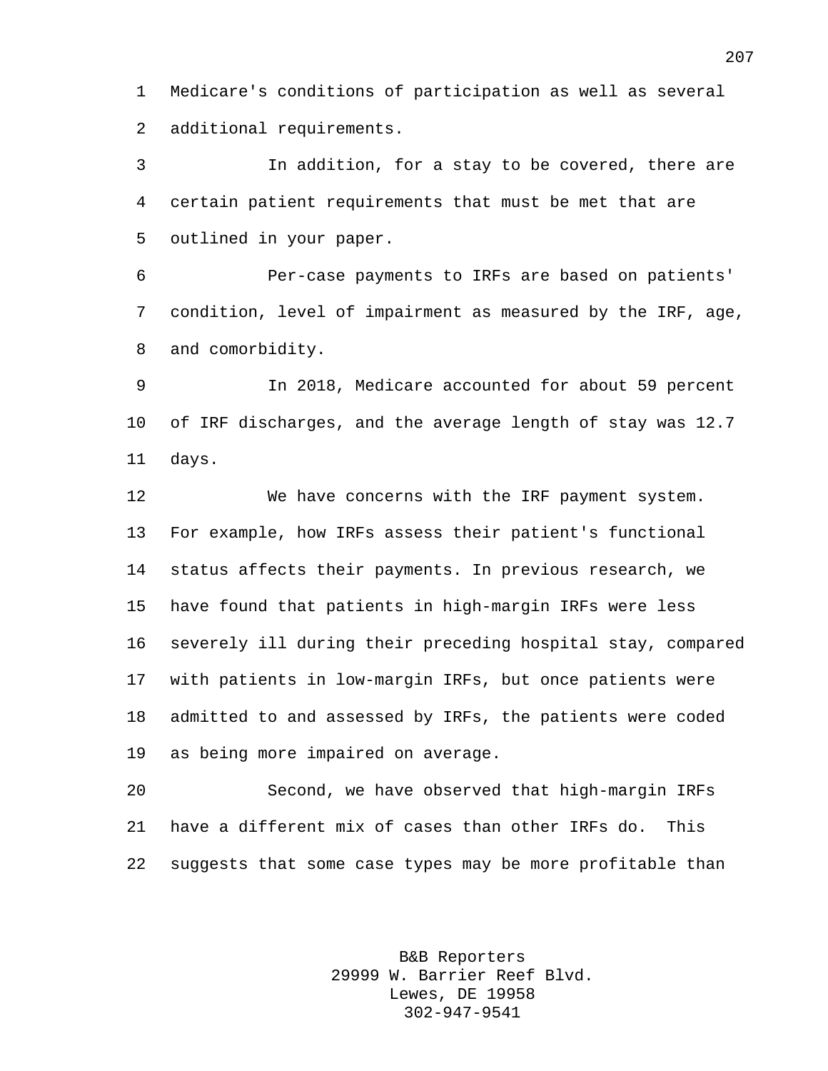Medicare's conditions of participation as well as several additional requirements.

In addition, for a stay to be covered, there are certain patient requirements that must be met that are outlined in your paper.

Per-case payments to IRFs are based on patients' condition, level of impairment as measured by the IRF, age, and comorbidity.

In 2018, Medicare accounted for about 59 percent of IRF discharges, and the average length of stay was 12.7 days.

We have concerns with the IRF payment system. For example, how IRFs assess their patient's functional status affects their payments. In previous research, we have found that patients in high-margin IRFs were less severely ill during their preceding hospital stay, compared with patients in low-margin IRFs, but once patients were admitted to and assessed by IRFs, the patients were coded as being more impaired on average.

Second, we have observed that high-margin IRFs have a different mix of cases than other IRFs do. This suggests that some case types may be more profitable than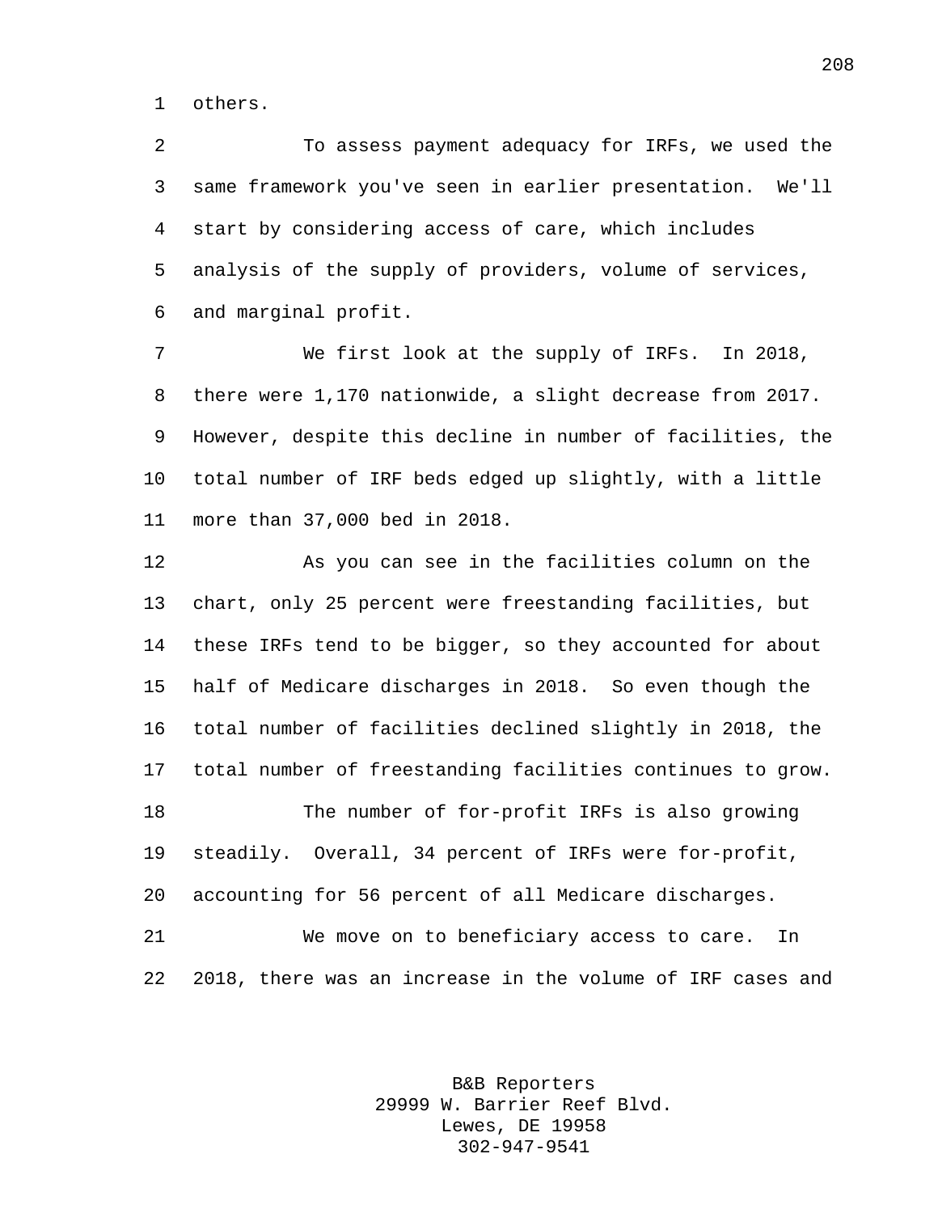others.

To assess payment adequacy for IRFs, we used the same framework you've seen in earlier presentation. We'll start by considering access of care, which includes analysis of the supply of providers, volume of services, and marginal profit.

We first look at the supply of IRFs. In 2018, there were 1,170 nationwide, a slight decrease from 2017. However, despite this decline in number of facilities, the total number of IRF beds edged up slightly, with a little more than 37,000 bed in 2018.

As you can see in the facilities column on the chart, only 25 percent were freestanding facilities, but these IRFs tend to be bigger, so they accounted for about half of Medicare discharges in 2018. So even though the total number of facilities declined slightly in 2018, the total number of freestanding facilities continues to grow.

The number of for-profit IRFs is also growing steadily. Overall, 34 percent of IRFs were for-profit, accounting for 56 percent of all Medicare discharges.

We move on to beneficiary access to care. In 2018, there was an increase in the volume of IRF cases and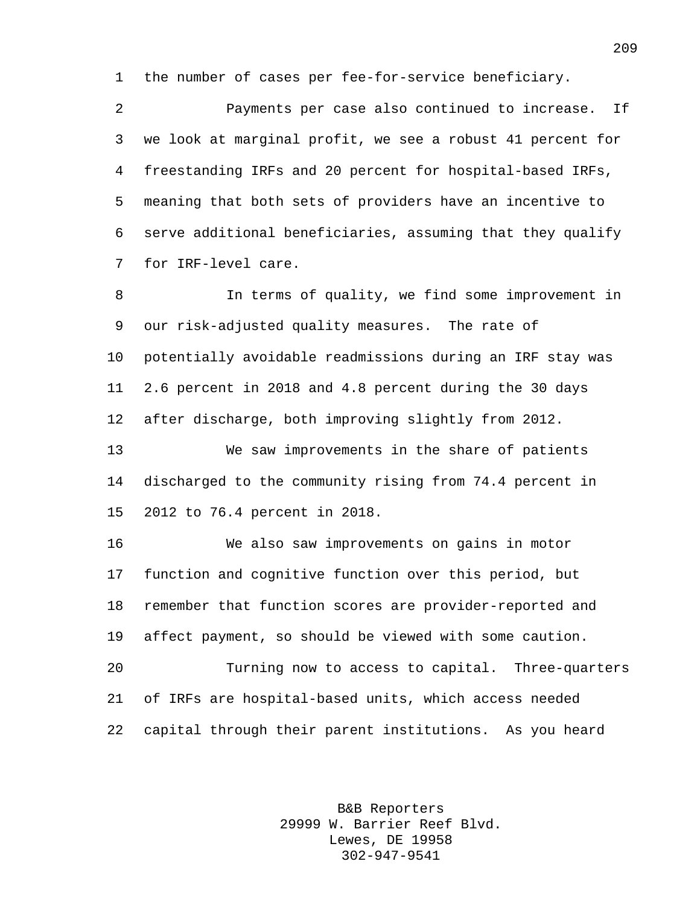the number of cases per fee-for-service beneficiary.

Payments per case also continued to increase. If we look at marginal profit, we see a robust 41 percent for freestanding IRFs and 20 percent for hospital-based IRFs, meaning that both sets of providers have an incentive to serve additional beneficiaries, assuming that they qualify for IRF-level care.

In terms of quality, we find some improvement in our risk-adjusted quality measures. The rate of potentially avoidable readmissions during an IRF stay was 2.6 percent in 2018 and 4.8 percent during the 30 days after discharge, both improving slightly from 2012.

We saw improvements in the share of patients discharged to the community rising from 74.4 percent in 2012 to 76.4 percent in 2018.

We also saw improvements on gains in motor function and cognitive function over this period, but remember that function scores are provider-reported and affect payment, so should be viewed with some caution.

Turning now to access to capital. Three-quarters of IRFs are hospital-based units, which access needed capital through their parent institutions. As you heard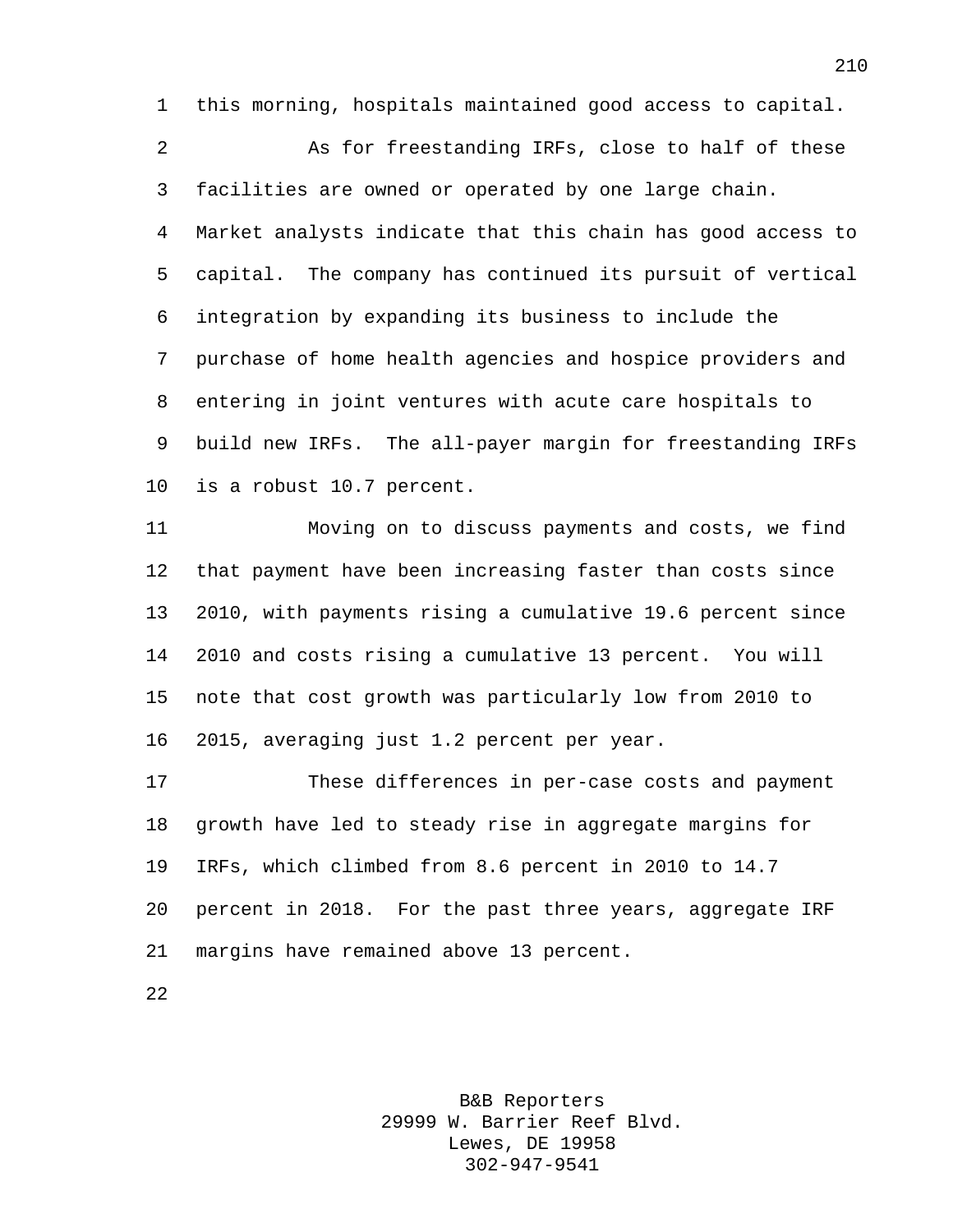this morning, hospitals maintained good access to capital.

As for freestanding IRFs, close to half of these facilities are owned or operated by one large chain. Market analysts indicate that this chain has good access to capital. The company has continued its pursuit of vertical integration by expanding its business to include the purchase of home health agencies and hospice providers and entering in joint ventures with acute care hospitals to build new IRFs. The all-payer margin for freestanding IRFs is a robust 10.7 percent.

Moving on to discuss payments and costs, we find that payment have been increasing faster than costs since 2010, with payments rising a cumulative 19.6 percent since 2010 and costs rising a cumulative 13 percent. You will note that cost growth was particularly low from 2010 to 2015, averaging just 1.2 percent per year.

These differences in per-case costs and payment growth have led to steady rise in aggregate margins for IRFs, which climbed from 8.6 percent in 2010 to 14.7 percent in 2018. For the past three years, aggregate IRF margins have remained above 13 percent.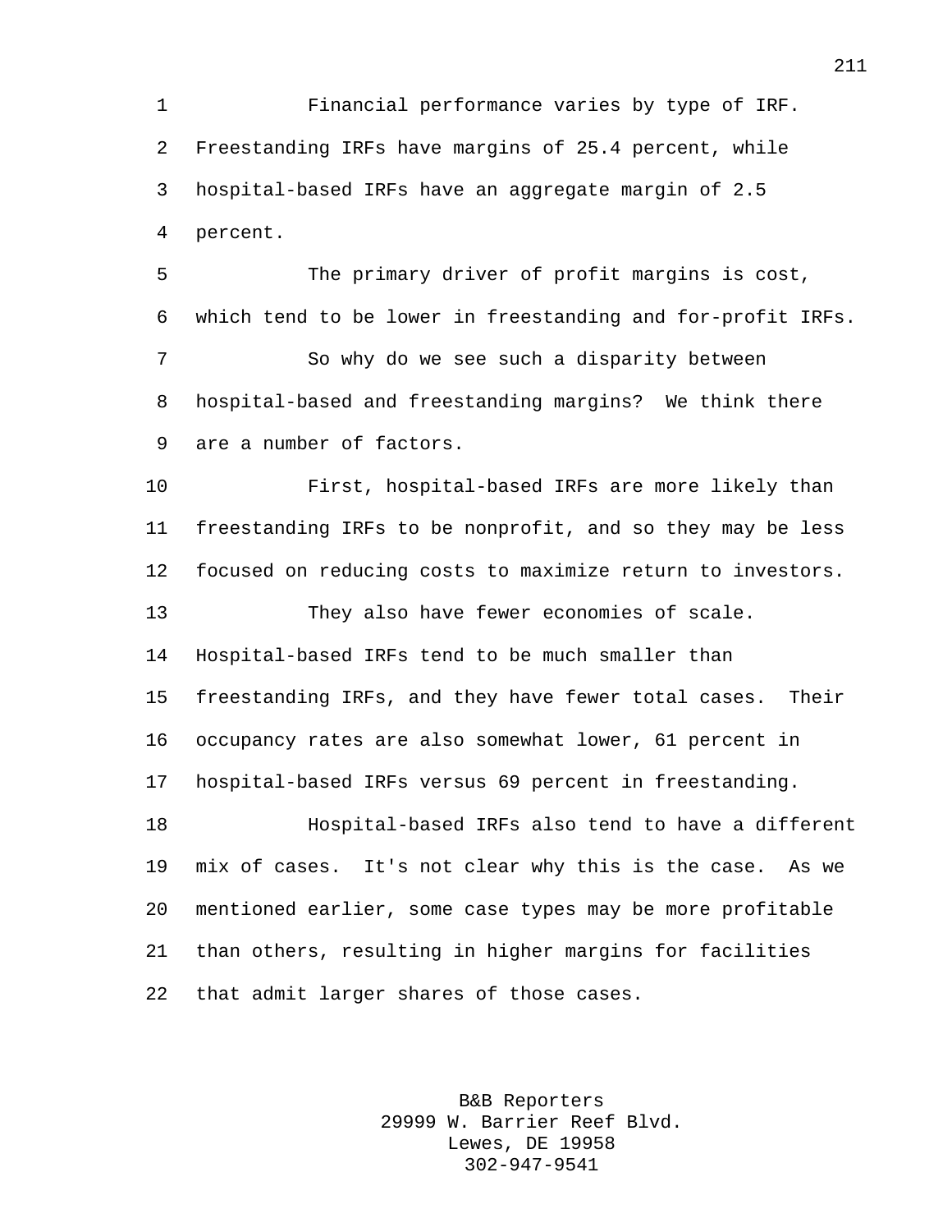Financial performance varies by type of IRF. Freestanding IRFs have margins of 25.4 percent, while hospital-based IRFs have an aggregate margin of 2.5 percent.

The primary driver of profit margins is cost, which tend to be lower in freestanding and for-profit IRFs.

So why do we see such a disparity between hospital-based and freestanding margins? We think there are a number of factors.

First, hospital-based IRFs are more likely than freestanding IRFs to be nonprofit, and so they may be less focused on reducing costs to maximize return to investors.

They also have fewer economies of scale. Hospital-based IRFs tend to be much smaller than freestanding IRFs, and they have fewer total cases. Their occupancy rates are also somewhat lower, 61 percent in hospital-based IRFs versus 69 percent in freestanding.

Hospital-based IRFs also tend to have a different mix of cases. It's not clear why this is the case. As we mentioned earlier, some case types may be more profitable than others, resulting in higher margins for facilities that admit larger shares of those cases.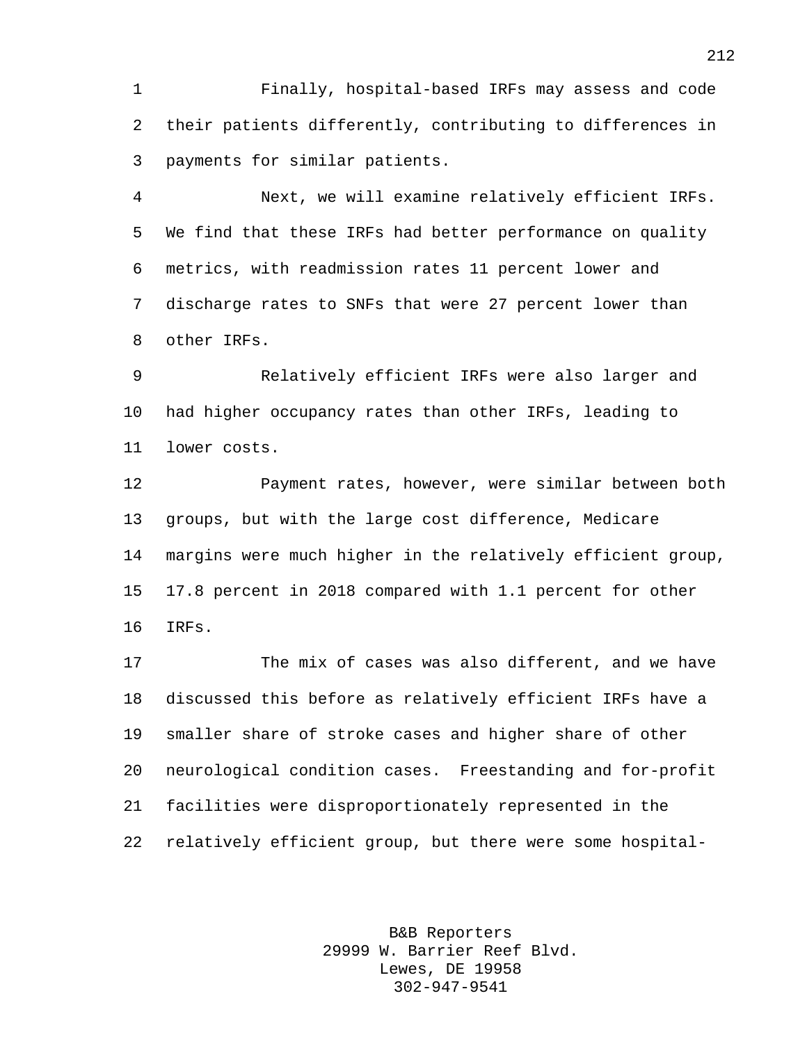Finally, hospital-based IRFs may assess and code their patients differently, contributing to differences in payments for similar patients.

Next, we will examine relatively efficient IRFs. We find that these IRFs had better performance on quality metrics, with readmission rates 11 percent lower and discharge rates to SNFs that were 27 percent lower than other IRFs.

Relatively efficient IRFs were also larger and had higher occupancy rates than other IRFs, leading to lower costs.

Payment rates, however, were similar between both groups, but with the large cost difference, Medicare margins were much higher in the relatively efficient group, 17.8 percent in 2018 compared with 1.1 percent for other IRFs.

The mix of cases was also different, and we have discussed this before as relatively efficient IRFs have a smaller share of stroke cases and higher share of other neurological condition cases. Freestanding and for-profit facilities were disproportionately represented in the relatively efficient group, but there were some hospital-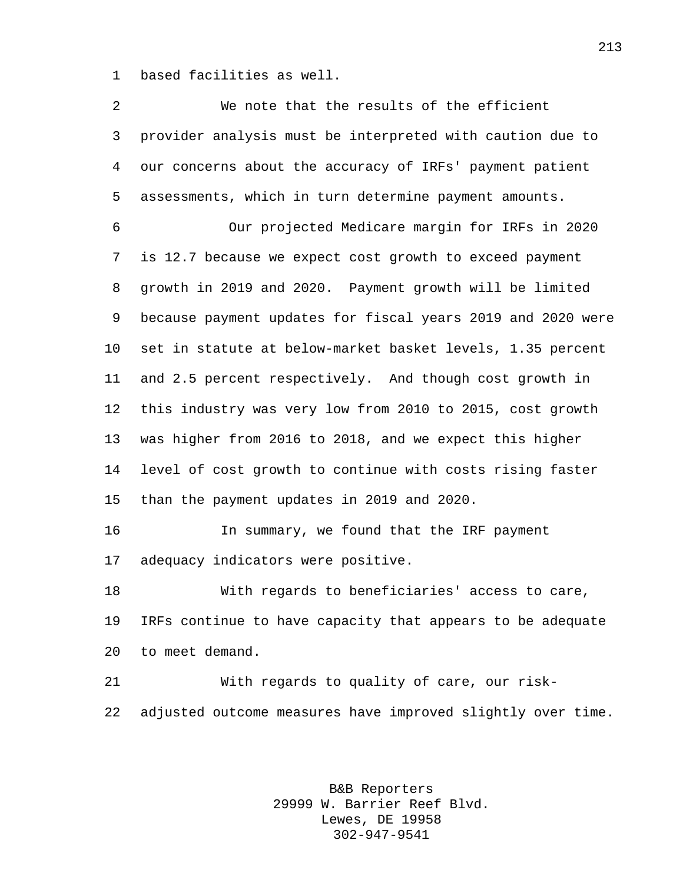based facilities as well.

We note that the results of the efficient provider analysis must be interpreted with caution due to our concerns about the accuracy of IRFs' payment patient assessments, which in turn determine payment amounts.

Our projected Medicare margin for IRFs in 2020 is 12.7 because we expect cost growth to exceed payment growth in 2019 and 2020. Payment growth will be limited because payment updates for fiscal years 2019 and 2020 were set in statute at below-market basket levels, 1.35 percent and 2.5 percent respectively. And though cost growth in this industry was very low from 2010 to 2015, cost growth was higher from 2016 to 2018, and we expect this higher level of cost growth to continue with costs rising faster than the payment updates in 2019 and 2020.

In summary, we found that the IRF payment adequacy indicators were positive.

With regards to beneficiaries' access to care, IRFs continue to have capacity that appears to be adequate to meet demand.

With regards to quality of care, our risk-adjusted outcome measures have improved slightly over time.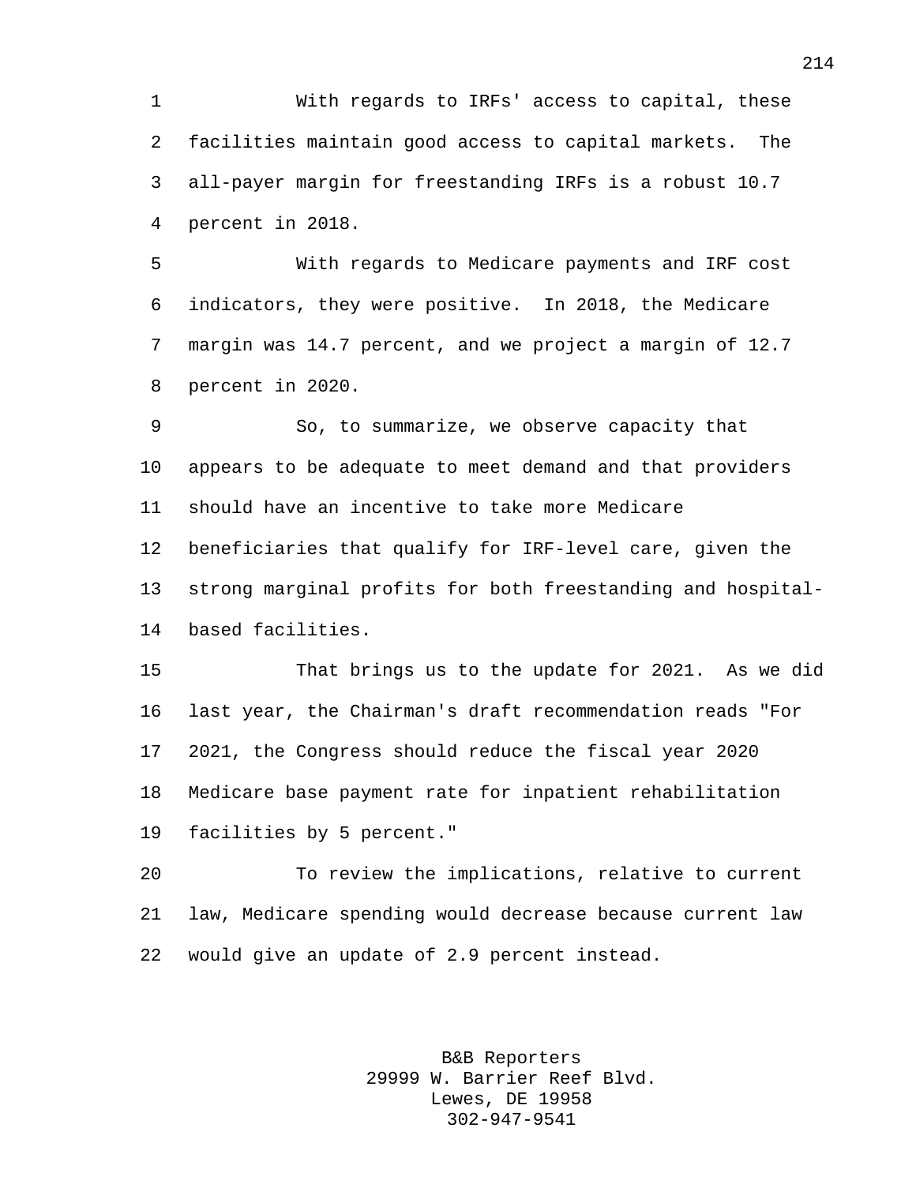With regards to IRFs' access to capital, these facilities maintain good access to capital markets. The all-payer margin for freestanding IRFs is a robust 10.7 percent in 2018.

With regards to Medicare payments and IRF cost indicators, they were positive. In 2018, the Medicare margin was 14.7 percent, and we project a margin of 12.7 percent in 2020.

So, to summarize, we observe capacity that appears to be adequate to meet demand and that providers should have an incentive to take more Medicare beneficiaries that qualify for IRF-level care, given the strong marginal profits for both freestanding and hospital-based facilities.

That brings us to the update for 2021. As we did last year, the Chairman's draft recommendation reads "For 2021, the Congress should reduce the fiscal year 2020 Medicare base payment rate for inpatient rehabilitation facilities by 5 percent."

To review the implications, relative to current law, Medicare spending would decrease because current law would give an update of 2.9 percent instead.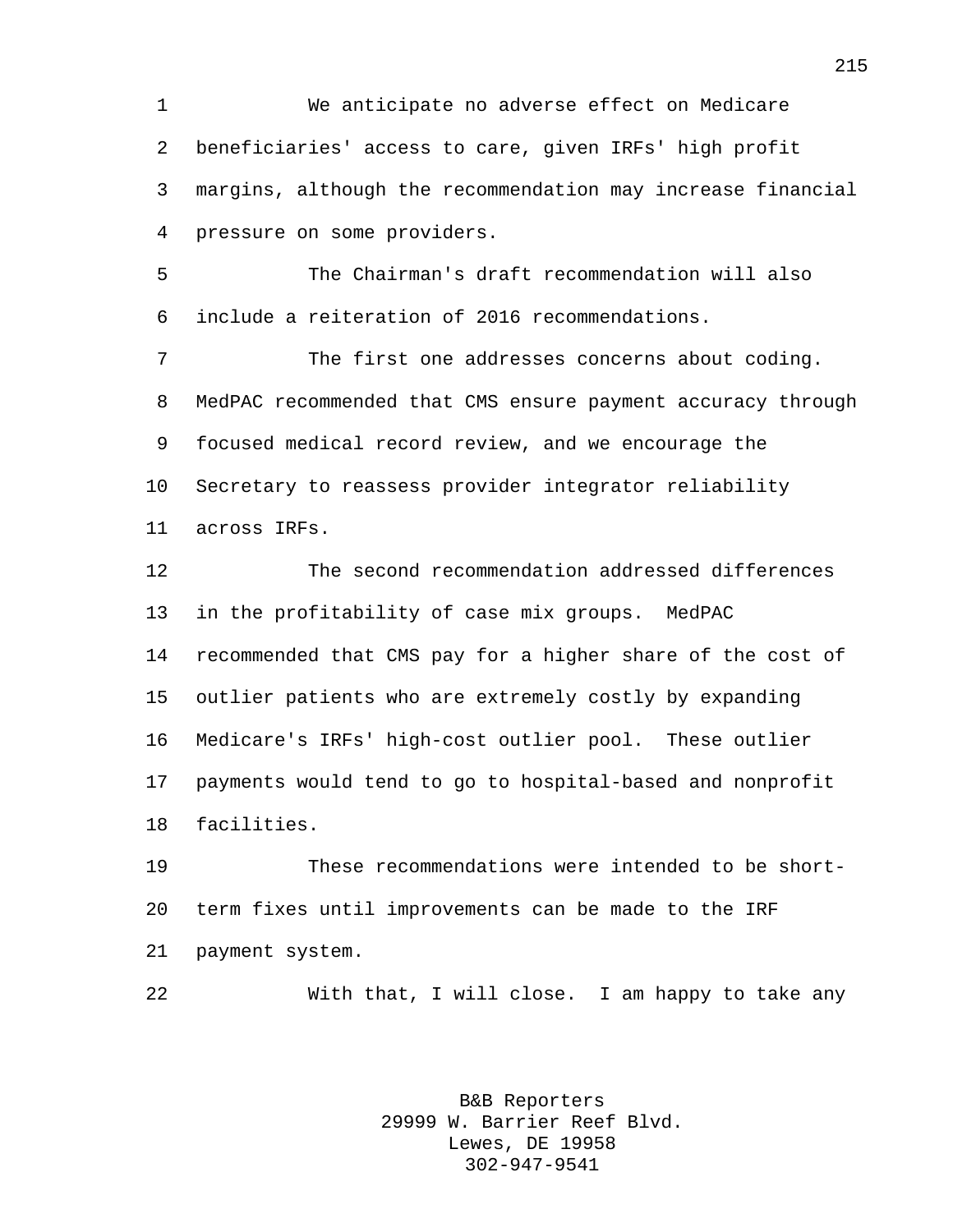We anticipate no adverse effect on Medicare beneficiaries' access to care, given IRFs' high profit margins, although the recommendation may increase financial pressure on some providers.

The Chairman's draft recommendation will also include a reiteration of 2016 recommendations.

The first one addresses concerns about coding. MedPAC recommended that CMS ensure payment accuracy through focused medical record review, and we encourage the Secretary to reassess provider integrator reliability across IRFs.

The second recommendation addressed differences in the profitability of case mix groups. MedPAC recommended that CMS pay for a higher share of the cost of outlier patients who are extremely costly by expanding Medicare's IRFs' high-cost outlier pool. These outlier payments would tend to go to hospital-based and nonprofit facilities.

These recommendations were intended to be short-term fixes until improvements can be made to the IRF payment system.

With that, I will close. I am happy to take any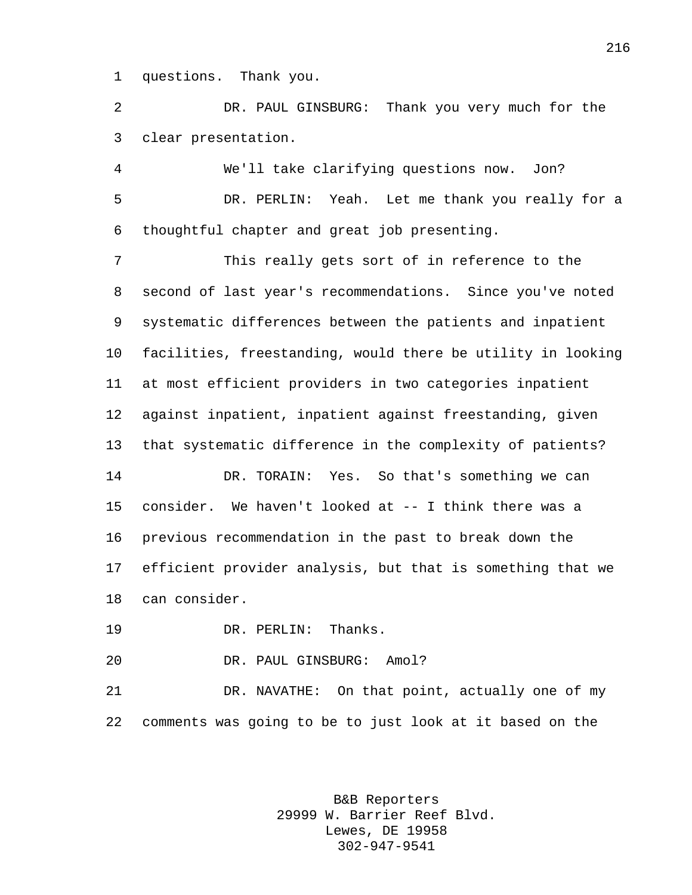questions. Thank you.

DR. PAUL GINSBURG: Thank you very much for the clear presentation.

We'll take clarifying questions now. Jon?

DR. PERLIN: Yeah. Let me thank you really for a thoughtful chapter and great job presenting.

This really gets sort of in reference to the second of last year's recommendations. Since you've noted systematic differences between the patients and inpatient facilities, freestanding, would there be utility in looking at most efficient providers in two categories inpatient against inpatient, inpatient against freestanding, given that systematic difference in the complexity of patients?

DR. TORAIN: Yes. So that's something we can consider. We haven't looked at -- I think there was a previous recommendation in the past to break down the efficient provider analysis, but that is something that we can consider.

DR. PERLIN: Thanks.

DR. PAUL GINSBURG: Amol?

DR. NAVATHE: On that point, actually one of my comments was going to be to just look at it based on the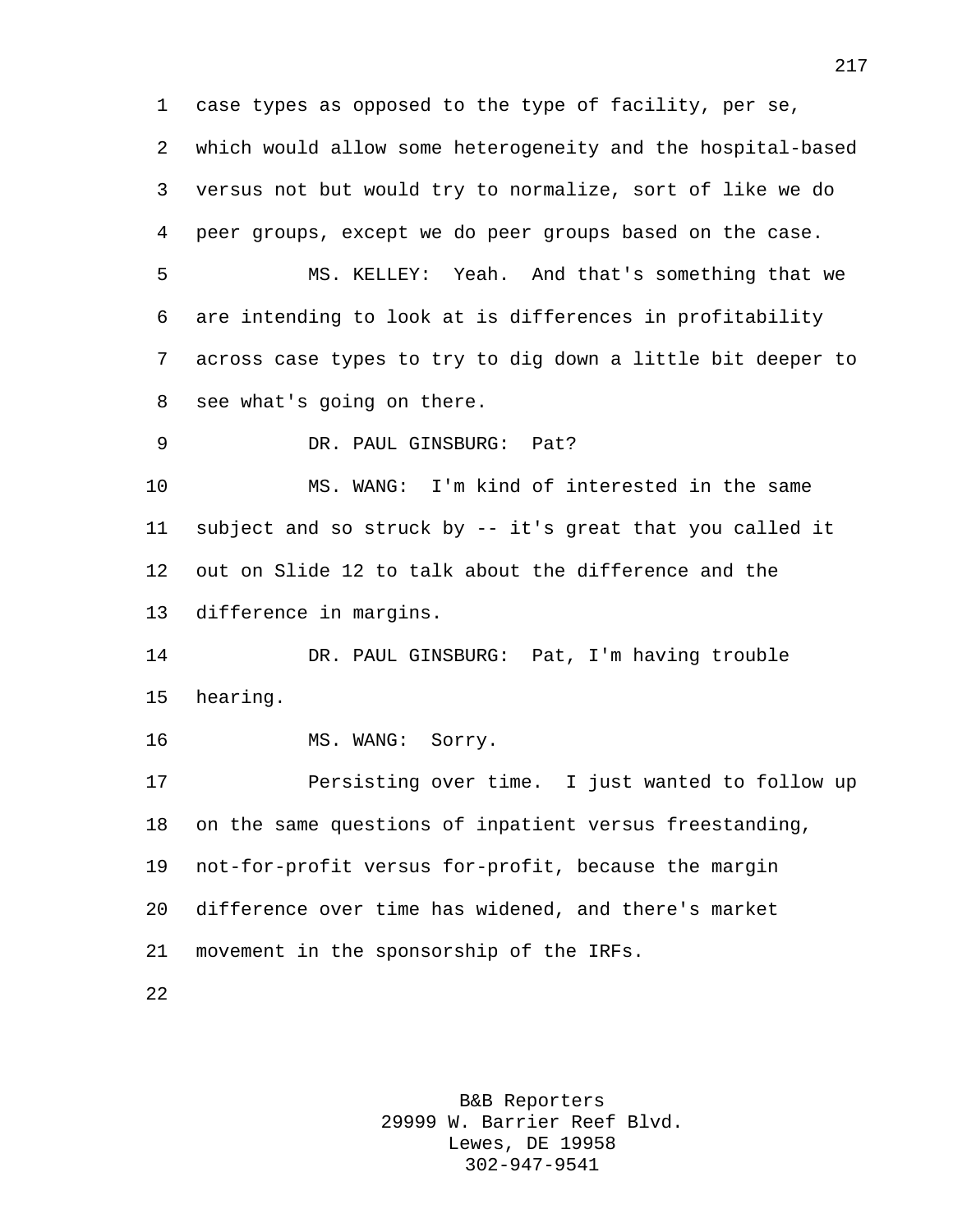case types as opposed to the type of facility, per se, which would allow some heterogeneity and the hospital-based versus not but would try to normalize, sort of like we do peer groups, except we do peer groups based on the case.

MS. KELLEY: Yeah. And that's something that we are intending to look at is differences in profitability across case types to try to dig down a little bit deeper to see what's going on there.

DR. PAUL GINSBURG: Pat?

MS. WANG: I'm kind of interested in the same subject and so struck by -- it's great that you called it out on Slide 12 to talk about the difference and the difference in margins.

DR. PAUL GINSBURG: Pat, I'm having trouble hearing.

MS. WANG: Sorry.

Persisting over time. I just wanted to follow up on the same questions of inpatient versus freestanding, not-for-profit versus for-profit, because the margin difference over time has widened, and there's market movement in the sponsorship of the IRFs.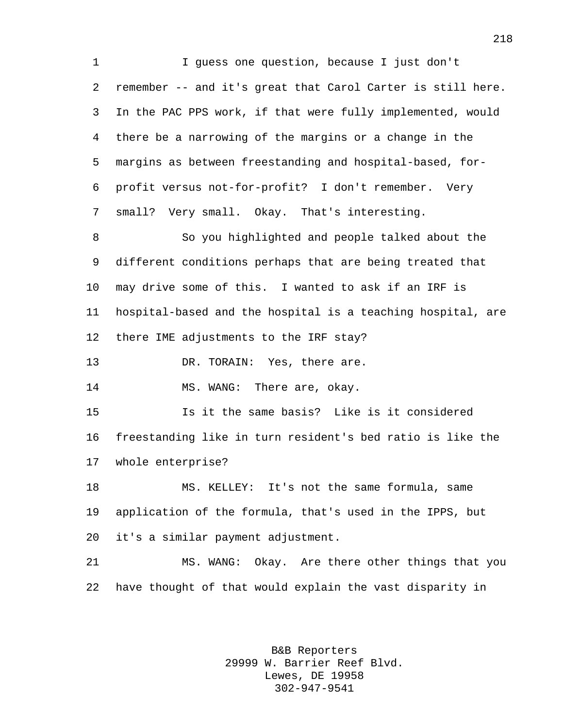I guess one question, because I just don't remember -- and it's great that Carol Carter is still here. In the PAC PPS work, if that were fully implemented, would there be a narrowing of the margins or a change in the margins as between freestanding and hospital-based, for-profit versus not-for-profit? I don't remember. Very small? Very small. Okay. That's interesting.

So you highlighted and people talked about the different conditions perhaps that are being treated that may drive some of this. I wanted to ask if an IRF is hospital-based and the hospital is a teaching hospital, are there IME adjustments to the IRF stay?

DR. TORAIN: Yes, there are.

MS. WANG: There are, okay.

Is it the same basis? Like is it considered freestanding like in turn resident's bed ratio is like the whole enterprise?

MS. KELLEY: It's not the same formula, same application of the formula, that's used in the IPPS, but it's a similar payment adjustment.

MS. WANG: Okay. Are there other things that you have thought of that would explain the vast disparity in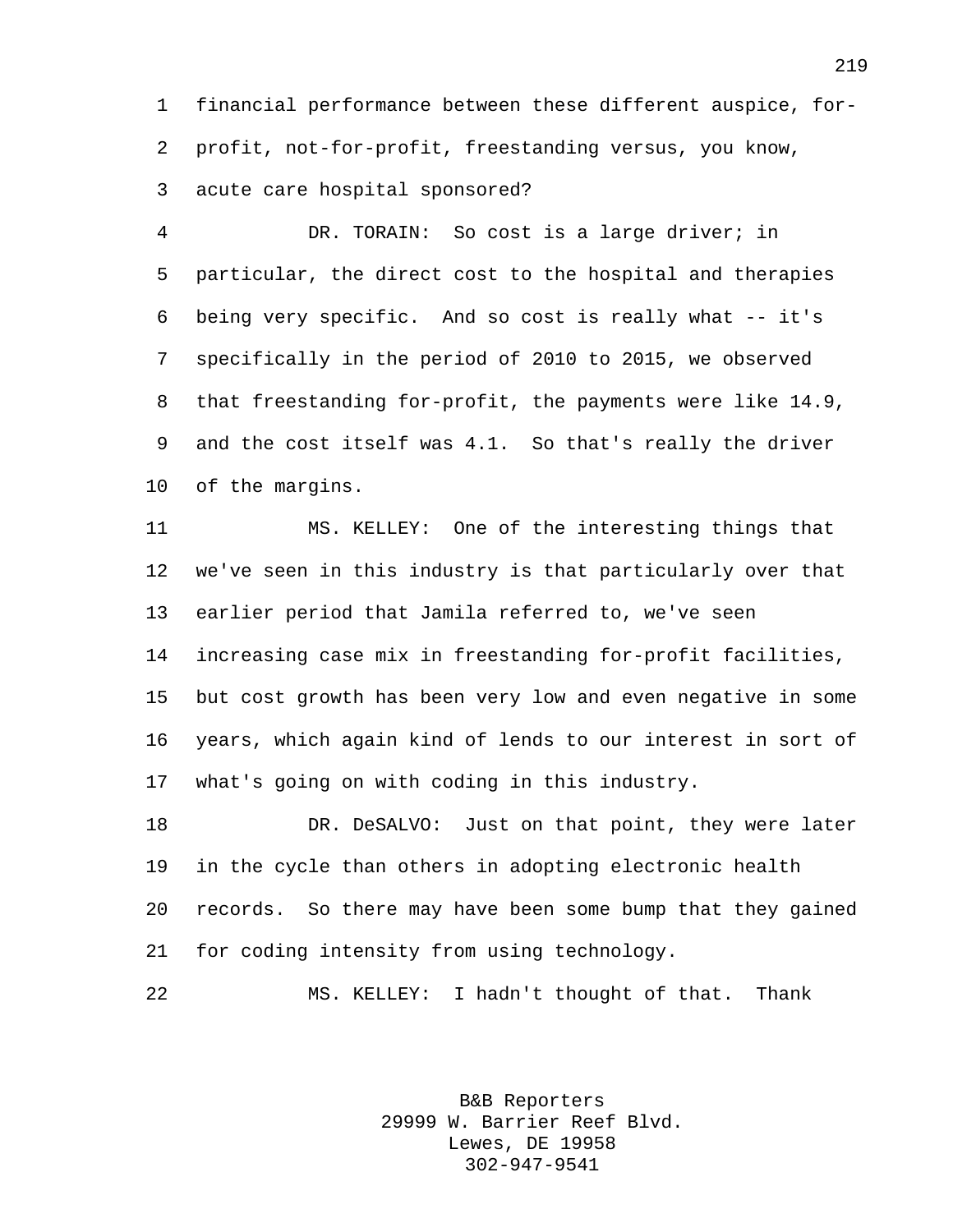financial performance between these different auspice, for-profit, not-for-profit, freestanding versus, you know, acute care hospital sponsored?

DR. TORAIN: So cost is a large driver; in particular, the direct cost to the hospital and therapies being very specific. And so cost is really what -- it's specifically in the period of 2010 to 2015, we observed that freestanding for-profit, the payments were like 14.9, and the cost itself was 4.1. So that's really the driver of the margins.

MS. KELLEY: One of the interesting things that we've seen in this industry is that particularly over that earlier period that Jamila referred to, we've seen increasing case mix in freestanding for-profit facilities, but cost growth has been very low and even negative in some years, which again kind of lends to our interest in sort of what's going on with coding in this industry.

DR. DeSALVO: Just on that point, they were later in the cycle than others in adopting electronic health records. So there may have been some bump that they gained for coding intensity from using technology.

MS. KELLEY: I hadn't thought of that. Thank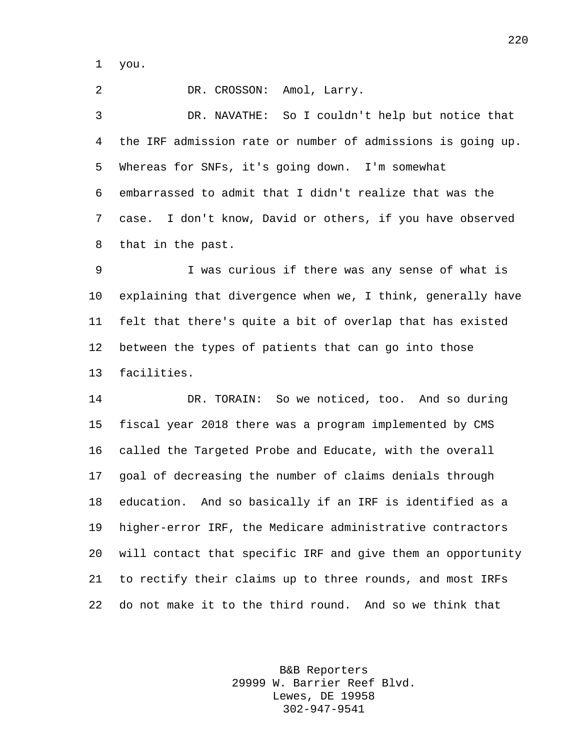you.

DR. CROSSON: Amol, Larry.

DR. NAVATHE: So I couldn't help but notice that the IRF admission rate or number of admissions is going up. Whereas for SNFs, it's going down. I'm somewhat embarrassed to admit that I didn't realize that was the case. I don't know, David or others, if you have observed that in the past.

I was curious if there was any sense of what is explaining that divergence when we, I think, generally have felt that there's quite a bit of overlap that has existed between the types of patients that can go into those facilities.

DR. TORAIN: So we noticed, too. And so during fiscal year 2018 there was a program implemented by CMS called the Targeted Probe and Educate, with the overall goal of decreasing the number of claims denials through education. And so basically if an IRF is identified as a higher-error IRF, the Medicare administrative contractors will contact that specific IRF and give them an opportunity to rectify their claims up to three rounds, and most IRFs do not make it to the third round. And so we think that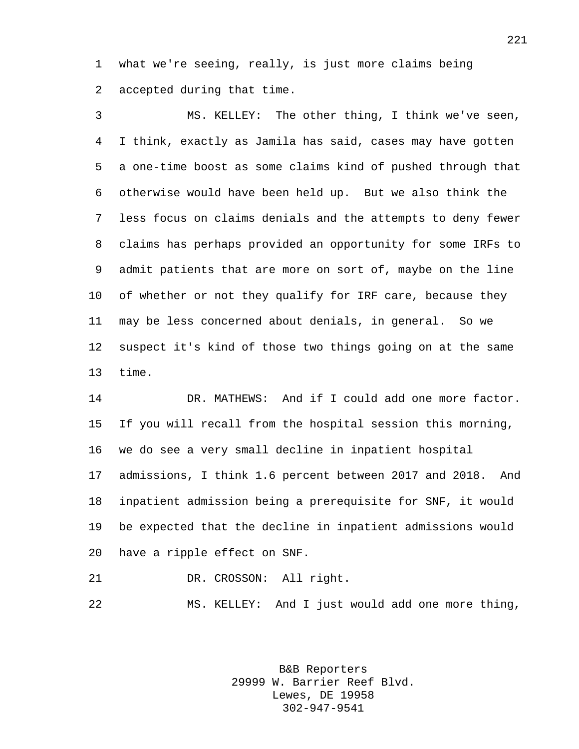what we're seeing, really, is just more claims being accepted during that time.

MS. KELLEY: The other thing, I think we've seen, I think, exactly as Jamila has said, cases may have gotten a one-time boost as some claims kind of pushed through that otherwise would have been held up. But we also think the less focus on claims denials and the attempts to deny fewer claims has perhaps provided an opportunity for some IRFs to admit patients that are more on sort of, maybe on the line of whether or not they qualify for IRF care, because they may be less concerned about denials, in general. So we suspect it's kind of those two things going on at the same time.

DR. MATHEWS: And if I could add one more factor. If you will recall from the hospital session this morning, we do see a very small decline in inpatient hospital admissions, I think 1.6 percent between 2017 and 2018. And inpatient admission being a prerequisite for SNF, it would be expected that the decline in inpatient admissions would have a ripple effect on SNF.

DR. CROSSON: All right.

MS. KELLEY: And I just would add one more thing,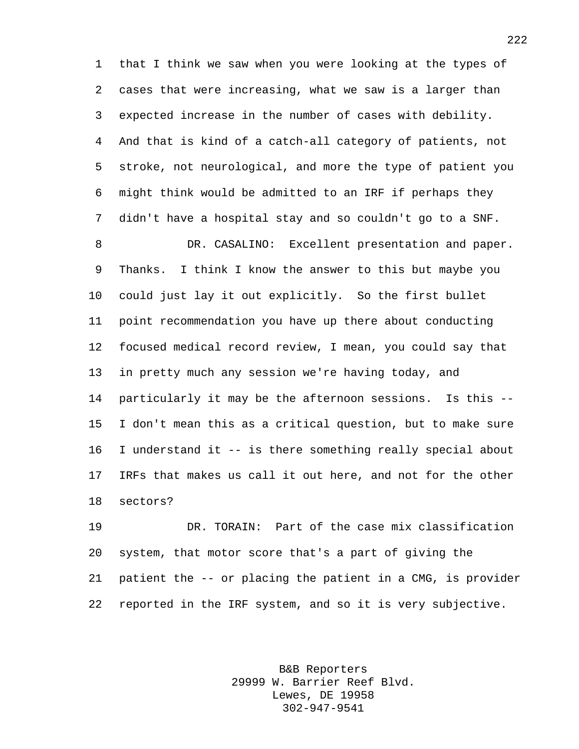that I think we saw when you were looking at the types of cases that were increasing, what we saw is a larger than expected increase in the number of cases with debility. And that is kind of a catch-all category of patients, not stroke, not neurological, and more the type of patient you might think would be admitted to an IRF if perhaps they didn't have a hospital stay and so couldn't go to a SNF.

DR. CASALINO: Excellent presentation and paper. Thanks. I think I know the answer to this but maybe you could just lay it out explicitly. So the first bullet point recommendation you have up there about conducting focused medical record review, I mean, you could say that in pretty much any session we're having today, and particularly it may be the afternoon sessions. Is this -- I don't mean this as a critical question, but to make sure I understand it -- is there something really special about IRFs that makes us call it out here, and not for the other sectors?

DR. TORAIN: Part of the case mix classification system, that motor score that's a part of giving the patient the -- or placing the patient in a CMG, is provider reported in the IRF system, and so it is very subjective.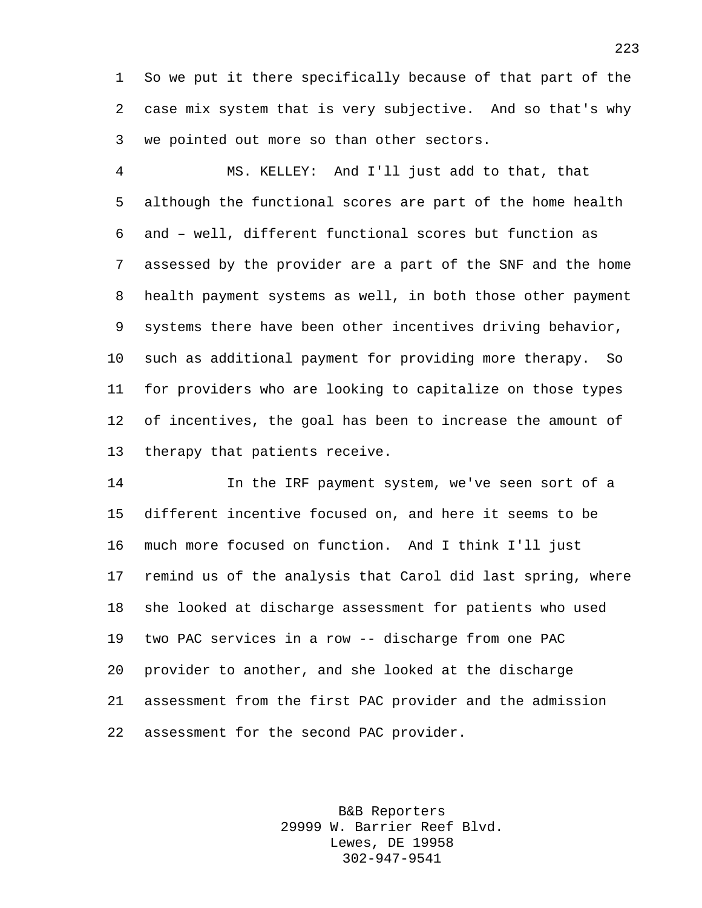So we put it there specifically because of that part of the case mix system that is very subjective. And so that's why we pointed out more so than other sectors.

MS. KELLEY: And I'll just add to that, that although the functional scores are part of the home health and – well, different functional scores but function as assessed by the provider are a part of the SNF and the home health payment systems as well, in both those other payment systems there have been other incentives driving behavior, such as additional payment for providing more therapy. So for providers who are looking to capitalize on those types of incentives, the goal has been to increase the amount of therapy that patients receive.

In the IRF payment system, we've seen sort of a different incentive focused on, and here it seems to be much more focused on function. And I think I'll just remind us of the analysis that Carol did last spring, where she looked at discharge assessment for patients who used two PAC services in a row -- discharge from one PAC provider to another, and she looked at the discharge assessment from the first PAC provider and the admission assessment for the second PAC provider.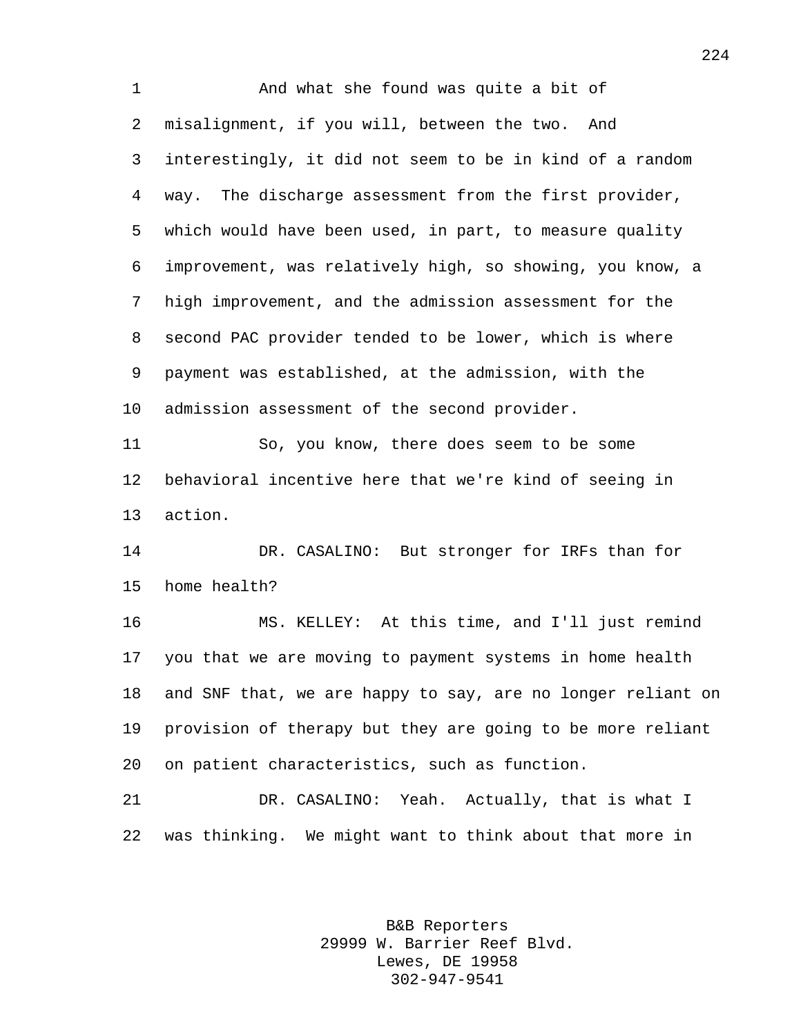And what she found was quite a bit of misalignment, if you will, between the two. And interestingly, it did not seem to be in kind of a random way. The discharge assessment from the first provider, which would have been used, in part, to measure quality improvement, was relatively high, so showing, you know, a high improvement, and the admission assessment for the second PAC provider tended to be lower, which is where payment was established, at the admission, with the admission assessment of the second provider.

So, you know, there does seem to be some behavioral incentive here that we're kind of seeing in action.

DR. CASALINO: But stronger for IRFs than for home health?

MS. KELLEY: At this time, and I'll just remind you that we are moving to payment systems in home health and SNF that, we are happy to say, are no longer reliant on provision of therapy but they are going to be more reliant on patient characteristics, such as function.

DR. CASALINO: Yeah. Actually, that is what I was thinking. We might want to think about that more in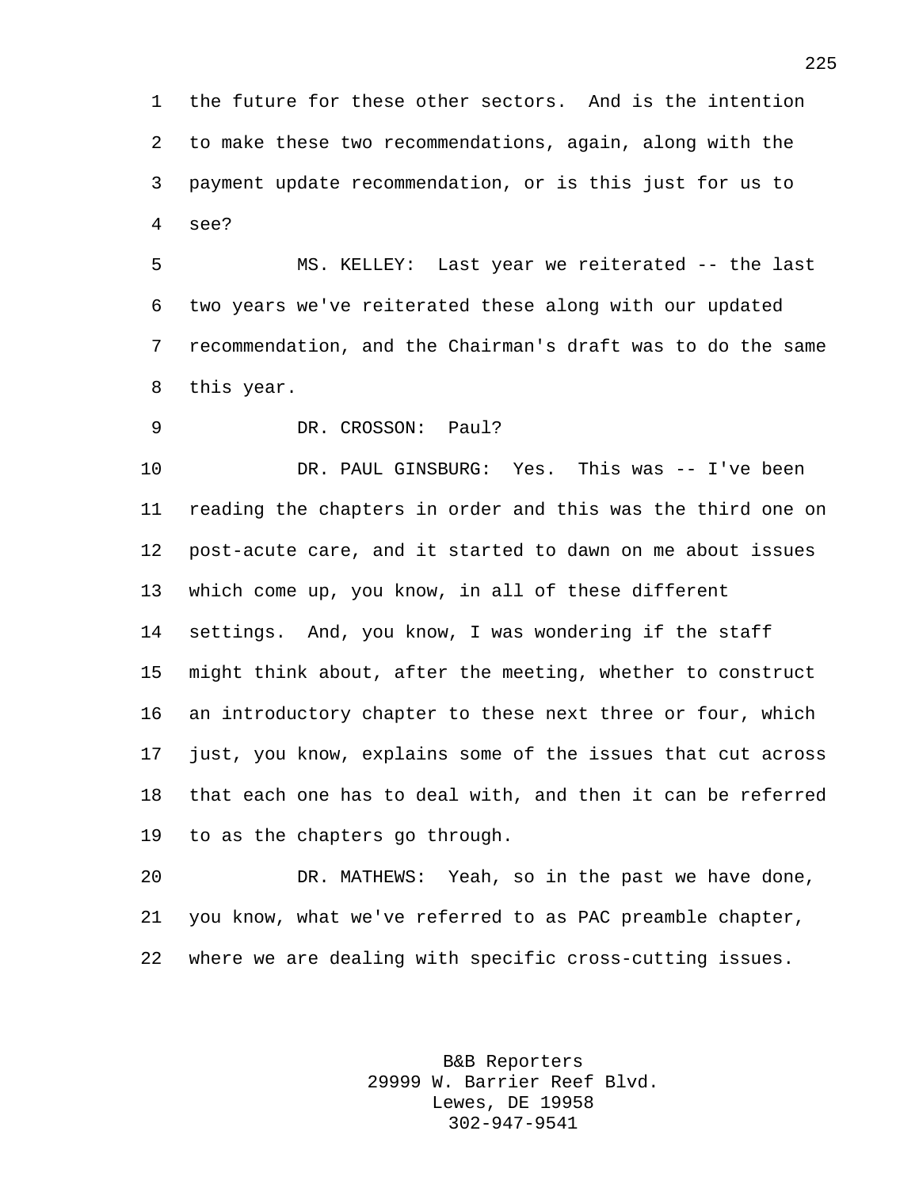the future for these other sectors. And is the intention to make these two recommendations, again, along with the payment update recommendation, or is this just for us to see?

MS. KELLEY: Last year we reiterated -- the last two years we've reiterated these along with our updated recommendation, and the Chairman's draft was to do the same this year.

DR. CROSSON: Paul?

DR. PAUL GINSBURG: Yes. This was -- I've been reading the chapters in order and this was the third one on post-acute care, and it started to dawn on me about issues which come up, you know, in all of these different settings. And, you know, I was wondering if the staff might think about, after the meeting, whether to construct an introductory chapter to these next three or four, which just, you know, explains some of the issues that cut across that each one has to deal with, and then it can be referred to as the chapters go through.

DR. MATHEWS: Yeah, so in the past we have done, you know, what we've referred to as PAC preamble chapter, where we are dealing with specific cross-cutting issues.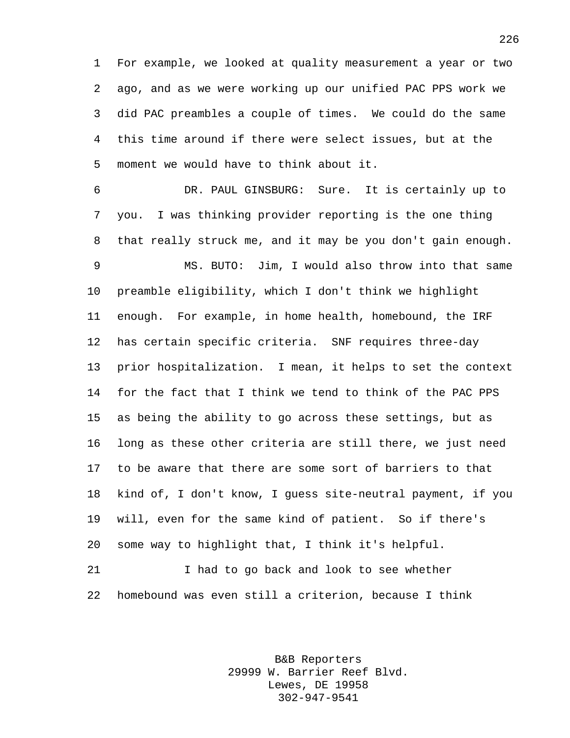For example, we looked at quality measurement a year or two ago, and as we were working up our unified PAC PPS work we did PAC preambles a couple of times. We could do the same this time around if there were select issues, but at the moment we would have to think about it.

DR. PAUL GINSBURG: Sure. It is certainly up to you. I was thinking provider reporting is the one thing that really struck me, and it may be you don't gain enough.

MS. BUTO: Jim, I would also throw into that same preamble eligibility, which I don't think we highlight enough. For example, in home health, homebound, the IRF has certain specific criteria. SNF requires three-day prior hospitalization. I mean, it helps to set the context for the fact that I think we tend to think of the PAC PPS as being the ability to go across these settings, but as long as these other criteria are still there, we just need to be aware that there are some sort of barriers to that kind of, I don't know, I guess site-neutral payment, if you will, even for the same kind of patient. So if there's some way to highlight that, I think it's helpful.

I had to go back and look to see whether homebound was even still a criterion, because I think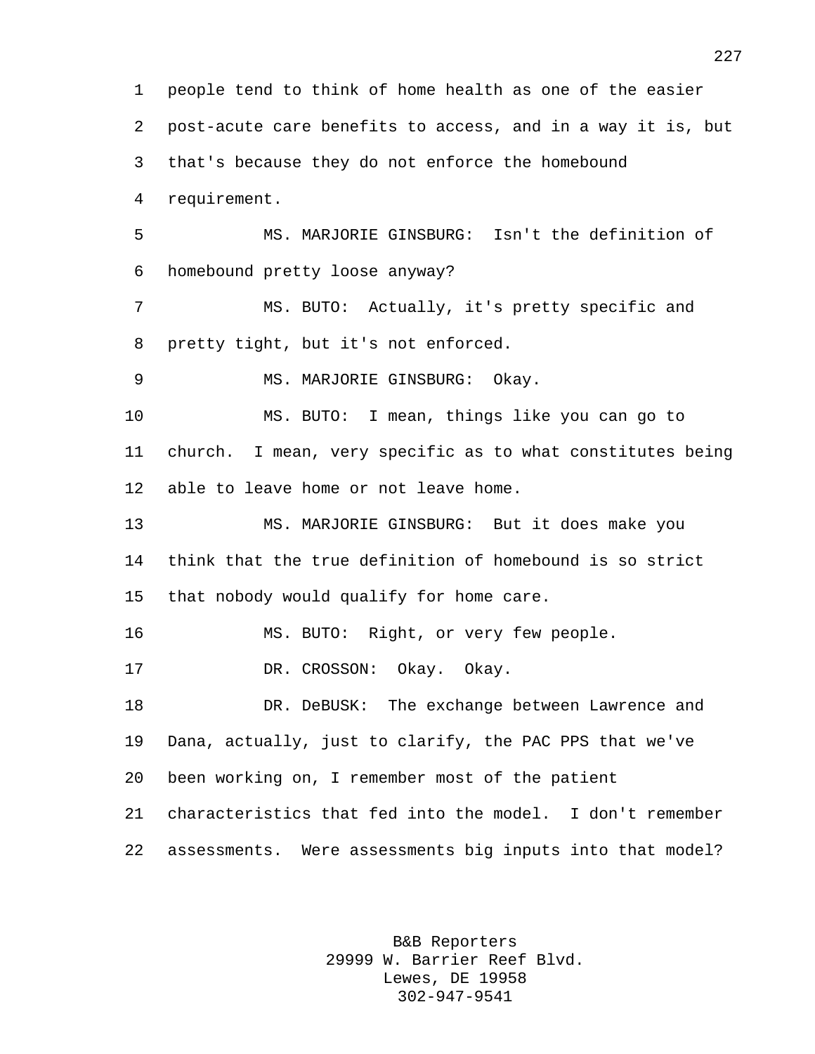people tend to think of home health as one of the easier post-acute care benefits to access, and in a way it is, but that's because they do not enforce the homebound requirement.

MS. MARJORIE GINSBURG: Isn't the definition of homebound pretty loose anyway?

MS. BUTO: Actually, it's pretty specific and pretty tight, but it's not enforced.

MS. MARJORIE GINSBURG: Okay.

MS. BUTO: I mean, things like you can go to church. I mean, very specific as to what constitutes being able to leave home or not leave home.

MS. MARJORIE GINSBURG: But it does make you think that the true definition of homebound is so strict that nobody would qualify for home care.

MS. BUTO: Right, or very few people.

DR. CROSSON: Okay. Okay.

DR. DeBUSK: The exchange between Lawrence and Dana, actually, just to clarify, the PAC PPS that we've been working on, I remember most of the patient characteristics that fed into the model. I don't remember assessments. Were assessments big inputs into that model?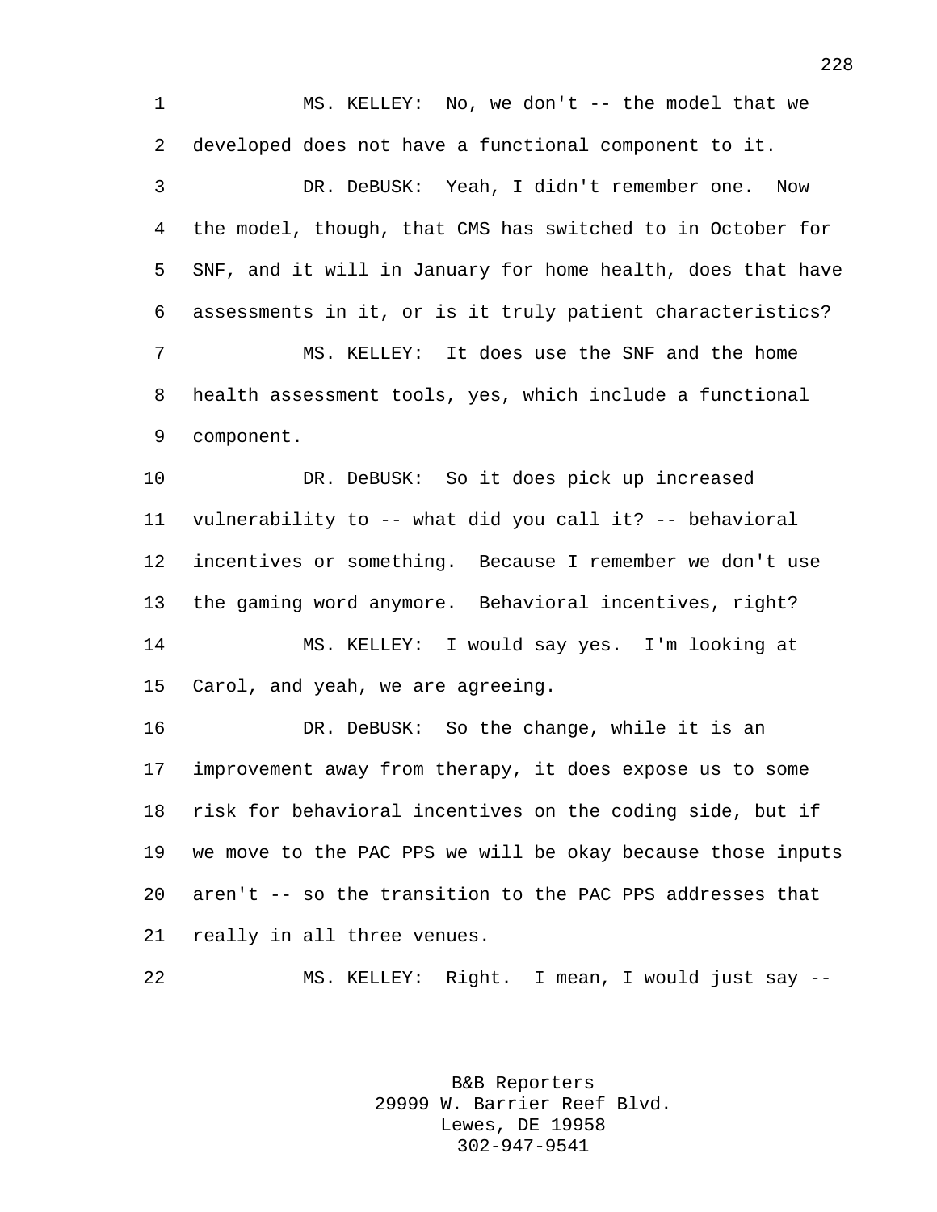MS. KELLEY: No, we don't -- the model that we developed does not have a functional component to it.

DR. DeBUSK: Yeah, I didn't remember one. Now the model, though, that CMS has switched to in October for SNF, and it will in January for home health, does that have assessments in it, or is it truly patient characteristics?

MS. KELLEY: It does use the SNF and the home health assessment tools, yes, which include a functional component.

DR. DeBUSK: So it does pick up increased vulnerability to -- what did you call it? -- behavioral incentives or something. Because I remember we don't use the gaming word anymore. Behavioral incentives, right?

MS. KELLEY: I would say yes. I'm looking at Carol, and yeah, we are agreeing.

DR. DeBUSK: So the change, while it is an improvement away from therapy, it does expose us to some risk for behavioral incentives on the coding side, but if we move to the PAC PPS we will be okay because those inputs aren't -- so the transition to the PAC PPS addresses that really in all three venues.

MS. KELLEY: Right. I mean, I would just say --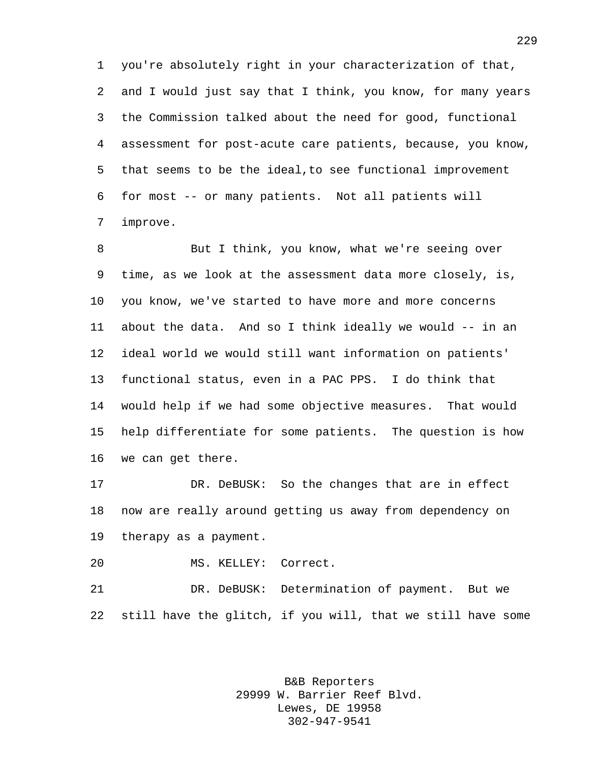you're absolutely right in your characterization of that, and I would just say that I think, you know, for many years the Commission talked about the need for good, functional assessment for post-acute care patients, because, you know, that seems to be the ideal,to see functional improvement for most -- or many patients. Not all patients will improve.

But I think, you know, what we're seeing over time, as we look at the assessment data more closely, is, you know, we've started to have more and more concerns about the data. And so I think ideally we would -- in an ideal world we would still want information on patients' functional status, even in a PAC PPS. I do think that would help if we had some objective measures. That would help differentiate for some patients. The question is how we can get there.

DR. DeBUSK: So the changes that are in effect now are really around getting us away from dependency on therapy as a payment.

MS. KELLEY: Correct.

DR. DeBUSK: Determination of payment. But we still have the glitch, if you will, that we still have some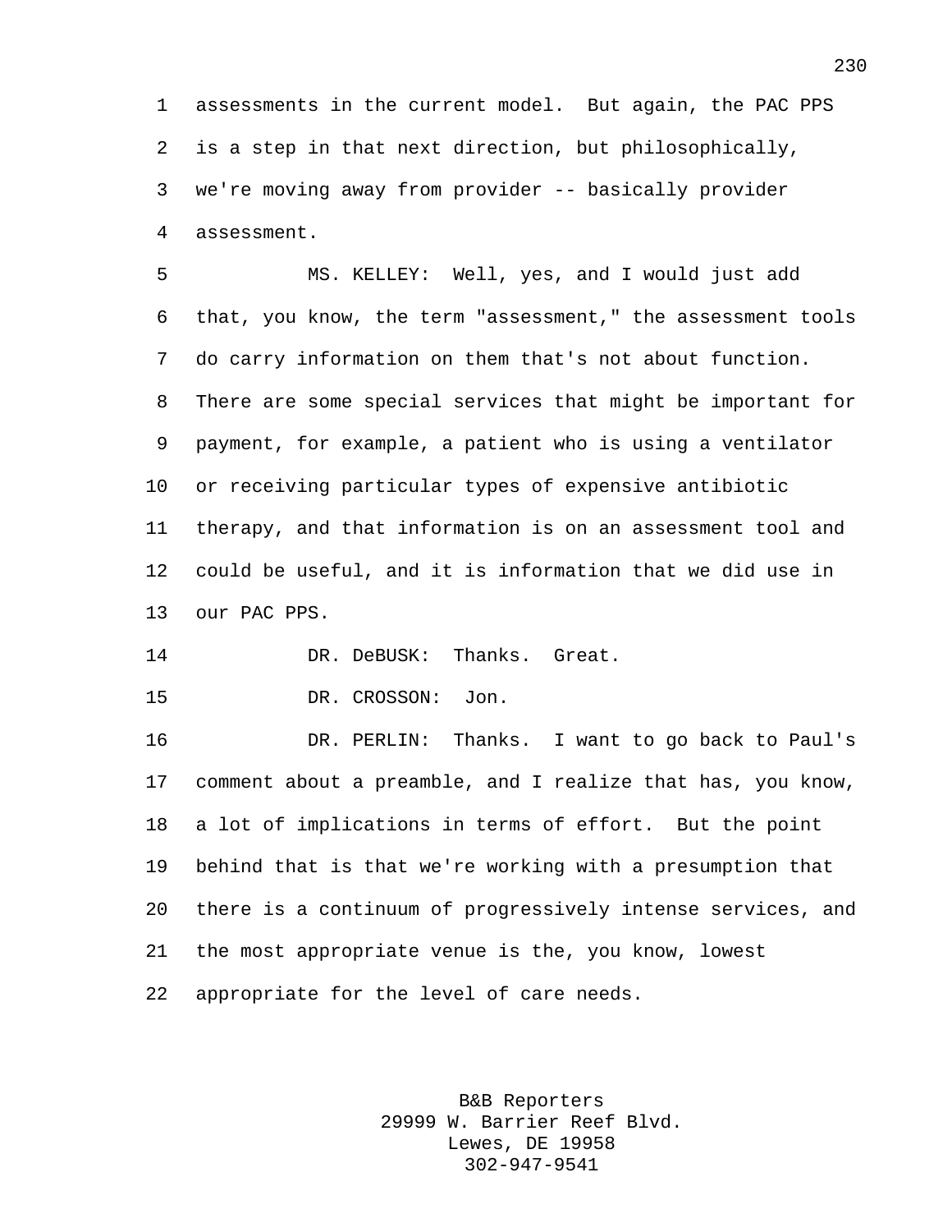assessments in the current model. But again, the PAC PPS is a step in that next direction, but philosophically, we're moving away from provider -- basically provider assessment.

MS. KELLEY: Well, yes, and I would just add that, you know, the term "assessment," the assessment tools do carry information on them that's not about function. There are some special services that might be important for payment, for example, a patient who is using a ventilator or receiving particular types of expensive antibiotic therapy, and that information is on an assessment tool and could be useful, and it is information that we did use in our PAC PPS.

DR. DeBUSK: Thanks. Great.

DR. CROSSON: Jon.

DR. PERLIN: Thanks. I want to go back to Paul's comment about a preamble, and I realize that has, you know, a lot of implications in terms of effort. But the point behind that is that we're working with a presumption that there is a continuum of progressively intense services, and the most appropriate venue is the, you know, lowest appropriate for the level of care needs.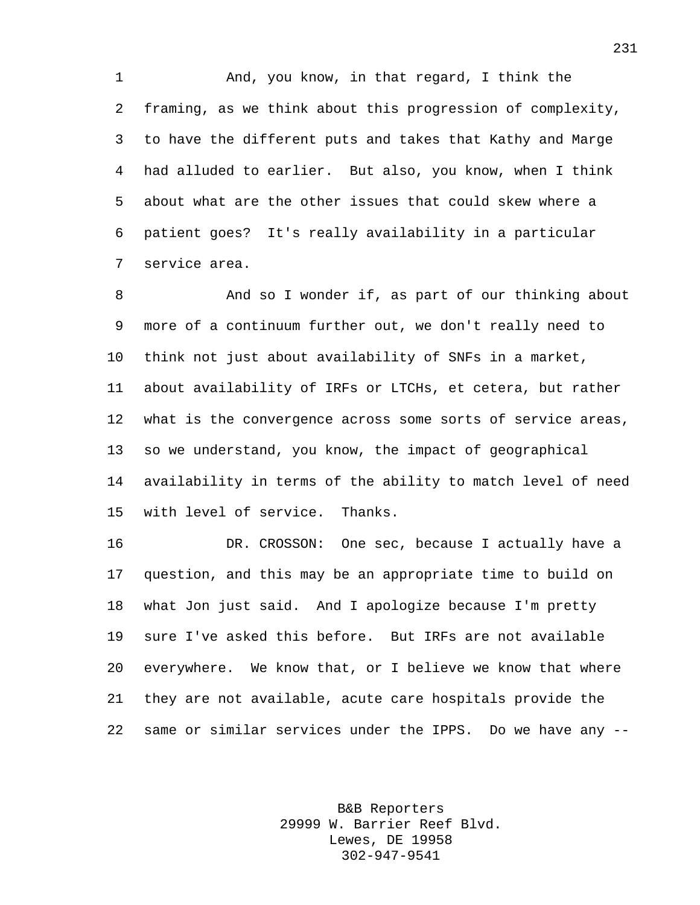And, you know, in that regard, I think the framing, as we think about this progression of complexity, to have the different puts and takes that Kathy and Marge had alluded to earlier. But also, you know, when I think about what are the other issues that could skew where a patient goes? It's really availability in a particular service area.

And so I wonder if, as part of our thinking about more of a continuum further out, we don't really need to think not just about availability of SNFs in a market, about availability of IRFs or LTCHs, et cetera, but rather what is the convergence across some sorts of service areas, so we understand, you know, the impact of geographical availability in terms of the ability to match level of need with level of service. Thanks.

DR. CROSSON: One sec, because I actually have a question, and this may be an appropriate time to build on what Jon just said. And I apologize because I'm pretty sure I've asked this before. But IRFs are not available everywhere. We know that, or I believe we know that where they are not available, acute care hospitals provide the same or similar services under the IPPS. Do we have any --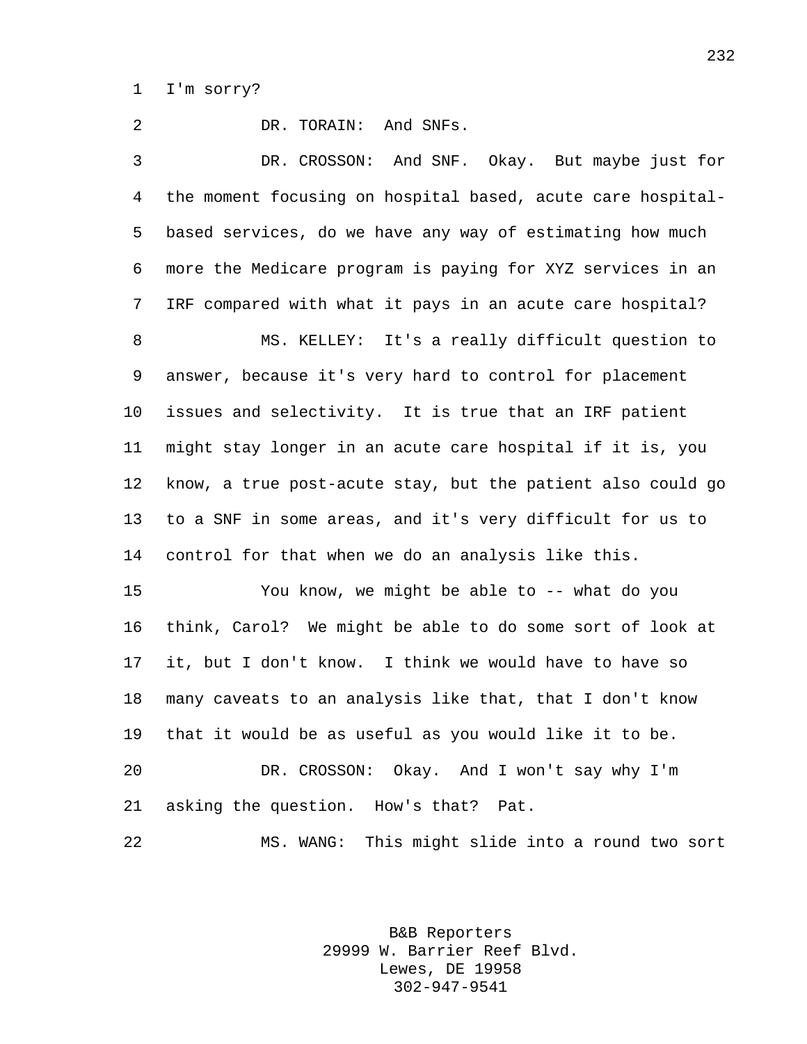I'm sorry?

DR. TORAIN: And SNFs.

DR. CROSSON: And SNF. Okay. But maybe just for the moment focusing on hospital based, acute care hospital-based services, do we have any way of estimating how much more the Medicare program is paying for XYZ services in an IRF compared with what it pays in an acute care hospital?

MS. KELLEY: It's a really difficult question to answer, because it's very hard to control for placement issues and selectivity. It is true that an IRF patient might stay longer in an acute care hospital if it is, you know, a true post-acute stay, but the patient also could go to a SNF in some areas, and it's very difficult for us to control for that when we do an analysis like this.

You know, we might be able to -- what do you think, Carol? We might be able to do some sort of look at it, but I don't know. I think we would have to have so many caveats to an analysis like that, that I don't know that it would be as useful as you would like it to be.

DR. CROSSON: Okay. And I won't say why I'm asking the question. How's that? Pat.

MS. WANG: This might slide into a round two sort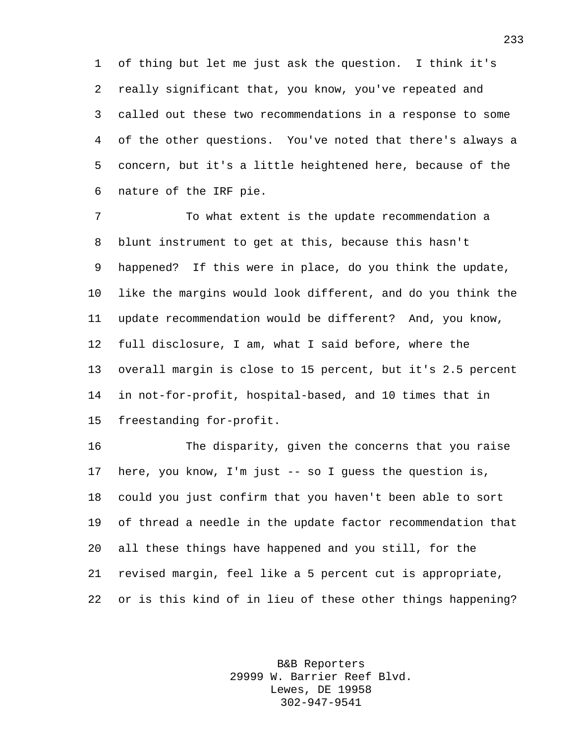of thing but let me just ask the question. I think it's really significant that, you know, you've repeated and called out these two recommendations in a response to some of the other questions. You've noted that there's always a concern, but it's a little heightened here, because of the nature of the IRF pie.

To what extent is the update recommendation a blunt instrument to get at this, because this hasn't happened? If this were in place, do you think the update, like the margins would look different, and do you think the update recommendation would be different? And, you know, full disclosure, I am, what I said before, where the overall margin is close to 15 percent, but it's 2.5 percent in not-for-profit, hospital-based, and 10 times that in freestanding for-profit.

The disparity, given the concerns that you raise here, you know, I'm just -- so I guess the question is, could you just confirm that you haven't been able to sort of thread a needle in the update factor recommendation that all these things have happened and you still, for the revised margin, feel like a 5 percent cut is appropriate, or is this kind of in lieu of these other things happening?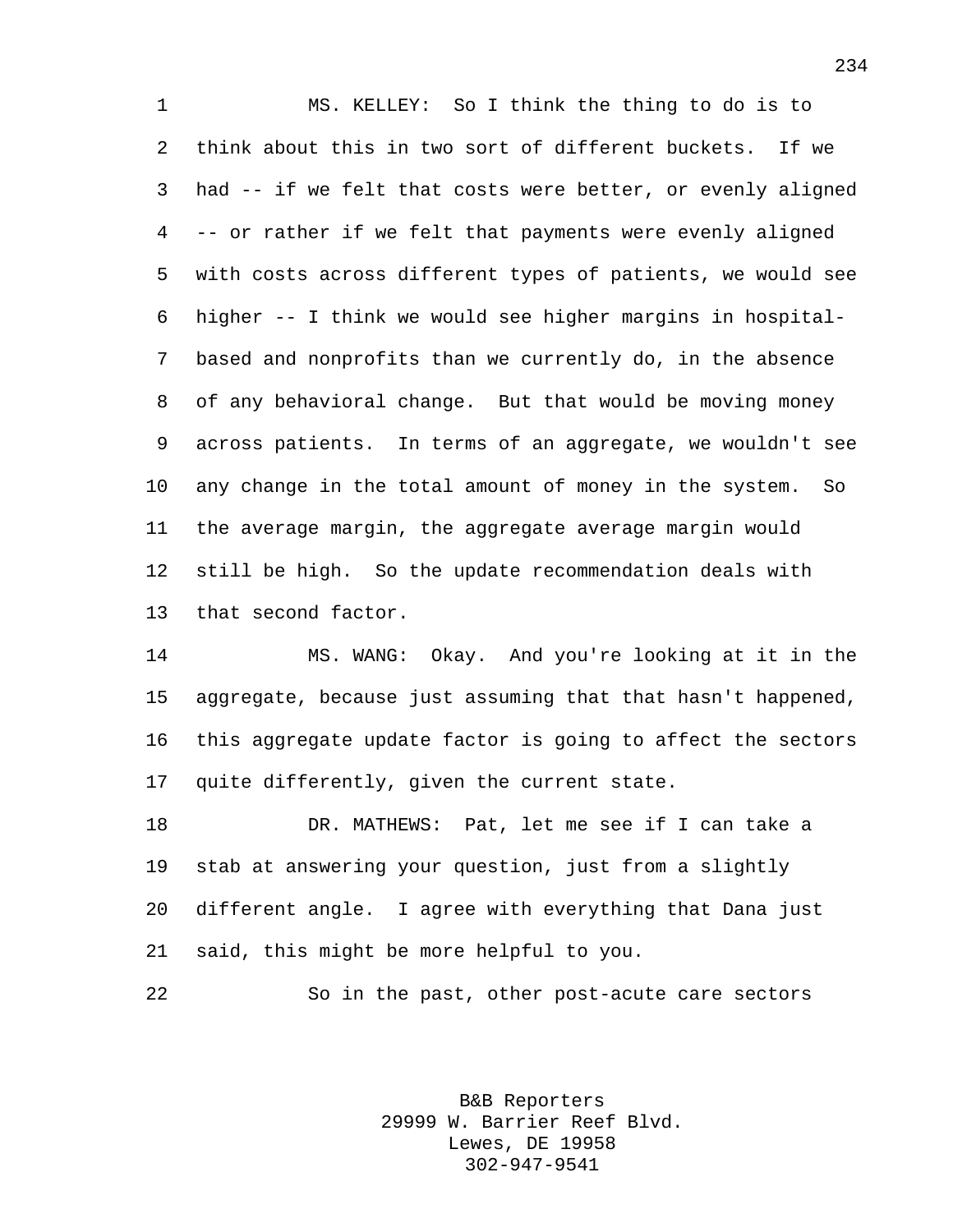MS. KELLEY: So I think the thing to do is to think about this in two sort of different buckets. If we had -- if we felt that costs were better, or evenly aligned -- or rather if we felt that payments were evenly aligned with costs across different types of patients, we would see higher -- I think we would see higher margins in hospital-based and nonprofits than we currently do, in the absence of any behavioral change. But that would be moving money across patients. In terms of an aggregate, we wouldn't see any change in the total amount of money in the system. So the average margin, the aggregate average margin would still be high. So the update recommendation deals with that second factor.

MS. WANG: Okay. And you're looking at it in the aggregate, because just assuming that that hasn't happened, this aggregate update factor is going to affect the sectors quite differently, given the current state.

DR. MATHEWS: Pat, let me see if I can take a stab at answering your question, just from a slightly different angle. I agree with everything that Dana just said, this might be more helpful to you.

So in the past, other post-acute care sectors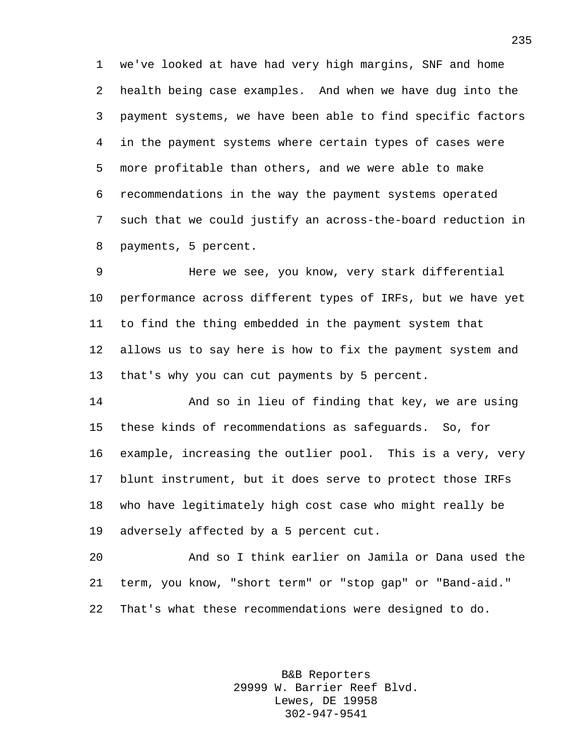we've looked at have had very high margins, SNF and home health being case examples. And when we have dug into the payment systems, we have been able to find specific factors in the payment systems where certain types of cases were more profitable than others, and we were able to make recommendations in the way the payment systems operated such that we could justify an across-the-board reduction in payments, 5 percent.

Here we see, you know, very stark differential performance across different types of IRFs, but we have yet to find the thing embedded in the payment system that allows us to say here is how to fix the payment system and that's why you can cut payments by 5 percent.

And so in lieu of finding that key, we are using these kinds of recommendations as safeguards. So, for example, increasing the outlier pool. This is a very, very blunt instrument, but it does serve to protect those IRFs who have legitimately high cost case who might really be adversely affected by a 5 percent cut.

And so I think earlier on Jamila or Dana used the term, you know, "short term" or "stop gap" or "Band-aid." That's what these recommendations were designed to do.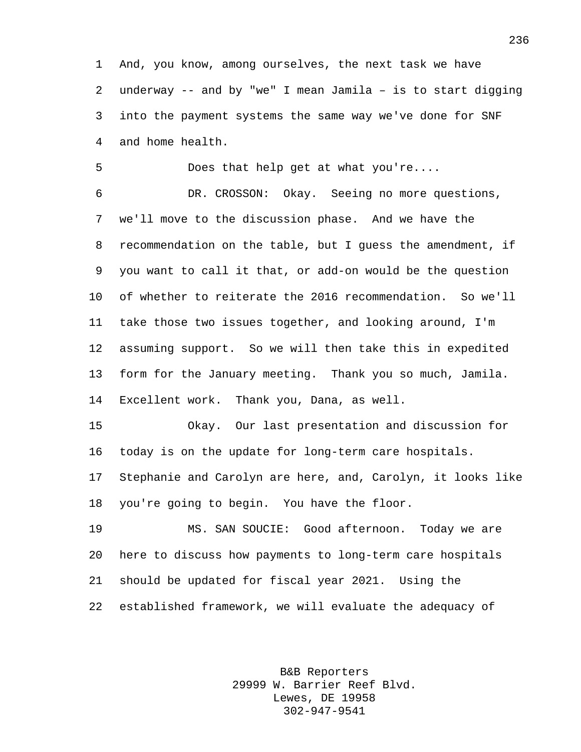And, you know, among ourselves, the next task we have underway -- and by "we" I mean Jamila – is to start digging into the payment systems the same way we've done for SNF and home health.

Does that help get at what you're....

DR. CROSSON: Okay. Seeing no more questions, we'll move to the discussion phase. And we have the recommendation on the table, but I guess the amendment, if you want to call it that, or add-on would be the question of whether to reiterate the 2016 recommendation. So we'll take those two issues together, and looking around, I'm assuming support. So we will then take this in expedited form for the January meeting. Thank you so much, Jamila. Excellent work. Thank you, Dana, as well.

Okay. Our last presentation and discussion for today is on the update for long-term care hospitals. Stephanie and Carolyn are here, and, Carolyn, it looks like you're going to begin. You have the floor.

MS. SAN SOUCIE: Good afternoon. Today we are here to discuss how payments to long-term care hospitals should be updated for fiscal year 2021. Using the established framework, we will evaluate the adequacy of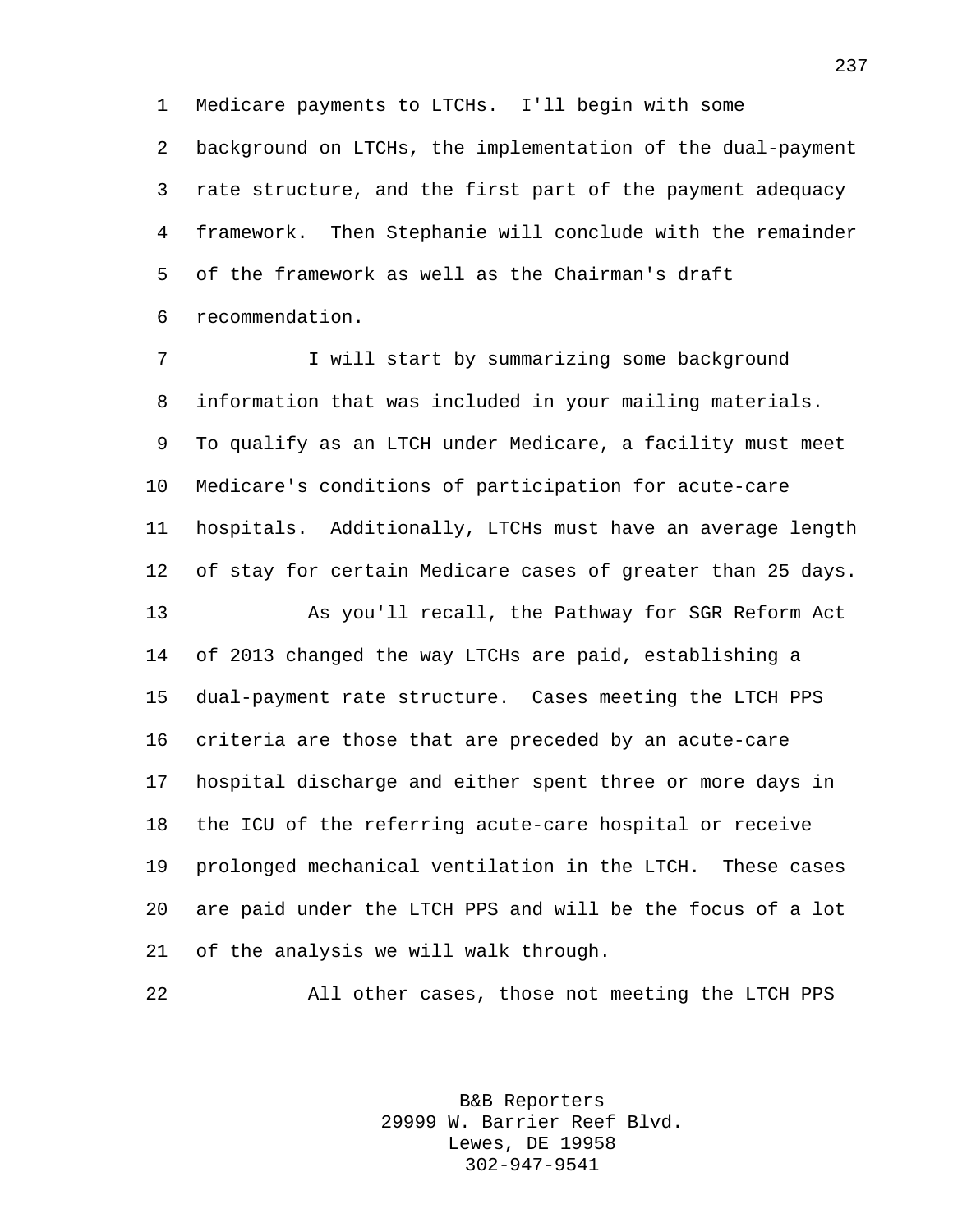Medicare payments to LTCHs. I'll begin with some background on LTCHs, the implementation of the dual-payment rate structure, and the first part of the payment adequacy framework. Then Stephanie will conclude with the remainder of the framework as well as the Chairman's draft recommendation.

I will start by summarizing some background information that was included in your mailing materials. To qualify as an LTCH under Medicare, a facility must meet Medicare's conditions of participation for acute-care hospitals. Additionally, LTCHs must have an average length of stay for certain Medicare cases of greater than 25 days.

As you'll recall, the Pathway for SGR Reform Act of 2013 changed the way LTCHs are paid, establishing a dual-payment rate structure. Cases meeting the LTCH PPS criteria are those that are preceded by an acute-care hospital discharge and either spent three or more days in the ICU of the referring acute-care hospital or receive prolonged mechanical ventilation in the LTCH. These cases are paid under the LTCH PPS and will be the focus of a lot of the analysis we will walk through.

All other cases, those not meeting the LTCH PPS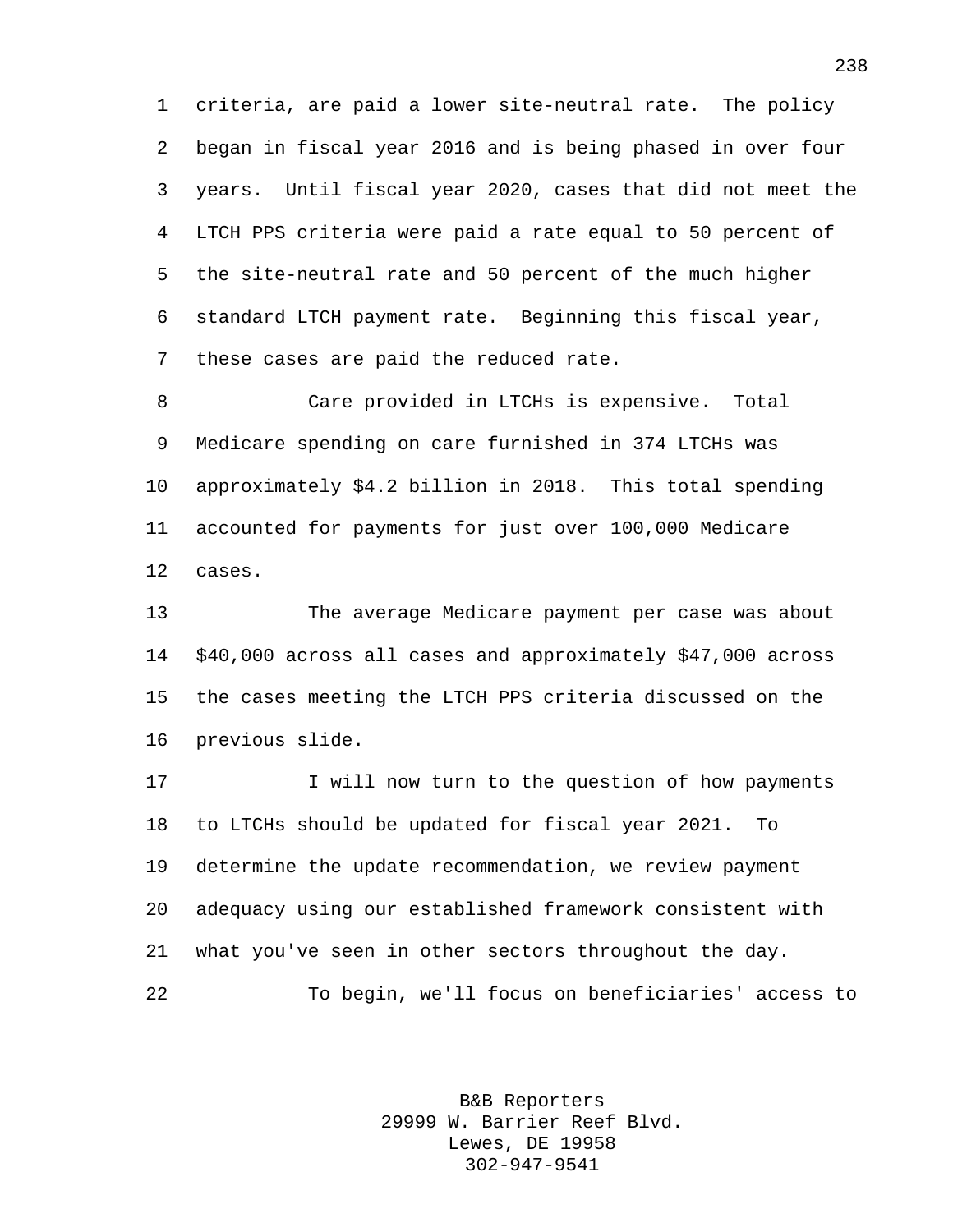criteria, are paid a lower site-neutral rate. The policy began in fiscal year 2016 and is being phased in over four years. Until fiscal year 2020, cases that did not meet the LTCH PPS criteria were paid a rate equal to 50 percent of the site-neutral rate and 50 percent of the much higher standard LTCH payment rate. Beginning this fiscal year, these cases are paid the reduced rate.

Care provided in LTCHs is expensive. Total Medicare spending on care furnished in 374 LTCHs was approximately $4.2 billion in 2018. This total spending accounted for payments for just over 100,000 Medicare cases.

The average Medicare payment per case was about $40,000 across all cases and approximately $47,000 across the cases meeting the LTCH PPS criteria discussed on the previous slide.

I will now turn to the question of how payments to LTCHs should be updated for fiscal year 2021. To determine the update recommendation, we review payment adequacy using our established framework consistent with what you've seen in other sectors throughout the day.

To begin, we'll focus on beneficiaries' access to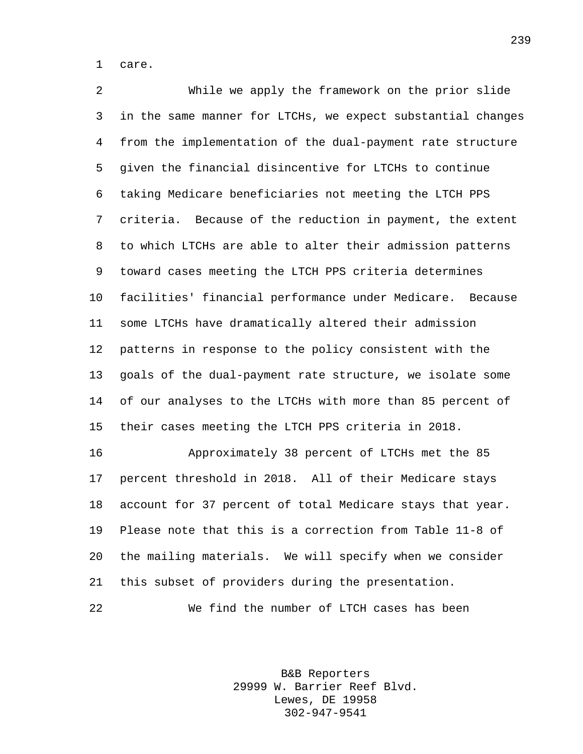care.

While we apply the framework on the prior slide in the same manner for LTCHs, we expect substantial changes from the implementation of the dual-payment rate structure given the financial disincentive for LTCHs to continue taking Medicare beneficiaries not meeting the LTCH PPS criteria. Because of the reduction in payment, the extent to which LTCHs are able to alter their admission patterns toward cases meeting the LTCH PPS criteria determines facilities' financial performance under Medicare. Because some LTCHs have dramatically altered their admission patterns in response to the policy consistent with the goals of the dual-payment rate structure, we isolate some of our analyses to the LTCHs with more than 85 percent of their cases meeting the LTCH PPS criteria in 2018.

Approximately 38 percent of LTCHs met the 85 percent threshold in 2018. All of their Medicare stays account for 37 percent of total Medicare stays that year. Please note that this is a correction from Table 11-8 of the mailing materials. We will specify when we consider this subset of providers during the presentation.

We find the number of LTCH cases has been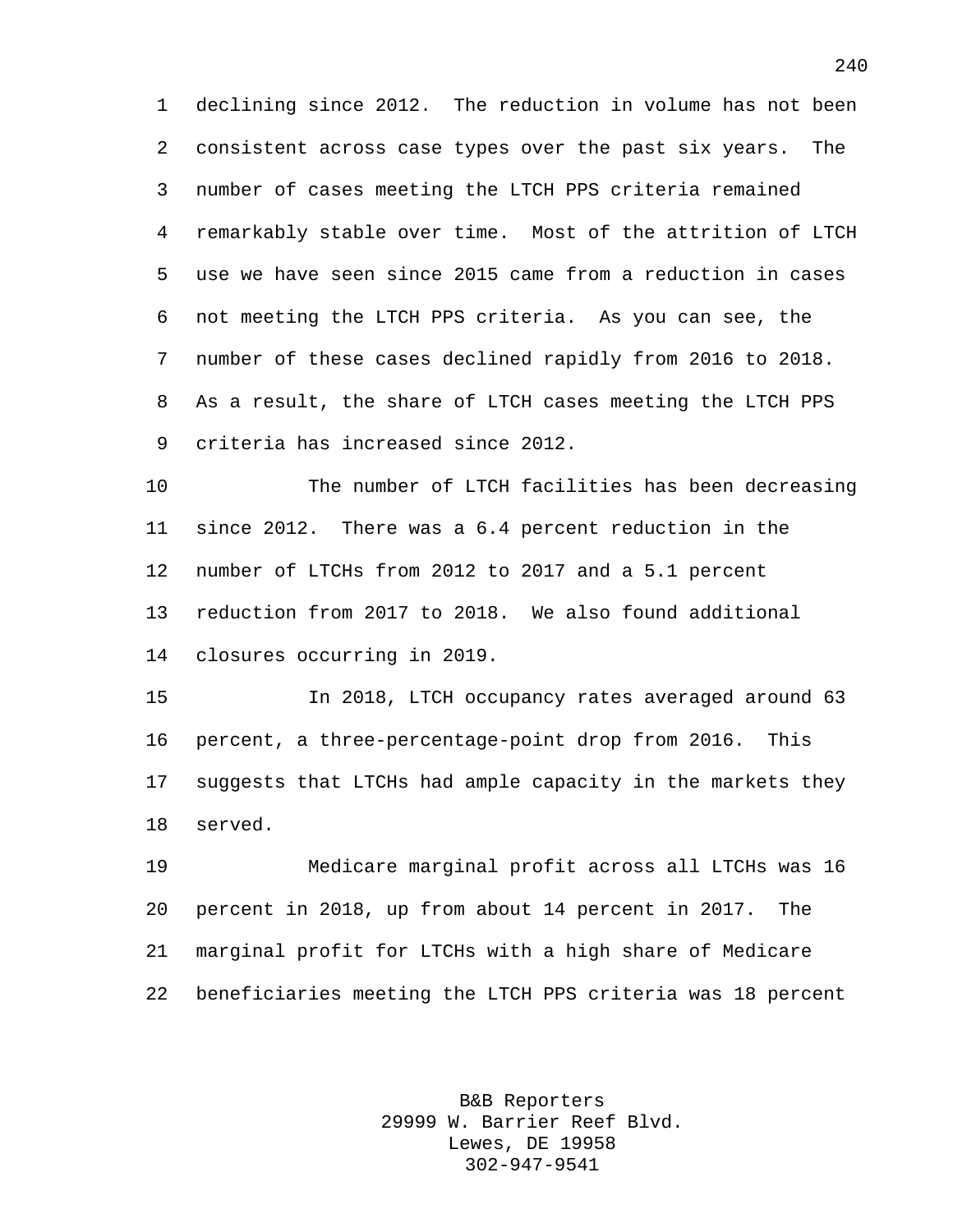declining since 2012. The reduction in volume has not been consistent across case types over the past six years. The number of cases meeting the LTCH PPS criteria remained remarkably stable over time. Most of the attrition of LTCH use we have seen since 2015 came from a reduction in cases not meeting the LTCH PPS criteria. As you can see, the number of these cases declined rapidly from 2016 to 2018. As a result, the share of LTCH cases meeting the LTCH PPS criteria has increased since 2012.

The number of LTCH facilities has been decreasing since 2012. There was a 6.4 percent reduction in the number of LTCHs from 2012 to 2017 and a 5.1 percent reduction from 2017 to 2018. We also found additional closures occurring in 2019.

In 2018, LTCH occupancy rates averaged around 63 percent, a three-percentage-point drop from 2016. This suggests that LTCHs had ample capacity in the markets they served.

Medicare marginal profit across all LTCHs was 16 percent in 2018, up from about 14 percent in 2017. The marginal profit for LTCHs with a high share of Medicare beneficiaries meeting the LTCH PPS criteria was 18 percent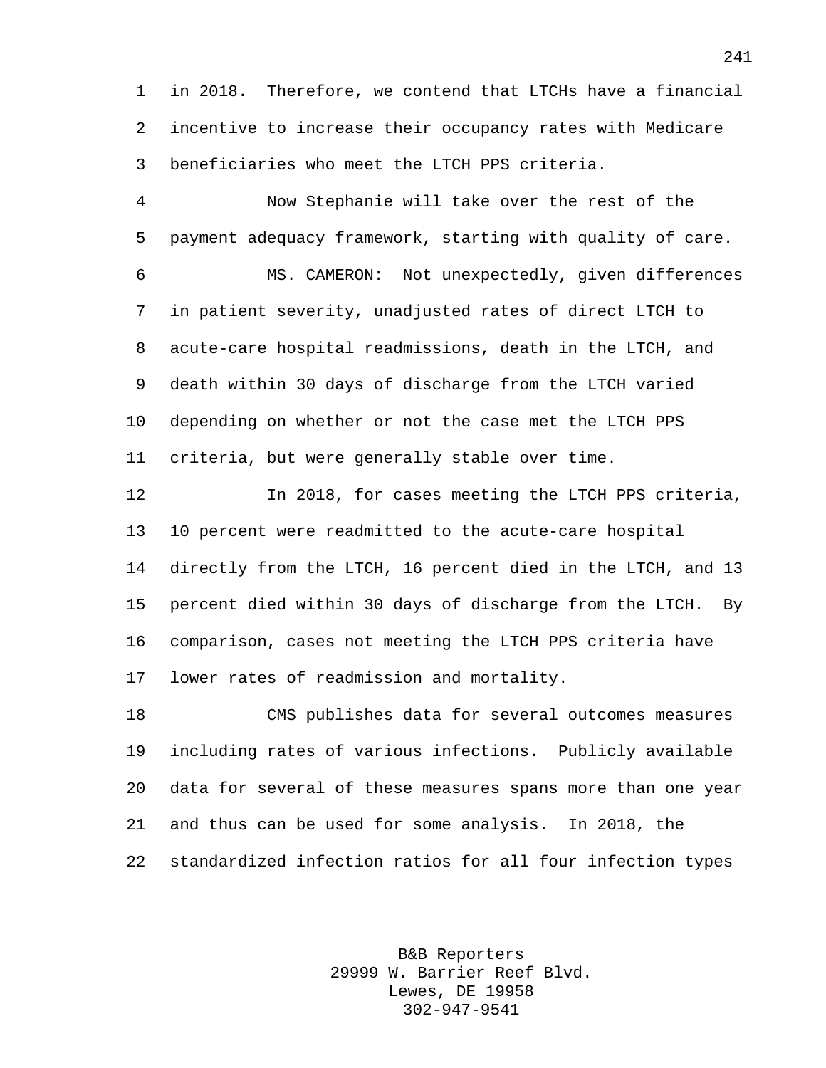in 2018. Therefore, we contend that LTCHs have a financial incentive to increase their occupancy rates with Medicare beneficiaries who meet the LTCH PPS criteria.

Now Stephanie will take over the rest of the payment adequacy framework, starting with quality of care.

MS. CAMERON: Not unexpectedly, given differences in patient severity, unadjusted rates of direct LTCH to acute-care hospital readmissions, death in the LTCH, and death within 30 days of discharge from the LTCH varied depending on whether or not the case met the LTCH PPS criteria, but were generally stable over time.

In 2018, for cases meeting the LTCH PPS criteria, 10 percent were readmitted to the acute-care hospital directly from the LTCH, 16 percent died in the LTCH, and 13 percent died within 30 days of discharge from the LTCH. By comparison, cases not meeting the LTCH PPS criteria have lower rates of readmission and mortality.

CMS publishes data for several outcomes measures including rates of various infections. Publicly available data for several of these measures spans more than one year and thus can be used for some analysis. In 2018, the standardized infection ratios for all four infection types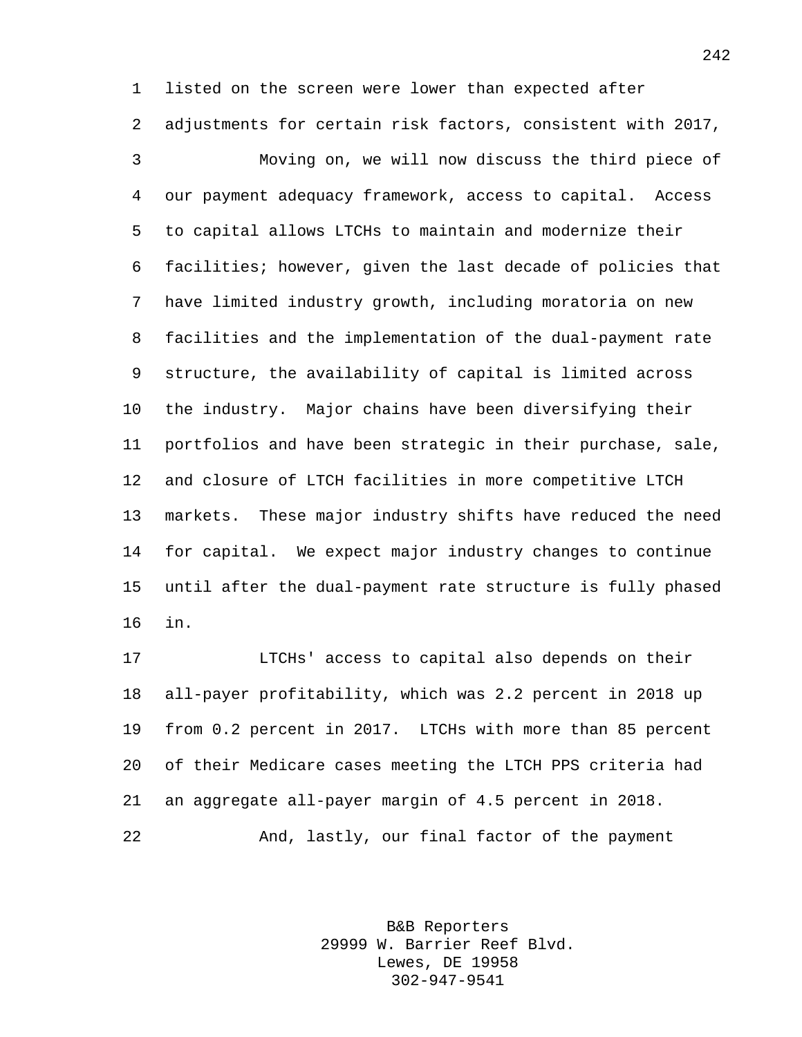listed on the screen were lower than expected after adjustments for certain risk factors, consistent with 2017,

Moving on, we will now discuss the third piece of our payment adequacy framework, access to capital. Access to capital allows LTCHs to maintain and modernize their facilities; however, given the last decade of policies that have limited industry growth, including moratoria on new facilities and the implementation of the dual-payment rate structure, the availability of capital is limited across the industry. Major chains have been diversifying their portfolios and have been strategic in their purchase, sale, and closure of LTCH facilities in more competitive LTCH markets. These major industry shifts have reduced the need for capital. We expect major industry changes to continue until after the dual-payment rate structure is fully phased in.

LTCHs' access to capital also depends on their all-payer profitability, which was 2.2 percent in 2018 up from 0.2 percent in 2017. LTCHs with more than 85 percent of their Medicare cases meeting the LTCH PPS criteria had an aggregate all-payer margin of 4.5 percent in 2018.

And, lastly, our final factor of the payment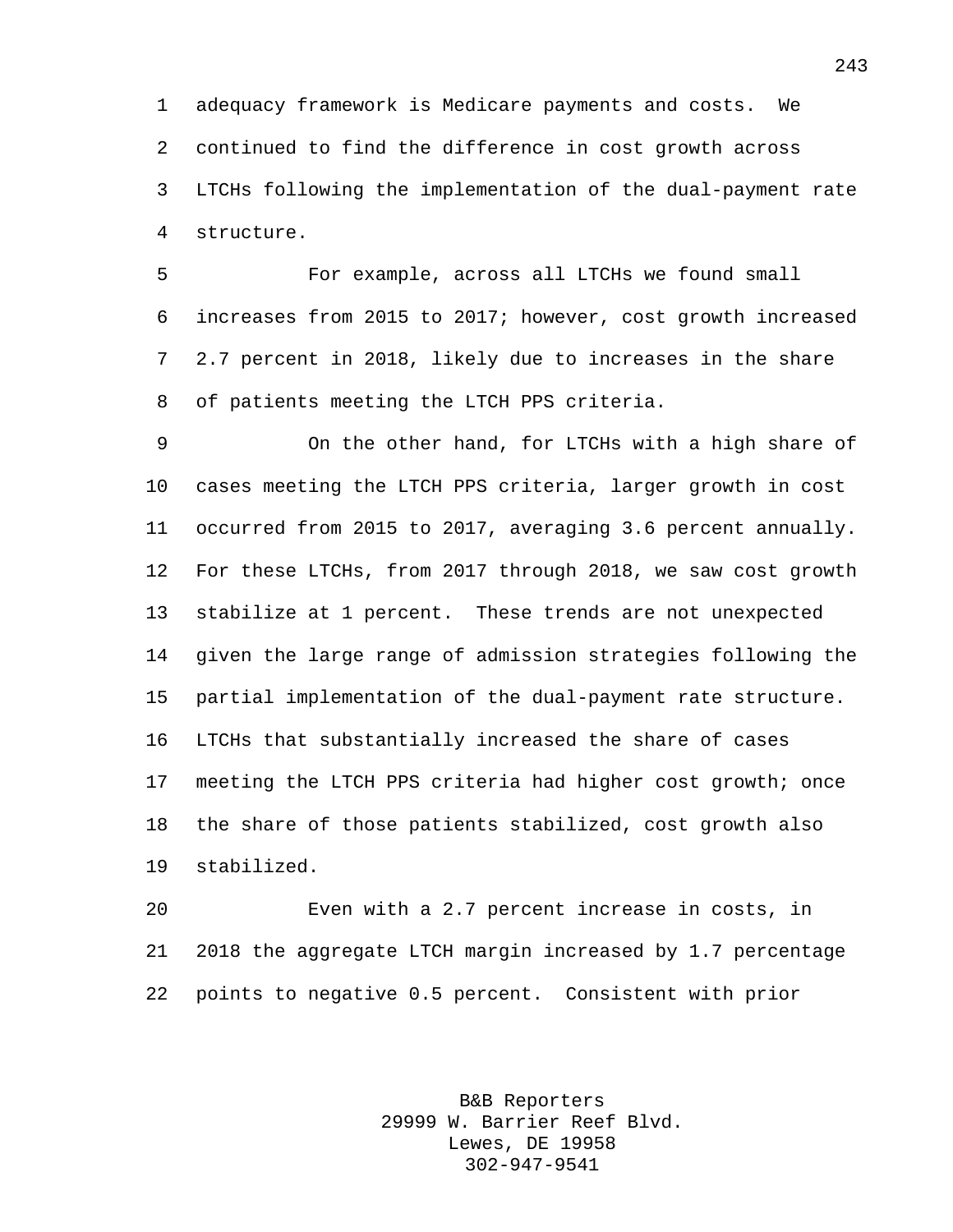adequacy framework is Medicare payments and costs. We continued to find the difference in cost growth across LTCHs following the implementation of the dual-payment rate structure.

For example, across all LTCHs we found small increases from 2015 to 2017; however, cost growth increased 2.7 percent in 2018, likely due to increases in the share of patients meeting the LTCH PPS criteria.

On the other hand, for LTCHs with a high share of cases meeting the LTCH PPS criteria, larger growth in cost occurred from 2015 to 2017, averaging 3.6 percent annually. For these LTCHs, from 2017 through 2018, we saw cost growth stabilize at 1 percent. These trends are not unexpected given the large range of admission strategies following the partial implementation of the dual-payment rate structure. LTCHs that substantially increased the share of cases meeting the LTCH PPS criteria had higher cost growth; once the share of those patients stabilized, cost growth also stabilized.

Even with a 2.7 percent increase in costs, in 2018 the aggregate LTCH margin increased by 1.7 percentage points to negative 0.5 percent. Consistent with prior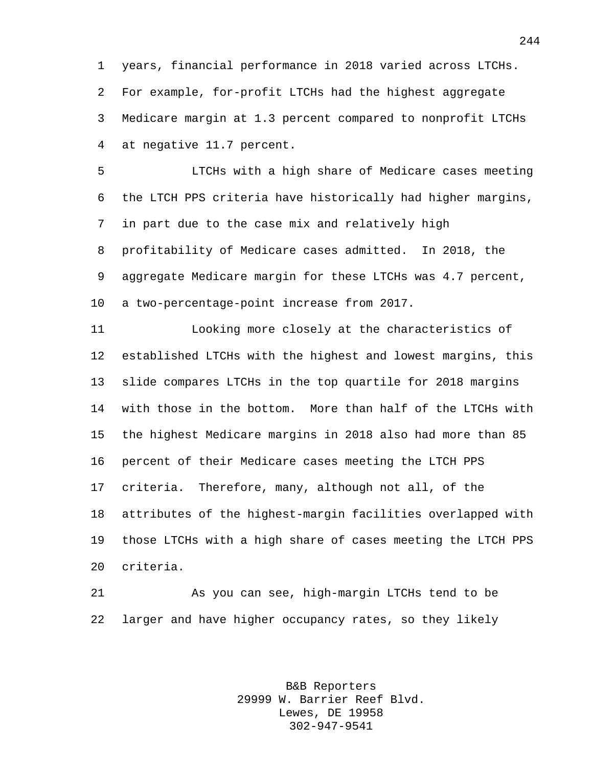years, financial performance in 2018 varied across LTCHs. For example, for-profit LTCHs had the highest aggregate Medicare margin at 1.3 percent compared to nonprofit LTCHs at negative 11.7 percent.

LTCHs with a high share of Medicare cases meeting the LTCH PPS criteria have historically had higher margins, in part due to the case mix and relatively high profitability of Medicare cases admitted. In 2018, the aggregate Medicare margin for these LTCHs was 4.7 percent, a two-percentage-point increase from 2017.

Looking more closely at the characteristics of established LTCHs with the highest and lowest margins, this slide compares LTCHs in the top quartile for 2018 margins with those in the bottom. More than half of the LTCHs with the highest Medicare margins in 2018 also had more than 85 percent of their Medicare cases meeting the LTCH PPS criteria. Therefore, many, although not all, of the attributes of the highest-margin facilities overlapped with those LTCHs with a high share of cases meeting the LTCH PPS criteria.

As you can see, high-margin LTCHs tend to be larger and have higher occupancy rates, so they likely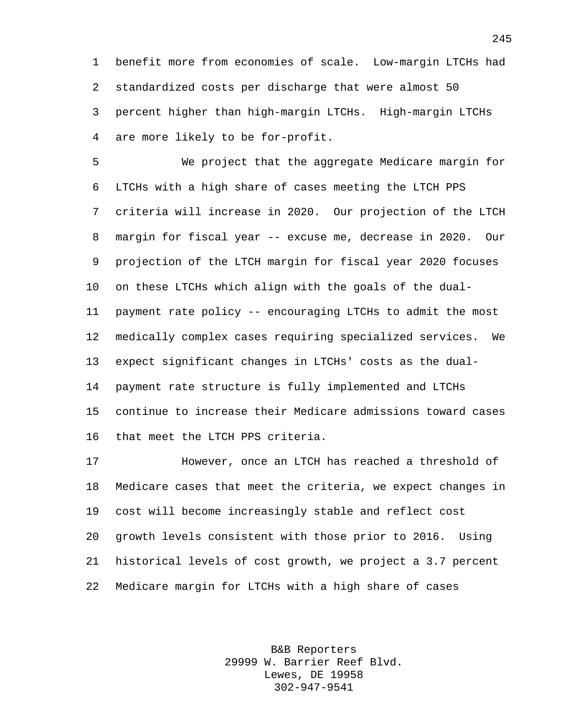benefit more from economies of scale. Low-margin LTCHs had standardized costs per discharge that were almost 50 percent higher than high-margin LTCHs. High-margin LTCHs are more likely to be for-profit.

We project that the aggregate Medicare margin for LTCHs with a high share of cases meeting the LTCH PPS criteria will increase in 2020. Our projection of the LTCH margin for fiscal year -- excuse me, decrease in 2020. Our projection of the LTCH margin for fiscal year 2020 focuses on these LTCHs which align with the goals of the dual-payment rate policy -- encouraging LTCHs to admit the most medically complex cases requiring specialized services. We expect significant changes in LTCHs' costs as the dual-payment rate structure is fully implemented and LTCHs continue to increase their Medicare admissions toward cases that meet the LTCH PPS criteria.

However, once an LTCH has reached a threshold of Medicare cases that meet the criteria, we expect changes in cost will become increasingly stable and reflect cost growth levels consistent with those prior to 2016. Using historical levels of cost growth, we project a 3.7 percent Medicare margin for LTCHs with a high share of cases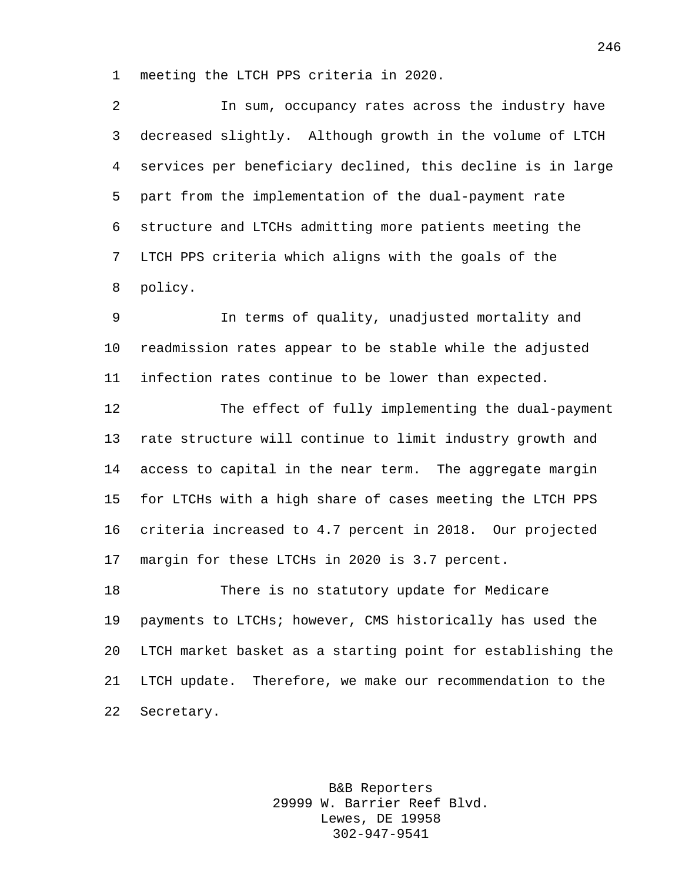meeting the LTCH PPS criteria in 2020.

In sum, occupancy rates across the industry have decreased slightly. Although growth in the volume of LTCH services per beneficiary declined, this decline is in large part from the implementation of the dual-payment rate structure and LTCHs admitting more patients meeting the LTCH PPS criteria which aligns with the goals of the policy.

In terms of quality, unadjusted mortality and readmission rates appear to be stable while the adjusted infection rates continue to be lower than expected.

The effect of fully implementing the dual-payment rate structure will continue to limit industry growth and access to capital in the near term. The aggregate margin for LTCHs with a high share of cases meeting the LTCH PPS criteria increased to 4.7 percent in 2018. Our projected margin for these LTCHs in 2020 is 3.7 percent.

There is no statutory update for Medicare payments to LTCHs; however, CMS historically has used the LTCH market basket as a starting point for establishing the LTCH update. Therefore, we make our recommendation to the Secretary.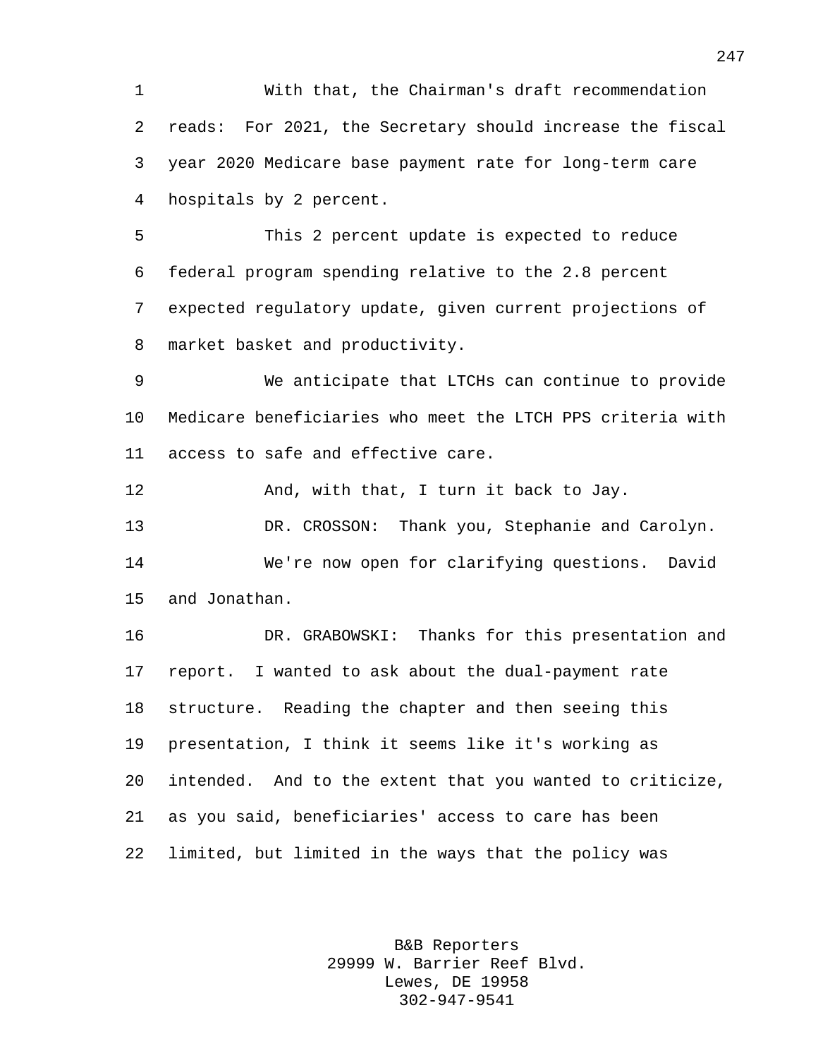With that, the Chairman's draft recommendation reads: For 2021, the Secretary should increase the fiscal year 2020 Medicare base payment rate for long-term care hospitals by 2 percent.

This 2 percent update is expected to reduce federal program spending relative to the 2.8 percent expected regulatory update, given current projections of market basket and productivity.

We anticipate that LTCHs can continue to provide Medicare beneficiaries who meet the LTCH PPS criteria with access to safe and effective care.

And, with that, I turn it back to Jay.

DR. CROSSON: Thank you, Stephanie and Carolyn.

We're now open for clarifying questions. David and Jonathan.

DR. GRABOWSKI: Thanks for this presentation and report. I wanted to ask about the dual-payment rate structure. Reading the chapter and then seeing this presentation, I think it seems like it's working as intended. And to the extent that you wanted to criticize, as you said, beneficiaries' access to care has been limited, but limited in the ways that the policy was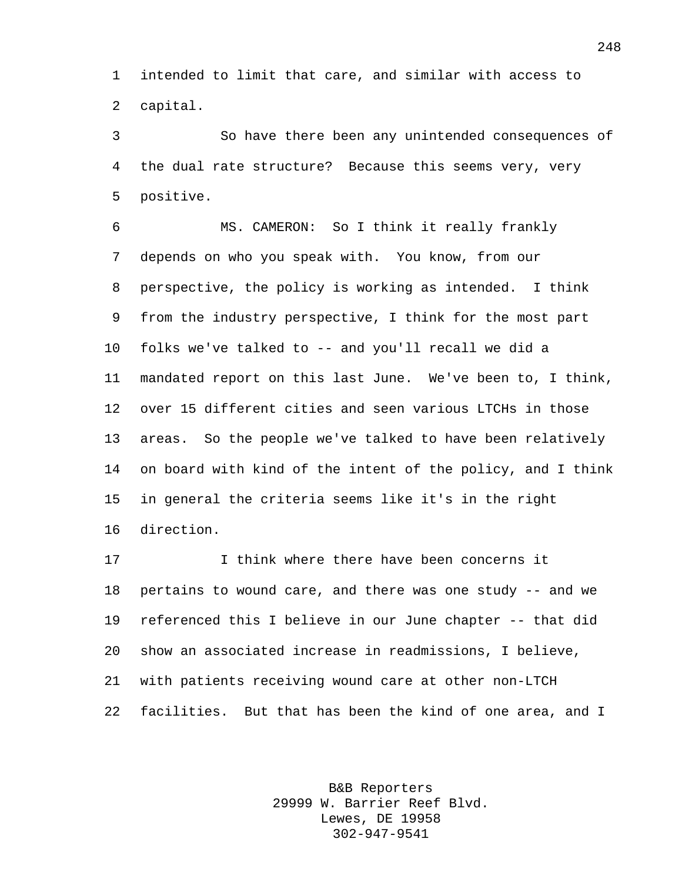intended to limit that care, and similar with access to capital.

So have there been any unintended consequences of the dual rate structure? Because this seems very, very positive.

MS. CAMERON: So I think it really frankly depends on who you speak with. You know, from our perspective, the policy is working as intended. I think from the industry perspective, I think for the most part folks we've talked to -- and you'll recall we did a mandated report on this last June. We've been to, I think, over 15 different cities and seen various LTCHs in those areas. So the people we've talked to have been relatively on board with kind of the intent of the policy, and I think in general the criteria seems like it's in the right direction.

I think where there have been concerns it pertains to wound care, and there was one study -- and we referenced this I believe in our June chapter -- that did show an associated increase in readmissions, I believe, with patients receiving wound care at other non-LTCH facilities. But that has been the kind of one area, and I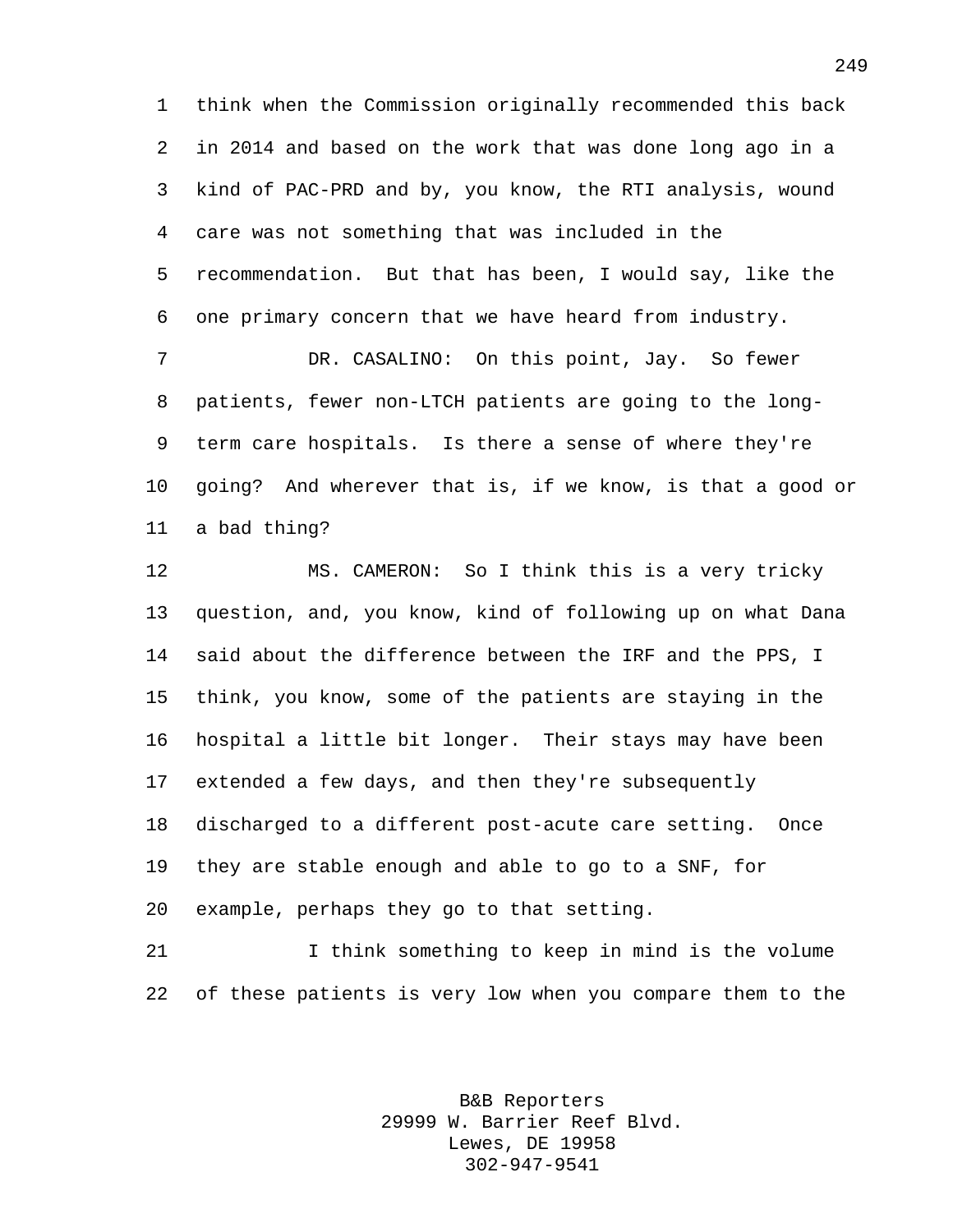think when the Commission originally recommended this back in 2014 and based on the work that was done long ago in a kind of PAC-PRD and by, you know, the RTI analysis, wound care was not something that was included in the recommendation. But that has been, I would say, like the one primary concern that we have heard from industry.

DR. CASALINO: On this point, Jay. So fewer patients, fewer non-LTCH patients are going to the long-term care hospitals. Is there a sense of where they're going? And wherever that is, if we know, is that a good or a bad thing?

MS. CAMERON: So I think this is a very tricky question, and, you know, kind of following up on what Dana said about the difference between the IRF and the PPS, I think, you know, some of the patients are staying in the hospital a little bit longer. Their stays may have been extended a few days, and then they're subsequently discharged to a different post-acute care setting. Once they are stable enough and able to go to a SNF, for example, perhaps they go to that setting.

I think something to keep in mind is the volume of these patients is very low when you compare them to the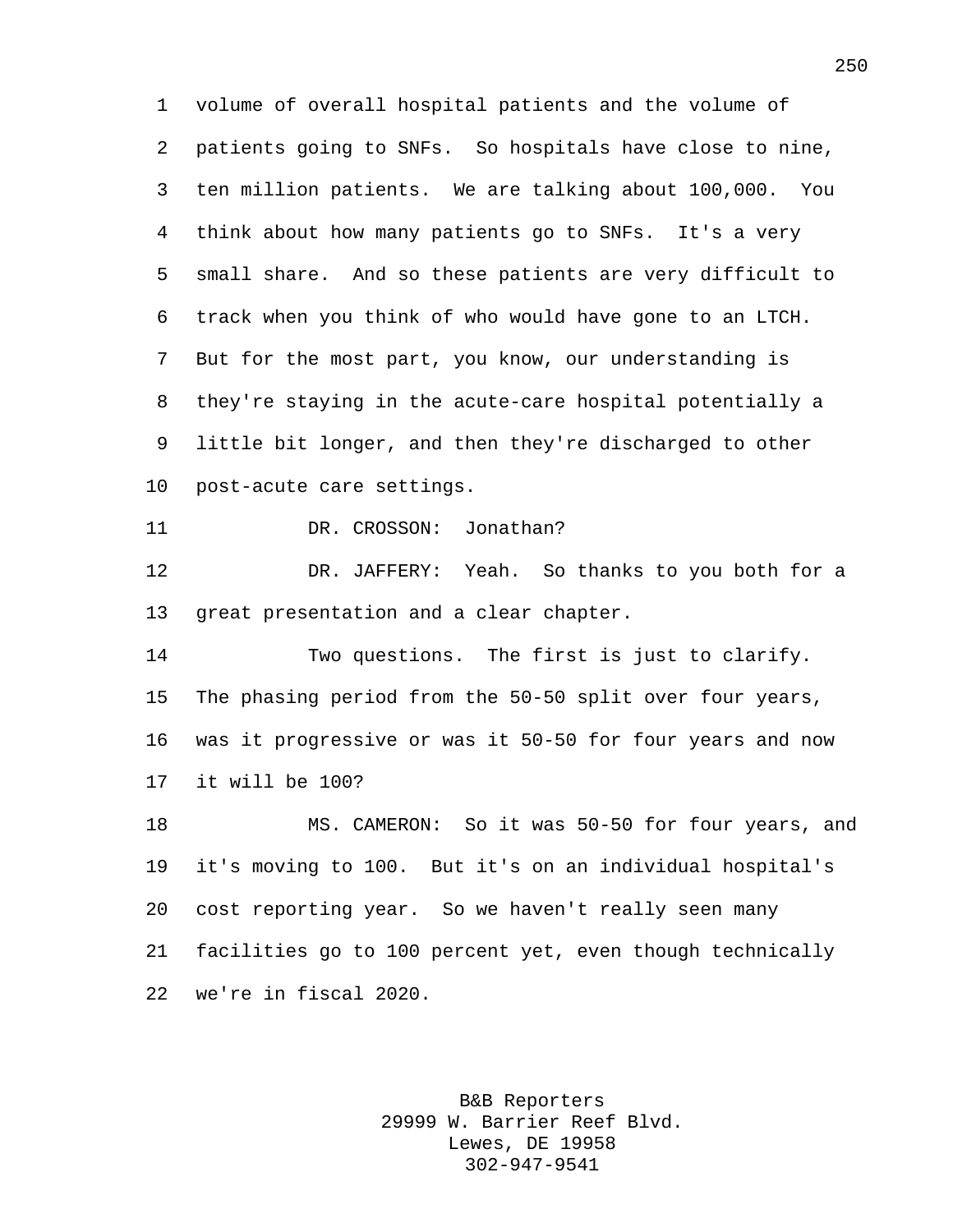volume of overall hospital patients and the volume of patients going to SNFs. So hospitals have close to nine, ten million patients. We are talking about 100,000. You think about how many patients go to SNFs. It's a very small share. And so these patients are very difficult to track when you think of who would have gone to an LTCH. But for the most part, you know, our understanding is they're staying in the acute-care hospital potentially a little bit longer, and then they're discharged to other post-acute care settings.

DR. CROSSON: Jonathan?

DR. JAFFERY: Yeah. So thanks to you both for a great presentation and a clear chapter.

Two questions. The first is just to clarify. The phasing period from the 50-50 split over four years, was it progressive or was it 50-50 for four years and now it will be 100?

MS. CAMERON: So it was 50-50 for four years, and it's moving to 100. But it's on an individual hospital's cost reporting year. So we haven't really seen many facilities go to 100 percent yet, even though technically we're in fiscal 2020.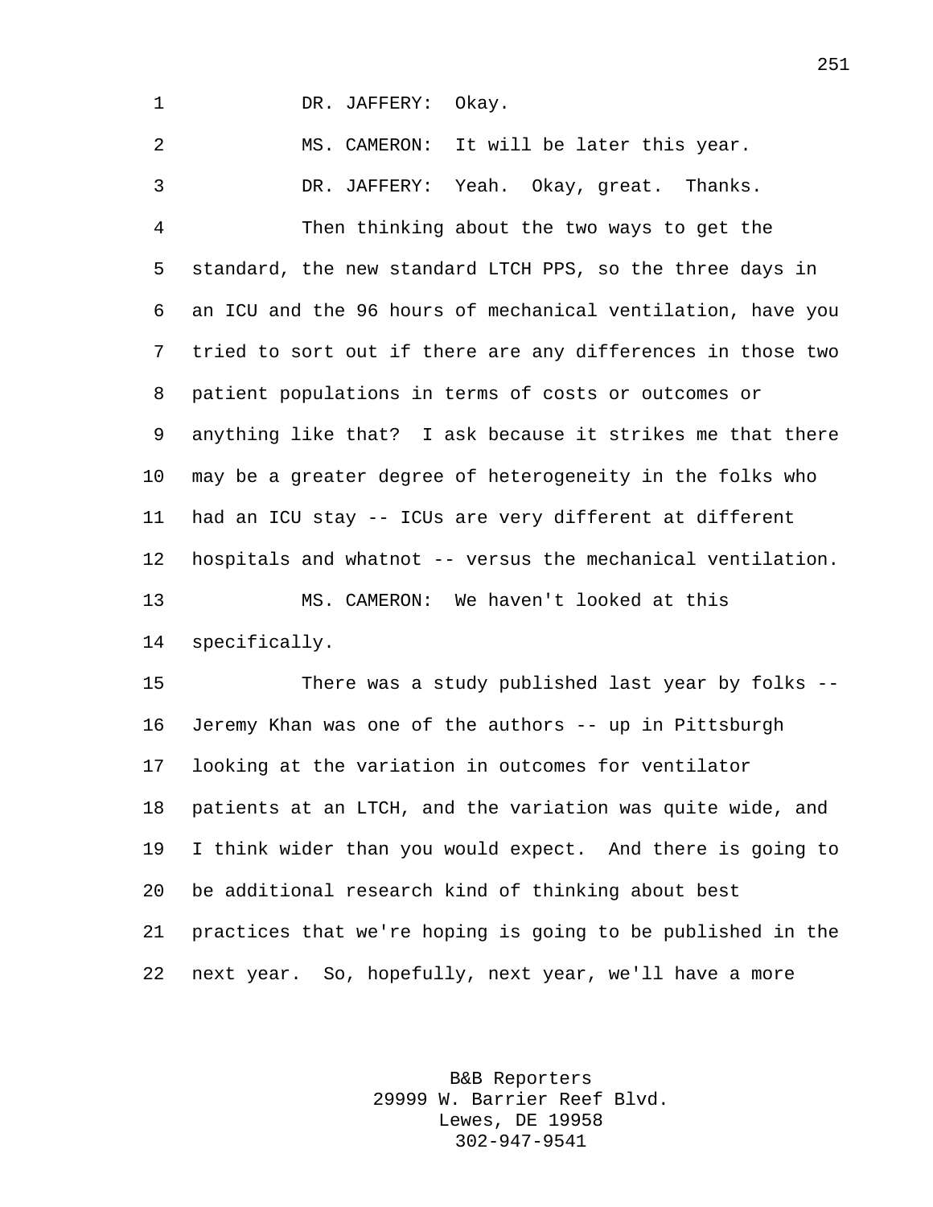DR. JAFFERY: Okay.

MS. CAMERON: It will be later this year.

DR. JAFFERY: Yeah. Okay, great. Thanks.

Then thinking about the two ways to get the standard, the new standard LTCH PPS, so the three days in an ICU and the 96 hours of mechanical ventilation, have you tried to sort out if there are any differences in those two patient populations in terms of costs or outcomes or anything like that? I ask because it strikes me that there may be a greater degree of heterogeneity in the folks who had an ICU stay -- ICUs are very different at different hospitals and whatnot -- versus the mechanical ventilation.

MS. CAMERON: We haven't looked at this specifically.

There was a study published last year by folks -- Jeremy Khan was one of the authors -- up in Pittsburgh looking at the variation in outcomes for ventilator patients at an LTCH, and the variation was quite wide, and I think wider than you would expect. And there is going to be additional research kind of thinking about best practices that we're hoping is going to be published in the next year. So, hopefully, next year, we'll have a more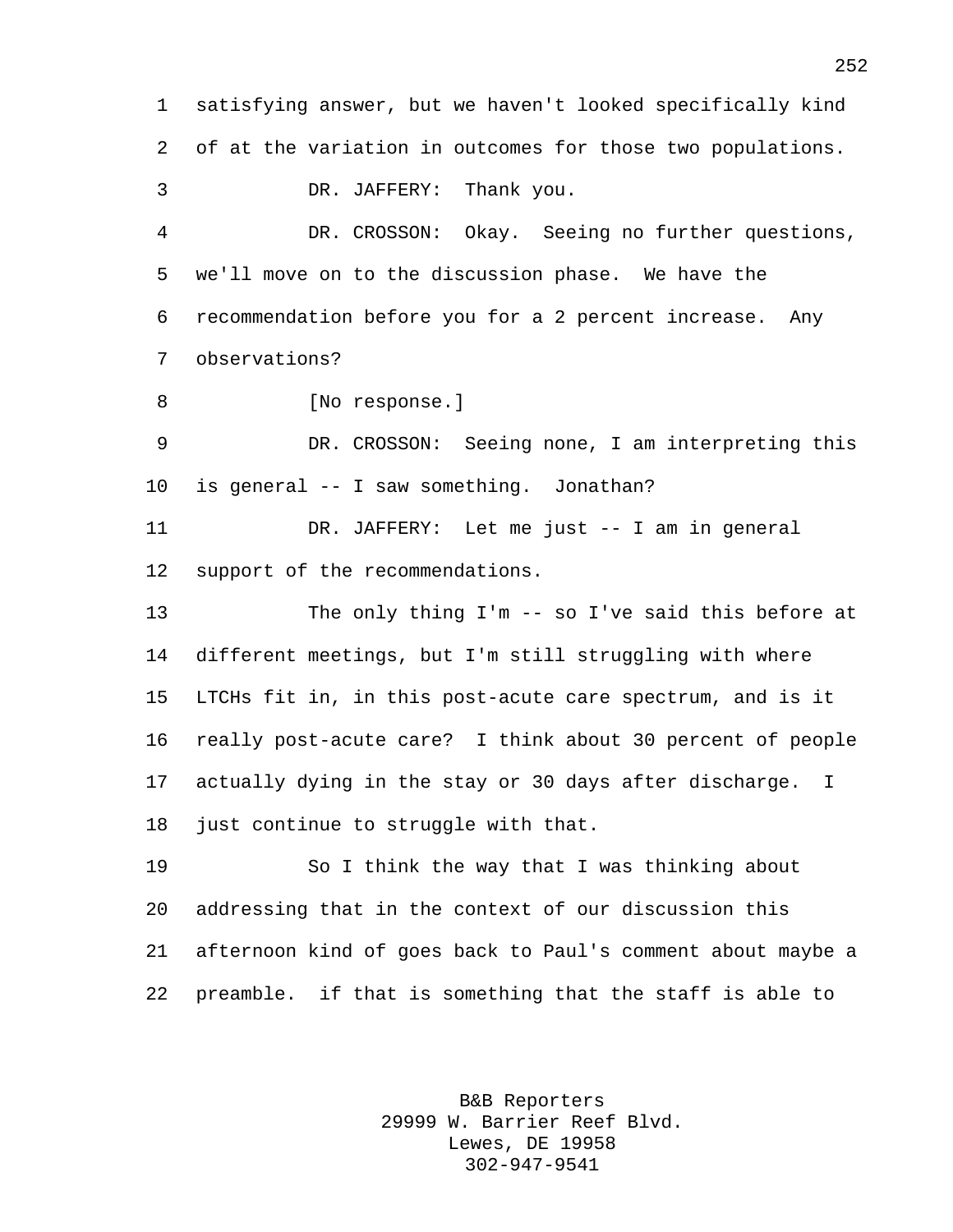satisfying answer, but we haven't looked specifically kind of at the variation in outcomes for those two populations.

DR. JAFFERY: Thank you.

DR. CROSSON: Okay. Seeing no further questions, we'll move on to the discussion phase. We have the recommendation before you for a 2 percent increase. Any observations?

[No response.]

DR. CROSSON: Seeing none, I am interpreting this is general -- I saw something. Jonathan?

DR. JAFFERY: Let me just -- I am in general support of the recommendations.

The only thing I'm -- so I've said this before at different meetings, but I'm still struggling with where LTCHs fit in, in this post-acute care spectrum, and is it really post-acute care? I think about 30 percent of people actually dying in the stay or 30 days after discharge. I just continue to struggle with that.

So I think the way that I was thinking about addressing that in the context of our discussion this afternoon kind of goes back to Paul's comment about maybe a preamble. if that is something that the staff is able to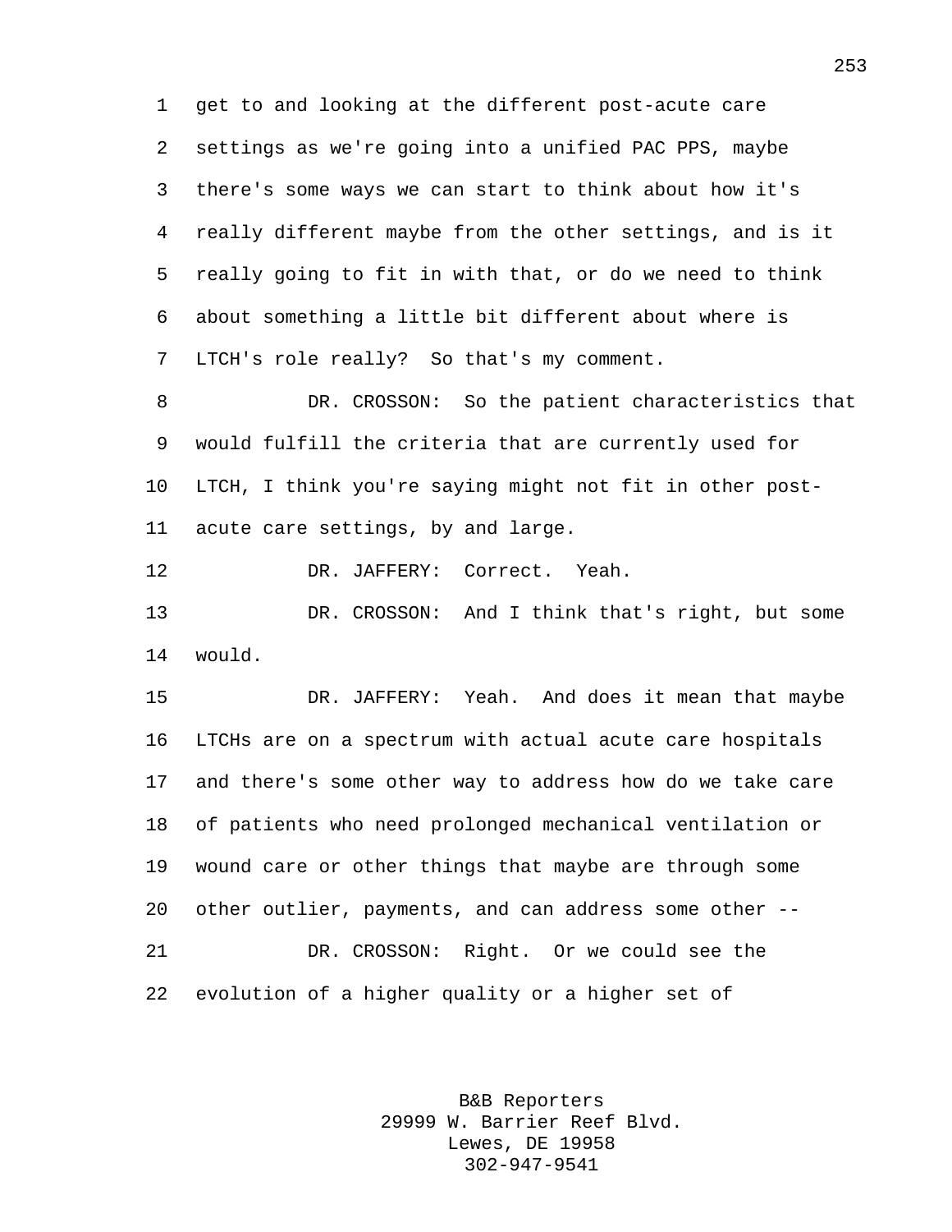get to and looking at the different post-acute care settings as we're going into a unified PAC PPS, maybe there's some ways we can start to think about how it's really different maybe from the other settings, and is it really going to fit in with that, or do we need to think about something a little bit different about where is LTCH's role really? So that's my comment.

DR. CROSSON: So the patient characteristics that would fulfill the criteria that are currently used for LTCH, I think you're saying might not fit in other post-acute care settings, by and large.

DR. JAFFERY: Correct. Yeah.

DR. CROSSON: And I think that's right, but some would.

DR. JAFFERY: Yeah. And does it mean that maybe LTCHs are on a spectrum with actual acute care hospitals and there's some other way to address how do we take care of patients who need prolonged mechanical ventilation or wound care or other things that maybe are through some other outlier, payments, and can address some other --

DR. CROSSON: Right. Or we could see the evolution of a higher quality or a higher set of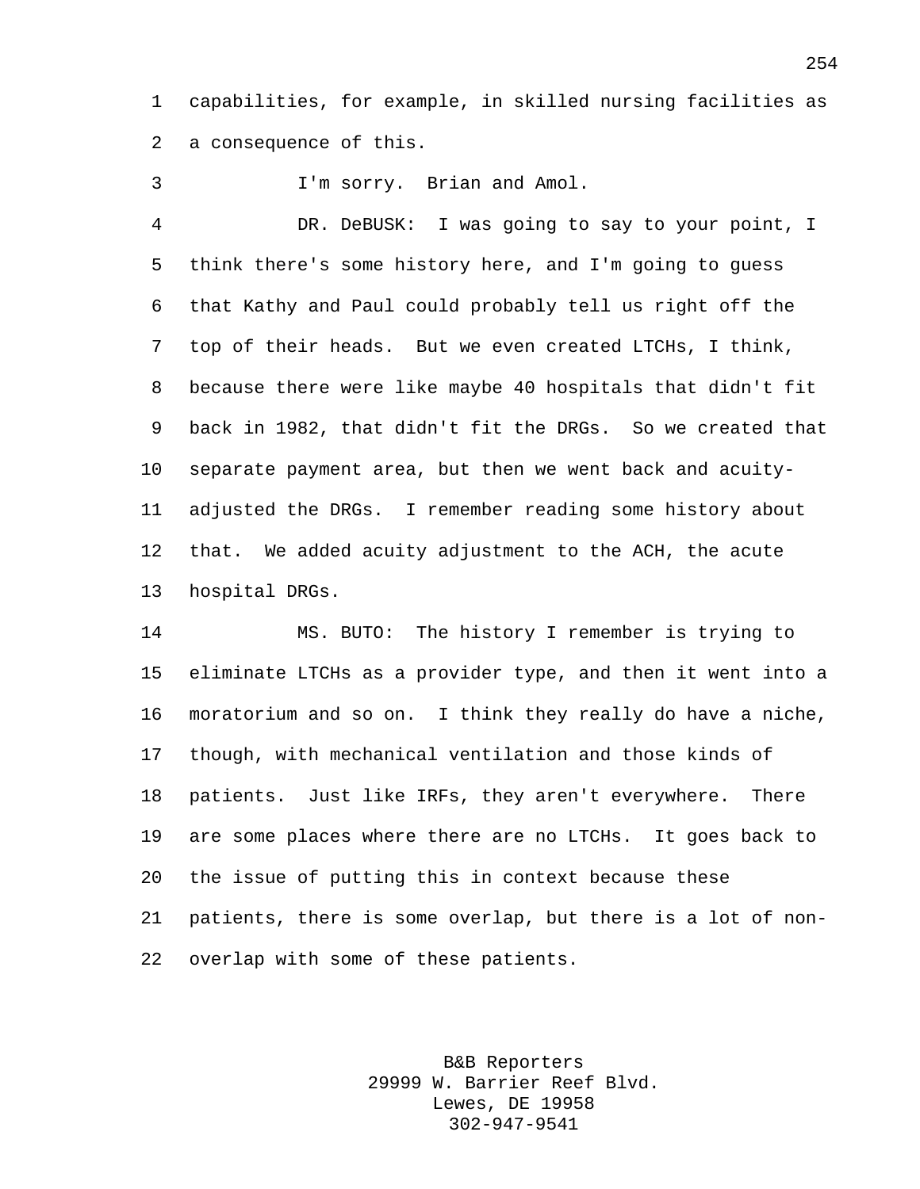capabilities, for example, in skilled nursing facilities as a consequence of this.

I'm sorry. Brian and Amol.

DR. DeBUSK: I was going to say to your point, I think there's some history here, and I'm going to guess that Kathy and Paul could probably tell us right off the top of their heads. But we even created LTCHs, I think, because there were like maybe 40 hospitals that didn't fit back in 1982, that didn't fit the DRGs. So we created that separate payment area, but then we went back and acuity-adjusted the DRGs. I remember reading some history about that. We added acuity adjustment to the ACH, the acute hospital DRGs.

MS. BUTO: The history I remember is trying to eliminate LTCHs as a provider type, and then it went into a moratorium and so on. I think they really do have a niche, though, with mechanical ventilation and those kinds of patients. Just like IRFs, they aren't everywhere. There are some places where there are no LTCHs. It goes back to the issue of putting this in context because these patients, there is some overlap, but there is a lot of non-overlap with some of these patients.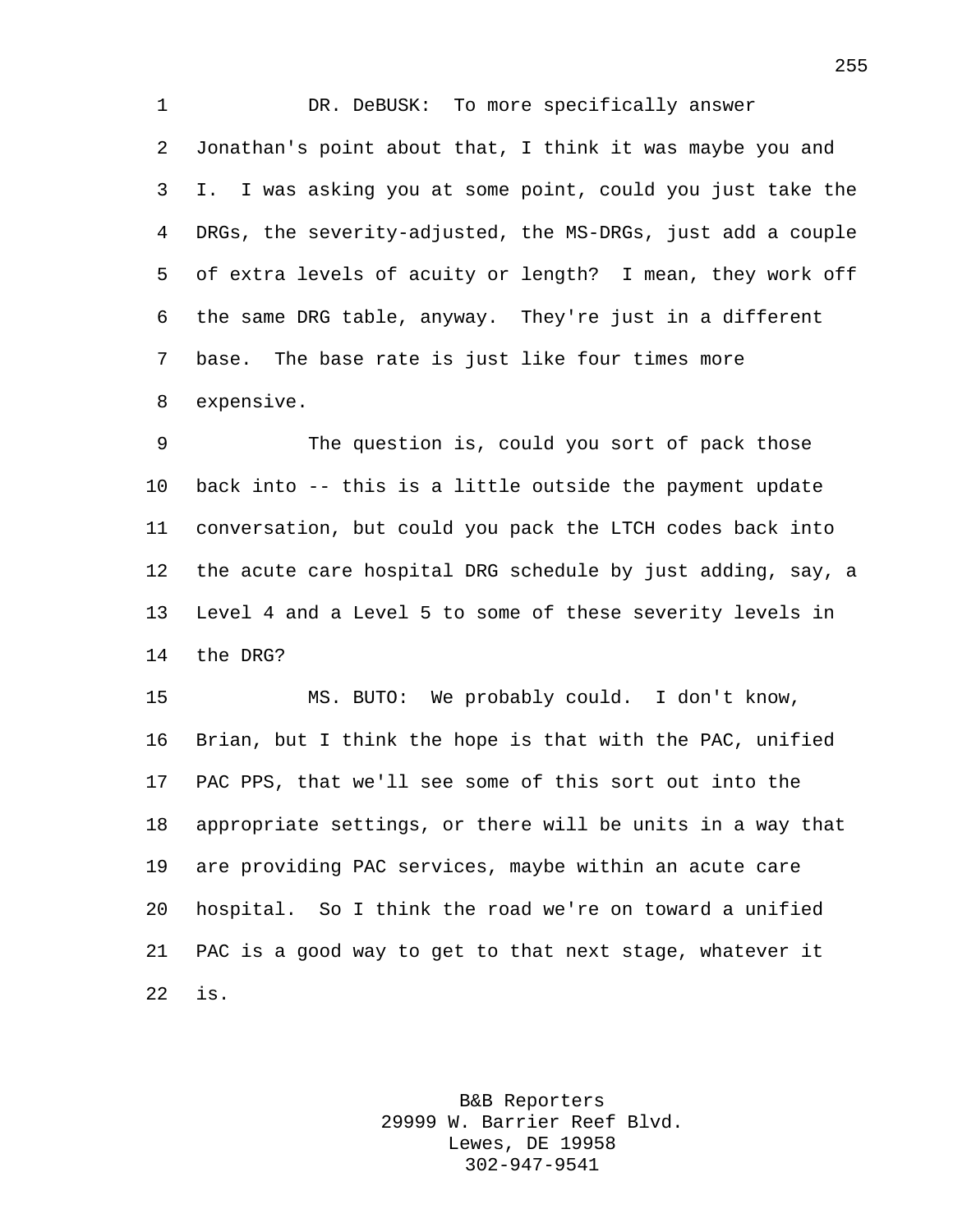DR. DeBUSK: To more specifically answer Jonathan's point about that, I think it was maybe you and I. I was asking you at some point, could you just take the DRGs, the severity-adjusted, the MS-DRGs, just add a couple of extra levels of acuity or length? I mean, they work off the same DRG table, anyway. They're just in a different base. The base rate is just like four times more expensive.

The question is, could you sort of pack those back into -- this is a little outside the payment update conversation, but could you pack the LTCH codes back into the acute care hospital DRG schedule by just adding, say, a Level 4 and a Level 5 to some of these severity levels in the DRG?

MS. BUTO: We probably could. I don't know, Brian, but I think the hope is that with the PAC, unified PAC PPS, that we'll see some of this sort out into the appropriate settings, or there will be units in a way that are providing PAC services, maybe within an acute care hospital. So I think the road we're on toward a unified PAC is a good way to get to that next stage, whatever it is.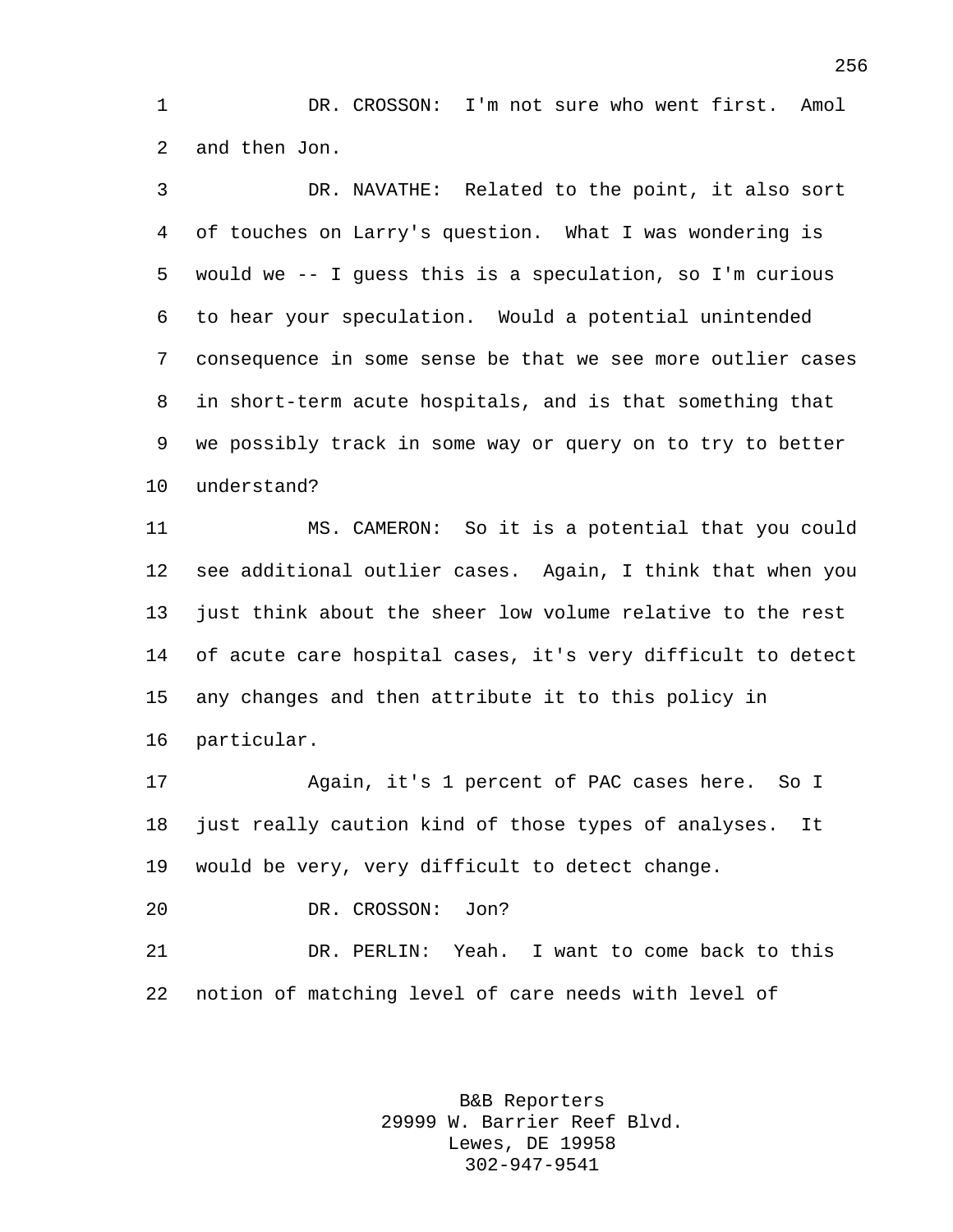DR. CROSSON: I'm not sure who went first. Amol and then Jon.

DR. NAVATHE: Related to the point, it also sort of touches on Larry's question. What I was wondering is would we -- I guess this is a speculation, so I'm curious to hear your speculation. Would a potential unintended consequence in some sense be that we see more outlier cases in short-term acute hospitals, and is that something that we possibly track in some way or query on to try to better understand?

MS. CAMERON: So it is a potential that you could see additional outlier cases. Again, I think that when you just think about the sheer low volume relative to the rest of acute care hospital cases, it's very difficult to detect any changes and then attribute it to this policy in particular.

Again, it's 1 percent of PAC cases here. So I just really caution kind of those types of analyses. It would be very, very difficult to detect change.

DR. CROSSON: Jon?

DR. PERLIN: Yeah. I want to come back to this notion of matching level of care needs with level of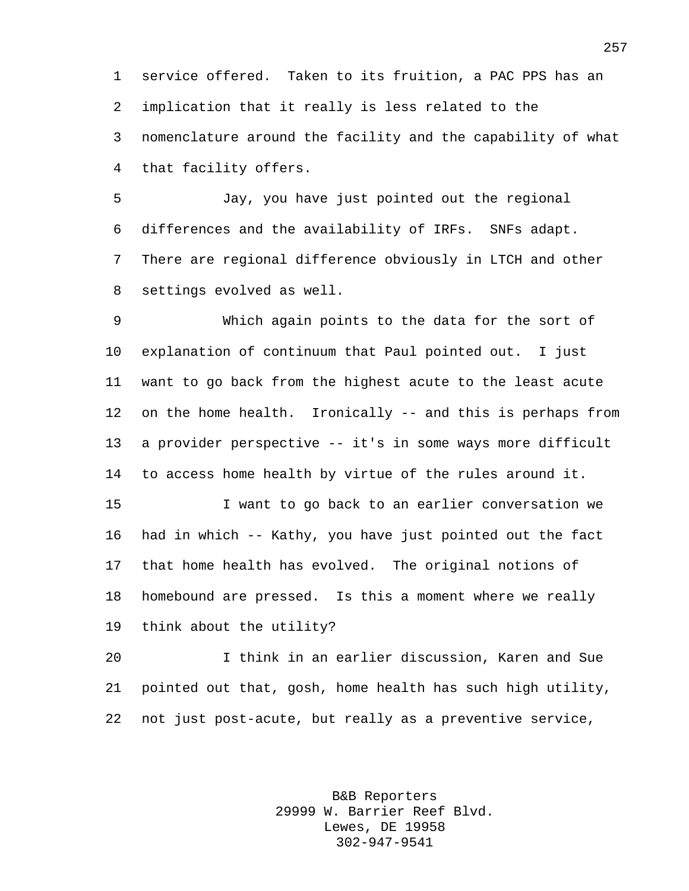service offered. Taken to its fruition, a PAC PPS has an implication that it really is less related to the nomenclature around the facility and the capability of what that facility offers.

Jay, you have just pointed out the regional differences and the availability of IRFs. SNFs adapt. There are regional difference obviously in LTCH and other settings evolved as well.

Which again points to the data for the sort of explanation of continuum that Paul pointed out. I just want to go back from the highest acute to the least acute on the home health. Ironically -- and this is perhaps from a provider perspective -- it's in some ways more difficult to access home health by virtue of the rules around it.

I want to go back to an earlier conversation we had in which -- Kathy, you have just pointed out the fact that home health has evolved. The original notions of homebound are pressed. Is this a moment where we really think about the utility?

I think in an earlier discussion, Karen and Sue pointed out that, gosh, home health has such high utility, not just post-acute, but really as a preventive service,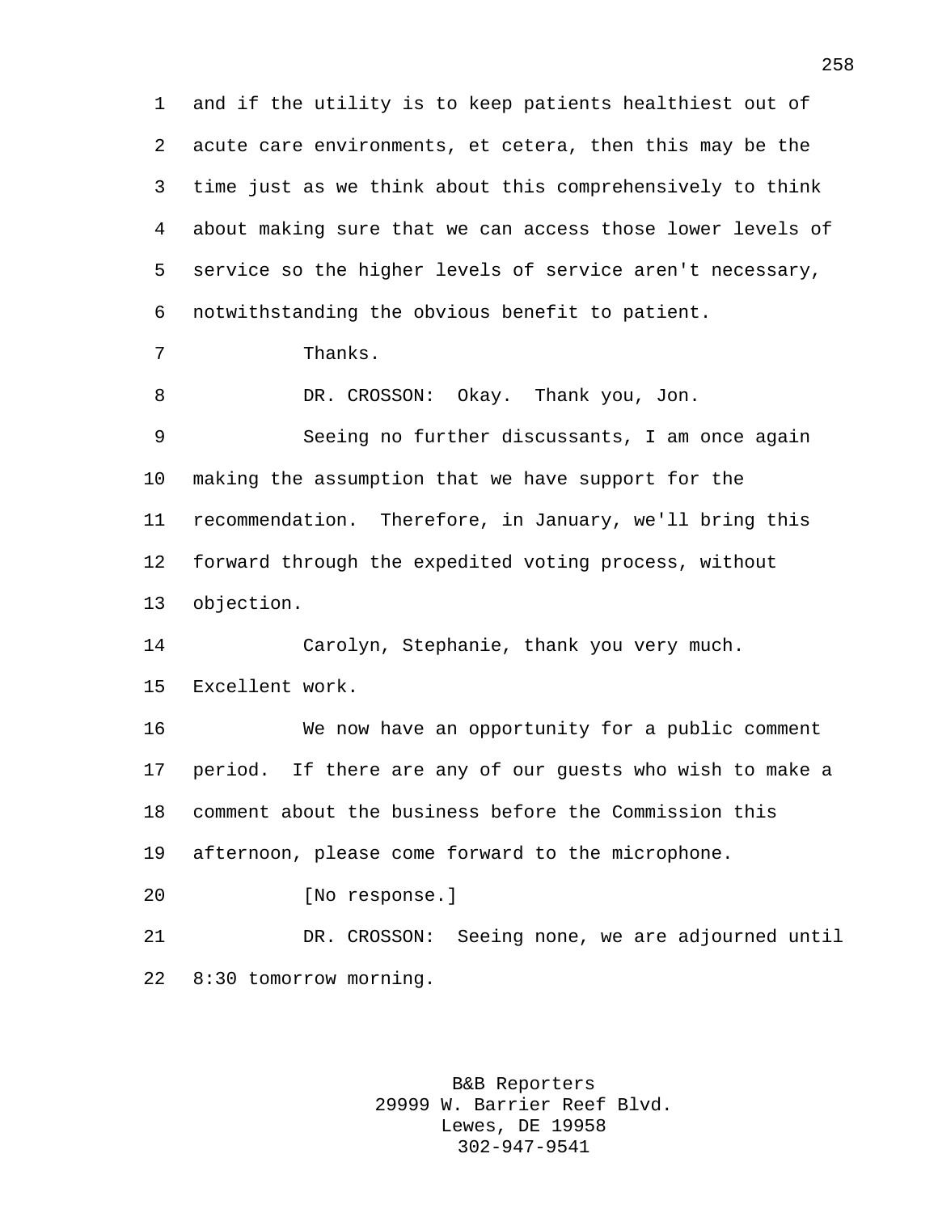and if the utility is to keep patients healthiest out of acute care environments, et cetera, then this may be the time just as we think about this comprehensively to think about making sure that we can access those lower levels of service so the higher levels of service aren't necessary, notwithstanding the obvious benefit to patient.

Thanks.

DR. CROSSON: Okay. Thank you, Jon.

Seeing no further discussants, I am once again making the assumption that we have support for the recommendation. Therefore, in January, we'll bring this forward through the expedited voting process, without objection.

Carolyn, Stephanie, thank you very much. Excellent work.

We now have an opportunity for a public comment period. If there are any of our guests who wish to make a comment about the business before the Commission this afternoon, please come forward to the microphone.

[No response.]

DR. CROSSON: Seeing none, we are adjourned until 8:30 tomorrow morning.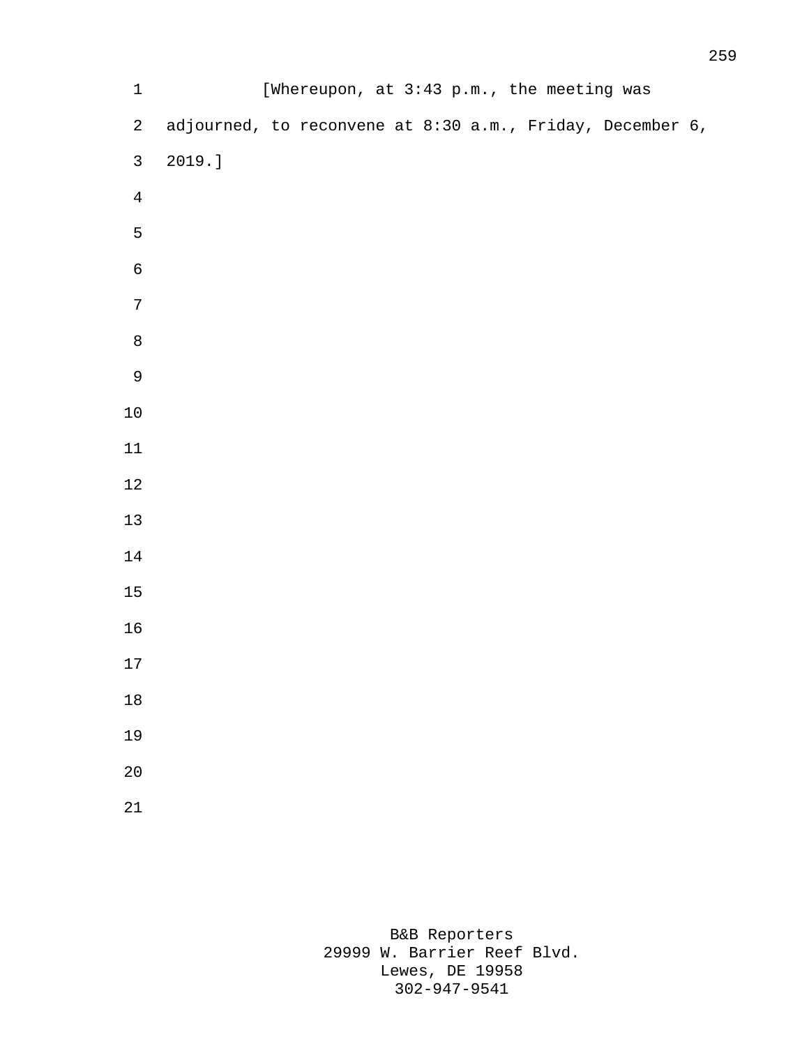[Whereupon, at 3:43 p.m., the meeting was adjourned, to reconvene at 8:30 a.m., Friday, December 6, 2019.]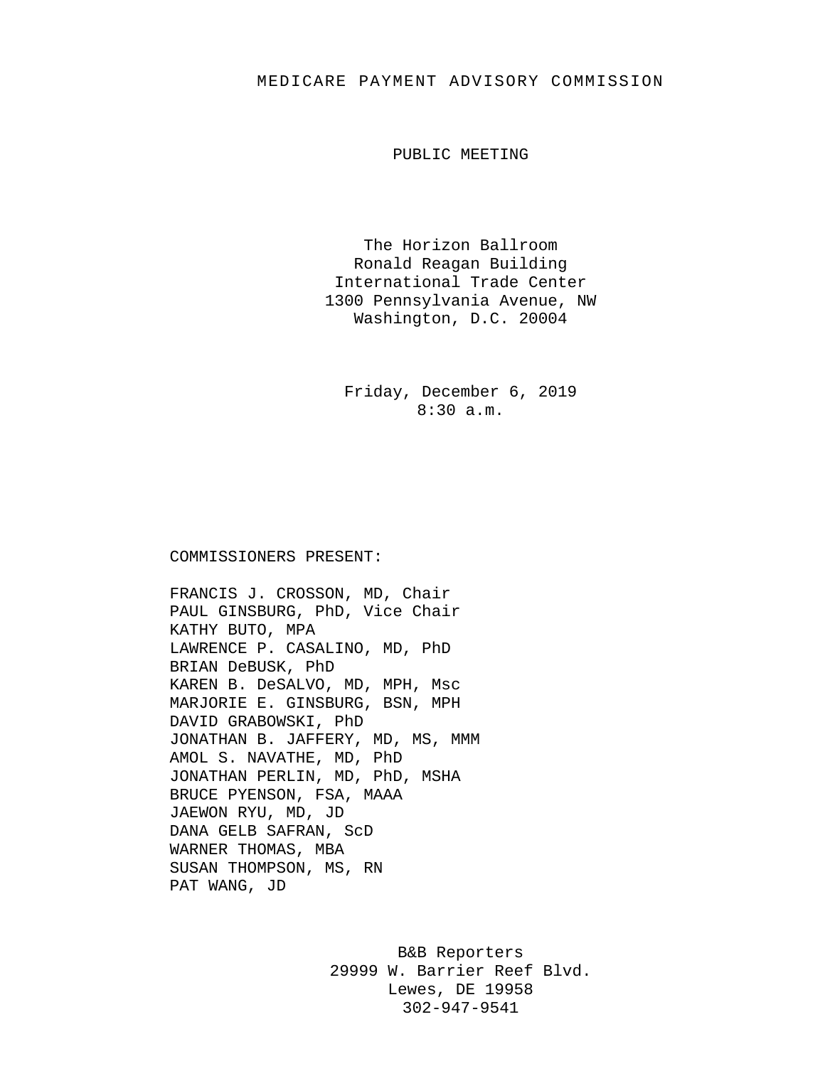# MEDICARE PAYMENT ADVISORY COMMISSION

## PUBLIC MEETING

The Horizon Ballroom
Ronald Reagan Building
International Trade Center
1300 Pennsylvania Avenue, NW
Washington, D.C. 20004

Friday, December 6, 2019
8:30 a.m.

COMMISSIONERS PRESENT:

FRANCIS J. CROSSON, MD, Chair
PAUL GINSBURG, PhD, Vice Chair
KATHY BUTO, MPA
LAWRENCE P. CASALINO, MD, PhD
BRIAN DeBUSK, PhD
KAREN B. DeSALVO, MD, MPH, Msc
MARJORIE E. GINSBURG, BSN, MPH
DAVID GRABOWSKI, PhD
JONATHAN B. JAFFERY, MD, MS, MMM
AMOL S. NAVATHE, MD, PhD
JONATHAN PERLIN, MD, PhD, MSHA
BRUCE PYENSON, FSA, MAAA
JAEWON RYU, MD, JD
DANA GELB SAFRAN, ScD
WARNER THOMAS, MBA
SUSAN THOMPSON, MS, RN
PAT WANG, JD

B&B Reporters
29999 W. Barrier Reef Blvd.
Lewes, DE 19958
302-947-9541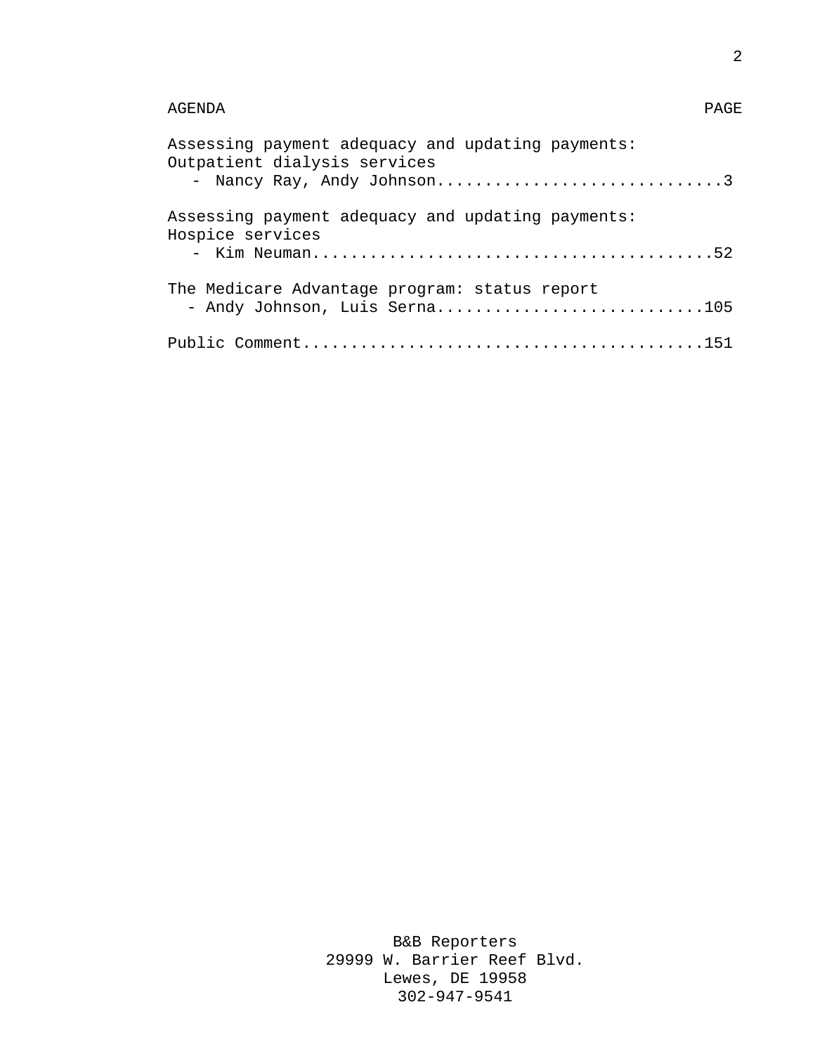| AGENDA | PAGE |
| --- | --- |
| Assessing payment adequacy and updating payments: Outpatient dialysis services - Nancy Ray, Andy Johnson | 3 |
| Assessing payment adequacy and updating payments: Hospice services - Kim Neuman | 52 |
| The Medicare Advantage program: status report - Andy Johnson, Luis Serna | 105 |
| Public Comment | 151 |

B&B Reporters
29999 W. Barrier Reef Blvd.
Lewes, DE 19958
302-947-9541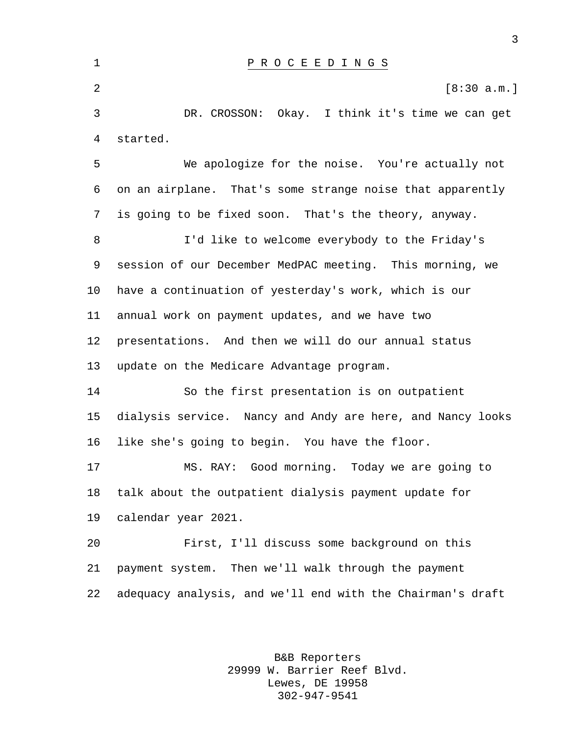P R O C E E D I N G S

[8:30 a.m.]

DR. CROSSON: Okay. I think it's time we can get started.

We apologize for the noise. You're actually not on an airplane. That's some strange noise that apparently is going to be fixed soon. That's the theory, anyway.

I'd like to welcome everybody to the Friday's session of our December MedPAC meeting. This morning, we have a continuation of yesterday's work, which is our annual work on payment updates, and we have two presentations. And then we will do our annual status update on the Medicare Advantage program.

So the first presentation is on outpatient dialysis service. Nancy and Andy are here, and Nancy looks like she's going to begin. You have the floor.

MS. RAY: Good morning. Today we are going to talk about the outpatient dialysis payment update for calendar year 2021.

First, I'll discuss some background on this payment system. Then we'll walk through the payment adequacy analysis, and we'll end with the Chairman's draft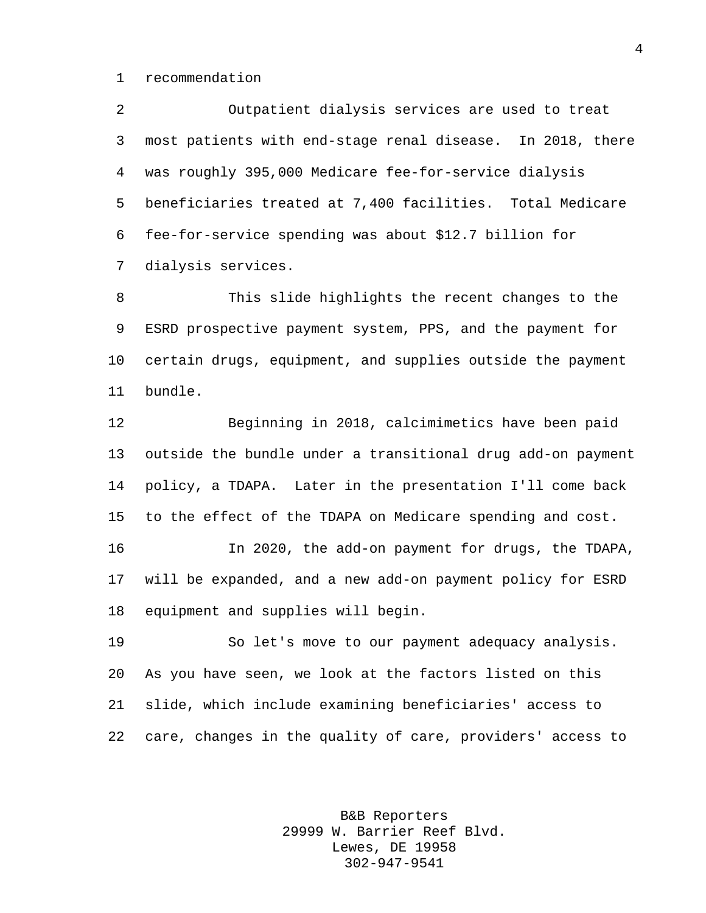recommendation

Outpatient dialysis services are used to treat most patients with end-stage renal disease. In 2018, there was roughly 395,000 Medicare fee-for-service dialysis beneficiaries treated at 7,400 facilities. Total Medicare fee-for-service spending was about $12.7 billion for dialysis services.

This slide highlights the recent changes to the ESRD prospective payment system, PPS, and the payment for certain drugs, equipment, and supplies outside the payment bundle.

Beginning in 2018, calcimimetics have been paid outside the bundle under a transitional drug add-on payment policy, a TDAPA. Later in the presentation I'll come back to the effect of the TDAPA on Medicare spending and cost.

In 2020, the add-on payment for drugs, the TDAPA, will be expanded, and a new add-on payment policy for ESRD equipment and supplies will begin.

So let's move to our payment adequacy analysis. As you have seen, we look at the factors listed on this slide, which include examining beneficiaries' access to care, changes in the quality of care, providers' access to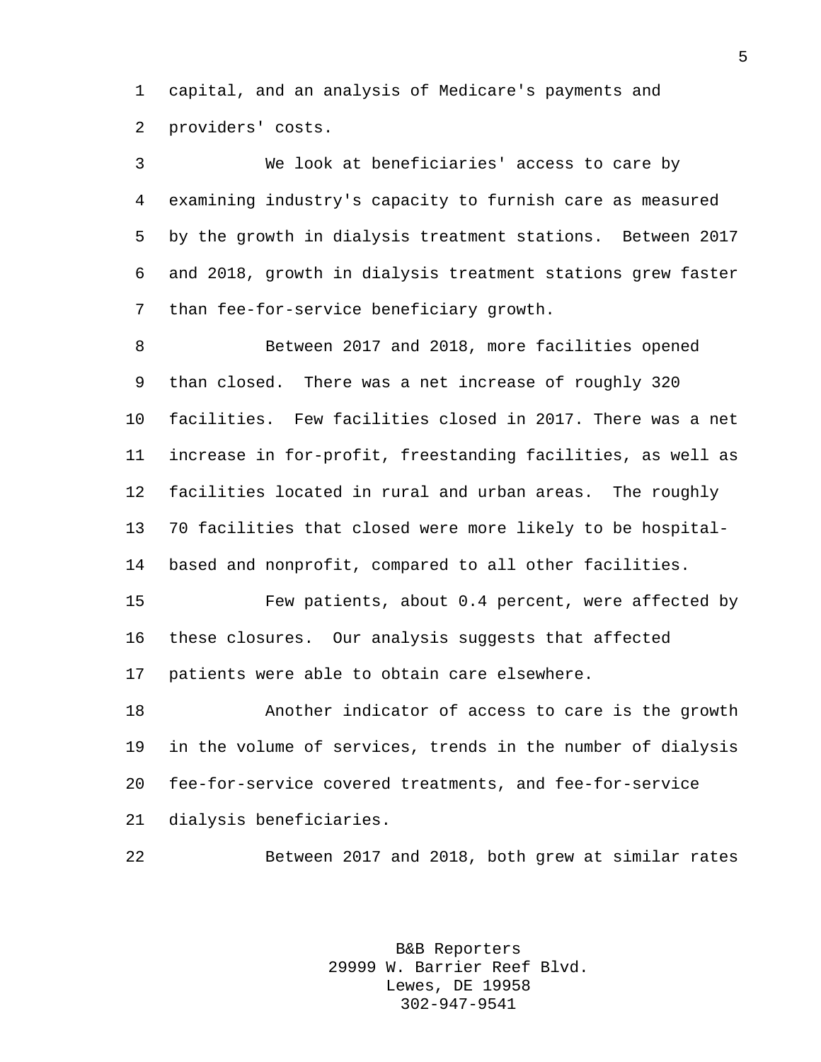capital, and an analysis of Medicare's payments and providers' costs.

We look at beneficiaries' access to care by examining industry's capacity to furnish care as measured by the growth in dialysis treatment stations. Between 2017 and 2018, growth in dialysis treatment stations grew faster than fee-for-service beneficiary growth.

Between 2017 and 2018, more facilities opened than closed. There was a net increase of roughly 320 facilities. Few facilities closed in 2017. There was a net increase in for-profit, freestanding facilities, as well as facilities located in rural and urban areas. The roughly 70 facilities that closed were more likely to be hospital-based and nonprofit, compared to all other facilities.

Few patients, about 0.4 percent, were affected by these closures. Our analysis suggests that affected patients were able to obtain care elsewhere.

Another indicator of access to care is the growth in the volume of services, trends in the number of dialysis fee-for-service covered treatments, and fee-for-service dialysis beneficiaries.

Between 2017 and 2018, both grew at similar rates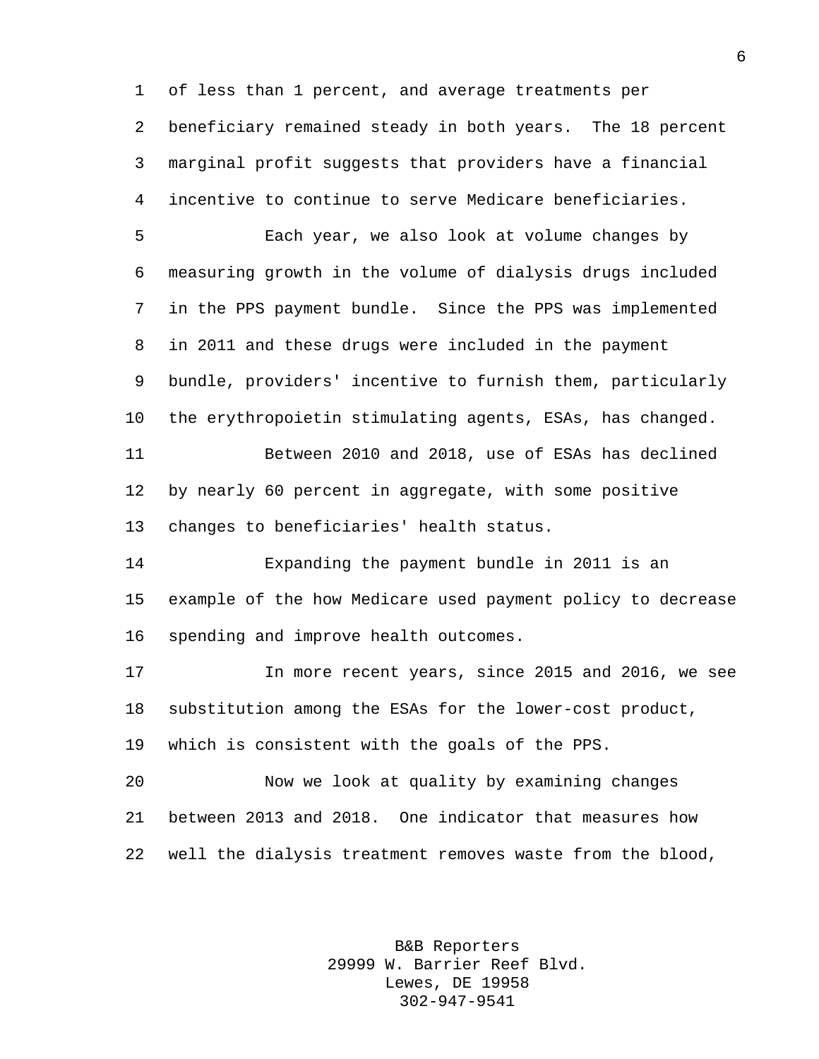of less than 1 percent, and average treatments per beneficiary remained steady in both years. The 18 percent marginal profit suggests that providers have a financial incentive to continue to serve Medicare beneficiaries.

Each year, we also look at volume changes by measuring growth in the volume of dialysis drugs included in the PPS payment bundle. Since the PPS was implemented in 2011 and these drugs were included in the payment bundle, providers' incentive to furnish them, particularly the erythropoietin stimulating agents, ESAs, has changed.

Between 2010 and 2018, use of ESAs has declined by nearly 60 percent in aggregate, with some positive changes to beneficiaries' health status.

Expanding the payment bundle in 2011 is an example of the how Medicare used payment policy to decrease spending and improve health outcomes.

In more recent years, since 2015 and 2016, we see substitution among the ESAs for the lower-cost product, which is consistent with the goals of the PPS.

Now we look at quality by examining changes between 2013 and 2018. One indicator that measures how well the dialysis treatment removes waste from the blood,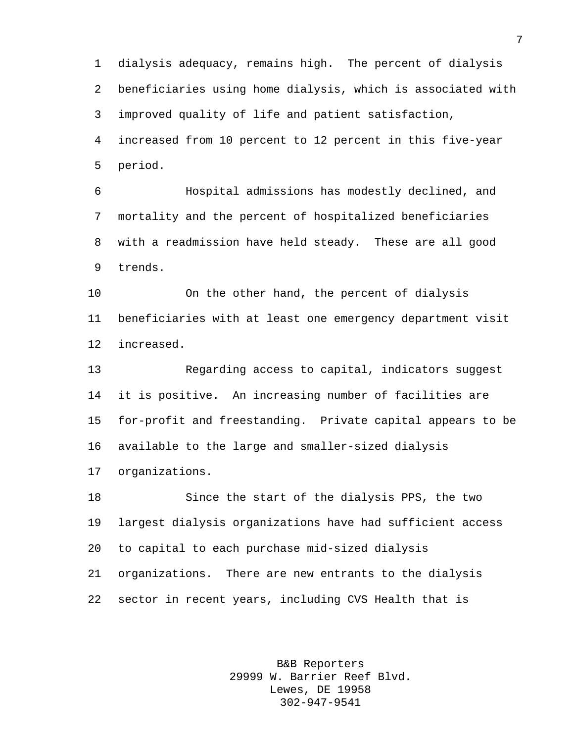dialysis adequacy, remains high. The percent of dialysis beneficiaries using home dialysis, which is associated with improved quality of life and patient satisfaction, increased from 10 percent to 12 percent in this five-year period.

Hospital admissions has modestly declined, and mortality and the percent of hospitalized beneficiaries with a readmission have held steady. These are all good trends.

On the other hand, the percent of dialysis beneficiaries with at least one emergency department visit increased.

Regarding access to capital, indicators suggest it is positive. An increasing number of facilities are for-profit and freestanding. Private capital appears to be available to the large and smaller-sized dialysis organizations.

Since the start of the dialysis PPS, the two largest dialysis organizations have had sufficient access to capital to each purchase mid-sized dialysis organizations. There are new entrants to the dialysis sector in recent years, including CVS Health that is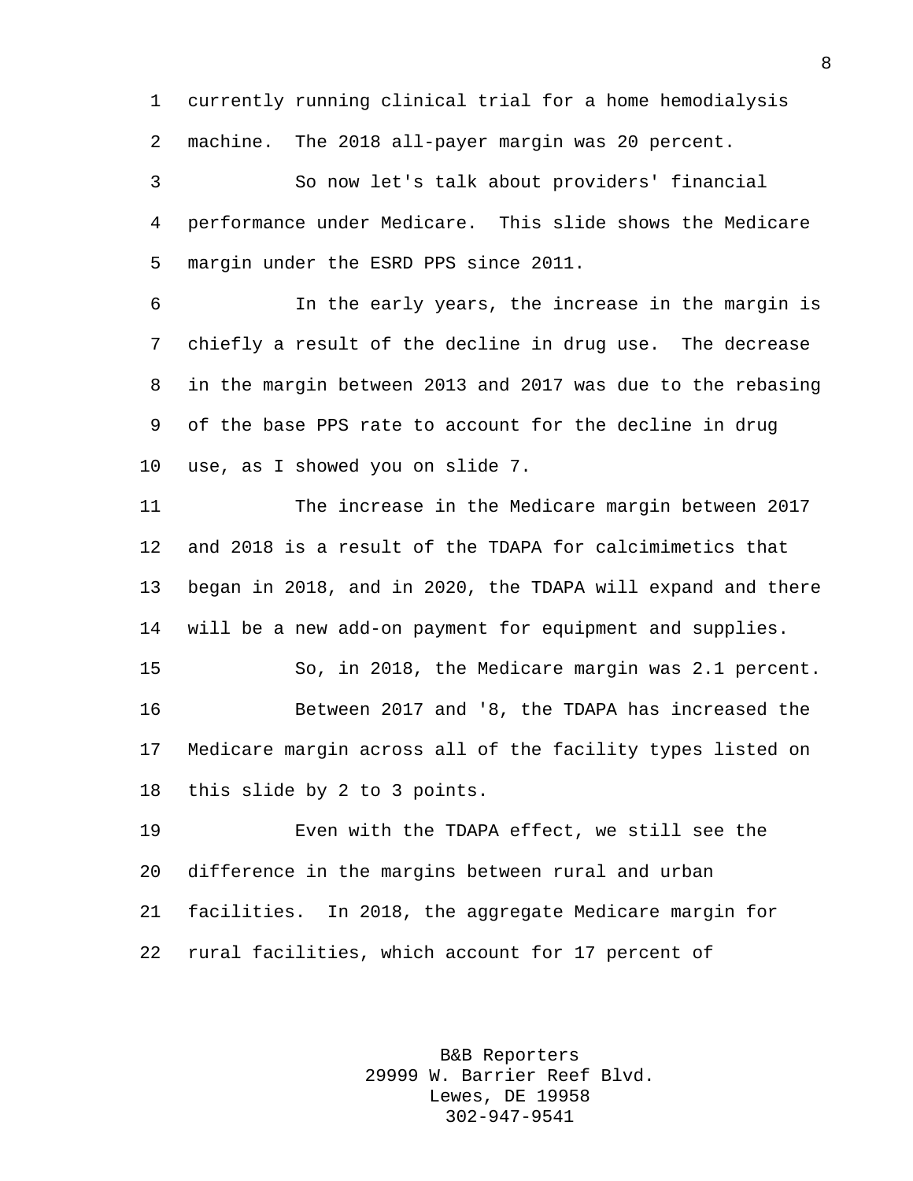currently running clinical trial for a home hemodialysis machine. The 2018 all-payer margin was 20 percent.

So now let's talk about providers' financial performance under Medicare. This slide shows the Medicare margin under the ESRD PPS since 2011.

In the early years, the increase in the margin is chiefly a result of the decline in drug use. The decrease in the margin between 2013 and 2017 was due to the rebasing of the base PPS rate to account for the decline in drug use, as I showed you on slide 7.

The increase in the Medicare margin between 2017 and 2018 is a result of the TDAPA for calcimimetics that began in 2018, and in 2020, the TDAPA will expand and there will be a new add-on payment for equipment and supplies.

So, in 2018, the Medicare margin was 2.1 percent.

Between 2017 and '8, the TDAPA has increased the Medicare margin across all of the facility types listed on this slide by 2 to 3 points.

Even with the TDAPA effect, we still see the difference in the margins between rural and urban facilities. In 2018, the aggregate Medicare margin for rural facilities, which account for 17 percent of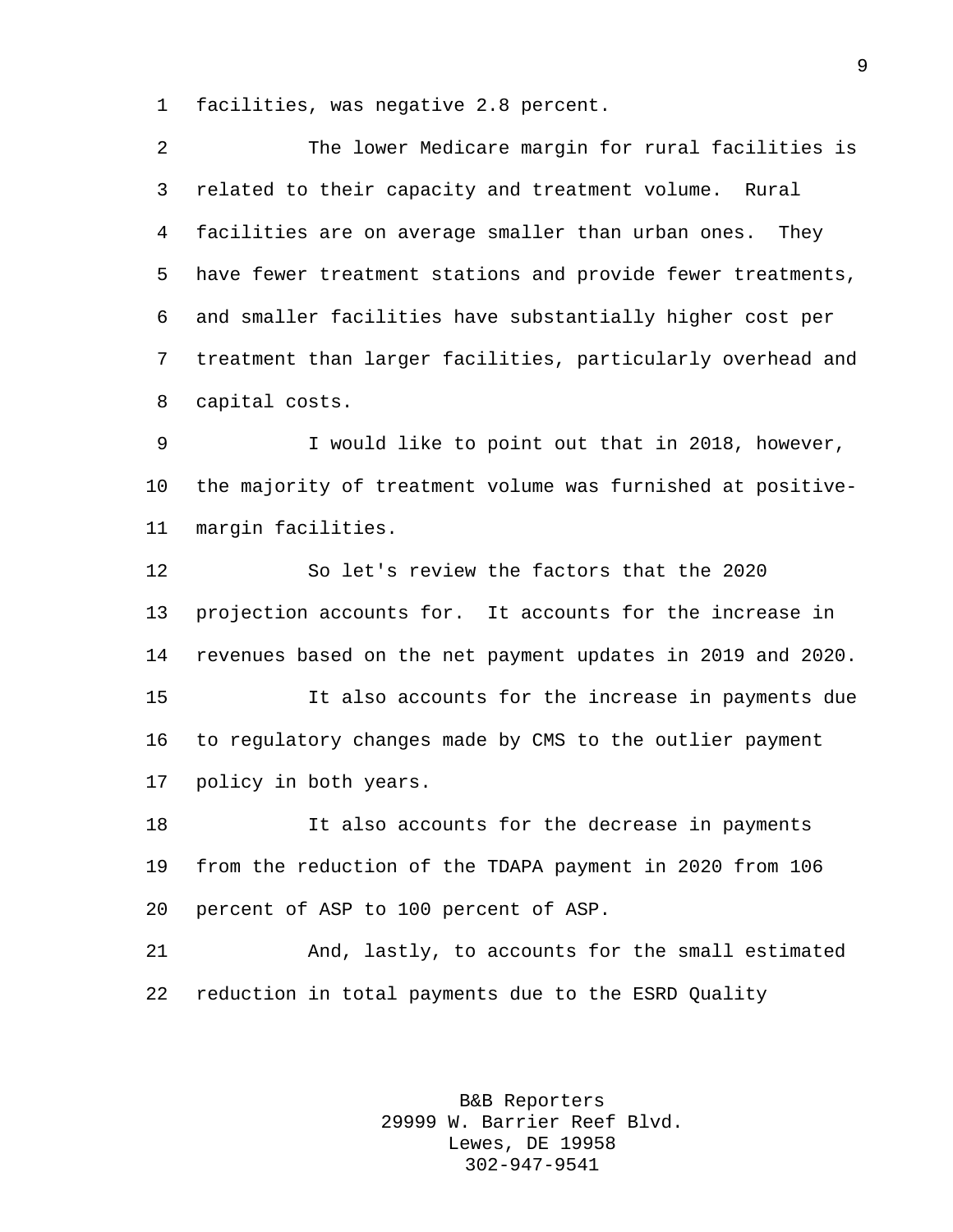facilities, was negative 2.8 percent.

The lower Medicare margin for rural facilities is related to their capacity and treatment volume. Rural facilities are on average smaller than urban ones. They have fewer treatment stations and provide fewer treatments, and smaller facilities have substantially higher cost per treatment than larger facilities, particularly overhead and capital costs.

I would like to point out that in 2018, however, the majority of treatment volume was furnished at positive-margin facilities.

So let's review the factors that the 2020 projection accounts for. It accounts for the increase in revenues based on the net payment updates in 2019 and 2020.

It also accounts for the increase in payments due to regulatory changes made by CMS to the outlier payment policy in both years.

It also accounts for the decrease in payments from the reduction of the TDAPA payment in 2020 from 106 percent of ASP to 100 percent of ASP.

And, lastly, to accounts for the small estimated reduction in total payments due to the ESRD Quality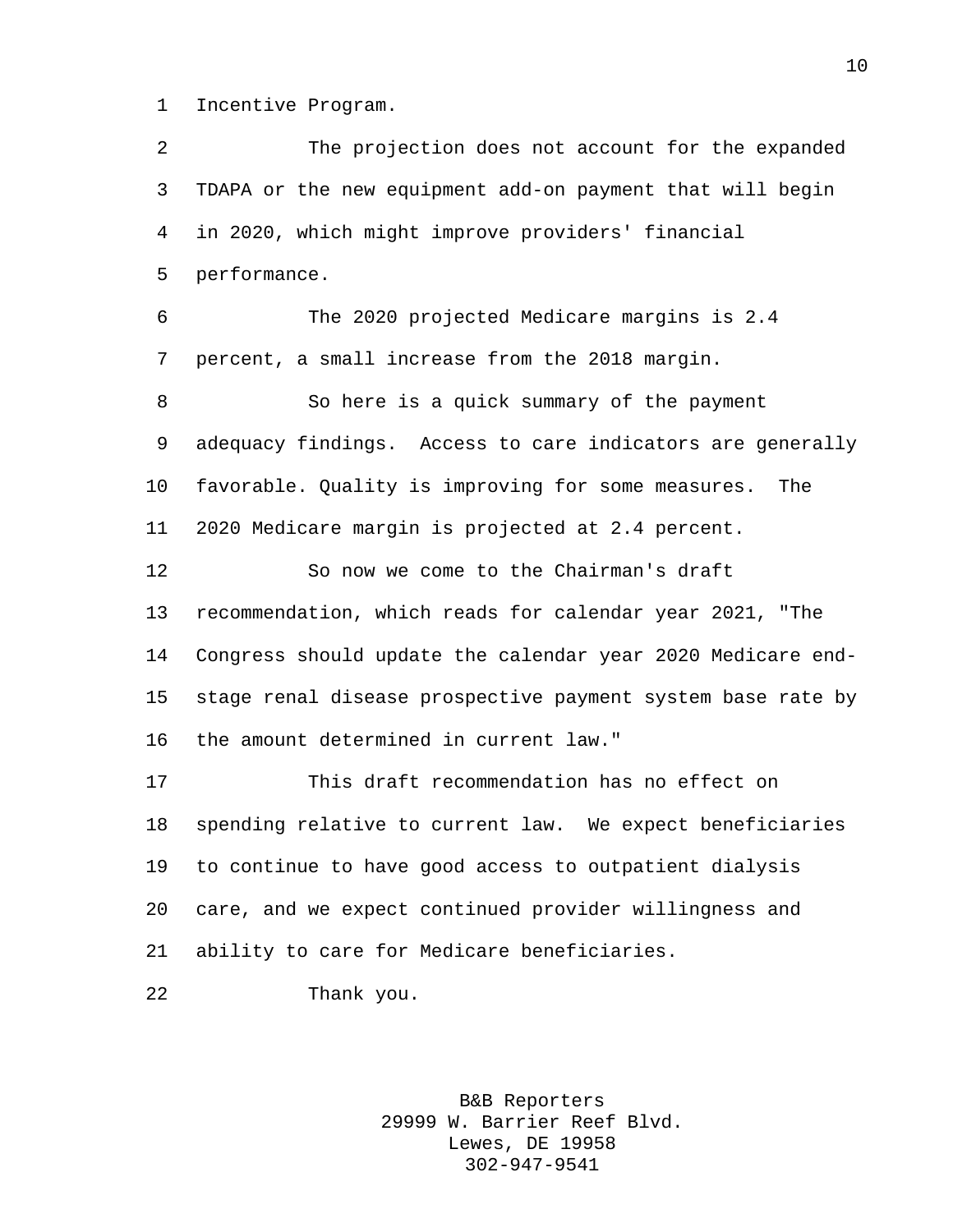Incentive Program.

The projection does not account for the expanded TDAPA or the new equipment add-on payment that will begin in 2020, which might improve providers' financial performance.

The 2020 projected Medicare margins is 2.4 percent, a small increase from the 2018 margin.

So here is a quick summary of the payment adequacy findings. Access to care indicators are generally favorable. Quality is improving for some measures. The 2020 Medicare margin is projected at 2.4 percent.

So now we come to the Chairman's draft recommendation, which reads for calendar year 2021, "The Congress should update the calendar year 2020 Medicare end-stage renal disease prospective payment system base rate by the amount determined in current law."

This draft recommendation has no effect on spending relative to current law. We expect beneficiaries to continue to have good access to outpatient dialysis care, and we expect continued provider willingness and ability to care for Medicare beneficiaries.

Thank you.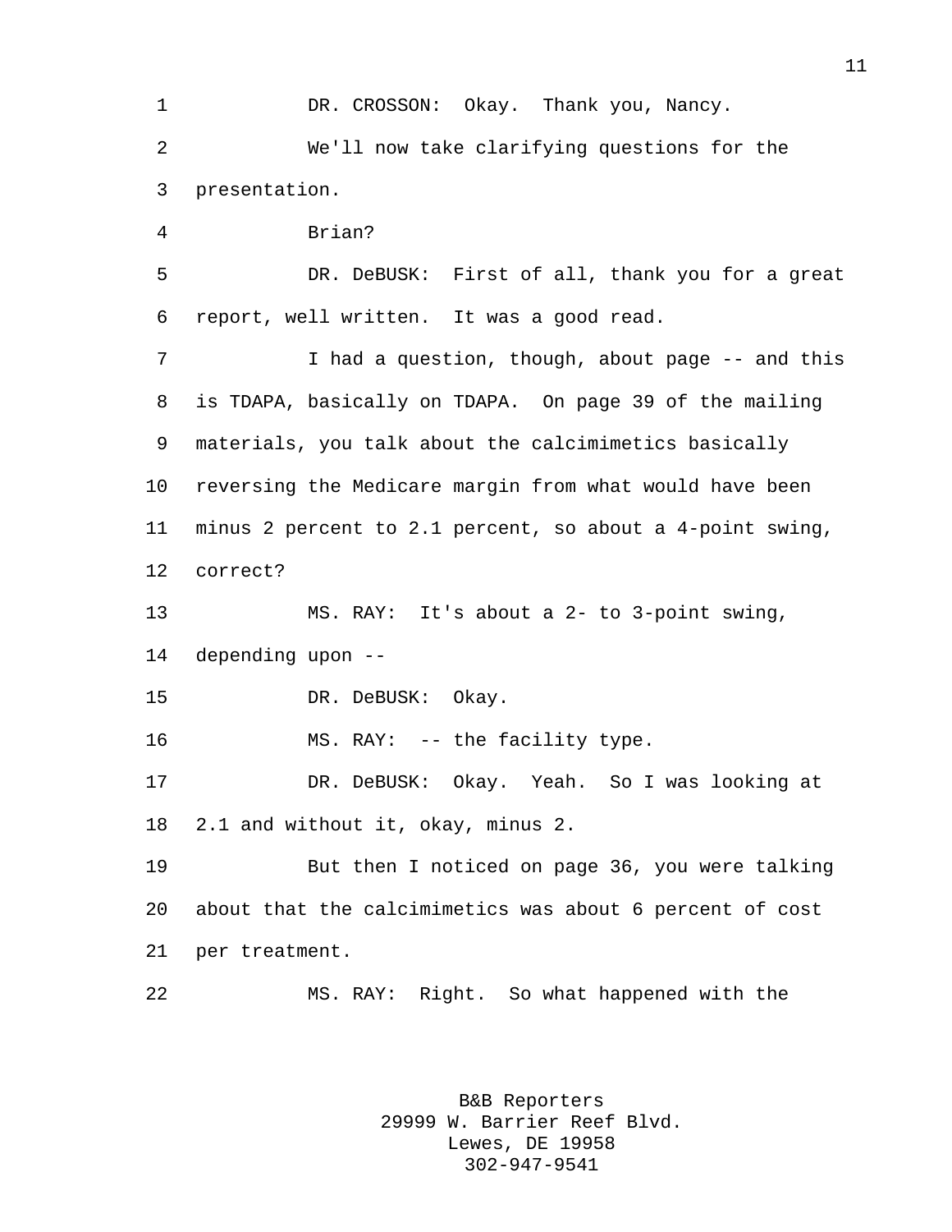DR. CROSSON: Okay. Thank you, Nancy.

We'll now take clarifying questions for the presentation.

Brian?

DR. DeBUSK: First of all, thank you for a great report, well written. It was a good read.

I had a question, though, about page -- and this is TDAPA, basically on TDAPA. On page 39 of the mailing materials, you talk about the calcimimetics basically reversing the Medicare margin from what would have been minus 2 percent to 2.1 percent, so about a 4-point swing, correct?

MS. RAY: It's about a 2- to 3-point swing, depending upon --

DR. DeBUSK: Okay.

MS. RAY: -- the facility type.

DR. DeBUSK: Okay. Yeah. So I was looking at 2.1 and without it, okay, minus 2.

But then I noticed on page 36, you were talking about that the calcimimetics was about 6 percent of cost per treatment.

MS. RAY: Right. So what happened with the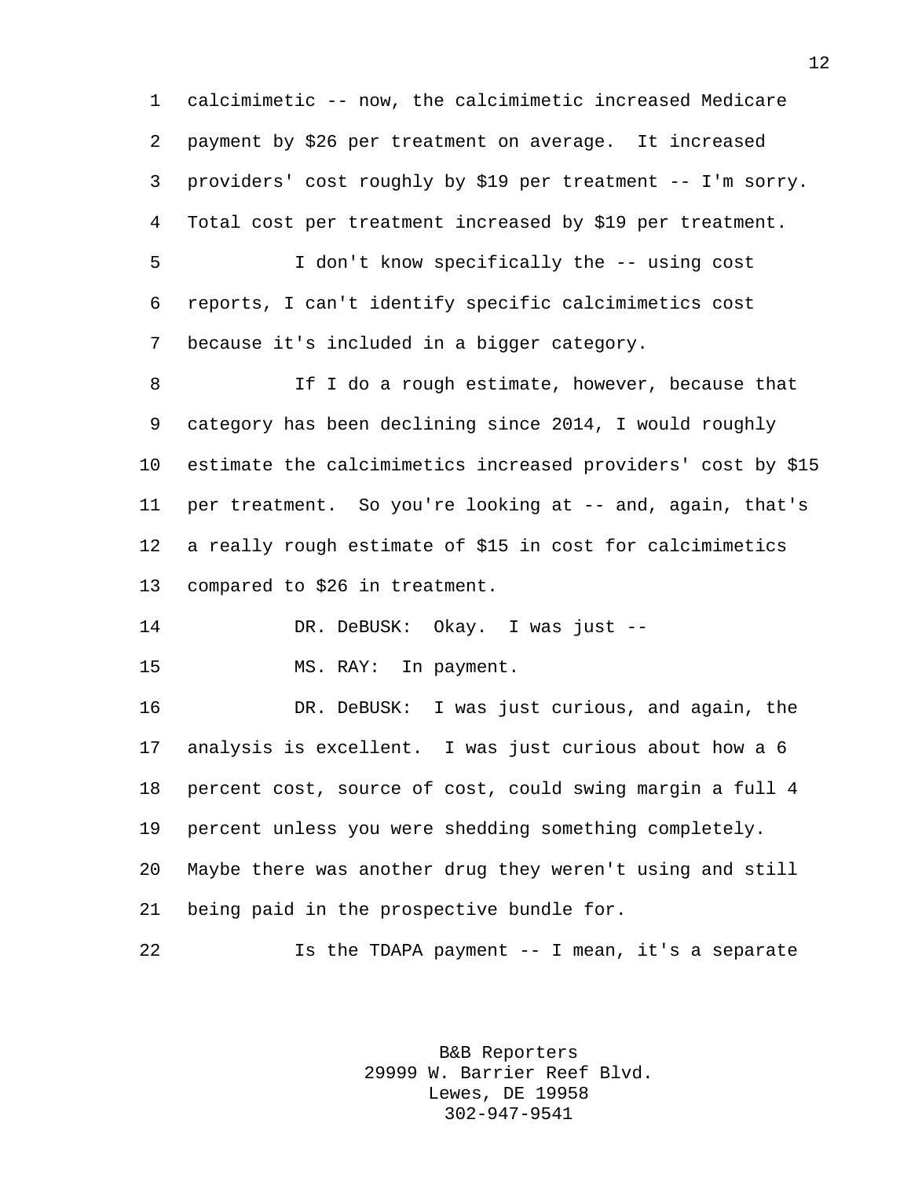calcimimetic -- now, the calcimimetic increased Medicare payment by $26 per treatment on average. It increased providers' cost roughly by $19 per treatment -- I'm sorry. Total cost per treatment increased by $19 per treatment.

I don't know specifically the -- using cost reports, I can't identify specific calcimimetics cost because it's included in a bigger category.

If I do a rough estimate, however, because that category has been declining since 2014, I would roughly estimate the calcimimetics increased providers' cost by $15 per treatment. So you're looking at -- and, again, that's a really rough estimate of $15 in cost for calcimimetics compared to $26 in treatment.

DR. DeBUSK: Okay. I was just --

MS. RAY: In payment.

DR. DeBUSK: I was just curious, and again, the analysis is excellent. I was just curious about how a 6 percent cost, source of cost, could swing margin a full 4 percent unless you were shedding something completely. Maybe there was another drug they weren't using and still being paid in the prospective bundle for.

Is the TDAPA payment -- I mean, it's a separate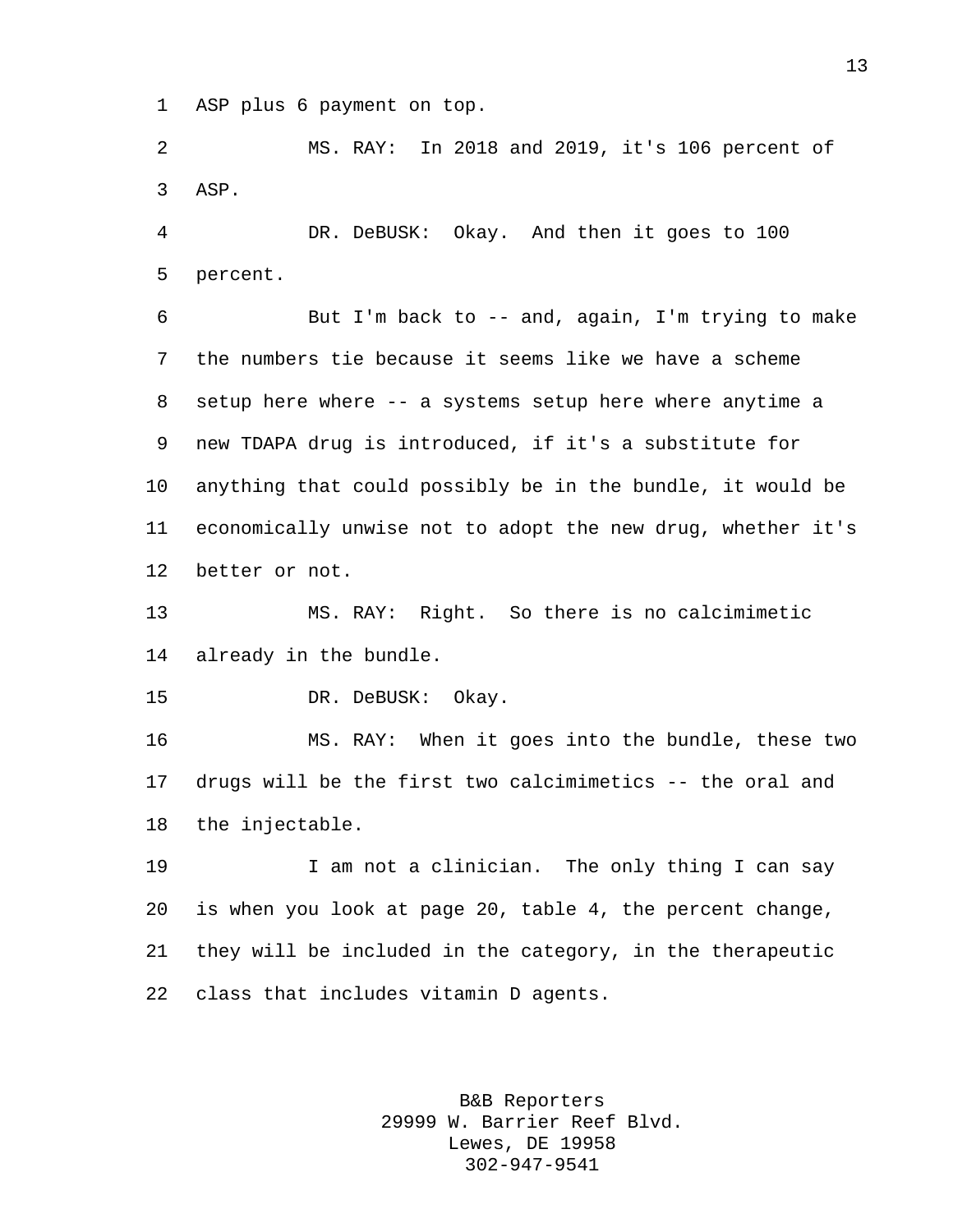ASP plus 6 payment on top.

MS. RAY: In 2018 and 2019, it's 106 percent of ASP.

DR. DeBUSK: Okay. And then it goes to 100 percent.

But I'm back to -- and, again, I'm trying to make the numbers tie because it seems like we have a scheme setup here where -- a systems setup here where anytime a new TDAPA drug is introduced, if it's a substitute for anything that could possibly be in the bundle, it would be economically unwise not to adopt the new drug, whether it's better or not.

MS. RAY: Right. So there is no calcimimetic already in the bundle.

DR. DeBUSK: Okay.

MS. RAY: When it goes into the bundle, these two drugs will be the first two calcimimetics -- the oral and the injectable.

I am not a clinician. The only thing I can say is when you look at page 20, table 4, the percent change, they will be included in the category, in the therapeutic class that includes vitamin D agents.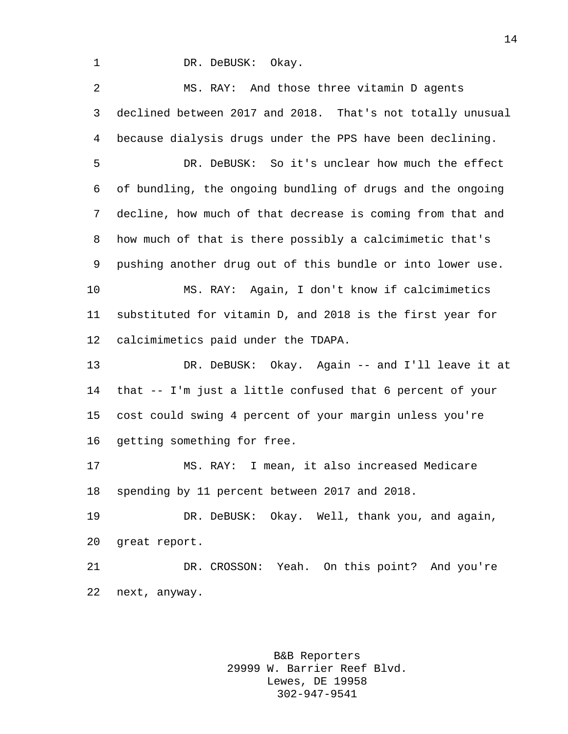DR. DeBUSK: Okay.

MS. RAY: And those three vitamin D agents declined between 2017 and 2018. That's not totally unusual because dialysis drugs under the PPS have been declining.

DR. DeBUSK: So it's unclear how much the effect of bundling, the ongoing bundling of drugs and the ongoing decline, how much of that decrease is coming from that and how much of that is there possibly a calcimimetic that's pushing another drug out of this bundle or into lower use.

MS. RAY: Again, I don't know if calcimimetics substituted for vitamin D, and 2018 is the first year for calcimimetics paid under the TDAPA.

DR. DeBUSK: Okay. Again -- and I'll leave it at that -- I'm just a little confused that 6 percent of your cost could swing 4 percent of your margin unless you're getting something for free.

MS. RAY: I mean, it also increased Medicare spending by 11 percent between 2017 and 2018.

DR. DeBUSK: Okay. Well, thank you, and again, great report.

DR. CROSSON: Yeah. On this point? And you're next, anyway.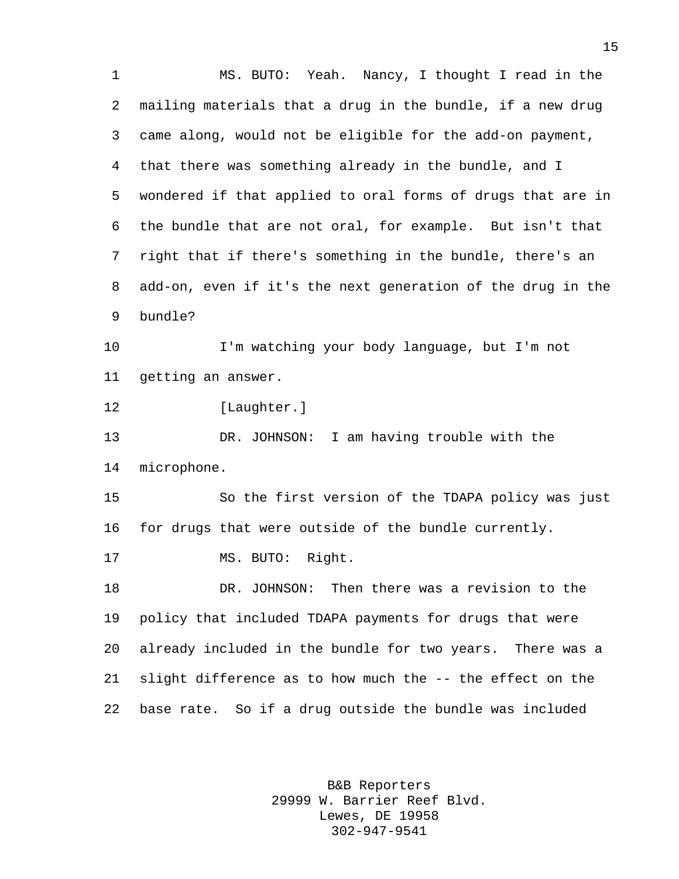MS. BUTO: Yeah. Nancy, I thought I read in the mailing materials that a drug in the bundle, if a new drug came along, would not be eligible for the add-on payment, that there was something already in the bundle, and I wondered if that applied to oral forms of drugs that are in the bundle that are not oral, for example. But isn't that right that if there's something in the bundle, there's an add-on, even if it's the next generation of the drug in the bundle?

I'm watching your body language, but I'm not getting an answer.

[Laughter.]

DR. JOHNSON: I am having trouble with the microphone.

So the first version of the TDAPA policy was just for drugs that were outside of the bundle currently.

MS. BUTO: Right.

DR. JOHNSON: Then there was a revision to the policy that included TDAPA payments for drugs that were already included in the bundle for two years. There was a slight difference as to how much the -- the effect on the base rate. So if a drug outside the bundle was included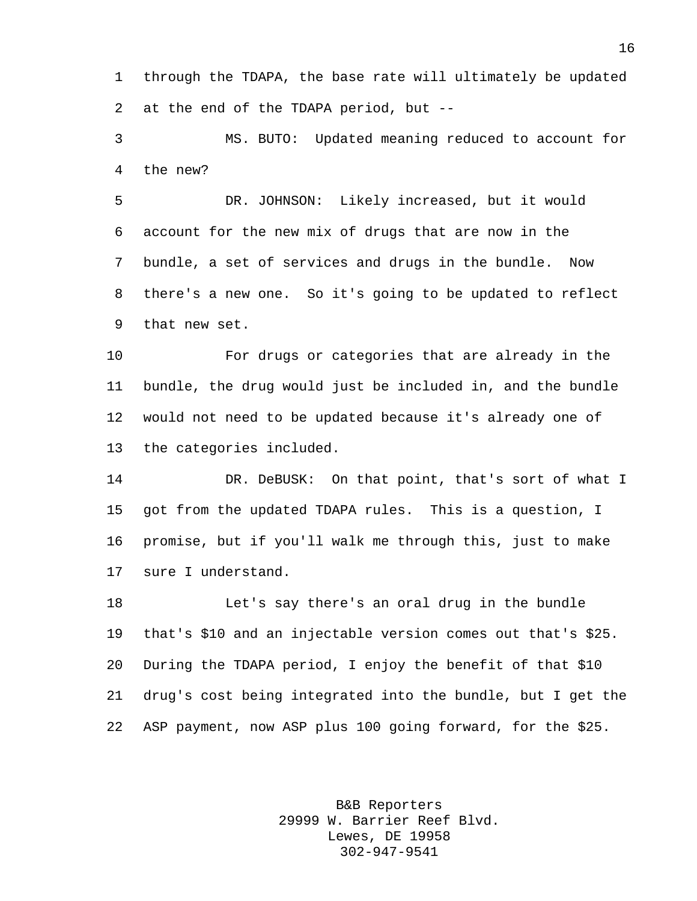through the TDAPA, the base rate will ultimately be updated at the end of the TDAPA period, but --

MS. BUTO: Updated meaning reduced to account for the new?

DR. JOHNSON: Likely increased, but it would account for the new mix of drugs that are now in the bundle, a set of services and drugs in the bundle. Now there's a new one. So it's going to be updated to reflect that new set.

For drugs or categories that are already in the bundle, the drug would just be included in, and the bundle would not need to be updated because it's already one of the categories included.

DR. DeBUSK: On that point, that's sort of what I got from the updated TDAPA rules. This is a question, I promise, but if you'll walk me through this, just to make sure I understand.

Let's say there's an oral drug in the bundle that's $10 and an injectable version comes out that's $25. During the TDAPA period, I enjoy the benefit of that $10 drug's cost being integrated into the bundle, but I get the ASP payment, now ASP plus 100 going forward, for the $25.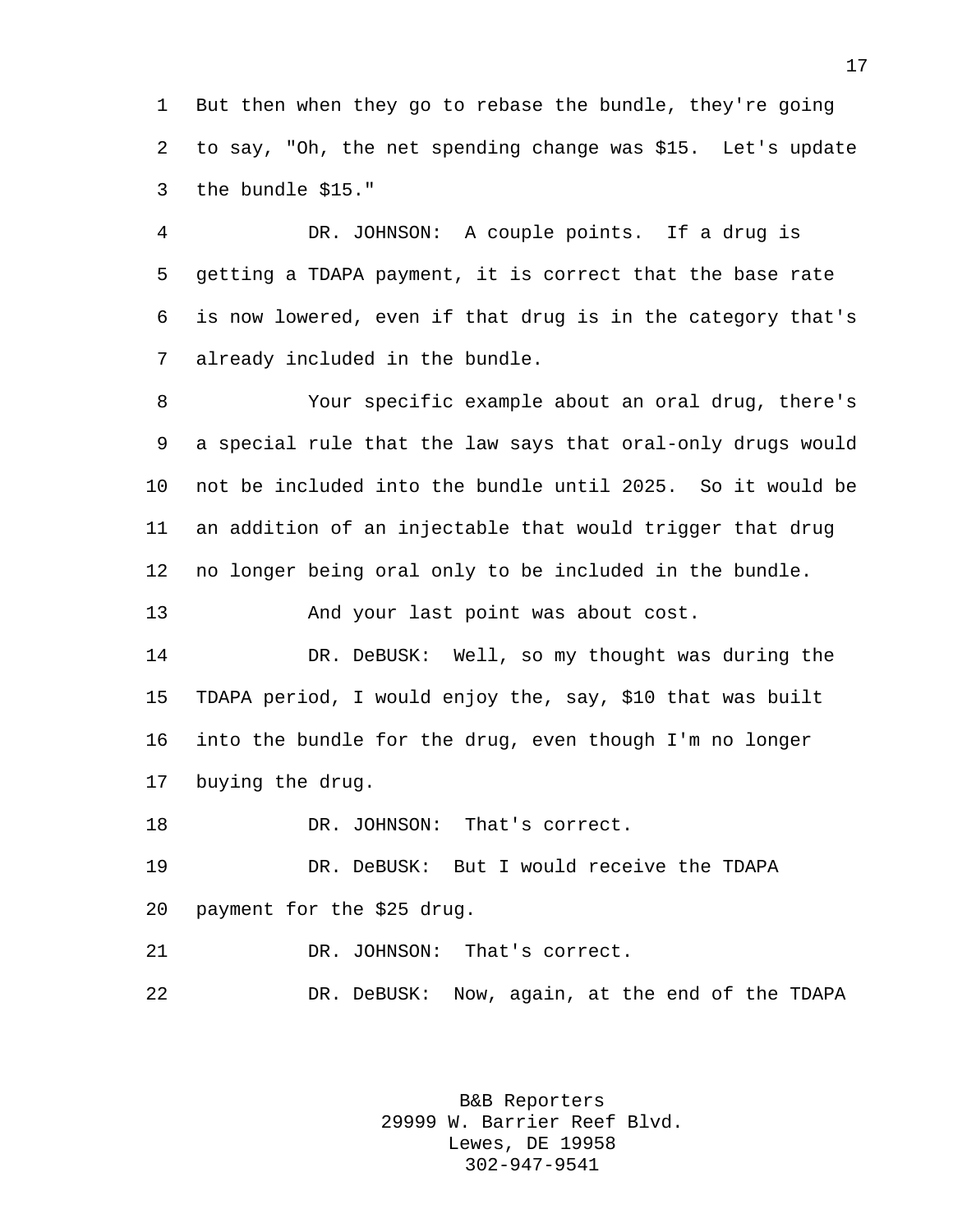But then when they go to rebase the bundle, they're going to say, "Oh, the net spending change was $15. Let's update the bundle $15."

DR. JOHNSON: A couple points. If a drug is getting a TDAPA payment, it is correct that the base rate is now lowered, even if that drug is in the category that's already included in the bundle.

Your specific example about an oral drug, there's a special rule that the law says that oral-only drugs would not be included into the bundle until 2025. So it would be an addition of an injectable that would trigger that drug no longer being oral only to be included in the bundle.

And your last point was about cost.

DR. DeBUSK: Well, so my thought was during the TDAPA period, I would enjoy the, say, $10 that was built into the bundle for the drug, even though I'm no longer buying the drug.

DR. JOHNSON: That's correct.

DR. DeBUSK: But I would receive the TDAPA payment for the $25 drug.

DR. JOHNSON: That's correct.

DR. DeBUSK: Now, again, at the end of the TDAPA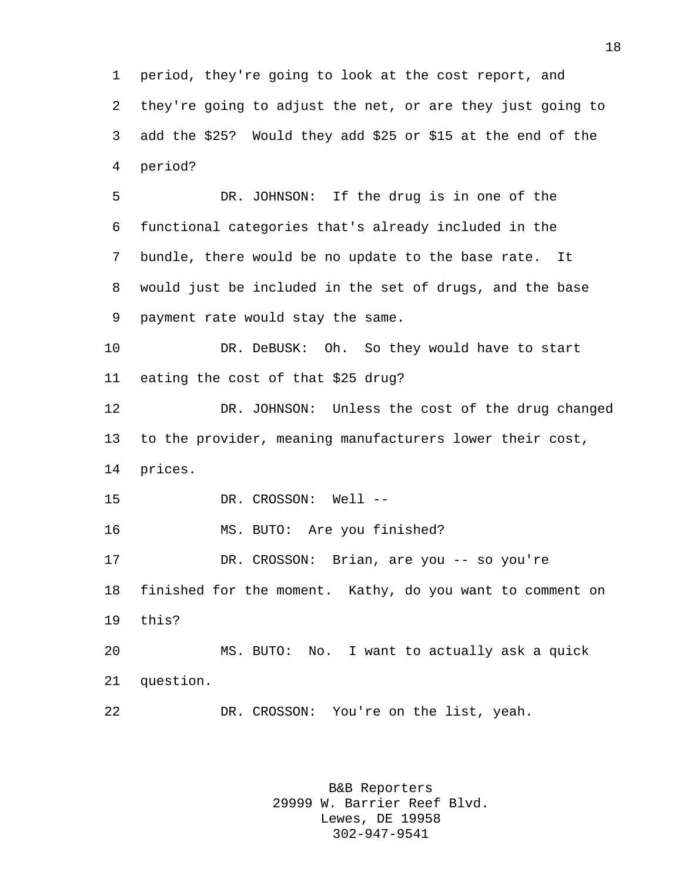period, they're going to look at the cost report, and they're going to adjust the net, or are they just going to add the $25? Would they add $25 or $15 at the end of the period?

DR. JOHNSON: If the drug is in one of the functional categories that's already included in the bundle, there would be no update to the base rate. It would just be included in the set of drugs, and the base payment rate would stay the same.

DR. DeBUSK: Oh. So they would have to start eating the cost of that $25 drug?

DR. JOHNSON: Unless the cost of the drug changed to the provider, meaning manufacturers lower their cost, prices.

DR. CROSSON: Well --

MS. BUTO: Are you finished?

DR. CROSSON: Brian, are you -- so you're finished for the moment. Kathy, do you want to comment on this?

MS. BUTO: No. I want to actually ask a quick question.

DR. CROSSON: You're on the list, yeah.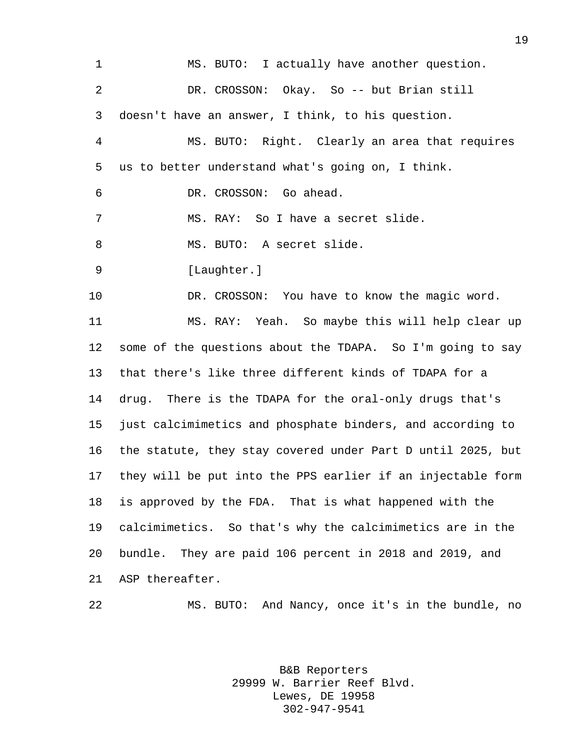MS. BUTO: I actually have another question.

DR. CROSSON: Okay. So -- but Brian still doesn't have an answer, I think, to his question.

MS. BUTO: Right. Clearly an area that requires us to better understand what's going on, I think.

DR. CROSSON: Go ahead.

MS. RAY: So I have a secret slide.

MS. BUTO: A secret slide.

[Laughter.]

DR. CROSSON: You have to know the magic word.

MS. RAY: Yeah. So maybe this will help clear up some of the questions about the TDAPA. So I'm going to say that there's like three different kinds of TDAPA for a drug. There is the TDAPA for the oral-only drugs that's just calcimimetics and phosphate binders, and according to the statute, they stay covered under Part D until 2025, but they will be put into the PPS earlier if an injectable form is approved by the FDA. That is what happened with the calcimimetics. So that's why the calcimimetics are in the bundle. They are paid 106 percent in 2018 and 2019, and ASP thereafter.

MS. BUTO: And Nancy, once it's in the bundle, no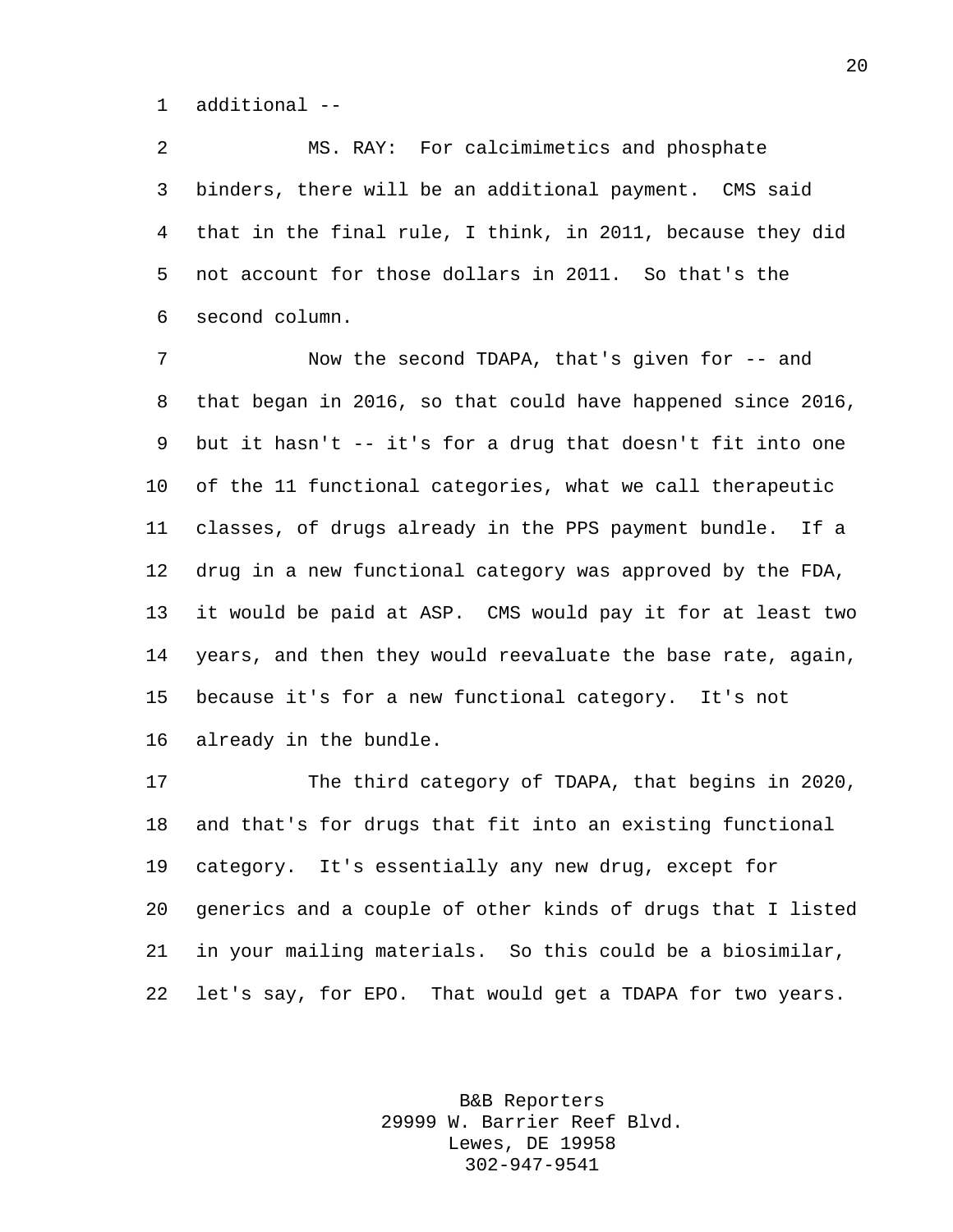additional --

MS. RAY: For calcimimetics and phosphate binders, there will be an additional payment. CMS said that in the final rule, I think, in 2011, because they did not account for those dollars in 2011. So that's the second column.

Now the second TDAPA, that's given for -- and that began in 2016, so that could have happened since 2016, but it hasn't -- it's for a drug that doesn't fit into one of the 11 functional categories, what we call therapeutic classes, of drugs already in the PPS payment bundle. If a drug in a new functional category was approved by the FDA, it would be paid at ASP. CMS would pay it for at least two years, and then they would reevaluate the base rate, again, because it's for a new functional category. It's not already in the bundle.

The third category of TDAPA, that begins in 2020, and that's for drugs that fit into an existing functional category. It's essentially any new drug, except for generics and a couple of other kinds of drugs that I listed in your mailing materials. So this could be a biosimilar, let's say, for EPO. That would get a TDAPA for two years.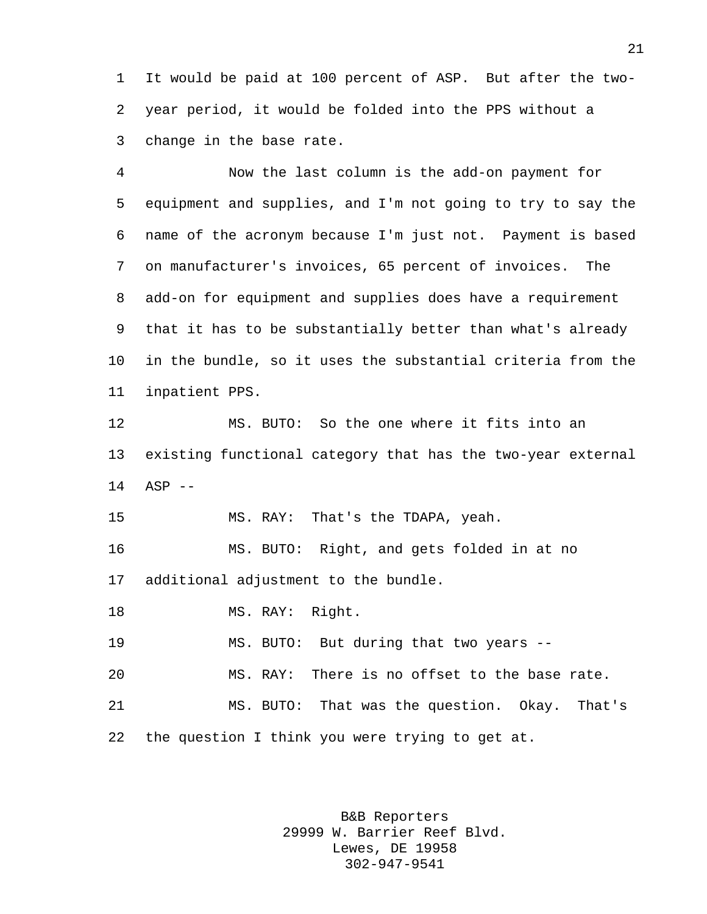It would be paid at 100 percent of ASP. But after the two-year period, it would be folded into the PPS without a change in the base rate.

Now the last column is the add-on payment for equipment and supplies, and I'm not going to try to say the name of the acronym because I'm just not. Payment is based on manufacturer's invoices, 65 percent of invoices. The add-on for equipment and supplies does have a requirement that it has to be substantially better than what's already in the bundle, so it uses the substantial criteria from the inpatient PPS.

MS. BUTO: So the one where it fits into an existing functional category that has the two-year external ASP --

MS. RAY: That's the TDAPA, yeah.

MS. BUTO: Right, and gets folded in at no additional adjustment to the bundle.

MS. RAY: Right.

MS. BUTO: But during that two years --

MS. RAY: There is no offset to the base rate.

MS. BUTO: That was the question. Okay. That's the question I think you were trying to get at.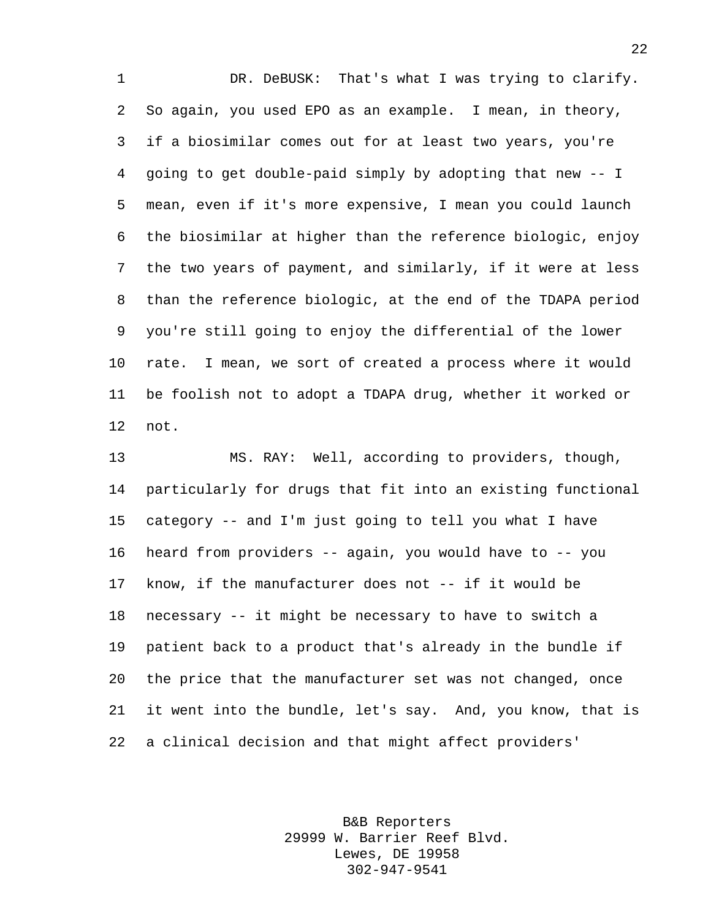DR. DeBUSK: That's what I was trying to clarify. So again, you used EPO as an example. I mean, in theory, if a biosimilar comes out for at least two years, you're going to get double-paid simply by adopting that new -- I mean, even if it's more expensive, I mean you could launch the biosimilar at higher than the reference biologic, enjoy the two years of payment, and similarly, if it were at less than the reference biologic, at the end of the TDAPA period you're still going to enjoy the differential of the lower rate. I mean, we sort of created a process where it would be foolish not to adopt a TDAPA drug, whether it worked or not.

MS. RAY: Well, according to providers, though, particularly for drugs that fit into an existing functional category -- and I'm just going to tell you what I have heard from providers -- again, you would have to -- you know, if the manufacturer does not -- if it would be necessary -- it might be necessary to have to switch a patient back to a product that's already in the bundle if the price that the manufacturer set was not changed, once it went into the bundle, let's say. And, you know, that is a clinical decision and that might affect providers'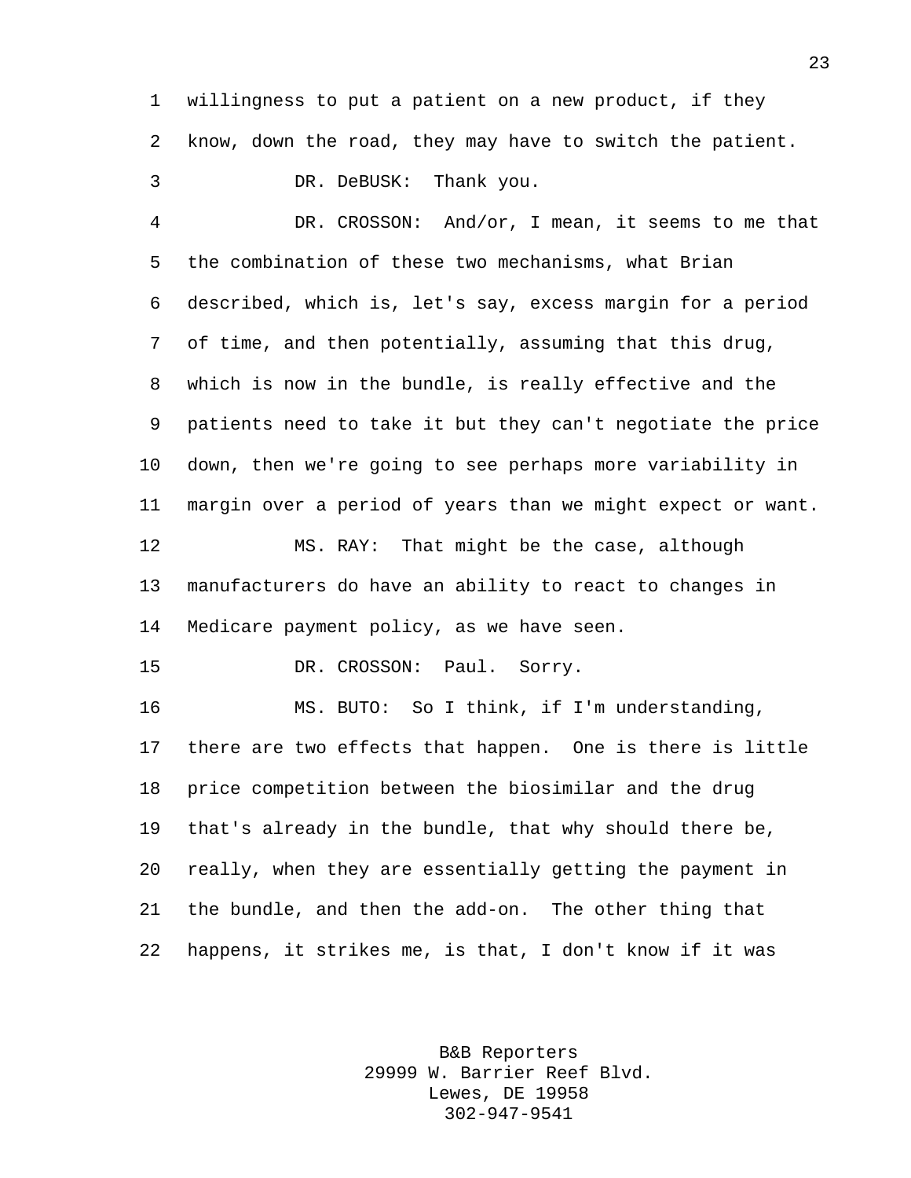willingness to put a patient on a new product, if they know, down the road, they may have to switch the patient.

DR. DeBUSK: Thank you.

DR. CROSSON: And/or, I mean, it seems to me that the combination of these two mechanisms, what Brian described, which is, let's say, excess margin for a period of time, and then potentially, assuming that this drug, which is now in the bundle, is really effective and the patients need to take it but they can't negotiate the price down, then we're going to see perhaps more variability in margin over a period of years than we might expect or want.

MS. RAY: That might be the case, although manufacturers do have an ability to react to changes in Medicare payment policy, as we have seen.

DR. CROSSON: Paul. Sorry.

MS. BUTO: So I think, if I'm understanding, there are two effects that happen. One is there is little price competition between the biosimilar and the drug that's already in the bundle, that why should there be, really, when they are essentially getting the payment in the bundle, and then the add-on. The other thing that happens, it strikes me, is that, I don't know if it was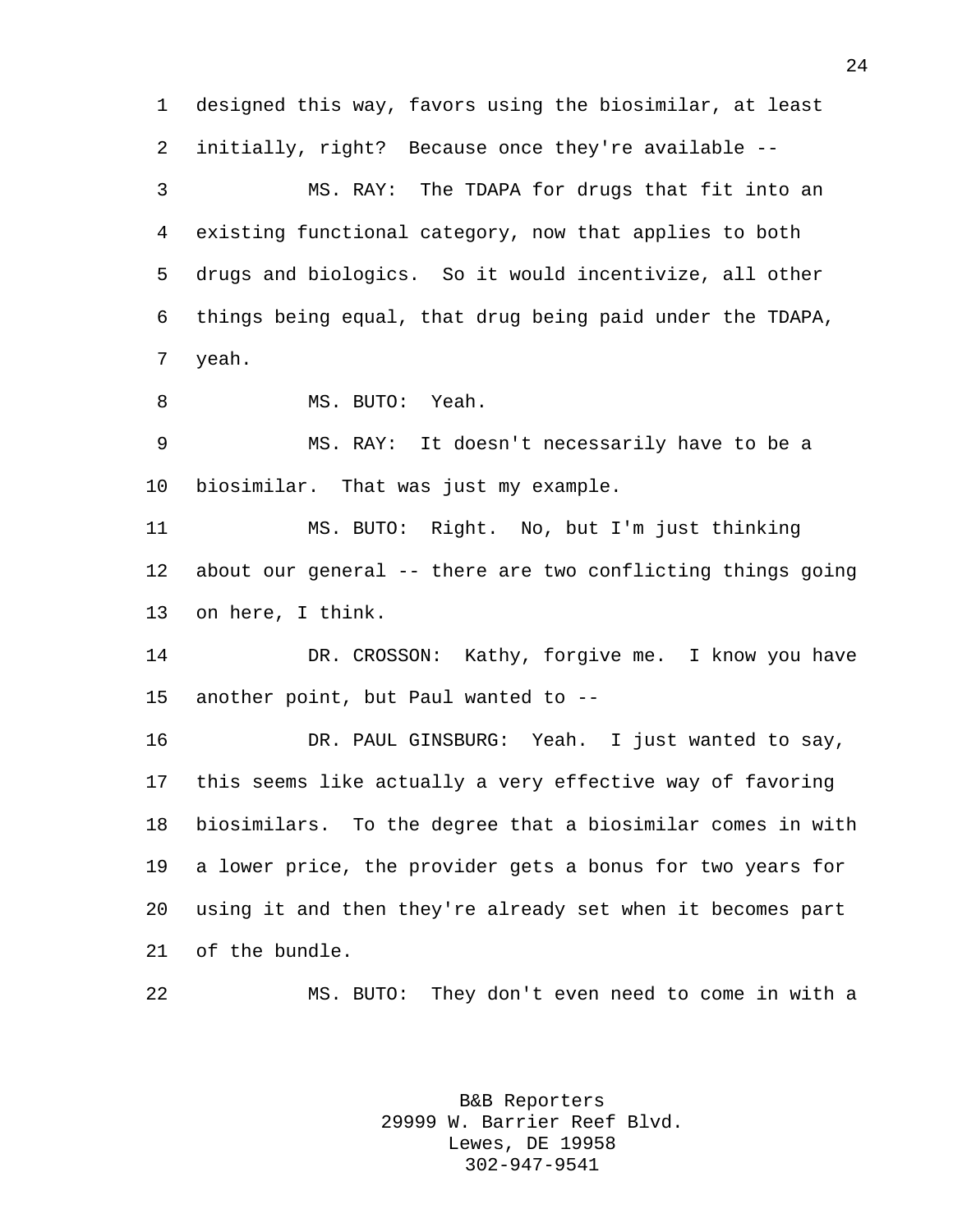designed this way, favors using the biosimilar, at least initially, right? Because once they're available --

MS. RAY: The TDAPA for drugs that fit into an existing functional category, now that applies to both drugs and biologics. So it would incentivize, all other things being equal, that drug being paid under the TDAPA, yeah.

MS. BUTO: Yeah.

MS. RAY: It doesn't necessarily have to be a biosimilar. That was just my example.

MS. BUTO: Right. No, but I'm just thinking about our general -- there are two conflicting things going on here, I think.

DR. CROSSON: Kathy, forgive me. I know you have another point, but Paul wanted to --

DR. PAUL GINSBURG: Yeah. I just wanted to say, this seems like actually a very effective way of favoring biosimilars. To the degree that a biosimilar comes in with a lower price, the provider gets a bonus for two years for using it and then they're already set when it becomes part of the bundle.

MS. BUTO: They don't even need to come in with a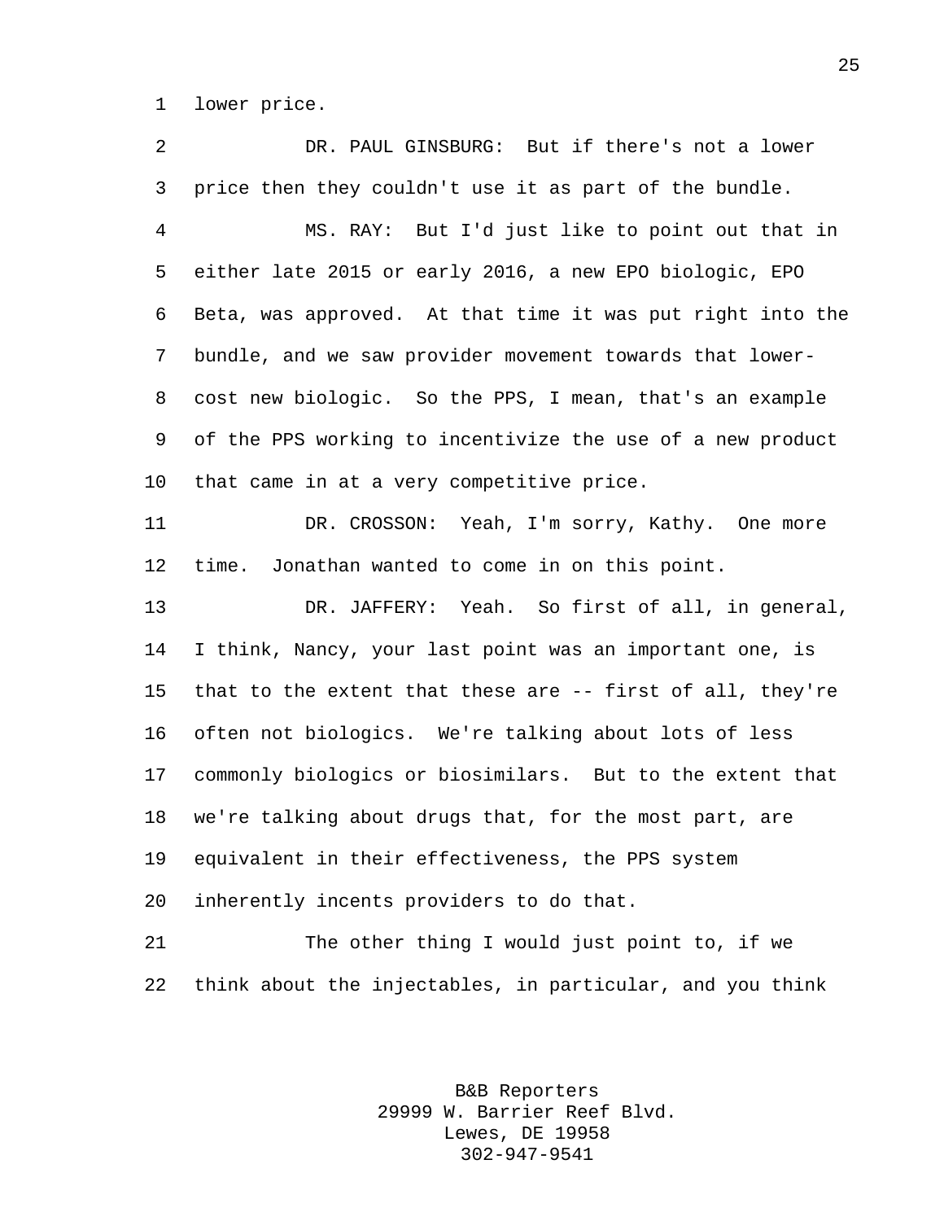lower price.

DR. PAUL GINSBURG: But if there's not a lower price then they couldn't use it as part of the bundle.

MS. RAY: But I'd just like to point out that in either late 2015 or early 2016, a new EPO biologic, EPO Beta, was approved. At that time it was put right into the bundle, and we saw provider movement towards that lower-cost new biologic. So the PPS, I mean, that's an example of the PPS working to incentivize the use of a new product that came in at a very competitive price.

DR. CROSSON: Yeah, I'm sorry, Kathy. One more time. Jonathan wanted to come in on this point.

DR. JAFFERY: Yeah. So first of all, in general, I think, Nancy, your last point was an important one, is that to the extent that these are -- first of all, they're often not biologics. We're talking about lots of less commonly biologics or biosimilars. But to the extent that we're talking about drugs that, for the most part, are equivalent in their effectiveness, the PPS system inherently incents providers to do that.

The other thing I would just point to, if we think about the injectables, in particular, and you think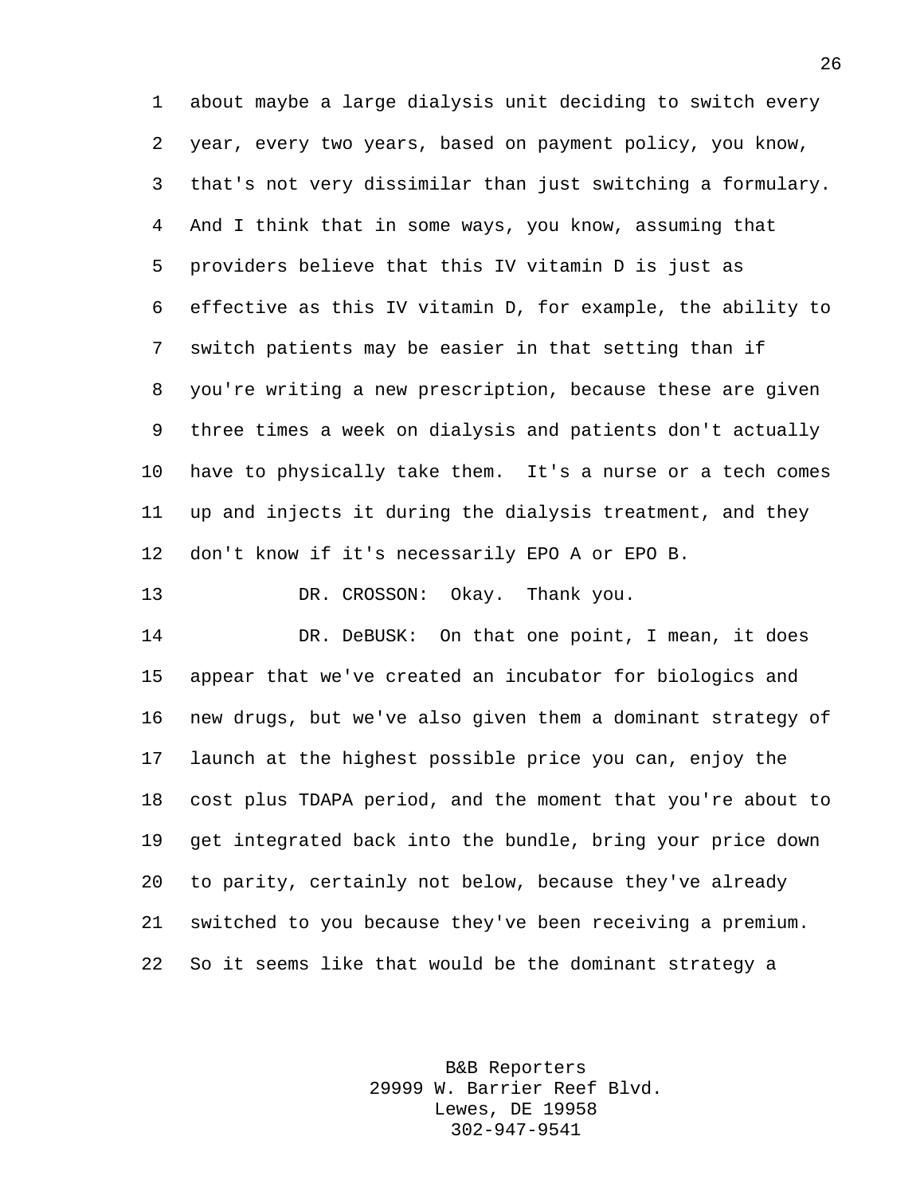about maybe a large dialysis unit deciding to switch every year, every two years, based on payment policy, you know, that's not very dissimilar than just switching a formulary. And I think that in some ways, you know, assuming that providers believe that this IV vitamin D is just as effective as this IV vitamin D, for example, the ability to switch patients may be easier in that setting than if you're writing a new prescription, because these are given three times a week on dialysis and patients don't actually have to physically take them. It's a nurse or a tech comes up and injects it during the dialysis treatment, and they don't know if it's necessarily EPO A or EPO B.

DR. CROSSON: Okay. Thank you.

DR. DeBUSK: On that one point, I mean, it does appear that we've created an incubator for biologics and new drugs, but we've also given them a dominant strategy of launch at the highest possible price you can, enjoy the cost plus TDAPA period, and the moment that you're about to get integrated back into the bundle, bring your price down to parity, certainly not below, because they've already switched to you because they've been receiving a premium. So it seems like that would be the dominant strategy a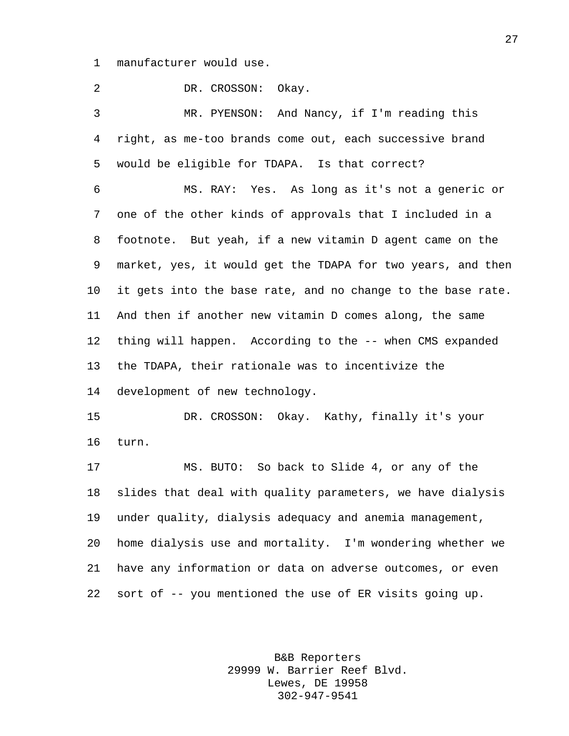manufacturer would use.

DR. CROSSON: Okay.

MR. PYENSON: And Nancy, if I'm reading this right, as me-too brands come out, each successive brand would be eligible for TDAPA. Is that correct?

MS. RAY: Yes. As long as it's not a generic or one of the other kinds of approvals that I included in a footnote. But yeah, if a new vitamin D agent came on the market, yes, it would get the TDAPA for two years, and then it gets into the base rate, and no change to the base rate. And then if another new vitamin D comes along, the same thing will happen. According to the -- when CMS expanded the TDAPA, their rationale was to incentivize the development of new technology.

DR. CROSSON: Okay. Kathy, finally it's your turn.

MS. BUTO: So back to Slide 4, or any of the slides that deal with quality parameters, we have dialysis under quality, dialysis adequacy and anemia management, home dialysis use and mortality. I'm wondering whether we have any information or data on adverse outcomes, or even sort of -- you mentioned the use of ER visits going up.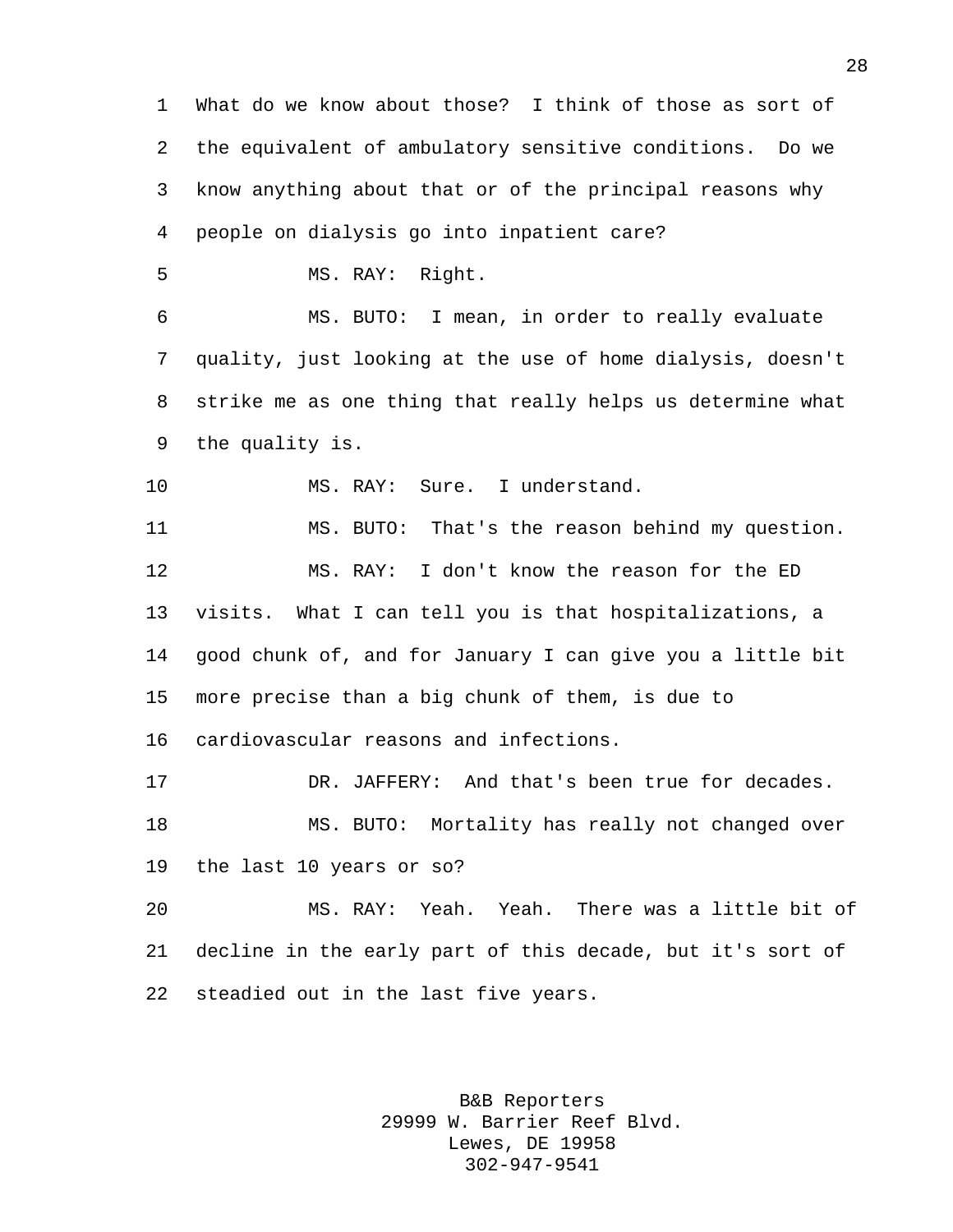What do we know about those? I think of those as sort of the equivalent of ambulatory sensitive conditions. Do we know anything about that or of the principal reasons why people on dialysis go into inpatient care?

MS. RAY: Right.

MS. BUTO: I mean, in order to really evaluate quality, just looking at the use of home dialysis, doesn't strike me as one thing that really helps us determine what the quality is.

MS. RAY: Sure. I understand.

MS. BUTO: That's the reason behind my question.

MS. RAY: I don't know the reason for the ED visits. What I can tell you is that hospitalizations, a good chunk of, and for January I can give you a little bit more precise than a big chunk of them, is due to cardiovascular reasons and infections.

DR. JAFFERY: And that's been true for decades.

MS. BUTO: Mortality has really not changed over the last 10 years or so?

MS. RAY: Yeah. Yeah. There was a little bit of decline in the early part of this decade, but it's sort of steadied out in the last five years.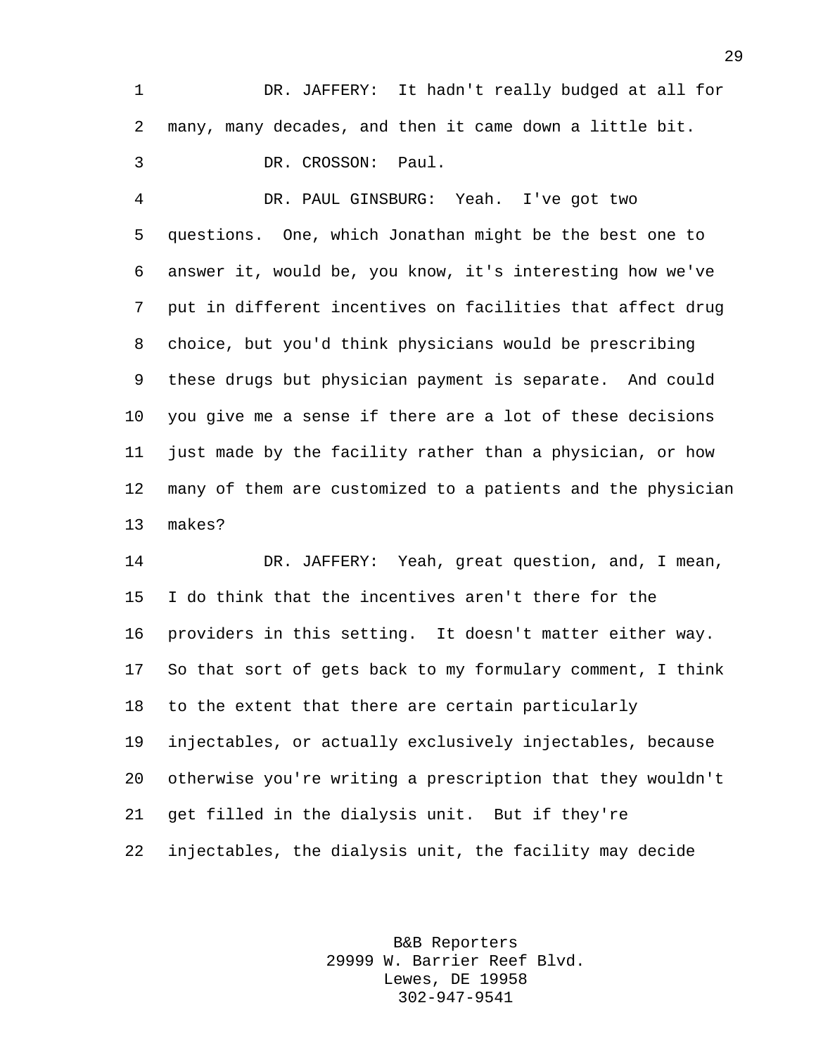DR. JAFFERY: It hadn't really budged at all for many, many decades, and then it came down a little bit.

DR. CROSSON: Paul.

DR. PAUL GINSBURG: Yeah. I've got two questions. One, which Jonathan might be the best one to answer it, would be, you know, it's interesting how we've put in different incentives on facilities that affect drug choice, but you'd think physicians would be prescribing these drugs but physician payment is separate. And could you give me a sense if there are a lot of these decisions just made by the facility rather than a physician, or how many of them are customized to a patients and the physician makes?

DR. JAFFERY: Yeah, great question, and, I mean, I do think that the incentives aren't there for the providers in this setting. It doesn't matter either way. So that sort of gets back to my formulary comment, I think to the extent that there are certain particularly injectables, or actually exclusively injectables, because otherwise you're writing a prescription that they wouldn't get filled in the dialysis unit. But if they're injectables, the dialysis unit, the facility may decide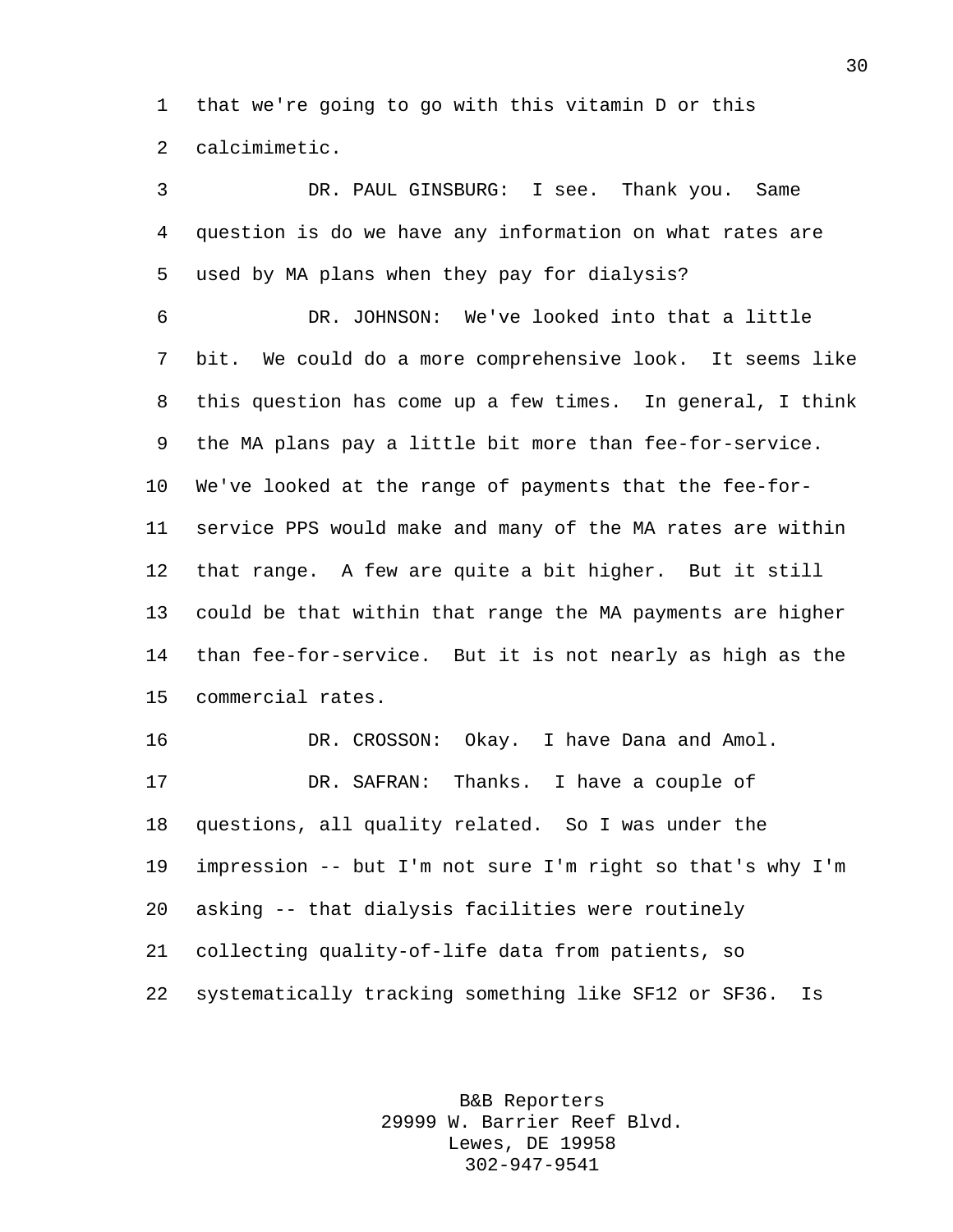that we're going to go with this vitamin D or this calcimimetic.

DR. PAUL GINSBURG: I see. Thank you. Same question is do we have any information on what rates are used by MA plans when they pay for dialysis?

DR. JOHNSON: We've looked into that a little bit. We could do a more comprehensive look. It seems like this question has come up a few times. In general, I think the MA plans pay a little bit more than fee-for-service. We've looked at the range of payments that the fee-for-service PPS would make and many of the MA rates are within that range. A few are quite a bit higher. But it still could be that within that range the MA payments are higher than fee-for-service. But it is not nearly as high as the commercial rates.

DR. CROSSON: Okay. I have Dana and Amol.

DR. SAFRAN: Thanks. I have a couple of questions, all quality related. So I was under the impression -- but I'm not sure I'm right so that's why I'm asking -- that dialysis facilities were routinely collecting quality-of-life data from patients, so systematically tracking something like SF12 or SF36. Is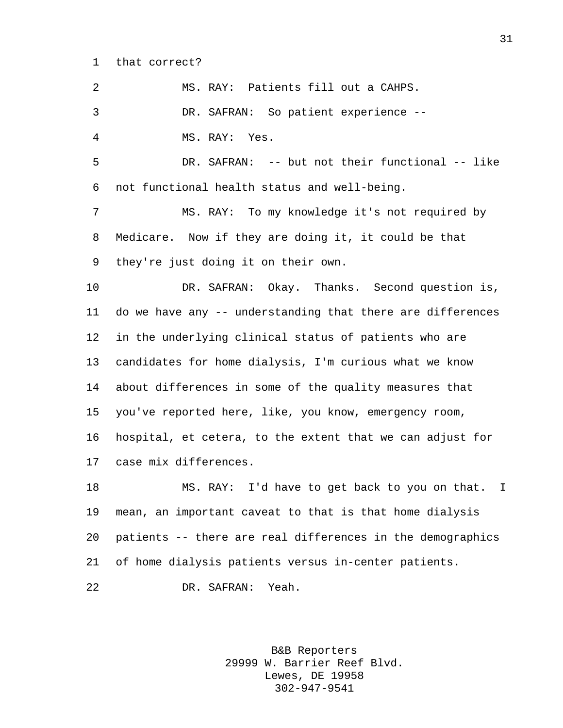that correct?

MS. RAY: Patients fill out a CAHPS.

DR. SAFRAN: So patient experience --

MS. RAY: Yes.

DR. SAFRAN: -- but not their functional -- like not functional health status and well-being.

MS. RAY: To my knowledge it's not required by Medicare. Now if they are doing it, it could be that they're just doing it on their own.

DR. SAFRAN: Okay. Thanks. Second question is, do we have any -- understanding that there are differences in the underlying clinical status of patients who are candidates for home dialysis, I'm curious what we know about differences in some of the quality measures that you've reported here, like, you know, emergency room, hospital, et cetera, to the extent that we can adjust for case mix differences.

MS. RAY: I'd have to get back to you on that. I mean, an important caveat to that is that home dialysis patients -- there are real differences in the demographics of home dialysis patients versus in-center patients.

DR. SAFRAN: Yeah.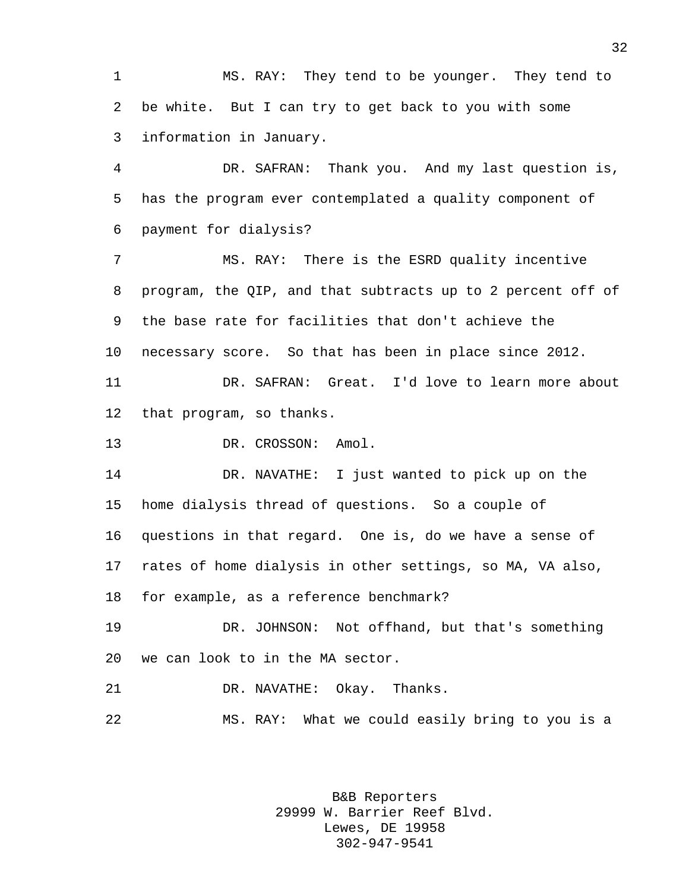MS. RAY: They tend to be younger. They tend to be white. But I can try to get back to you with some information in January.

DR. SAFRAN: Thank you. And my last question is, has the program ever contemplated a quality component of payment for dialysis?

MS. RAY: There is the ESRD quality incentive program, the QIP, and that subtracts up to 2 percent off of the base rate for facilities that don't achieve the necessary score. So that has been in place since 2012.

DR. SAFRAN: Great. I'd love to learn more about that program, so thanks.

DR. CROSSON: Amol.

DR. NAVATHE: I just wanted to pick up on the home dialysis thread of questions. So a couple of questions in that regard. One is, do we have a sense of rates of home dialysis in other settings, so MA, VA also, for example, as a reference benchmark?

DR. JOHNSON: Not offhand, but that's something we can look to in the MA sector.

DR. NAVATHE: Okay. Thanks.

MS. RAY: What we could easily bring to you is a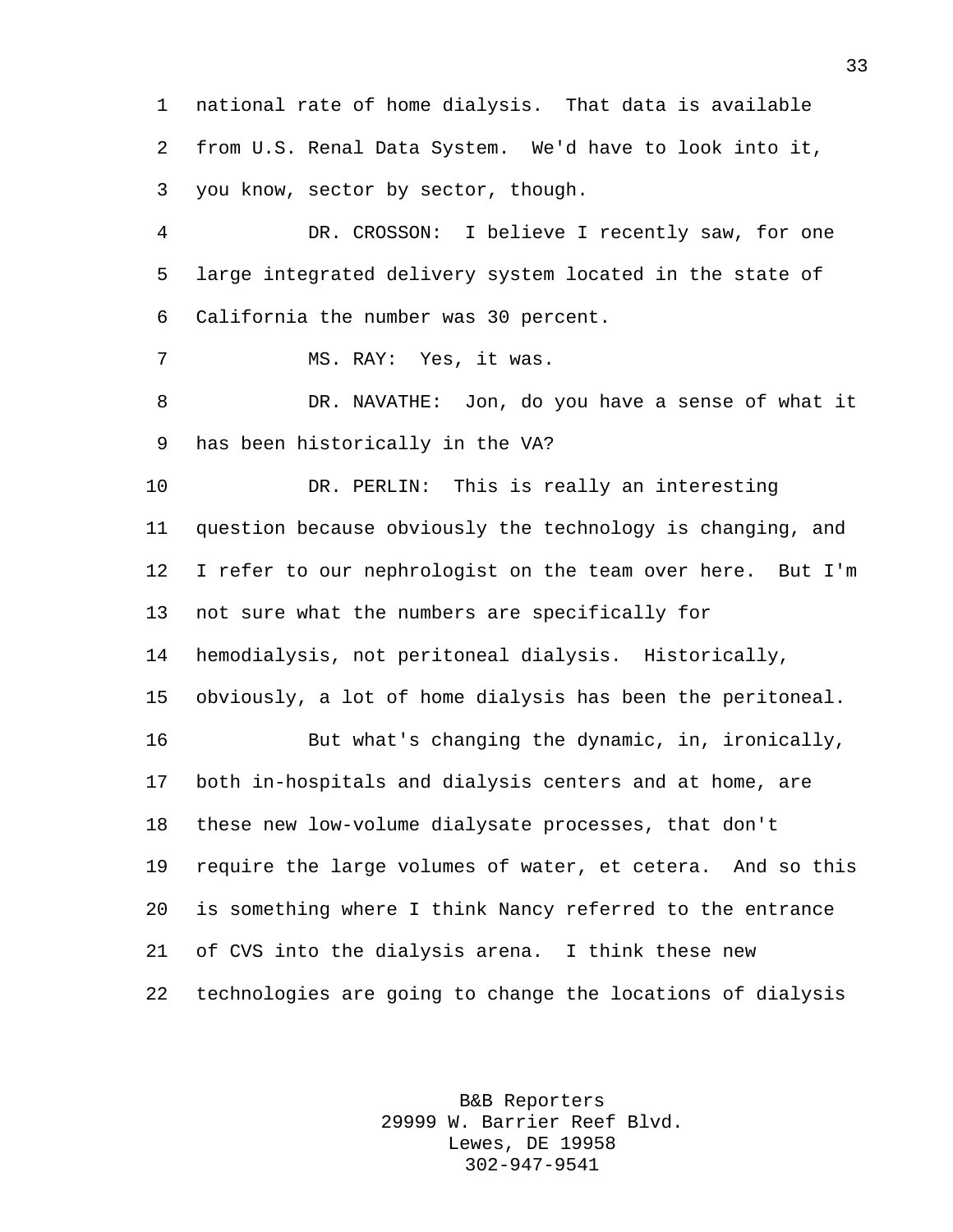national rate of home dialysis. That data is available from U.S. Renal Data System. We'd have to look into it, you know, sector by sector, though.

DR. CROSSON: I believe I recently saw, for one large integrated delivery system located in the state of California the number was 30 percent.

MS. RAY: Yes, it was.

DR. NAVATHE: Jon, do you have a sense of what it has been historically in the VA?

DR. PERLIN: This is really an interesting question because obviously the technology is changing, and I refer to our nephrologist on the team over here. But I'm not sure what the numbers are specifically for hemodialysis, not peritoneal dialysis. Historically, obviously, a lot of home dialysis has been the peritoneal.

But what's changing the dynamic, in, ironically, both in-hospitals and dialysis centers and at home, are these new low-volume dialysate processes, that don't require the large volumes of water, et cetera. And so this is something where I think Nancy referred to the entrance of CVS into the dialysis arena. I think these new technologies are going to change the locations of dialysis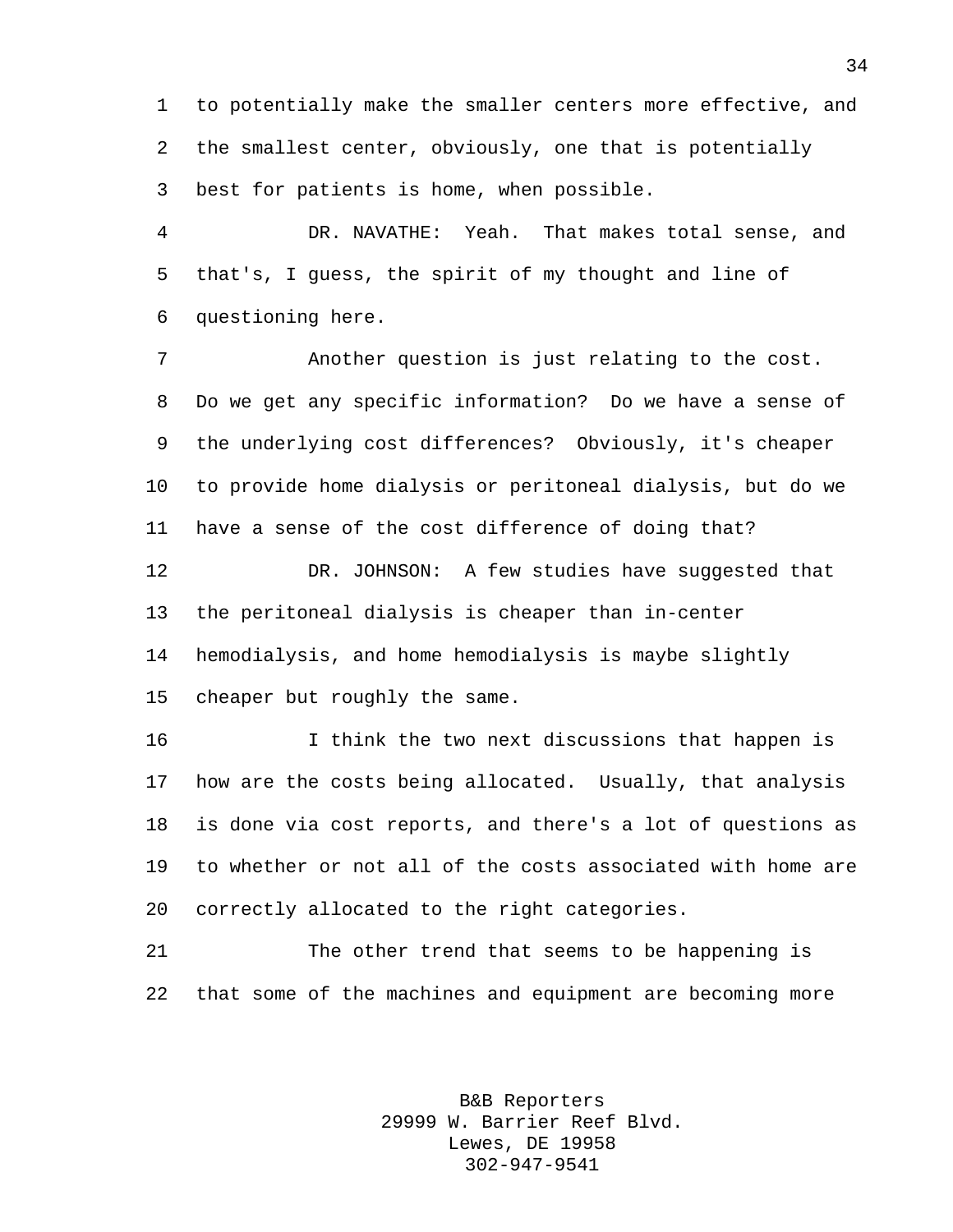to potentially make the smaller centers more effective, and the smallest center, obviously, one that is potentially best for patients is home, when possible.

DR. NAVATHE: Yeah. That makes total sense, and that's, I guess, the spirit of my thought and line of questioning here.

Another question is just relating to the cost. Do we get any specific information? Do we have a sense of the underlying cost differences? Obviously, it's cheaper to provide home dialysis or peritoneal dialysis, but do we have a sense of the cost difference of doing that?

DR. JOHNSON: A few studies have suggested that the peritoneal dialysis is cheaper than in-center hemodialysis, and home hemodialysis is maybe slightly cheaper but roughly the same.

I think the two next discussions that happen is how are the costs being allocated. Usually, that analysis is done via cost reports, and there's a lot of questions as to whether or not all of the costs associated with home are correctly allocated to the right categories.

The other trend that seems to be happening is that some of the machines and equipment are becoming more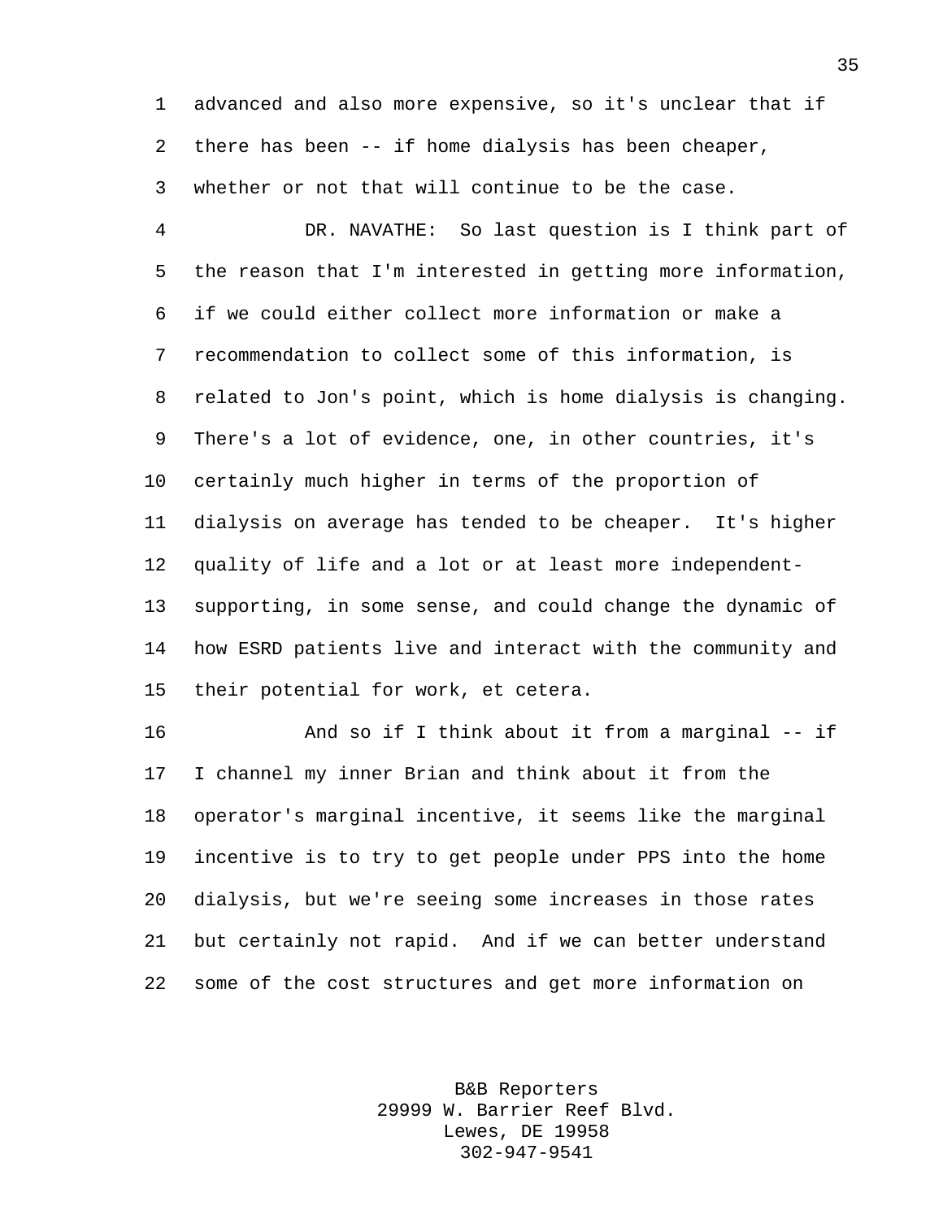advanced and also more expensive, so it's unclear that if there has been -- if home dialysis has been cheaper, whether or not that will continue to be the case.

DR. NAVATHE: So last question is I think part of the reason that I'm interested in getting more information, if we could either collect more information or make a recommendation to collect some of this information, is related to Jon's point, which is home dialysis is changing. There's a lot of evidence, one, in other countries, it's certainly much higher in terms of the proportion of dialysis on average has tended to be cheaper. It's higher quality of life and a lot or at least more independent-supporting, in some sense, and could change the dynamic of how ESRD patients live and interact with the community and their potential for work, et cetera.

And so if I think about it from a marginal -- if I channel my inner Brian and think about it from the operator's marginal incentive, it seems like the marginal incentive is to try to get people under PPS into the home dialysis, but we're seeing some increases in those rates but certainly not rapid. And if we can better understand some of the cost structures and get more information on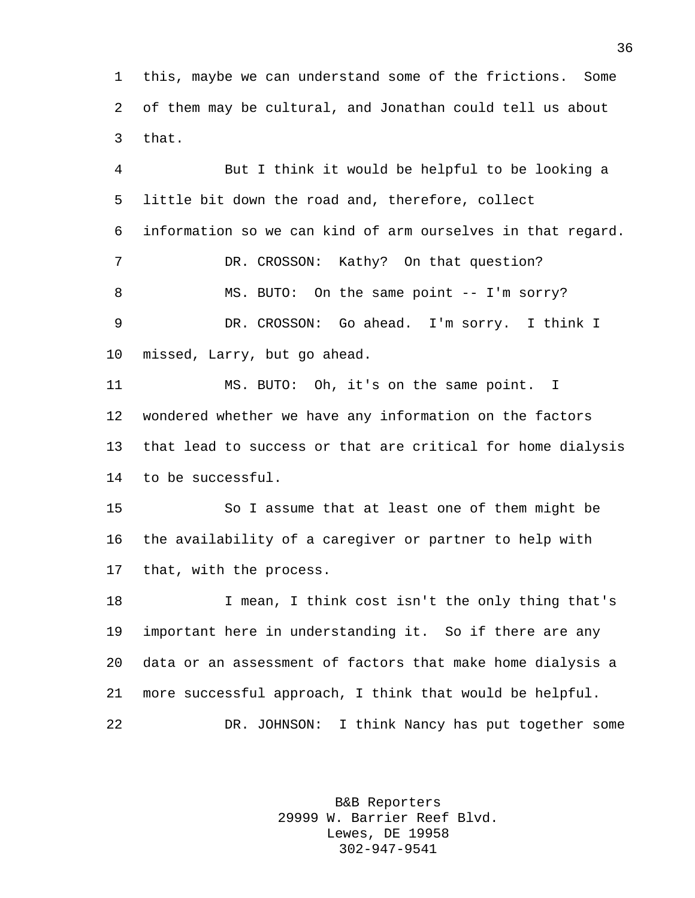this, maybe we can understand some of the frictions. Some of them may be cultural, and Jonathan could tell us about that.

But I think it would be helpful to be looking a little bit down the road and, therefore, collect information so we can kind of arm ourselves in that regard.

DR. CROSSON: Kathy? On that question?

MS. BUTO: On the same point -- I'm sorry?

DR. CROSSON: Go ahead. I'm sorry. I think I missed, Larry, but go ahead.

MS. BUTO: Oh, it's on the same point. I wondered whether we have any information on the factors that lead to success or that are critical for home dialysis to be successful.

So I assume that at least one of them might be the availability of a caregiver or partner to help with that, with the process.

I mean, I think cost isn't the only thing that's important here in understanding it. So if there are any data or an assessment of factors that make home dialysis a more successful approach, I think that would be helpful.

DR. JOHNSON: I think Nancy has put together some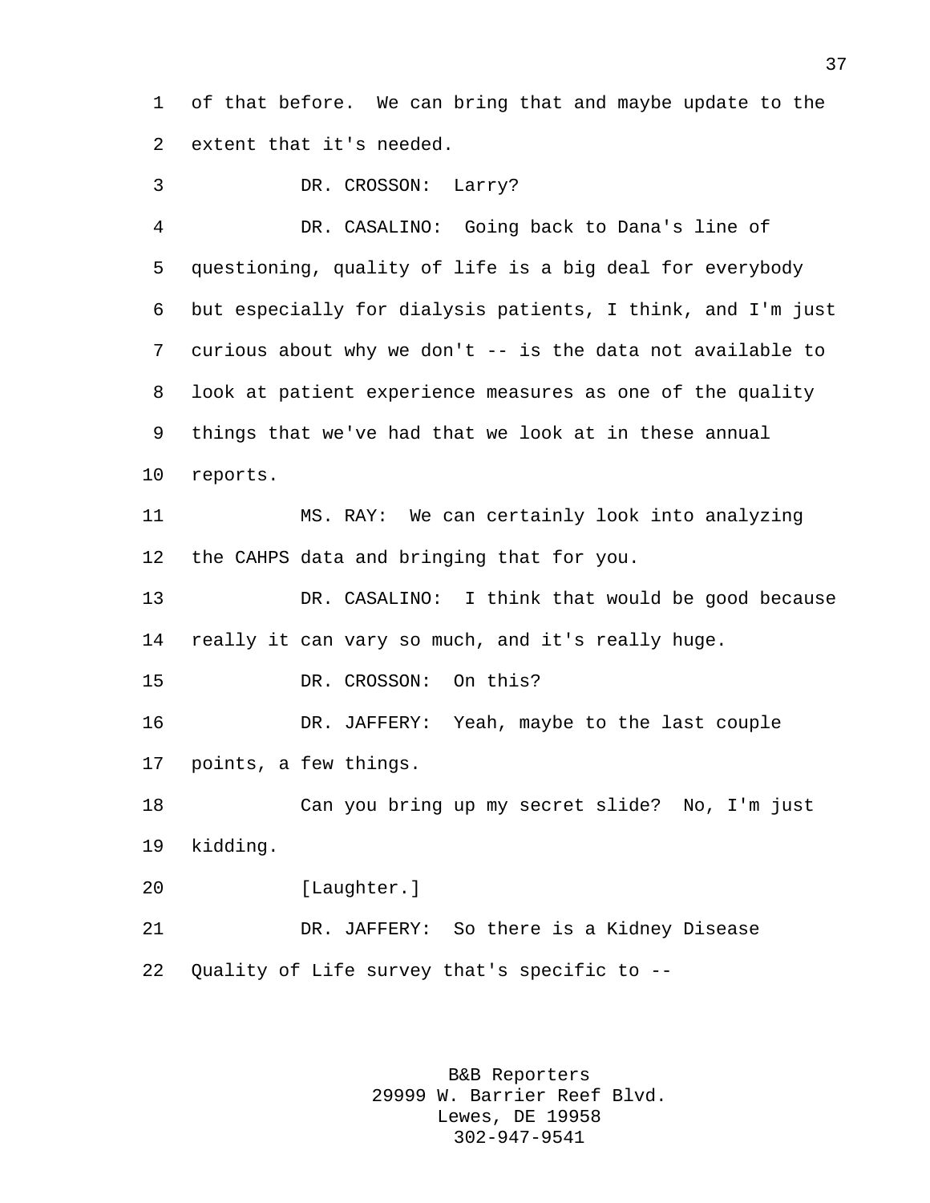of that before. We can bring that and maybe update to the extent that it's needed.

DR. CROSSON: Larry?

DR. CASALINO: Going back to Dana's line of questioning, quality of life is a big deal for everybody but especially for dialysis patients, I think, and I'm just curious about why we don't -- is the data not available to look at patient experience measures as one of the quality things that we've had that we look at in these annual reports.

MS. RAY: We can certainly look into analyzing the CAHPS data and bringing that for you.

DR. CASALINO: I think that would be good because really it can vary so much, and it's really huge.

DR. CROSSON: On this?

DR. JAFFERY: Yeah, maybe to the last couple points, a few things.

Can you bring up my secret slide? No, I'm just kidding.

[Laughter.]

DR. JAFFERY: So there is a Kidney Disease Quality of Life survey that's specific to --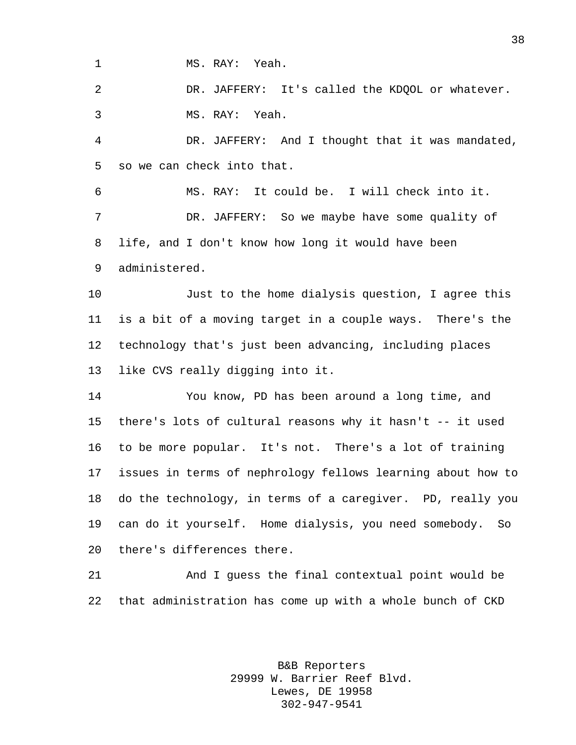MS. RAY: Yeah.

DR. JAFFERY: It's called the KDQOL or whatever.

MS. RAY: Yeah.

DR. JAFFERY: And I thought that it was mandated, so we can check into that.

MS. RAY: It could be. I will check into it.

DR. JAFFERY: So we maybe have some quality of life, and I don't know how long it would have been administered.

Just to the home dialysis question, I agree this is a bit of a moving target in a couple ways. There's the technology that's just been advancing, including places like CVS really digging into it.

You know, PD has been around a long time, and there's lots of cultural reasons why it hasn't -- it used to be more popular. It's not. There's a lot of training issues in terms of nephrology fellows learning about how to do the technology, in terms of a caregiver. PD, really you can do it yourself. Home dialysis, you need somebody. So there's differences there.

And I guess the final contextual point would be that administration has come up with a whole bunch of CKD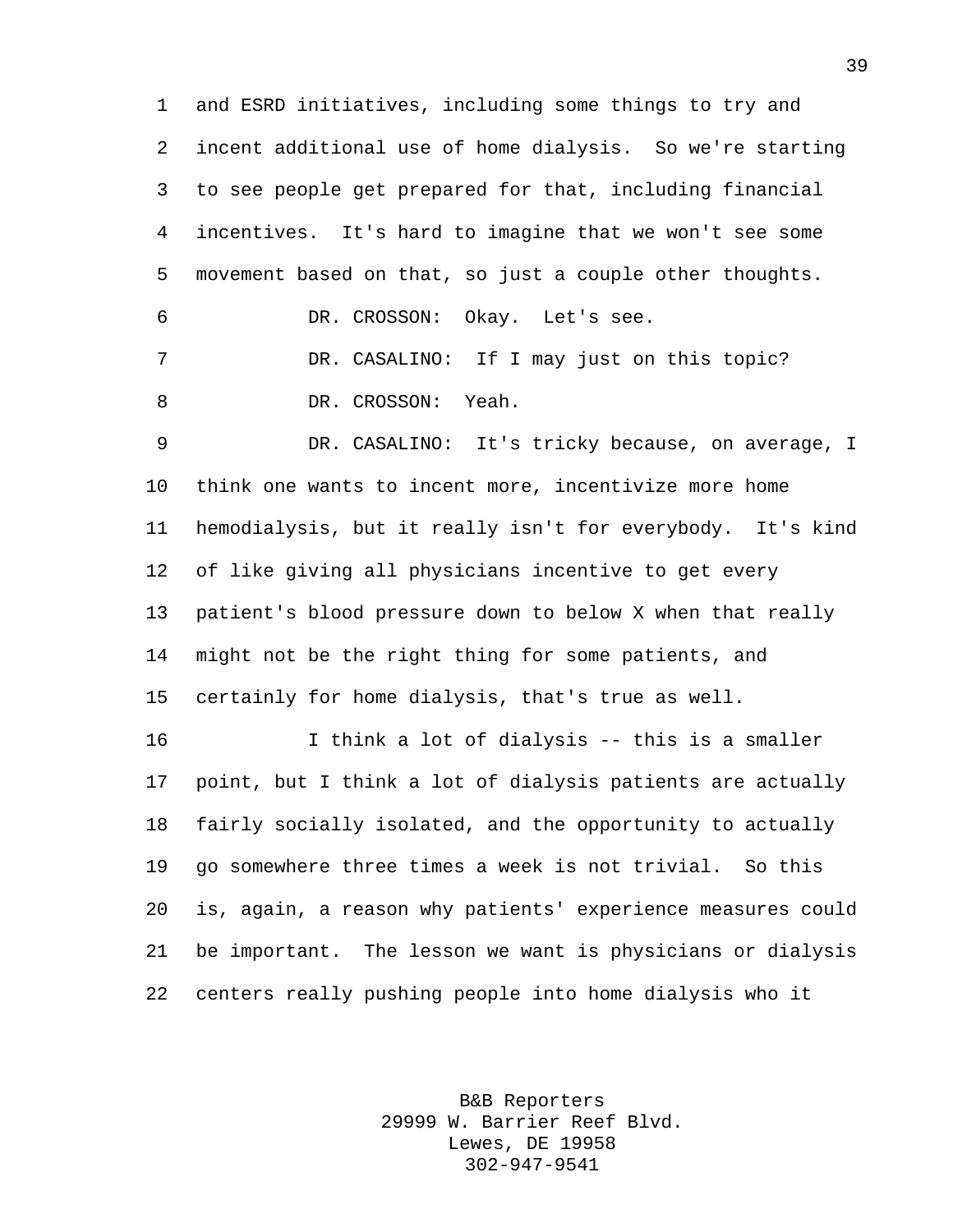and ESRD initiatives, including some things to try and incent additional use of home dialysis. So we're starting to see people get prepared for that, including financial incentives. It's hard to imagine that we won't see some movement based on that, so just a couple other thoughts.

DR. CROSSON: Okay. Let's see.

DR. CASALINO: If I may just on this topic?

DR. CROSSON: Yeah.

DR. CASALINO: It's tricky because, on average, I think one wants to incent more, incentivize more home hemodialysis, but it really isn't for everybody. It's kind of like giving all physicians incentive to get every patient's blood pressure down to below X when that really might not be the right thing for some patients, and certainly for home dialysis, that's true as well.

I think a lot of dialysis -- this is a smaller point, but I think a lot of dialysis patients are actually fairly socially isolated, and the opportunity to actually go somewhere three times a week is not trivial. So this is, again, a reason why patients' experience measures could be important. The lesson we want is physicians or dialysis centers really pushing people into home dialysis who it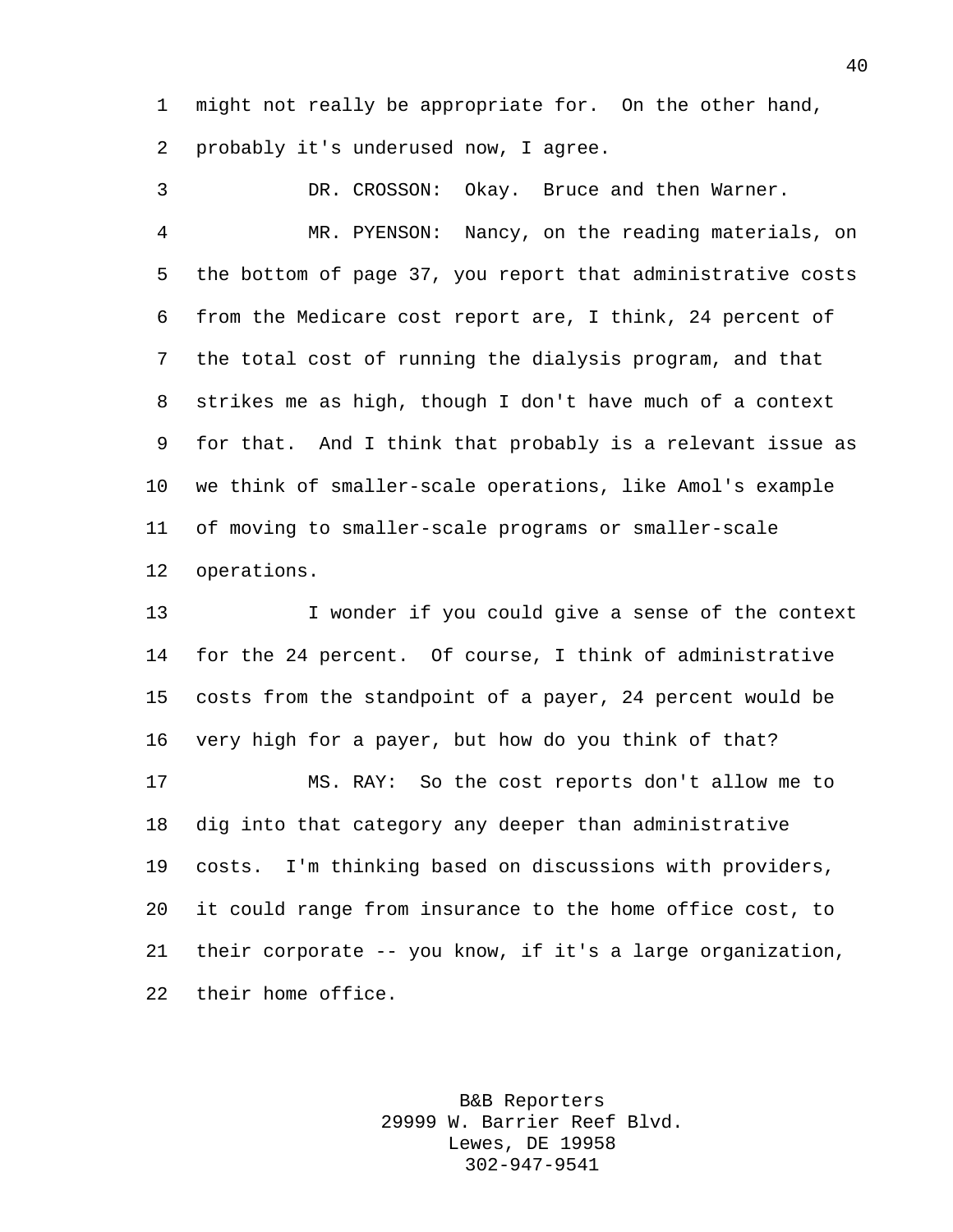might not really be appropriate for. On the other hand, probably it's underused now, I agree.

DR. CROSSON: Okay. Bruce and then Warner.

MR. PYENSON: Nancy, on the reading materials, on the bottom of page 37, you report that administrative costs from the Medicare cost report are, I think, 24 percent of the total cost of running the dialysis program, and that strikes me as high, though I don't have much of a context for that. And I think that probably is a relevant issue as we think of smaller-scale operations, like Amol's example of moving to smaller-scale programs or smaller-scale operations.

I wonder if you could give a sense of the context for the 24 percent. Of course, I think of administrative costs from the standpoint of a payer, 24 percent would be very high for a payer, but how do you think of that?

MS. RAY: So the cost reports don't allow me to dig into that category any deeper than administrative costs. I'm thinking based on discussions with providers, it could range from insurance to the home office cost, to their corporate -- you know, if it's a large organization, their home office.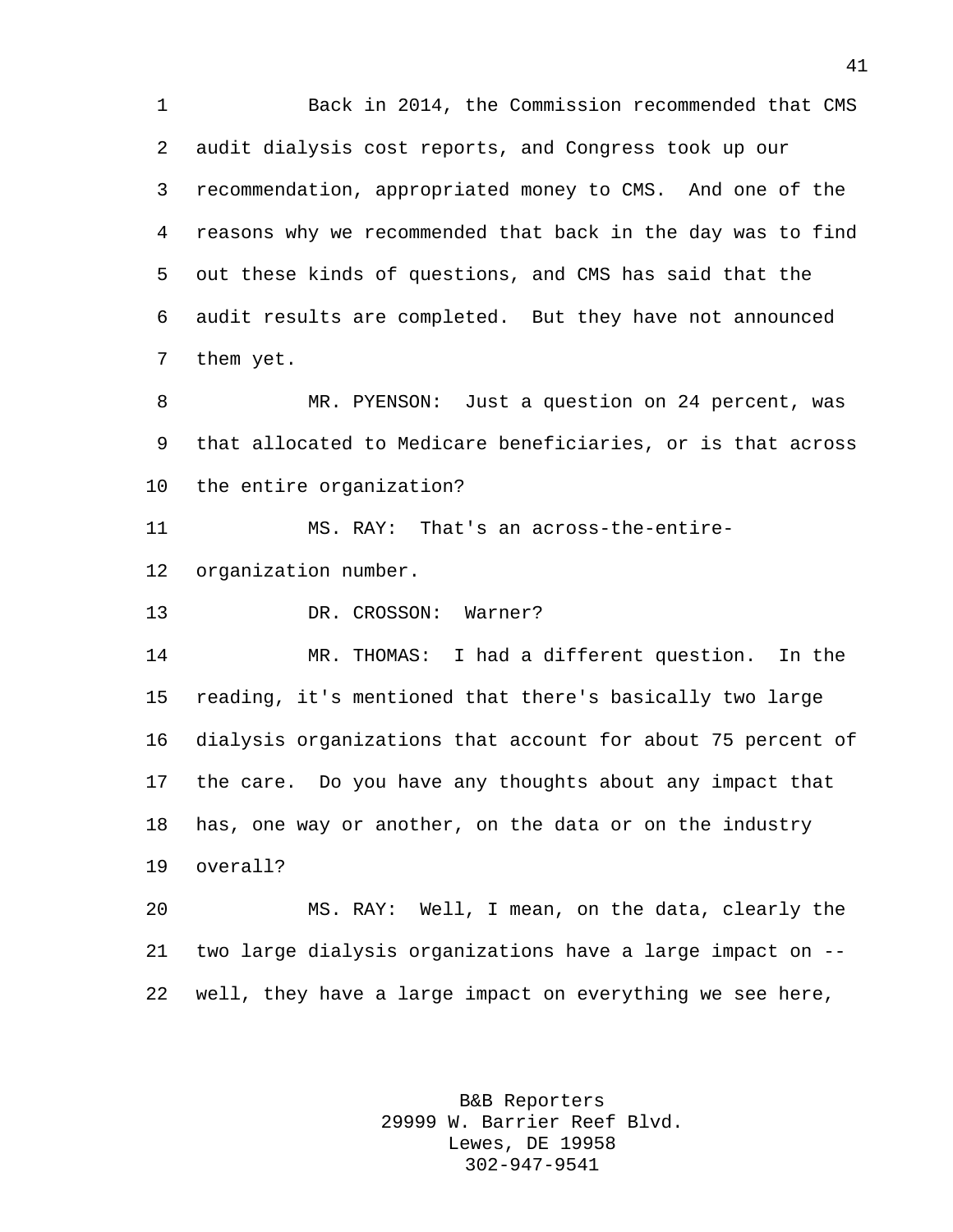Back in 2014, the Commission recommended that CMS audit dialysis cost reports, and Congress took up our recommendation, appropriated money to CMS. And one of the reasons why we recommended that back in the day was to find out these kinds of questions, and CMS has said that the audit results are completed. But they have not announced them yet.

MR. PYENSON: Just a question on 24 percent, was that allocated to Medicare beneficiaries, or is that across the entire organization?

MS. RAY: That's an across-the-entire-organization number.

DR. CROSSON: Warner?

MR. THOMAS: I had a different question. In the reading, it's mentioned that there's basically two large dialysis organizations that account for about 75 percent of the care. Do you have any thoughts about any impact that has, one way or another, on the data or on the industry overall?

MS. RAY: Well, I mean, on the data, clearly the two large dialysis organizations have a large impact on -- well, they have a large impact on everything we see here,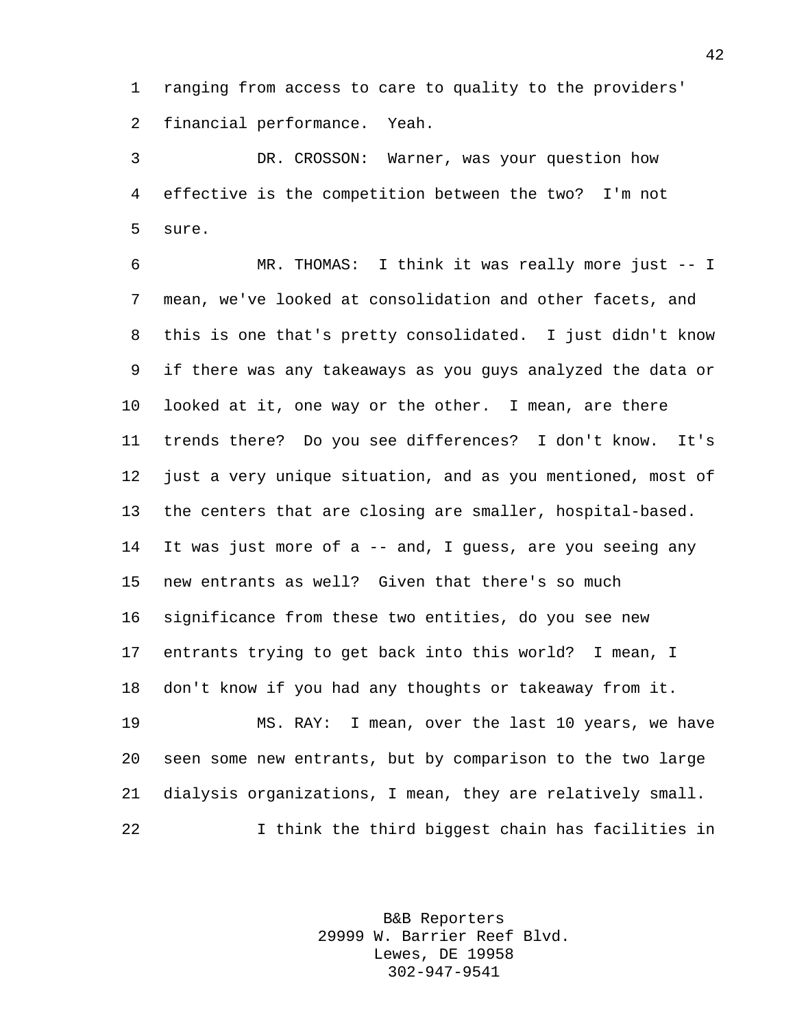ranging from access to care to quality to the providers' financial performance. Yeah.

DR. CROSSON: Warner, was your question how effective is the competition between the two? I'm not sure.

MR. THOMAS: I think it was really more just -- I mean, we've looked at consolidation and other facets, and this is one that's pretty consolidated. I just didn't know if there was any takeaways as you guys analyzed the data or looked at it, one way or the other. I mean, are there trends there? Do you see differences? I don't know. It's just a very unique situation, and as you mentioned, most of the centers that are closing are smaller, hospital-based. It was just more of a -- and, I guess, are you seeing any new entrants as well? Given that there's so much significance from these two entities, do you see new entrants trying to get back into this world? I mean, I don't know if you had any thoughts or takeaway from it.

MS. RAY: I mean, over the last 10 years, we have seen some new entrants, but by comparison to the two large dialysis organizations, I mean, they are relatively small.

I think the third biggest chain has facilities in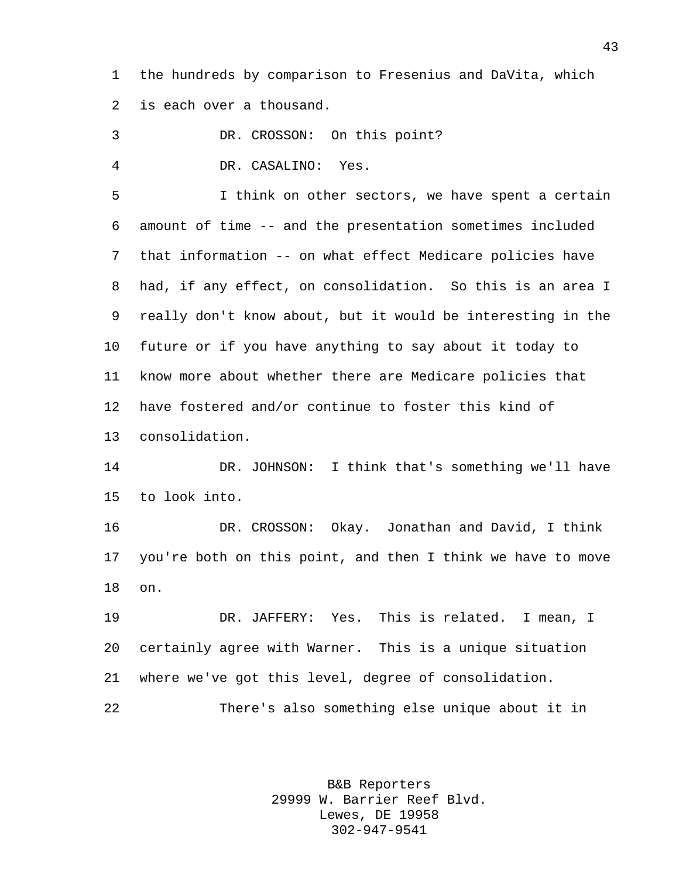the hundreds by comparison to Fresenius and DaVita, which is each over a thousand.

DR. CROSSON: On this point?

DR. CASALINO: Yes.

I think on other sectors, we have spent a certain amount of time -- and the presentation sometimes included that information -- on what effect Medicare policies have had, if any effect, on consolidation. So this is an area I really don't know about, but it would be interesting in the future or if you have anything to say about it today to know more about whether there are Medicare policies that have fostered and/or continue to foster this kind of consolidation.

DR. JOHNSON: I think that's something we'll have to look into.

DR. CROSSON: Okay. Jonathan and David, I think you're both on this point, and then I think we have to move on.

DR. JAFFERY: Yes. This is related. I mean, I certainly agree with Warner. This is a unique situation where we've got this level, degree of consolidation.

There's also something else unique about it in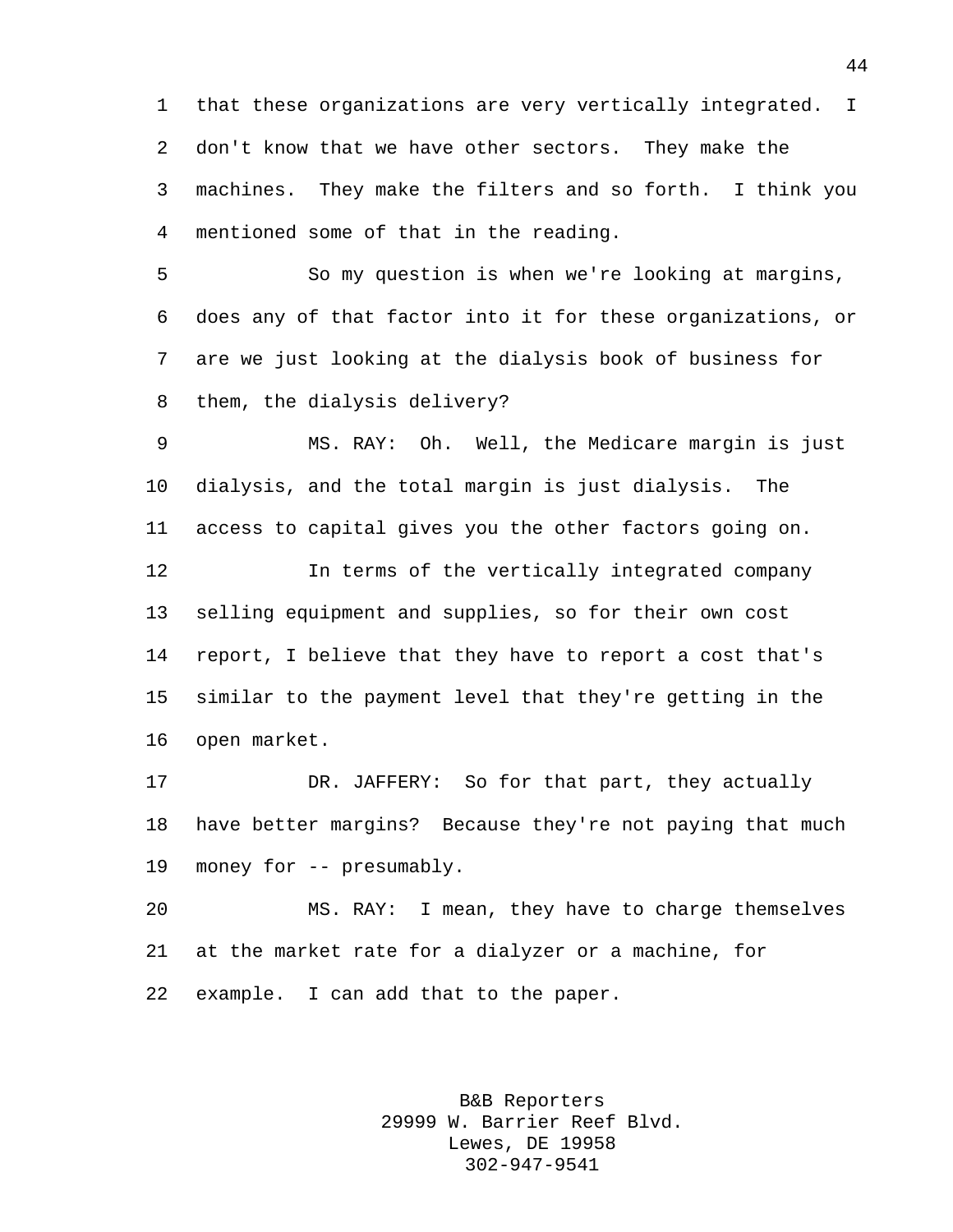that these organizations are very vertically integrated. I don't know that we have other sectors. They make the machines. They make the filters and so forth. I think you mentioned some of that in the reading.

So my question is when we're looking at margins, does any of that factor into it for these organizations, or are we just looking at the dialysis book of business for them, the dialysis delivery?

MS. RAY: Oh. Well, the Medicare margin is just dialysis, and the total margin is just dialysis. The access to capital gives you the other factors going on.

In terms of the vertically integrated company selling equipment and supplies, so for their own cost report, I believe that they have to report a cost that's similar to the payment level that they're getting in the open market.

DR. JAFFERY: So for that part, they actually have better margins? Because they're not paying that much money for -- presumably.

MS. RAY: I mean, they have to charge themselves at the market rate for a dialyzer or a machine, for example. I can add that to the paper.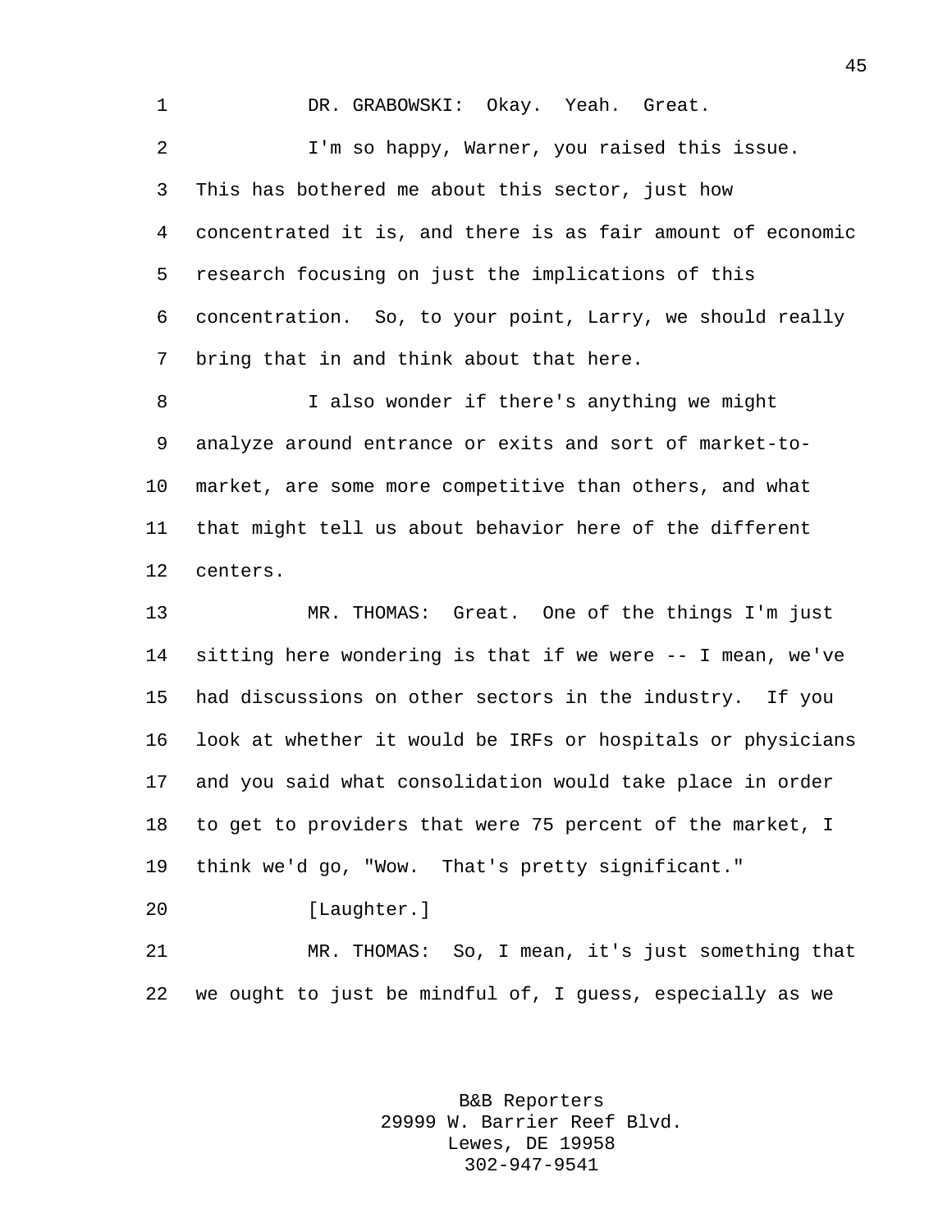DR. GRABOWSKI: Okay. Yeah. Great.

I'm so happy, Warner, you raised this issue. This has bothered me about this sector, just how concentrated it is, and there is as fair amount of economic research focusing on just the implications of this concentration. So, to your point, Larry, we should really bring that in and think about that here.

I also wonder if there's anything we might analyze around entrance or exits and sort of market-to-market, are some more competitive than others, and what that might tell us about behavior here of the different centers.

MR. THOMAS: Great. One of the things I'm just sitting here wondering is that if we were -- I mean, we've had discussions on other sectors in the industry. If you look at whether it would be IRFs or hospitals or physicians and you said what consolidation would take place in order to get to providers that were 75 percent of the market, I think we'd go, "Wow. That's pretty significant."

[Laughter.]

MR. THOMAS: So, I mean, it's just something that we ought to just be mindful of, I guess, especially as we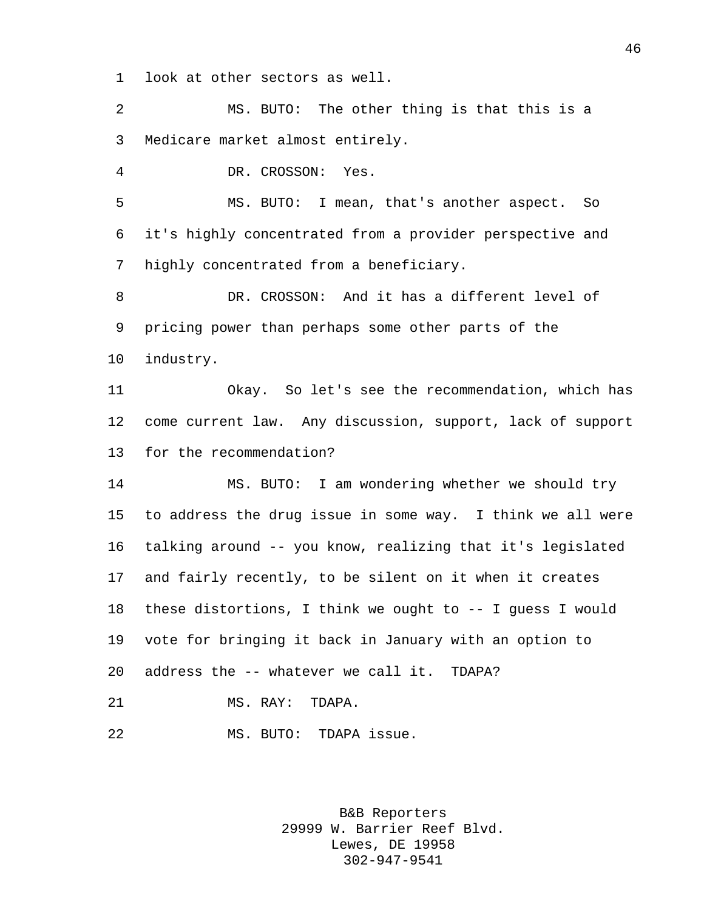look at other sectors as well.

MS. BUTO: The other thing is that this is a Medicare market almost entirely.

DR. CROSSON: Yes.

MS. BUTO: I mean, that's another aspect. So it's highly concentrated from a provider perspective and highly concentrated from a beneficiary.

DR. CROSSON: And it has a different level of pricing power than perhaps some other parts of the industry.

Okay. So let's see the recommendation, which has come current law. Any discussion, support, lack of support for the recommendation?

MS. BUTO: I am wondering whether we should try to address the drug issue in some way. I think we all were talking around -- you know, realizing that it's legislated and fairly recently, to be silent on it when it creates these distortions, I think we ought to -- I guess I would vote for bringing it back in January with an option to address the -- whatever we call it. TDAPA?

MS. RAY: TDAPA.

MS. BUTO: TDAPA issue.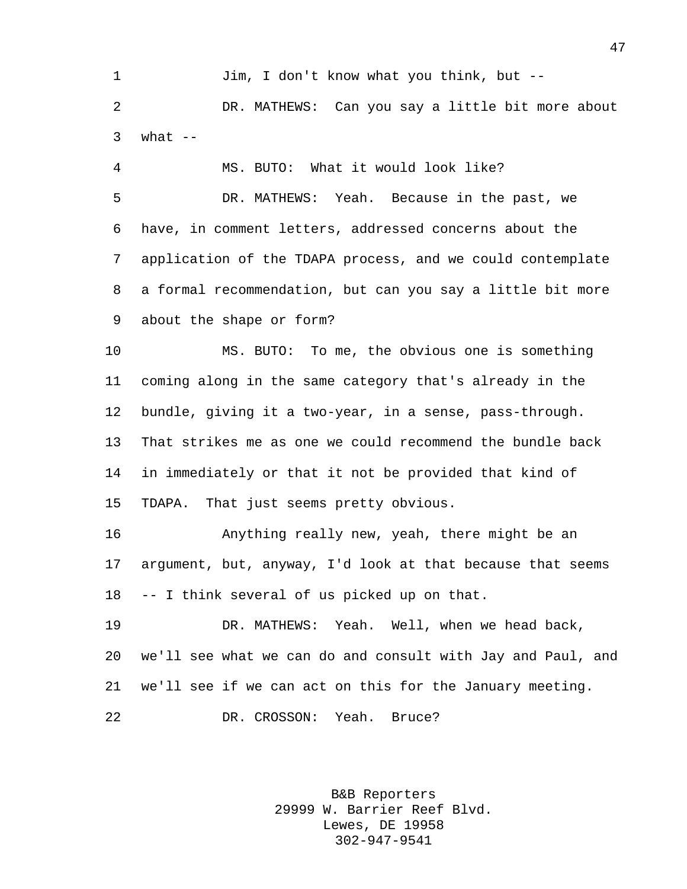Jim, I don't know what you think, but --

DR. MATHEWS: Can you say a little bit more about what --

MS. BUTO: What it would look like?

DR. MATHEWS: Yeah. Because in the past, we have, in comment letters, addressed concerns about the application of the TDAPA process, and we could contemplate a formal recommendation, but can you say a little bit more about the shape or form?

MS. BUTO: To me, the obvious one is something coming along in the same category that's already in the bundle, giving it a two-year, in a sense, pass-through. That strikes me as one we could recommend the bundle back in immediately or that it not be provided that kind of TDAPA. That just seems pretty obvious.

Anything really new, yeah, there might be an argument, but, anyway, I'd look at that because that seems -- I think several of us picked up on that.

DR. MATHEWS: Yeah. Well, when we head back, we'll see what we can do and consult with Jay and Paul, and we'll see if we can act on this for the January meeting.

DR. CROSSON: Yeah. Bruce?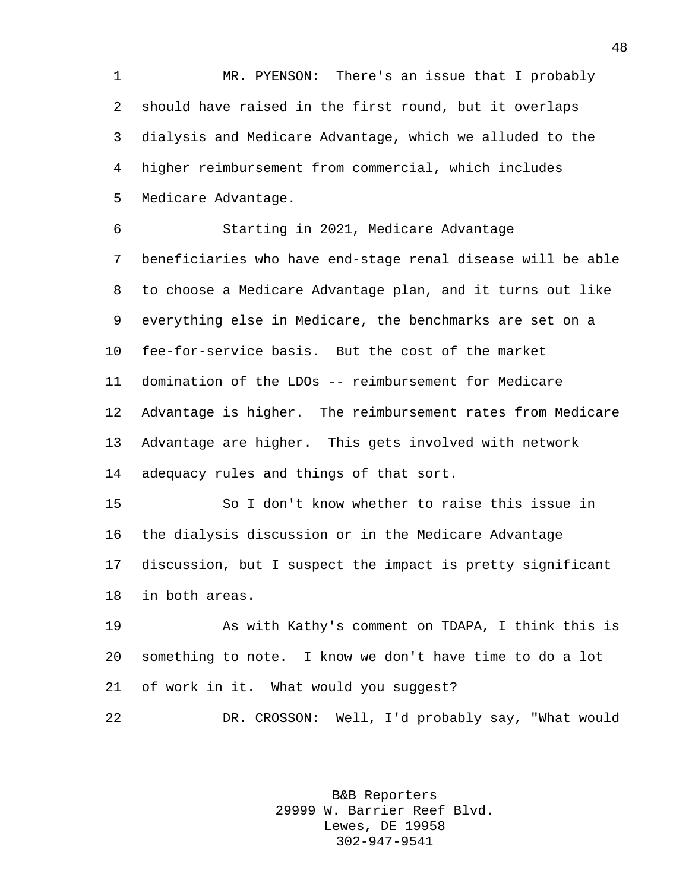MR. PYENSON: There's an issue that I probably should have raised in the first round, but it overlaps dialysis and Medicare Advantage, which we alluded to the higher reimbursement from commercial, which includes Medicare Advantage.

Starting in 2021, Medicare Advantage beneficiaries who have end-stage renal disease will be able to choose a Medicare Advantage plan, and it turns out like everything else in Medicare, the benchmarks are set on a fee-for-service basis. But the cost of the market domination of the LDOs -- reimbursement for Medicare Advantage is higher. The reimbursement rates from Medicare Advantage are higher. This gets involved with network adequacy rules and things of that sort.

So I don't know whether to raise this issue in the dialysis discussion or in the Medicare Advantage discussion, but I suspect the impact is pretty significant in both areas.

As with Kathy's comment on TDAPA, I think this is something to note. I know we don't have time to do a lot of work in it. What would you suggest?

DR. CROSSON: Well, I'd probably say, "What would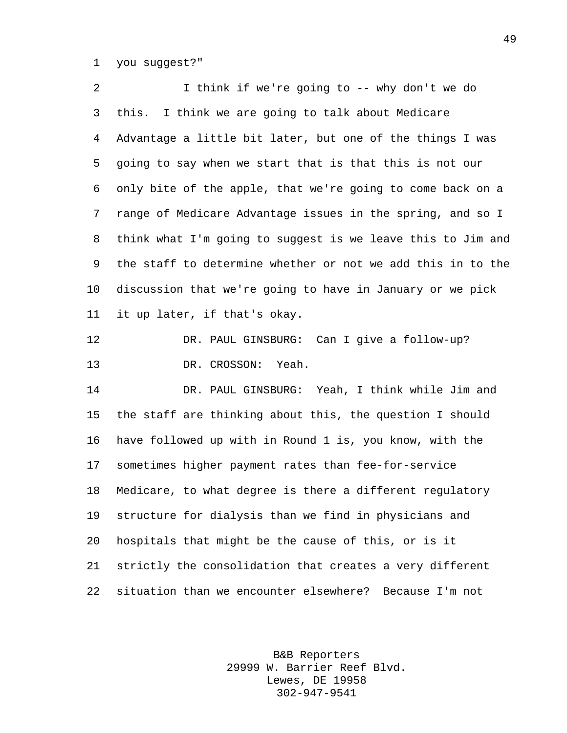you suggest?"

I think if we're going to -- why don't we do this. I think we are going to talk about Medicare Advantage a little bit later, but one of the things I was going to say when we start that is that this is not our only bite of the apple, that we're going to come back on a range of Medicare Advantage issues in the spring, and so I think what I'm going to suggest is we leave this to Jim and the staff to determine whether or not we add this in to the discussion that we're going to have in January or we pick it up later, if that's okay.

DR. PAUL GINSBURG: Can I give a follow-up?

DR. CROSSON: Yeah.

DR. PAUL GINSBURG: Yeah, I think while Jim and the staff are thinking about this, the question I should have followed up with in Round 1 is, you know, with the sometimes higher payment rates than fee-for-service Medicare, to what degree is there a different regulatory structure for dialysis than we find in physicians and hospitals that might be the cause of this, or is it strictly the consolidation that creates a very different situation than we encounter elsewhere? Because I'm not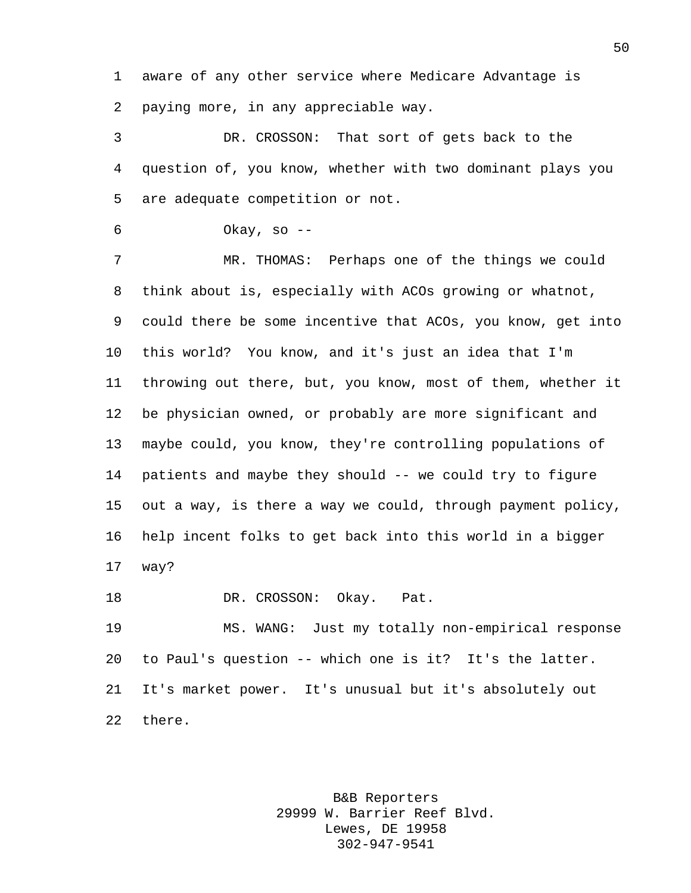aware of any other service where Medicare Advantage is paying more, in any appreciable way.

DR. CROSSON: That sort of gets back to the question of, you know, whether with two dominant plays you are adequate competition or not.

Okay, so --

MR. THOMAS: Perhaps one of the things we could think about is, especially with ACOs growing or whatnot, could there be some incentive that ACOs, you know, get into this world? You know, and it's just an idea that I'm throwing out there, but, you know, most of them, whether it be physician owned, or probably are more significant and maybe could, you know, they're controlling populations of patients and maybe they should -- we could try to figure out a way, is there a way we could, through payment policy, help incent folks to get back into this world in a bigger way?

DR. CROSSON: Okay. Pat.

MS. WANG: Just my totally non-empirical response to Paul's question -- which one is it? It's the latter. It's market power. It's unusual but it's absolutely out there.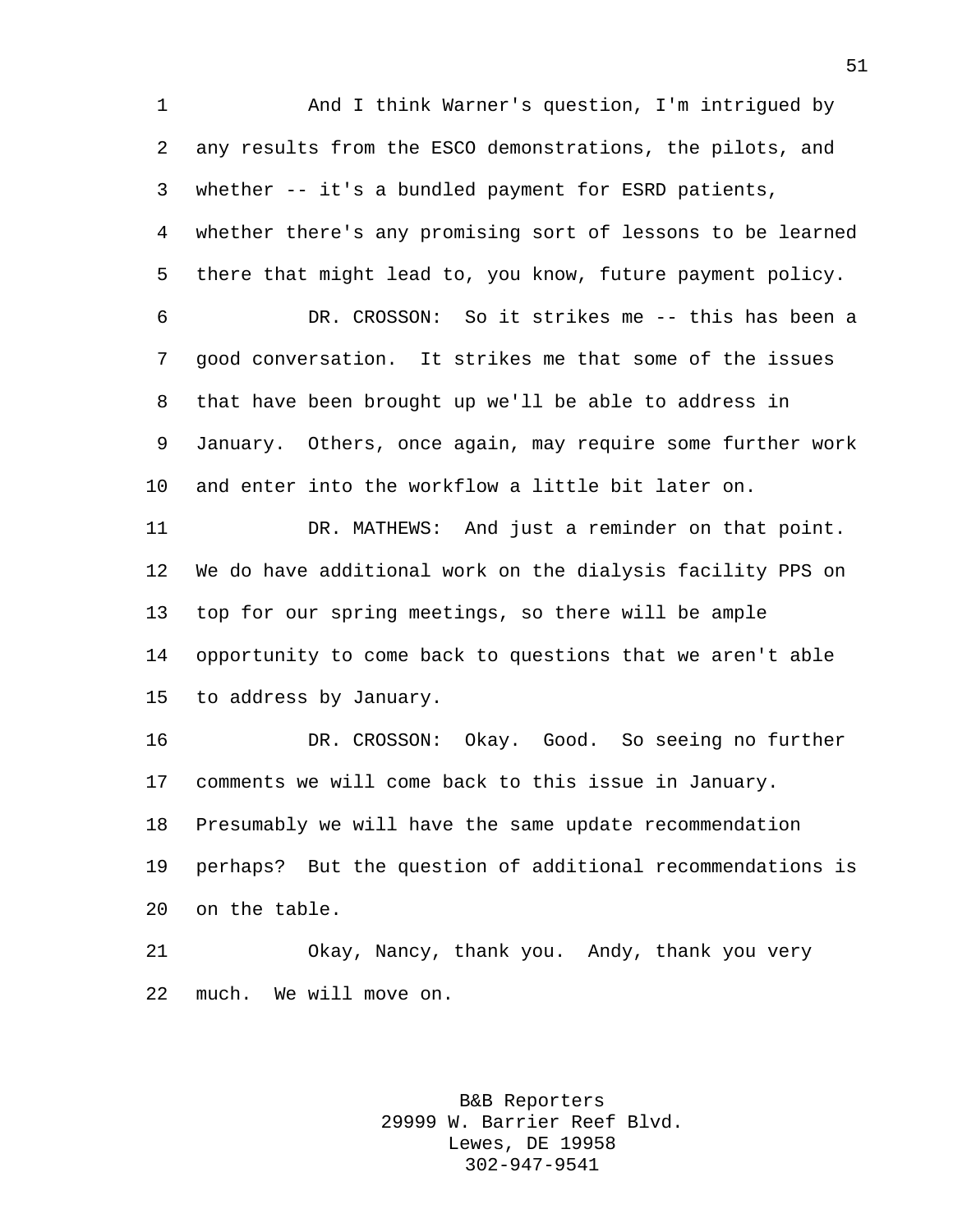And I think Warner's question, I'm intrigued by any results from the ESCO demonstrations, the pilots, and whether -- it's a bundled payment for ESRD patients, whether there's any promising sort of lessons to be learned there that might lead to, you know, future payment policy.

DR. CROSSON: So it strikes me -- this has been a good conversation. It strikes me that some of the issues that have been brought up we'll be able to address in January. Others, once again, may require some further work and enter into the workflow a little bit later on.

DR. MATHEWS: And just a reminder on that point. We do have additional work on the dialysis facility PPS on top for our spring meetings, so there will be ample opportunity to come back to questions that we aren't able to address by January.

DR. CROSSON: Okay. Good. So seeing no further comments we will come back to this issue in January. Presumably we will have the same update recommendation perhaps? But the question of additional recommendations is on the table.

Okay, Nancy, thank you. Andy, thank you very much. We will move on.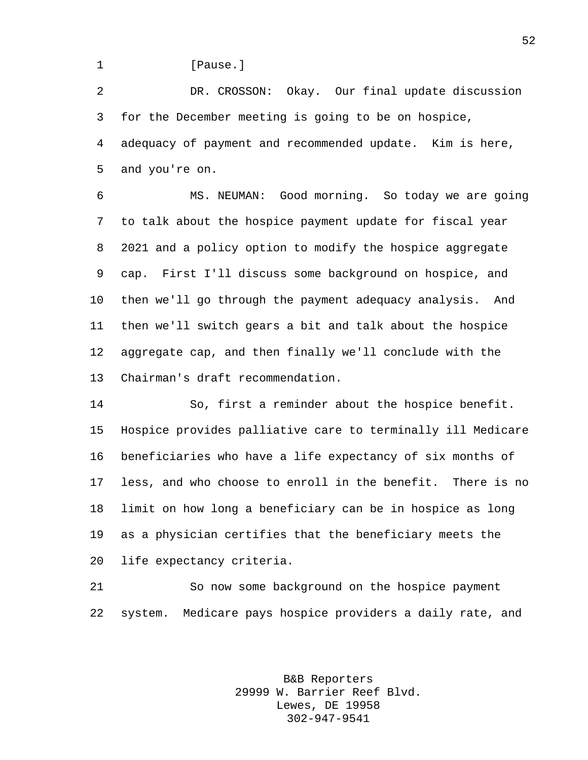[Pause.]

DR. CROSSON: Okay. Our final update discussion for the December meeting is going to be on hospice, adequacy of payment and recommended update. Kim is here, and you're on.

MS. NEUMAN: Good morning. So today we are going to talk about the hospice payment update for fiscal year 2021 and a policy option to modify the hospice aggregate cap. First I'll discuss some background on hospice, and then we'll go through the payment adequacy analysis. And then we'll switch gears a bit and talk about the hospice aggregate cap, and then finally we'll conclude with the Chairman's draft recommendation.

So, first a reminder about the hospice benefit. Hospice provides palliative care to terminally ill Medicare beneficiaries who have a life expectancy of six months of less, and who choose to enroll in the benefit. There is no limit on how long a beneficiary can be in hospice as long as a physician certifies that the beneficiary meets the life expectancy criteria.

So now some background on the hospice payment system. Medicare pays hospice providers a daily rate, and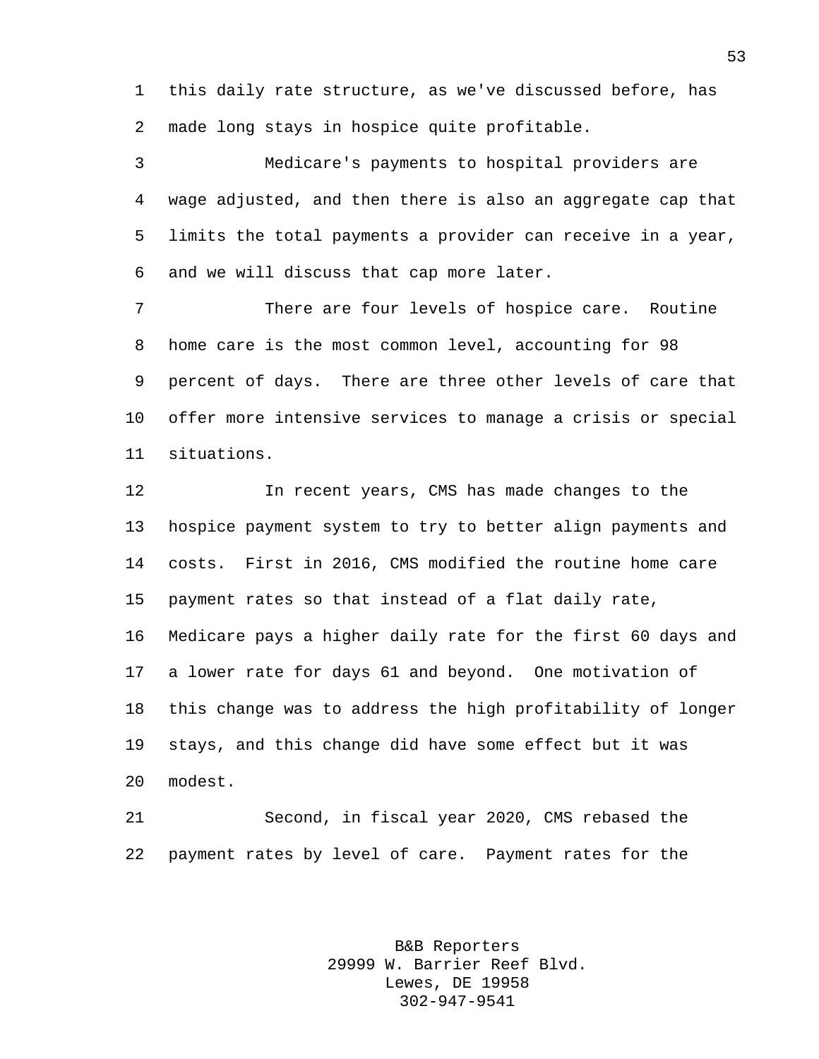this daily rate structure, as we've discussed before, has made long stays in hospice quite profitable.

Medicare's payments to hospital providers are wage adjusted, and then there is also an aggregate cap that limits the total payments a provider can receive in a year, and we will discuss that cap more later.

There are four levels of hospice care. Routine home care is the most common level, accounting for 98 percent of days. There are three other levels of care that offer more intensive services to manage a crisis or special situations.

In recent years, CMS has made changes to the hospice payment system to try to better align payments and costs. First in 2016, CMS modified the routine home care payment rates so that instead of a flat daily rate, Medicare pays a higher daily rate for the first 60 days and a lower rate for days 61 and beyond. One motivation of this change was to address the high profitability of longer stays, and this change did have some effect but it was modest.

Second, in fiscal year 2020, CMS rebased the payment rates by level of care. Payment rates for the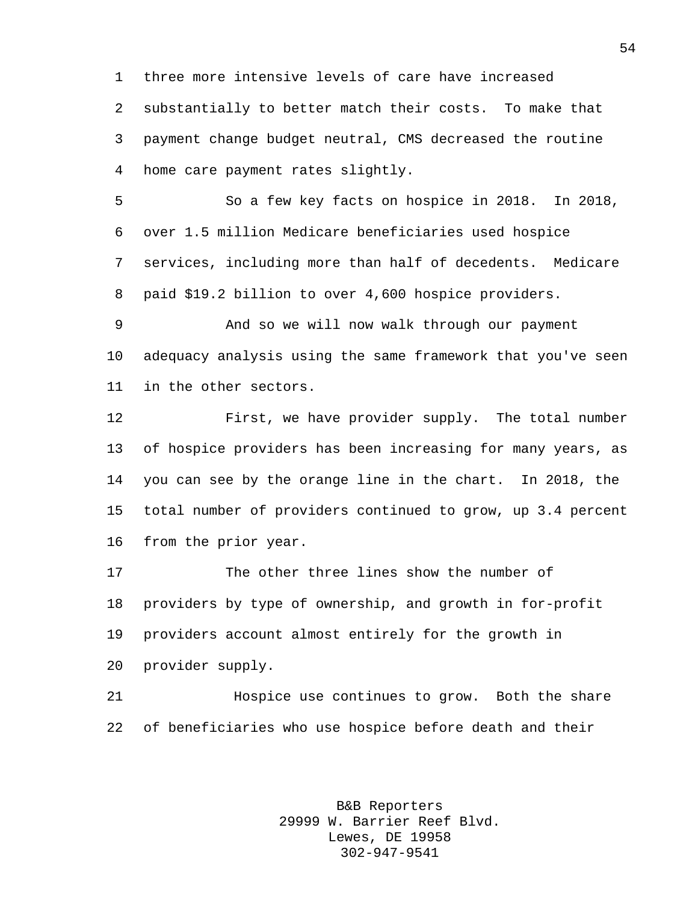three more intensive levels of care have increased substantially to better match their costs. To make that payment change budget neutral, CMS decreased the routine home care payment rates slightly.

So a few key facts on hospice in 2018. In 2018, over 1.5 million Medicare beneficiaries used hospice services, including more than half of decedents. Medicare paid $19.2 billion to over 4,600 hospice providers.

And so we will now walk through our payment adequacy analysis using the same framework that you've seen in the other sectors.

First, we have provider supply. The total number of hospice providers has been increasing for many years, as you can see by the orange line in the chart. In 2018, the total number of providers continued to grow, up 3.4 percent from the prior year.

The other three lines show the number of providers by type of ownership, and growth in for-profit providers account almost entirely for the growth in provider supply.

Hospice use continues to grow. Both the share of beneficiaries who use hospice before death and their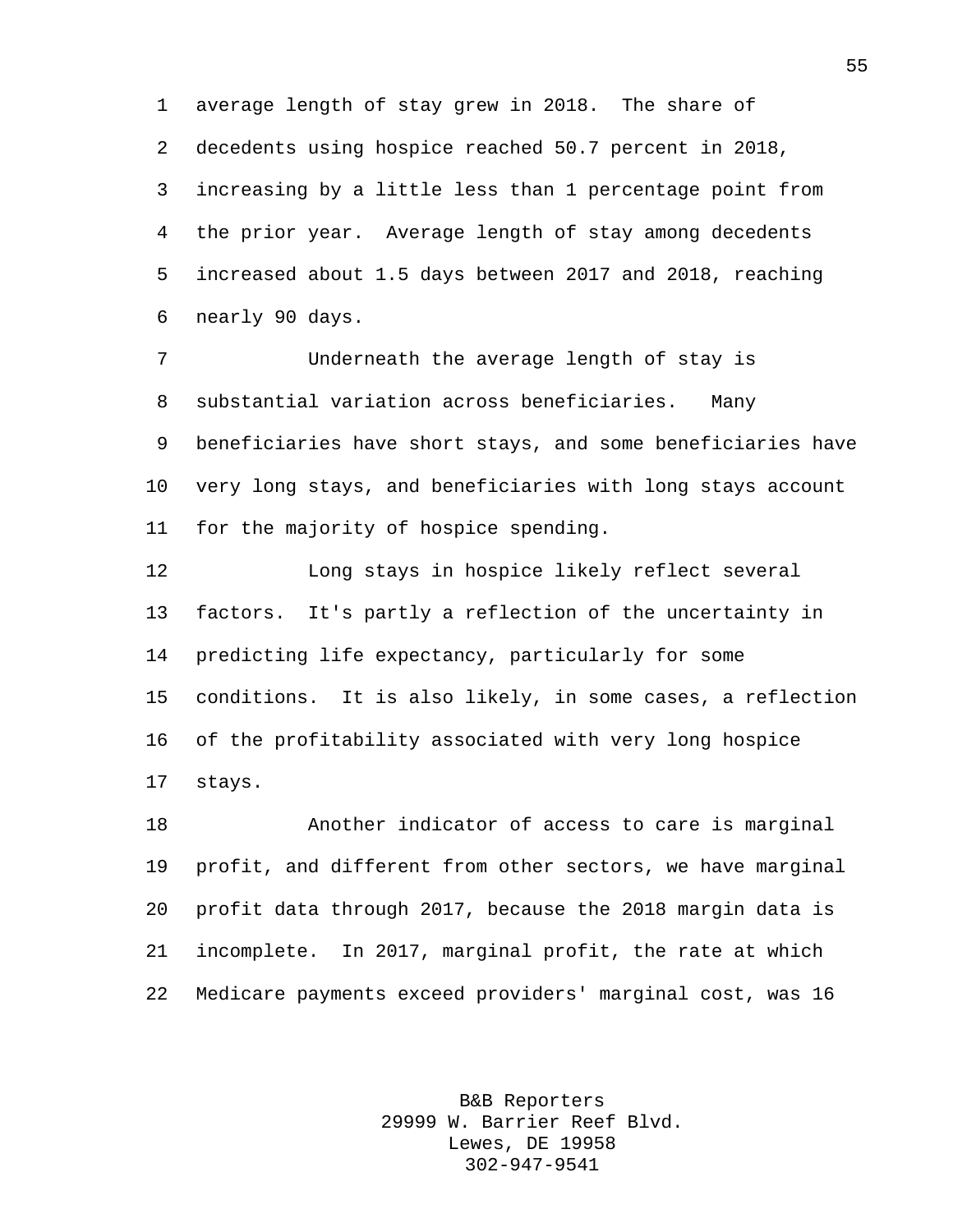average length of stay grew in 2018. The share of decedents using hospice reached 50.7 percent in 2018, increasing by a little less than 1 percentage point from the prior year. Average length of stay among decedents increased about 1.5 days between 2017 and 2018, reaching nearly 90 days.

Underneath the average length of stay is substantial variation across beneficiaries. Many beneficiaries have short stays, and some beneficiaries have very long stays, and beneficiaries with long stays account for the majority of hospice spending.

Long stays in hospice likely reflect several factors. It's partly a reflection of the uncertainty in predicting life expectancy, particularly for some conditions. It is also likely, in some cases, a reflection of the profitability associated with very long hospice stays.

Another indicator of access to care is marginal profit, and different from other sectors, we have marginal profit data through 2017, because the 2018 margin data is incomplete. In 2017, marginal profit, the rate at which Medicare payments exceed providers' marginal cost, was 16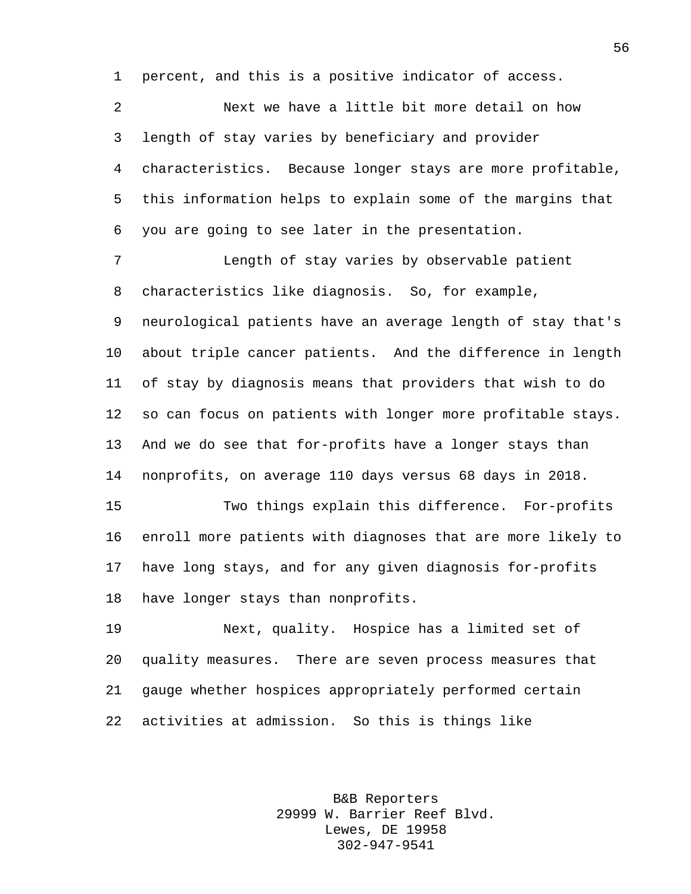percent, and this is a positive indicator of access.

Next we have a little bit more detail on how length of stay varies by beneficiary and provider characteristics. Because longer stays are more profitable, this information helps to explain some of the margins that you are going to see later in the presentation.

Length of stay varies by observable patient characteristics like diagnosis. So, for example, neurological patients have an average length of stay that's about triple cancer patients. And the difference in length of stay by diagnosis means that providers that wish to do so can focus on patients with longer more profitable stays. And we do see that for-profits have a longer stays than nonprofits, on average 110 days versus 68 days in 2018.

Two things explain this difference. For-profits enroll more patients with diagnoses that are more likely to have long stays, and for any given diagnosis for-profits have longer stays than nonprofits.

Next, quality. Hospice has a limited set of quality measures. There are seven process measures that gauge whether hospices appropriately performed certain activities at admission. So this is things like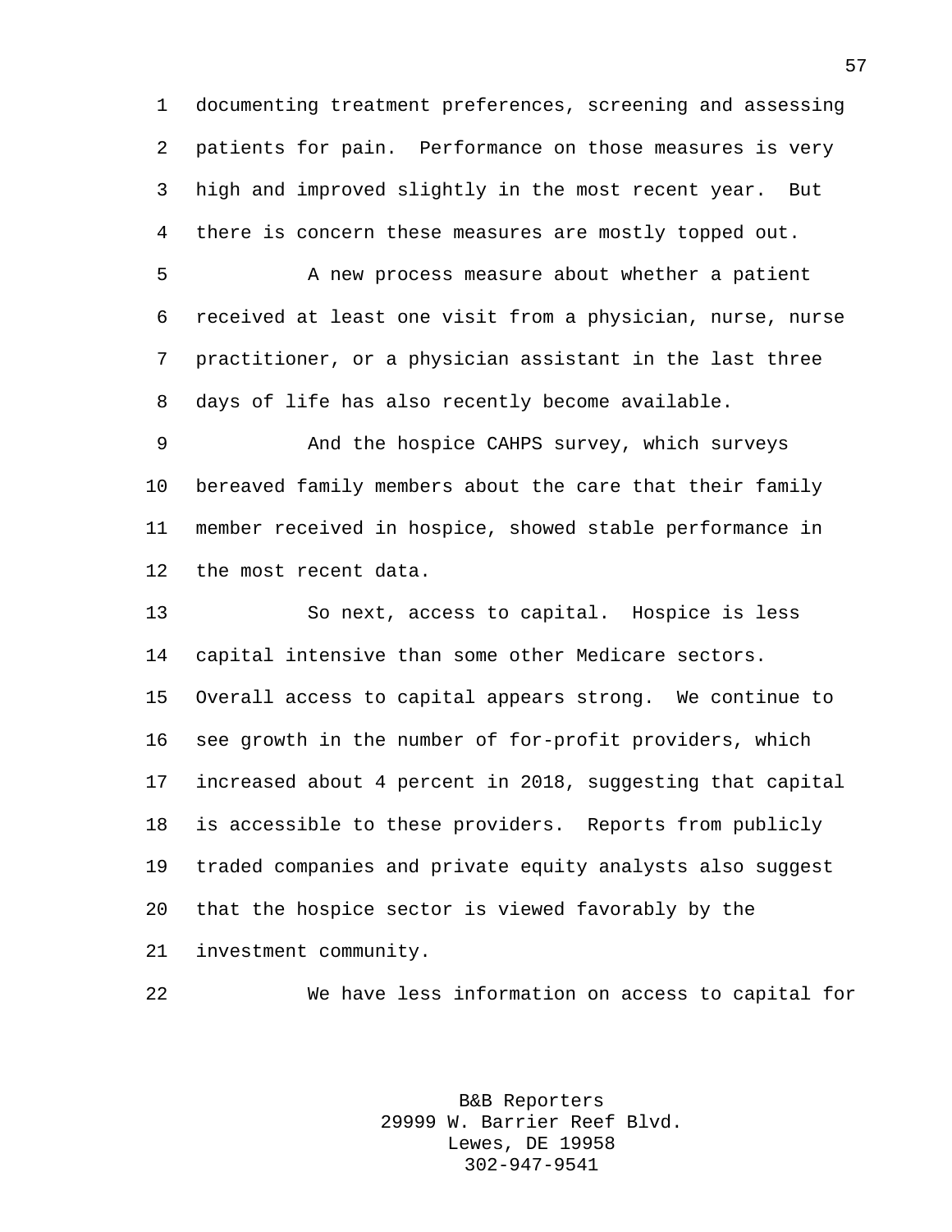documenting treatment preferences, screening and assessing patients for pain. Performance on those measures is very high and improved slightly in the most recent year. But there is concern these measures are mostly topped out.

A new process measure about whether a patient received at least one visit from a physician, nurse, nurse practitioner, or a physician assistant in the last three days of life has also recently become available.

And the hospice CAHPS survey, which surveys bereaved family members about the care that their family member received in hospice, showed stable performance in the most recent data.

So next, access to capital. Hospice is less capital intensive than some other Medicare sectors. Overall access to capital appears strong. We continue to see growth in the number of for-profit providers, which increased about 4 percent in 2018, suggesting that capital is accessible to these providers. Reports from publicly traded companies and private equity analysts also suggest that the hospice sector is viewed favorably by the investment community.

We have less information on access to capital for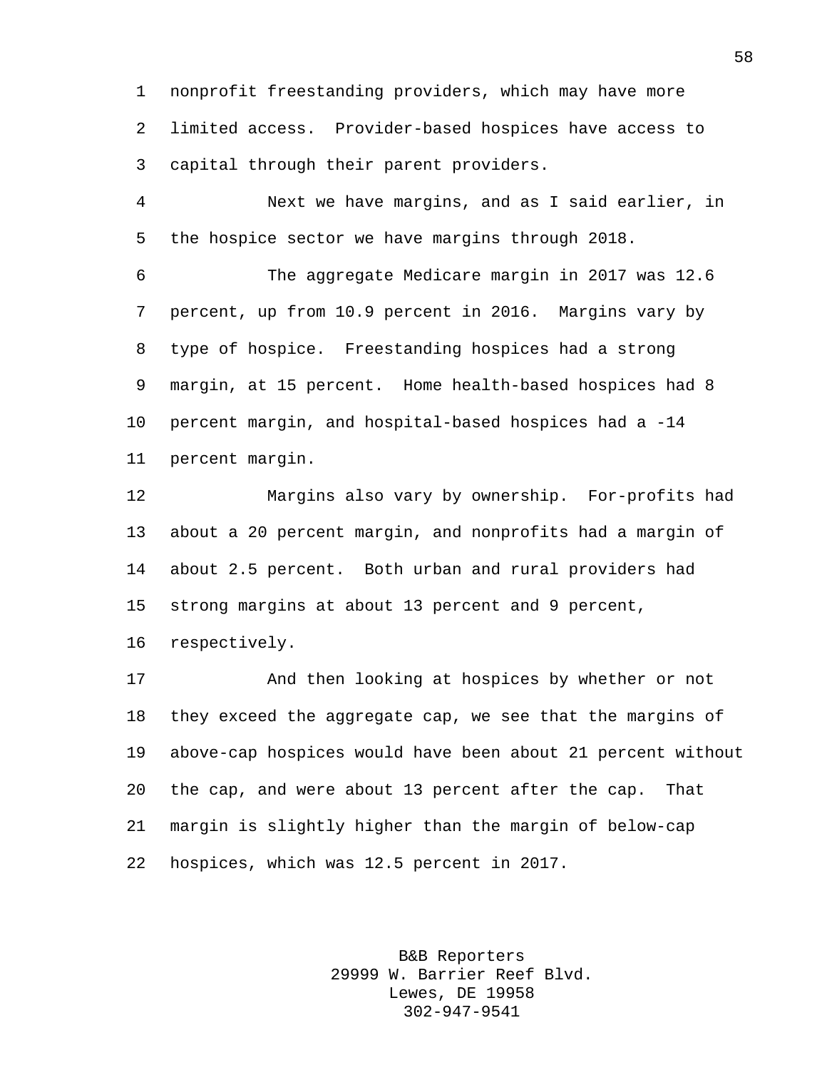nonprofit freestanding providers, which may have more limited access. Provider-based hospices have access to capital through their parent providers.

Next we have margins, and as I said earlier, in the hospice sector we have margins through 2018.

The aggregate Medicare margin in 2017 was 12.6 percent, up from 10.9 percent in 2016. Margins vary by type of hospice. Freestanding hospices had a strong margin, at 15 percent. Home health-based hospices had 8 percent margin, and hospital-based hospices had a -14 percent margin.

Margins also vary by ownership. For-profits had about a 20 percent margin, and nonprofits had a margin of about 2.5 percent. Both urban and rural providers had strong margins at about 13 percent and 9 percent, respectively.

And then looking at hospices by whether or not they exceed the aggregate cap, we see that the margins of above-cap hospices would have been about 21 percent without the cap, and were about 13 percent after the cap. That margin is slightly higher than the margin of below-cap hospices, which was 12.5 percent in 2017.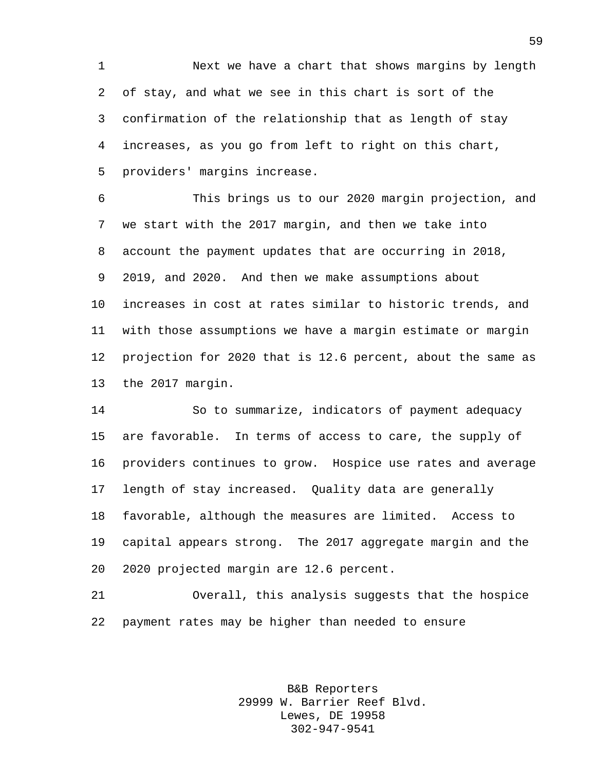Next we have a chart that shows margins by length of stay, and what we see in this chart is sort of the confirmation of the relationship that as length of stay increases, as you go from left to right on this chart, providers' margins increase.

This brings us to our 2020 margin projection, and we start with the 2017 margin, and then we take into account the payment updates that are occurring in 2018, 2019, and 2020. And then we make assumptions about increases in cost at rates similar to historic trends, and with those assumptions we have a margin estimate or margin projection for 2020 that is 12.6 percent, about the same as the 2017 margin.

So to summarize, indicators of payment adequacy are favorable. In terms of access to care, the supply of providers continues to grow. Hospice use rates and average length of stay increased. Quality data are generally favorable, although the measures are limited. Access to capital appears strong. The 2017 aggregate margin and the 2020 projected margin are 12.6 percent.

Overall, this analysis suggests that the hospice payment rates may be higher than needed to ensure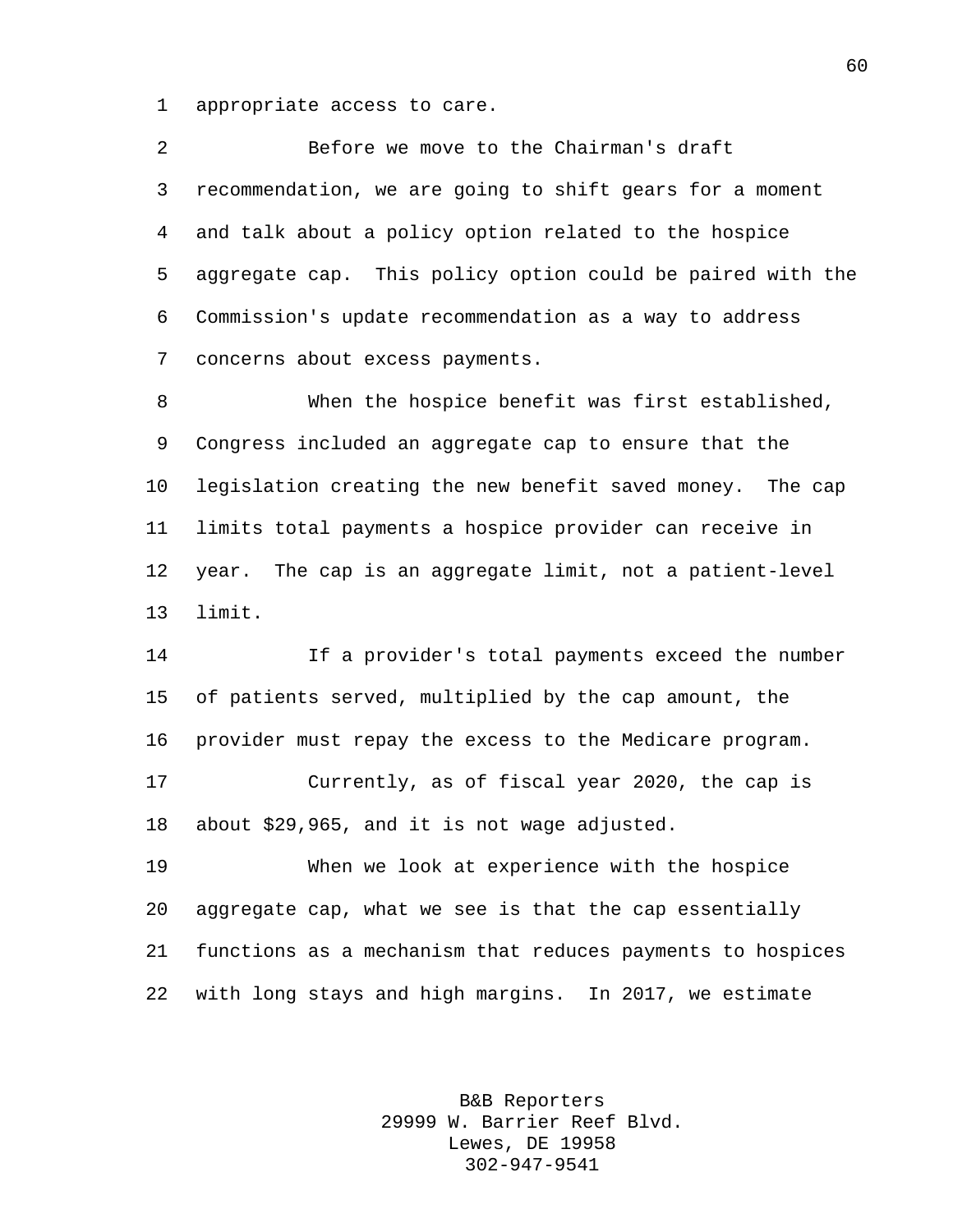appropriate access to care.

Before we move to the Chairman's draft recommendation, we are going to shift gears for a moment and talk about a policy option related to the hospice aggregate cap. This policy option could be paired with the Commission's update recommendation as a way to address concerns about excess payments.

When the hospice benefit was first established, Congress included an aggregate cap to ensure that the legislation creating the new benefit saved money. The cap limits total payments a hospice provider can receive in year. The cap is an aggregate limit, not a patient-level limit.

If a provider's total payments exceed the number of patients served, multiplied by the cap amount, the provider must repay the excess to the Medicare program.

Currently, as of fiscal year 2020, the cap is about $29,965, and it is not wage adjusted.

When we look at experience with the hospice aggregate cap, what we see is that the cap essentially functions as a mechanism that reduces payments to hospices with long stays and high margins. In 2017, we estimate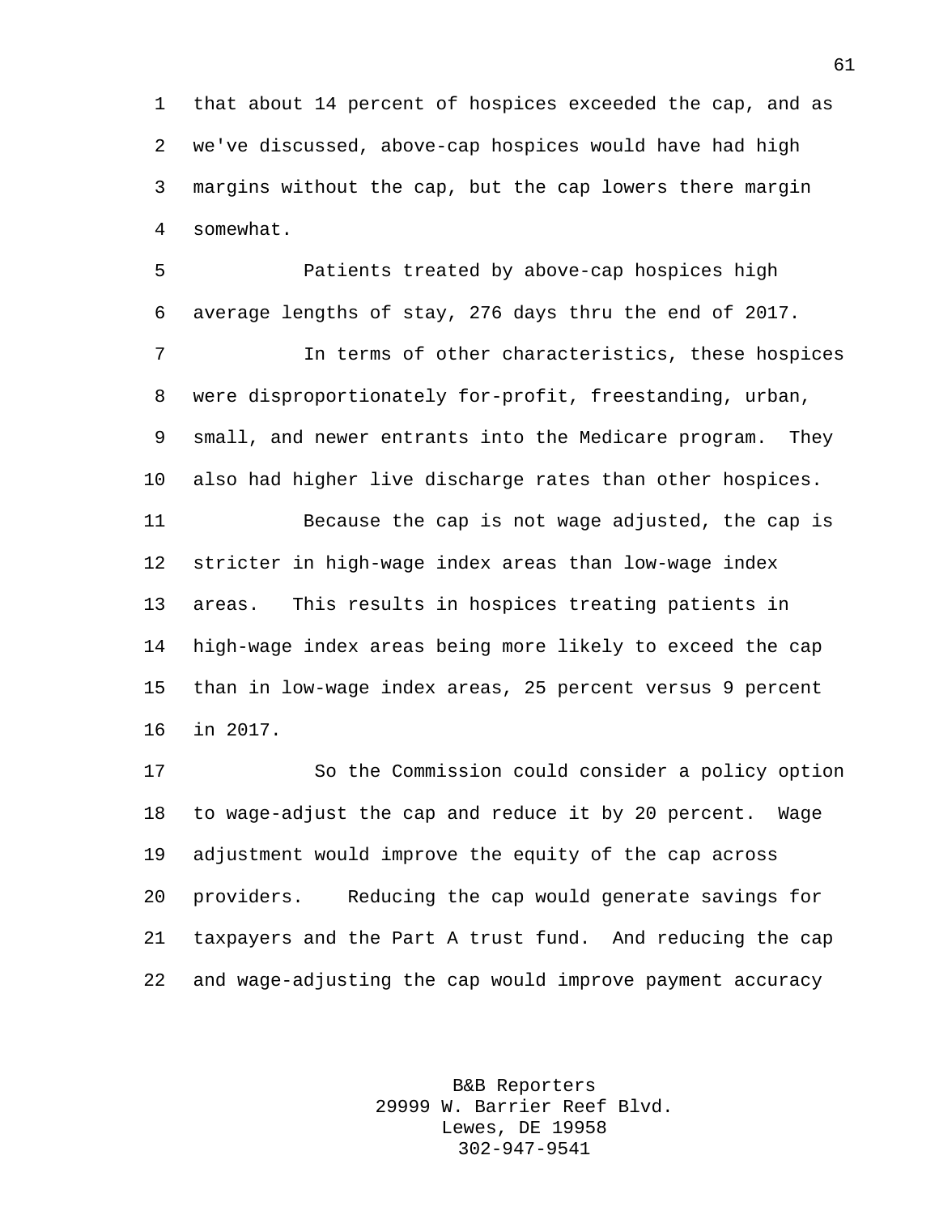that about 14 percent of hospices exceeded the cap, and as we've discussed, above-cap hospices would have had high margins without the cap, but the cap lowers there margin somewhat.

Patients treated by above-cap hospices high average lengths of stay, 276 days thru the end of 2017.

In terms of other characteristics, these hospices were disproportionately for-profit, freestanding, urban, small, and newer entrants into the Medicare program. They also had higher live discharge rates than other hospices.

Because the cap is not wage adjusted, the cap is stricter in high-wage index areas than low-wage index areas. This results in hospices treating patients in high-wage index areas being more likely to exceed the cap than in low-wage index areas, 25 percent versus 9 percent in 2017.

So the Commission could consider a policy option to wage-adjust the cap and reduce it by 20 percent. Wage adjustment would improve the equity of the cap across providers. Reducing the cap would generate savings for taxpayers and the Part A trust fund. And reducing the cap and wage-adjusting the cap would improve payment accuracy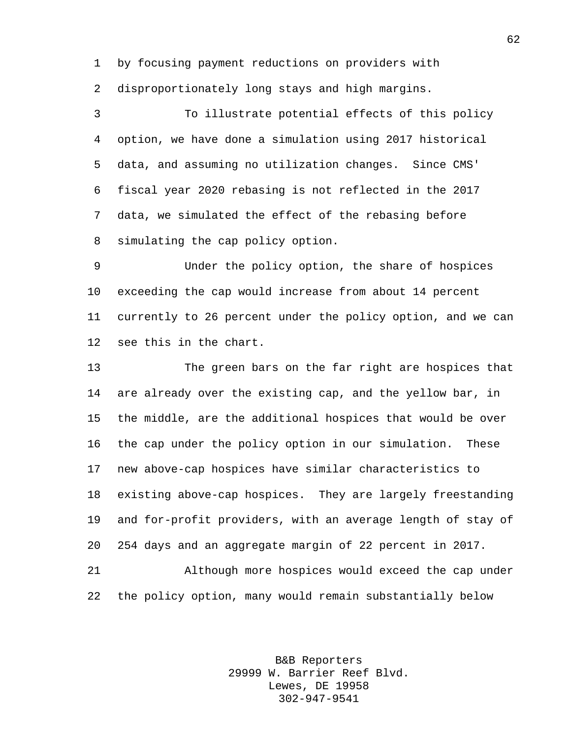by focusing payment reductions on providers with disproportionately long stays and high margins.

To illustrate potential effects of this policy option, we have done a simulation using 2017 historical data, and assuming no utilization changes. Since CMS' fiscal year 2020 rebasing is not reflected in the 2017 data, we simulated the effect of the rebasing before simulating the cap policy option.

Under the policy option, the share of hospices exceeding the cap would increase from about 14 percent currently to 26 percent under the policy option, and we can see this in the chart.

The green bars on the far right are hospices that are already over the existing cap, and the yellow bar, in the middle, are the additional hospices that would be over the cap under the policy option in our simulation. These new above-cap hospices have similar characteristics to existing above-cap hospices. They are largely freestanding and for-profit providers, with an average length of stay of 254 days and an aggregate margin of 22 percent in 2017.

Although more hospices would exceed the cap under the policy option, many would remain substantially below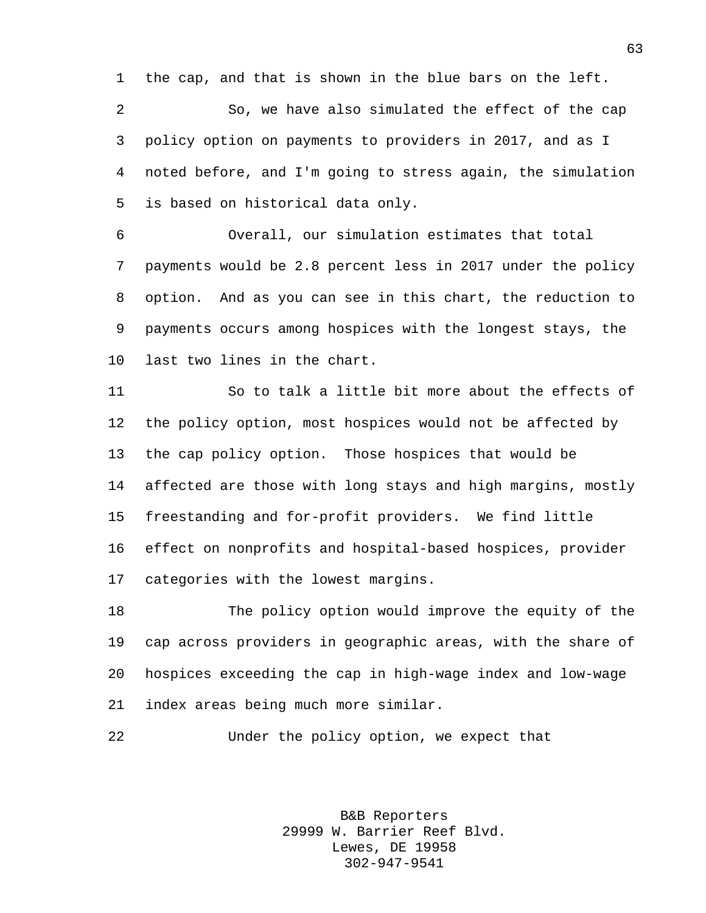the cap, and that is shown in the blue bars on the left.

So, we have also simulated the effect of the cap policy option on payments to providers in 2017, and as I noted before, and I'm going to stress again, the simulation is based on historical data only.

Overall, our simulation estimates that total payments would be 2.8 percent less in 2017 under the policy option. And as you can see in this chart, the reduction to payments occurs among hospices with the longest stays, the last two lines in the chart.

So to talk a little bit more about the effects of the policy option, most hospices would not be affected by the cap policy option. Those hospices that would be affected are those with long stays and high margins, mostly freestanding and for-profit providers. We find little effect on nonprofits and hospital-based hospices, provider categories with the lowest margins.

The policy option would improve the equity of the cap across providers in geographic areas, with the share of hospices exceeding the cap in high-wage index and low-wage index areas being much more similar.

Under the policy option, we expect that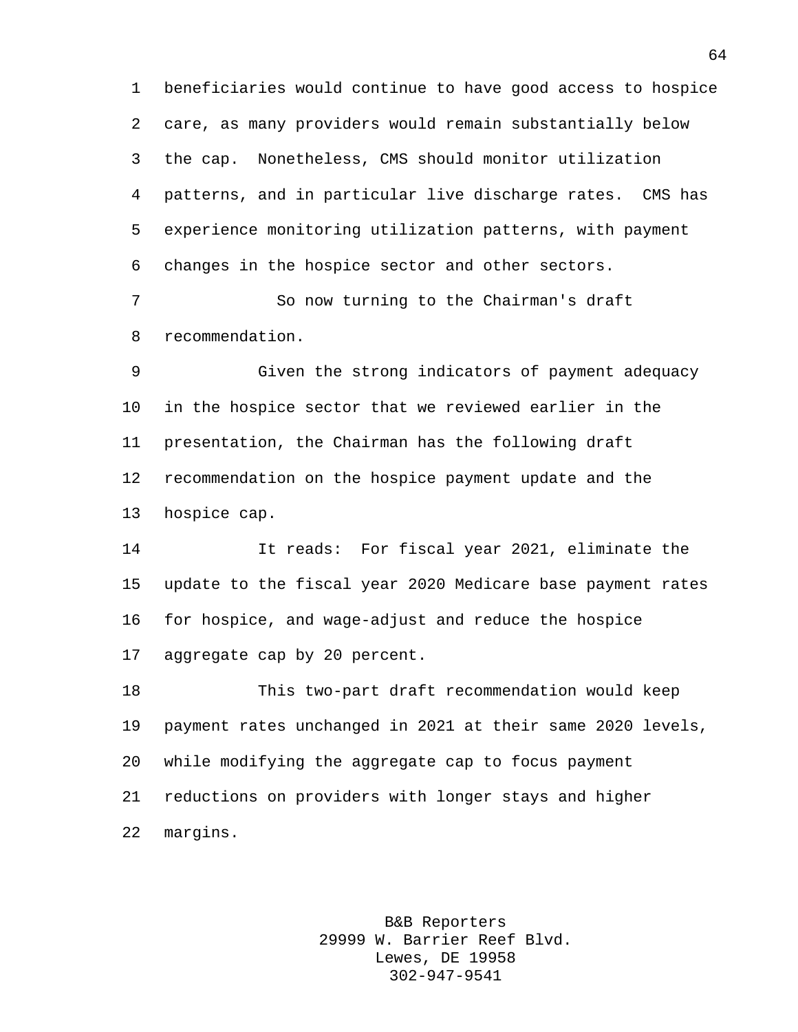beneficiaries would continue to have good access to hospice care, as many providers would remain substantially below the cap. Nonetheless, CMS should monitor utilization patterns, and in particular live discharge rates. CMS has experience monitoring utilization patterns, with payment changes in the hospice sector and other sectors.

So now turning to the Chairman's draft recommendation.

Given the strong indicators of payment adequacy in the hospice sector that we reviewed earlier in the presentation, the Chairman has the following draft recommendation on the hospice payment update and the hospice cap.

It reads: For fiscal year 2021, eliminate the update to the fiscal year 2020 Medicare base payment rates for hospice, and wage-adjust and reduce the hospice aggregate cap by 20 percent.

This two-part draft recommendation would keep payment rates unchanged in 2021 at their same 2020 levels, while modifying the aggregate cap to focus payment reductions on providers with longer stays and higher margins.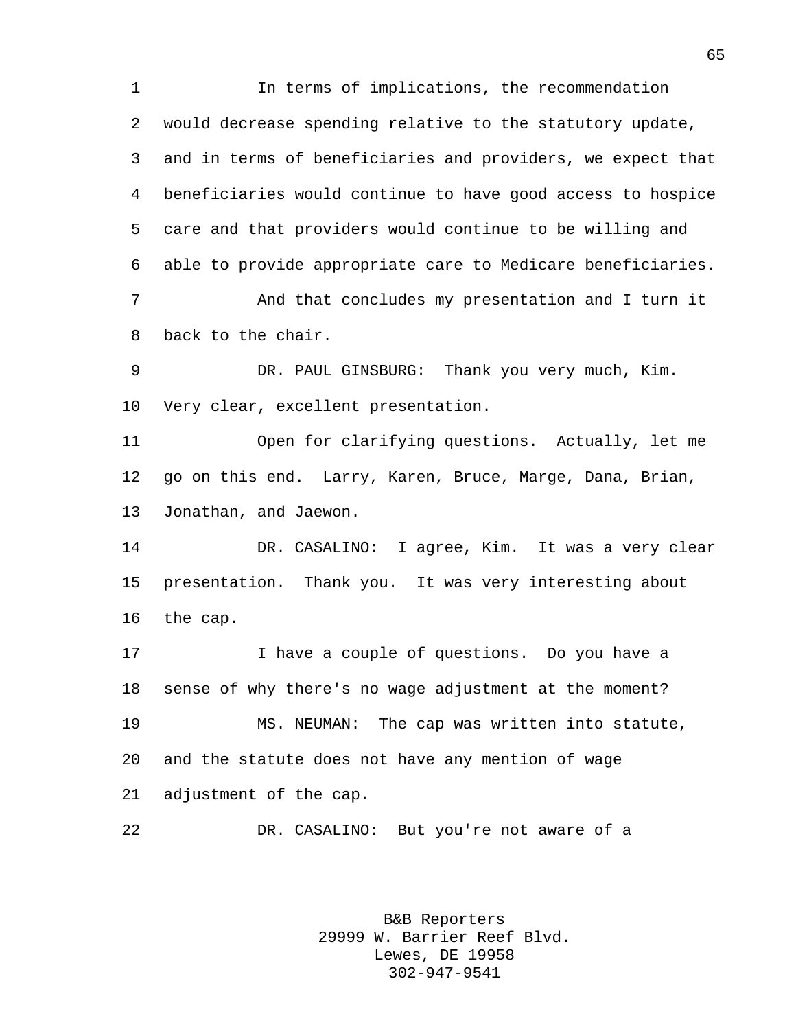In terms of implications, the recommendation would decrease spending relative to the statutory update, and in terms of beneficiaries and providers, we expect that beneficiaries would continue to have good access to hospice care and that providers would continue to be willing and able to provide appropriate care to Medicare beneficiaries.

And that concludes my presentation and I turn it back to the chair.

DR. PAUL GINSBURG: Thank you very much, Kim. Very clear, excellent presentation.

Open for clarifying questions. Actually, let me go on this end. Larry, Karen, Bruce, Marge, Dana, Brian, Jonathan, and Jaewon.

DR. CASALINO: I agree, Kim. It was a very clear presentation. Thank you. It was very interesting about the cap.

I have a couple of questions. Do you have a sense of why there's no wage adjustment at the moment?

MS. NEUMAN: The cap was written into statute, and the statute does not have any mention of wage adjustment of the cap.

DR. CASALINO: But you're not aware of a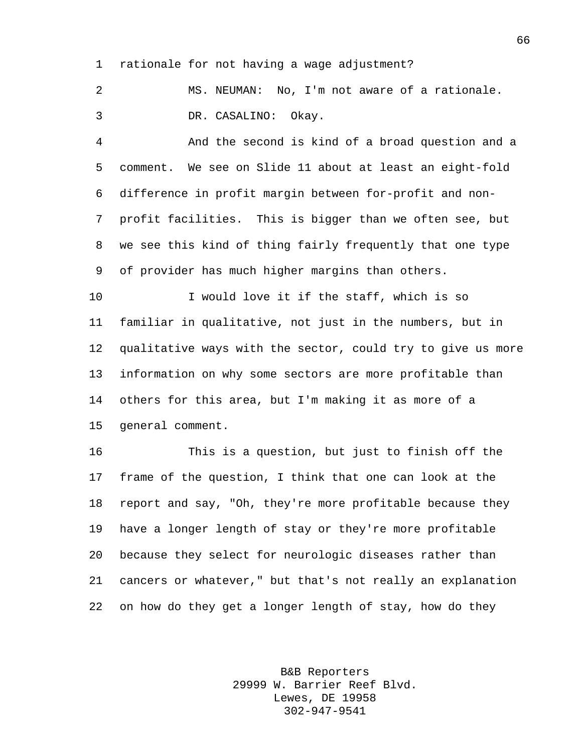rationale for not having a wage adjustment?

MS. NEUMAN: No, I'm not aware of a rationale.

DR. CASALINO: Okay.

And the second is kind of a broad question and a comment. We see on Slide 11 about at least an eight-fold difference in profit margin between for-profit and non-profit facilities. This is bigger than we often see, but we see this kind of thing fairly frequently that one type of provider has much higher margins than others.

I would love it if the staff, which is so familiar in qualitative, not just in the numbers, but in qualitative ways with the sector, could try to give us more information on why some sectors are more profitable than others for this area, but I'm making it as more of a general comment.

This is a question, but just to finish off the frame of the question, I think that one can look at the report and say, "Oh, they're more profitable because they have a longer length of stay or they're more profitable because they select for neurologic diseases rather than cancers or whatever," but that's not really an explanation on how do they get a longer length of stay, how do they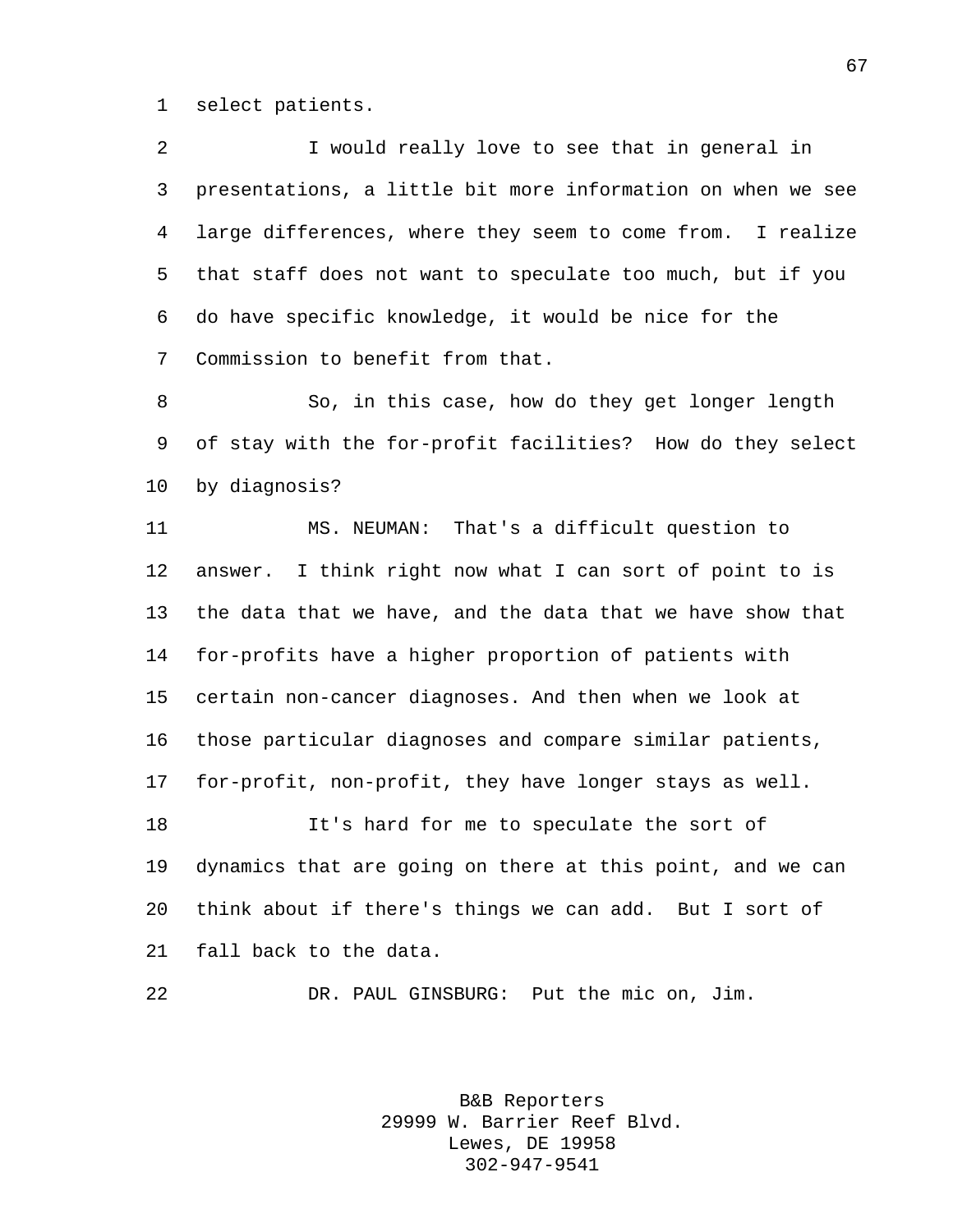select patients.

I would really love to see that in general in presentations, a little bit more information on when we see large differences, where they seem to come from. I realize that staff does not want to speculate too much, but if you do have specific knowledge, it would be nice for the Commission to benefit from that.

So, in this case, how do they get longer length of stay with the for-profit facilities? How do they select by diagnosis?

MS. NEUMAN: That's a difficult question to answer. I think right now what I can sort of point to is the data that we have, and the data that we have show that for-profits have a higher proportion of patients with certain non-cancer diagnoses. And then when we look at those particular diagnoses and compare similar patients, for-profit, non-profit, they have longer stays as well.

It's hard for me to speculate the sort of dynamics that are going on there at this point, and we can think about if there's things we can add. But I sort of fall back to the data.

DR. PAUL GINSBURG: Put the mic on, Jim.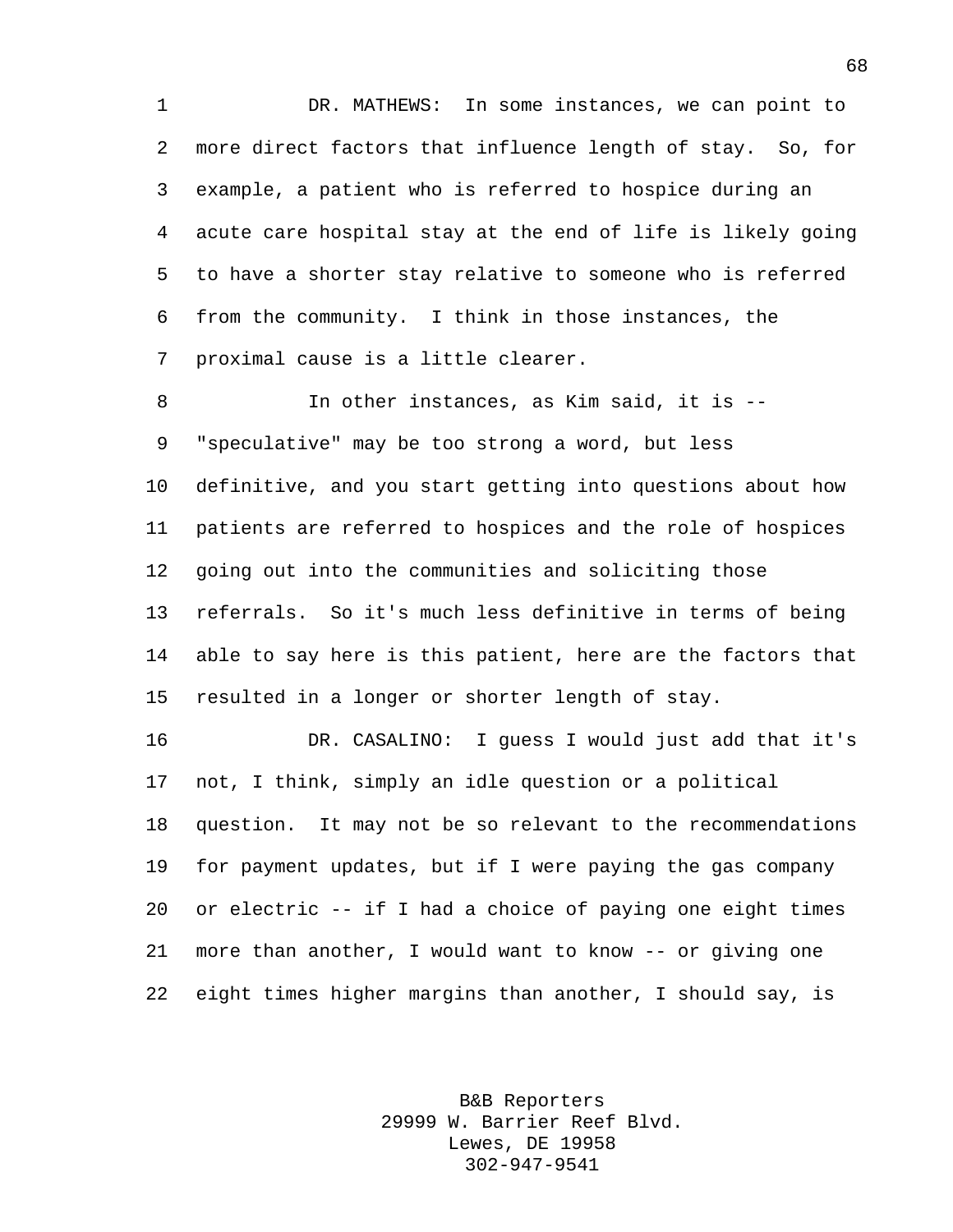DR. MATHEWS: In some instances, we can point to more direct factors that influence length of stay. So, for example, a patient who is referred to hospice during an acute care hospital stay at the end of life is likely going to have a shorter stay relative to someone who is referred from the community. I think in those instances, the proximal cause is a little clearer.

In other instances, as Kim said, it is -- "speculative" may be too strong a word, but less definitive, and you start getting into questions about how patients are referred to hospices and the role of hospices going out into the communities and soliciting those referrals. So it's much less definitive in terms of being able to say here is this patient, here are the factors that resulted in a longer or shorter length of stay.

DR. CASALINO: I guess I would just add that it's not, I think, simply an idle question or a political question. It may not be so relevant to the recommendations for payment updates, but if I were paying the gas company or electric -- if I had a choice of paying one eight times more than another, I would want to know -- or giving one eight times higher margins than another, I should say, is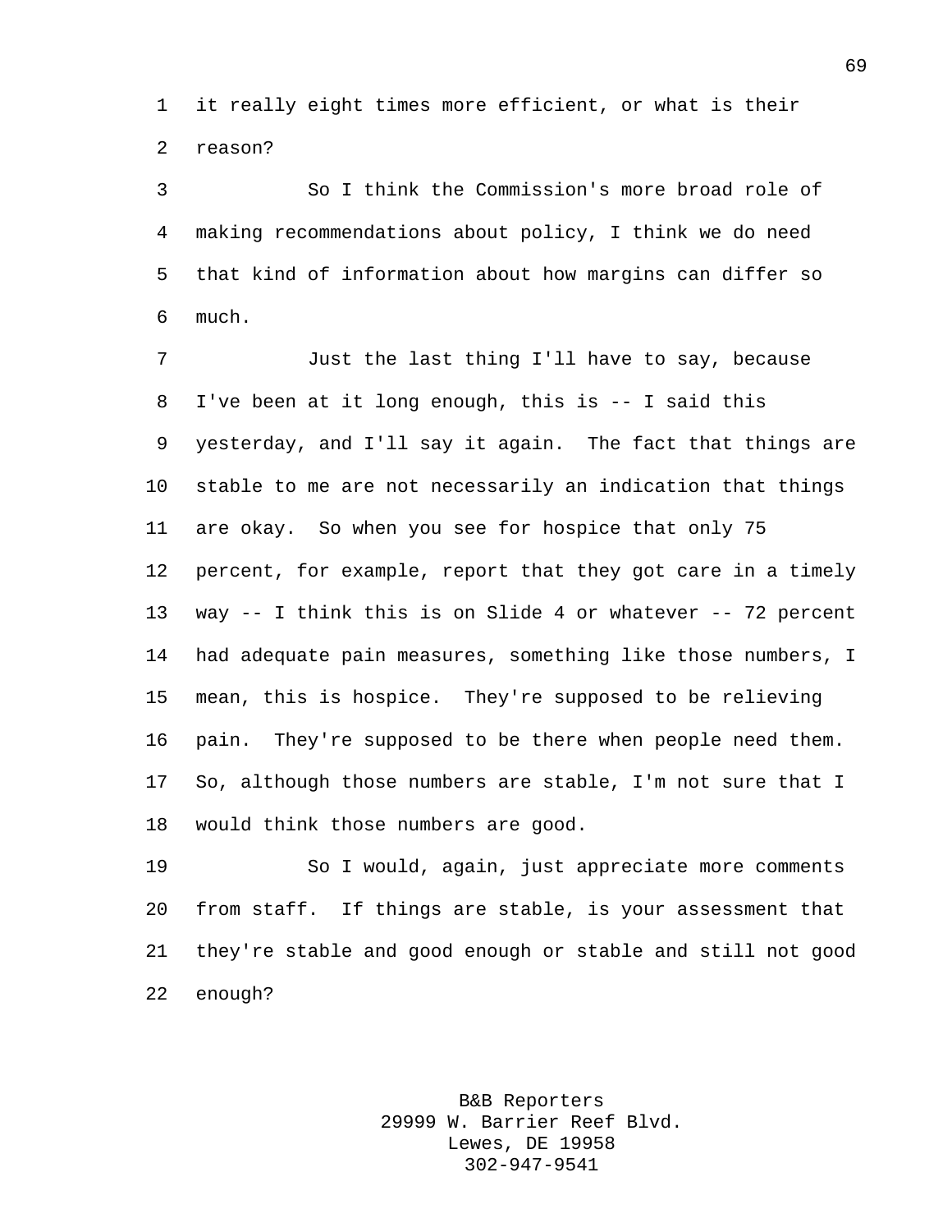it really eight times more efficient, or what is their reason?

So I think the Commission's more broad role of making recommendations about policy, I think we do need that kind of information about how margins can differ so much.

Just the last thing I'll have to say, because I've been at it long enough, this is -- I said this yesterday, and I'll say it again. The fact that things are stable to me are not necessarily an indication that things are okay. So when you see for hospice that only 75 percent, for example, report that they got care in a timely way -- I think this is on Slide 4 or whatever -- 72 percent had adequate pain measures, something like those numbers, I mean, this is hospice. They're supposed to be relieving pain. They're supposed to be there when people need them. So, although those numbers are stable, I'm not sure that I would think those numbers are good.

So I would, again, just appreciate more comments from staff. If things are stable, is your assessment that they're stable and good enough or stable and still not good enough?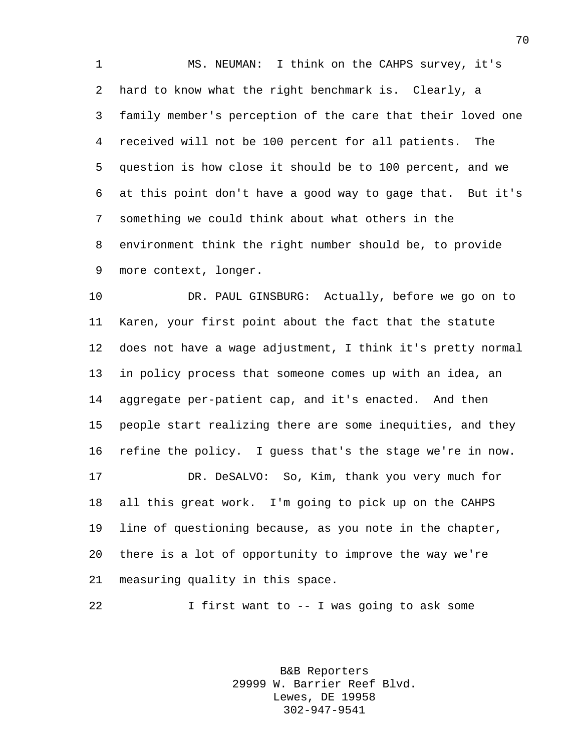MS. NEUMAN: I think on the CAHPS survey, it's hard to know what the right benchmark is. Clearly, a family member's perception of the care that their loved one received will not be 100 percent for all patients. The question is how close it should be to 100 percent, and we at this point don't have a good way to gage that. But it's something we could think about what others in the environment think the right number should be, to provide more context, longer.

DR. PAUL GINSBURG: Actually, before we go on to Karen, your first point about the fact that the statute does not have a wage adjustment, I think it's pretty normal in policy process that someone comes up with an idea, an aggregate per-patient cap, and it's enacted. And then people start realizing there are some inequities, and they refine the policy. I guess that's the stage we're in now.

DR. DeSALVO: So, Kim, thank you very much for all this great work. I'm going to pick up on the CAHPS line of questioning because, as you note in the chapter, there is a lot of opportunity to improve the way we're measuring quality in this space.

I first want to -- I was going to ask some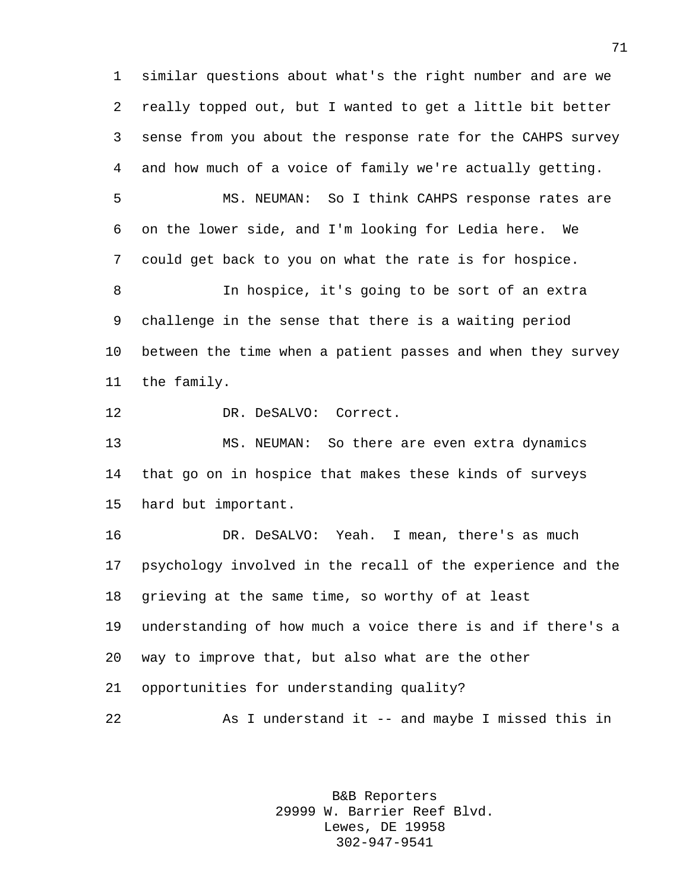similar questions about what's the right number and are we really topped out, but I wanted to get a little bit better sense from you about the response rate for the CAHPS survey and how much of a voice of family we're actually getting.

MS. NEUMAN: So I think CAHPS response rates are on the lower side, and I'm looking for Ledia here. We could get back to you on what the rate is for hospice.

In hospice, it's going to be sort of an extra challenge in the sense that there is a waiting period between the time when a patient passes and when they survey the family.

DR. DeSALVO: Correct.

MS. NEUMAN: So there are even extra dynamics that go on in hospice that makes these kinds of surveys hard but important.

DR. DeSALVO: Yeah. I mean, there's as much psychology involved in the recall of the experience and the grieving at the same time, so worthy of at least understanding of how much a voice there is and if there's a way to improve that, but also what are the other opportunities for understanding quality?

As I understand it -- and maybe I missed this in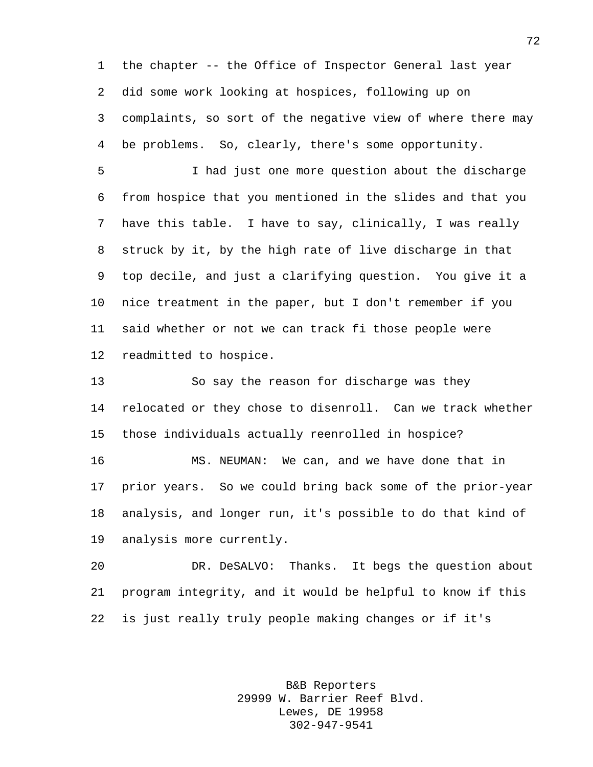the chapter -- the Office of Inspector General last year did some work looking at hospices, following up on complaints, so sort of the negative view of where there may be problems. So, clearly, there's some opportunity.

I had just one more question about the discharge from hospice that you mentioned in the slides and that you have this table. I have to say, clinically, I was really struck by it, by the high rate of live discharge in that top decile, and just a clarifying question. You give it a nice treatment in the paper, but I don't remember if you said whether or not we can track fi those people were readmitted to hospice.

So say the reason for discharge was they relocated or they chose to disenroll. Can we track whether those individuals actually reenrolled in hospice?

MS. NEUMAN: We can, and we have done that in prior years. So we could bring back some of the prior-year analysis, and longer run, it's possible to do that kind of analysis more currently.

DR. DeSALVO: Thanks. It begs the question about program integrity, and it would be helpful to know if this is just really truly people making changes or if it's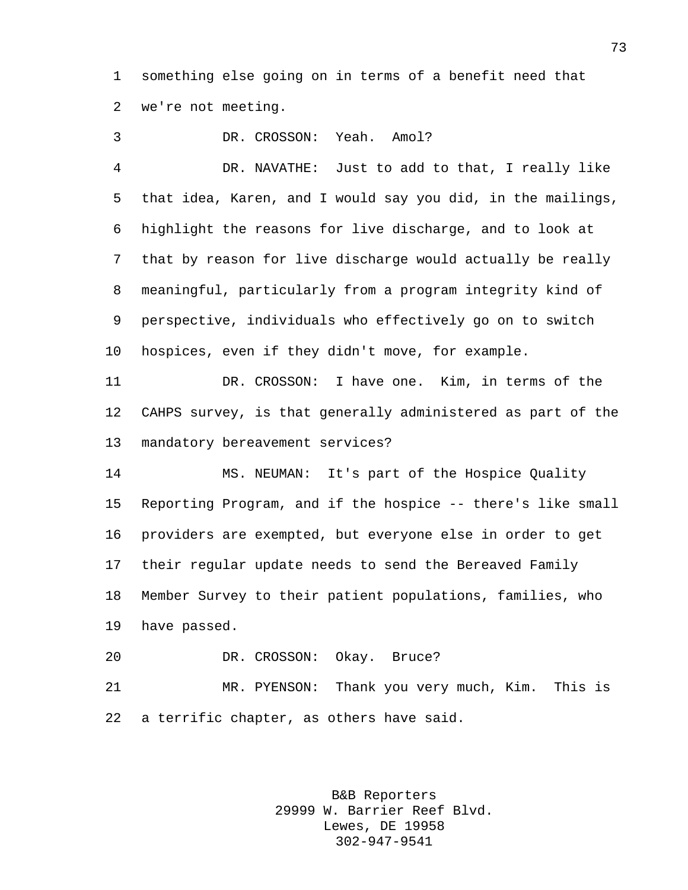something else going on in terms of a benefit need that we're not meeting.

DR. CROSSON: Yeah. Amol?

DR. NAVATHE: Just to add to that, I really like that idea, Karen, and I would say you did, in the mailings, highlight the reasons for live discharge, and to look at that by reason for live discharge would actually be really meaningful, particularly from a program integrity kind of perspective, individuals who effectively go on to switch hospices, even if they didn't move, for example.

DR. CROSSON: I have one. Kim, in terms of the CAHPS survey, is that generally administered as part of the mandatory bereavement services?

MS. NEUMAN: It's part of the Hospice Quality Reporting Program, and if the hospice -- there's like small providers are exempted, but everyone else in order to get their regular update needs to send the Bereaved Family Member Survey to their patient populations, families, who have passed.

DR. CROSSON: Okay. Bruce?

MR. PYENSON: Thank you very much, Kim. This is a terrific chapter, as others have said.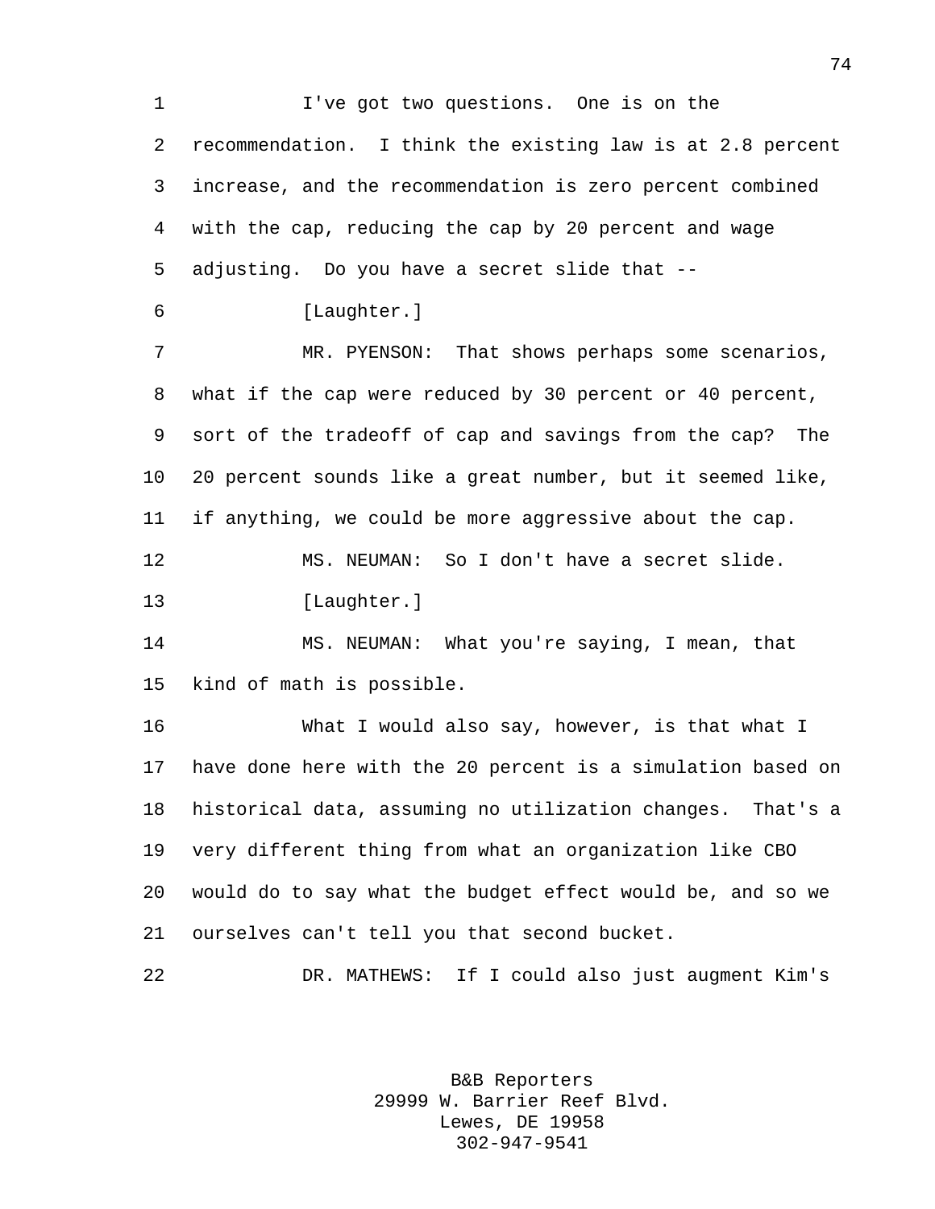I've got two questions. One is on the recommendation. I think the existing law is at 2.8 percent increase, and the recommendation is zero percent combined with the cap, reducing the cap by 20 percent and wage adjusting. Do you have a secret slide that --

[Laughter.]

MR. PYENSON: That shows perhaps some scenarios, what if the cap were reduced by 30 percent or 40 percent, sort of the tradeoff of cap and savings from the cap? The 20 percent sounds like a great number, but it seemed like, if anything, we could be more aggressive about the cap.

MS. NEUMAN: So I don't have a secret slide.

[Laughter.]

MS. NEUMAN: What you're saying, I mean, that kind of math is possible.

What I would also say, however, is that what I have done here with the 20 percent is a simulation based on historical data, assuming no utilization changes. That's a very different thing from what an organization like CBO would do to say what the budget effect would be, and so we ourselves can't tell you that second bucket.

DR. MATHEWS: If I could also just augment Kim's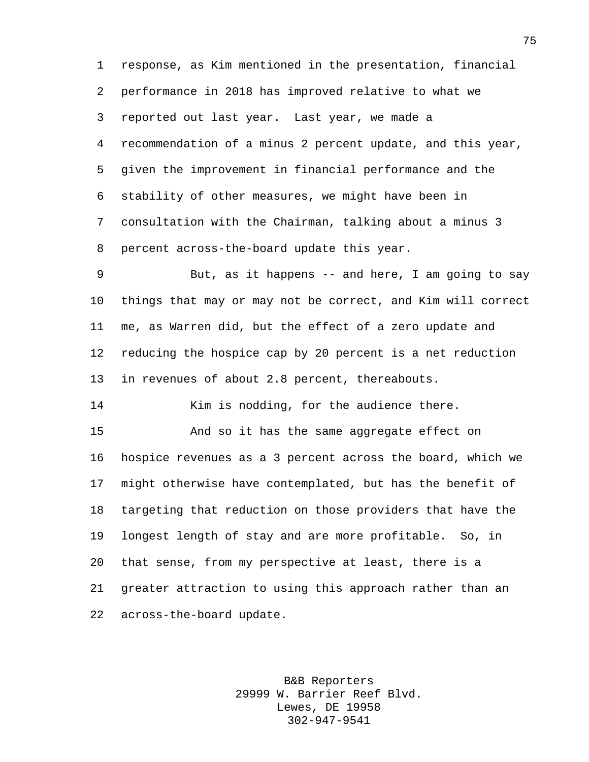response, as Kim mentioned in the presentation, financial performance in 2018 has improved relative to what we reported out last year. Last year, we made a recommendation of a minus 2 percent update, and this year, given the improvement in financial performance and the stability of other measures, we might have been in consultation with the Chairman, talking about a minus 3 percent across-the-board update this year.

But, as it happens -- and here, I am going to say things that may or may not be correct, and Kim will correct me, as Warren did, but the effect of a zero update and reducing the hospice cap by 20 percent is a net reduction in revenues of about 2.8 percent, thereabouts.

Kim is nodding, for the audience there.

And so it has the same aggregate effect on hospice revenues as a 3 percent across the board, which we might otherwise have contemplated, but has the benefit of targeting that reduction on those providers that have the longest length of stay and are more profitable. So, in that sense, from my perspective at least, there is a greater attraction to using this approach rather than an across-the-board update.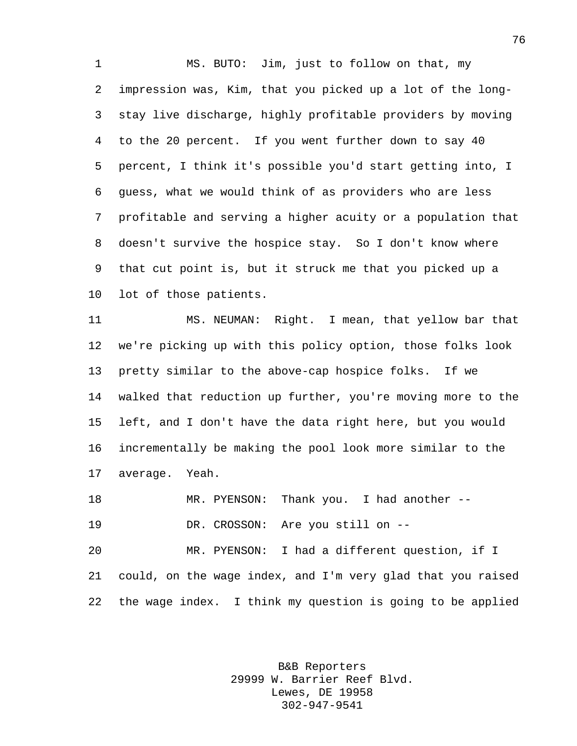MS. BUTO: Jim, just to follow on that, my impression was, Kim, that you picked up a lot of the long-stay live discharge, highly profitable providers by moving to the 20 percent. If you went further down to say 40 percent, I think it's possible you'd start getting into, I guess, what we would think of as providers who are less profitable and serving a higher acuity or a population that doesn't survive the hospice stay. So I don't know where that cut point is, but it struck me that you picked up a lot of those patients.

MS. NEUMAN: Right. I mean, that yellow bar that we're picking up with this policy option, those folks look pretty similar to the above-cap hospice folks. If we walked that reduction up further, you're moving more to the left, and I don't have the data right here, but you would incrementally be making the pool look more similar to the average. Yeah.

MR. PYENSON: Thank you. I had another --

DR. CROSSON: Are you still on --

MR. PYENSON: I had a different question, if I could, on the wage index, and I'm very glad that you raised the wage index. I think my question is going to be applied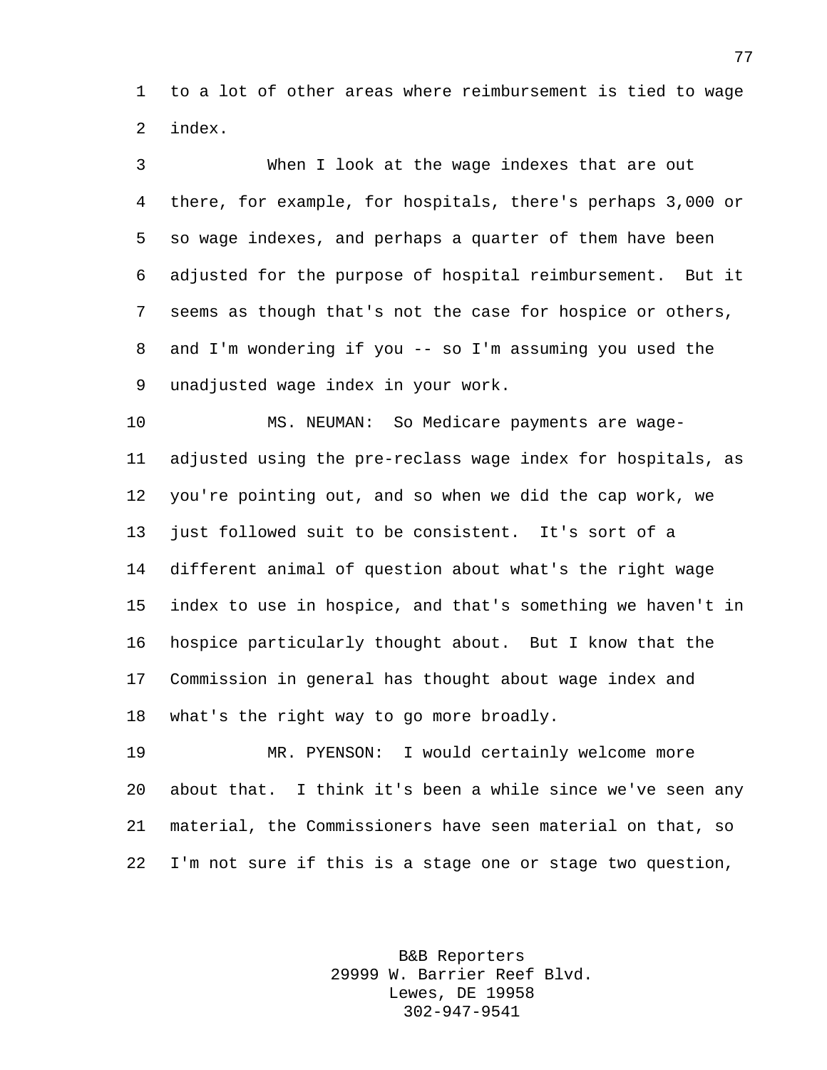to a lot of other areas where reimbursement is tied to wage index.

When I look at the wage indexes that are out there, for example, for hospitals, there's perhaps 3,000 or so wage indexes, and perhaps a quarter of them have been adjusted for the purpose of hospital reimbursement. But it seems as though that's not the case for hospice or others, and I'm wondering if you -- so I'm assuming you used the unadjusted wage index in your work.

MS. NEUMAN: So Medicare payments are wage-adjusted using the pre-reclass wage index for hospitals, as you're pointing out, and so when we did the cap work, we just followed suit to be consistent. It's sort of a different animal of question about what's the right wage index to use in hospice, and that's something we haven't in hospice particularly thought about. But I know that the Commission in general has thought about wage index and what's the right way to go more broadly.

MR. PYENSON: I would certainly welcome more about that. I think it's been a while since we've seen any material, the Commissioners have seen material on that, so I'm not sure if this is a stage one or stage two question,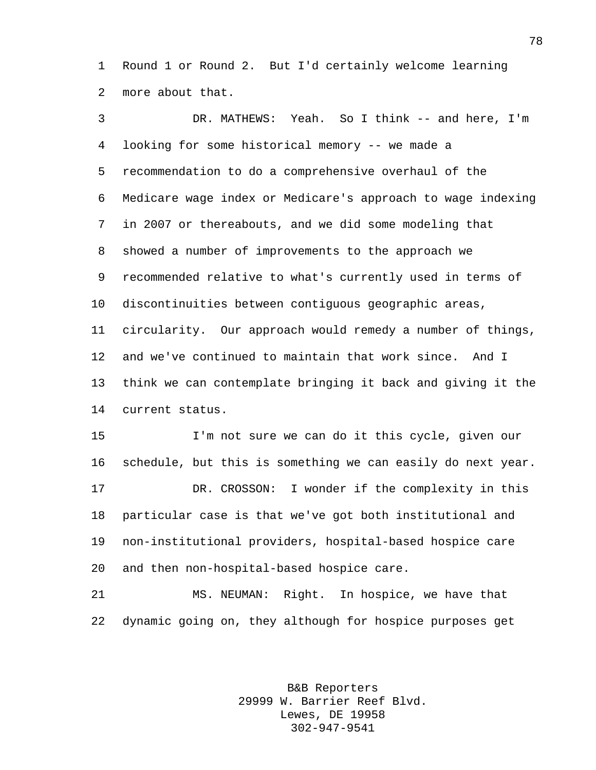Round 1 or Round 2. But I'd certainly welcome learning more about that.

DR. MATHEWS: Yeah. So I think -- and here, I'm looking for some historical memory -- we made a recommendation to do a comprehensive overhaul of the Medicare wage index or Medicare's approach to wage indexing in 2007 or thereabouts, and we did some modeling that showed a number of improvements to the approach we recommended relative to what's currently used in terms of discontinuities between contiguous geographic areas, circularity. Our approach would remedy a number of things, and we've continued to maintain that work since. And I think we can contemplate bringing it back and giving it the current status.

I'm not sure we can do it this cycle, given our schedule, but this is something we can easily do next year.

DR. CROSSON: I wonder if the complexity in this particular case is that we've got both institutional and non-institutional providers, hospital-based hospice care and then non-hospital-based hospice care.

MS. NEUMAN: Right. In hospice, we have that dynamic going on, they although for hospice purposes get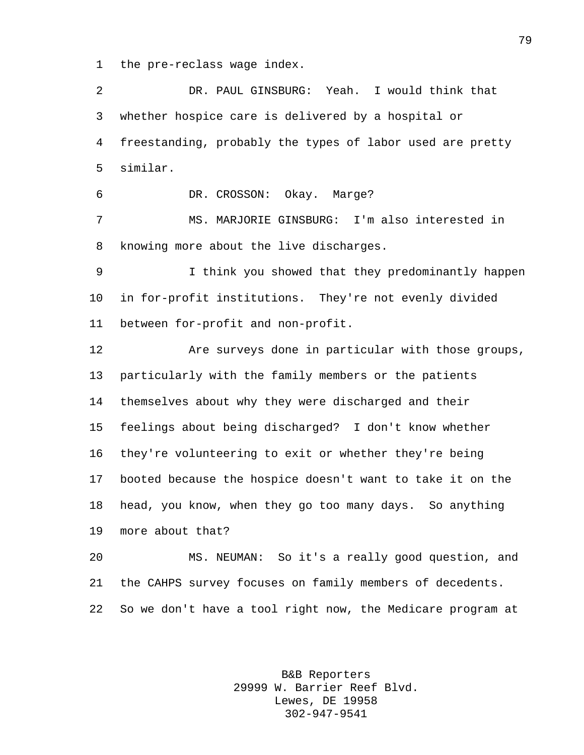the pre-reclass wage index.

DR. PAUL GINSBURG: Yeah. I would think that whether hospice care is delivered by a hospital or freestanding, probably the types of labor used are pretty similar.

DR. CROSSON: Okay. Marge?

MS. MARJORIE GINSBURG: I'm also interested in knowing more about the live discharges.

I think you showed that they predominantly happen in for-profit institutions. They're not evenly divided between for-profit and non-profit.

Are surveys done in particular with those groups, particularly with the family members or the patients themselves about why they were discharged and their feelings about being discharged? I don't know whether they're volunteering to exit or whether they're being booted because the hospice doesn't want to take it on the head, you know, when they go too many days. So anything more about that?

MS. NEUMAN: So it's a really good question, and the CAHPS survey focuses on family members of decedents. So we don't have a tool right now, the Medicare program at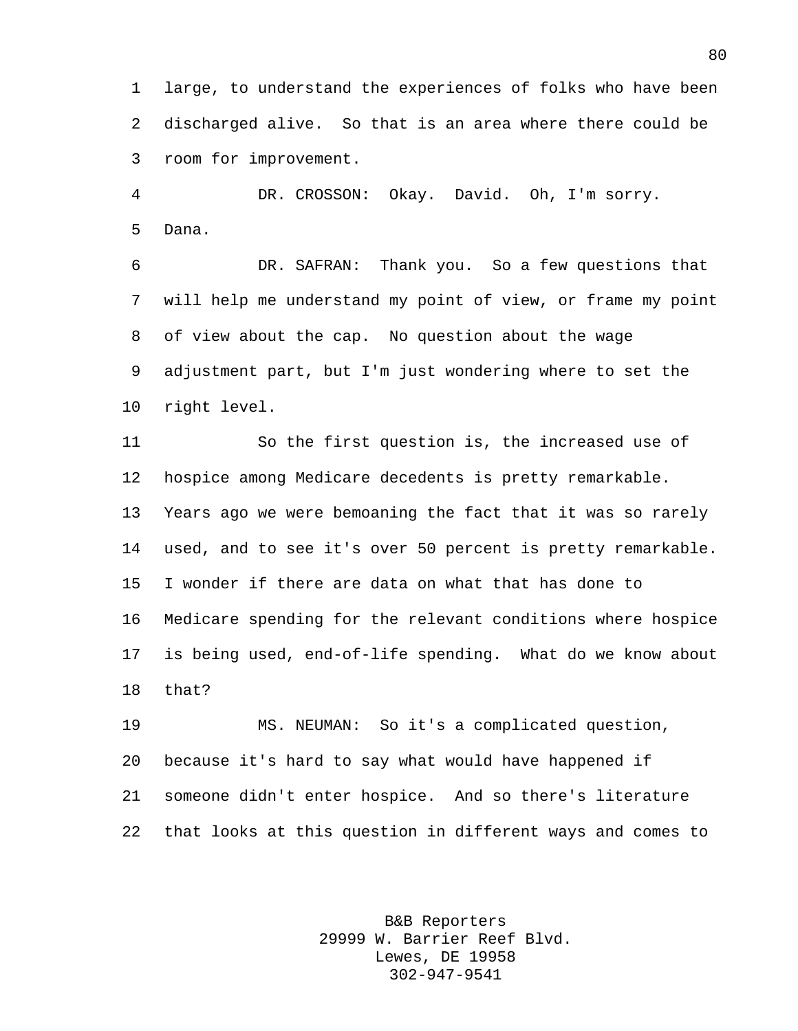large, to understand the experiences of folks who have been discharged alive. So that is an area where there could be room for improvement.

DR. CROSSON: Okay. David. Oh, I'm sorry. Dana.

DR. SAFRAN: Thank you. So a few questions that will help me understand my point of view, or frame my point of view about the cap. No question about the wage adjustment part, but I'm just wondering where to set the right level.

So the first question is, the increased use of hospice among Medicare decedents is pretty remarkable. Years ago we were bemoaning the fact that it was so rarely used, and to see it's over 50 percent is pretty remarkable. I wonder if there are data on what that has done to Medicare spending for the relevant conditions where hospice is being used, end-of-life spending. What do we know about that?

MS. NEUMAN: So it's a complicated question, because it's hard to say what would have happened if someone didn't enter hospice. And so there's literature that looks at this question in different ways and comes to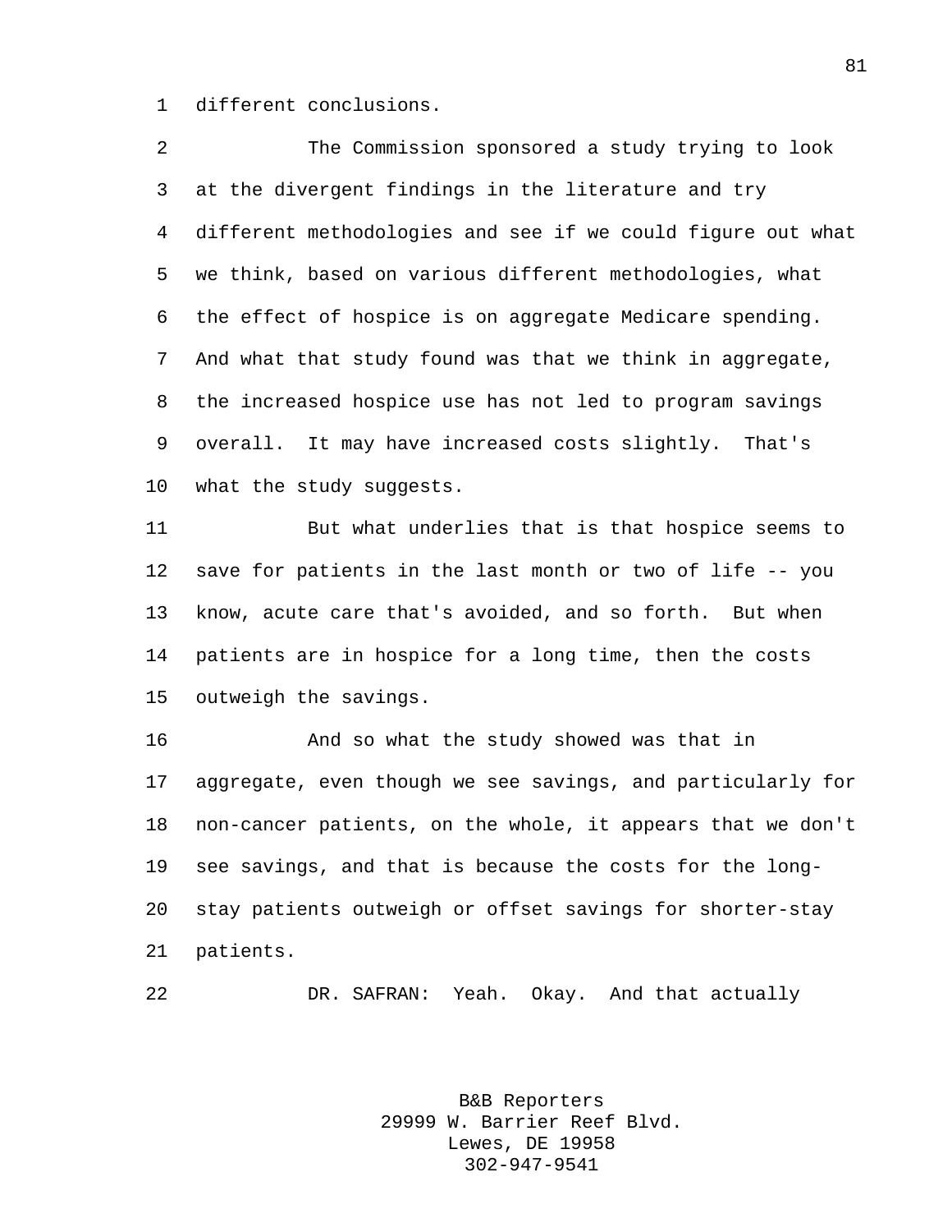different conclusions.

The Commission sponsored a study trying to look at the divergent findings in the literature and try different methodologies and see if we could figure out what we think, based on various different methodologies, what the effect of hospice is on aggregate Medicare spending. And what that study found was that we think in aggregate, the increased hospice use has not led to program savings overall. It may have increased costs slightly. That's what the study suggests.

But what underlies that is that hospice seems to save for patients in the last month or two of life -- you know, acute care that's avoided, and so forth. But when patients are in hospice for a long time, then the costs outweigh the savings.

And so what the study showed was that in aggregate, even though we see savings, and particularly for non-cancer patients, on the whole, it appears that we don't see savings, and that is because the costs for the long-stay patients outweigh or offset savings for shorter-stay patients.

DR. SAFRAN: Yeah. Okay. And that actually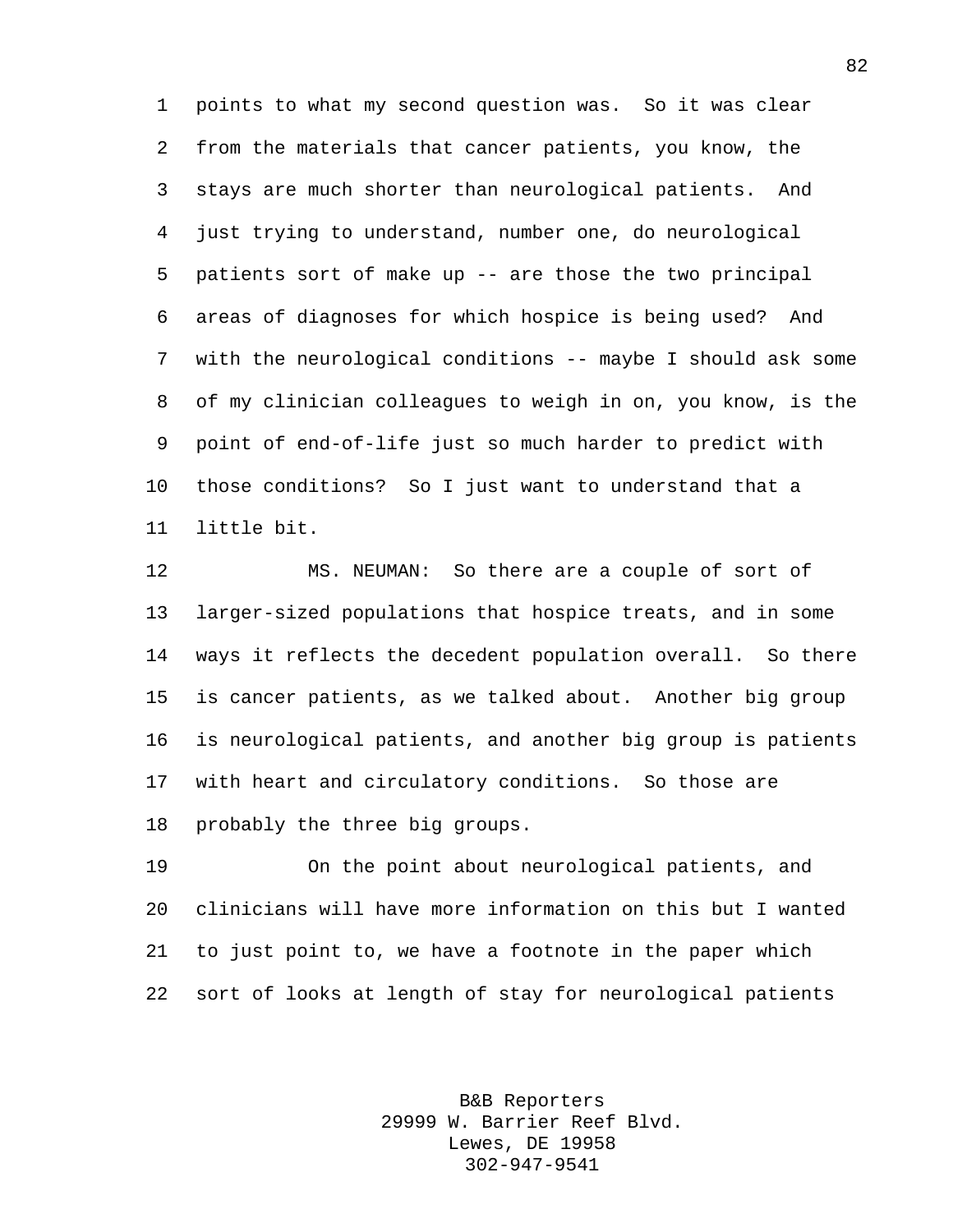points to what my second question was. So it was clear from the materials that cancer patients, you know, the stays are much shorter than neurological patients. And just trying to understand, number one, do neurological patients sort of make up -- are those the two principal areas of diagnoses for which hospice is being used? And with the neurological conditions -- maybe I should ask some of my clinician colleagues to weigh in on, you know, is the point of end-of-life just so much harder to predict with those conditions? So I just want to understand that a little bit.

MS. NEUMAN: So there are a couple of sort of larger-sized populations that hospice treats, and in some ways it reflects the decedent population overall. So there is cancer patients, as we talked about. Another big group is neurological patients, and another big group is patients with heart and circulatory conditions. So those are probably the three big groups.

On the point about neurological patients, and clinicians will have more information on this but I wanted to just point to, we have a footnote in the paper which sort of looks at length of stay for neurological patients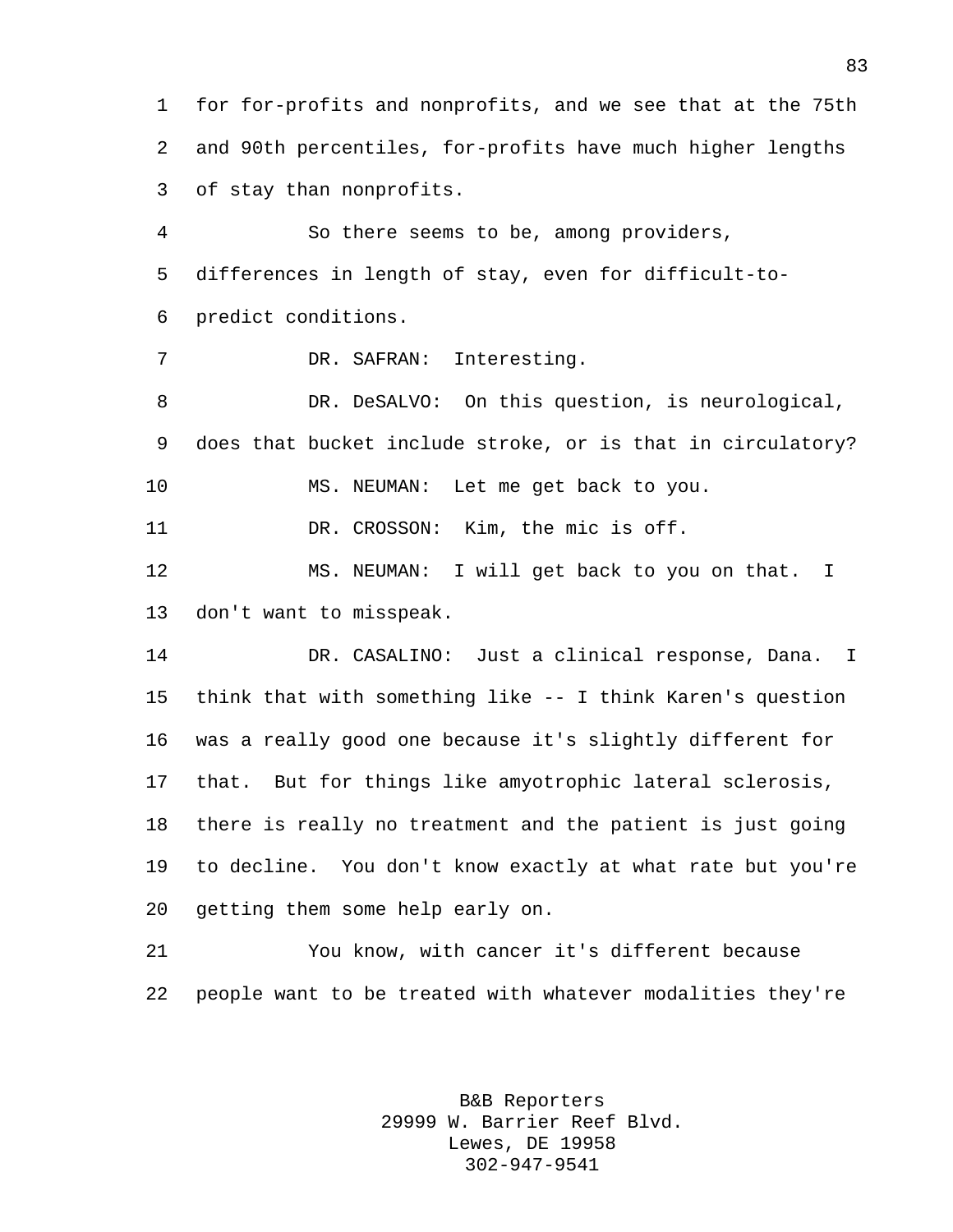for for-profits and nonprofits, and we see that at the 75th and 90th percentiles, for-profits have much higher lengths of stay than nonprofits.

So there seems to be, among providers, differences in length of stay, even for difficult-to-predict conditions.

DR. SAFRAN: Interesting.

DR. DeSALVO: On this question, is neurological, does that bucket include stroke, or is that in circulatory?

MS. NEUMAN: Let me get back to you.

DR. CROSSON: Kim, the mic is off.

MS. NEUMAN: I will get back to you on that. I don't want to misspeak.

DR. CASALINO: Just a clinical response, Dana. I think that with something like -- I think Karen's question was a really good one because it's slightly different for that. But for things like amyotrophic lateral sclerosis, there is really no treatment and the patient is just going to decline. You don't know exactly at what rate but you're getting them some help early on.

You know, with cancer it's different because people want to be treated with whatever modalities they're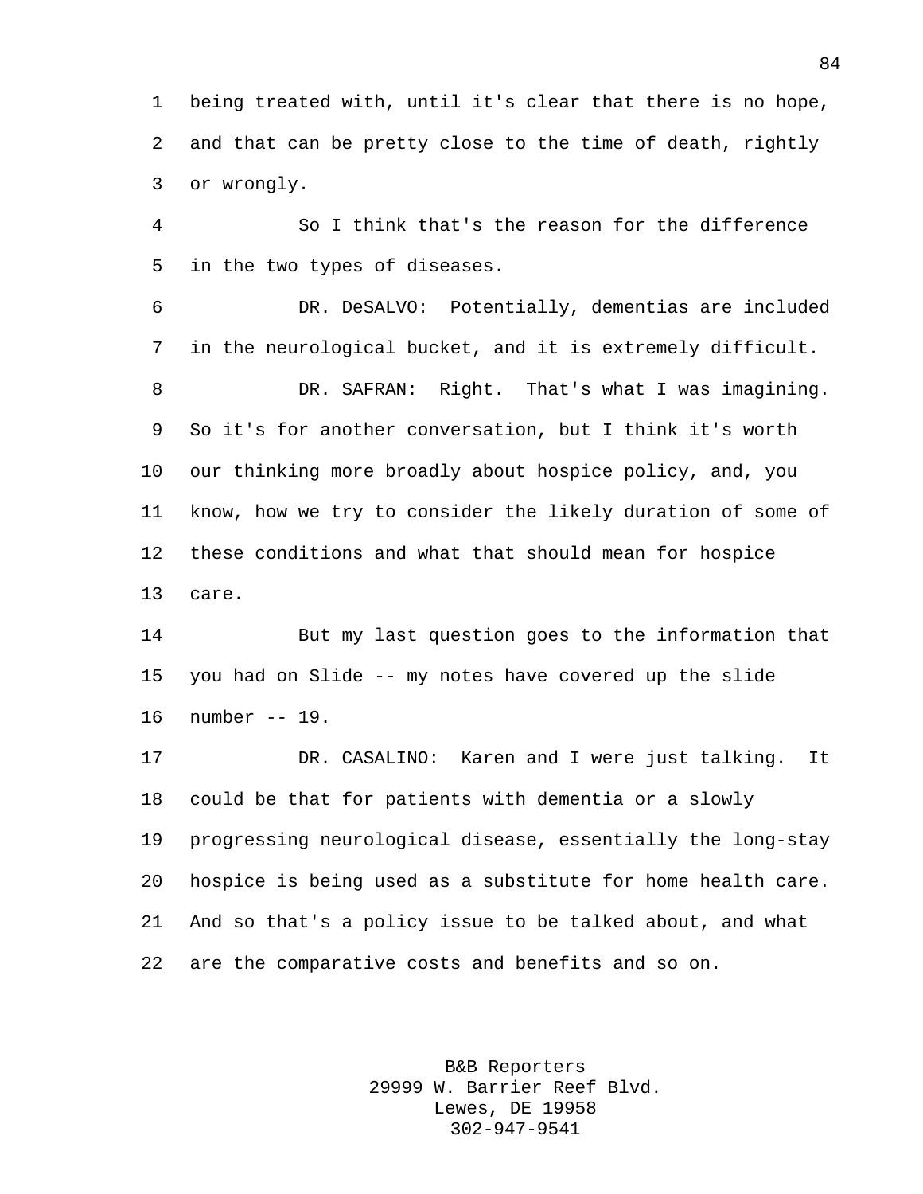being treated with, until it's clear that there is no hope, and that can be pretty close to the time of death, rightly or wrongly.

So I think that's the reason for the difference in the two types of diseases.

DR. DeSALVO: Potentially, dementias are included in the neurological bucket, and it is extremely difficult.

DR. SAFRAN: Right. That's what I was imagining. So it's for another conversation, but I think it's worth our thinking more broadly about hospice policy, and, you know, how we try to consider the likely duration of some of these conditions and what that should mean for hospice care.

But my last question goes to the information that you had on Slide -- my notes have covered up the slide number -- 19.

DR. CASALINO: Karen and I were just talking. It could be that for patients with dementia or a slowly progressing neurological disease, essentially the long-stay hospice is being used as a substitute for home health care. And so that's a policy issue to be talked about, and what are the comparative costs and benefits and so on.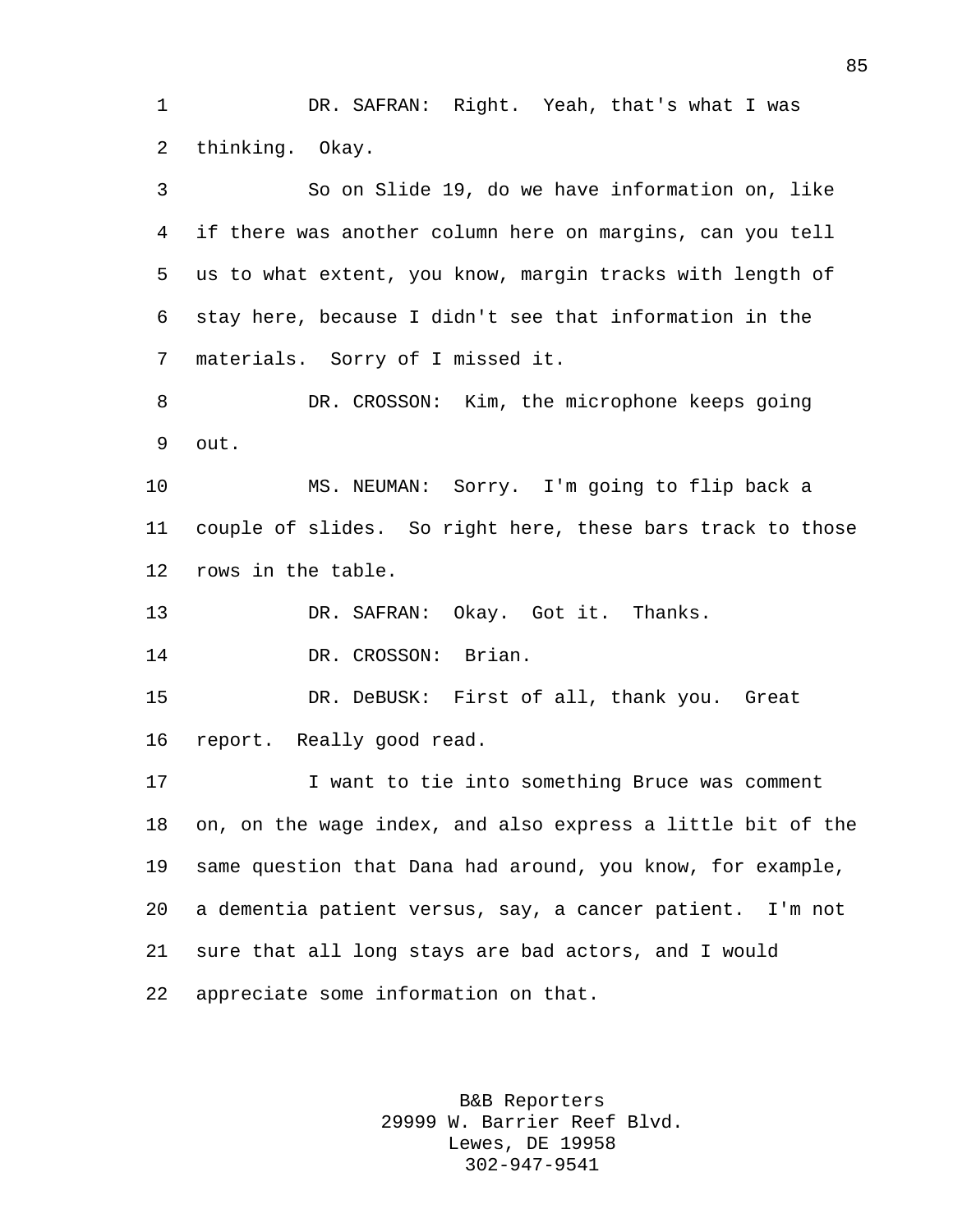DR. SAFRAN: Right. Yeah, that's what I was thinking. Okay.

So on Slide 19, do we have information on, like if there was another column here on margins, can you tell us to what extent, you know, margin tracks with length of stay here, because I didn't see that information in the materials. Sorry of I missed it.

DR. CROSSON: Kim, the microphone keeps going out.

MS. NEUMAN: Sorry. I'm going to flip back a couple of slides. So right here, these bars track to those rows in the table.

DR. SAFRAN: Okay. Got it. Thanks.

DR. CROSSON: Brian.

DR. DeBUSK: First of all, thank you. Great report. Really good read.

I want to tie into something Bruce was comment on, on the wage index, and also express a little bit of the same question that Dana had around, you know, for example, a dementia patient versus, say, a cancer patient. I'm not sure that all long stays are bad actors, and I would appreciate some information on that.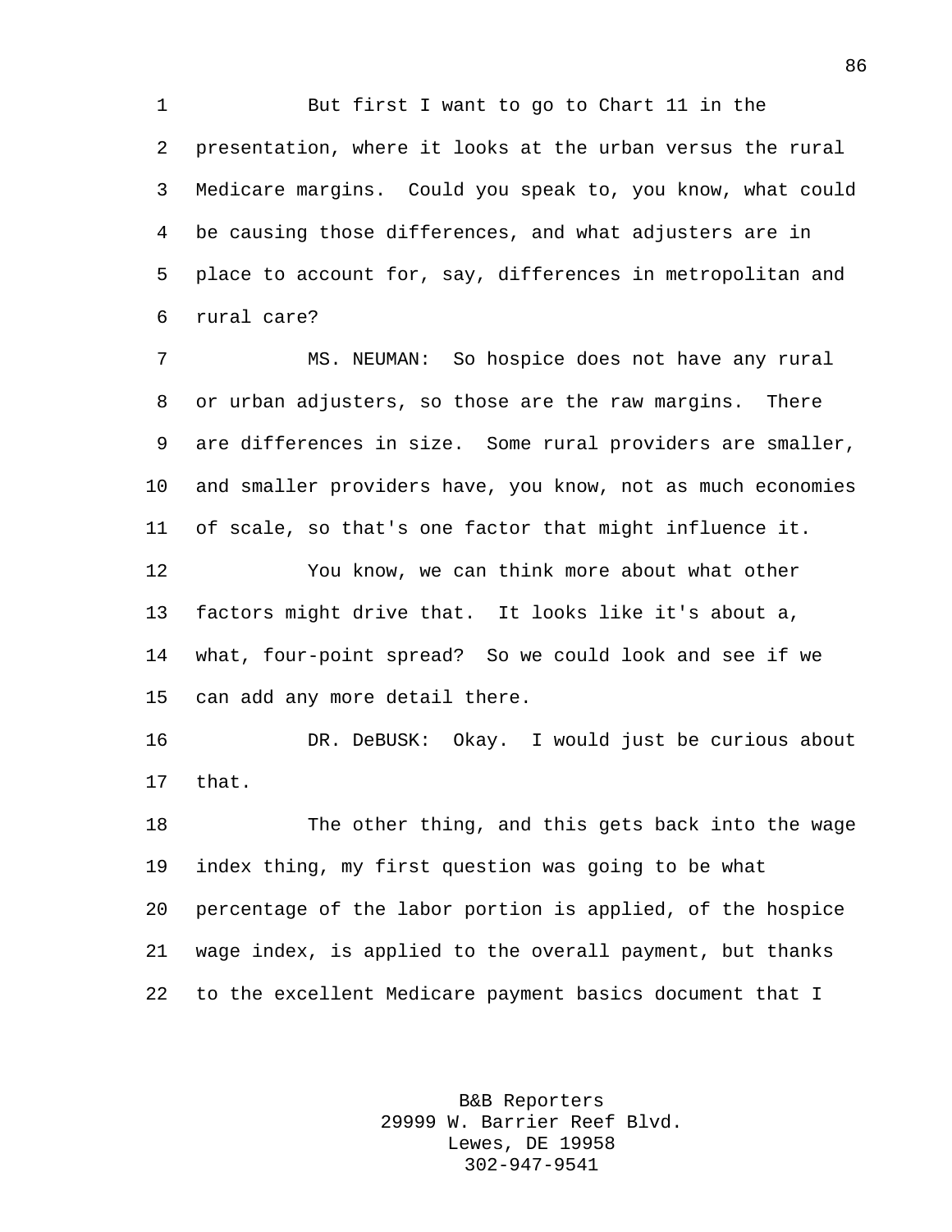But first I want to go to Chart 11 in the presentation, where it looks at the urban versus the rural Medicare margins. Could you speak to, you know, what could be causing those differences, and what adjusters are in place to account for, say, differences in metropolitan and rural care?

MS. NEUMAN: So hospice does not have any rural or urban adjusters, so those are the raw margins. There are differences in size. Some rural providers are smaller, and smaller providers have, you know, not as much economies of scale, so that's one factor that might influence it.

You know, we can think more about what other factors might drive that. It looks like it's about a, what, four-point spread? So we could look and see if we can add any more detail there.

DR. DeBUSK: Okay. I would just be curious about that.

The other thing, and this gets back into the wage index thing, my first question was going to be what percentage of the labor portion is applied, of the hospice wage index, is applied to the overall payment, but thanks to the excellent Medicare payment basics document that I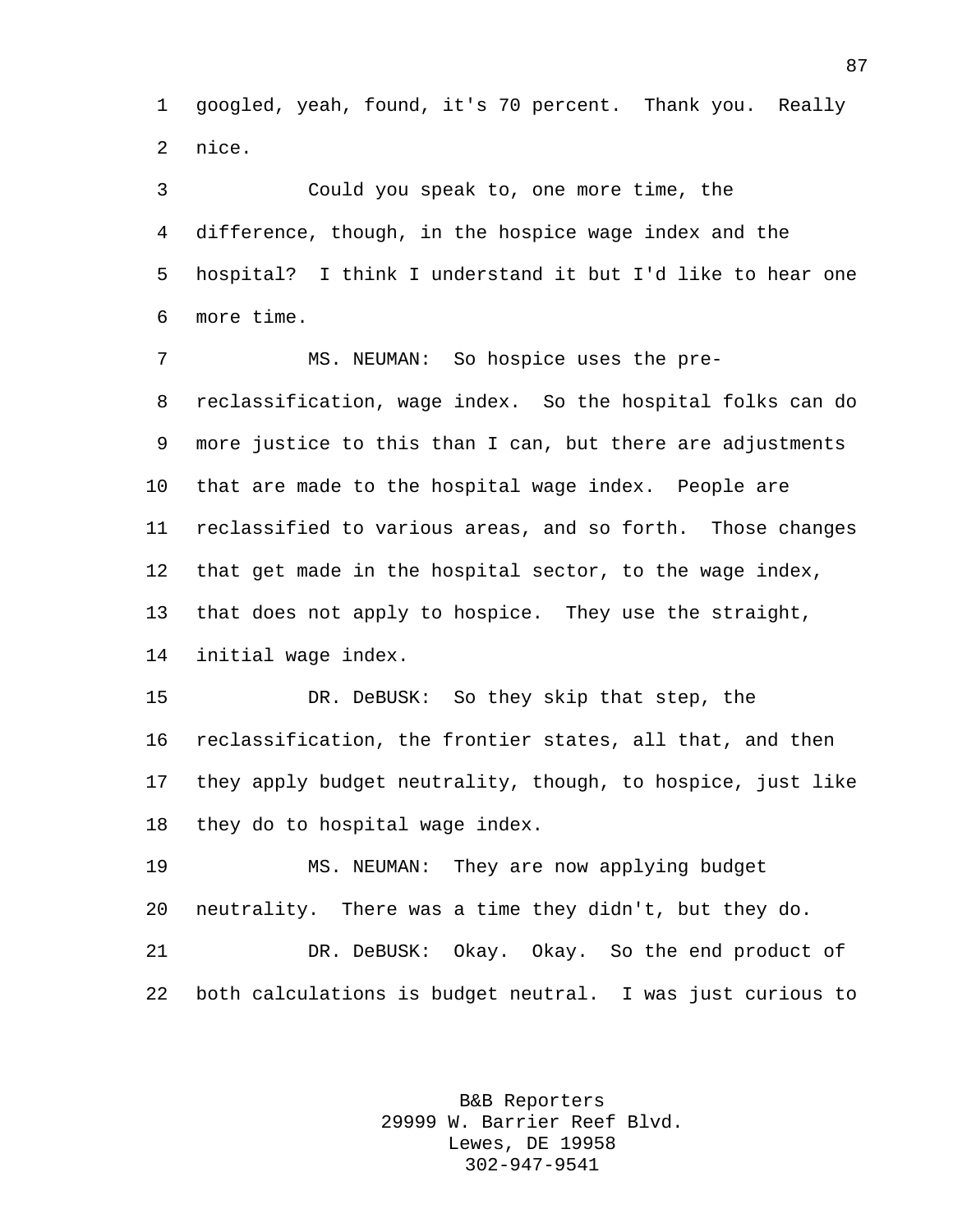googled, yeah, found, it's 70 percent. Thank you. Really nice.

Could you speak to, one more time, the difference, though, in the hospice wage index and the hospital? I think I understand it but I'd like to hear one more time.

MS. NEUMAN: So hospice uses the pre-reclassification, wage index. So the hospital folks can do more justice to this than I can, but there are adjustments that are made to the hospital wage index. People are reclassified to various areas, and so forth. Those changes that get made in the hospital sector, to the wage index, that does not apply to hospice. They use the straight, initial wage index.

DR. DeBUSK: So they skip that step, the reclassification, the frontier states, all that, and then they apply budget neutrality, though, to hospice, just like they do to hospital wage index.

MS. NEUMAN: They are now applying budget neutrality. There was a time they didn't, but they do.

DR. DeBUSK: Okay. Okay. So the end product of both calculations is budget neutral. I was just curious to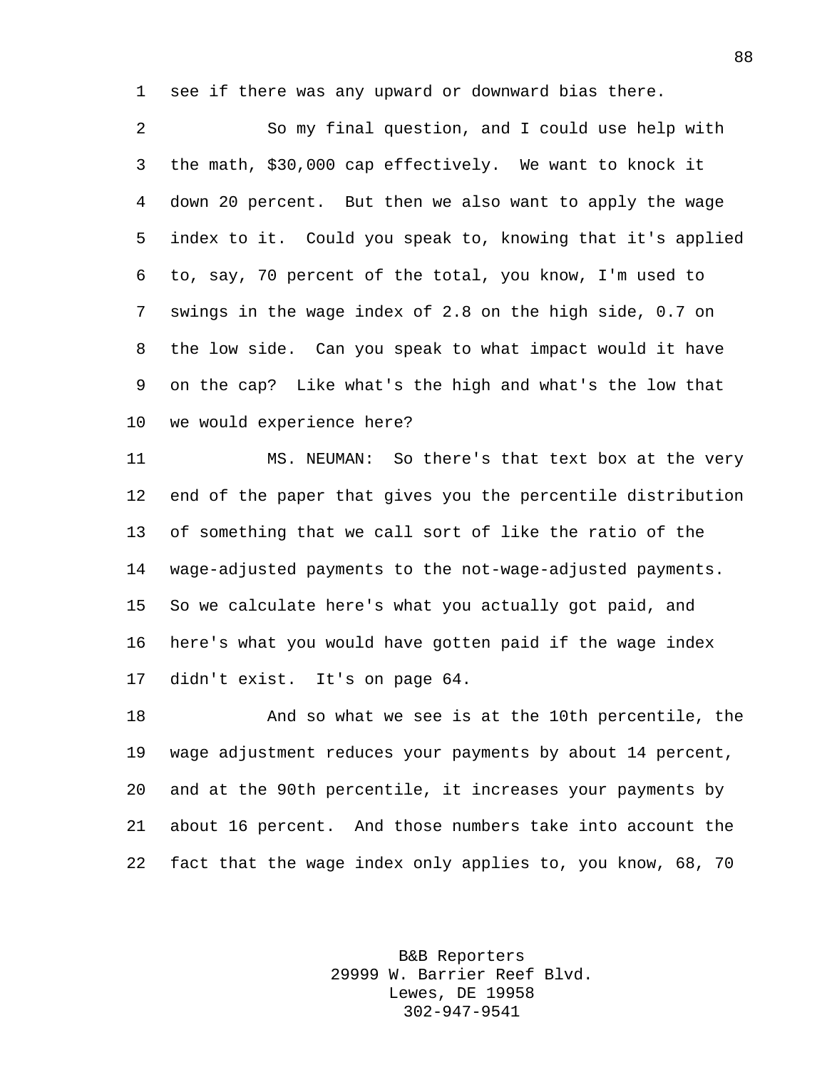see if there was any upward or downward bias there.

So my final question, and I could use help with the math, $30,000 cap effectively. We want to knock it down 20 percent. But then we also want to apply the wage index to it. Could you speak to, knowing that it's applied to, say, 70 percent of the total, you know, I'm used to swings in the wage index of 2.8 on the high side, 0.7 on the low side. Can you speak to what impact would it have on the cap? Like what's the high and what's the low that we would experience here?

MS. NEUMAN: So there's that text box at the very end of the paper that gives you the percentile distribution of something that we call sort of like the ratio of the wage-adjusted payments to the not-wage-adjusted payments. So we calculate here's what you actually got paid, and here's what you would have gotten paid if the wage index didn't exist. It's on page 64.

And so what we see is at the 10th percentile, the wage adjustment reduces your payments by about 14 percent, and at the 90th percentile, it increases your payments by about 16 percent. And those numbers take into account the fact that the wage index only applies to, you know, 68, 70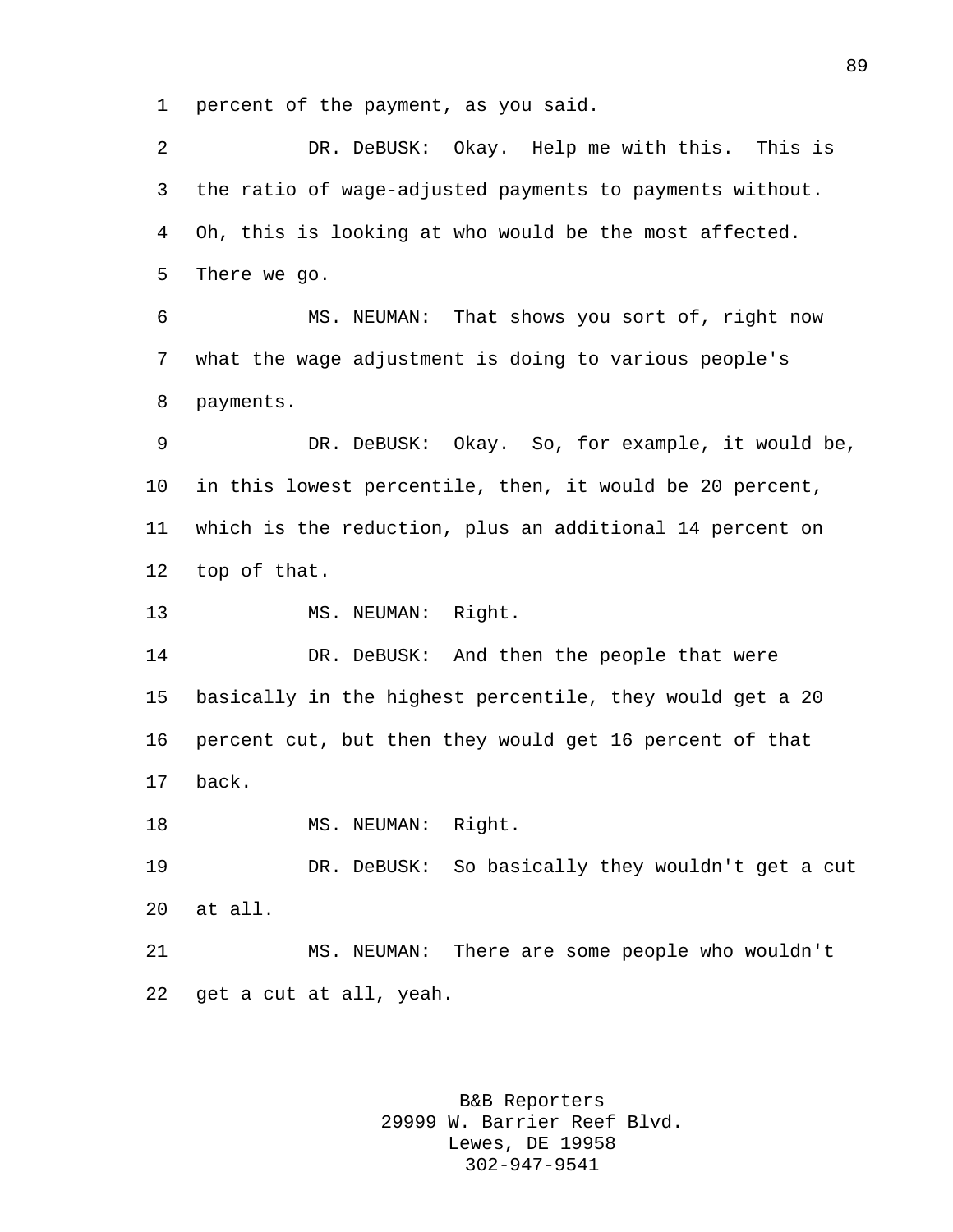percent of the payment, as you said.

DR. DeBUSK: Okay. Help me with this. This is the ratio of wage-adjusted payments to payments without. Oh, this is looking at who would be the most affected. There we go.

MS. NEUMAN: That shows you sort of, right now what the wage adjustment is doing to various people's payments.

DR. DeBUSK: Okay. So, for example, it would be, in this lowest percentile, then, it would be 20 percent, which is the reduction, plus an additional 14 percent on top of that.

MS. NEUMAN: Right.

DR. DeBUSK: And then the people that were basically in the highest percentile, they would get a 20 percent cut, but then they would get 16 percent of that back.

MS. NEUMAN: Right.

DR. DeBUSK: So basically they wouldn't get a cut at all.

MS. NEUMAN: There are some people who wouldn't get a cut at all, yeah.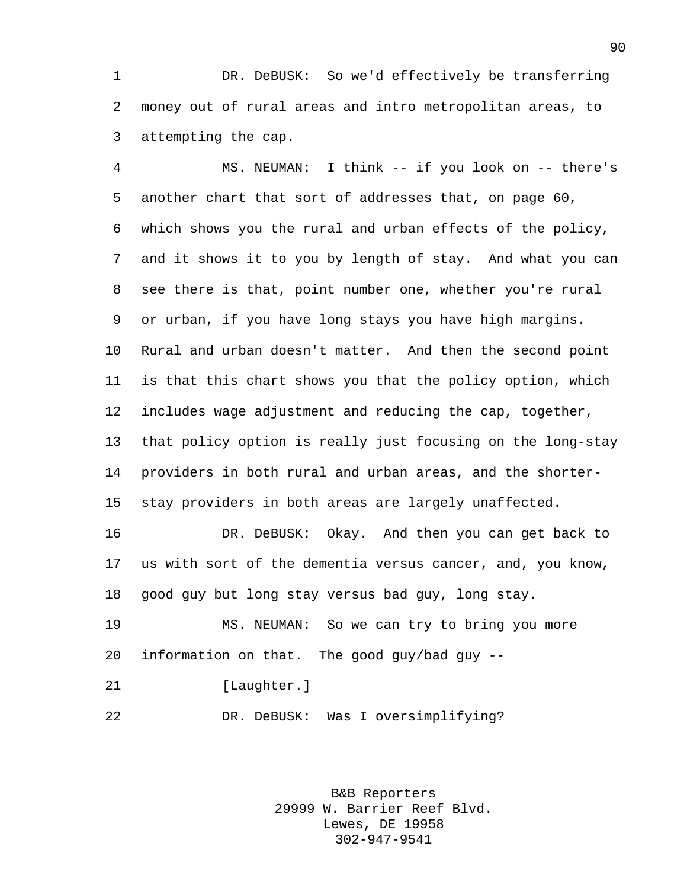DR. DeBUSK: So we'd effectively be transferring money out of rural areas and intro metropolitan areas, to attempting the cap.

MS. NEUMAN: I think -- if you look on -- there's another chart that sort of addresses that, on page 60, which shows you the rural and urban effects of the policy, and it shows it to you by length of stay. And what you can see there is that, point number one, whether you're rural or urban, if you have long stays you have high margins. Rural and urban doesn't matter. And then the second point is that this chart shows you that the policy option, which includes wage adjustment and reducing the cap, together, that policy option is really just focusing on the long-stay providers in both rural and urban areas, and the shorter-stay providers in both areas are largely unaffected.

DR. DeBUSK: Okay. And then you can get back to us with sort of the dementia versus cancer, and, you know, good guy but long stay versus bad guy, long stay.

MS. NEUMAN: So we can try to bring you more information on that. The good guy/bad guy --

[Laughter.]

DR. DeBUSK: Was I oversimplifying?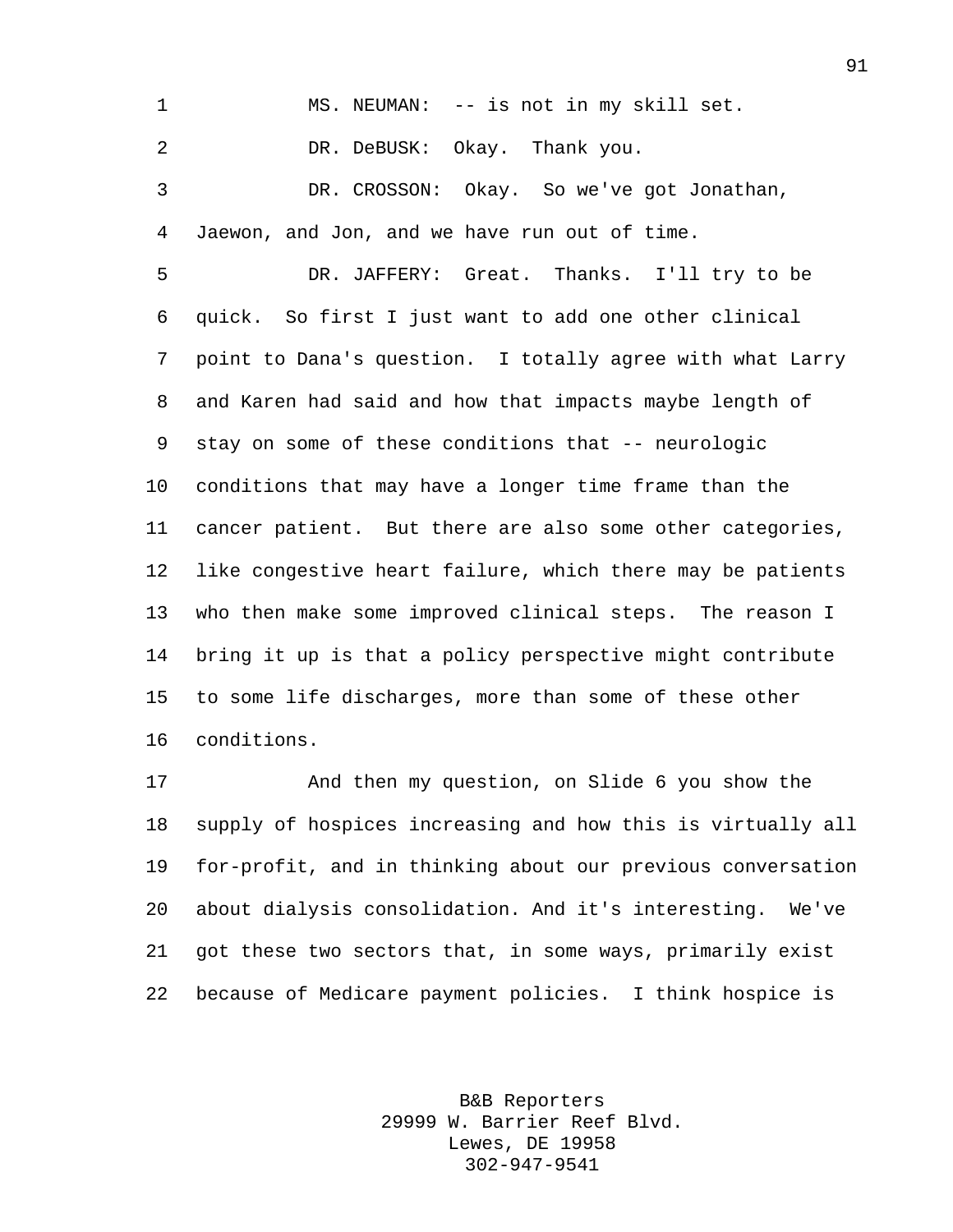MS. NEUMAN: -- is not in my skill set.

DR. DeBUSK: Okay. Thank you.

DR. CROSSON: Okay. So we've got Jonathan, Jaewon, and Jon, and we have run out of time.

DR. JAFFERY: Great. Thanks. I'll try to be quick. So first I just want to add one other clinical point to Dana's question. I totally agree with what Larry and Karen had said and how that impacts maybe length of stay on some of these conditions that -- neurologic conditions that may have a longer time frame than the cancer patient. But there are also some other categories, like congestive heart failure, which there may be patients who then make some improved clinical steps. The reason I bring it up is that a policy perspective might contribute to some life discharges, more than some of these other conditions.

And then my question, on Slide 6 you show the supply of hospices increasing and how this is virtually all for-profit, and in thinking about our previous conversation about dialysis consolidation. And it's interesting. We've got these two sectors that, in some ways, primarily exist because of Medicare payment policies. I think hospice is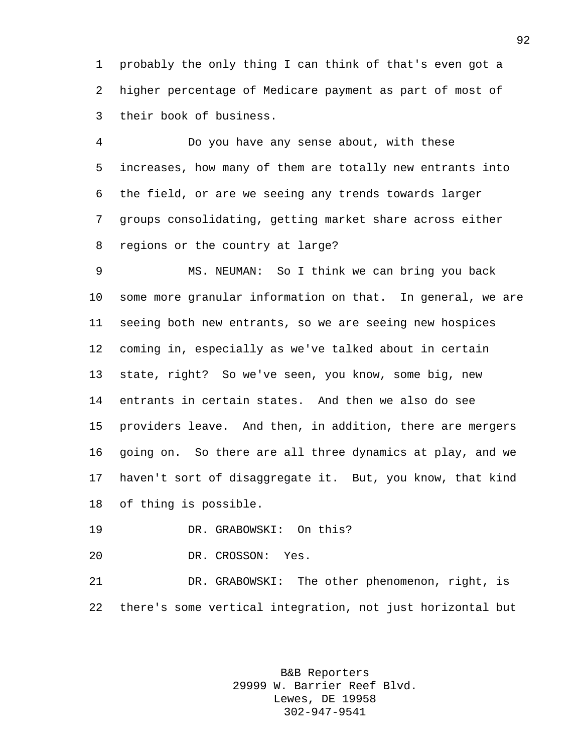probably the only thing I can think of that's even got a higher percentage of Medicare payment as part of most of their book of business.

Do you have any sense about, with these increases, how many of them are totally new entrants into the field, or are we seeing any trends towards larger groups consolidating, getting market share across either regions or the country at large?

MS. NEUMAN: So I think we can bring you back some more granular information on that. In general, we are seeing both new entrants, so we are seeing new hospices coming in, especially as we've talked about in certain state, right? So we've seen, you know, some big, new entrants in certain states. And then we also do see providers leave. And then, in addition, there are mergers going on. So there are all three dynamics at play, and we haven't sort of disaggregate it. But, you know, that kind of thing is possible.

DR. GRABOWSKI: On this?

DR. CROSSON: Yes.

DR. GRABOWSKI: The other phenomenon, right, is there's some vertical integration, not just horizontal but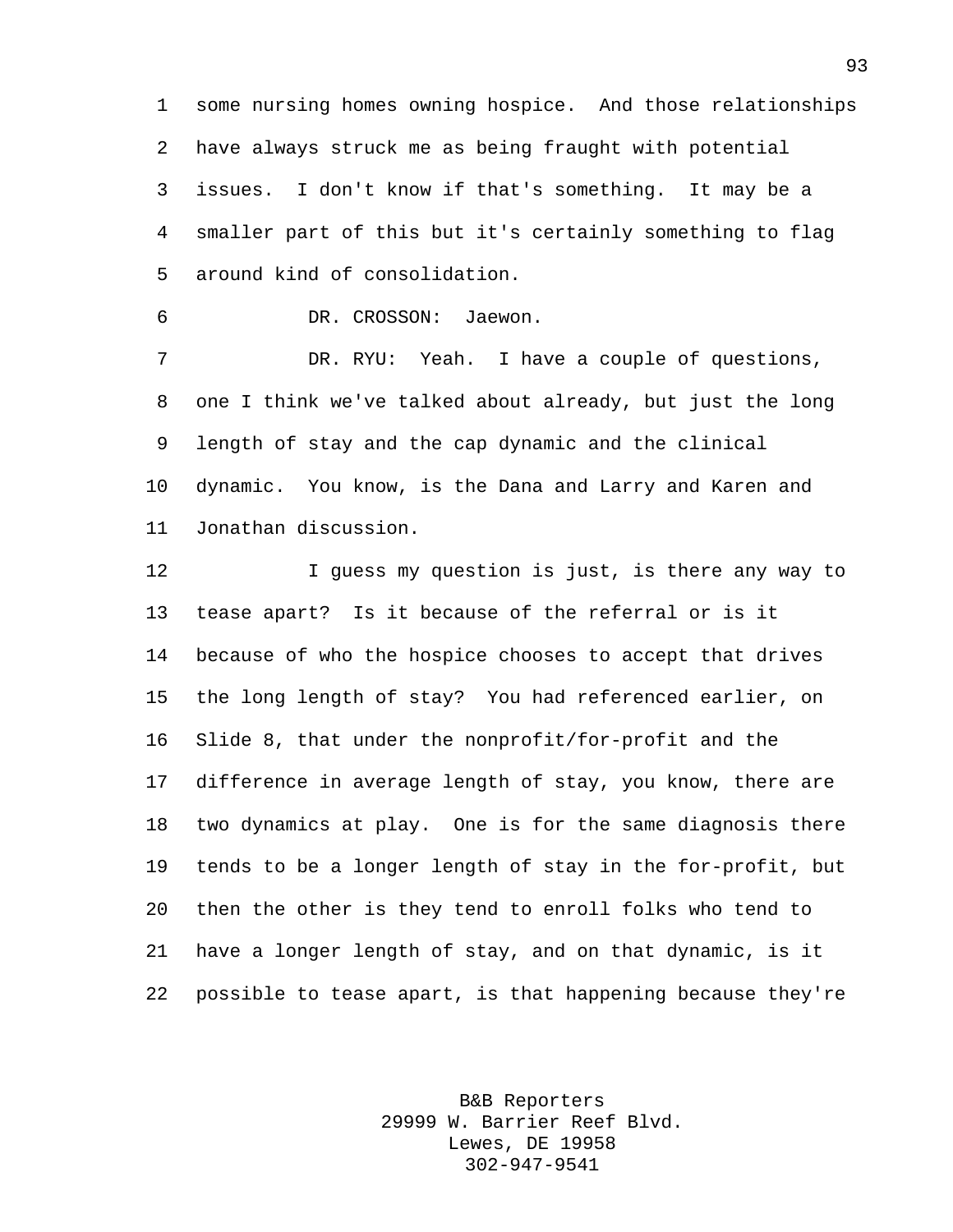some nursing homes owning hospice. And those relationships have always struck me as being fraught with potential issues. I don't know if that's something. It may be a smaller part of this but it's certainly something to flag around kind of consolidation.

DR. CROSSON: Jaewon.

DR. RYU: Yeah. I have a couple of questions, one I think we've talked about already, but just the long length of stay and the cap dynamic and the clinical dynamic. You know, is the Dana and Larry and Karen and Jonathan discussion.

I guess my question is just, is there any way to tease apart? Is it because of the referral or is it because of who the hospice chooses to accept that drives the long length of stay? You had referenced earlier, on Slide 8, that under the nonprofit/for-profit and the difference in average length of stay, you know, there are two dynamics at play. One is for the same diagnosis there tends to be a longer length of stay in the for-profit, but then the other is they tend to enroll folks who tend to have a longer length of stay, and on that dynamic, is it possible to tease apart, is that happening because they're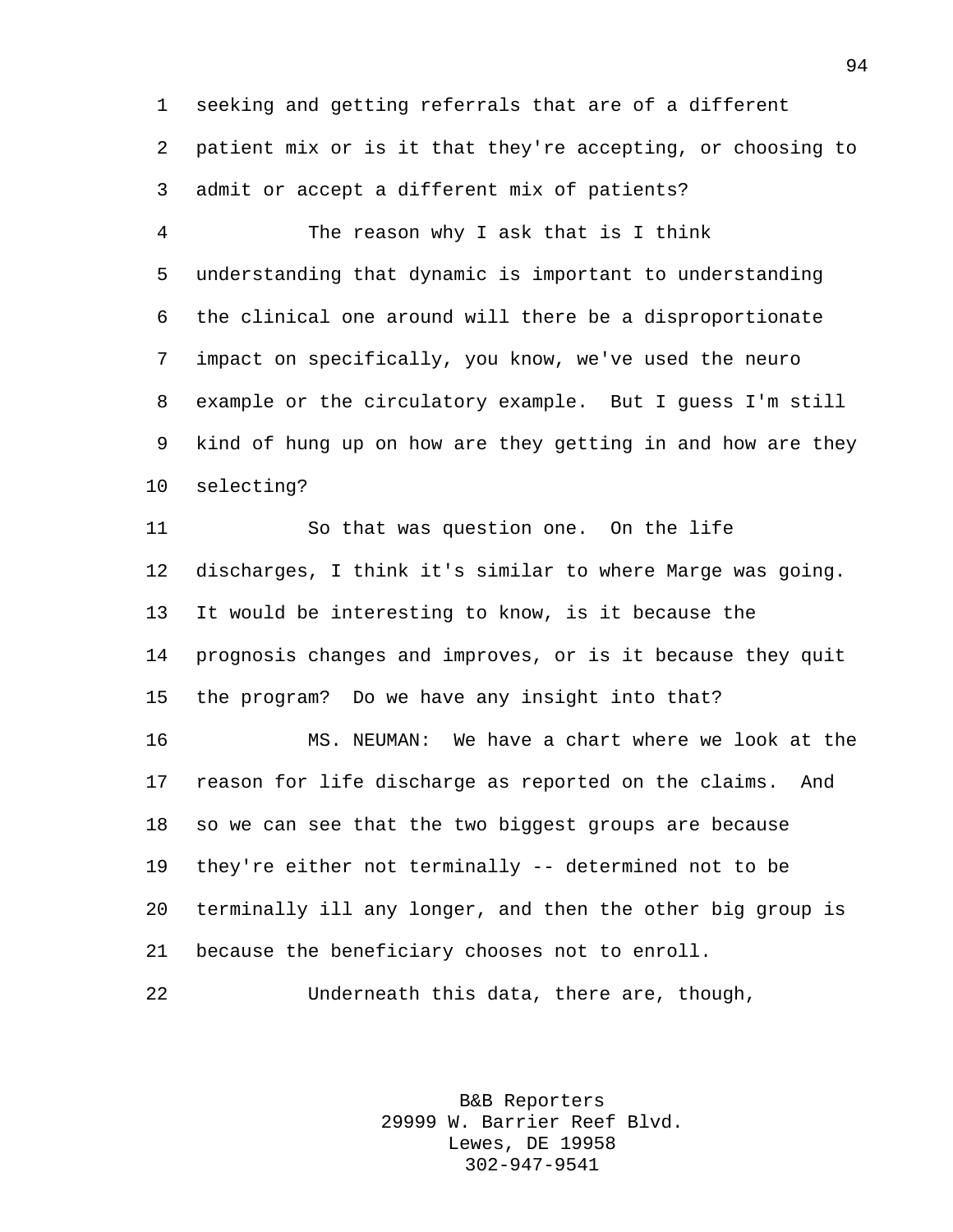seeking and getting referrals that are of a different patient mix or is it that they're accepting, or choosing to admit or accept a different mix of patients?

The reason why I ask that is I think understanding that dynamic is important to understanding the clinical one around will there be a disproportionate impact on specifically, you know, we've used the neuro example or the circulatory example. But I guess I'm still kind of hung up on how are they getting in and how are they selecting?

So that was question one. On the life discharges, I think it's similar to where Marge was going. It would be interesting to know, is it because the prognosis changes and improves, or is it because they quit the program? Do we have any insight into that?

MS. NEUMAN: We have a chart where we look at the reason for life discharge as reported on the claims. And so we can see that the two biggest groups are because they're either not terminally -- determined not to be terminally ill any longer, and then the other big group is because the beneficiary chooses not to enroll.

Underneath this data, there are, though,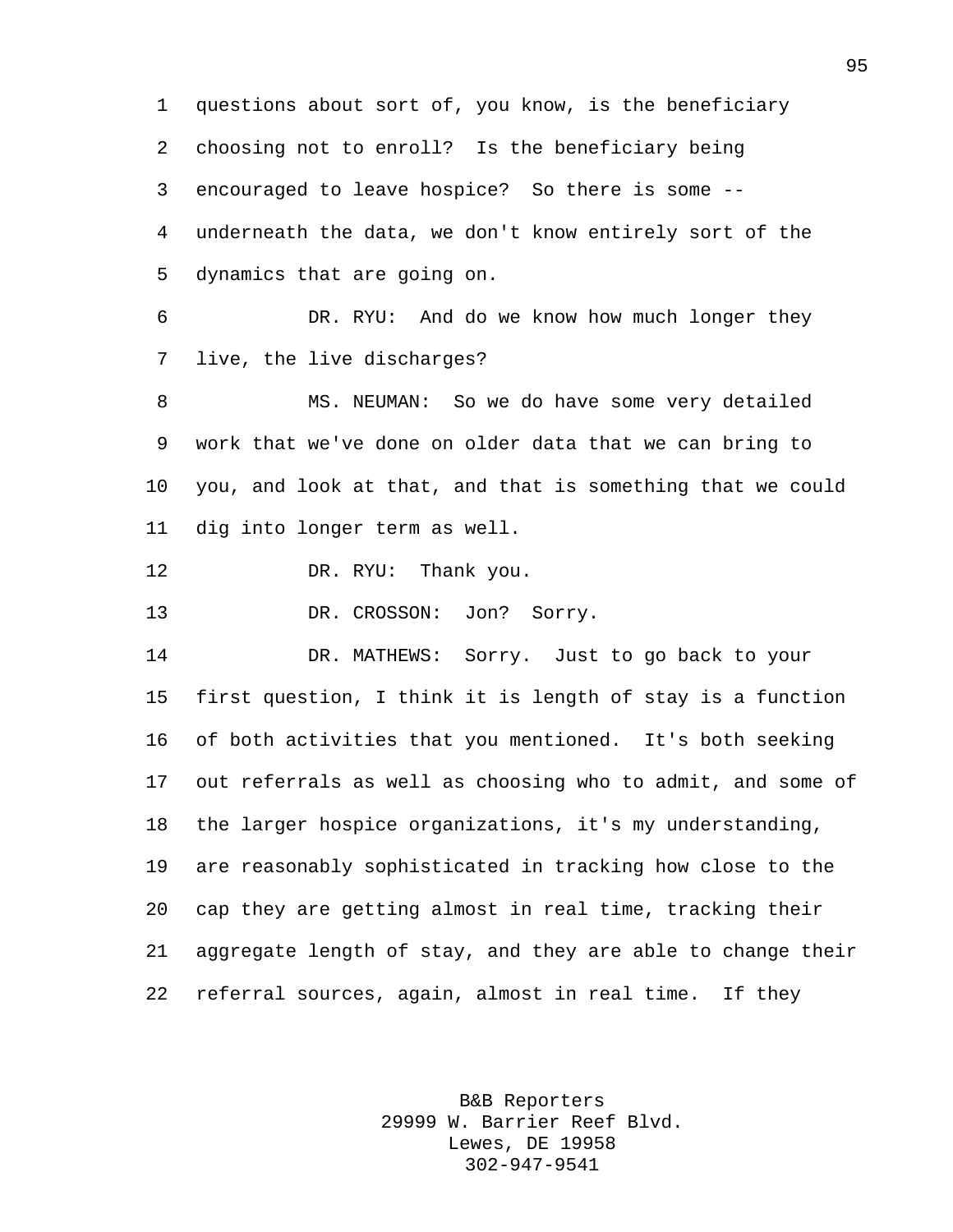questions about sort of, you know, is the beneficiary choosing not to enroll? Is the beneficiary being encouraged to leave hospice? So there is some -- underneath the data, we don't know entirely sort of the dynamics that are going on.

DR. RYU: And do we know how much longer they live, the live discharges?

MS. NEUMAN: So we do have some very detailed work that we've done on older data that we can bring to you, and look at that, and that is something that we could dig into longer term as well.

DR. RYU: Thank you.

DR. CROSSON: Jon? Sorry.

DR. MATHEWS: Sorry. Just to go back to your first question, I think it is length of stay is a function of both activities that you mentioned. It's both seeking out referrals as well as choosing who to admit, and some of the larger hospice organizations, it's my understanding, are reasonably sophisticated in tracking how close to the cap they are getting almost in real time, tracking their aggregate length of stay, and they are able to change their referral sources, again, almost in real time. If they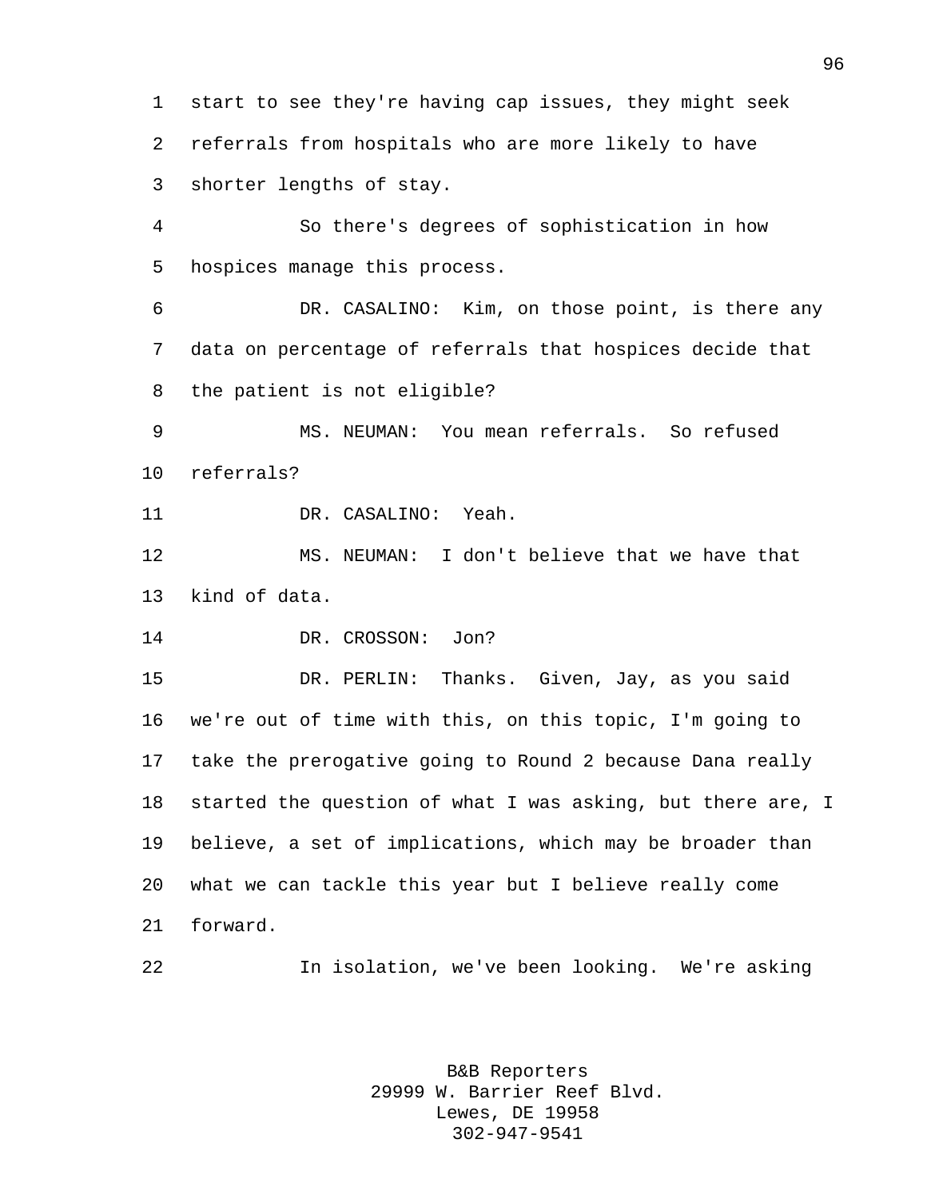start to see they're having cap issues, they might seek referrals from hospitals who are more likely to have shorter lengths of stay.

So there's degrees of sophistication in how hospices manage this process.

DR. CASALINO: Kim, on those point, is there any data on percentage of referrals that hospices decide that the patient is not eligible?

MS. NEUMAN: You mean referrals. So refused referrals?

DR. CASALINO: Yeah.

MS. NEUMAN: I don't believe that we have that kind of data.

DR. CROSSON: Jon?

DR. PERLIN: Thanks. Given, Jay, as you said we're out of time with this, on this topic, I'm going to take the prerogative going to Round 2 because Dana really started the question of what I was asking, but there are, I believe, a set of implications, which may be broader than what we can tackle this year but I believe really come forward.

In isolation, we've been looking. We're asking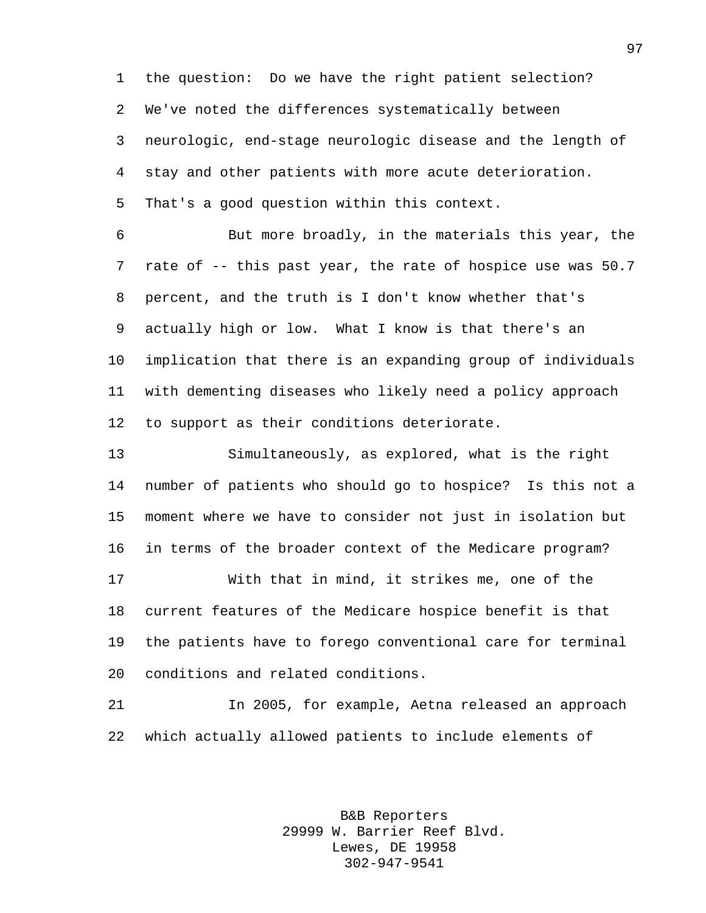the question: Do we have the right patient selection? We've noted the differences systematically between neurologic, end-stage neurologic disease and the length of stay and other patients with more acute deterioration. That's a good question within this context.

But more broadly, in the materials this year, the rate of -- this past year, the rate of hospice use was 50.7 percent, and the truth is I don't know whether that's actually high or low. What I know is that there's an implication that there is an expanding group of individuals with dementing diseases who likely need a policy approach to support as their conditions deteriorate.

Simultaneously, as explored, what is the right number of patients who should go to hospice? Is this not a moment where we have to consider not just in isolation but in terms of the broader context of the Medicare program?

With that in mind, it strikes me, one of the current features of the Medicare hospice benefit is that the patients have to forego conventional care for terminal conditions and related conditions.

In 2005, for example, Aetna released an approach which actually allowed patients to include elements of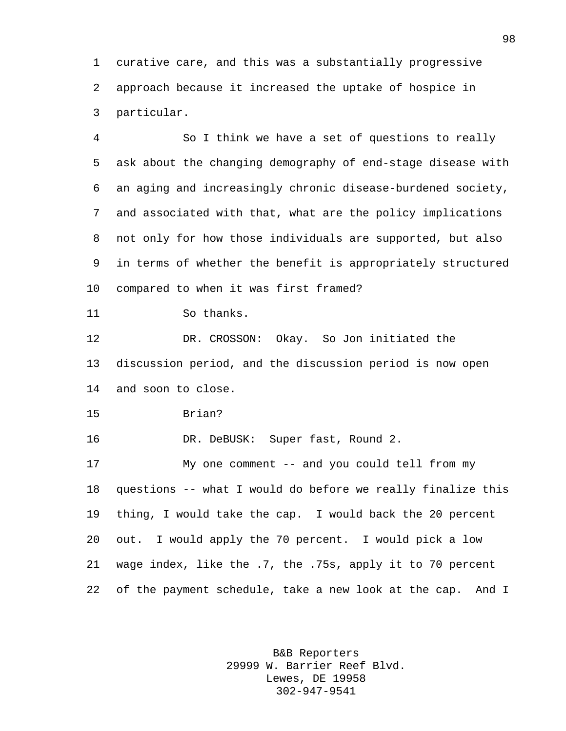curative care, and this was a substantially progressive approach because it increased the uptake of hospice in particular.

So I think we have a set of questions to really ask about the changing demography of end-stage disease with an aging and increasingly chronic disease-burdened society, and associated with that, what are the policy implications not only for how those individuals are supported, but also in terms of whether the benefit is appropriately structured compared to when it was first framed?

So thanks.

DR. CROSSON: Okay. So Jon initiated the discussion period, and the discussion period is now open and soon to close.

Brian?

DR. DeBUSK: Super fast, Round 2.

My one comment -- and you could tell from my questions -- what I would do before we really finalize this thing, I would take the cap. I would back the 20 percent out. I would apply the 70 percent. I would pick a low wage index, like the .7, the .75s, apply it to 70 percent of the payment schedule, take a new look at the cap. And I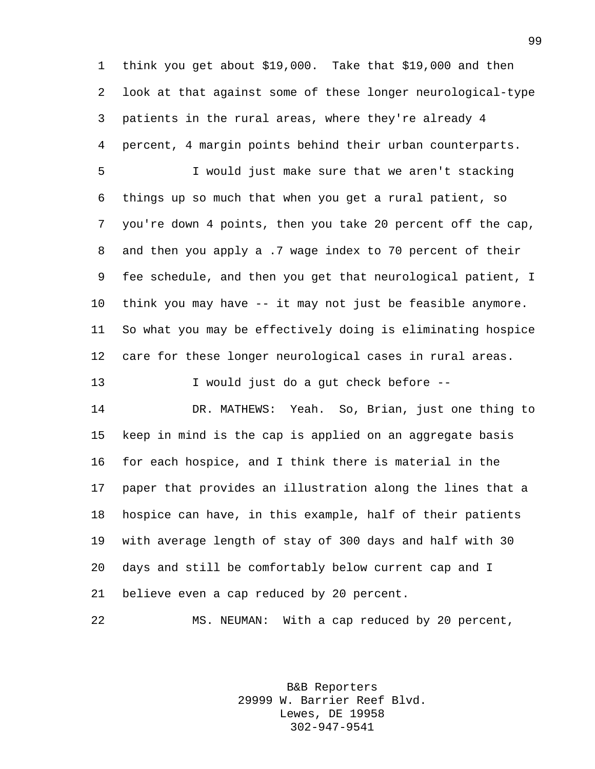think you get about $19,000. Take that $19,000 and then look at that against some of these longer neurological-type patients in the rural areas, where they're already 4 percent, 4 margin points behind their urban counterparts.

I would just make sure that we aren't stacking things up so much that when you get a rural patient, so you're down 4 points, then you take 20 percent off the cap, and then you apply a .7 wage index to 70 percent of their fee schedule, and then you get that neurological patient, I think you may have -- it may not just be feasible anymore. So what you may be effectively doing is eliminating hospice care for these longer neurological cases in rural areas.

I would just do a gut check before --

DR. MATHEWS: Yeah. So, Brian, just one thing to keep in mind is the cap is applied on an aggregate basis for each hospice, and I think there is material in the paper that provides an illustration along the lines that a hospice can have, in this example, half of their patients with average length of stay of 300 days and half with 30 days and still be comfortably below current cap and I believe even a cap reduced by 20 percent.

MS. NEUMAN: With a cap reduced by 20 percent,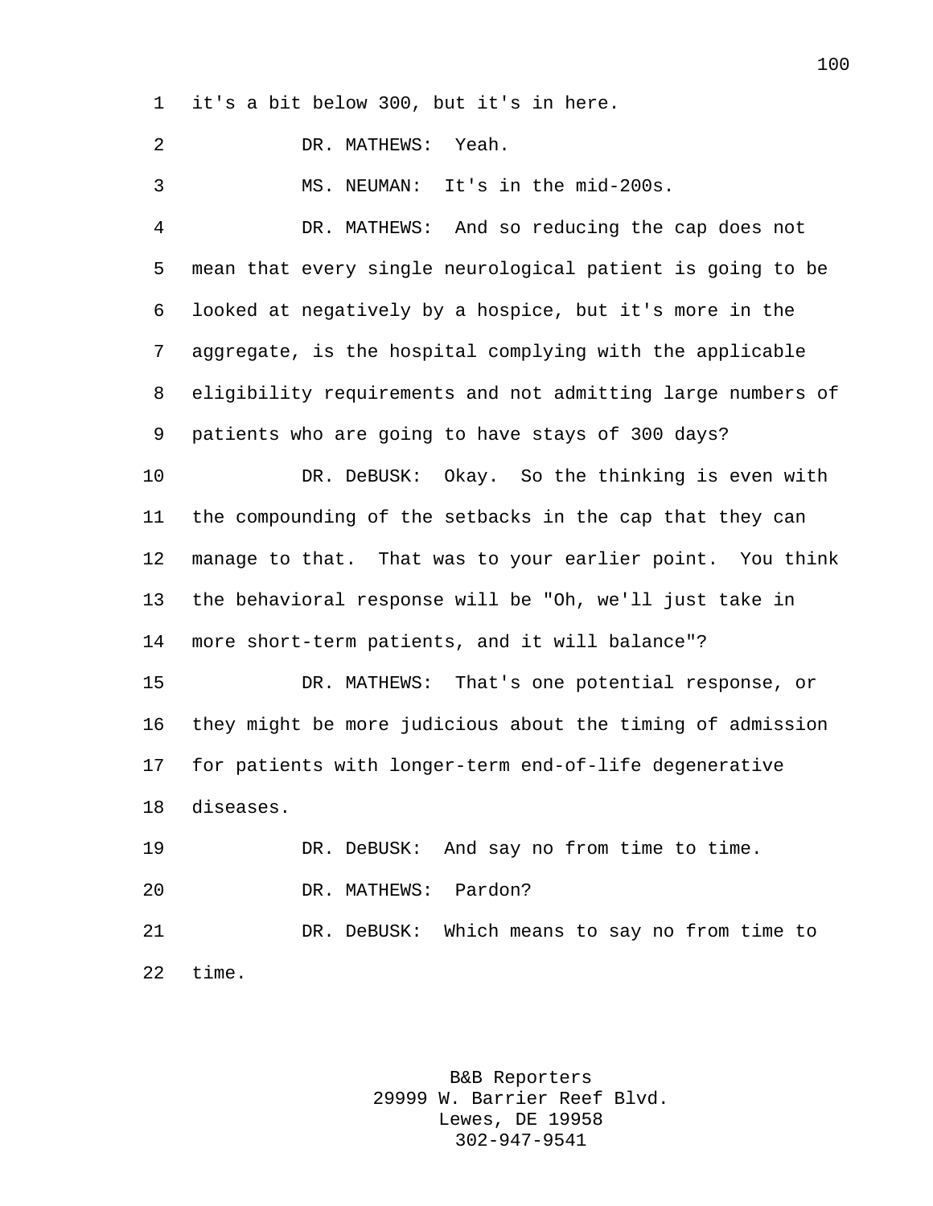it's a bit below 300, but it's in here.

DR. MATHEWS: Yeah.

MS. NEUMAN: It's in the mid-200s.

DR. MATHEWS: And so reducing the cap does not mean that every single neurological patient is going to be looked at negatively by a hospice, but it's more in the aggregate, is the hospital complying with the applicable eligibility requirements and not admitting large numbers of patients who are going to have stays of 300 days?

DR. DeBUSK: Okay. So the thinking is even with the compounding of the setbacks in the cap that they can manage to that. That was to your earlier point. You think the behavioral response will be "Oh, we'll just take in more short-term patients, and it will balance"?

DR. MATHEWS: That's one potential response, or they might be more judicious about the timing of admission for patients with longer-term end-of-life degenerative diseases.

DR. DeBUSK: And say no from time to time.

DR. MATHEWS: Pardon?

DR. DeBUSK: Which means to say no from time to time.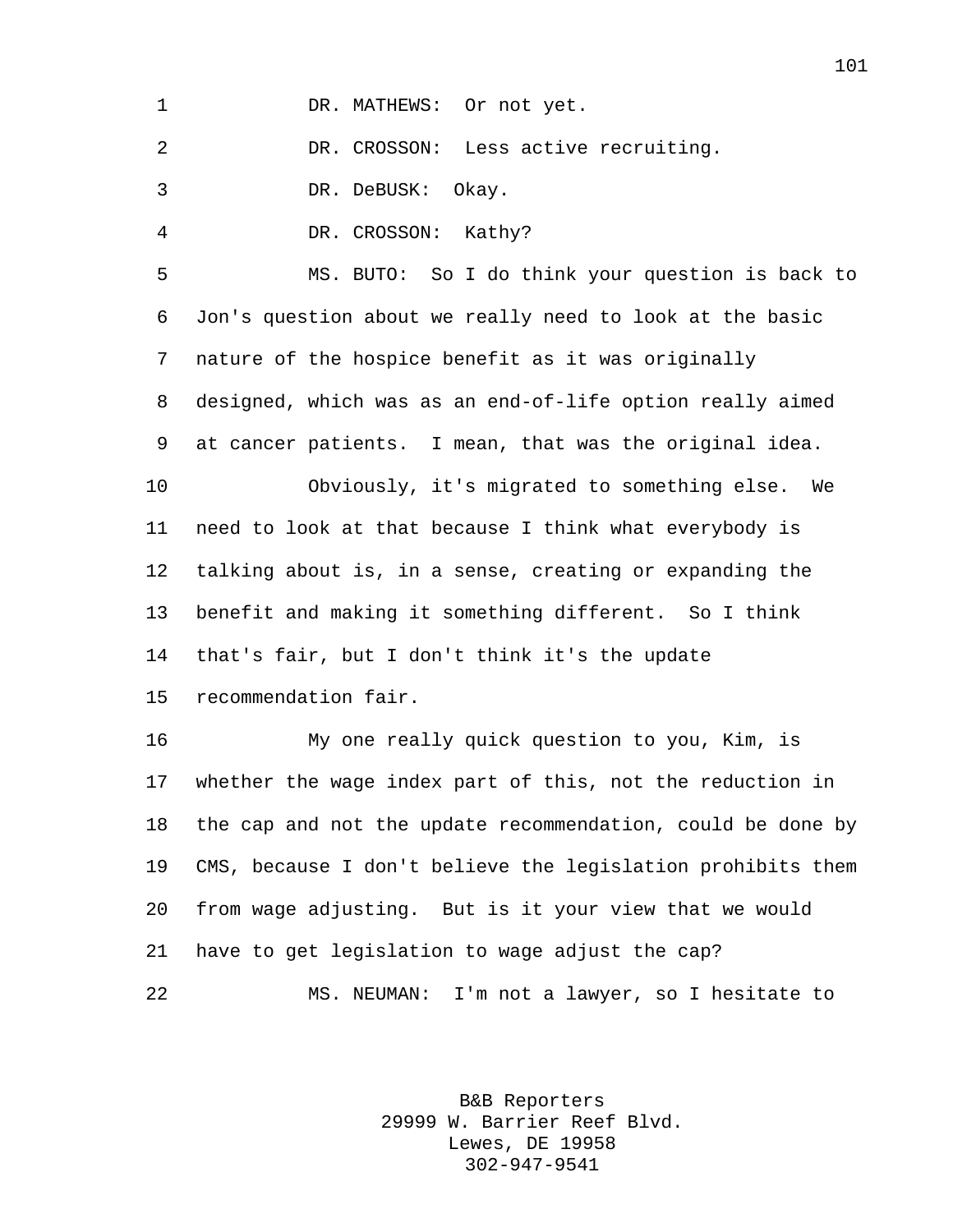DR. MATHEWS: Or not yet.

DR. CROSSON: Less active recruiting.

DR. DeBUSK: Okay.

DR. CROSSON: Kathy?

MS. BUTO: So I do think your question is back to Jon's question about we really need to look at the basic nature of the hospice benefit as it was originally designed, which was as an end-of-life option really aimed at cancer patients. I mean, that was the original idea.

Obviously, it's migrated to something else. We need to look at that because I think what everybody is talking about is, in a sense, creating or expanding the benefit and making it something different. So I think that's fair, but I don't think it's the update recommendation fair.

My one really quick question to you, Kim, is whether the wage index part of this, not the reduction in the cap and not the update recommendation, could be done by CMS, because I don't believe the legislation prohibits them from wage adjusting. But is it your view that we would have to get legislation to wage adjust the cap?

MS. NEUMAN: I'm not a lawyer, so I hesitate to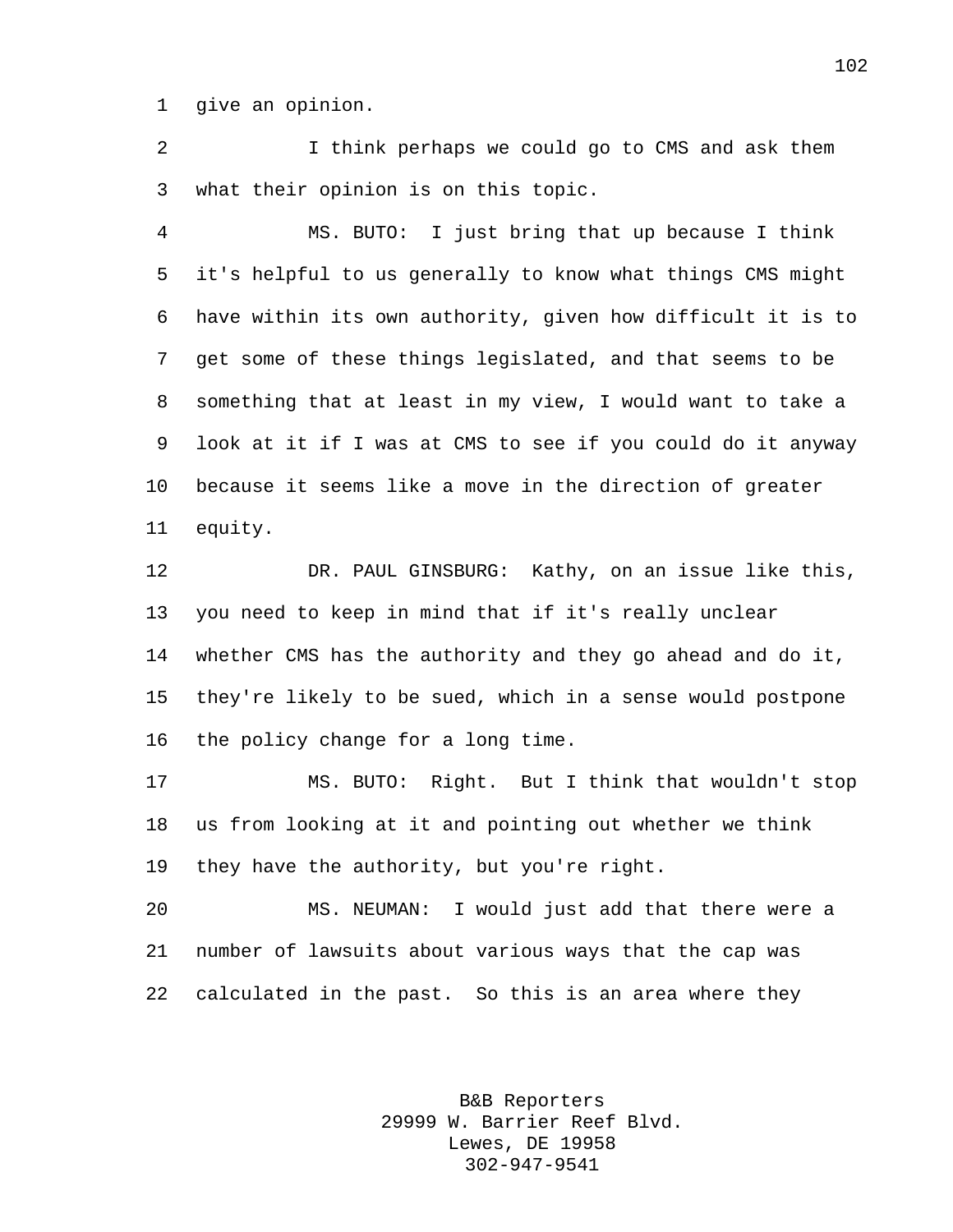give an opinion.

I think perhaps we could go to CMS and ask them what their opinion is on this topic.

MS. BUTO: I just bring that up because I think it's helpful to us generally to know what things CMS might have within its own authority, given how difficult it is to get some of these things legislated, and that seems to be something that at least in my view, I would want to take a look at it if I was at CMS to see if you could do it anyway because it seems like a move in the direction of greater equity.

DR. PAUL GINSBURG: Kathy, on an issue like this, you need to keep in mind that if it's really unclear whether CMS has the authority and they go ahead and do it, they're likely to be sued, which in a sense would postpone the policy change for a long time.

MS. BUTO: Right. But I think that wouldn't stop us from looking at it and pointing out whether we think they have the authority, but you're right.

MS. NEUMAN: I would just add that there were a number of lawsuits about various ways that the cap was calculated in the past. So this is an area where they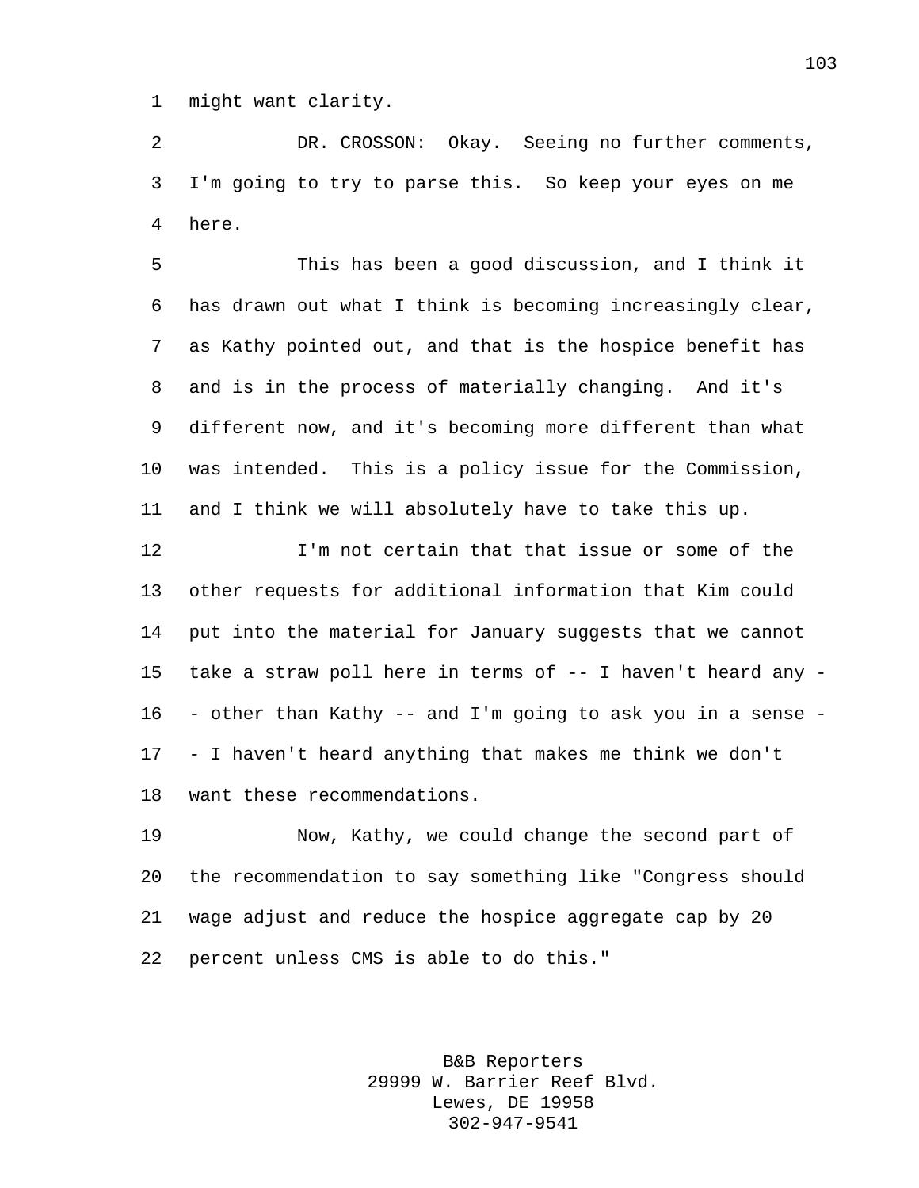might want clarity.

DR. CROSSON: Okay. Seeing no further comments, I'm going to try to parse this. So keep your eyes on me here.

This has been a good discussion, and I think it has drawn out what I think is becoming increasingly clear, as Kathy pointed out, and that is the hospice benefit has and is in the process of materially changing. And it's different now, and it's becoming more different than what was intended. This is a policy issue for the Commission, and I think we will absolutely have to take this up.

I'm not certain that that issue or some of the other requests for additional information that Kim could put into the material for January suggests that we cannot take a straw poll here in terms of -- I haven't heard any -- other than Kathy -- and I'm going to ask you in a sense -- I haven't heard anything that makes me think we don't want these recommendations.

Now, Kathy, we could change the second part of the recommendation to say something like "Congress should wage adjust and reduce the hospice aggregate cap by 20 percent unless CMS is able to do this."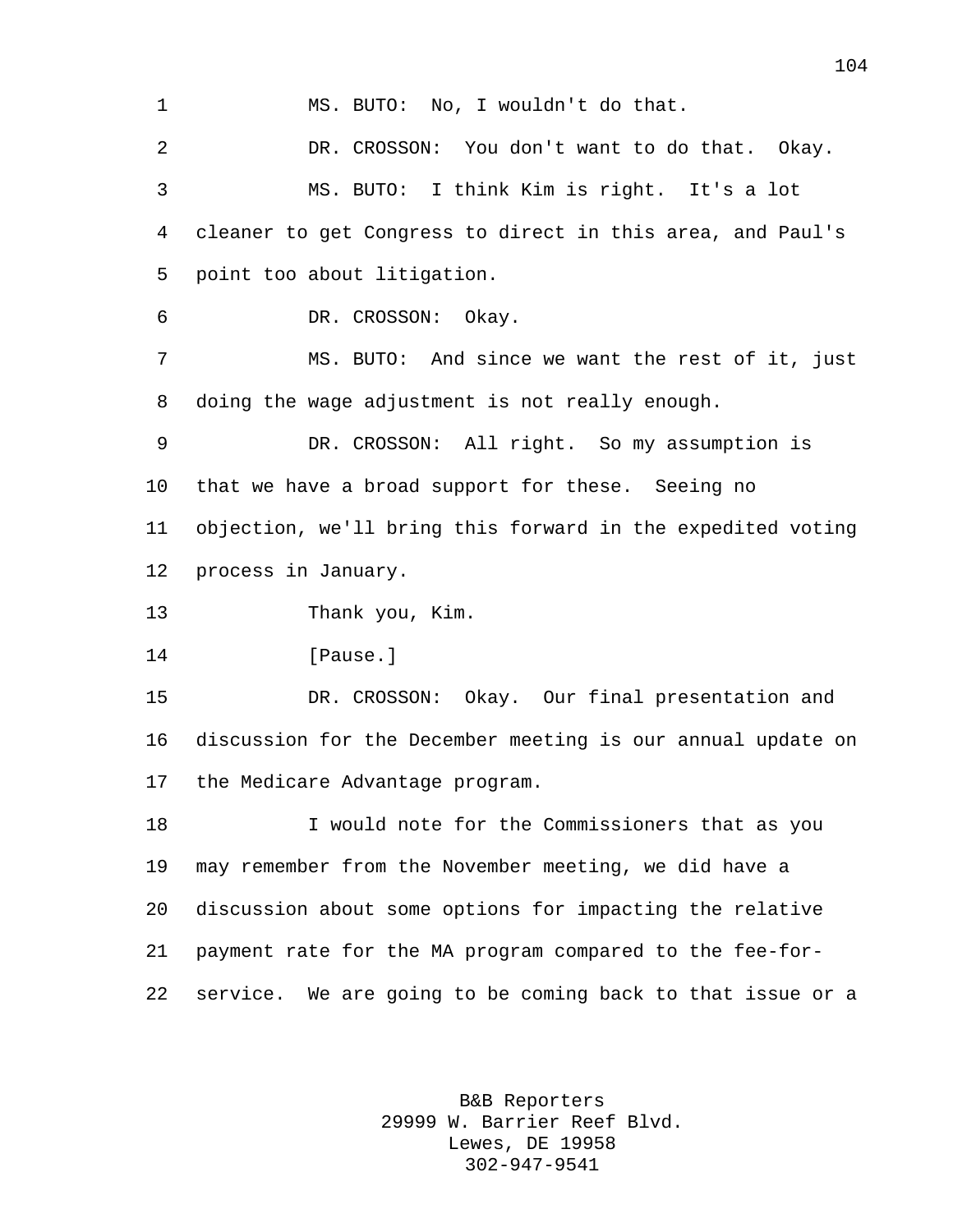MS. BUTO: No, I wouldn't do that.

DR. CROSSON: You don't want to do that. Okay.

MS. BUTO: I think Kim is right. It's a lot cleaner to get Congress to direct in this area, and Paul's point too about litigation.

DR. CROSSON: Okay.

MS. BUTO: And since we want the rest of it, just doing the wage adjustment is not really enough.

DR. CROSSON: All right. So my assumption is that we have a broad support for these. Seeing no objection, we'll bring this forward in the expedited voting process in January.

Thank you, Kim.

[Pause.]

DR. CROSSON: Okay. Our final presentation and discussion for the December meeting is our annual update on the Medicare Advantage program.

I would note for the Commissioners that as you may remember from the November meeting, we did have a discussion about some options for impacting the relative payment rate for the MA program compared to the fee-for-service. We are going to be coming back to that issue or a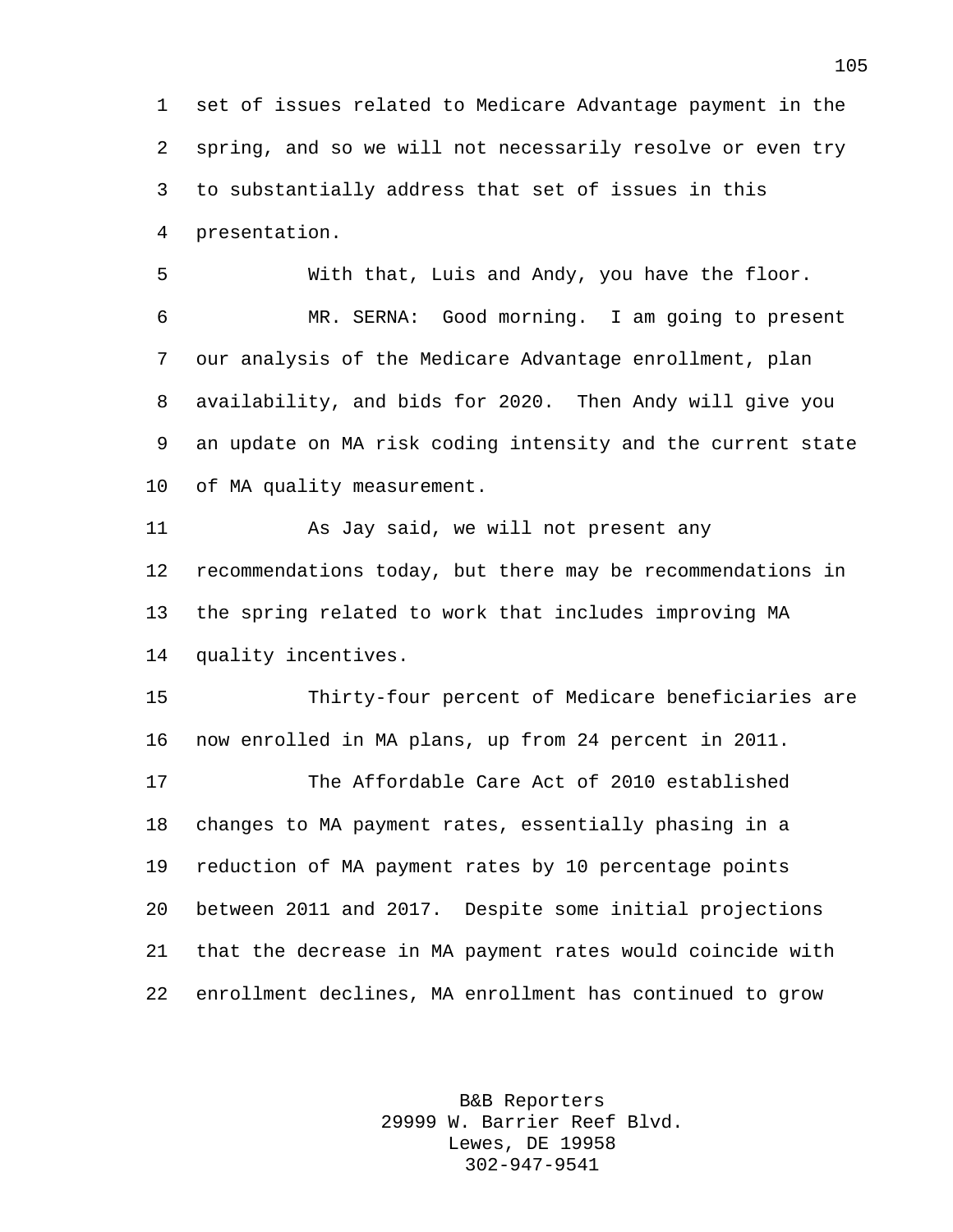set of issues related to Medicare Advantage payment in the spring, and so we will not necessarily resolve or even try to substantially address that set of issues in this presentation.

With that, Luis and Andy, you have the floor.

MR. SERNA: Good morning. I am going to present our analysis of the Medicare Advantage enrollment, plan availability, and bids for 2020. Then Andy will give you an update on MA risk coding intensity and the current state of MA quality measurement.

As Jay said, we will not present any recommendations today, but there may be recommendations in the spring related to work that includes improving MA quality incentives.

Thirty-four percent of Medicare beneficiaries are now enrolled in MA plans, up from 24 percent in 2011.

The Affordable Care Act of 2010 established changes to MA payment rates, essentially phasing in a reduction of MA payment rates by 10 percentage points between 2011 and 2017. Despite some initial projections that the decrease in MA payment rates would coincide with enrollment declines, MA enrollment has continued to grow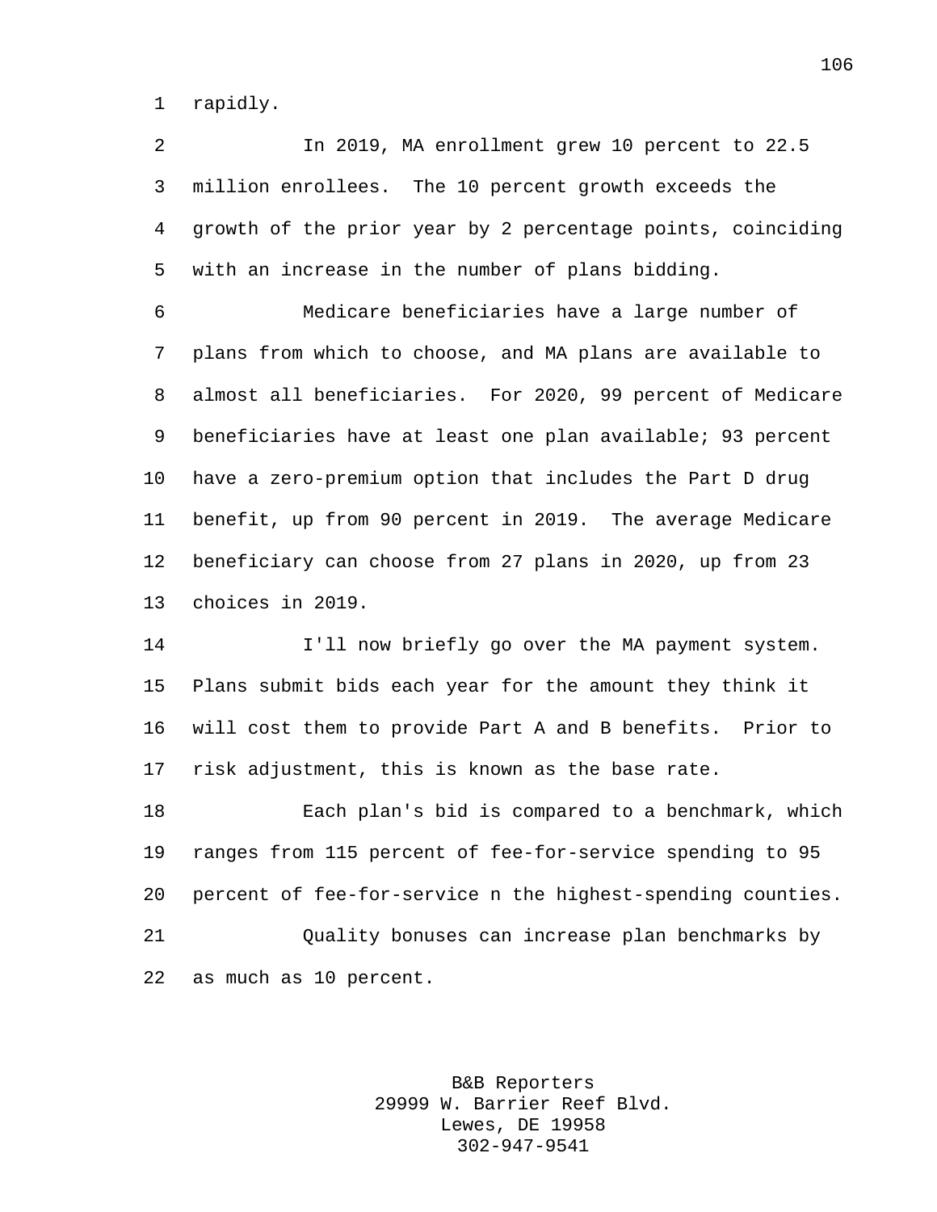rapidly.

In 2019, MA enrollment grew 10 percent to 22.5 million enrollees. The 10 percent growth exceeds the growth of the prior year by 2 percentage points, coinciding with an increase in the number of plans bidding.

Medicare beneficiaries have a large number of plans from which to choose, and MA plans are available to almost all beneficiaries. For 2020, 99 percent of Medicare beneficiaries have at least one plan available; 93 percent have a zero-premium option that includes the Part D drug benefit, up from 90 percent in 2019. The average Medicare beneficiary can choose from 27 plans in 2020, up from 23 choices in 2019.

I'll now briefly go over the MA payment system. Plans submit bids each year for the amount they think it will cost them to provide Part A and B benefits. Prior to risk adjustment, this is known as the base rate.

Each plan's bid is compared to a benchmark, which ranges from 115 percent of fee-for-service spending to 95 percent of fee-for-service n the highest-spending counties.

Quality bonuses can increase plan benchmarks by as much as 10 percent.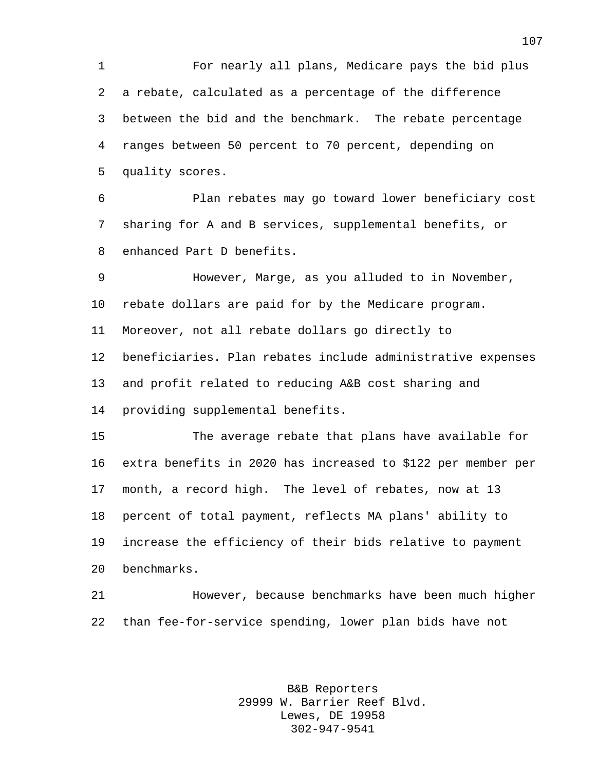For nearly all plans, Medicare pays the bid plus a rebate, calculated as a percentage of the difference between the bid and the benchmark. The rebate percentage ranges between 50 percent to 70 percent, depending on quality scores.

Plan rebates may go toward lower beneficiary cost sharing for A and B services, supplemental benefits, or enhanced Part D benefits.

However, Marge, as you alluded to in November, rebate dollars are paid for by the Medicare program. Moreover, not all rebate dollars go directly to beneficiaries. Plan rebates include administrative expenses and profit related to reducing A&B cost sharing and providing supplemental benefits.

The average rebate that plans have available for extra benefits in 2020 has increased to $122 per member per month, a record high. The level of rebates, now at 13 percent of total payment, reflects MA plans' ability to increase the efficiency of their bids relative to payment benchmarks.

However, because benchmarks have been much higher than fee-for-service spending, lower plan bids have not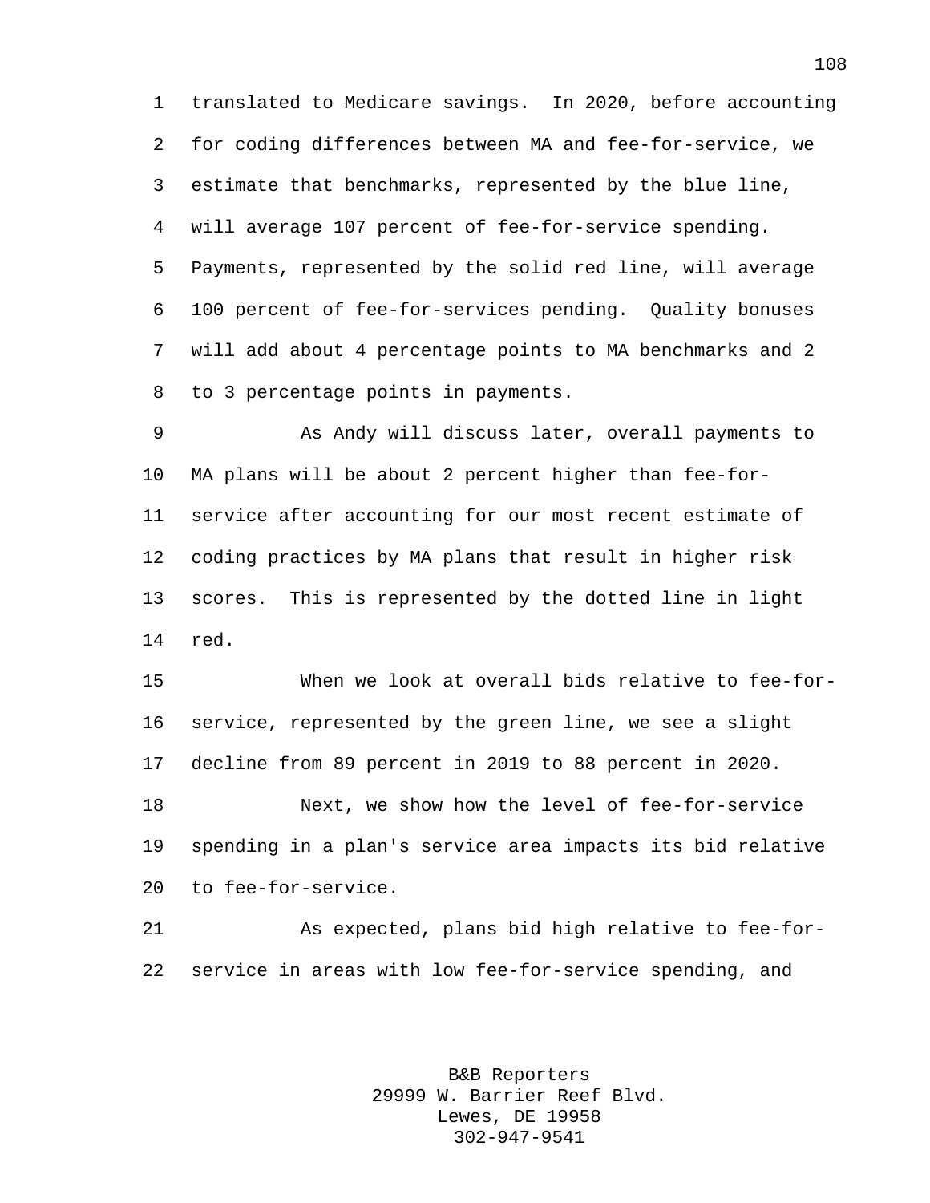translated to Medicare savings. In 2020, before accounting for coding differences between MA and fee-for-service, we estimate that benchmarks, represented by the blue line, will average 107 percent of fee-for-service spending. Payments, represented by the solid red line, will average 100 percent of fee-for-services pending. Quality bonuses will add about 4 percentage points to MA benchmarks and 2 to 3 percentage points in payments.

As Andy will discuss later, overall payments to MA plans will be about 2 percent higher than fee-for-service after accounting for our most recent estimate of coding practices by MA plans that result in higher risk scores. This is represented by the dotted line in light red.

When we look at overall bids relative to fee-for-service, represented by the green line, we see a slight decline from 89 percent in 2019 to 88 percent in 2020.

Next, we show how the level of fee-for-service spending in a plan's service area impacts its bid relative to fee-for-service.

As expected, plans bid high relative to fee-for-service in areas with low fee-for-service spending, and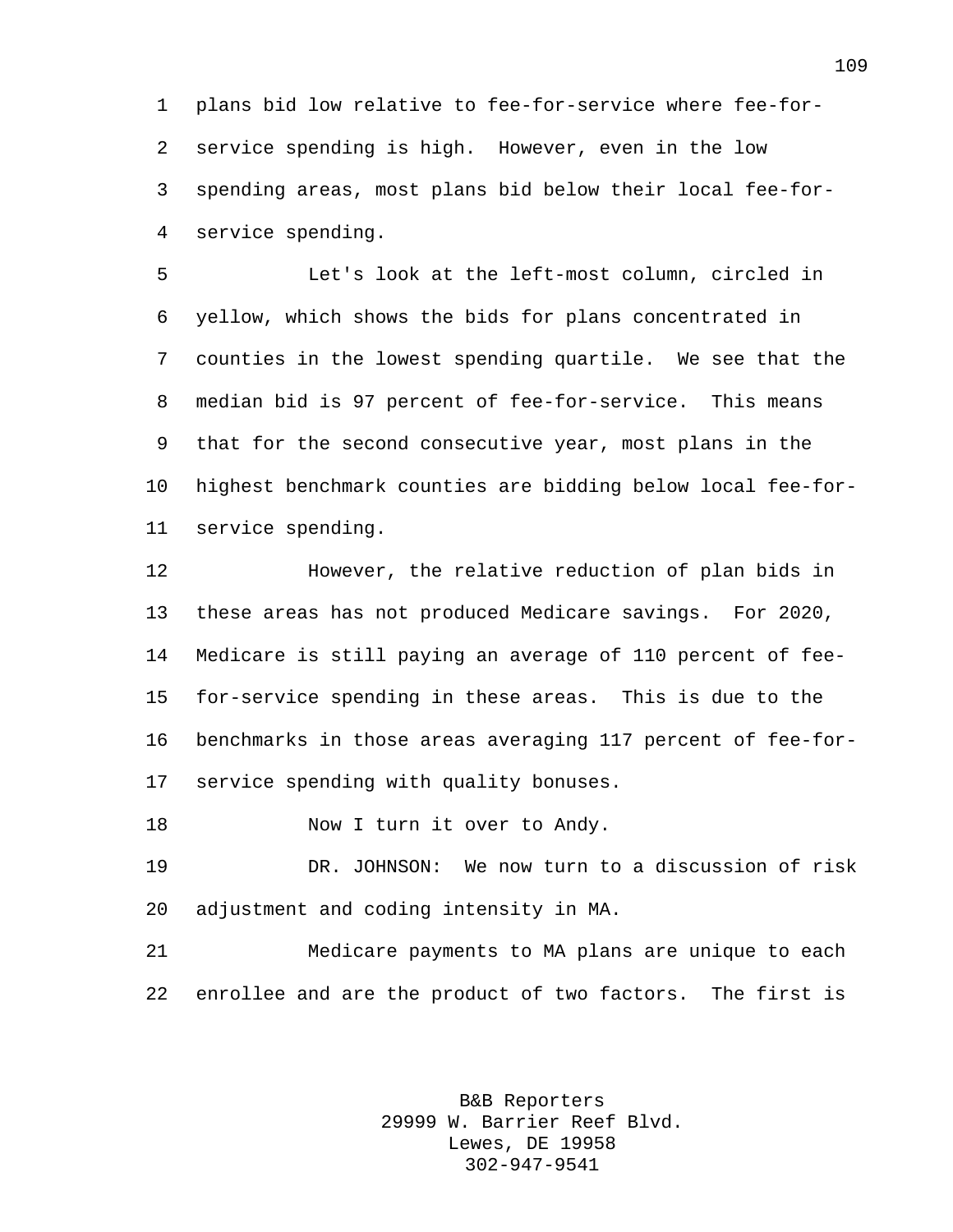plans bid low relative to fee-for-service where fee-for-service spending is high. However, even in the low spending areas, most plans bid below their local fee-for-service spending.

Let's look at the left-most column, circled in yellow, which shows the bids for plans concentrated in counties in the lowest spending quartile. We see that the median bid is 97 percent of fee-for-service. This means that for the second consecutive year, most plans in the highest benchmark counties are bidding below local fee-for-service spending.

However, the relative reduction of plan bids in these areas has not produced Medicare savings. For 2020, Medicare is still paying an average of 110 percent of fee-for-service spending in these areas. This is due to the benchmarks in those areas averaging 117 percent of fee-for-service spending with quality bonuses.

Now I turn it over to Andy.

DR. JOHNSON: We now turn to a discussion of risk adjustment and coding intensity in MA.

Medicare payments to MA plans are unique to each enrollee and are the product of two factors. The first is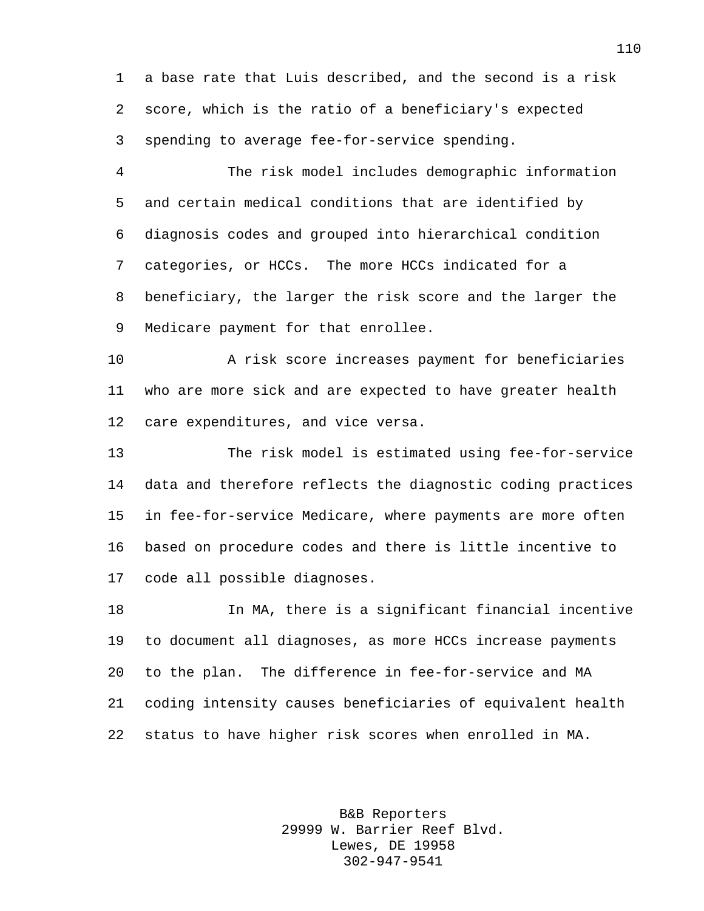a base rate that Luis described, and the second is a risk score, which is the ratio of a beneficiary's expected spending to average fee-for-service spending.

The risk model includes demographic information and certain medical conditions that are identified by diagnosis codes and grouped into hierarchical condition categories, or HCCs. The more HCCs indicated for a beneficiary, the larger the risk score and the larger the Medicare payment for that enrollee.

A risk score increases payment for beneficiaries who are more sick and are expected to have greater health care expenditures, and vice versa.

The risk model is estimated using fee-for-service data and therefore reflects the diagnostic coding practices in fee-for-service Medicare, where payments are more often based on procedure codes and there is little incentive to code all possible diagnoses.

In MA, there is a significant financial incentive to document all diagnoses, as more HCCs increase payments to the plan. The difference in fee-for-service and MA coding intensity causes beneficiaries of equivalent health status to have higher risk scores when enrolled in MA.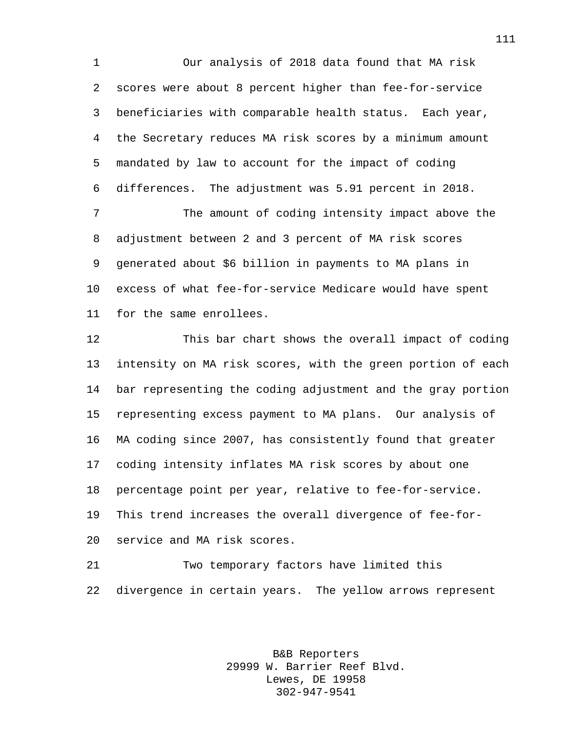Our analysis of 2018 data found that MA risk scores were about 8 percent higher than fee-for-service beneficiaries with comparable health status. Each year, the Secretary reduces MA risk scores by a minimum amount mandated by law to account for the impact of coding differences. The adjustment was 5.91 percent in 2018.

The amount of coding intensity impact above the adjustment between 2 and 3 percent of MA risk scores generated about $6 billion in payments to MA plans in excess of what fee-for-service Medicare would have spent for the same enrollees.

This bar chart shows the overall impact of coding intensity on MA risk scores, with the green portion of each bar representing the coding adjustment and the gray portion representing excess payment to MA plans. Our analysis of MA coding since 2007, has consistently found that greater coding intensity inflates MA risk scores by about one percentage point per year, relative to fee-for-service. This trend increases the overall divergence of fee-for-service and MA risk scores.

Two temporary factors have limited this divergence in certain years. The yellow arrows represent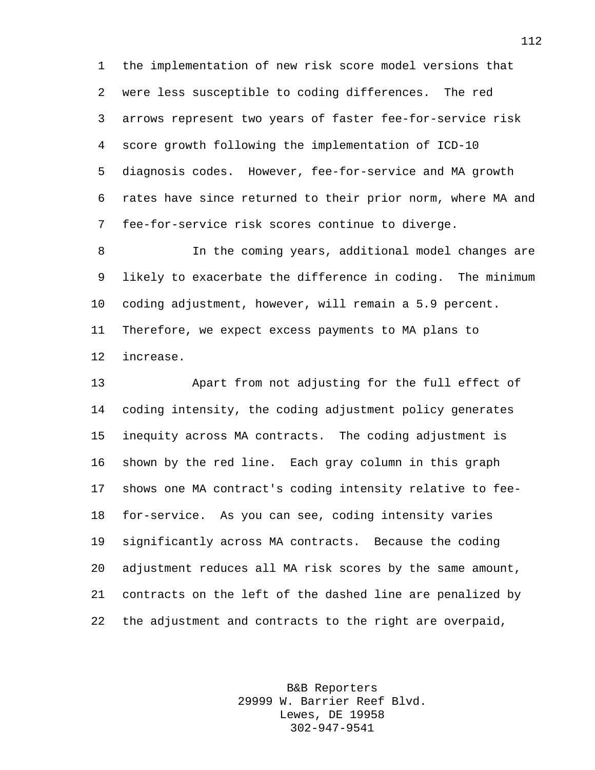the implementation of new risk score model versions that were less susceptible to coding differences. The red arrows represent two years of faster fee-for-service risk score growth following the implementation of ICD-10 diagnosis codes. However, fee-for-service and MA growth rates have since returned to their prior norm, where MA and fee-for-service risk scores continue to diverge.

In the coming years, additional model changes are likely to exacerbate the difference in coding. The minimum coding adjustment, however, will remain a 5.9 percent. Therefore, we expect excess payments to MA plans to increase.

Apart from not adjusting for the full effect of coding intensity, the coding adjustment policy generates inequity across MA contracts. The coding adjustment is shown by the red line. Each gray column in this graph shows one MA contract's coding intensity relative to fee-for-service. As you can see, coding intensity varies significantly across MA contracts. Because the coding adjustment reduces all MA risk scores by the same amount, contracts on the left of the dashed line are penalized by the adjustment and contracts to the right are overpaid,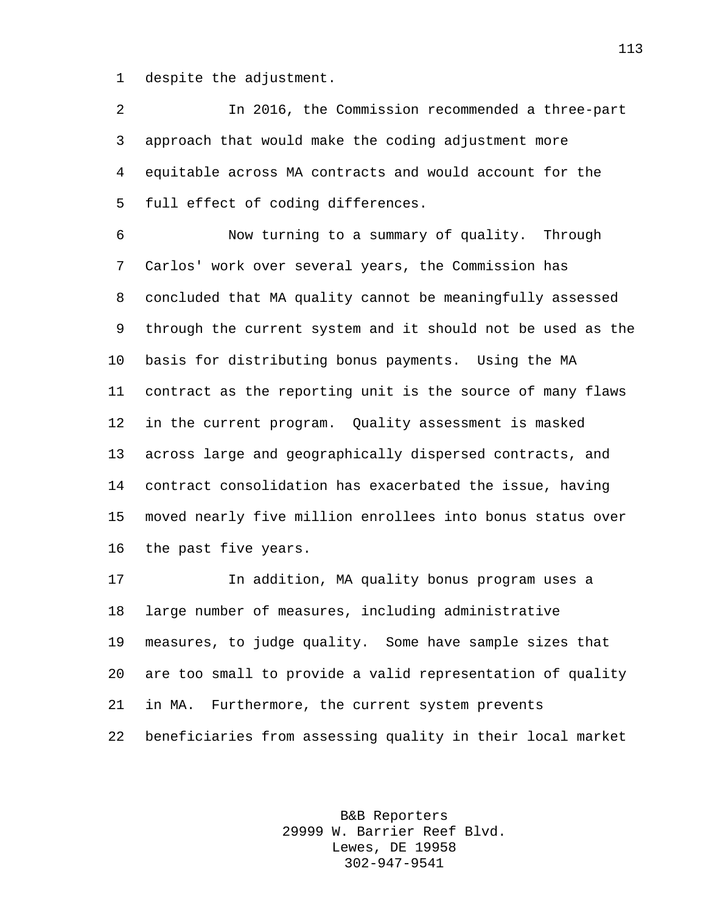despite the adjustment.

In 2016, the Commission recommended a three-part approach that would make the coding adjustment more equitable across MA contracts and would account for the full effect of coding differences.

Now turning to a summary of quality. Through Carlos' work over several years, the Commission has concluded that MA quality cannot be meaningfully assessed through the current system and it should not be used as the basis for distributing bonus payments. Using the MA contract as the reporting unit is the source of many flaws in the current program. Quality assessment is masked across large and geographically dispersed contracts, and contract consolidation has exacerbated the issue, having moved nearly five million enrollees into bonus status over the past five years.

In addition, MA quality bonus program uses a large number of measures, including administrative measures, to judge quality. Some have sample sizes that are too small to provide a valid representation of quality in MA. Furthermore, the current system prevents beneficiaries from assessing quality in their local market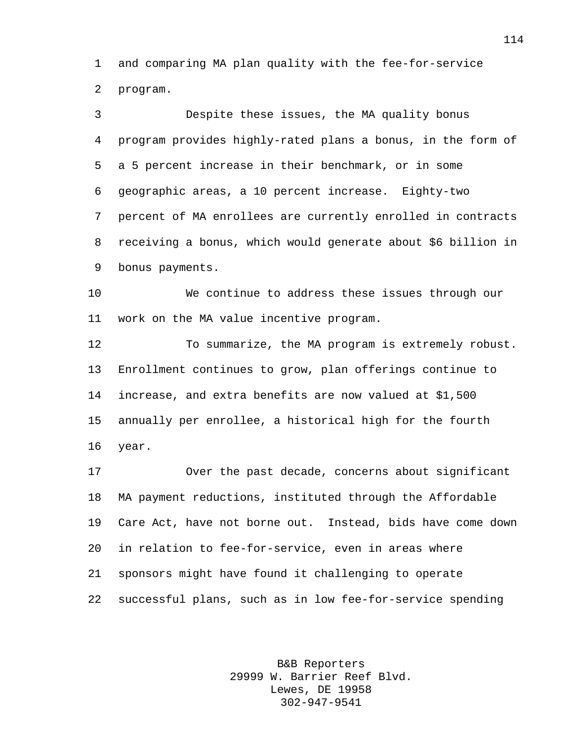and comparing MA plan quality with the fee-for-service program.

Despite these issues, the MA quality bonus program provides highly-rated plans a bonus, in the form of a 5 percent increase in their benchmark, or in some geographic areas, a 10 percent increase. Eighty-two percent of MA enrollees are currently enrolled in contracts receiving a bonus, which would generate about $6 billion in bonus payments.

We continue to address these issues through our work on the MA value incentive program.

To summarize, the MA program is extremely robust. Enrollment continues to grow, plan offerings continue to increase, and extra benefits are now valued at $1,500 annually per enrollee, a historical high for the fourth year.

Over the past decade, concerns about significant MA payment reductions, instituted through the Affordable Care Act, have not borne out. Instead, bids have come down in relation to fee-for-service, even in areas where sponsors might have found it challenging to operate successful plans, such as in low fee-for-service spending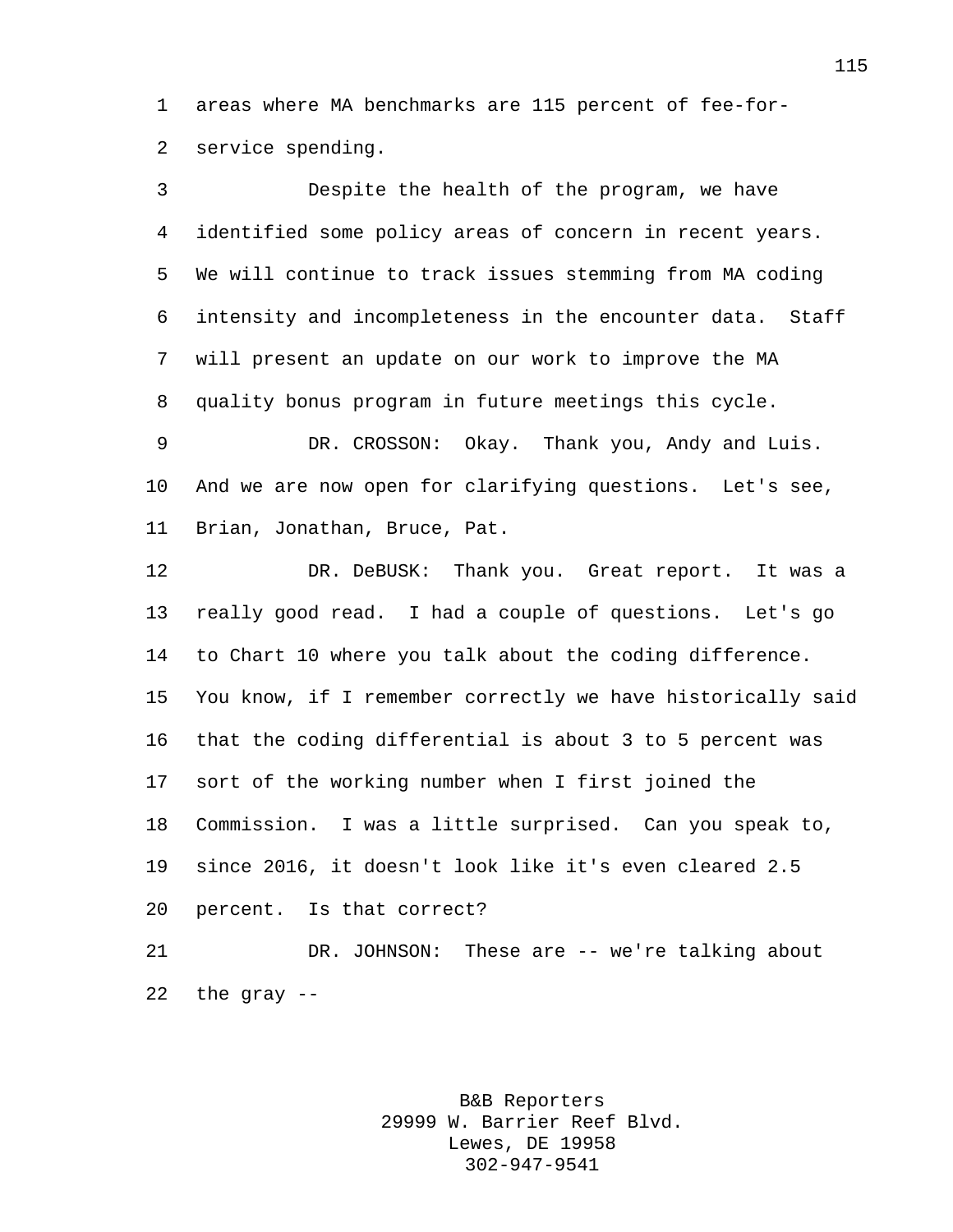areas where MA benchmarks are 115 percent of fee-for-service spending.

Despite the health of the program, we have identified some policy areas of concern in recent years. We will continue to track issues stemming from MA coding intensity and incompleteness in the encounter data. Staff will present an update on our work to improve the MA quality bonus program in future meetings this cycle.

DR. CROSSON: Okay. Thank you, Andy and Luis. And we are now open for clarifying questions. Let's see, Brian, Jonathan, Bruce, Pat.

DR. DeBUSK: Thank you. Great report. It was a really good read. I had a couple of questions. Let's go to Chart 10 where you talk about the coding difference. You know, if I remember correctly we have historically said that the coding differential is about 3 to 5 percent was sort of the working number when I first joined the Commission. I was a little surprised. Can you speak to, since 2016, it doesn't look like it's even cleared 2.5 percent. Is that correct?

DR. JOHNSON: These are -- we're talking about the gray --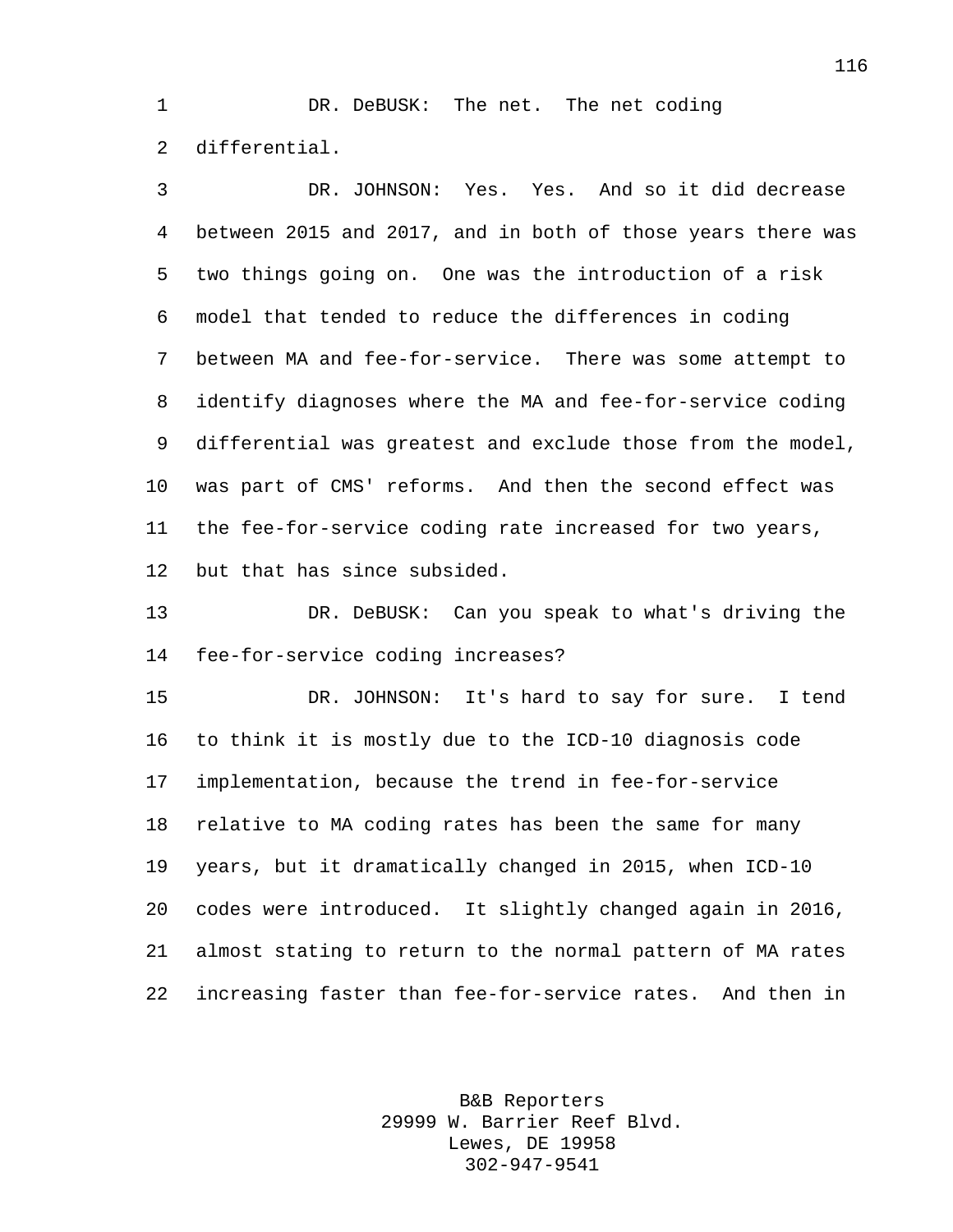DR. DeBUSK: The net. The net coding differential.

DR. JOHNSON: Yes. Yes. And so it did decrease between 2015 and 2017, and in both of those years there was two things going on. One was the introduction of a risk model that tended to reduce the differences in coding between MA and fee-for-service. There was some attempt to identify diagnoses where the MA and fee-for-service coding differential was greatest and exclude those from the model, was part of CMS' reforms. And then the second effect was the fee-for-service coding rate increased for two years, but that has since subsided.

DR. DeBUSK: Can you speak to what's driving the fee-for-service coding increases?

DR. JOHNSON: It's hard to say for sure. I tend to think it is mostly due to the ICD-10 diagnosis code implementation, because the trend in fee-for-service relative to MA coding rates has been the same for many years, but it dramatically changed in 2015, when ICD-10 codes were introduced. It slightly changed again in 2016, almost stating to return to the normal pattern of MA rates increasing faster than fee-for-service rates. And then in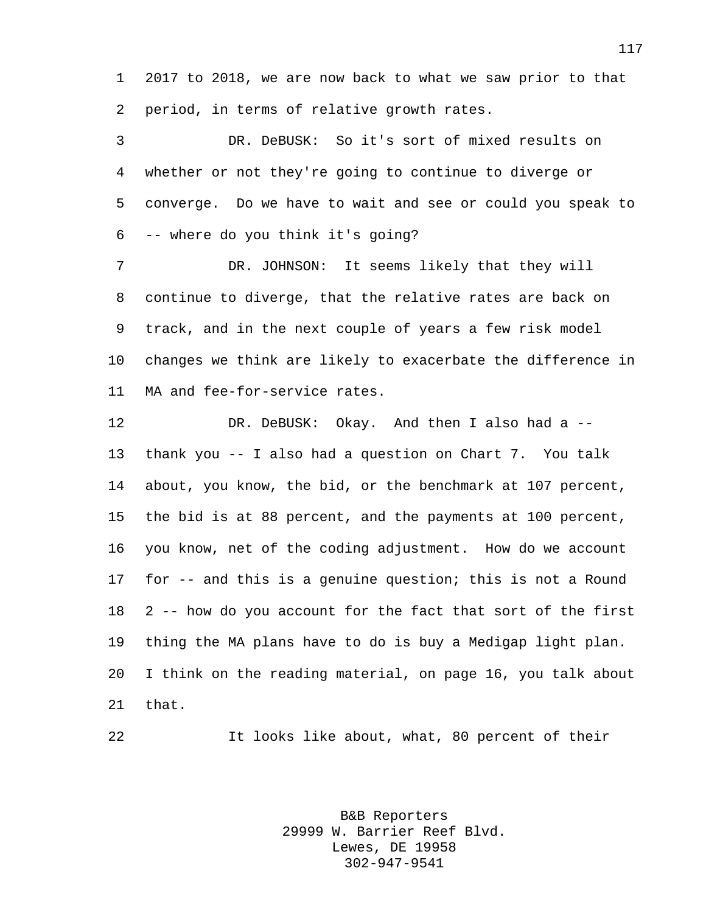2017 to 2018, we are now back to what we saw prior to that period, in terms of relative growth rates.

DR. DeBUSK: So it's sort of mixed results on whether or not they're going to continue to diverge or converge. Do we have to wait and see or could you speak to -- where do you think it's going?

DR. JOHNSON: It seems likely that they will continue to diverge, that the relative rates are back on track, and in the next couple of years a few risk model changes we think are likely to exacerbate the difference in MA and fee-for-service rates.

DR. DeBUSK: Okay. And then I also had a -- thank you -- I also had a question on Chart 7. You talk about, you know, the bid, or the benchmark at 107 percent, the bid is at 88 percent, and the payments at 100 percent, you know, net of the coding adjustment. How do we account for -- and this is a genuine question; this is not a Round 2 -- how do you account for the fact that sort of the first thing the MA plans have to do is buy a Medigap light plan. I think on the reading material, on page 16, you talk about that.

It looks like about, what, 80 percent of their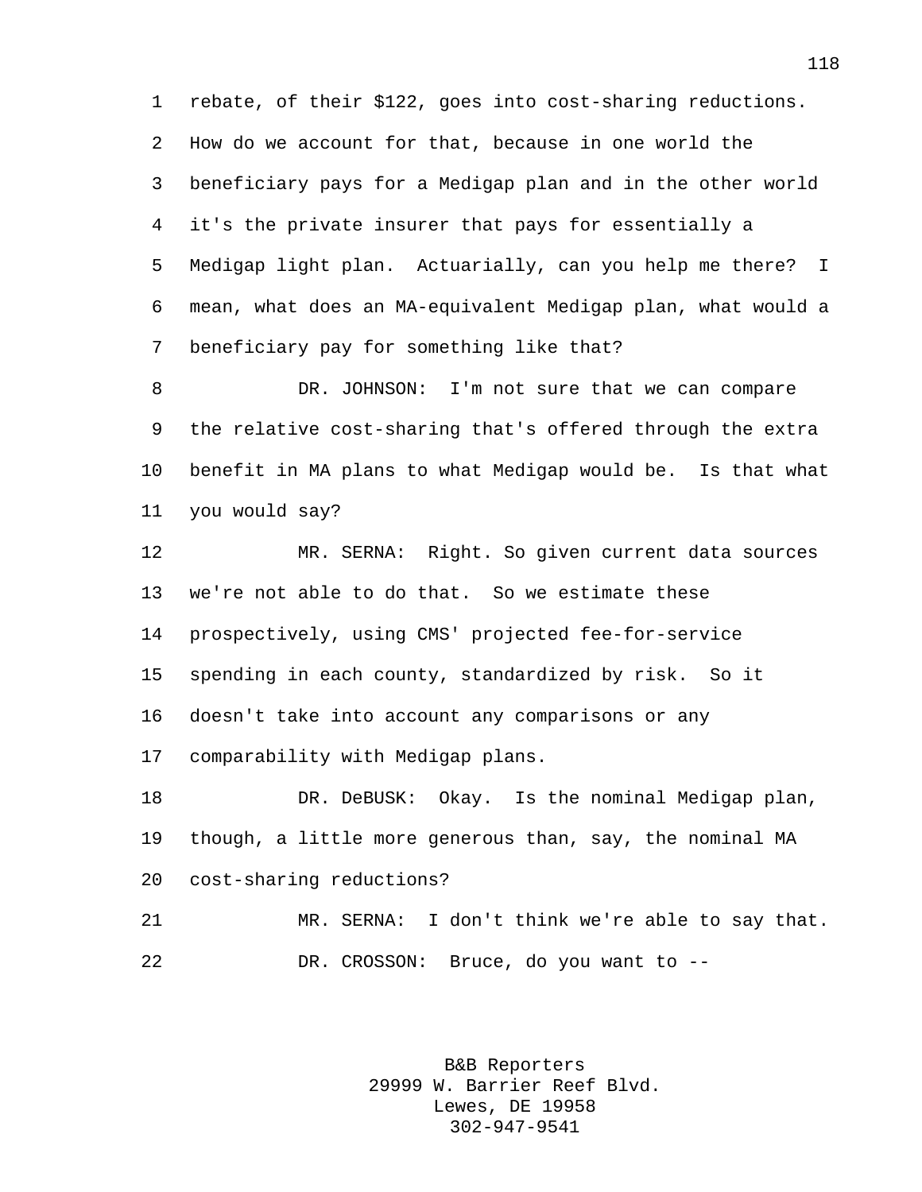rebate, of their $122, goes into cost-sharing reductions. How do we account for that, because in one world the beneficiary pays for a Medigap plan and in the other world it's the private insurer that pays for essentially a Medigap light plan. Actuarially, can you help me there? I mean, what does an MA-equivalent Medigap plan, what would a beneficiary pay for something like that?

DR. JOHNSON: I'm not sure that we can compare the relative cost-sharing that's offered through the extra benefit in MA plans to what Medigap would be. Is that what you would say?

MR. SERNA: Right. So given current data sources we're not able to do that. So we estimate these prospectively, using CMS' projected fee-for-service spending in each county, standardized by risk. So it doesn't take into account any comparisons or any comparability with Medigap plans.

DR. DeBUSK: Okay. Is the nominal Medigap plan, though, a little more generous than, say, the nominal MA cost-sharing reductions?

MR. SERNA: I don't think we're able to say that.

DR. CROSSON: Bruce, do you want to --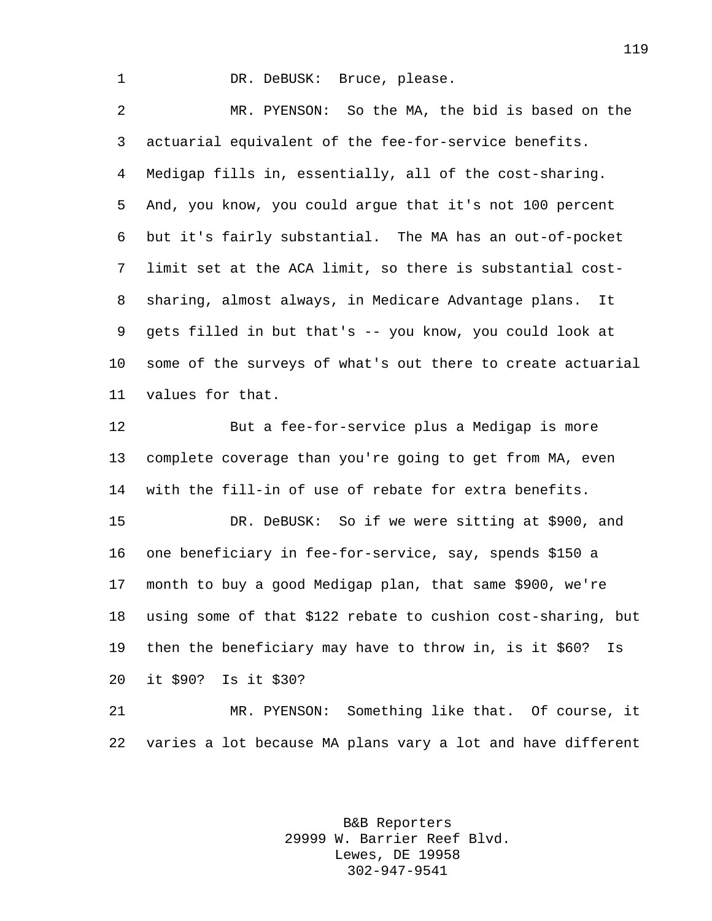DR. DeBUSK: Bruce, please.

MR. PYENSON: So the MA, the bid is based on the actuarial equivalent of the fee-for-service benefits. Medigap fills in, essentially, all of the cost-sharing. And, you know, you could argue that it's not 100 percent but it's fairly substantial. The MA has an out-of-pocket limit set at the ACA limit, so there is substantial cost-sharing, almost always, in Medicare Advantage plans. It gets filled in but that's -- you know, you could look at some of the surveys of what's out there to create actuarial values for that.

But a fee-for-service plus a Medigap is more complete coverage than you're going to get from MA, even with the fill-in of use of rebate for extra benefits.

DR. DeBUSK: So if we were sitting at $900, and one beneficiary in fee-for-service, say, spends $150 a month to buy a good Medigap plan, that same $900, we're using some of that $122 rebate to cushion cost-sharing, but then the beneficiary may have to throw in, is it $60? Is it $90? Is it $30?

MR. PYENSON: Something like that. Of course, it varies a lot because MA plans vary a lot and have different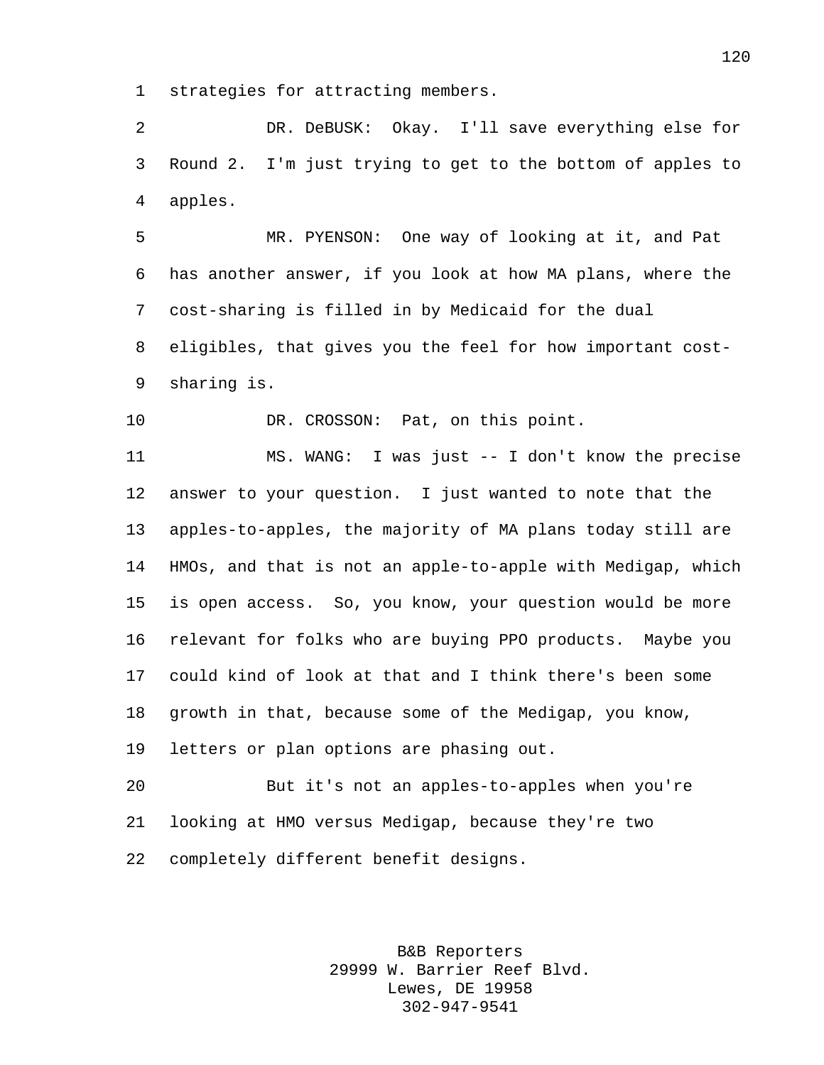strategies for attracting members.

DR. DeBUSK: Okay. I'll save everything else for Round 2. I'm just trying to get to the bottom of apples to apples.

MR. PYENSON: One way of looking at it, and Pat has another answer, if you look at how MA plans, where the cost-sharing is filled in by Medicaid for the dual eligibles, that gives you the feel for how important cost-sharing is.

DR. CROSSON: Pat, on this point.

MS. WANG: I was just -- I don't know the precise answer to your question. I just wanted to note that the apples-to-apples, the majority of MA plans today still are HMOs, and that is not an apple-to-apple with Medigap, which is open access. So, you know, your question would be more relevant for folks who are buying PPO products. Maybe you could kind of look at that and I think there's been some growth in that, because some of the Medigap, you know, letters or plan options are phasing out.

But it's not an apples-to-apples when you're looking at HMO versus Medigap, because they're two completely different benefit designs.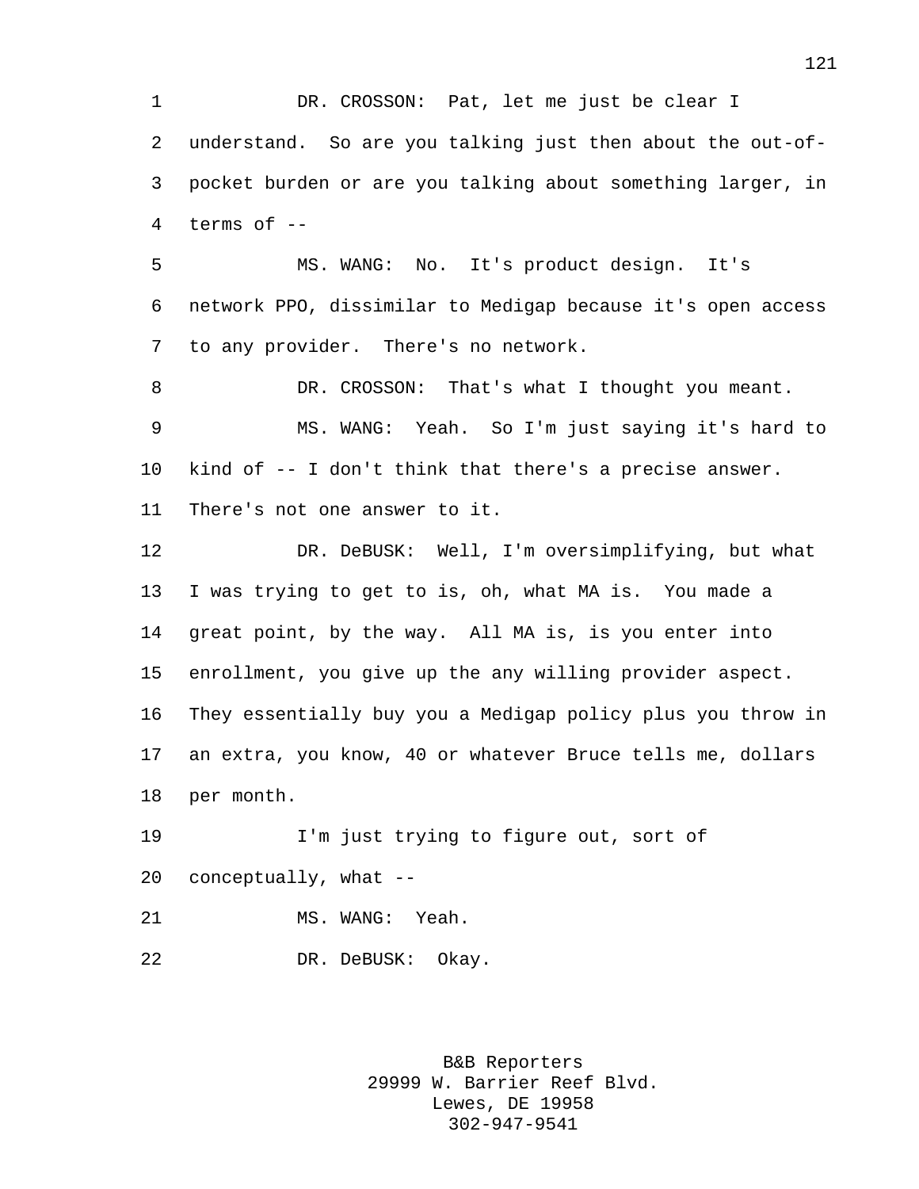DR. CROSSON: Pat, let me just be clear I understand. So are you talking just then about the out-of-pocket burden or are you talking about something larger, in terms of --

MS. WANG: No. It's product design. It's network PPO, dissimilar to Medigap because it's open access to any provider. There's no network.

DR. CROSSON: That's what I thought you meant.

MS. WANG: Yeah. So I'm just saying it's hard to kind of -- I don't think that there's a precise answer. There's not one answer to it.

DR. DeBUSK: Well, I'm oversimplifying, but what I was trying to get to is, oh, what MA is. You made a great point, by the way. All MA is, is you enter into enrollment, you give up the any willing provider aspect. They essentially buy you a Medigap policy plus you throw in an extra, you know, 40 or whatever Bruce tells me, dollars per month.

I'm just trying to figure out, sort of conceptually, what --

MS. WANG: Yeah.

DR. DeBUSK: Okay.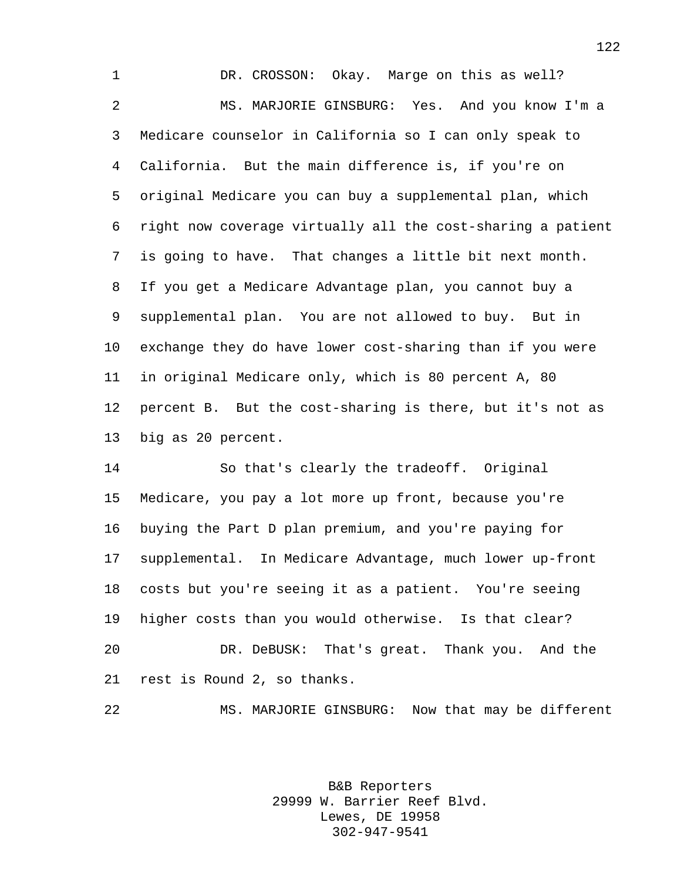DR. CROSSON: Okay. Marge on this as well?

MS. MARJORIE GINSBURG: Yes. And you know I'm a Medicare counselor in California so I can only speak to California. But the main difference is, if you're on original Medicare you can buy a supplemental plan, which right now coverage virtually all the cost-sharing a patient is going to have. That changes a little bit next month. If you get a Medicare Advantage plan, you cannot buy a supplemental plan. You are not allowed to buy. But in exchange they do have lower cost-sharing than if you were in original Medicare only, which is 80 percent A, 80 percent B. But the cost-sharing is there, but it's not as big as 20 percent.

So that's clearly the tradeoff. Original Medicare, you pay a lot more up front, because you're buying the Part D plan premium, and you're paying for supplemental. In Medicare Advantage, much lower up-front costs but you're seeing it as a patient. You're seeing higher costs than you would otherwise. Is that clear?

DR. DeBUSK: That's great. Thank you. And the rest is Round 2, so thanks.

MS. MARJORIE GINSBURG: Now that may be different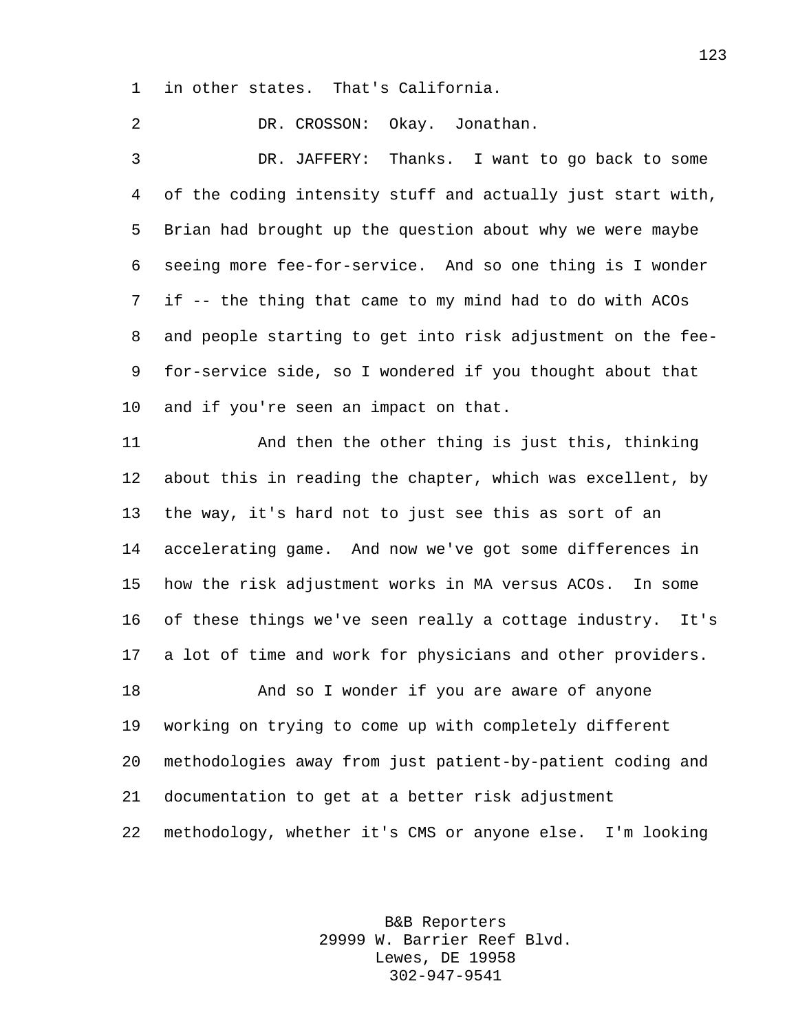in other states. That's California.

DR. CROSSON: Okay. Jonathan.

DR. JAFFERY: Thanks. I want to go back to some of the coding intensity stuff and actually just start with, Brian had brought up the question about why we were maybe seeing more fee-for-service. And so one thing is I wonder if -- the thing that came to my mind had to do with ACOs and people starting to get into risk adjustment on the fee-for-service side, so I wondered if you thought about that and if you're seen an impact on that.

And then the other thing is just this, thinking about this in reading the chapter, which was excellent, by the way, it's hard not to just see this as sort of an accelerating game. And now we've got some differences in how the risk adjustment works in MA versus ACOs. In some of these things we've seen really a cottage industry. It's a lot of time and work for physicians and other providers.

And so I wonder if you are aware of anyone working on trying to come up with completely different methodologies away from just patient-by-patient coding and documentation to get at a better risk adjustment methodology, whether it's CMS or anyone else. I'm looking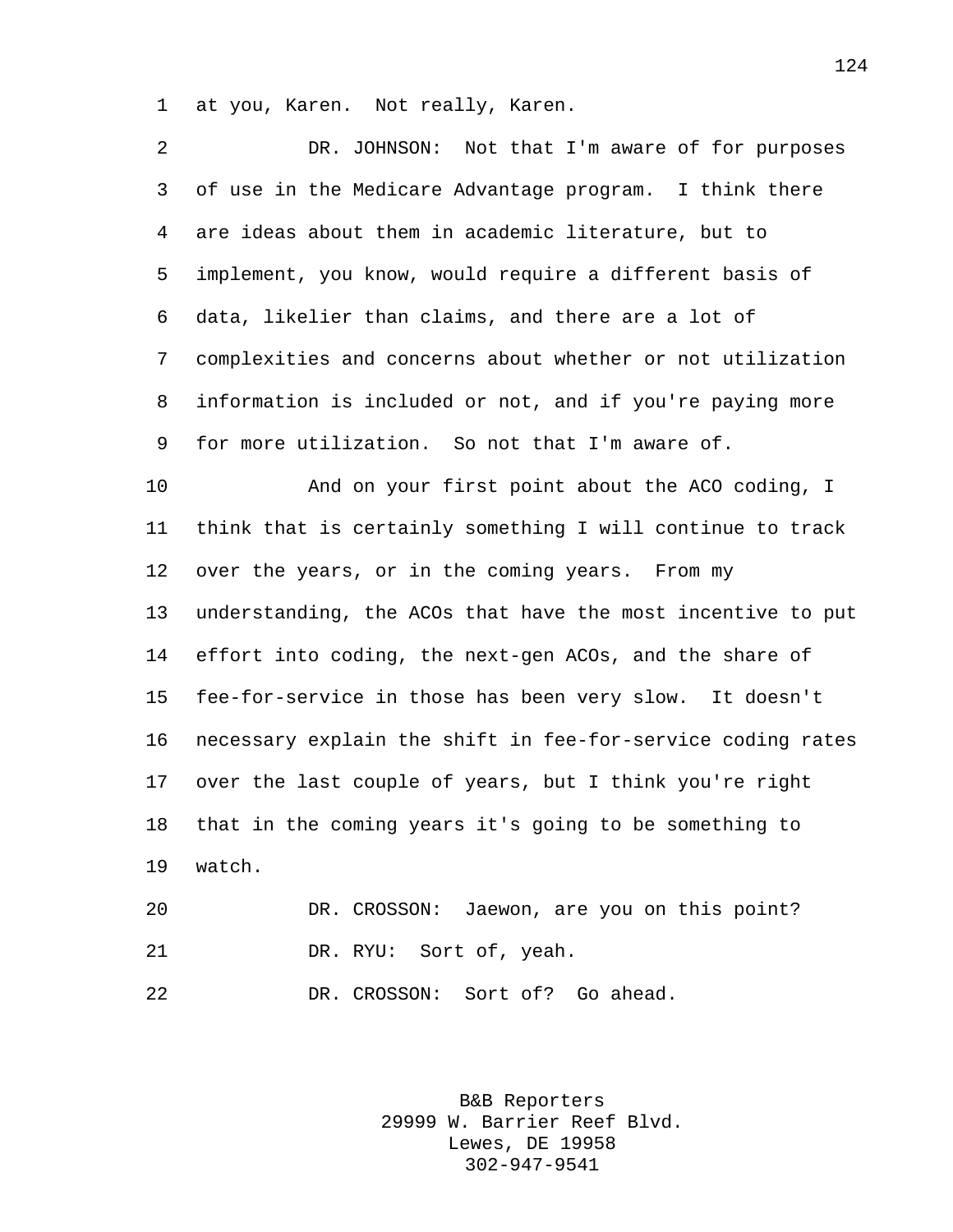at you, Karen. Not really, Karen.

DR. JOHNSON: Not that I'm aware of for purposes of use in the Medicare Advantage program. I think there are ideas about them in academic literature, but to implement, you know, would require a different basis of data, likelier than claims, and there are a lot of complexities and concerns about whether or not utilization information is included or not, and if you're paying more for more utilization. So not that I'm aware of.

And on your first point about the ACO coding, I think that is certainly something I will continue to track over the years, or in the coming years. From my understanding, the ACOs that have the most incentive to put effort into coding, the next-gen ACOs, and the share of fee-for-service in those has been very slow. It doesn't necessary explain the shift in fee-for-service coding rates over the last couple of years, but I think you're right that in the coming years it's going to be something to watch.

DR. CROSSON: Jaewon, are you on this point?

DR. RYU: Sort of, yeah.

DR. CROSSON: Sort of? Go ahead.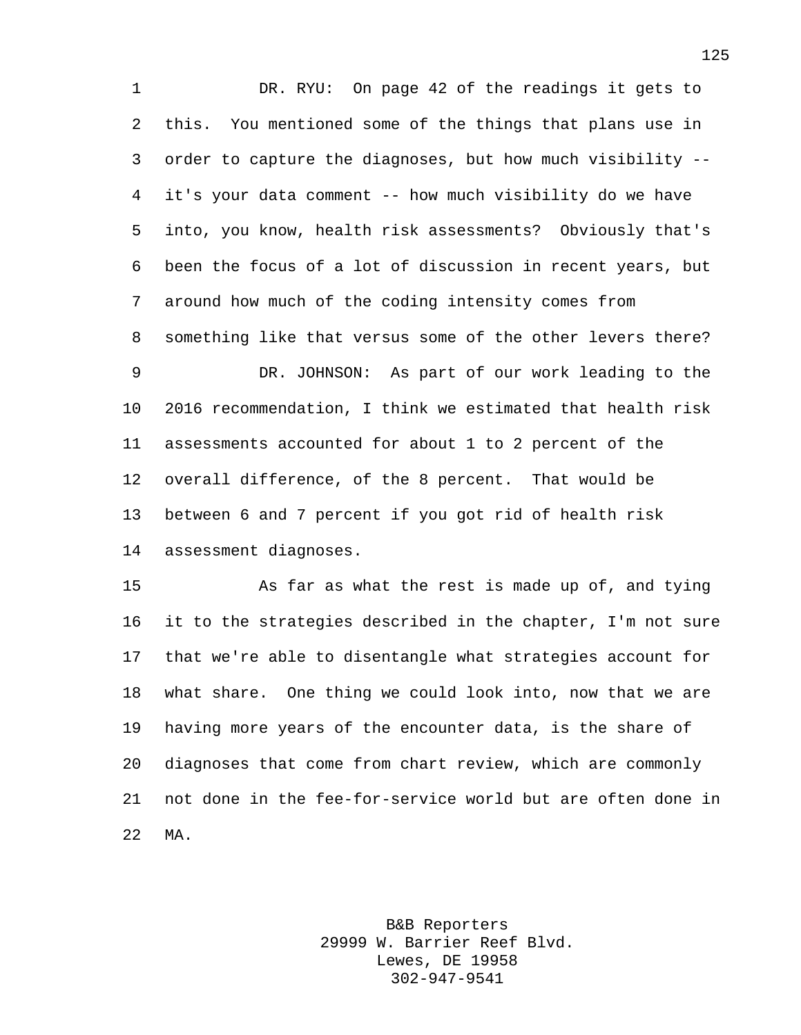DR. RYU: On page 42 of the readings it gets to this. You mentioned some of the things that plans use in order to capture the diagnoses, but how much visibility -- it's your data comment -- how much visibility do we have into, you know, health risk assessments? Obviously that's been the focus of a lot of discussion in recent years, but around how much of the coding intensity comes from something like that versus some of the other levers there?

DR. JOHNSON: As part of our work leading to the 2016 recommendation, I think we estimated that health risk assessments accounted for about 1 to 2 percent of the overall difference, of the 8 percent. That would be between 6 and 7 percent if you got rid of health risk assessment diagnoses.

As far as what the rest is made up of, and tying it to the strategies described in the chapter, I'm not sure that we're able to disentangle what strategies account for what share. One thing we could look into, now that we are having more years of the encounter data, is the share of diagnoses that come from chart review, which are commonly not done in the fee-for-service world but are often done in MA.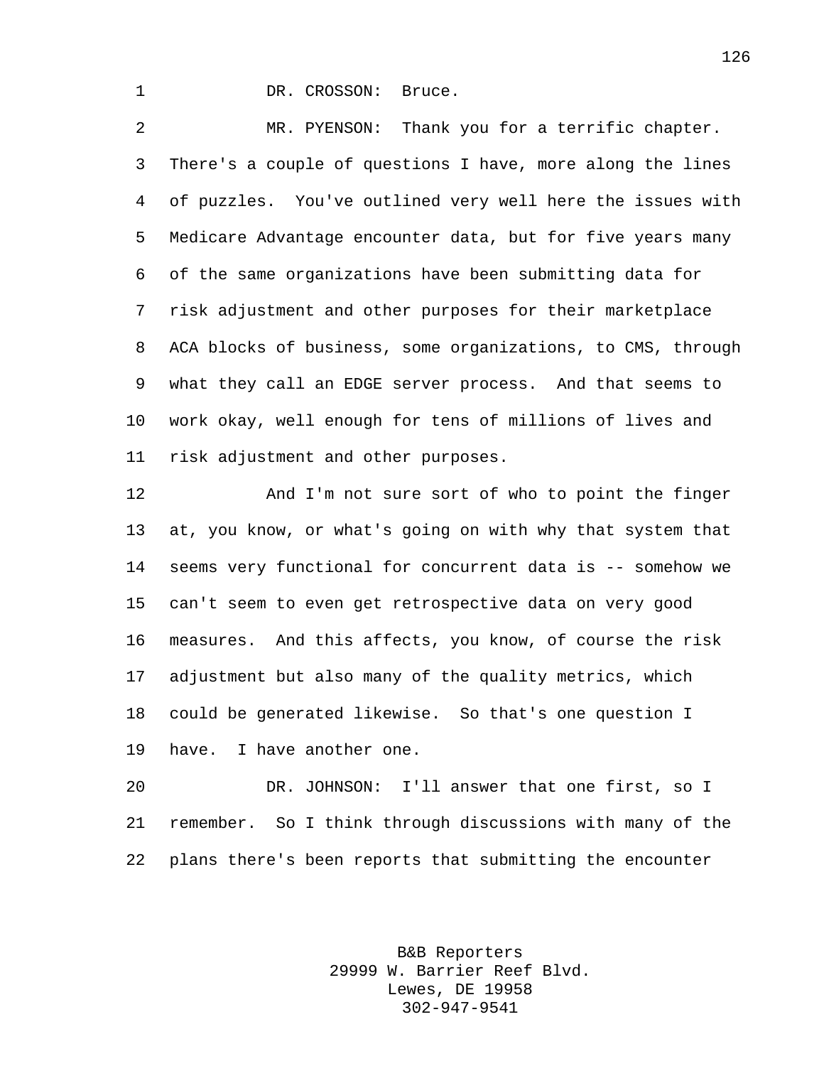DR. CROSSON: Bruce.

MR. PYENSON: Thank you for a terrific chapter. There's a couple of questions I have, more along the lines of puzzles. You've outlined very well here the issues with Medicare Advantage encounter data, but for five years many of the same organizations have been submitting data for risk adjustment and other purposes for their marketplace ACA blocks of business, some organizations, to CMS, through what they call an EDGE server process. And that seems to work okay, well enough for tens of millions of lives and risk adjustment and other purposes.

And I'm not sure sort of who to point the finger at, you know, or what's going on with why that system that seems very functional for concurrent data is -- somehow we can't seem to even get retrospective data on very good measures. And this affects, you know, of course the risk adjustment but also many of the quality metrics, which could be generated likewise. So that's one question I have. I have another one.

DR. JOHNSON: I'll answer that one first, so I remember. So I think through discussions with many of the plans there's been reports that submitting the encounter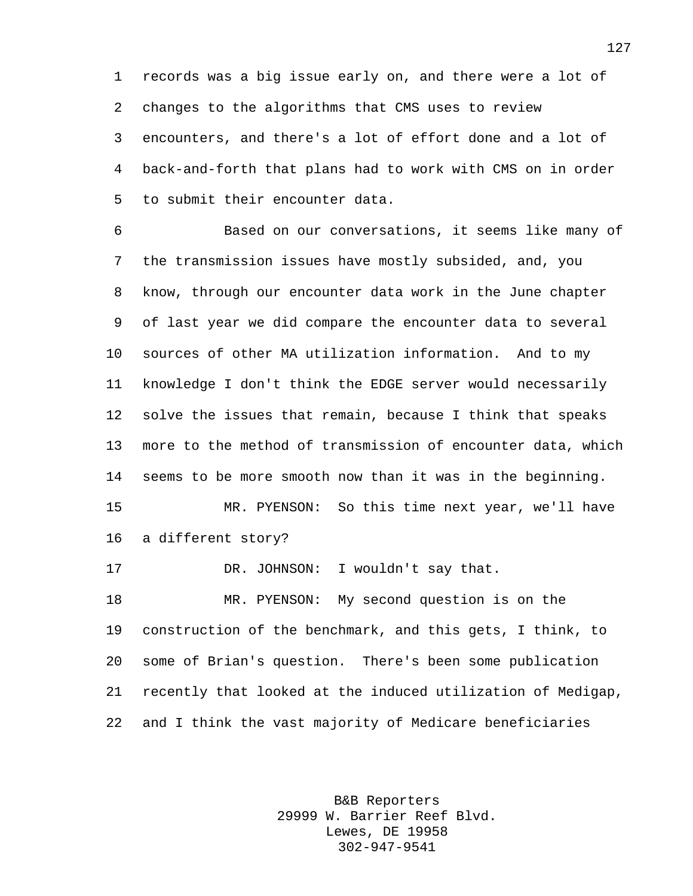records was a big issue early on, and there were a lot of changes to the algorithms that CMS uses to review encounters, and there's a lot of effort done and a lot of back-and-forth that plans had to work with CMS on in order to submit their encounter data.

Based on our conversations, it seems like many of the transmission issues have mostly subsided, and, you know, through our encounter data work in the June chapter of last year we did compare the encounter data to several sources of other MA utilization information. And to my knowledge I don't think the EDGE server would necessarily solve the issues that remain, because I think that speaks more to the method of transmission of encounter data, which seems to be more smooth now than it was in the beginning.

MR. PYENSON: So this time next year, we'll have a different story?

DR. JOHNSON: I wouldn't say that.

MR. PYENSON: My second question is on the construction of the benchmark, and this gets, I think, to some of Brian's question. There's been some publication recently that looked at the induced utilization of Medigap, and I think the vast majority of Medicare beneficiaries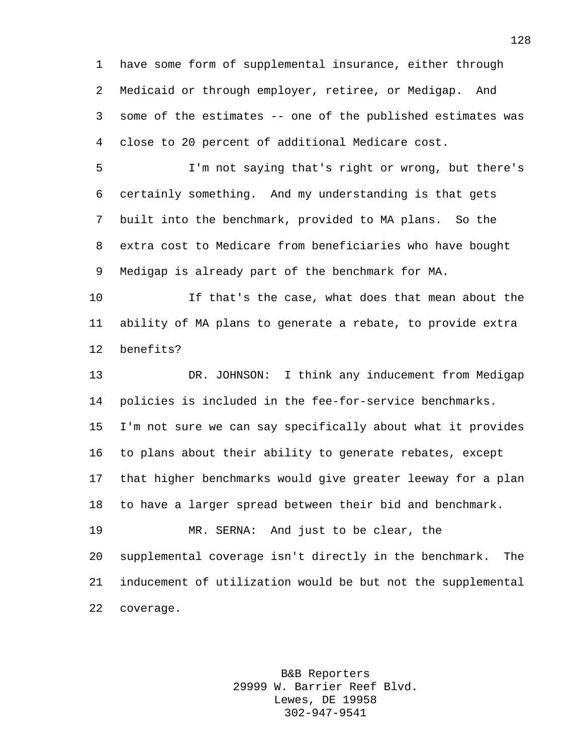have some form of supplemental insurance, either through Medicaid or through employer, retiree, or Medigap. And some of the estimates -- one of the published estimates was close to 20 percent of additional Medicare cost.

I'm not saying that's right or wrong, but there's certainly something. And my understanding is that gets built into the benchmark, provided to MA plans. So the extra cost to Medicare from beneficiaries who have bought Medigap is already part of the benchmark for MA.

If that's the case, what does that mean about the ability of MA plans to generate a rebate, to provide extra benefits?

DR. JOHNSON: I think any inducement from Medigap policies is included in the fee-for-service benchmarks. I'm not sure we can say specifically about what it provides to plans about their ability to generate rebates, except that higher benchmarks would give greater leeway for a plan to have a larger spread between their bid and benchmark.

MR. SERNA: And just to be clear, the supplemental coverage isn't directly in the benchmark. The inducement of utilization would be but not the supplemental coverage.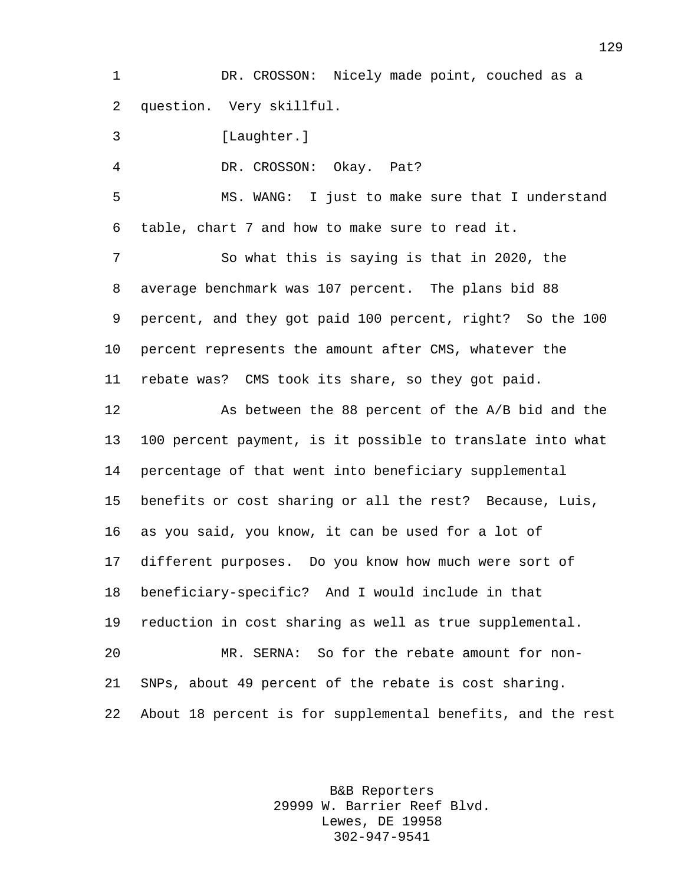DR. CROSSON: Nicely made point, couched as a question. Very skillful.

[Laughter.]

DR. CROSSON: Okay. Pat?

MS. WANG: I just to make sure that I understand table, chart 7 and how to make sure to read it.

So what this is saying is that in 2020, the average benchmark was 107 percent. The plans bid 88 percent, and they got paid 100 percent, right? So the 100 percent represents the amount after CMS, whatever the rebate was? CMS took its share, so they got paid.

As between the 88 percent of the A/B bid and the 100 percent payment, is it possible to translate into what percentage of that went into beneficiary supplemental benefits or cost sharing or all the rest? Because, Luis, as you said, you know, it can be used for a lot of different purposes. Do you know how much were sort of beneficiary-specific? And I would include in that reduction in cost sharing as well as true supplemental.

MR. SERNA: So for the rebate amount for non-SNPs, about 49 percent of the rebate is cost sharing. About 18 percent is for supplemental benefits, and the rest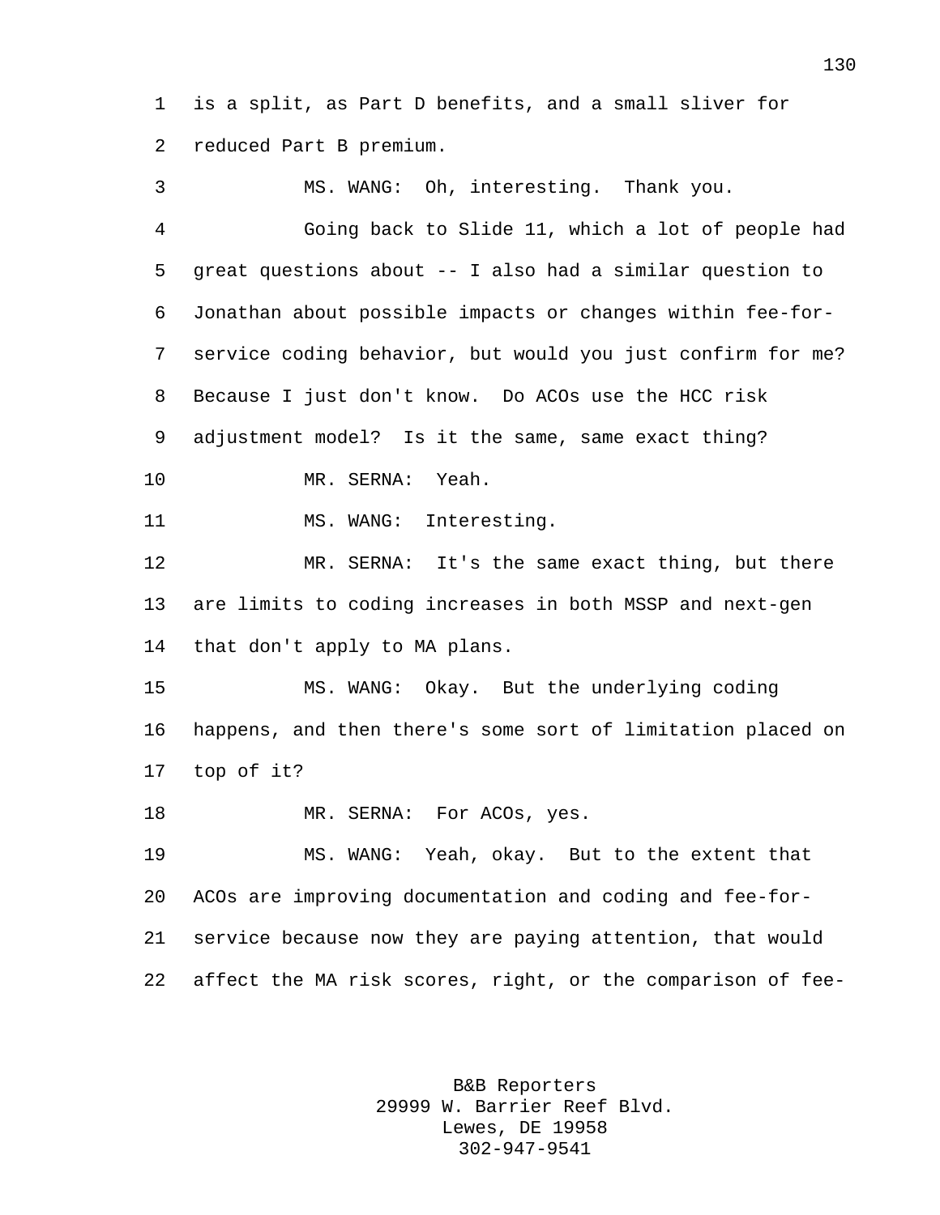is a split, as Part D benefits, and a small sliver for reduced Part B premium.

MS. WANG: Oh, interesting. Thank you.

Going back to Slide 11, which a lot of people had great questions about -- I also had a similar question to Jonathan about possible impacts or changes within fee-for-service coding behavior, but would you just confirm for me? Because I just don't know. Do ACOs use the HCC risk adjustment model? Is it the same, same exact thing?

MR. SERNA: Yeah.

MS. WANG: Interesting.

MR. SERNA: It's the same exact thing, but there are limits to coding increases in both MSSP and next-gen that don't apply to MA plans.

MS. WANG: Okay. But the underlying coding happens, and then there's some sort of limitation placed on top of it?

MR. SERNA: For ACOs, yes.

MS. WANG: Yeah, okay. But to the extent that ACOs are improving documentation and coding and fee-for-service because now they are paying attention, that would affect the MA risk scores, right, or the comparison of fee-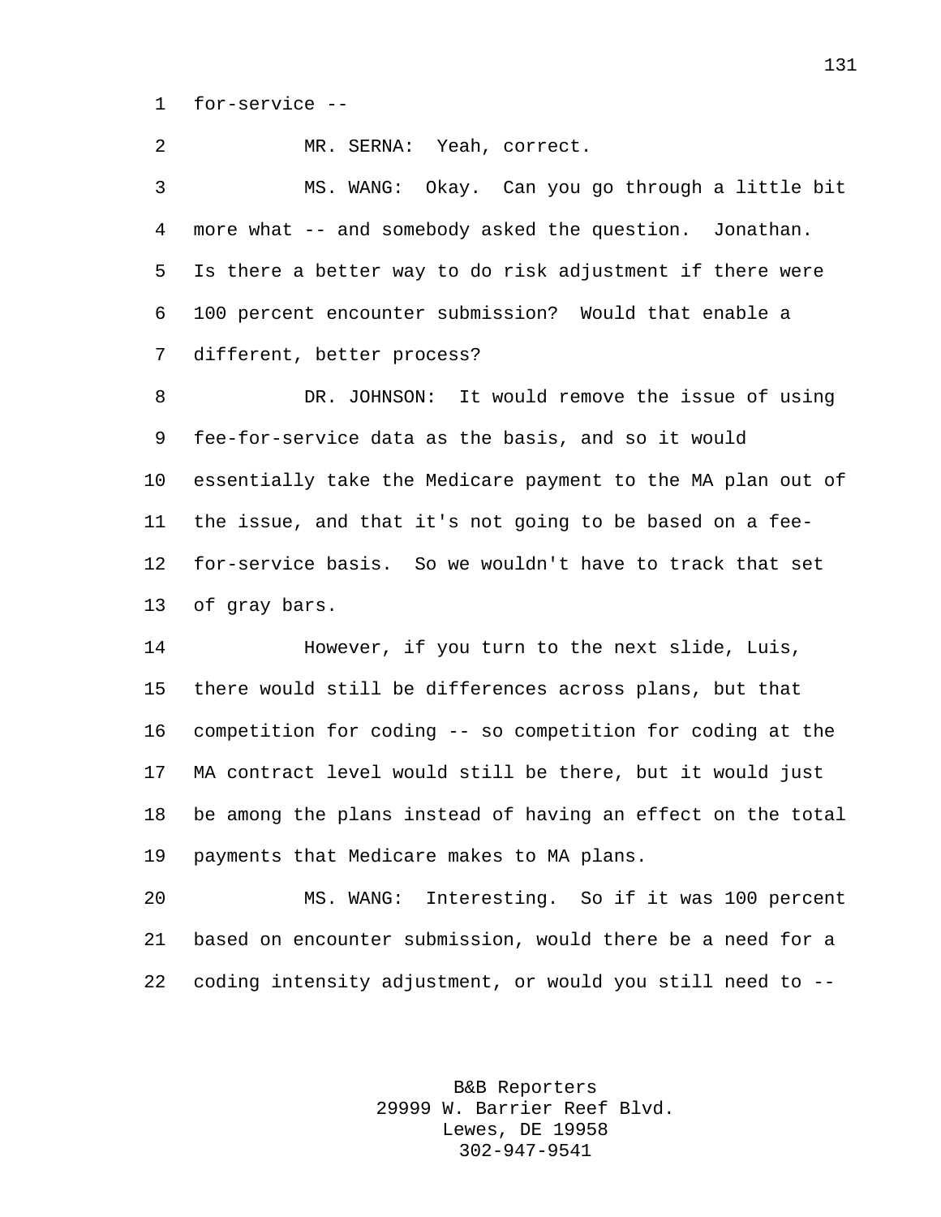for-service --

MR. SERNA: Yeah, correct.

MS. WANG: Okay. Can you go through a little bit more what -- and somebody asked the question. Jonathan. Is there a better way to do risk adjustment if there were 100 percent encounter submission? Would that enable a different, better process?

DR. JOHNSON: It would remove the issue of using fee-for-service data as the basis, and so it would essentially take the Medicare payment to the MA plan out of the issue, and that it's not going to be based on a fee-for-service basis. So we wouldn't have to track that set of gray bars.

However, if you turn to the next slide, Luis, there would still be differences across plans, but that competition for coding -- so competition for coding at the MA contract level would still be there, but it would just be among the plans instead of having an effect on the total payments that Medicare makes to MA plans.

MS. WANG: Interesting. So if it was 100 percent based on encounter submission, would there be a need for a coding intensity adjustment, or would you still need to --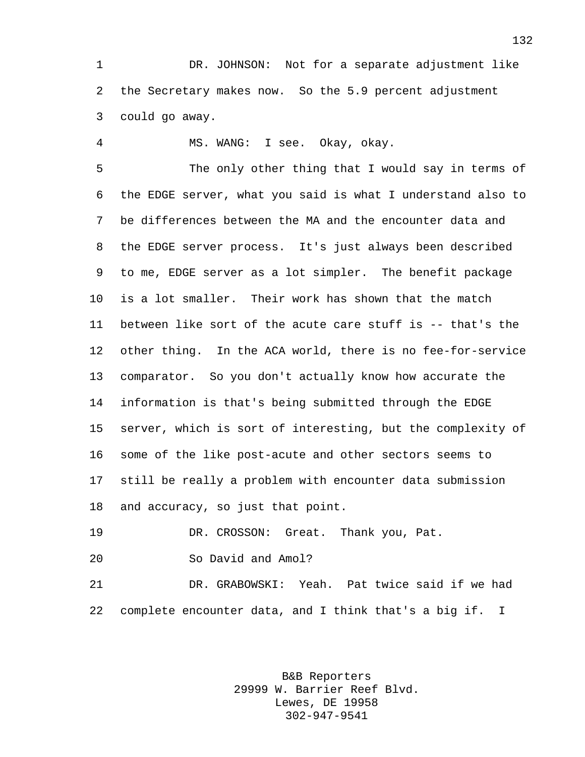DR. JOHNSON: Not for a separate adjustment like the Secretary makes now. So the 5.9 percent adjustment could go away.

MS. WANG: I see. Okay, okay.

The only other thing that I would say in terms of the EDGE server, what you said is what I understand also to be differences between the MA and the encounter data and the EDGE server process. It's just always been described to me, EDGE server as a lot simpler. The benefit package is a lot smaller. Their work has shown that the match between like sort of the acute care stuff is -- that's the other thing. In the ACA world, there is no fee-for-service comparator. So you don't actually know how accurate the information is that's being submitted through the EDGE server, which is sort of interesting, but the complexity of some of the like post-acute and other sectors seems to still be really a problem with encounter data submission and accuracy, so just that point.

DR. CROSSON: Great. Thank you, Pat.

So David and Amol?

DR. GRABOWSKI: Yeah. Pat twice said if we had complete encounter data, and I think that's a big if. I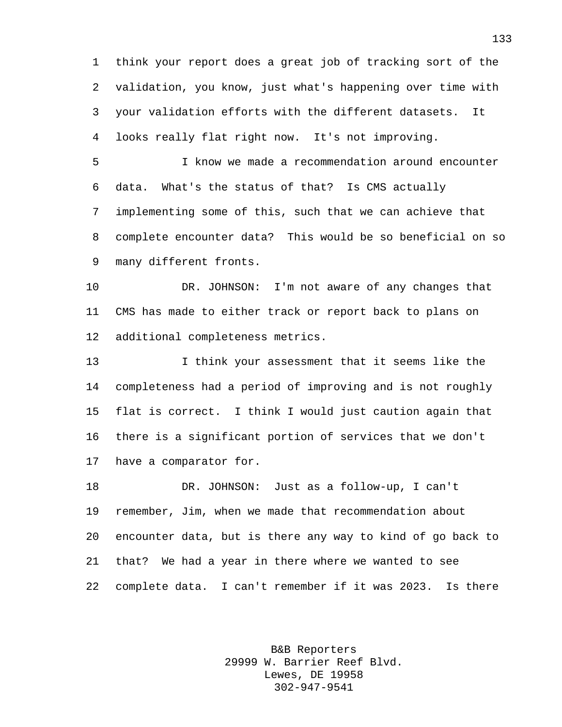think your report does a great job of tracking sort of the validation, you know, just what's happening over time with your validation efforts with the different datasets. It looks really flat right now. It's not improving.

I know we made a recommendation around encounter data. What's the status of that? Is CMS actually implementing some of this, such that we can achieve that complete encounter data? This would be so beneficial on so many different fronts.

DR. JOHNSON: I'm not aware of any changes that CMS has made to either track or report back to plans on additional completeness metrics.

I think your assessment that it seems like the completeness had a period of improving and is not roughly flat is correct. I think I would just caution again that there is a significant portion of services that we don't have a comparator for.

DR. JOHNSON: Just as a follow-up, I can't remember, Jim, when we made that recommendation about encounter data, but is there any way to kind of go back to that? We had a year in there where we wanted to see complete data. I can't remember if it was 2023. Is there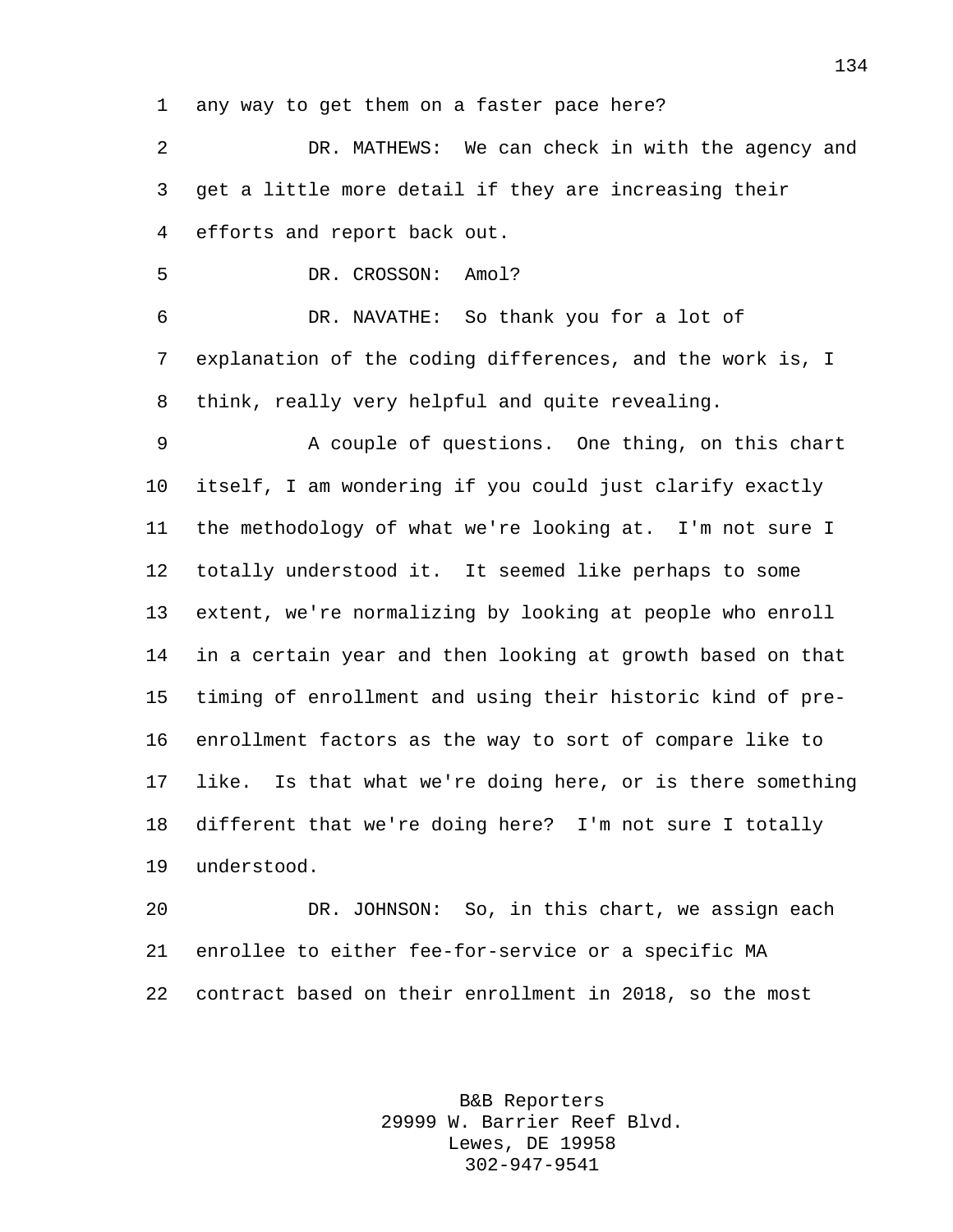any way to get them on a faster pace here?

DR. MATHEWS: We can check in with the agency and get a little more detail if they are increasing their efforts and report back out.

DR. CROSSON: Amol?

DR. NAVATHE: So thank you for a lot of explanation of the coding differences, and the work is, I think, really very helpful and quite revealing.

A couple of questions. One thing, on this chart itself, I am wondering if you could just clarify exactly the methodology of what we're looking at. I'm not sure I totally understood it. It seemed like perhaps to some extent, we're normalizing by looking at people who enroll in a certain year and then looking at growth based on that timing of enrollment and using their historic kind of pre-enrollment factors as the way to sort of compare like to like. Is that what we're doing here, or is there something different that we're doing here? I'm not sure I totally understood.

DR. JOHNSON: So, in this chart, we assign each enrollee to either fee-for-service or a specific MA contract based on their enrollment in 2018, so the most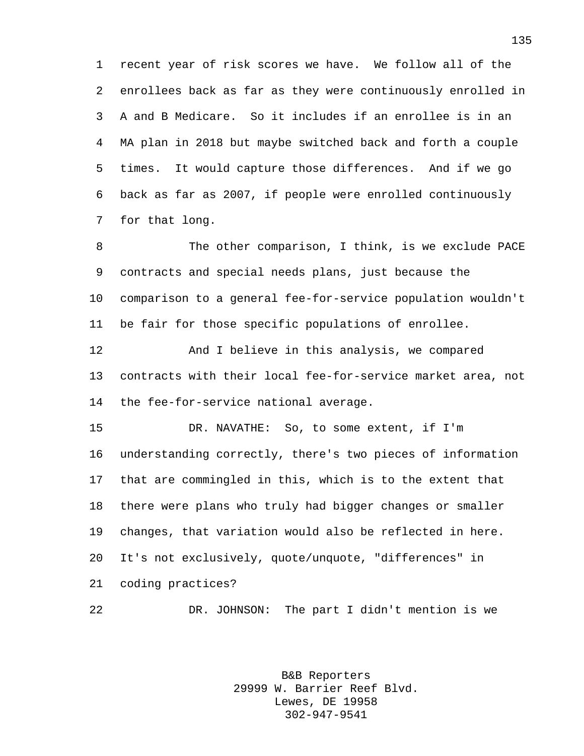recent year of risk scores we have. We follow all of the enrollees back as far as they were continuously enrolled in A and B Medicare. So it includes if an enrollee is in an MA plan in 2018 but maybe switched back and forth a couple times. It would capture those differences. And if we go back as far as 2007, if people were enrolled continuously for that long.

The other comparison, I think, is we exclude PACE contracts and special needs plans, just because the comparison to a general fee-for-service population wouldn't be fair for those specific populations of enrollee.

And I believe in this analysis, we compared contracts with their local fee-for-service market area, not the fee-for-service national average.

DR. NAVATHE: So, to some extent, if I'm understanding correctly, there's two pieces of information that are commingled in this, which is to the extent that there were plans who truly had bigger changes or smaller changes, that variation would also be reflected in here. It's not exclusively, quote/unquote, "differences" in coding practices?

DR. JOHNSON: The part I didn't mention is we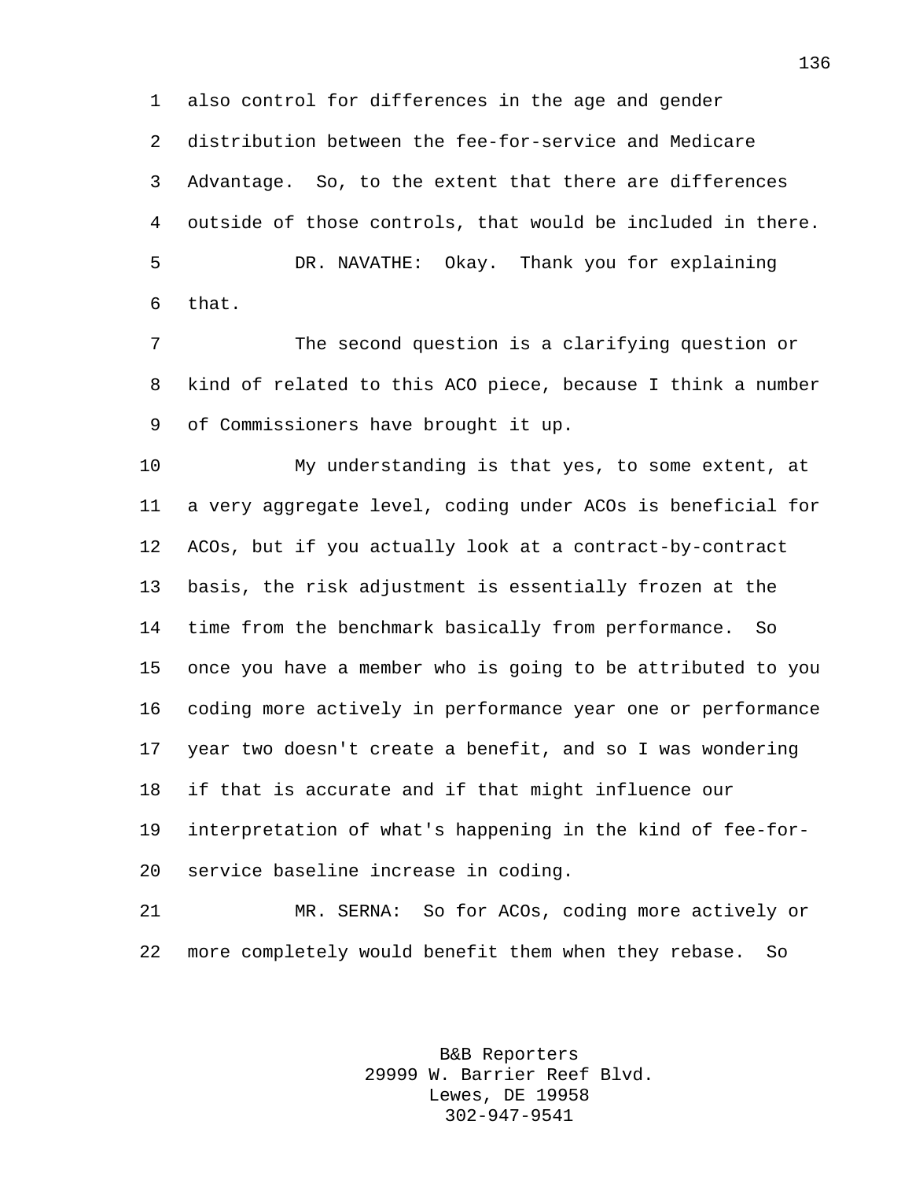also control for differences in the age and gender distribution between the fee-for-service and Medicare Advantage. So, to the extent that there are differences outside of those controls, that would be included in there.

DR. NAVATHE: Okay. Thank you for explaining that.

The second question is a clarifying question or kind of related to this ACO piece, because I think a number of Commissioners have brought it up.

My understanding is that yes, to some extent, at a very aggregate level, coding under ACOs is beneficial for ACOs, but if you actually look at a contract-by-contract basis, the risk adjustment is essentially frozen at the time from the benchmark basically from performance. So once you have a member who is going to be attributed to you coding more actively in performance year one or performance year two doesn't create a benefit, and so I was wondering if that is accurate and if that might influence our interpretation of what's happening in the kind of fee-for-service baseline increase in coding.

MR. SERNA: So for ACOs, coding more actively or more completely would benefit them when they rebase. So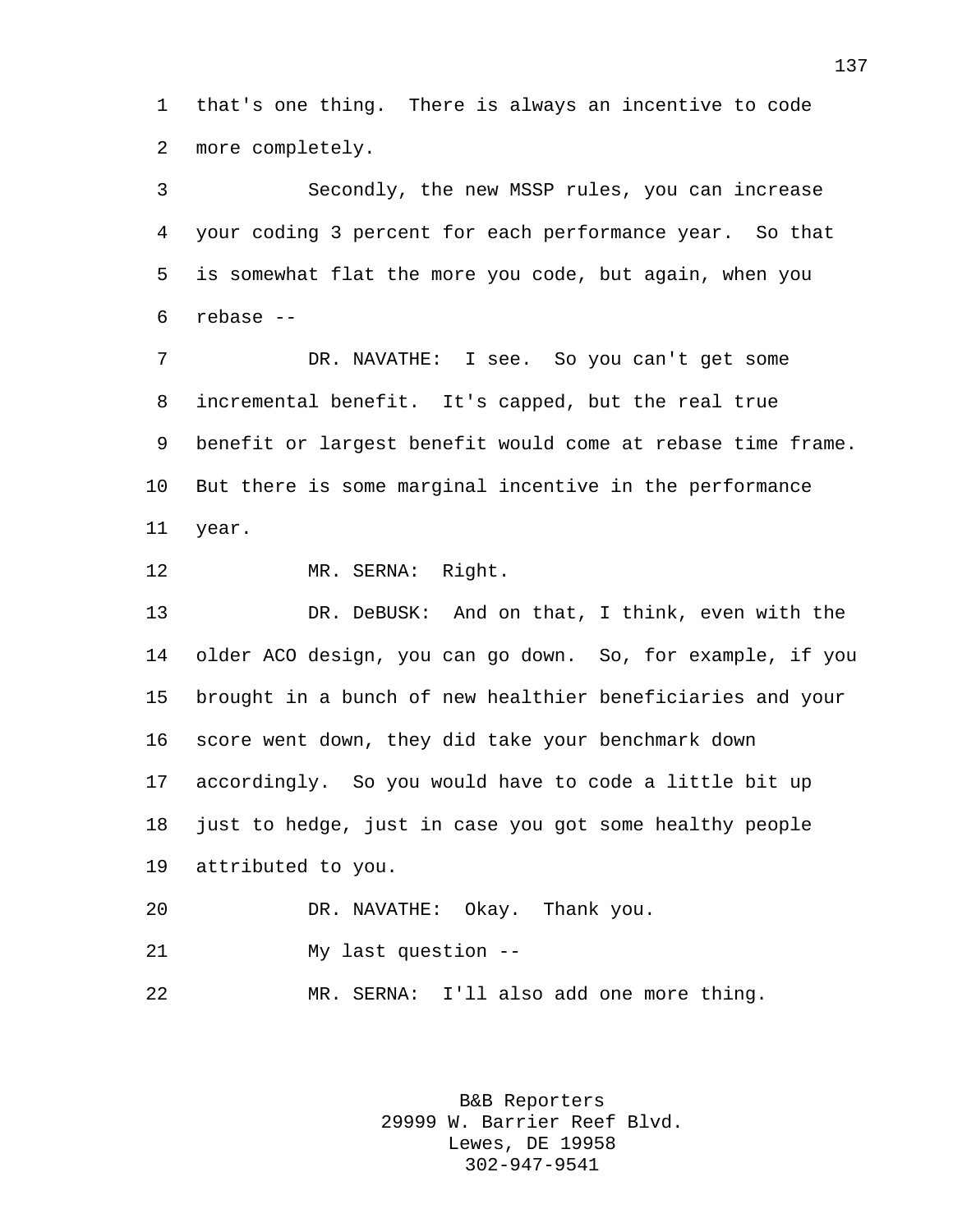that's one thing. There is always an incentive to code more completely.

Secondly, the new MSSP rules, you can increase your coding 3 percent for each performance year. So that is somewhat flat the more you code, but again, when you rebase --

DR. NAVATHE: I see. So you can't get some incremental benefit. It's capped, but the real true benefit or largest benefit would come at rebase time frame. But there is some marginal incentive in the performance year.

MR. SERNA: Right.

DR. DeBUSK: And on that, I think, even with the older ACO design, you can go down. So, for example, if you brought in a bunch of new healthier beneficiaries and your score went down, they did take your benchmark down accordingly. So you would have to code a little bit up just to hedge, just in case you got some healthy people attributed to you.

DR. NAVATHE: Okay. Thank you.

My last question --

MR. SERNA: I'll also add one more thing.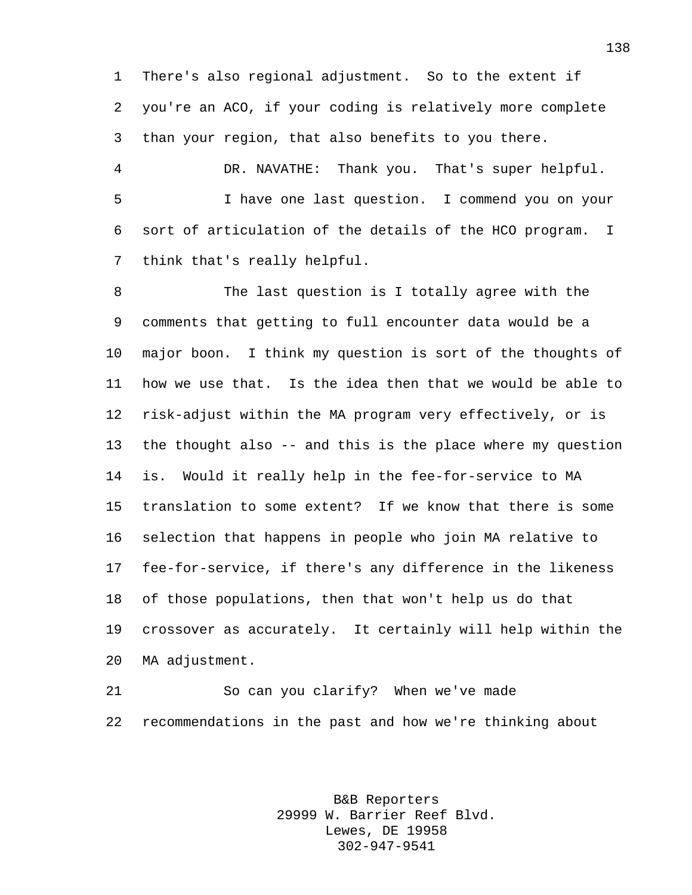There's also regional adjustment. So to the extent if you're an ACO, if your coding is relatively more complete than your region, that also benefits to you there.

DR. NAVATHE: Thank you. That's super helpful.

I have one last question. I commend you on your sort of articulation of the details of the HCO program. I think that's really helpful.

The last question is I totally agree with the comments that getting to full encounter data would be a major boon. I think my question is sort of the thoughts of how we use that. Is the idea then that we would be able to risk-adjust within the MA program very effectively, or is the thought also -- and this is the place where my question is. Would it really help in the fee-for-service to MA translation to some extent? If we know that there is some selection that happens in people who join MA relative to fee-for-service, if there's any difference in the likeness of those populations, then that won't help us do that crossover as accurately. It certainly will help within the MA adjustment.

So can you clarify? When we've made recommendations in the past and how we're thinking about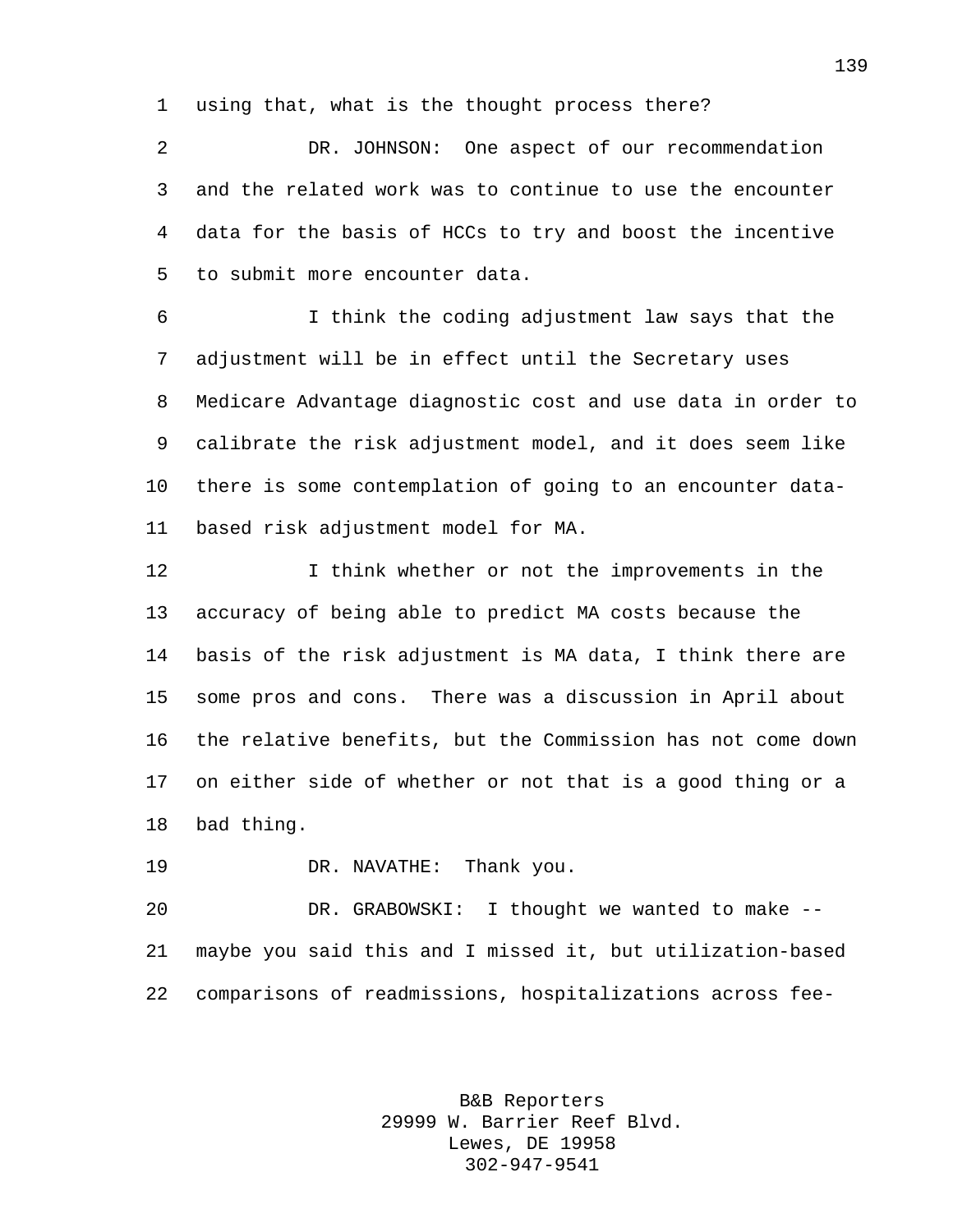using that, what is the thought process there?

DR. JOHNSON: One aspect of our recommendation and the related work was to continue to use the encounter data for the basis of HCCs to try and boost the incentive to submit more encounter data.

I think the coding adjustment law says that the adjustment will be in effect until the Secretary uses Medicare Advantage diagnostic cost and use data in order to calibrate the risk adjustment model, and it does seem like there is some contemplation of going to an encounter data-based risk adjustment model for MA.

I think whether or not the improvements in the accuracy of being able to predict MA costs because the basis of the risk adjustment is MA data, I think there are some pros and cons. There was a discussion in April about the relative benefits, but the Commission has not come down on either side of whether or not that is a good thing or a bad thing.

DR. NAVATHE: Thank you.

DR. GRABOWSKI: I thought we wanted to make -- maybe you said this and I missed it, but utilization-based comparisons of readmissions, hospitalizations across fee-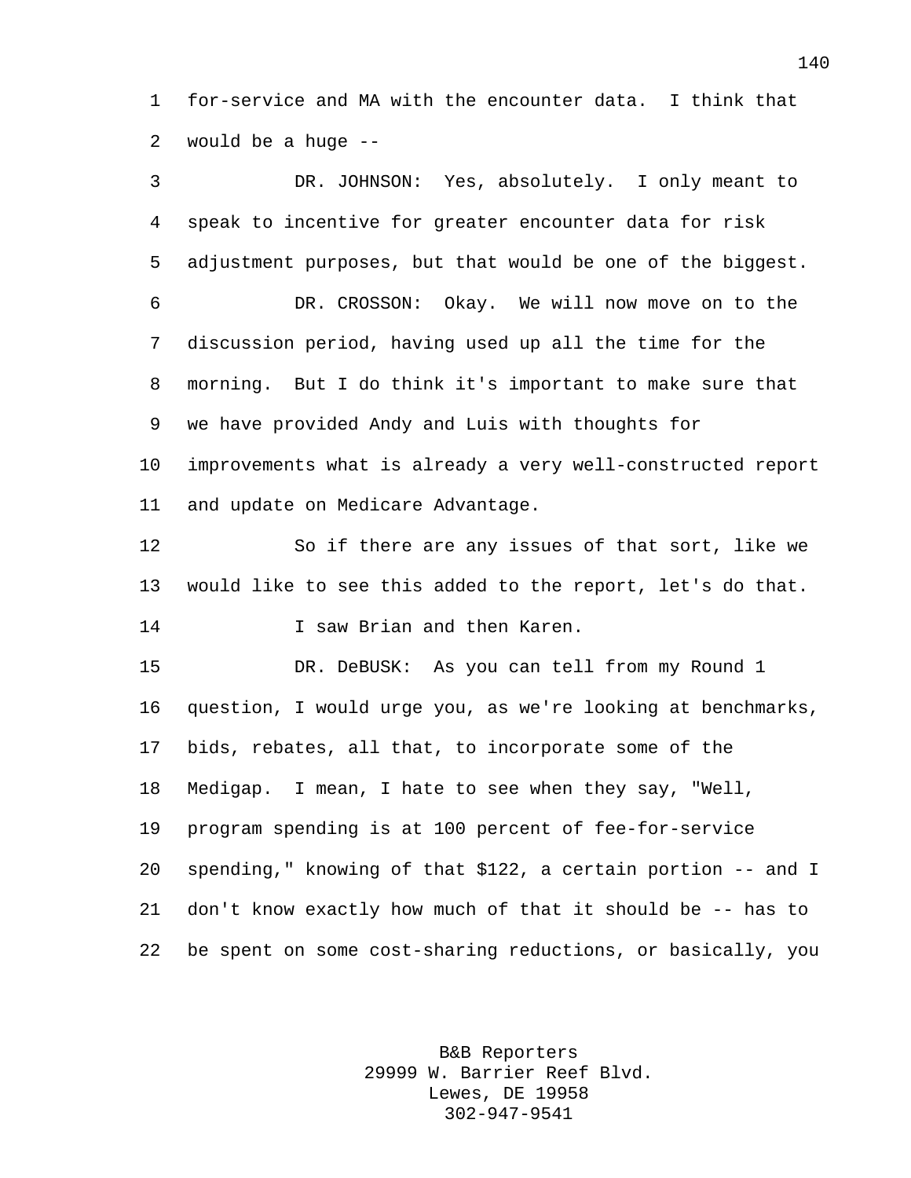for-service and MA with the encounter data. I think that would be a huge --

DR. JOHNSON: Yes, absolutely. I only meant to speak to incentive for greater encounter data for risk adjustment purposes, but that would be one of the biggest.

DR. CROSSON: Okay. We will now move on to the discussion period, having used up all the time for the morning. But I do think it's important to make sure that we have provided Andy and Luis with thoughts for improvements what is already a very well-constructed report and update on Medicare Advantage.

So if there are any issues of that sort, like we would like to see this added to the report, let's do that.

I saw Brian and then Karen.

DR. DeBUSK: As you can tell from my Round 1 question, I would urge you, as we're looking at benchmarks, bids, rebates, all that, to incorporate some of the Medigap. I mean, I hate to see when they say, "Well, program spending is at 100 percent of fee-for-service spending," knowing of that $122, a certain portion -- and I don't know exactly how much of that it should be -- has to be spent on some cost-sharing reductions, or basically, you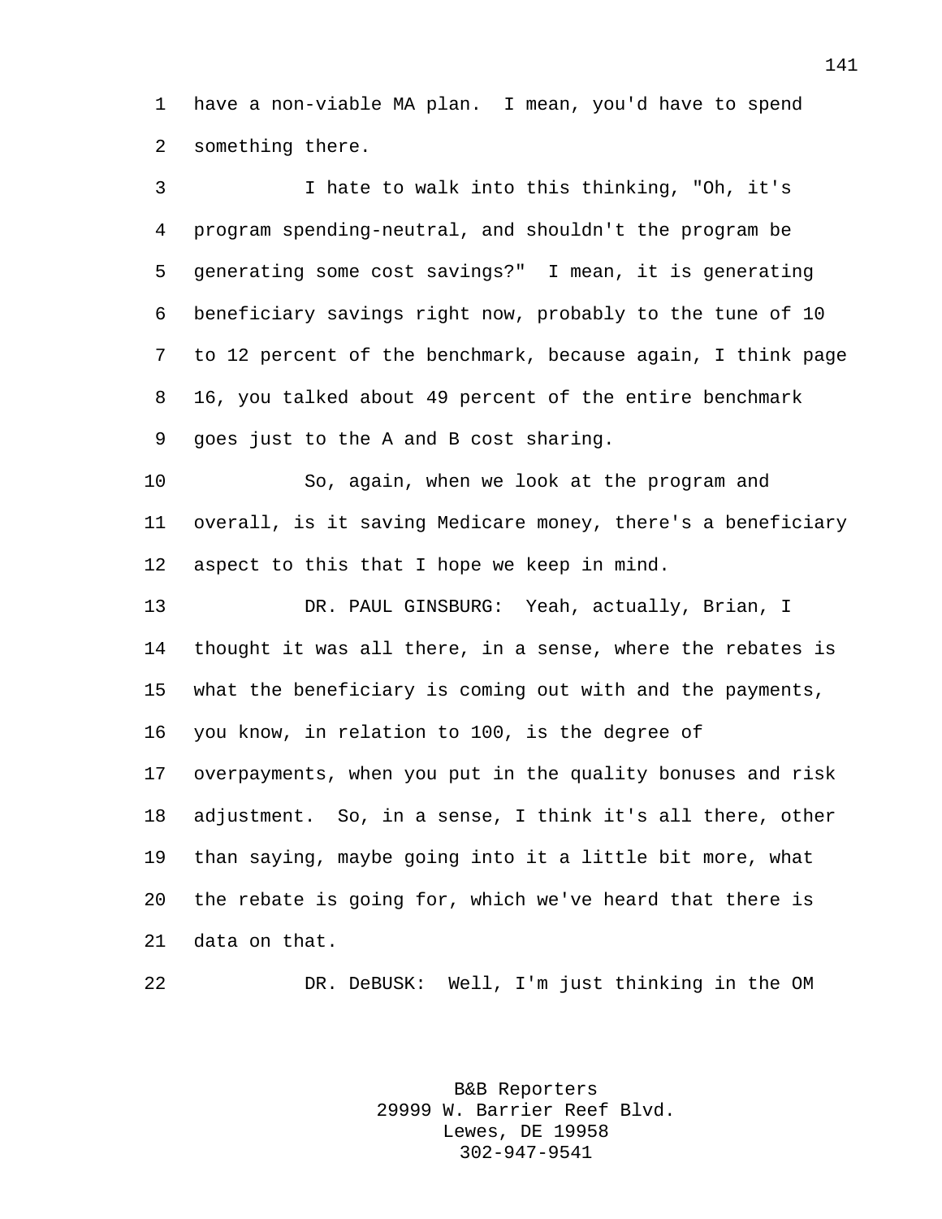have a non-viable MA plan. I mean, you'd have to spend something there.

I hate to walk into this thinking, "Oh, it's program spending-neutral, and shouldn't the program be generating some cost savings?" I mean, it is generating beneficiary savings right now, probably to the tune of 10 to 12 percent of the benchmark, because again, I think page 16, you talked about 49 percent of the entire benchmark goes just to the A and B cost sharing.

So, again, when we look at the program and overall, is it saving Medicare money, there's a beneficiary aspect to this that I hope we keep in mind.

DR. PAUL GINSBURG: Yeah, actually, Brian, I thought it was all there, in a sense, where the rebates is what the beneficiary is coming out with and the payments, you know, in relation to 100, is the degree of overpayments, when you put in the quality bonuses and risk adjustment. So, in a sense, I think it's all there, other than saying, maybe going into it a little bit more, what the rebate is going for, which we've heard that there is data on that.

DR. DeBUSK: Well, I'm just thinking in the OM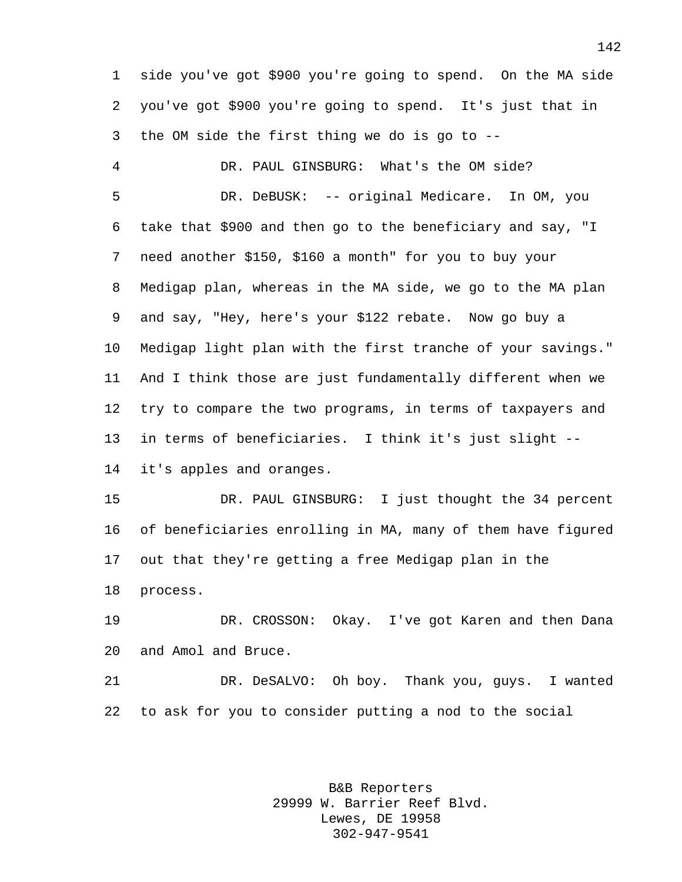side you've got $900 you're going to spend. On the MA side you've got $900 you're going to spend. It's just that in the OM side the first thing we do is go to --

DR. PAUL GINSBURG: What's the OM side?

DR. DeBUSK: -- original Medicare. In OM, you take that $900 and then go to the beneficiary and say, "I need another $150, $160 a month" for you to buy your Medigap plan, whereas in the MA side, we go to the MA plan and say, "Hey, here's your $122 rebate. Now go buy a Medigap light plan with the first tranche of your savings." And I think those are just fundamentally different when we try to compare the two programs, in terms of taxpayers and in terms of beneficiaries. I think it's just slight -- it's apples and oranges.

DR. PAUL GINSBURG: I just thought the 34 percent of beneficiaries enrolling in MA, many of them have figured out that they're getting a free Medigap plan in the process.

DR. CROSSON: Okay. I've got Karen and then Dana and Amol and Bruce.

DR. DeSALVO: Oh boy. Thank you, guys. I wanted to ask for you to consider putting a nod to the social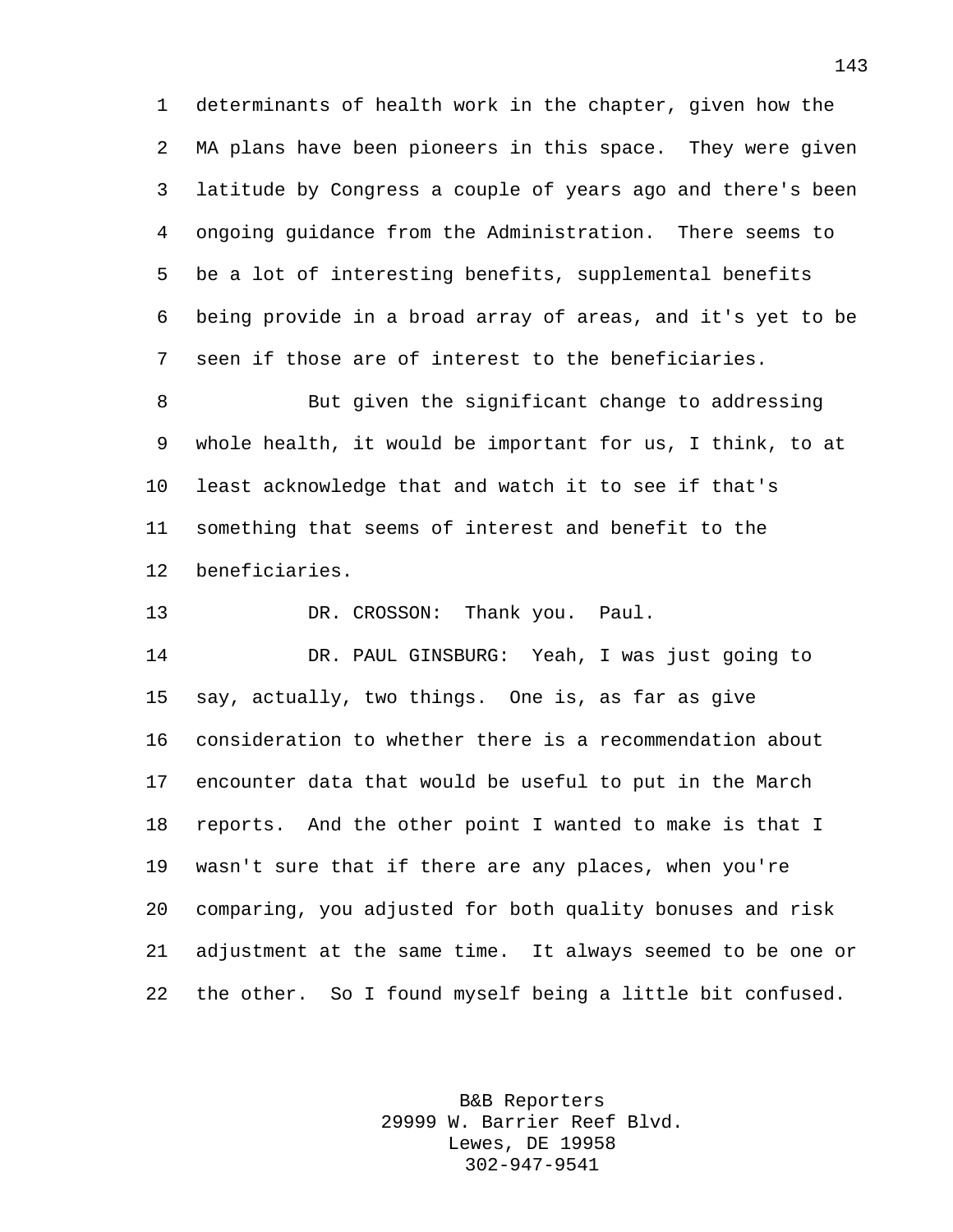determinants of health work in the chapter, given how the MA plans have been pioneers in this space. They were given latitude by Congress a couple of years ago and there's been ongoing guidance from the Administration. There seems to be a lot of interesting benefits, supplemental benefits being provide in a broad array of areas, and it's yet to be seen if those are of interest to the beneficiaries.

But given the significant change to addressing whole health, it would be important for us, I think, to at least acknowledge that and watch it to see if that's something that seems of interest and benefit to the beneficiaries.

DR. CROSSON: Thank you. Paul.

DR. PAUL GINSBURG: Yeah, I was just going to say, actually, two things. One is, as far as give consideration to whether there is a recommendation about encounter data that would be useful to put in the March reports. And the other point I wanted to make is that I wasn't sure that if there are any places, when you're comparing, you adjusted for both quality bonuses and risk adjustment at the same time. It always seemed to be one or the other. So I found myself being a little bit confused.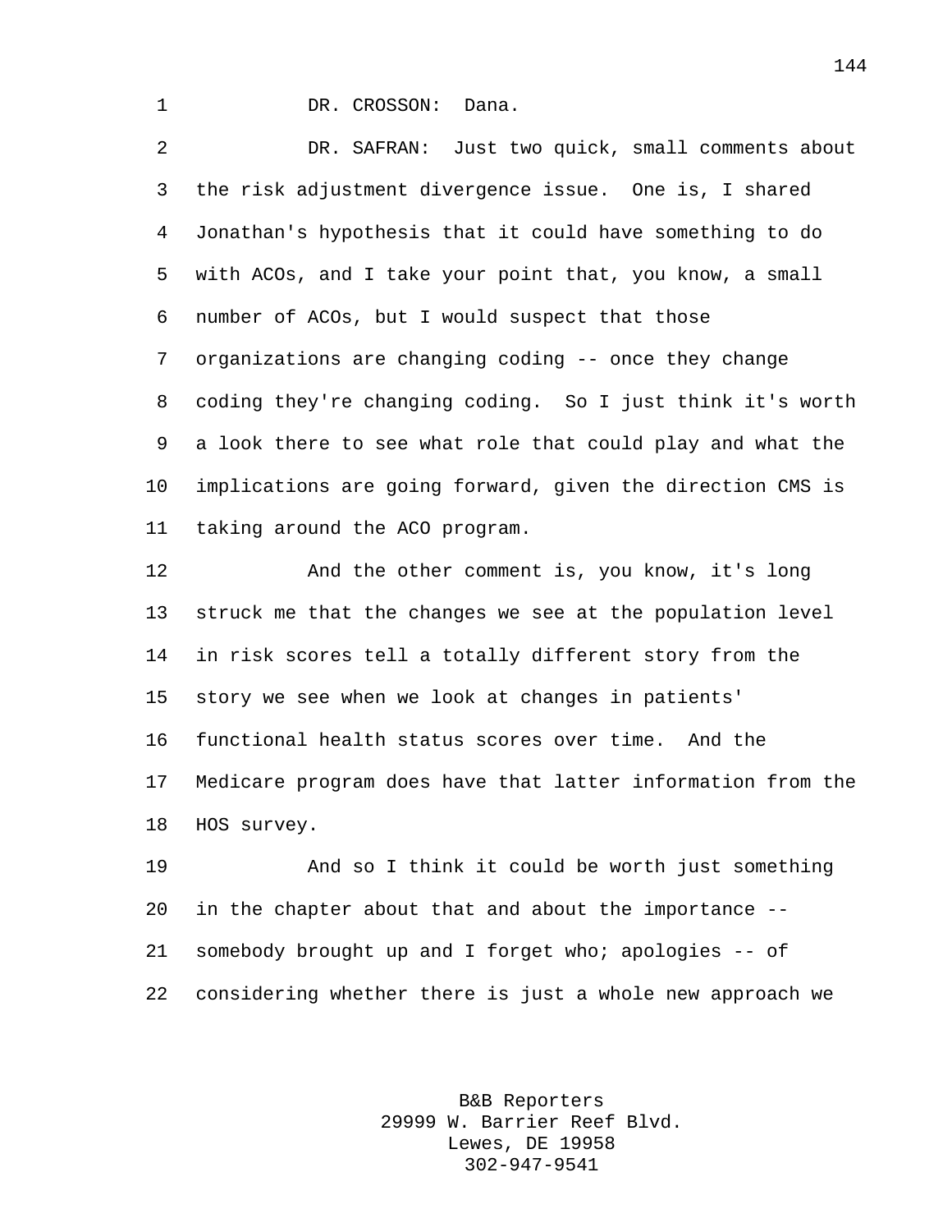DR. CROSSON: Dana.

DR. SAFRAN: Just two quick, small comments about the risk adjustment divergence issue. One is, I shared Jonathan's hypothesis that it could have something to do with ACOs, and I take your point that, you know, a small number of ACOs, but I would suspect that those organizations are changing coding -- once they change coding they're changing coding. So I just think it's worth a look there to see what role that could play and what the implications are going forward, given the direction CMS is taking around the ACO program.

And the other comment is, you know, it's long struck me that the changes we see at the population level in risk scores tell a totally different story from the story we see when we look at changes in patients' functional health status scores over time. And the Medicare program does have that latter information from the HOS survey.

And so I think it could be worth just something in the chapter about that and about the importance -- somebody brought up and I forget who; apologies -- of considering whether there is just a whole new approach we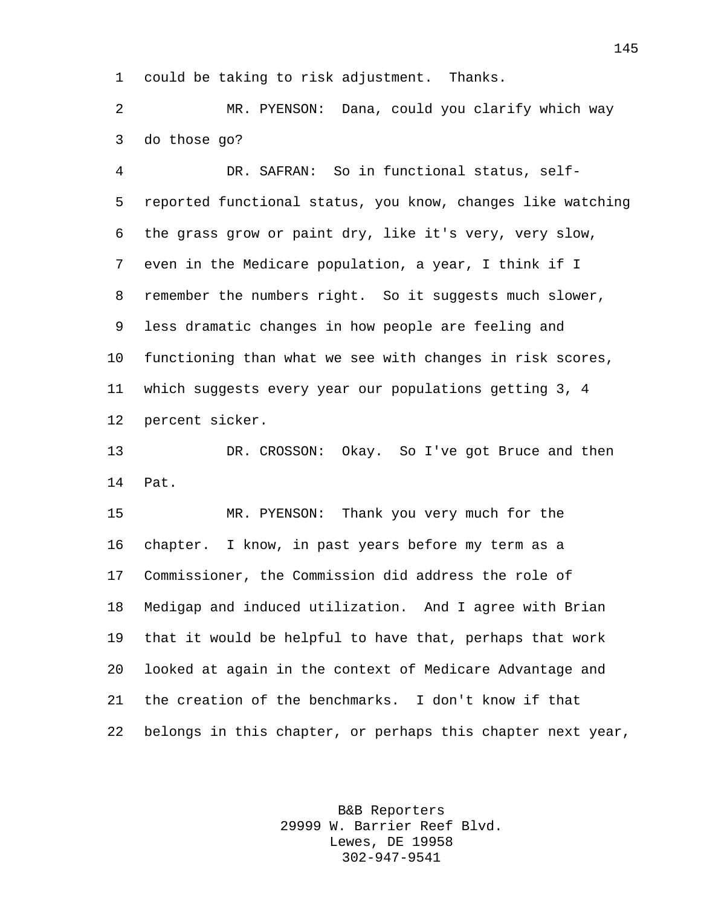could be taking to risk adjustment. Thanks.

MR. PYENSON: Dana, could you clarify which way do those go?

DR. SAFRAN: So in functional status, self-reported functional status, you know, changes like watching the grass grow or paint dry, like it's very, very slow, even in the Medicare population, a year, I think if I remember the numbers right. So it suggests much slower, less dramatic changes in how people are feeling and functioning than what we see with changes in risk scores, which suggests every year our populations getting 3, 4 percent sicker.

DR. CROSSON: Okay. So I've got Bruce and then Pat.

MR. PYENSON: Thank you very much for the chapter. I know, in past years before my term as a Commissioner, the Commission did address the role of Medigap and induced utilization. And I agree with Brian that it would be helpful to have that, perhaps that work looked at again in the context of Medicare Advantage and the creation of the benchmarks. I don't know if that belongs in this chapter, or perhaps this chapter next year,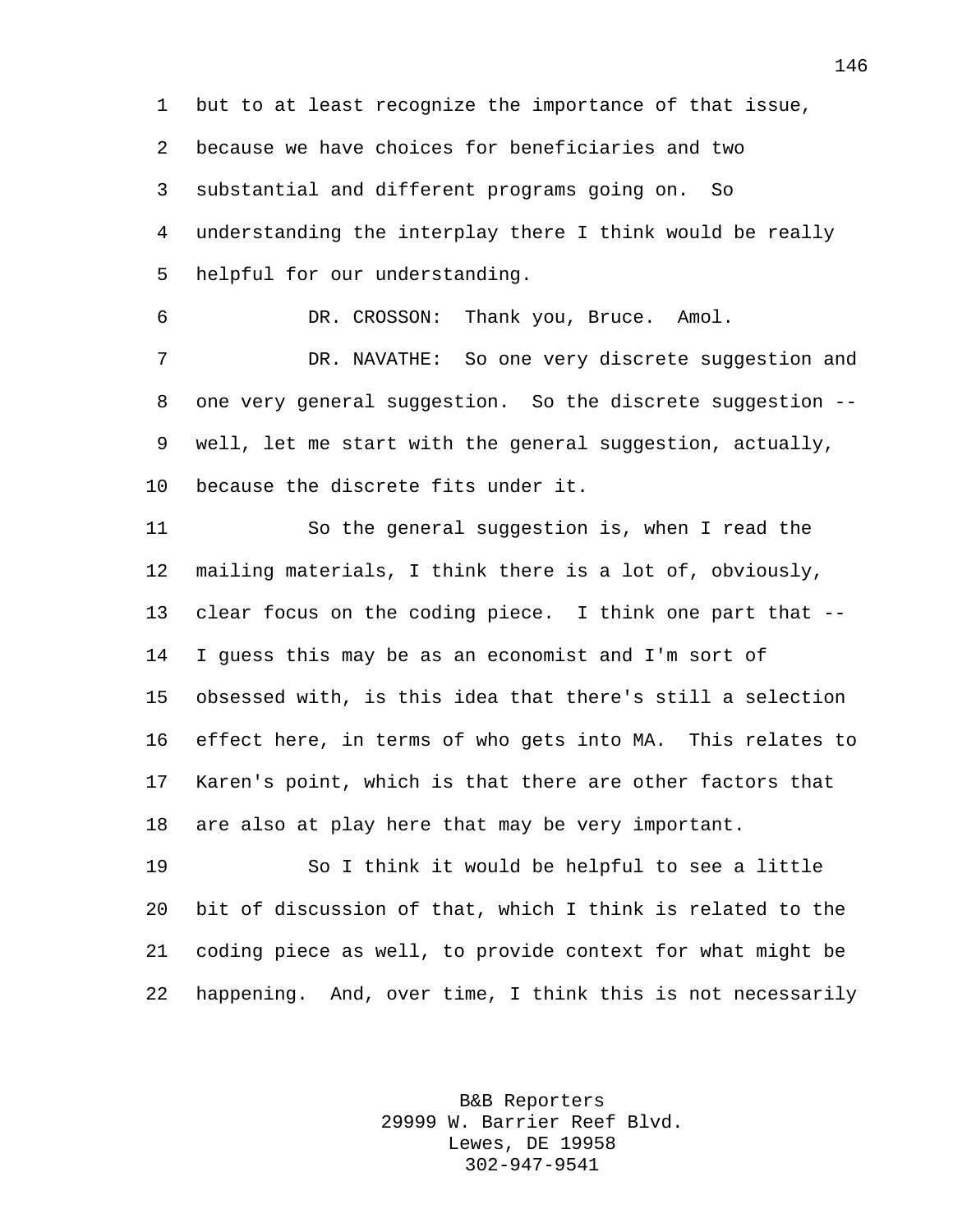but to at least recognize the importance of that issue, because we have choices for beneficiaries and two substantial and different programs going on. So understanding the interplay there I think would be really helpful for our understanding.

DR. CROSSON: Thank you, Bruce. Amol.

DR. NAVATHE: So one very discrete suggestion and one very general suggestion. So the discrete suggestion -- well, let me start with the general suggestion, actually, because the discrete fits under it.

So the general suggestion is, when I read the mailing materials, I think there is a lot of, obviously, clear focus on the coding piece. I think one part that -- I guess this may be as an economist and I'm sort of obsessed with, is this idea that there's still a selection effect here, in terms of who gets into MA. This relates to Karen's point, which is that there are other factors that are also at play here that may be very important.

So I think it would be helpful to see a little bit of discussion of that, which I think is related to the coding piece as well, to provide context for what might be happening. And, over time, I think this is not necessarily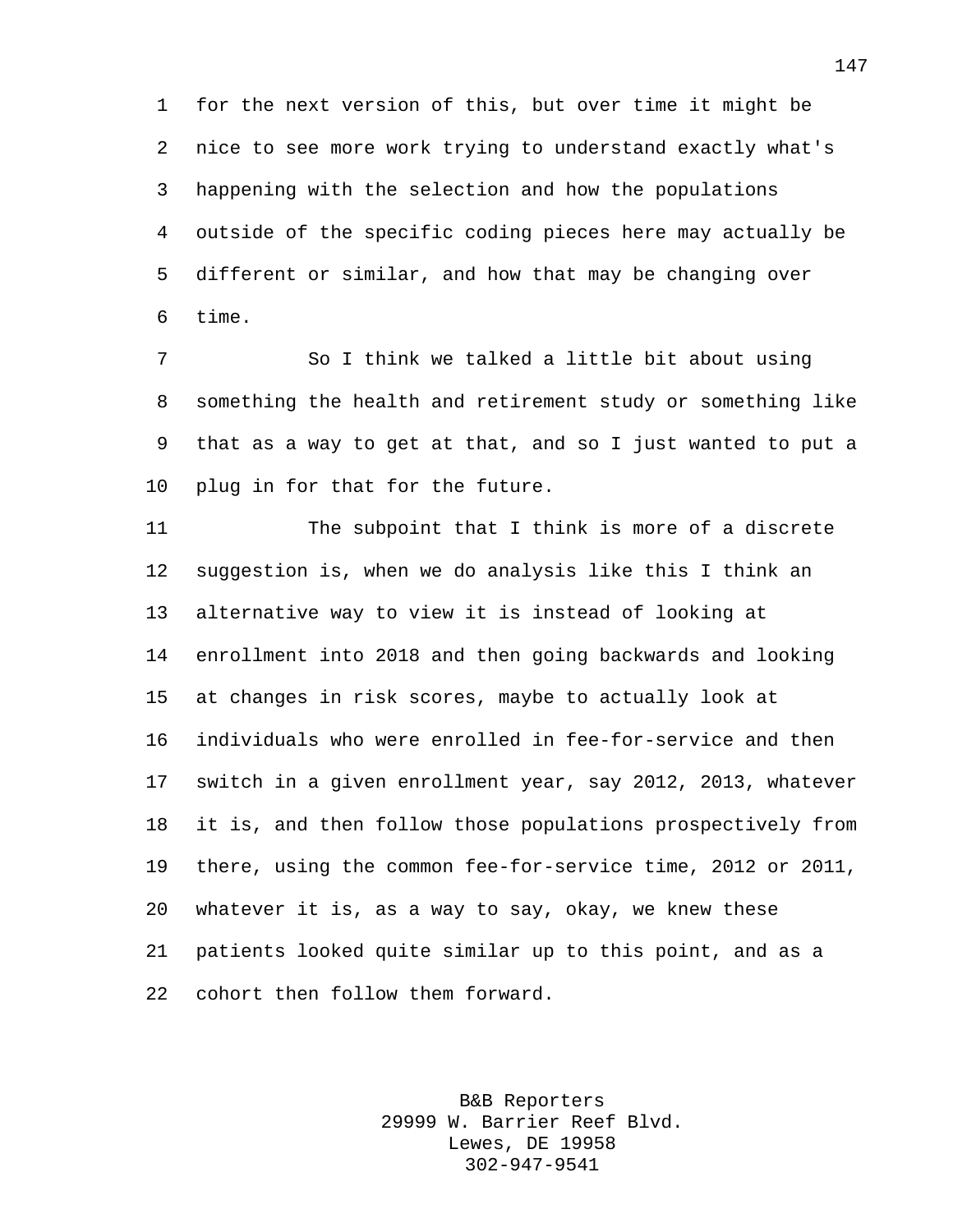for the next version of this, but over time it might be nice to see more work trying to understand exactly what's happening with the selection and how the populations outside of the specific coding pieces here may actually be different or similar, and how that may be changing over time.

So I think we talked a little bit about using something the health and retirement study or something like that as a way to get at that, and so I just wanted to put a plug in for that for the future.

The subpoint that I think is more of a discrete suggestion is, when we do analysis like this I think an alternative way to view it is instead of looking at enrollment into 2018 and then going backwards and looking at changes in risk scores, maybe to actually look at individuals who were enrolled in fee-for-service and then switch in a given enrollment year, say 2012, 2013, whatever it is, and then follow those populations prospectively from there, using the common fee-for-service time, 2012 or 2011, whatever it is, as a way to say, okay, we knew these patients looked quite similar up to this point, and as a cohort then follow them forward.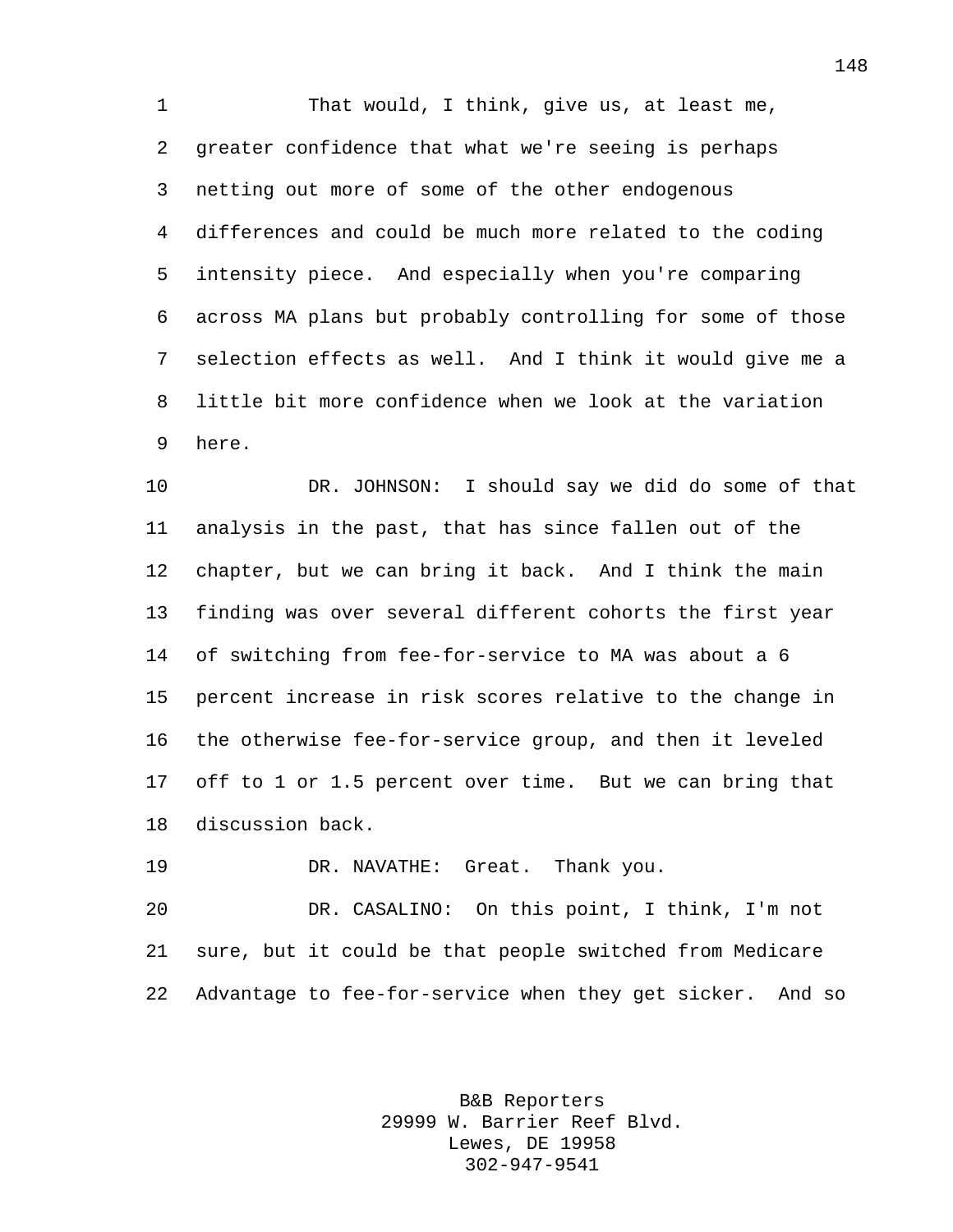That would, I think, give us, at least me, greater confidence that what we're seeing is perhaps netting out more of some of the other endogenous differences and could be much more related to the coding intensity piece. And especially when you're comparing across MA plans but probably controlling for some of those selection effects as well. And I think it would give me a little bit more confidence when we look at the variation here.

DR. JOHNSON: I should say we did do some of that analysis in the past, that has since fallen out of the chapter, but we can bring it back. And I think the main finding was over several different cohorts the first year of switching from fee-for-service to MA was about a 6 percent increase in risk scores relative to the change in the otherwise fee-for-service group, and then it leveled off to 1 or 1.5 percent over time. But we can bring that discussion back.

DR. NAVATHE: Great. Thank you.

DR. CASALINO: On this point, I think, I'm not sure, but it could be that people switched from Medicare Advantage to fee-for-service when they get sicker. And so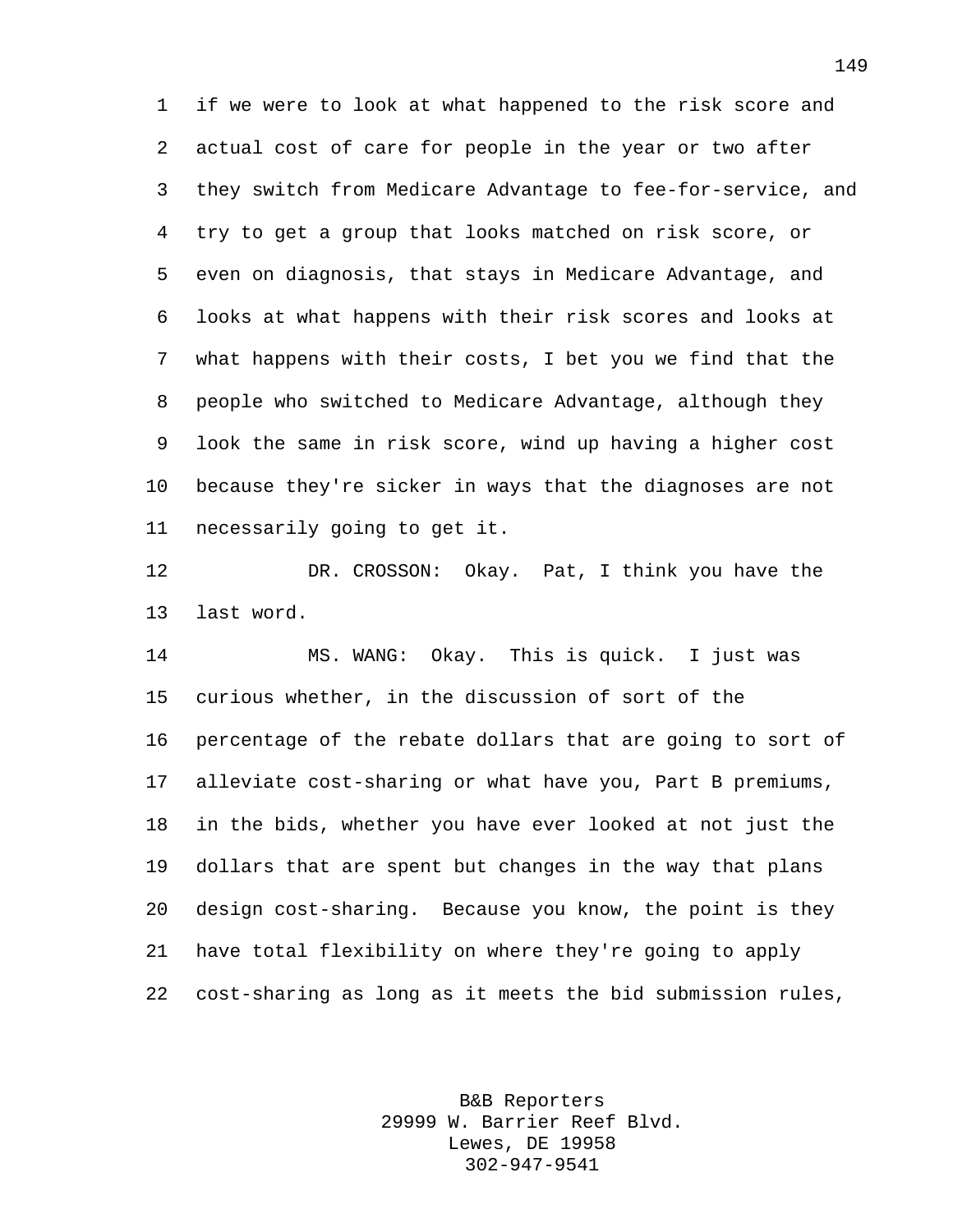if we were to look at what happened to the risk score and actual cost of care for people in the year or two after they switch from Medicare Advantage to fee-for-service, and try to get a group that looks matched on risk score, or even on diagnosis, that stays in Medicare Advantage, and looks at what happens with their risk scores and looks at what happens with their costs, I bet you we find that the people who switched to Medicare Advantage, although they look the same in risk score, wind up having a higher cost because they're sicker in ways that the diagnoses are not necessarily going to get it.

DR. CROSSON: Okay. Pat, I think you have the last word.

MS. WANG: Okay. This is quick. I just was curious whether, in the discussion of sort of the percentage of the rebate dollars that are going to sort of alleviate cost-sharing or what have you, Part B premiums, in the bids, whether you have ever looked at not just the dollars that are spent but changes in the way that plans design cost-sharing. Because you know, the point is they have total flexibility on where they're going to apply cost-sharing as long as it meets the bid submission rules,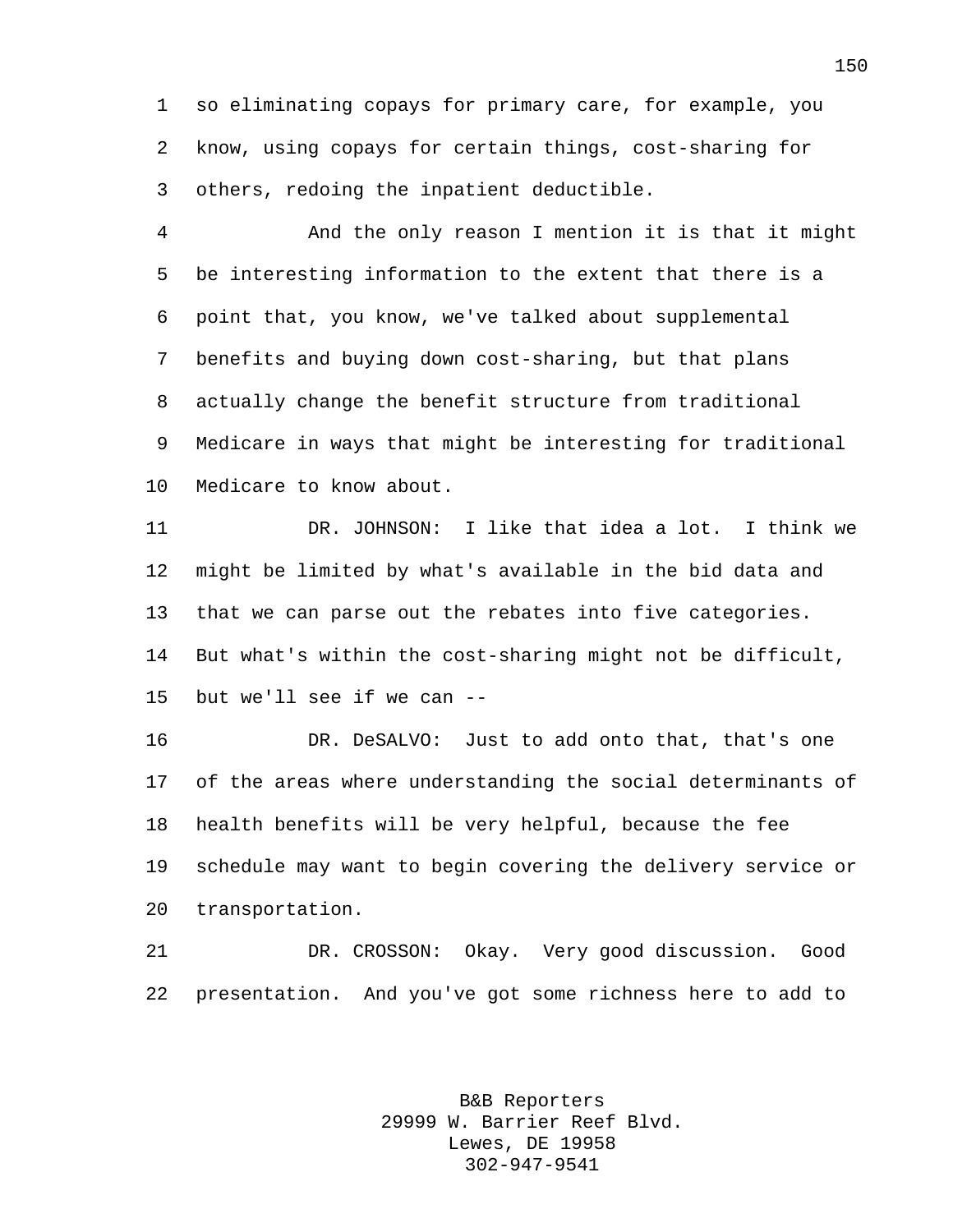so eliminating copays for primary care, for example, you know, using copays for certain things, cost-sharing for others, redoing the inpatient deductible.

And the only reason I mention it is that it might be interesting information to the extent that there is a point that, you know, we've talked about supplemental benefits and buying down cost-sharing, but that plans actually change the benefit structure from traditional Medicare in ways that might be interesting for traditional Medicare to know about.

DR. JOHNSON: I like that idea a lot. I think we might be limited by what's available in the bid data and that we can parse out the rebates into five categories. But what's within the cost-sharing might not be difficult, but we'll see if we can --

DR. DeSALVO: Just to add onto that, that's one of the areas where understanding the social determinants of health benefits will be very helpful, because the fee schedule may want to begin covering the delivery service or transportation.

DR. CROSSON: Okay. Very good discussion. Good presentation. And you've got some richness here to add to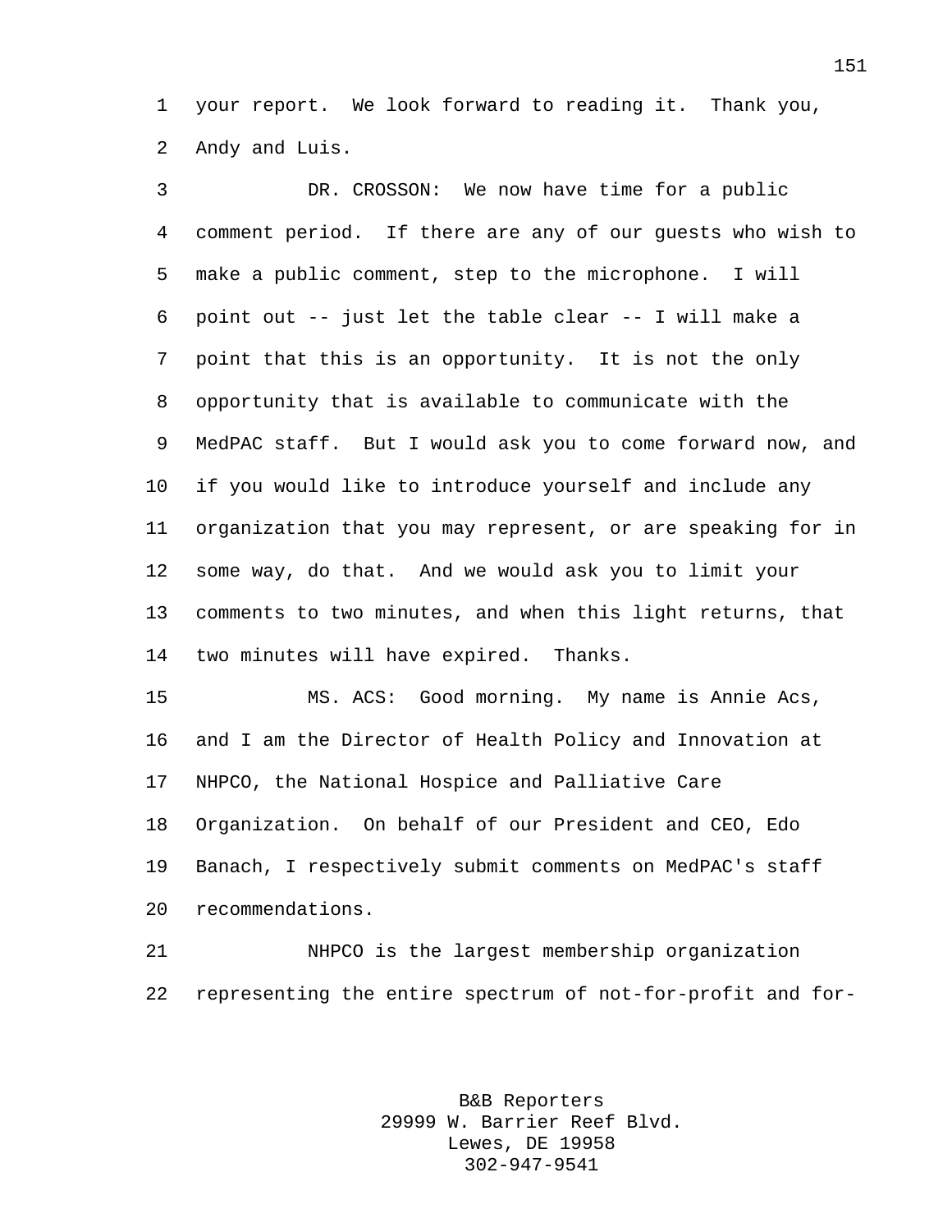your report. We look forward to reading it. Thank you, Andy and Luis.

DR. CROSSON: We now have time for a public comment period. If there are any of our guests who wish to make a public comment, step to the microphone. I will point out -- just let the table clear -- I will make a point that this is an opportunity. It is not the only opportunity that is available to communicate with the MedPAC staff. But I would ask you to come forward now, and if you would like to introduce yourself and include any organization that you may represent, or are speaking for in some way, do that. And we would ask you to limit your comments to two minutes, and when this light returns, that two minutes will have expired. Thanks.

MS. ACS: Good morning. My name is Annie Acs, and I am the Director of Health Policy and Innovation at NHPCO, the National Hospice and Palliative Care Organization. On behalf of our President and CEO, Edo Banach, I respectively submit comments on MedPAC's staff recommendations.

NHPCO is the largest membership organization representing the entire spectrum of not-for-profit and for-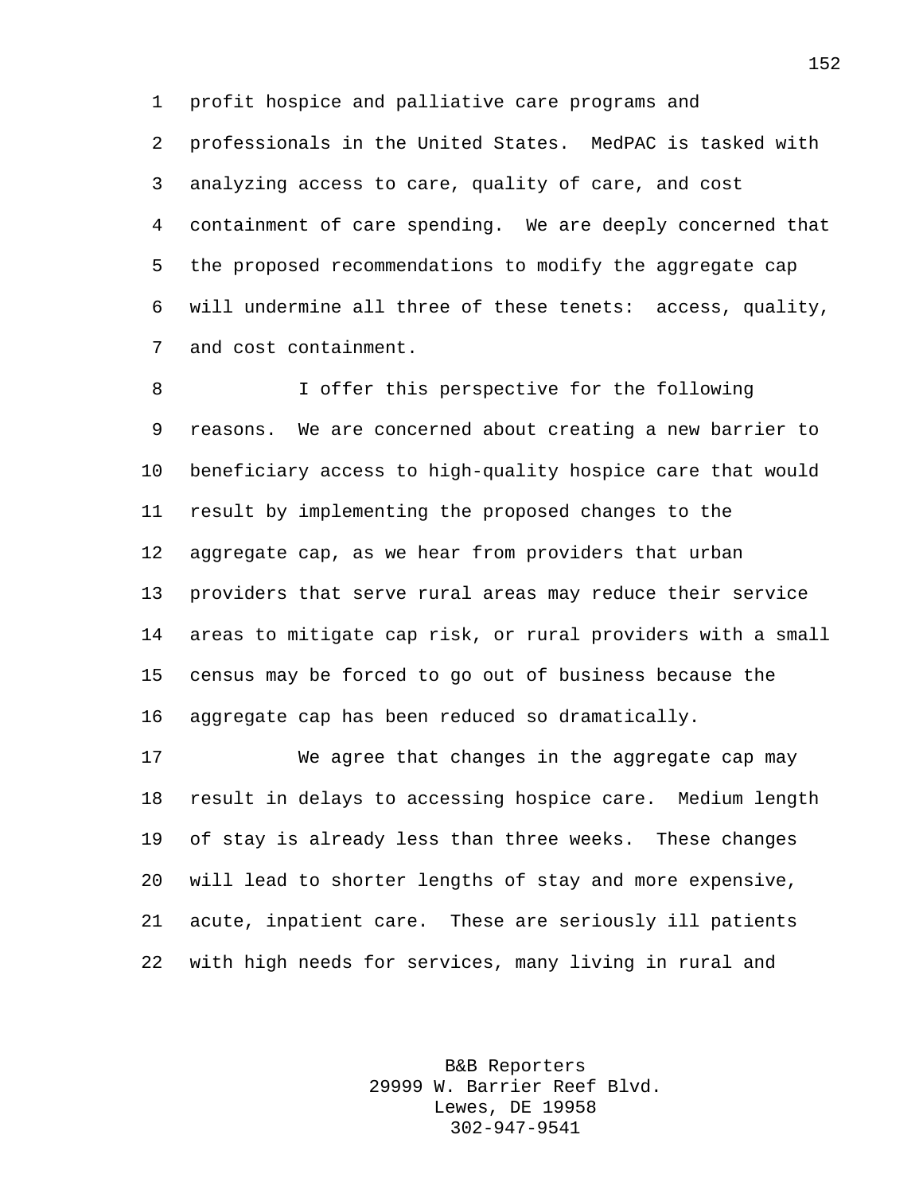profit hospice and palliative care programs and professionals in the United States. MedPAC is tasked with analyzing access to care, quality of care, and cost containment of care spending. We are deeply concerned that the proposed recommendations to modify the aggregate cap will undermine all three of these tenets: access, quality, and cost containment.

I offer this perspective for the following reasons. We are concerned about creating a new barrier to beneficiary access to high-quality hospice care that would result by implementing the proposed changes to the aggregate cap, as we hear from providers that urban providers that serve rural areas may reduce their service areas to mitigate cap risk, or rural providers with a small census may be forced to go out of business because the aggregate cap has been reduced so dramatically.

We agree that changes in the aggregate cap may result in delays to accessing hospice care. Medium length of stay is already less than three weeks. These changes will lead to shorter lengths of stay and more expensive, acute, inpatient care. These are seriously ill patients with high needs for services, many living in rural and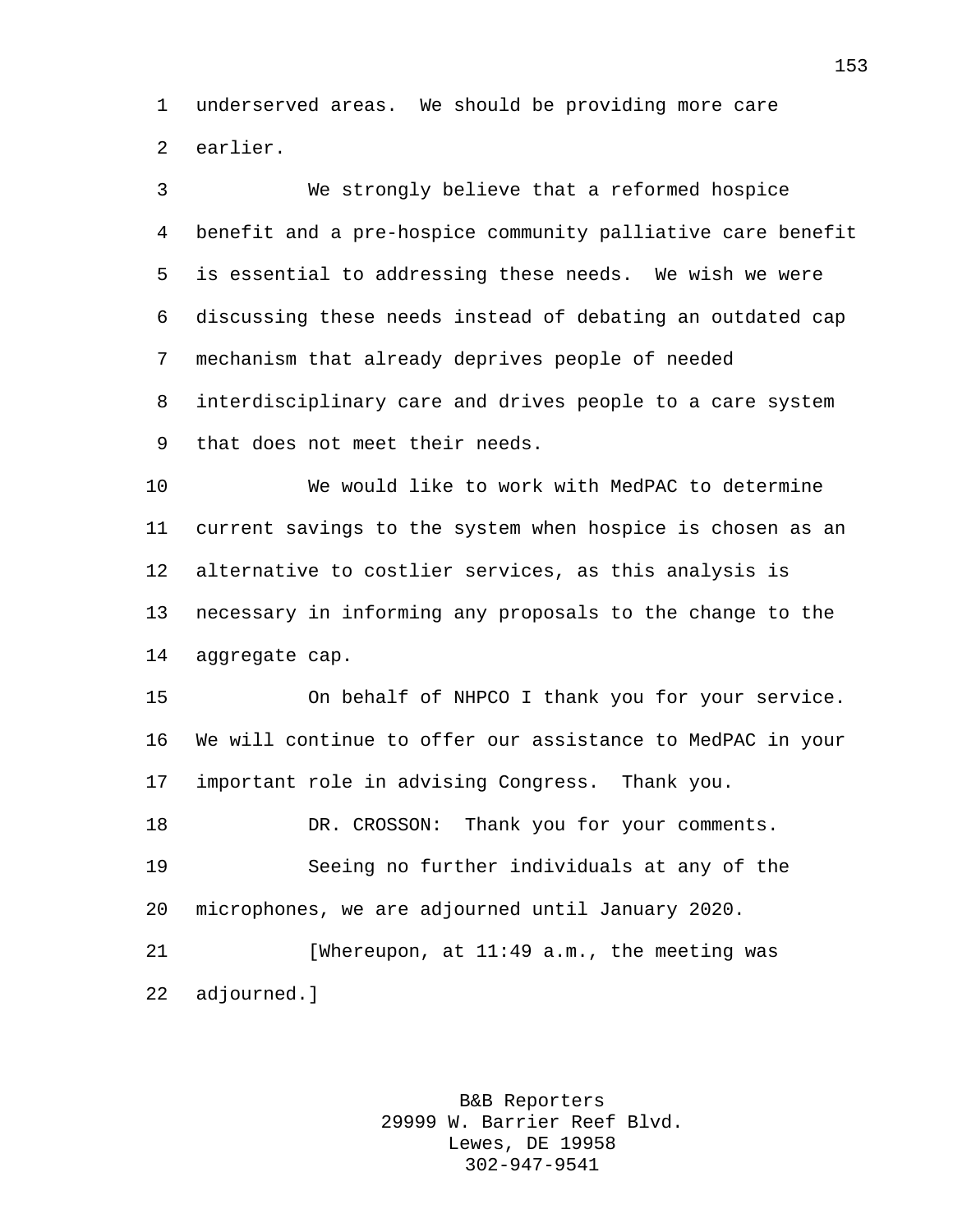underserved areas. We should be providing more care earlier.

We strongly believe that a reformed hospice benefit and a pre-hospice community palliative care benefit is essential to addressing these needs. We wish we were discussing these needs instead of debating an outdated cap mechanism that already deprives people of needed interdisciplinary care and drives people to a care system that does not meet their needs.

We would like to work with MedPAC to determine current savings to the system when hospice is chosen as an alternative to costlier services, as this analysis is necessary in informing any proposals to the change to the aggregate cap.

On behalf of NHPCO I thank you for your service. We will continue to offer our assistance to MedPAC in your important role in advising Congress. Thank you.

DR. CROSSON: Thank you for your comments.

Seeing no further individuals at any of the microphones, we are adjourned until January 2020.

[Whereupon, at 11:49 a.m., the meeting was adjourned.]

B&B Reporters
29999 W. Barrier Reef Blvd.
Lewes, DE 19958
302-947-9541